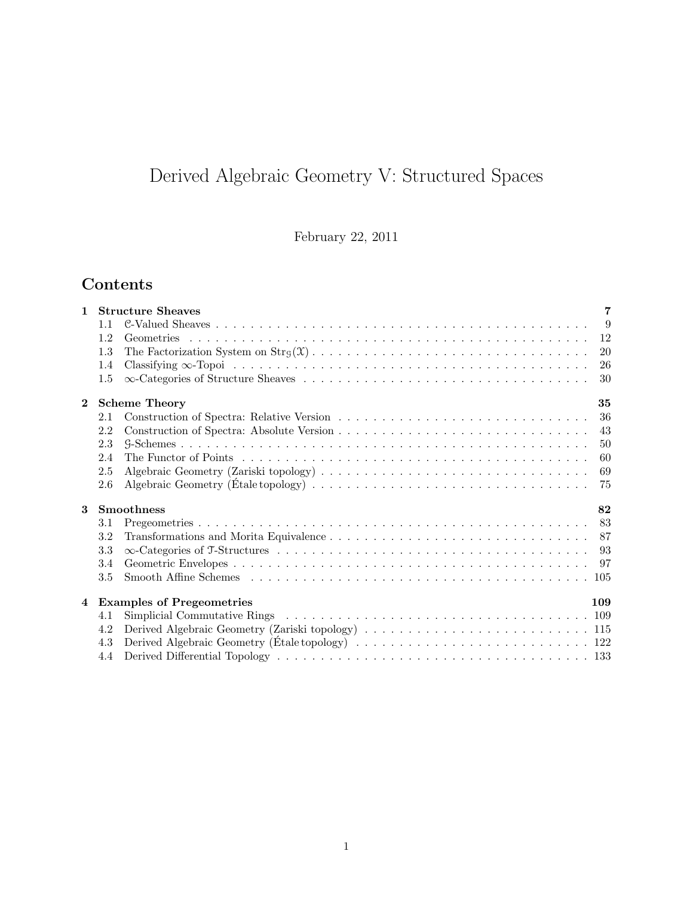# Derived Algebraic Geometry V: Structured Spaces

February 22, 2011

## Contents

**1 Structure Sheaves** **7**

- 1.1 $\mathcal{C}$-Valued Sheaves . . . 9
- 1.2 Geometries . . . 12
- 1.3 The Factorization System on $\mathrm{Str}_{\mathcal{G}}(\mathcal{X})$ . . . 20
- 1.4 Classifying $\infty$-Topoi . . . 26
- 1.5 $\infty$-Categories of Structure Sheaves . . . 30

**2 Scheme Theory** **35**

- 2.1 Construction of Spectra: Relative Version . . . 36
- 2.2 Construction of Spectra: Absolute Version . . . 43
- 2.3 $\mathcal{G}$-Schemes . . . 50
- 2.4 The Functor of Points . . . 60
- 2.5 Algebraic Geometry (Zariski topology) . . . 69
- 2.6 Algebraic Geometry (Étale topology) . . . 75

**3 Smoothness** **82**

- 3.1 Pregeometries . . . 83
- 3.2 Transformations and Morita Equivalence . . . 87
- 3.3 $\infty$-Categories of $\mathcal{T}$-Structures . . . 93
- 3.4 Geometric Envelopes . . . 97
- 3.5 Smooth Affine Schemes . . . 105

**4 Examples of Pregeometries** **109**

- 4.1 Simplicial Commutative Rings . . . 109
- 4.2 Derived Algebraic Geometry (Zariski topology) . . . 115
- 4.3 Derived Algebraic Geometry (Étale topology) . . . 122
- 4.4 Derived Differential Topology . . . 133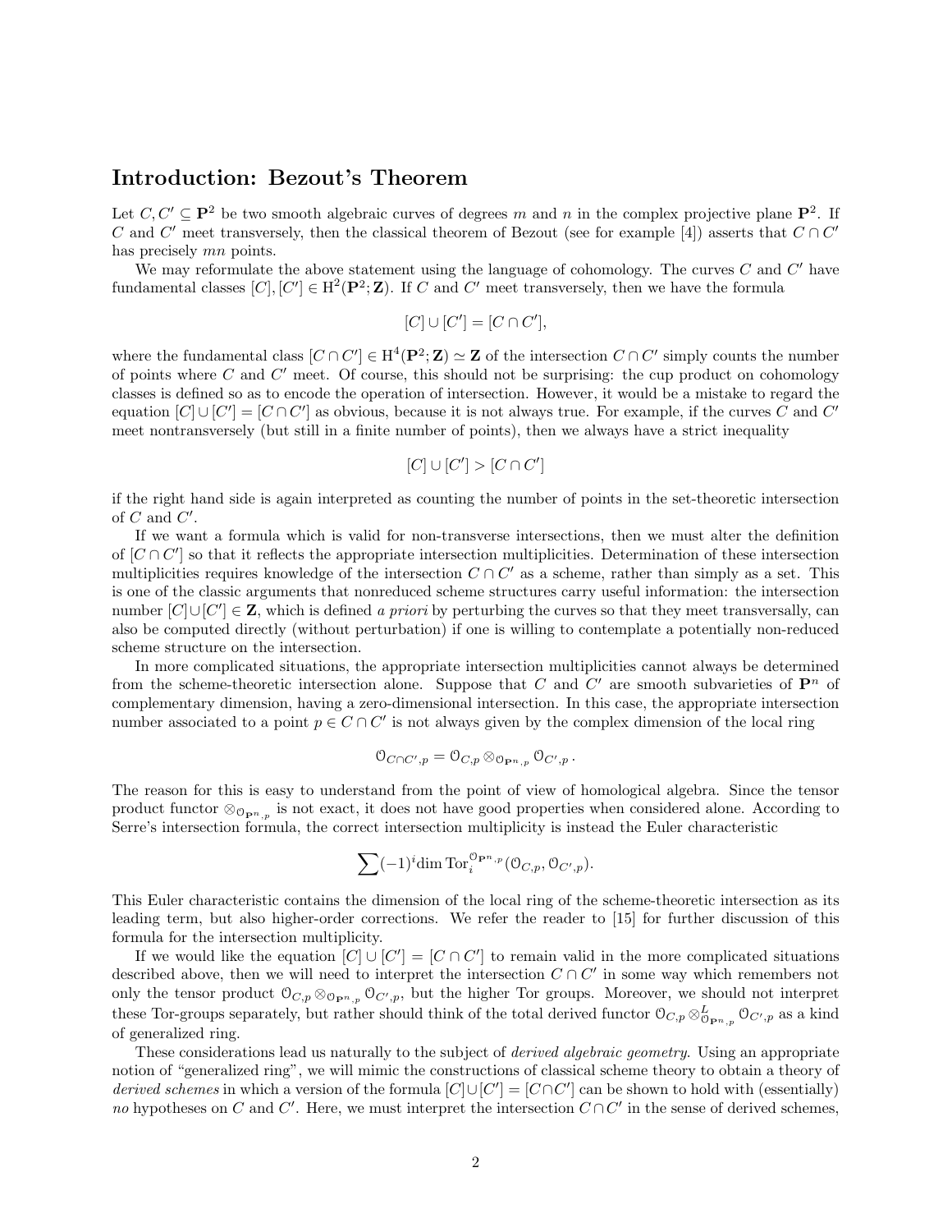## Introduction: Bezout's Theorem

Let $C, C' \subseteq \mathbf{P}^2$ be two smooth algebraic curves of degrees $m$ and $n$ in the complex projective plane $\mathbf{P}^2$. If $C$ and $C'$ meet transversely, then the classical theorem of Bezout (see for example [4]) asserts that $C \cap C'$ has precisely $mn$ points.

We may reformulate the above statement using the language of cohomology. The curves $C$ and $C'$ have fundamental classes $[C], [C'] \in \mathrm{H}^2(\mathbf{P}^2; \mathbf{Z})$. If $C$ and $C'$ meet transversely, then we have the formula

$$[C] \cup [C'] = [C \cap C'],$$

where the fundamental class $[C \cap C'] \in \mathrm{H}^4(\mathbf{P}^2; \mathbf{Z}) \simeq \mathbf{Z}$ of the intersection $C \cap C'$ simply counts the number of points where $C$ and $C'$ meet. Of course, this should not be surprising: the cup product on cohomology classes is defined so as to encode the operation of intersection. However, it would be a mistake to regard the equation $[C] \cup [C'] = [C \cap C']$ as obvious, because it is not always true. For example, if the curves $C$ and $C'$ meet nontransversely (but still in a finite number of points), then we always have a strict inequality

$$[C] \cup [C'] > [C \cap C']$$

if the right hand side is again interpreted as counting the number of points in the set-theoretic intersection of $C$ and $C'$.

If we want a formula which is valid for non-transverse intersections, then we must alter the definition of $[C \cap C']$ so that it reflects the appropriate intersection multiplicities. Determination of these intersection multiplicities requires knowledge of the intersection $C \cap C'$ as a scheme, rather than simply as a set. This is one of the classic arguments that nonreduced scheme structures carry useful information: the intersection number $[C] \cup [C'] \in \mathbf{Z}$, which is defined *a priori* by perturbing the curves so that they meet transversally, can also be computed directly (without perturbation) if one is willing to contemplate a potentially non-reduced scheme structure on the intersection.

In more complicated situations, the appropriate intersection multiplicities cannot always be determined from the scheme-theoretic intersection alone. Suppose that $C$ and $C'$ are smooth subvarieties of $\mathbf{P}^n$ of complementary dimension, having a zero-dimensional intersection. In this case, the appropriate intersection number associated to a point $p \in C \cap C'$ is not always given by the complex dimension of the local ring

$$\mathcal{O}_{C \cap C', p} = \mathcal{O}_{C,p} \otimes_{\mathcal{O}_{\mathbf{P}^n,p}} \mathcal{O}_{C',p}.$$

The reason for this is easy to understand from the point of view of homological algebra. Since the tensor product functor $\otimes_{\mathcal{O}_{\mathbf{P}^n,p}}$ is not exact, it does not have good properties when considered alone. According to Serre's intersection formula, the correct intersection multiplicity is instead the Euler characteristic

$$\sum (-1)^i \dim \mathrm{Tor}_i^{\mathcal{O}_{\mathbf{P}^n,p}}(\mathcal{O}_{C,p}, \mathcal{O}_{C',p}).$$

This Euler characteristic contains the dimension of the local ring of the scheme-theoretic intersection as its leading term, but also higher-order corrections. We refer the reader to [15] for further discussion of this formula for the intersection multiplicity.

If we would like the equation $[C] \cup [C'] = [C \cap C']$ to remain valid in the more complicated situations described above, then we will need to interpret the intersection $C \cap C'$ in some way which remembers not only the tensor product $\mathcal{O}_{C,p} \otimes_{\mathcal{O}_{\mathbf{P}^n,p}} \mathcal{O}_{C',p}$, but the higher Tor groups. Moreover, we should not interpret these Tor-groups separately, but rather should think of the total derived functor $\mathcal{O}_{C,p} \otimes^L_{\mathcal{O}_{\mathbf{P}^n,p}} \mathcal{O}_{C',p}$ as a kind of generalized ring.

These considerations lead us naturally to the subject of *derived algebraic geometry*. Using an appropriate notion of "generalized ring", we will mimic the constructions of classical scheme theory to obtain a theory of *derived schemes* in which a version of the formula $[C] \cup [C'] = [C \cap C']$ can be shown to hold with (essentially) *no* hypotheses on $C$ and $C'$. Here, we must interpret the intersection $C \cap C'$ in the sense of derived schemes,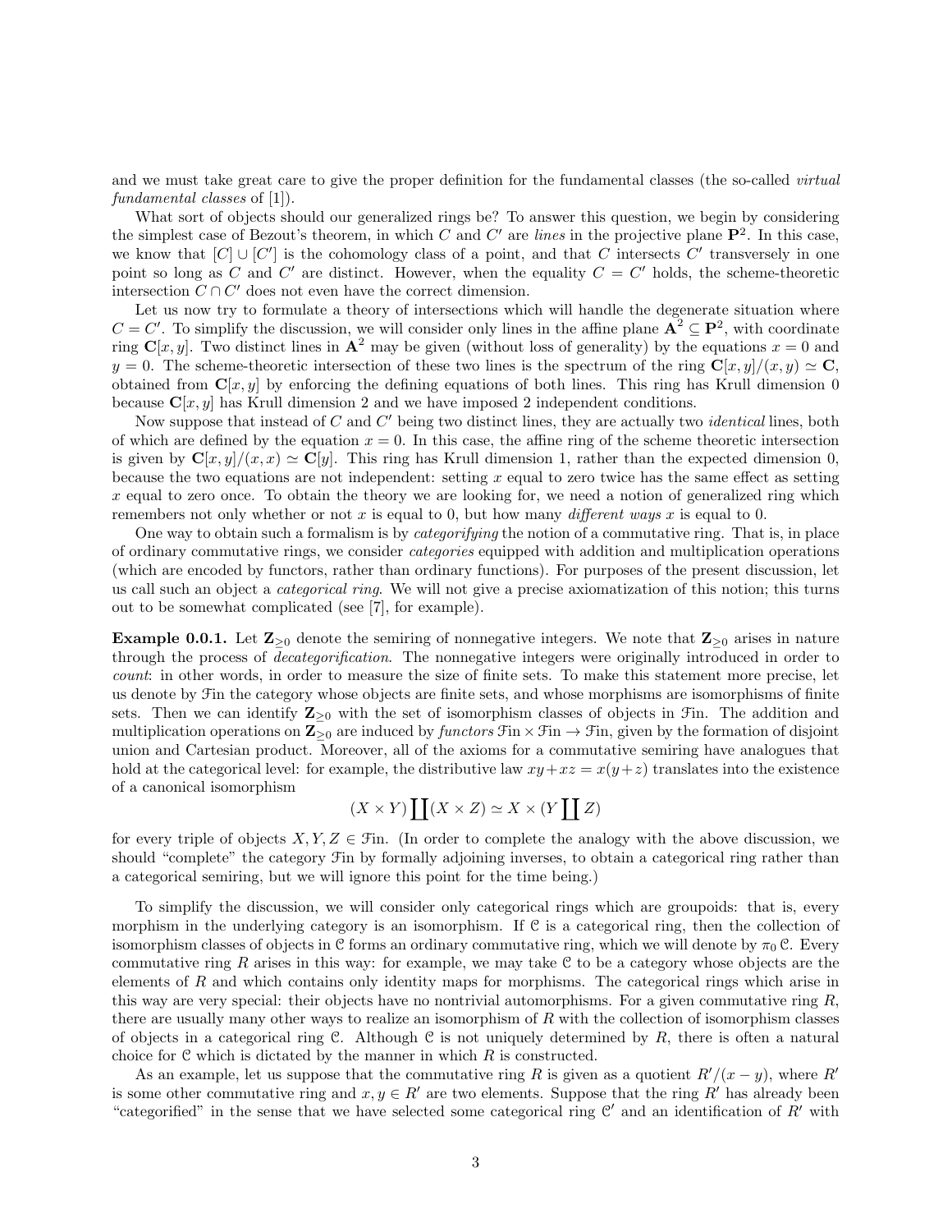and we must take great care to give the proper definition for the fundamental classes (the so-called *virtual fundamental classes* of [1]).

What sort of objects should our generalized rings be? To answer this question, we begin by considering the simplest case of Bezout's theorem, in which $C$ and $C'$ are *lines* in the projective plane $\mathbf{P}^2$. In this case, we know that $[C] \cup [C']$ is the cohomology class of a point, and that $C$ intersects $C'$ transversely in one point so long as $C$ and $C'$ are distinct. However, when the equality $C = C'$ holds, the scheme-theoretic intersection $C \cap C'$ does not even have the correct dimension.

Let us now try to formulate a theory of intersections which will handle the degenerate situation where $C = C'$. To simplify the discussion, we will consider only lines in the affine plane $\mathbf{A}^2 \subseteq \mathbf{P}^2$, with coordinate ring $\mathbf{C}[x, y]$. Two distinct lines in $\mathbf{A}^2$ may be given (without loss of generality) by the equations $x = 0$ and $y = 0$. The scheme-theoretic intersection of these two lines is the spectrum of the ring $\mathbf{C}[x, y]/(x, y) \simeq \mathbf{C}$, obtained from $\mathbf{C}[x, y]$ by enforcing the defining equations of both lines. This ring has Krull dimension 0 because $\mathbf{C}[x, y]$ has Krull dimension 2 and we have imposed 2 independent conditions.

Now suppose that instead of $C$ and $C'$ being two distinct lines, they are actually two *identical* lines, both of which are defined by the equation $x = 0$. In this case, the affine ring of the scheme theoretic intersection is given by $\mathbf{C}[x, y]/(x, x) \simeq \mathbf{C}[y]$. This ring has Krull dimension 1, rather than the expected dimension 0, because the two equations are not independent: setting $x$ equal to zero twice has the same effect as setting $x$ equal to zero once. To obtain the theory we are looking for, we need a notion of generalized ring which remembers not only whether or not $x$ is equal to 0, but how many *different ways* $x$ is equal to 0.

One way to obtain such a formalism is by *categorifying* the notion of a commutative ring. That is, in place of ordinary commutative rings, we consider *categories* equipped with addition and multiplication operations (which are encoded by functors, rather than ordinary functions). For purposes of the present discussion, let us call such an object a *categorical ring*. We will not give a precise axiomatization of this notion; this turns out to be somewhat complicated (see [7], for example).

**Example 0.0.1.** Let $\mathbf{Z}_{\geq 0}$ denote the semiring of nonnegative integers. We note that $\mathbf{Z}_{\geq 0}$ arises in nature through the process of *decategorification*. The nonnegative integers were originally introduced in order to *count*: in other words, in order to measure the size of finite sets. To make this statement more precise, let us denote by $\mathcal{F}\text{in}$ the category whose objects are finite sets, and whose morphisms are isomorphisms of finite sets. Then we can identify $\mathbf{Z}_{\geq 0}$ with the set of isomorphism classes of objects in $\mathcal{F}\text{in}$. The addition and multiplication operations on $\mathbf{Z}_{\geq 0}$ are induced by *functors* $\mathcal{F}\text{in} \times \mathcal{F}\text{in} \to \mathcal{F}\text{in}$, given by the formation of disjoint union and Cartesian product. Moreover, all of the axioms for a commutative semiring have analogues that hold at the categorical level: for example, the distributive law $xy + xz = x(y + z)$ translates into the existence of a canonical isomorphism

$$(X \times Y) \coprod (X \times Z) \simeq X \times (Y \coprod Z)$$

for every triple of objects $X, Y, Z \in \mathcal{F}\text{in}$. (In order to complete the analogy with the above discussion, we should "complete" the category $\mathcal{F}\text{in}$ by formally adjoining inverses, to obtain a categorical ring rather than a categorical semiring, but we will ignore this point for the time being.)

To simplify the discussion, we will consider only categorical rings which are groupoids: that is, every morphism in the underlying category is an isomorphism. If $\mathcal{C}$ is a categorical ring, then the collection of isomorphism classes of objects in $\mathcal{C}$ forms an ordinary commutative ring, which we will denote by $\pi_0 \mathcal{C}$. Every commutative ring $R$ arises in this way: for example, we may take $\mathcal{C}$ to be a category whose objects are the elements of $R$ and which contains only identity maps for morphisms. The categorical rings which arise in this way are very special: their objects have no nontrivial automorphisms. For a given commutative ring $R$, there are usually many other ways to realize an isomorphism of $R$ with the collection of isomorphism classes of objects in a categorical ring $\mathcal{C}$. Although $\mathcal{C}$ is not uniquely determined by $R$, there is often a natural choice for $\mathcal{C}$ which is dictated by the manner in which $R$ is constructed.

As an example, let us suppose that the commutative ring $R$ is given as a quotient $R'/(x - y)$, where $R'$ is some other commutative ring and $x, y \in R'$ are two elements. Suppose that the ring $R'$ has already been "categorified" in the sense that we have selected some categorical ring $\mathcal{C}'$ and an identification of $R'$ with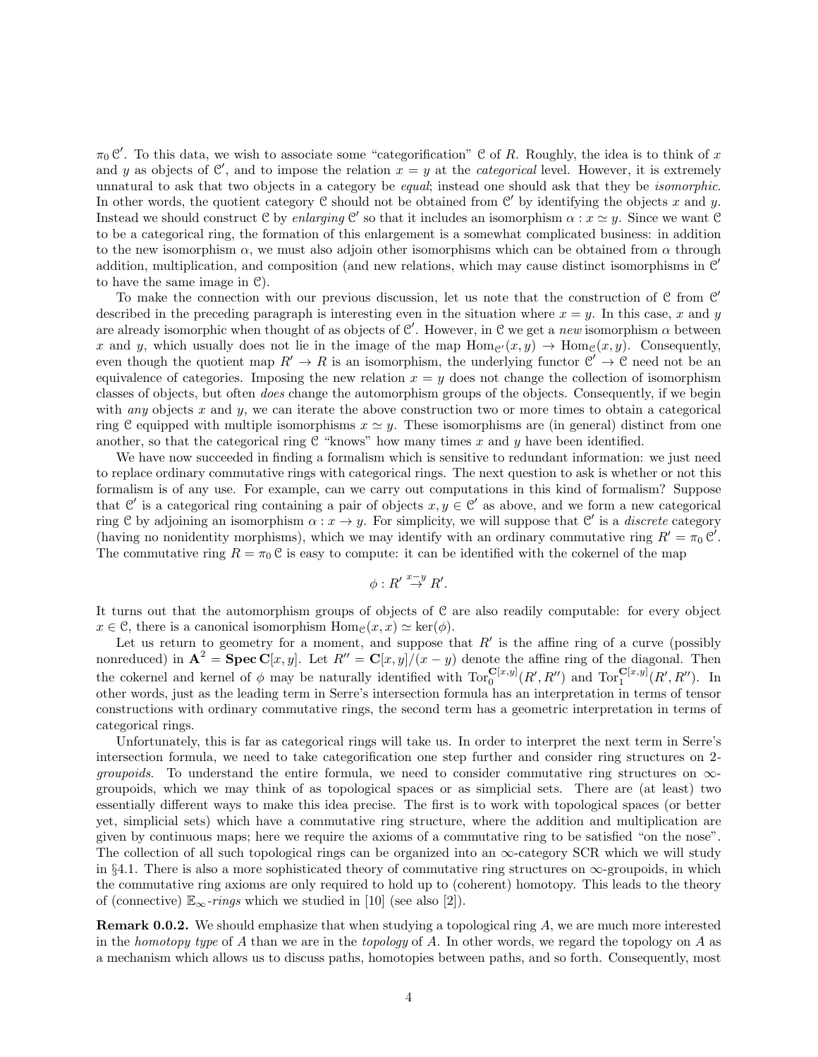$\pi_0 \mathcal{C}'$. To this data, we wish to associate some "categorification" $\mathcal{C}$ of $R$. Roughly, the idea is to think of $x$ and $y$ as objects of $\mathcal{C}'$, and to impose the relation $x = y$ at the *categorical* level. However, it is extremely unnatural to ask that two objects in a category be *equal*; instead one should ask that they be *isomorphic*. In other words, the quotient category $\mathcal{C}$ should not be obtained from $\mathcal{C}'$ by identifying the objects $x$ and $y$. Instead we should construct $\mathcal{C}$ by *enlarging* $\mathcal{C}'$ so that it includes an isomorphism $\alpha : x \simeq y$. Since we want $\mathcal{C}$ to be a categorical ring, the formation of this enlargement is a somewhat complicated business: in addition to the new isomorphism $\alpha$, we must also adjoin other isomorphisms which can be obtained from $\alpha$ through addition, multiplication, and composition (and new relations, which may cause distinct isomorphisms in $\mathcal{C}'$ to have the same image in $\mathcal{C}$).

To make the connection with our previous discussion, let us note that the construction of $\mathcal{C}$ from $\mathcal{C}'$ described in the preceding paragraph is interesting even in the situation where $x = y$. In this case, $x$ and $y$ are already isomorphic when thought of as objects of $\mathcal{C}'$. However, in $\mathcal{C}$ we get a *new* isomorphism $\alpha$ between $x$ and $y$, which usually does not lie in the image of the map $\mathrm{Hom}_{\mathcal{C}'}(x, y) \to \mathrm{Hom}_{\mathcal{C}}(x, y)$. Consequently, even though the quotient map $R' \to R$ is an isomorphism, the underlying functor $\mathcal{C}' \to \mathcal{C}$ need not be an equivalence of categories. Imposing the new relation $x = y$ does not change the collection of isomorphism classes of objects, but often *does* change the automorphism groups of the objects. Consequently, if we begin with *any* objects $x$ and $y$, we can iterate the above construction two or more times to obtain a categorical ring $\mathcal{C}$ equipped with multiple isomorphisms $x \simeq y$. These isomorphisms are (in general) distinct from one another, so that the categorical ring $\mathcal{C}$ "knows" how many times $x$ and $y$ have been identified.

We have now succeeded in finding a formalism which is sensitive to redundant information: we just need to replace ordinary commutative rings with categorical rings. The next question to ask is whether or not this formalism is of any use. For example, can we carry out computations in this kind of formalism? Suppose that $\mathcal{C}'$ is a categorical ring containing a pair of objects $x, y \in \mathcal{C}'$ as above, and we form a new categorical ring $\mathcal{C}$ by adjoining an isomorphism $\alpha : x \to y$. For simplicity, we will suppose that $\mathcal{C}'$ is a *discrete* category (having no nonidentity morphisms), which we may identify with an ordinary commutative ring $R' = \pi_0 \mathcal{C}'$. The commutative ring $R = \pi_0 \mathcal{C}$ is easy to compute: it can be identified with the cokernel of the map

$$\phi : R' \stackrel{x-y}{\to} R'.$$

It turns out that the automorphism groups of objects of $\mathcal{C}$ are also readily computable: for every object $x \in \mathcal{C}$, there is a canonical isomorphism $\mathrm{Hom}_{\mathcal{C}}(x, x) \simeq \ker(\phi)$.

Let us return to geometry for a moment, and suppose that $R'$ is the affine ring of a curve (possibly nonreduced) in $\mathbf{A}^2 = \mathbf{Spec}\, \mathbf{C}[x, y]$. Let $R'' = \mathbf{C}[x, y]/(x - y)$ denote the affine ring of the diagonal. Then the cokernel and kernel of $\phi$ may be naturally identified with $\mathrm{Tor}_0^{\mathbf{C}[x,y]}(R', R'')$ and $\mathrm{Tor}_1^{\mathbf{C}[x,y]}(R', R'')$. In other words, just as the leading term in Serre's intersection formula has an interpretation in terms of tensor constructions with ordinary commutative rings, the second term has a geometric interpretation in terms of categorical rings.

Unfortunately, this is far as categorical rings will take us. In order to interpret the next term in Serre's intersection formula, we need to take categorification one step further and consider ring structures on *2-groupoids*. To understand the entire formula, we need to consider commutative ring structures on $\infty$-groupoids, which we may think of as topological spaces or as simplicial sets. There are (at least) two essentially different ways to make this idea precise. The first is to work with topological spaces (or better yet, simplicial sets) which have a commutative ring structure, where the addition and multiplication are given by continuous maps; here we require the axioms of a commutative ring to be satisfied "on the nose". The collection of all such topological rings can be organized into an $\infty$-category SCR which we will study in §4.1. There is also a more sophisticated theory of commutative ring structures on $\infty$-groupoids, in which the commutative ring axioms are only required to hold up to (coherent) homotopy. This leads to the theory of (connective) $\mathbb{E}_\infty$*-rings* which we studied in [10] (see also [2]).

**Remark 0.0.2.** We should emphasize that when studying a topological ring $A$, we are much more interested in the *homotopy type* of $A$ than we are in the *topology* of $A$. In other words, we regard the topology on $A$ as a mechanism which allows us to discuss paths, homotopies between paths, and so forth. Consequently, most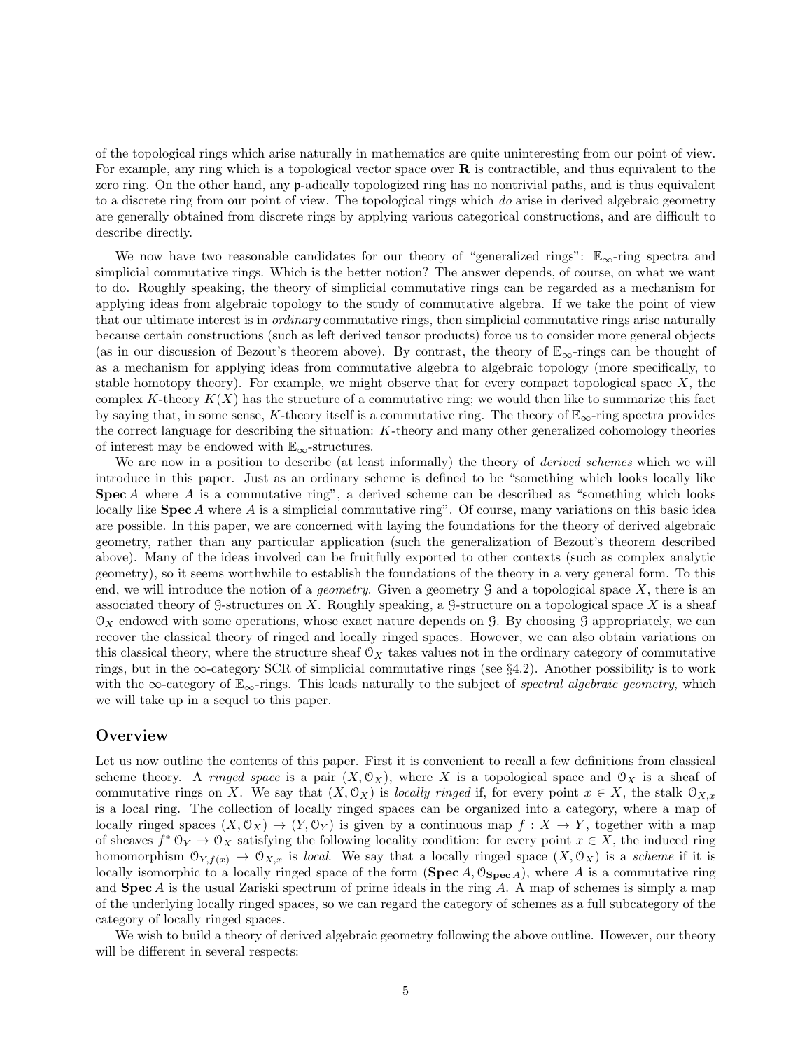of the topological rings which arise naturally in mathematics are quite uninteresting from our point of view. For example, any ring which is a topological vector space over $\mathbf{R}$ is contractible, and thus equivalent to the zero ring. On the other hand, any $\mathfrak{p}$-adically topologized ring has no nontrivial paths, and is thus equivalent to a discrete ring from our point of view. The topological rings which *do* arise in derived algebraic geometry are generally obtained from discrete rings by applying various categorical constructions, and are difficult to describe directly.

We now have two reasonable candidates for our theory of "generalized rings": $\mathbb{E}_\infty$-ring spectra and simplicial commutative rings. Which is the better notion? The answer depends, of course, on what we want to do. Roughly speaking, the theory of simplicial commutative rings can be regarded as a mechanism for applying ideas from algebraic topology to the study of commutative algebra. If we take the point of view that our ultimate interest is in *ordinary* commutative rings, then simplicial commutative rings arise naturally because certain constructions (such as left derived tensor products) force us to consider more general objects (as in our discussion of Bezout's theorem above). By contrast, the theory of $\mathbb{E}_\infty$-rings can be thought of as a mechanism for applying ideas from commutative algebra to algebraic topology (more specifically, to stable homotopy theory). For example, we might observe that for every compact topological space $X$, the complex $K$-theory $K(X)$ has the structure of a commutative ring; we would then like to summarize this fact by saying that, in some sense, $K$-theory itself is a commutative ring. The theory of $\mathbb{E}_\infty$-ring spectra provides the correct language for describing the situation: $K$-theory and many other generalized cohomology theories of interest may be endowed with $\mathbb{E}_\infty$-structures.

We are now in a position to describe (at least informally) the theory of *derived schemes* which we will introduce in this paper. Just as an ordinary scheme is defined to be "something which looks locally like $\mathbf{Spec}\, A$ where $A$ is a commutative ring", a derived scheme can be described as "something which looks locally like $\mathbf{Spec}\, A$ where $A$ is a simplicial commutative ring". Of course, many variations on this basic idea are possible. In this paper, we are concerned with laying the foundations for the theory of derived algebraic geometry, rather than any particular application (such the generalization of Bezout's theorem described above). Many of the ideas involved can be fruitfully exported to other contexts (such as complex analytic geometry), so it seems worthwhile to establish the foundations of the theory in a very general form. To this end, we will introduce the notion of a *geometry*. Given a geometry $\mathcal{G}$ and a topological space $X$, there is an associated theory of $\mathcal{G}$-structures on $X$. Roughly speaking, a $\mathcal{G}$-structure on a topological space $X$ is a sheaf $\mathcal{O}_X$ endowed with some operations, whose exact nature depends on $\mathcal{G}$. By choosing $\mathcal{G}$ appropriately, we can recover the classical theory of ringed and locally ringed spaces. However, we can also obtain variations on this classical theory, where the structure sheaf $\mathcal{O}_X$ takes values not in the ordinary category of commutative rings, but in the $\infty$-category SCR of simplicial commutative rings (see §4.2). Another possibility is to work with the $\infty$-category of $\mathbb{E}_\infty$-rings. This leads naturally to the subject of *spectral algebraic geometry*, which we will take up in a sequel to this paper.

## Overview

Let us now outline the contents of this paper. First it is convenient to recall a few definitions from classical scheme theory. A *ringed space* is a pair $(X, \mathcal{O}_X)$, where $X$ is a topological space and $\mathcal{O}_X$ is a sheaf of commutative rings on $X$. We say that $(X, \mathcal{O}_X)$ is *locally ringed* if, for every point $x \in X$, the stalk $\mathcal{O}_{X,x}$ is a local ring. The collection of locally ringed spaces can be organized into a category, where a map of locally ringed spaces $(X, \mathcal{O}_X) \to (Y, \mathcal{O}_Y)$ is given by a continuous map $f : X \to Y$, together with a map of sheaves $f^* \mathcal{O}_Y \to \mathcal{O}_X$ satisfying the following locality condition: for every point $x \in X$, the induced ring homomorphism $\mathcal{O}_{Y,f(x)} \to \mathcal{O}_{X,x}$ is *local*. We say that a locally ringed space $(X, \mathcal{O}_X)$ is a *scheme* if it is locally isomorphic to a locally ringed space of the form $(\mathbf{Spec}\, A, \mathcal{O}_{\mathbf{Spec}\, A})$, where $A$ is a commutative ring and $\mathbf{Spec}\, A$ is the usual Zariski spectrum of prime ideals in the ring $A$. A map of schemes is simply a map of the underlying locally ringed spaces, so we can regard the category of schemes as a full subcategory of the category of locally ringed spaces.

We wish to build a theory of derived algebraic geometry following the above outline. However, our theory will be different in several respects: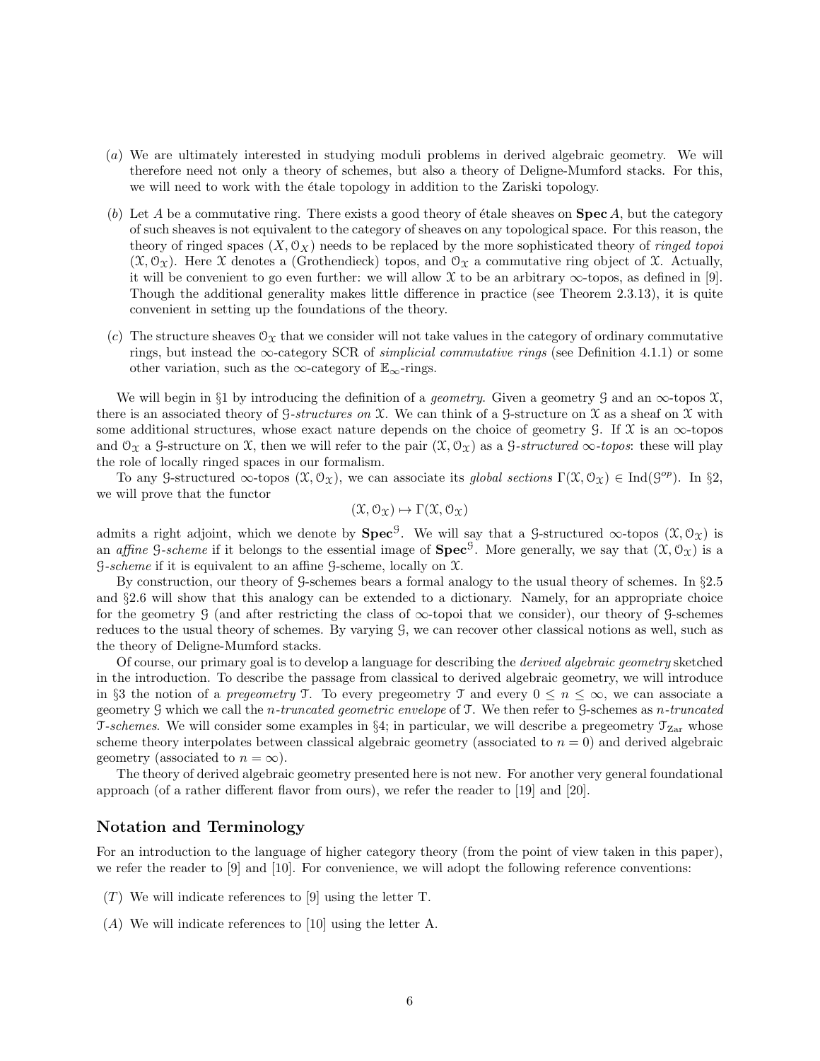(a) We are ultimately interested in studying moduli problems in derived algebraic geometry. We will therefore need not only a theory of schemes, but also a theory of Deligne-Mumford stacks. For this, we will need to work with the étale topology in addition to the Zariski topology.

(b) Let $A$ be a commutative ring. There exists a good theory of étale sheaves on $\mathbf{Spec}\, A$, but the category of such sheaves is not equivalent to the category of sheaves on any topological space. For this reason, the theory of ringed spaces $(X, \mathcal{O}_X)$ needs to be replaced by the more sophisticated theory of *ringed topoi* $(\mathcal{X}, \mathcal{O}_{\mathcal{X}})$. Here $\mathcal{X}$ denotes a (Grothendieck) topos, and $\mathcal{O}_{\mathcal{X}}$ a commutative ring object of $\mathcal{X}$. Actually, it will be convenient to go even further: we will allow $\mathcal{X}$ to be an arbitrary $\infty$-topos, as defined in [9]. Though the additional generality makes little difference in practice (see Theorem 2.3.13), it is quite convenient in setting up the foundations of the theory.

(c) The structure sheaves $\mathcal{O}_{\mathcal{X}}$ that we consider will not take values in the category of ordinary commutative rings, but instead the $\infty$-category SCR of *simplicial commutative rings* (see Definition 4.1.1) or some other variation, such as the $\infty$-category of $\mathbb{E}_\infty$-rings.

We will begin in §1 by introducing the definition of a *geometry*. Given a geometry $\mathcal{G}$ and an $\infty$-topos $\mathcal{X}$, there is an associated theory of $\mathcal{G}$-*structures on* $\mathcal{X}$. We can think of a $\mathcal{G}$-structure on $\mathcal{X}$ as a sheaf on $\mathcal{X}$ with some additional structures, whose exact nature depends on the choice of geometry $\mathcal{G}$. If $\mathcal{X}$ is an $\infty$-topos and $\mathcal{O}_{\mathcal{X}}$ a $\mathcal{G}$-structure on $\mathcal{X}$, then we will refer to the pair $(\mathcal{X}, \mathcal{O}_{\mathcal{X}})$ as a $\mathcal{G}$-*structured* $\infty$-*topos*: these will play the role of locally ringed spaces in our formalism.

To any $\mathcal{G}$-structured $\infty$-topos $(\mathcal{X}, \mathcal{O}_{\mathcal{X}})$, we can associate its *global sections* $\Gamma(\mathcal{X}, \mathcal{O}_{\mathcal{X}}) \in \mathrm{Ind}(\mathcal{G}^{op})$. In §2, we will prove that the functor

$$(\mathcal{X}, \mathcal{O}_{\mathcal{X}}) \mapsto \Gamma(\mathcal{X}, \mathcal{O}_{\mathcal{X}})$$

admits a right adjoint, which we denote by $\mathbf{Spec}^{\mathcal{G}}$. We will say that a $\mathcal{G}$-structured $\infty$-topos $(\mathcal{X}, \mathcal{O}_{\mathcal{X}})$ is an *affine* $\mathcal{G}$-*scheme* if it belongs to the essential image of $\mathbf{Spec}^{\mathcal{G}}$. More generally, we say that $(\mathcal{X}, \mathcal{O}_{\mathcal{X}})$ is a $\mathcal{G}$-*scheme* if it is equivalent to an affine $\mathcal{G}$-scheme, locally on $\mathcal{X}$.

By construction, our theory of $\mathcal{G}$-schemes bears a formal analogy to the usual theory of schemes. In §2.5 and §2.6 will show that this analogy can be extended to a dictionary. Namely, for an appropriate choice for the geometry $\mathcal{G}$ (and after restricting the class of $\infty$-topoi that we consider), our theory of $\mathcal{G}$-schemes reduces to the usual theory of schemes. By varying $\mathcal{G}$, we can recover other classical notions as well, such as the theory of Deligne-Mumford stacks.

Of course, our primary goal is to develop a language for describing the *derived algebraic geometry* sketched in the introduction. To describe the passage from classical to derived algebraic geometry, we will introduce in §3 the notion of a *pregeometry* $\mathcal{T}$. To every pregeometry $\mathcal{T}$ and every $0 \leq n \leq \infty$, we can associate a geometry $\mathcal{G}$ which we call the $n$-*truncated geometric envelope* of $\mathcal{T}$. We then refer to $\mathcal{G}$-schemes as $n$-*truncated* $\mathcal{T}$-*schemes*. We will consider some examples in §4; in particular, we will describe a pregeometry $\mathcal{T}_{\mathrm{Zar}}$ whose scheme theory interpolates between classical algebraic geometry (associated to $n = 0$) and derived algebraic geometry (associated to $n = \infty$).

The theory of derived algebraic geometry presented here is not new. For another very general foundational approach (of a rather different flavor from ours), we refer the reader to [19] and [20].

## Notation and Terminology

For an introduction to the language of higher category theory (from the point of view taken in this paper), we refer the reader to [9] and [10]. For convenience, we will adopt the following reference conventions:

(T) We will indicate references to [9] using the letter T.

(A) We will indicate references to [10] using the letter A.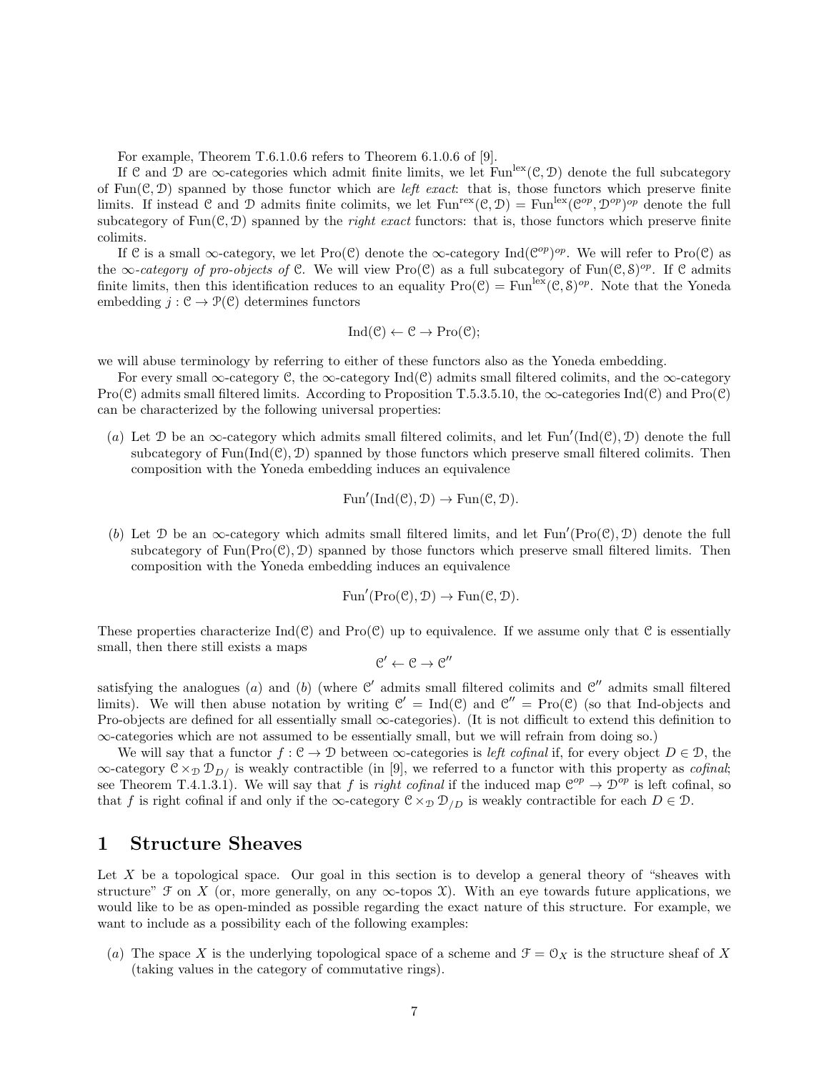For example, Theorem T.6.1.0.6 refers to Theorem 6.1.0.6 of [9].

If $\mathcal{C}$ and $\mathcal{D}$ are $\infty$-categories which admit finite limits, we let $\mathrm{Fun}^{\mathrm{lex}}(\mathcal{C}, \mathcal{D})$ denote the full subcategory of $\mathrm{Fun}(\mathcal{C}, \mathcal{D})$ spanned by those functor which are *left exact*: that is, those functors which preserve finite limits. If instead $\mathcal{C}$ and $\mathcal{D}$ admits finite colimits, we let $\mathrm{Fun}^{\mathrm{rex}}(\mathcal{C}, \mathcal{D}) = \mathrm{Fun}^{\mathrm{lex}}(\mathcal{C}^{op}, \mathcal{D}^{op})^{op}$ denote the full subcategory of $\mathrm{Fun}(\mathcal{C}, \mathcal{D})$ spanned by the *right exact* functors: that is, those functors which preserve finite colimits.

If $\mathcal{C}$ is a small $\infty$-category, we let $\mathrm{Pro}(\mathcal{C})$ denote the $\infty$-category $\mathrm{Ind}(\mathcal{C}^{op})^{op}$. We will refer to $\mathrm{Pro}(\mathcal{C})$ as the *$\infty$-category of pro-objects of* $\mathcal{C}$. We will view $\mathrm{Pro}(\mathcal{C})$ as a full subcategory of $\mathrm{Fun}(\mathcal{C}, \mathcal{S})^{op}$. If $\mathcal{C}$ admits finite limits, then this identification reduces to an equality $\mathrm{Pro}(\mathcal{C}) = \mathrm{Fun}^{\mathrm{lex}}(\mathcal{C}, \mathcal{S})^{op}$. Note that the Yoneda embedding $j : \mathcal{C} \to \mathcal{P}(\mathcal{C})$ determines functors

$$\mathrm{Ind}(\mathcal{C}) \leftarrow \mathcal{C} \to \mathrm{Pro}(\mathcal{C});$$

we will abuse terminology by referring to either of these functors also as the Yoneda embedding.

For every small $\infty$-category $\mathcal{C}$, the $\infty$-category $\mathrm{Ind}(\mathcal{C})$ admits small filtered colimits, and the $\infty$-category $\mathrm{Pro}(\mathcal{C})$ admits small filtered limits. According to Proposition T.5.3.5.10, the $\infty$-categories $\mathrm{Ind}(\mathcal{C})$ and $\mathrm{Pro}(\mathcal{C})$ can be characterized by the following universal properties:

$(a)$ Let $\mathcal{D}$ be an $\infty$-category which admits small filtered colimits, and let $\mathrm{Fun}'(\mathrm{Ind}(\mathcal{C}), \mathcal{D})$ denote the full subcategory of $\mathrm{Fun}(\mathrm{Ind}(\mathcal{C}), \mathcal{D})$ spanned by those functors which preserve small filtered colimits. Then composition with the Yoneda embedding induces an equivalence

$$\mathrm{Fun}'(\mathrm{Ind}(\mathcal{C}), \mathcal{D}) \to \mathrm{Fun}(\mathcal{C}, \mathcal{D}).$$

$(b)$ Let $\mathcal{D}$ be an $\infty$-category which admits small filtered limits, and let $\mathrm{Fun}'(\mathrm{Pro}(\mathcal{C}), \mathcal{D})$ denote the full subcategory of $\mathrm{Fun}(\mathrm{Pro}(\mathcal{C}), \mathcal{D})$ spanned by those functors which preserve small filtered limits. Then composition with the Yoneda embedding induces an equivalence

$$\mathrm{Fun}'(\mathrm{Pro}(\mathcal{C}), \mathcal{D}) \to \mathrm{Fun}(\mathcal{C}, \mathcal{D}).$$

These properties characterize $\mathrm{Ind}(\mathcal{C})$ and $\mathrm{Pro}(\mathcal{C})$ up to equivalence. If we assume only that $\mathcal{C}$ is essentially small, then there still exists a maps

$$\mathcal{C}' \leftarrow \mathcal{C} \to \mathcal{C}''$$

satisfying the analogues $(a)$ and $(b)$ (where $\mathcal{C}'$ admits small filtered colimits and $\mathcal{C}''$ admits small filtered limits). We will then abuse notation by writing $\mathcal{C}' = \mathrm{Ind}(\mathcal{C})$ and $\mathcal{C}'' = \mathrm{Pro}(\mathcal{C})$ (so that Ind-objects and Pro-objects are defined for all essentially small $\infty$-categories). (It is not difficult to extend this definition to $\infty$-categories which are not assumed to be essentially small, but we will refrain from doing so.)

We will say that a functor $f : \mathcal{C} \to \mathcal{D}$ between $\infty$-categories is *left cofinal* if, for every object $D \in \mathcal{D}$, the $\infty$-category $\mathcal{C} \times_{\mathcal{D}} \mathcal{D}_{D/}$ is weakly contractible (in [9], we referred to a functor with this property as *cofinal*; see Theorem T.4.1.3.1). We will say that $f$ is *right cofinal* if the induced map $\mathcal{C}^{op} \to \mathcal{D}^{op}$ is left cofinal, so that $f$ is right cofinal if and only if the $\infty$-category $\mathcal{C} \times_{\mathcal{D}} \mathcal{D}_{/D}$ is weakly contractible for each $D \in \mathcal{D}$.

# 1 Structure Sheaves

Let $X$ be a topological space. Our goal in this section is to develop a general theory of "sheaves with structure" $\mathcal{F}$ on $X$ (or, more generally, on any $\infty$-topos $\mathcal{X}$). With an eye towards future applications, we would like to be as open-minded as possible regarding the exact nature of this structure. For example, we want to include as a possibility each of the following examples:

$(a)$ The space $X$ is the underlying topological space of a scheme and $\mathcal{F} = \mathcal{O}_X$ is the structure sheaf of $X$ (taking values in the category of commutative rings).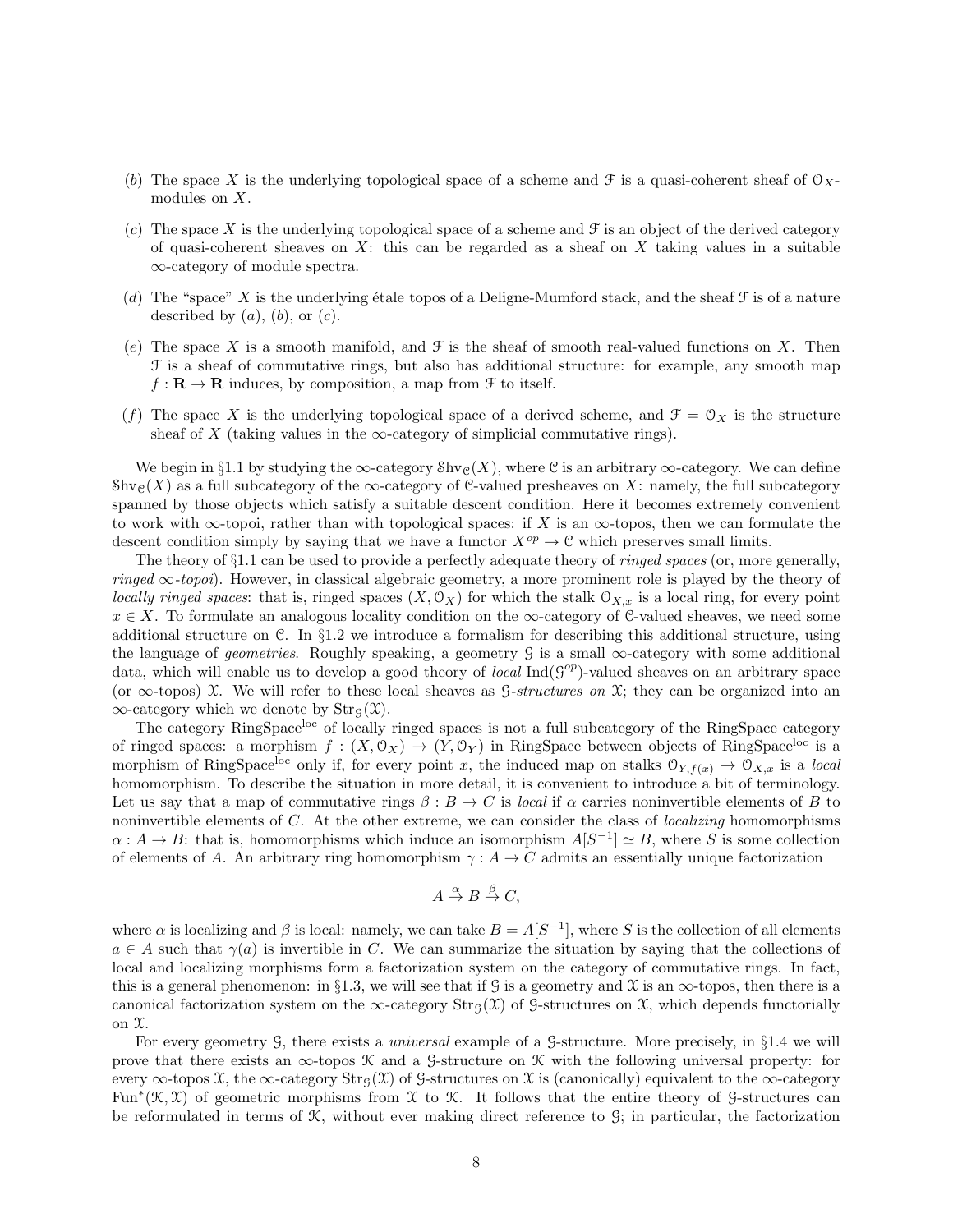(b) The space $X$ is the underlying topological space of a scheme and $\mathcal{F}$ is a quasi-coherent sheaf of $\mathcal{O}_X$-modules on $X$.

(c) The space $X$ is the underlying topological space of a scheme and $\mathcal{F}$ is an object of the derived category of quasi-coherent sheaves on $X$: this can be regarded as a sheaf on $X$ taking values in a suitable $\infty$-category of module spectra.

(d) The "space" $X$ is the underlying étale topos of a Deligne-Mumford stack, and the sheaf $\mathcal{F}$ is of a nature described by (a), (b), or (c).

(e) The space $X$ is a smooth manifold, and $\mathcal{F}$ is the sheaf of smooth real-valued functions on $X$. Then $\mathcal{F}$ is a sheaf of commutative rings, but also has additional structure: for example, any smooth map $f : \mathbf{R} \to \mathbf{R}$ induces, by composition, a map from $\mathcal{F}$ to itself.

(f) The space $X$ is the underlying topological space of a derived scheme, and $\mathcal{F} = \mathcal{O}_X$ is the structure sheaf of $X$ (taking values in the $\infty$-category of simplicial commutative rings).

We begin in §1.1 by studying the $\infty$-category $\mathcal{S}\mathrm{hv}_{\mathcal{C}}(X)$, where $\mathcal{C}$ is an arbitrary $\infty$-category. We can define $\mathcal{S}\mathrm{hv}_{\mathcal{C}}(X)$ as a full subcategory of the $\infty$-category of $\mathcal{C}$-valued presheaves on $X$: namely, the full subcategory spanned by those objects which satisfy a suitable descent condition. Here it becomes extremely convenient to work with $\infty$-topoi, rather than with topological spaces: if $X$ is an $\infty$-topos, then we can formulate the descent condition simply by saying that we have a functor $X^{op} \to \mathcal{C}$ which preserves small limits.

The theory of §1.1 can be used to provide a perfectly adequate theory of *ringed spaces* (or, more generally, *ringed $\infty$-topoi*). However, in classical algebraic geometry, a more prominent role is played by the theory of *locally ringed spaces*: that is, ringed spaces $(X, \mathcal{O}_X)$ for which the stalk $\mathcal{O}_{X,x}$ is a local ring, for every point $x \in X$. To formulate an analogous locality condition on the $\infty$-category of $\mathcal{C}$-valued sheaves, we need some additional structure on $\mathcal{C}$. In §1.2 we introduce a formalism for describing this additional structure, using the language of *geometries*. Roughly speaking, a geometry $\mathcal{G}$ is a small $\infty$-category with some additional data, which will enable us to develop a good theory of *local* $\mathrm{Ind}(\mathcal{G}^{op})$-valued sheaves on an arbitrary space (or $\infty$-topos) $\mathcal{X}$. We will refer to these local sheaves as *$\mathcal{G}$-structures on* $\mathcal{X}$; they can be organized into an $\infty$-category which we denote by $\mathrm{Str}_{\mathcal{G}}(\mathcal{X})$.

The category $\mathrm{RingSpace}^{\mathrm{loc}}$ of locally ringed spaces is not a full subcategory of the RingSpace category of ringed spaces: a morphism $f : (X, \mathcal{O}_X) \to (Y, \mathcal{O}_Y)$ in RingSpace between objects of $\mathrm{RingSpace}^{\mathrm{loc}}$ is a morphism of $\mathrm{RingSpace}^{\mathrm{loc}}$ only if, for every point $x$, the induced map on stalks $\mathcal{O}_{Y,f(x)} \to \mathcal{O}_{X,x}$ is a *local* homomorphism. To describe the situation in more detail, it is convenient to introduce a bit of terminology. Let us say that a map of commutative rings $\beta : B \to C$ is *local* if $\alpha$ carries noninvertible elements of $B$ to noninvertible elements of $C$. At the other extreme, we can consider the class of *localizing* homomorphisms $\alpha : A \to B$: that is, homomorphisms which induce an isomorphism $A[S^{-1}] \simeq B$, where $S$ is some collection of elements of $A$. An arbitrary ring homomorphism $\gamma : A \to C$ admits an essentially unique factorization

$$A \xrightarrow{\alpha} B \xrightarrow{\beta} C,$$

where $\alpha$ is localizing and $\beta$ is local: namely, we can take $B = A[S^{-1}]$, where $S$ is the collection of all elements $a \in A$ such that $\gamma(a)$ is invertible in $C$. We can summarize the situation by saying that the collections of local and localizing morphisms form a factorization system on the category of commutative rings. In fact, this is a general phenomenon: in §1.3, we will see that if $\mathcal{G}$ is a geometry and $\mathcal{X}$ is an $\infty$-topos, then there is a canonical factorization system on the $\infty$-category $\mathrm{Str}_{\mathcal{G}}(\mathcal{X})$ of $\mathcal{G}$-structures on $\mathcal{X}$, which depends functorially on $\mathcal{X}$.

For every geometry $\mathcal{G}$, there exists a *universal* example of a $\mathcal{G}$-structure. More precisely, in §1.4 we will prove that there exists an $\infty$-topos $\mathcal{K}$ and a $\mathcal{G}$-structure on $\mathcal{K}$ with the following universal property: for every $\infty$-topos $\mathcal{X}$, the $\infty$-category $\mathrm{Str}_{\mathcal{G}}(\mathcal{X})$ of $\mathcal{G}$-structures on $\mathcal{X}$ is (canonically) equivalent to the $\infty$-category $\mathrm{Fun}^*(\mathcal{K}, \mathcal{X})$ of geometric morphisms from $\mathcal{X}$ to $\mathcal{K}$. It follows that the entire theory of $\mathcal{G}$-structures can be reformulated in terms of $\mathcal{K}$, without ever making direct reference to $\mathcal{G}$; in particular, the factorization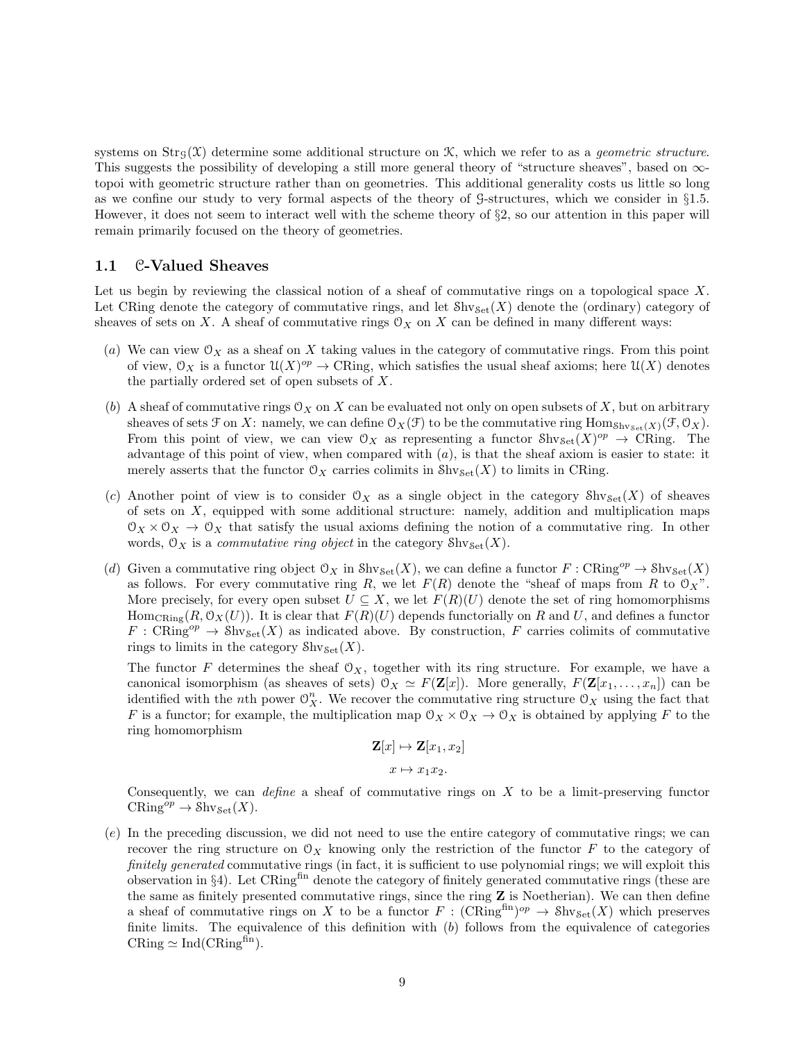systems on $\mathrm{Str}_{\mathcal{G}}(\mathcal{X})$ determine some additional structure on $\mathcal{K}$, which we refer to as a *geometric structure*. This suggests the possibility of developing a still more general theory of "structure sheaves", based on $\infty$-topoi with geometric structure rather than on geometries. This additional generality costs us little so long as we confine our study to very formal aspects of the theory of $\mathcal{G}$-structures, which we consider in §1.5. However, it does not seem to interact well with the scheme theory of §2, so our attention in this paper will remain primarily focused on the theory of geometries.

## 1.1 $\mathcal{C}$-Valued Sheaves

Let us begin by reviewing the classical notion of a sheaf of commutative rings on a topological space $X$. Let CRing denote the category of commutative rings, and let $\mathcal{S}\mathrm{hv}_{\mathcal{S}\mathrm{et}}(X)$ denote the (ordinary) category of sheaves of sets on $X$. A sheaf of commutative rings $\mathcal{O}_X$ on $X$ can be defined in many different ways:

$(a)$ We can view $\mathcal{O}_X$ as a sheaf on $X$ taking values in the category of commutative rings. From this point of view, $\mathcal{O}_X$ is a functor $\mathcal{U}(X)^{op} \to \mathrm{CRing}$, which satisfies the usual sheaf axioms; here $\mathcal{U}(X)$ denotes the partially ordered set of open subsets of $X$.

$(b)$ A sheaf of commutative rings $\mathcal{O}_X$ on $X$ can be evaluated not only on open subsets of $X$, but on arbitrary sheaves of sets $\mathcal{F}$ on $X$: namely, we can define $\mathcal{O}_X(\mathcal{F})$ to be the commutative ring $\mathrm{Hom}_{\mathcal{S}\mathrm{hv}_{\mathcal{S}\mathrm{et}}(X)}(\mathcal{F}, \mathcal{O}_X)$. From this point of view, we can view $\mathcal{O}_X$ as representing a functor $\mathcal{S}\mathrm{hv}_{\mathcal{S}\mathrm{et}}(X)^{op} \to \mathrm{CRing}$. The advantage of this point of view, when compared with $(a)$, is that the sheaf axiom is easier to state: it merely asserts that the functor $\mathcal{O}_X$ carries colimits in $\mathcal{S}\mathrm{hv}_{\mathcal{S}\mathrm{et}}(X)$ to limits in CRing.

$(c)$ Another point of view is to consider $\mathcal{O}_X$ as a single object in the category $\mathcal{S}\mathrm{hv}_{\mathcal{S}\mathrm{et}}(X)$ of sheaves of sets on $X$, equipped with some additional structure: namely, addition and multiplication maps $\mathcal{O}_X \times \mathcal{O}_X \to \mathcal{O}_X$ that satisfy the usual axioms defining the notion of a commutative ring. In other words, $\mathcal{O}_X$ is a *commutative ring object* in the category $\mathcal{S}\mathrm{hv}_{\mathcal{S}\mathrm{et}}(X)$.

$(d)$ Given a commutative ring object $\mathcal{O}_X$ in $\mathcal{S}\mathrm{hv}_{\mathcal{S}\mathrm{et}}(X)$, we can define a functor $F : \mathrm{CRing}^{op} \to \mathcal{S}\mathrm{hv}_{\mathcal{S}\mathrm{et}}(X)$ as follows. For every commutative ring $R$, we let $F(R)$ denote the "sheaf of maps from $R$ to $\mathcal{O}_X$". More precisely, for every open subset $U \subseteq X$, we let $F(R)(U)$ denote the set of ring homomorphisms $\mathrm{Hom}_{\mathrm{CRing}}(R, \mathcal{O}_X(U))$. It is clear that $F(R)(U)$ depends functorially on $R$ and $U$, and defines a functor $F : \mathrm{CRing}^{op} \to \mathcal{S}\mathrm{hv}_{\mathcal{S}\mathrm{et}}(X)$ as indicated above. By construction, $F$ carries colimits of commutative rings to limits in the category $\mathcal{S}\mathrm{hv}_{\mathcal{S}\mathrm{et}}(X)$.

The functor $F$ determines the sheaf $\mathcal{O}_X$, together with its ring structure. For example, we have a canonical isomorphism (as sheaves of sets) $\mathcal{O}_X \simeq F(\mathbf{Z}[x])$. More generally, $F(\mathbf{Z}[x_1, \ldots, x_n])$ can be identified with the $n$th power $\mathcal{O}_X^n$. We recover the commutative ring structure $\mathcal{O}_X$ using the fact that $F$ is a functor; for example, the multiplication map $\mathcal{O}_X \times \mathcal{O}_X \to \mathcal{O}_X$ is obtained by applying $F$ to the ring homomorphism

$$\mathbf{Z}[x] \mapsto \mathbf{Z}[x_1, x_2]$$
$$x \mapsto x_1 x_2.$$

Consequently, we can *define* a sheaf of commutative rings on $X$ to be a limit-preserving functor $\mathrm{CRing}^{op} \to \mathcal{S}\mathrm{hv}_{\mathcal{S}\mathrm{et}}(X)$.

$(e)$ In the preceding discussion, we did not need to use the entire category of commutative rings; we can recover the ring structure on $\mathcal{O}_X$ knowing only the restriction of the functor $F$ to the category of *finitely generated* commutative rings (in fact, it is sufficient to use polynomial rings; we will exploit this observation in §4). Let $\mathrm{CRing}^{\mathrm{fin}}$ denote the category of finitely generated commutative rings (these are the same as finitely presented commutative rings, since the ring $\mathbf{Z}$ is Noetherian). We can then define a sheaf of commutative rings on $X$ to be a functor $F : (\mathrm{CRing}^{\mathrm{fin}})^{op} \to \mathcal{S}\mathrm{hv}_{\mathcal{S}\mathrm{et}}(X)$ which preserves finite limits. The equivalence of this definition with $(b)$ follows from the equivalence of categories $\mathrm{CRing} \simeq \mathrm{Ind}(\mathrm{CRing}^{\mathrm{fin}})$.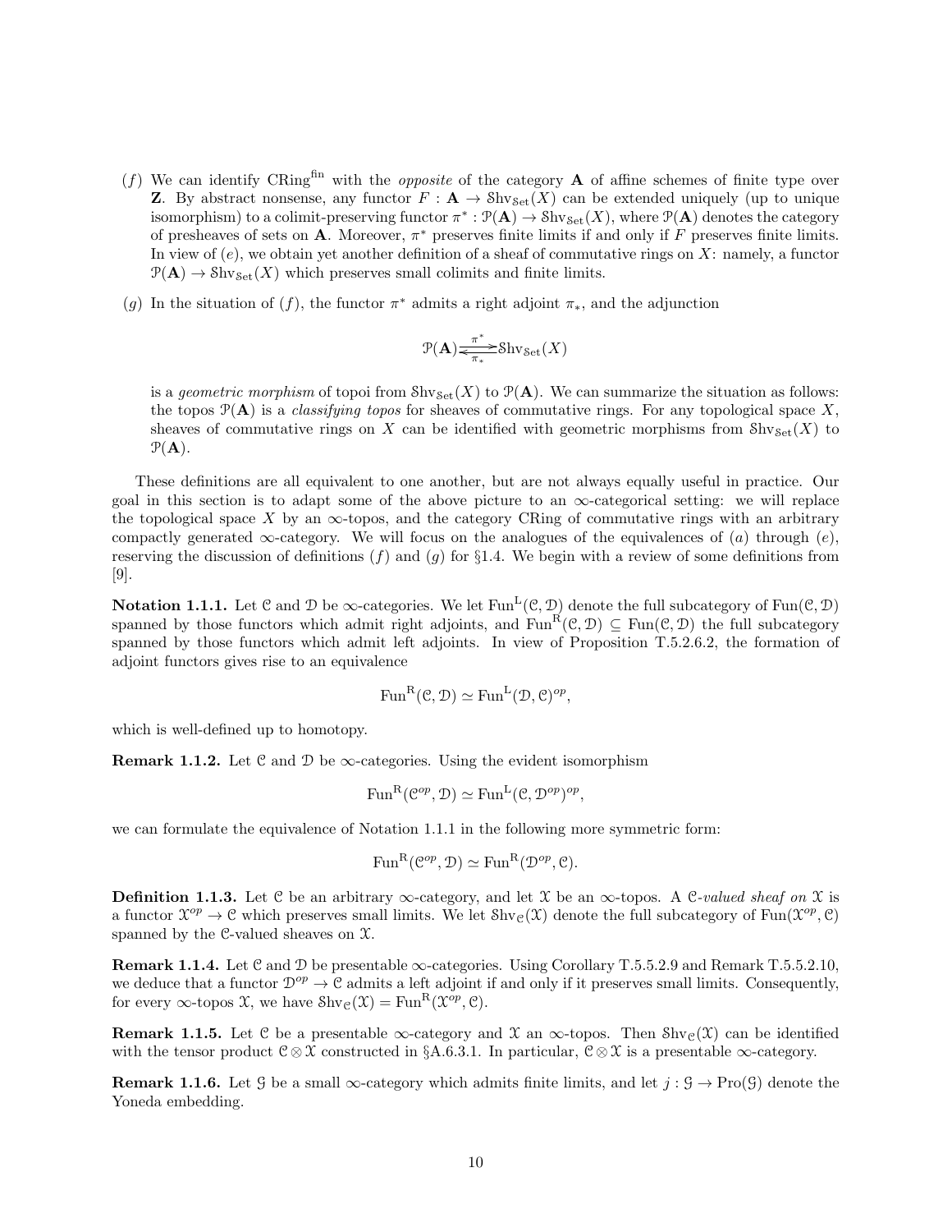(*f*) We can identify $\mathrm{CRing}^{\mathrm{fin}}$ with the *opposite* of the category $\mathbf{A}$ of affine schemes of finite type over $\mathbf{Z}$. By abstract nonsense, any functor $F : \mathbf{A} \to \mathcal{S}\mathrm{hv}_{\mathcal{S}\mathrm{et}}(X)$ can be extended uniquely (up to unique isomorphism) to a colimit-preserving functor $\pi^* : \mathcal{P}(\mathbf{A}) \to \mathcal{S}\mathrm{hv}_{\mathcal{S}\mathrm{et}}(X)$, where $\mathcal{P}(\mathbf{A})$ denotes the category of presheaves of sets on $\mathbf{A}$. Moreover, $\pi^*$ preserves finite limits if and only if $F$ preserves finite limits. In view of (*e*), we obtain yet another definition of a sheaf of commutative rings on $X$: namely, a functor $\mathcal{P}(\mathbf{A}) \to \mathcal{S}\mathrm{hv}_{\mathcal{S}\mathrm{et}}(X)$ which preserves small colimits and finite limits.

(*g*) In the situation of (*f*), the functor $\pi^*$ admits a right adjoint $\pi_*$, and the adjunction

$$\mathcal{P}(\mathbf{A}) \underset{\pi_*}{\overset{\pi^*}{\rightleftarrows}} \mathcal{S}\mathrm{hv}_{\mathcal{S}\mathrm{et}}(X)$$

is a *geometric morphism* of topoi from $\mathcal{S}\mathrm{hv}_{\mathcal{S}\mathrm{et}}(X)$ to $\mathcal{P}(\mathbf{A})$. We can summarize the situation as follows: the topos $\mathcal{P}(\mathbf{A})$ is a *classifying topos* for sheaves of commutative rings. For any topological space $X$, sheaves of commutative rings on $X$ can be identified with geometric morphisms from $\mathcal{S}\mathrm{hv}_{\mathcal{S}\mathrm{et}}(X)$ to $\mathcal{P}(\mathbf{A})$.

These definitions are all equivalent to one another, but are not always equally useful in practice. Our goal in this section is to adapt some of the above picture to an $\infty$-categorical setting: we will replace the topological space $X$ by an $\infty$-topos, and the category CRing of commutative rings with an arbitrary compactly generated $\infty$-category. We will focus on the analogues of the equivalences of (*a*) through (*e*), reserving the discussion of definitions (*f*) and (*g*) for §1.4. We begin with a review of some definitions from [9].

**Notation 1.1.1.** Let $\mathcal{C}$ and $\mathcal{D}$ be $\infty$-categories. We let $\mathrm{Fun}^{\mathrm{L}}(\mathcal{C}, \mathcal{D})$ denote the full subcategory of $\mathrm{Fun}(\mathcal{C}, \mathcal{D})$ spanned by those functors which admit right adjoints, and $\mathrm{Fun}^{\mathrm{R}}(\mathcal{C}, \mathcal{D}) \subseteq \mathrm{Fun}(\mathcal{C}, \mathcal{D})$ the full subcategory spanned by those functors which admit left adjoints. In view of Proposition T.5.2.6.2, the formation of adjoint functors gives rise to an equivalence

$$\mathrm{Fun}^{\mathrm{R}}(\mathcal{C}, \mathcal{D}) \simeq \mathrm{Fun}^{\mathrm{L}}(\mathcal{D}, \mathcal{C})^{op},$$

which is well-defined up to homotopy.

**Remark 1.1.2.** Let $\mathcal{C}$ and $\mathcal{D}$ be $\infty$-categories. Using the evident isomorphism

$$\mathrm{Fun}^{\mathrm{R}}(\mathcal{C}^{op}, \mathcal{D}) \simeq \mathrm{Fun}^{\mathrm{L}}(\mathcal{C}, \mathcal{D}^{op})^{op},$$

we can formulate the equivalence of Notation 1.1.1 in the following more symmetric form:

$$\mathrm{Fun}^{\mathrm{R}}(\mathcal{C}^{op}, \mathcal{D}) \simeq \mathrm{Fun}^{\mathrm{R}}(\mathcal{D}^{op}, \mathcal{C}).$$

**Definition 1.1.3.** Let $\mathcal{C}$ be an arbitrary $\infty$-category, and let $\mathcal{X}$ be an $\infty$-topos. A *$\mathcal{C}$-valued sheaf on $\mathcal{X}$* is a functor $\mathcal{X}^{op} \to \mathcal{C}$ which preserves small limits. We let $\mathcal{S}\mathrm{hv}_{\mathcal{C}}(\mathcal{X})$ denote the full subcategory of $\mathrm{Fun}(\mathcal{X}^{op}, \mathcal{C})$ spanned by the $\mathcal{C}$-valued sheaves on $\mathcal{X}$.

**Remark 1.1.4.** Let $\mathcal{C}$ and $\mathcal{D}$ be presentable $\infty$-categories. Using Corollary T.5.5.2.9 and Remark T.5.5.2.10, we deduce that a functor $\mathcal{D}^{op} \to \mathcal{C}$ admits a left adjoint if and only if it preserves small limits. Consequently, for every $\infty$-topos $\mathcal{X}$, we have $\mathcal{S}\mathrm{hv}_{\mathcal{C}}(\mathcal{X}) = \mathrm{Fun}^{\mathrm{R}}(\mathcal{X}^{op}, \mathcal{C})$.

**Remark 1.1.5.** Let $\mathcal{C}$ be a presentable $\infty$-category and $\mathcal{X}$ an $\infty$-topos. Then $\mathcal{S}\mathrm{hv}_{\mathcal{C}}(\mathcal{X})$ can be identified with the tensor product $\mathcal{C} \otimes \mathcal{X}$ constructed in §A.6.3.1. In particular, $\mathcal{C} \otimes \mathcal{X}$ is a presentable $\infty$-category.

**Remark 1.1.6.** Let $\mathcal{G}$ be a small $\infty$-category which admits finite limits, and let $j : \mathcal{G} \to \mathrm{Pro}(\mathcal{G})$ denote the Yoneda embedding.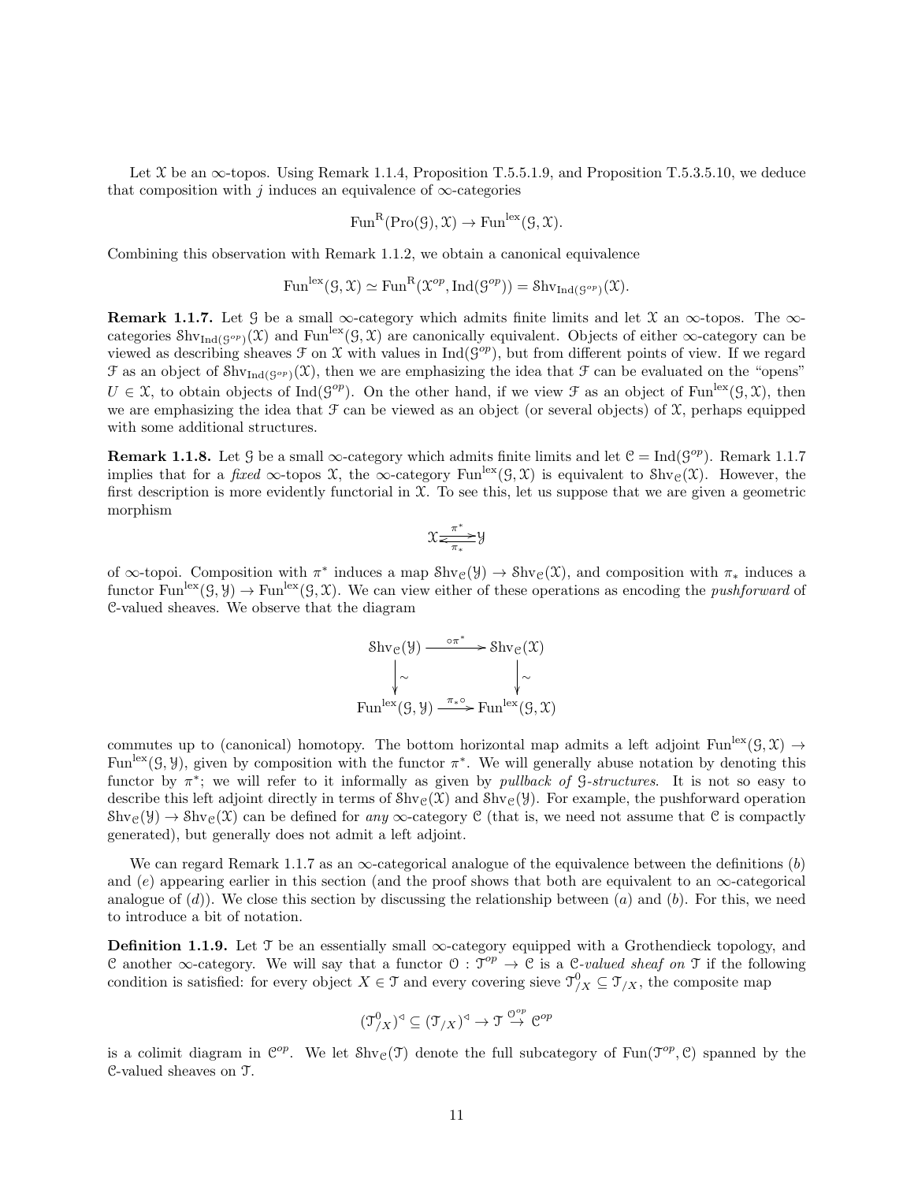Let $\mathcal{X}$ be an $\infty$-topos. Using Remark 1.1.4, Proposition T.5.5.1.9, and Proposition T.5.3.5.10, we deduce that composition with $j$ induces an equivalence of $\infty$-categories

$$\mathrm{Fun}^{\mathrm{R}}(\mathrm{Pro}(\mathcal{G}), \mathcal{X}) \to \mathrm{Fun}^{\mathrm{lex}}(\mathcal{G}, \mathcal{X}).$$

Combining this observation with Remark 1.1.2, we obtain a canonical equivalence

$$\mathrm{Fun}^{\mathrm{lex}}(\mathcal{G}, \mathcal{X}) \simeq \mathrm{Fun}^{\mathrm{R}}(\mathcal{X}^{op}, \mathrm{Ind}(\mathcal{G}^{op})) = \mathcal{S}\mathrm{hv}_{\mathrm{Ind}(\mathcal{G}^{op})}(\mathcal{X}).$$

**Remark 1.1.7.** Let $\mathcal{G}$ be a small $\infty$-category which admits finite limits and let $\mathcal{X}$ an $\infty$-topos. The $\infty$-categories $\mathcal{S}\mathrm{hv}_{\mathrm{Ind}(\mathcal{G}^{op})}(\mathcal{X})$ and $\mathrm{Fun}^{\mathrm{lex}}(\mathcal{G}, \mathcal{X})$ are canonically equivalent. Objects of either $\infty$-category can be viewed as describing sheaves $\mathcal{F}$ on $\mathcal{X}$ with values in $\mathrm{Ind}(\mathcal{G}^{op})$, but from different points of view. If we regard $\mathcal{F}$ as an object of $\mathcal{S}\mathrm{hv}_{\mathrm{Ind}(\mathcal{G}^{op})}(\mathcal{X})$, then we are emphasizing the idea that $\mathcal{F}$ can be evaluated on the "opens" $U \in \mathcal{X}$, to obtain objects of $\mathrm{Ind}(\mathcal{G}^{op})$. On the other hand, if we view $\mathcal{F}$ as an object of $\mathrm{Fun}^{\mathrm{lex}}(\mathcal{G}, \mathcal{X})$, then we are emphasizing the idea that $\mathcal{F}$ can be viewed as an object (or several objects) of $\mathcal{X}$, perhaps equipped with some additional structures.

**Remark 1.1.8.** Let $\mathcal{G}$ be a small $\infty$-category which admits finite limits and let $\mathcal{C} = \mathrm{Ind}(\mathcal{G}^{op})$. Remark 1.1.7 implies that for a *fixed* $\infty$-topos $\mathcal{X}$, the $\infty$-category $\mathrm{Fun}^{\mathrm{lex}}(\mathcal{G}, \mathcal{X})$ is equivalent to $\mathcal{S}\mathrm{hv}_{\mathcal{C}}(\mathcal{X})$. However, the first description is more evidently functorial in $\mathcal{X}$. To see this, let us suppose that we are given a geometric morphism

$$\mathcal{X} \underset{\pi_*}{\overset{\pi^*}{\rightleftarrows}} \mathcal{Y}$$

of $\infty$-topoi. Composition with $\pi^*$ induces a map $\mathcal{S}\mathrm{hv}_{\mathcal{C}}(\mathcal{Y}) \to \mathcal{S}\mathrm{hv}_{\mathcal{C}}(\mathcal{X})$, and composition with $\pi_*$ induces a functor $\mathrm{Fun}^{\mathrm{lex}}(\mathcal{G}, \mathcal{Y}) \to \mathrm{Fun}^{\mathrm{lex}}(\mathcal{G}, \mathcal{X})$. We can view either of these operations as encoding the *pushforward* of $\mathcal{C}$-valued sheaves. We observe that the diagram

$$\begin{array}{ccc}
\mathcal{S}\mathrm{hv}_{\mathcal{C}}(\mathcal{Y}) & \xrightarrow{\circ \pi^*} & \mathcal{S}\mathrm{hv}_{\mathcal{C}}(\mathcal{X}) \\
\downarrow \sim & & \downarrow \sim \\
\mathrm{Fun}^{\mathrm{lex}}(\mathcal{G}, \mathcal{Y}) & \xrightarrow{\pi_* \circ} & \mathrm{Fun}^{\mathrm{lex}}(\mathcal{G}, \mathcal{X})
\end{array}$$

commutes up to (canonical) homotopy. The bottom horizontal map admits a left adjoint $\mathrm{Fun}^{\mathrm{lex}}(\mathcal{G}, \mathcal{X}) \to \mathrm{Fun}^{\mathrm{lex}}(\mathcal{G}, \mathcal{Y})$, given by composition with the functor $\pi^*$. We will generally abuse notation by denoting this functor by $\pi^*$; we will refer to it informally as given by *pullback of $\mathcal{G}$-structures*. It is not so easy to describe this left adjoint directly in terms of $\mathcal{S}\mathrm{hv}_{\mathcal{C}}(\mathcal{X})$ and $\mathcal{S}\mathrm{hv}_{\mathcal{C}}(\mathcal{Y})$. For example, the pushforward operation $\mathcal{S}\mathrm{hv}_{\mathcal{C}}(\mathcal{Y}) \to \mathcal{S}\mathrm{hv}_{\mathcal{C}}(\mathcal{X})$ can be defined for *any* $\infty$-category $\mathcal{C}$ (that is, we need not assume that $\mathcal{C}$ is compactly generated), but generally does not admit a left adjoint.

We can regard Remark 1.1.7 as an $\infty$-categorical analogue of the equivalence between the definitions $(b)$ and $(e)$ appearing earlier in this section (and the proof shows that both are equivalent to an $\infty$-categorical analogue of $(d)$). We close this section by discussing the relationship between $(a)$ and $(b)$. For this, we need to introduce a bit of notation.

**Definition 1.1.9.** Let $\mathcal{T}$ be an essentially small $\infty$-category equipped with a Grothendieck topology, and $\mathcal{C}$ another $\infty$-category. We will say that a functor $\mathcal{O} : \mathcal{T}^{op} \to \mathcal{C}$ is a *$\mathcal{C}$-valued sheaf on* $\mathcal{T}$ if the following condition is satisfied: for every object $X \in \mathcal{T}$ and every covering sieve $\mathcal{T}^0_{/X} \subseteq \mathcal{T}_{/X}$, the composite map

$$(\mathcal{T}^0_{/X})^{\triangleleft} \subseteq (\mathcal{T}_{/X})^{\triangleleft} \to \mathcal{T} \overset{\mathcal{O}^{op}}{\to} \mathcal{C}^{op}$$

is a colimit diagram in $\mathcal{C}^{op}$. We let $\mathcal{S}\mathrm{hv}_{\mathcal{C}}(\mathcal{T})$ denote the full subcategory of $\mathrm{Fun}(\mathcal{T}^{op}, \mathcal{C})$ spanned by the $\mathcal{C}$-valued sheaves on $\mathcal{T}$.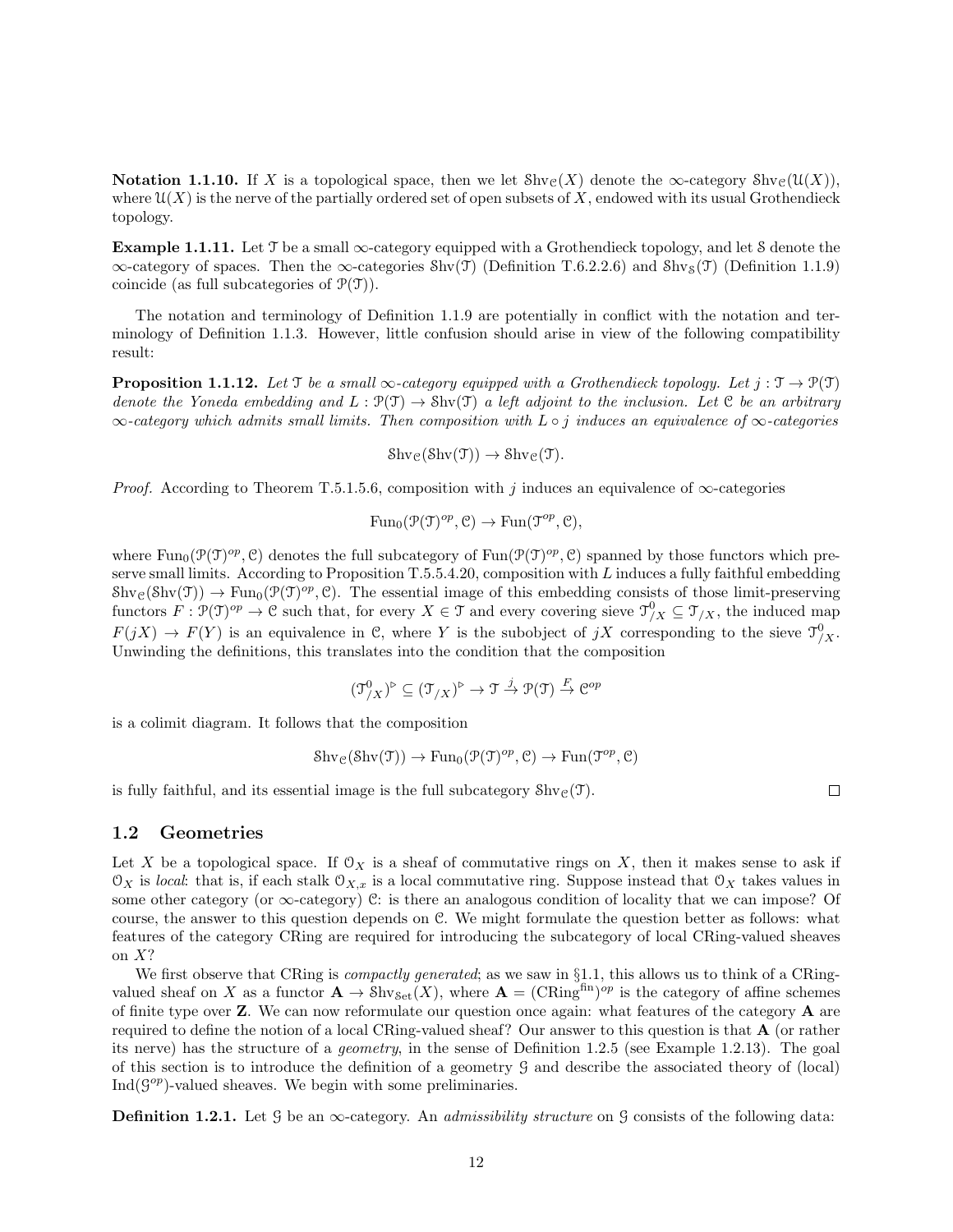**Notation 1.1.10.** If $X$ is a topological space, then we let $\mathcal{S}\mathrm{hv}_{\mathcal{C}}(X)$ denote the $\infty$-category $\mathcal{S}\mathrm{hv}_{\mathcal{C}}(\mathcal{U}(X))$, where $\mathcal{U}(X)$ is the nerve of the partially ordered set of open subsets of $X$, endowed with its usual Grothendieck topology.

**Example 1.1.11.** Let $\mathcal{T}$ be a small $\infty$-category equipped with a Grothendieck topology, and let $\mathcal{S}$ denote the $\infty$-category of spaces. Then the $\infty$-categories $\mathcal{S}\mathrm{hv}(\mathcal{T})$ (Definition T.6.2.2.6) and $\mathcal{S}\mathrm{hv}_{\mathcal{S}}(\mathcal{T})$ (Definition 1.1.9) coincide (as full subcategories of $\mathcal{P}(\mathcal{T})$).

The notation and terminology of Definition 1.1.9 are potentially in conflict with the notation and terminology of Definition 1.1.3. However, little confusion should arise in view of the following compatibility result:

**Proposition 1.1.12.** *Let $\mathcal{T}$ be a small $\infty$-category equipped with a Grothendieck topology. Let $j : \mathcal{T} \to \mathcal{P}(\mathcal{T})$ denote the Yoneda embedding and $L : \mathcal{P}(\mathcal{T}) \to \mathcal{S}\mathrm{hv}(\mathcal{T})$ a left adjoint to the inclusion. Let $\mathcal{C}$ be an arbitrary $\infty$-category which admits small limits. Then composition with $L \circ j$ induces an equivalence of $\infty$-categories*

$$\mathcal{S}\mathrm{hv}_{\mathcal{C}}(\mathcal{S}\mathrm{hv}(\mathcal{T})) \to \mathcal{S}\mathrm{hv}_{\mathcal{C}}(\mathcal{T}).$$

*Proof.* According to Theorem T.5.1.5.6, composition with $j$ induces an equivalence of $\infty$-categories

$$\mathrm{Fun}_0(\mathcal{P}(\mathcal{T})^{op}, \mathcal{C}) \to \mathrm{Fun}(\mathcal{T}^{op}, \mathcal{C}),$$

where $\mathrm{Fun}_0(\mathcal{P}(\mathcal{T})^{op}, \mathcal{C})$ denotes the full subcategory of $\mathrm{Fun}(\mathcal{P}(\mathcal{T})^{op}, \mathcal{C})$ spanned by those functors which preserve small limits. According to Proposition T.5.5.4.20, composition with $L$ induces a fully faithful embedding $\mathcal{S}\mathrm{hv}_{\mathcal{C}}(\mathcal{S}\mathrm{hv}(\mathcal{T})) \to \mathrm{Fun}_0(\mathcal{P}(\mathcal{T})^{op}, \mathcal{C})$. The essential image of this embedding consists of those limit-preserving functors $F : \mathcal{P}(\mathcal{T})^{op} \to \mathcal{C}$ such that, for every $X \in \mathcal{T}$ and every covering sieve $\mathcal{T}^0_{/X} \subseteq \mathcal{T}_{/X}$, the induced map $F(jX) \to F(Y)$ is an equivalence in $\mathcal{C}$, where $Y$ is the subobject of $jX$ corresponding to the sieve $\mathcal{T}^0_{/X}$. Unwinding the definitions, this translates into the condition that the composition

$$(\mathcal{T}^0_{/X})^{\triangleright} \subseteq (\mathcal{T}_{/X})^{\triangleright} \to \mathcal{T} \xrightarrow{j} \mathcal{P}(\mathcal{T}) \xrightarrow{F} \mathcal{C}^{op}$$

is a colimit diagram. It follows that the composition

$$\mathcal{S}\mathrm{hv}_{\mathcal{C}}(\mathcal{S}\mathrm{hv}(\mathcal{T})) \to \mathrm{Fun}_0(\mathcal{P}(\mathcal{T})^{op}, \mathcal{C}) \to \mathrm{Fun}(\mathcal{T}^{op}, \mathcal{C})$$

is fully faithful, and its essential image is the full subcategory $\mathcal{S}\mathrm{hv}_{\mathcal{C}}(\mathcal{T})$. $\square$

## 1.2 Geometries

Let $X$ be a topological space. If $\mathcal{O}_X$ is a sheaf of commutative rings on $X$, then it makes sense to ask if $\mathcal{O}_X$ is *local*: that is, if each stalk $\mathcal{O}_{X,x}$ is a local commutative ring. Suppose instead that $\mathcal{O}_X$ takes values in some other category (or $\infty$-category) $\mathcal{C}$: is there an analogous condition of locality that we can impose? Of course, the answer to this question depends on $\mathcal{C}$. We might formulate the question better as follows: what features of the category CRing are required for introducing the subcategory of local CRing-valued sheaves on $X$?

We first observe that CRing is *compactly generated*; as we saw in §1.1, this allows us to think of a CRing-valued sheaf on $X$ as a functor $\mathbf{A} \to \mathcal{S}\mathrm{hv}_{\mathcal{S}\mathrm{et}}(X)$, where $\mathbf{A} = (\mathrm{CRing}^{\mathrm{fin}})^{op}$ is the category of affine schemes of finite type over $\mathbf{Z}$. We can now reformulate our question once again: what features of the category $\mathbf{A}$ are required to define the notion of a local CRing-valued sheaf? Our answer to this question is that $\mathbf{A}$ (or rather its nerve) has the structure of a *geometry*, in the sense of Definition 1.2.5 (see Example 1.2.13). The goal of this section is to introduce the definition of a geometry $\mathcal{G}$ and describe the associated theory of (local) $\mathrm{Ind}(\mathcal{G}^{op})$-valued sheaves. We begin with some preliminaries.

**Definition 1.2.1.** Let $\mathcal{G}$ be an $\infty$-category. An *admissibility structure* on $\mathcal{G}$ consists of the following data: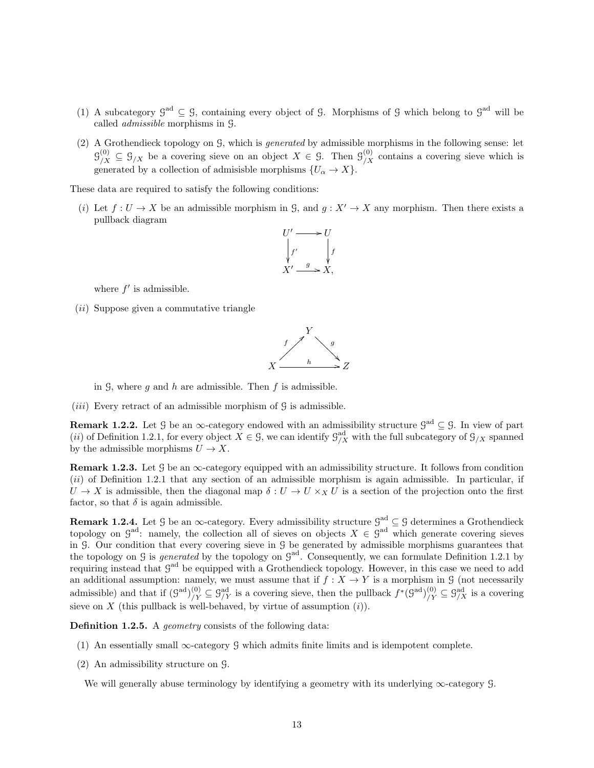(1) A subcategory $\mathcal{G}^{\mathrm{ad}} \subseteq \mathcal{G}$, containing every object of $\mathcal{G}$. Morphisms of $\mathcal{G}$ which belong to $\mathcal{G}^{\mathrm{ad}}$ will be called *admissible* morphisms in $\mathcal{G}$.

(2) A Grothendieck topology on $\mathcal{G}$, which is *generated* by admissible morphisms in the following sense: let $\mathcal{G}^{(0)}_{/X} \subseteq \mathcal{G}_{/X}$ be a covering sieve on an object $X \in \mathcal{G}$. Then $\mathcal{G}^{(0)}_{/X}$ contains a covering sieve which is generated by a collection of admisisble morphisms $\{U_\alpha \to X\}$.

These data are required to satisfy the following conditions:

$(i)$ Let $f : U \to X$ be an admissible morphism in $\mathcal{G}$, and $g : X' \to X$ any morphism. Then there exists a pullback diagram

$$\begin{array}{ccc} U' & \longrightarrow & U \\ \downarrow{\scriptstyle f'} & & \downarrow{\scriptstyle f} \\ X' & \xrightarrow{g} & X, \end{array}$$

where $f'$ is admissible.

$(ii)$ Suppose given a commutative triangle

$$\begin{array}{ccccc} & & Y & & \\ & {\scriptstyle f}\nearrow & & \searrow{\scriptstyle g} & \\ X & & \xrightarrow{h} & & Z \end{array}$$

in $\mathcal{G}$, where $g$ and $h$ are admissible. Then $f$ is admissible.

$(iii)$ Every retract of an admissible morphism of $\mathcal{G}$ is admissible.

**Remark 1.2.2.** Let $\mathcal{G}$ be an $\infty$-category endowed with an admissibility structure $\mathcal{G}^{\mathrm{ad}} \subseteq \mathcal{G}$. In view of part $(ii)$ of Definition 1.2.1, for every object $X \in \mathcal{G}$, we can identify $\mathcal{G}^{\mathrm{ad}}_{/X}$ with the full subcategory of $\mathcal{G}_{/X}$ spanned by the admissible morphisms $U \to X$.

**Remark 1.2.3.** Let $\mathcal{G}$ be an $\infty$-category equipped with an admissibility structure. It follows from condition $(ii)$ of Definition 1.2.1 that any section of an admissible morphism is again admissible. In particular, if $U \to X$ is admissible, then the diagonal map $\delta : U \to U \times_X U$ is a section of the projection onto the first factor, so that $\delta$ is again admissible.

**Remark 1.2.4.** Let $\mathcal{G}$ be an $\infty$-category. Every admissibility structure $\mathcal{G}^{\mathrm{ad}} \subseteq \mathcal{G}$ determines a Grothendieck topology on $\mathcal{G}^{\mathrm{ad}}$: namely, the collection all of sieves on objects $X \in \mathcal{G}^{\mathrm{ad}}$ which generate covering sieves in $\mathcal{G}$. Our condition that every covering sieve in $\mathcal{G}$ be generated by admissible morphisms guarantees that the topology on $\mathcal{G}$ is *generated* by the topology on $\mathcal{G}^{\mathrm{ad}}$. Consequently, we can formulate Definition 1.2.1 by requiring instead that $\mathcal{G}^{\mathrm{ad}}$ be equipped with a Grothendieck topology. However, in this case we need to add an additional assumption: namely, we must assume that if $f : X \to Y$ is a morphism in $\mathcal{G}$ (not necessarily admissible) and that if $(\mathcal{G}^{\mathrm{ad}})^{(0)}_{/Y} \subseteq \mathcal{G}^{\mathrm{ad}}_{/Y}$ is a covering sieve, then the pullback $f^*(\mathcal{G}^{\mathrm{ad}})^{(0)}_{/Y} \subseteq \mathcal{G}^{\mathrm{ad}}_{/X}$ is a covering sieve on $X$ (this pullback is well-behaved, by virtue of assumption $(i)$).

**Definition 1.2.5.** A *geometry* consists of the following data:

(1) An essentially small $\infty$-category $\mathcal{G}$ which admits finite limits and is idempotent complete.

(2) An admissibility structure on $\mathcal{G}$.

We will generally abuse terminology by identifying a geometry with its underlying $\infty$-category $\mathcal{G}$.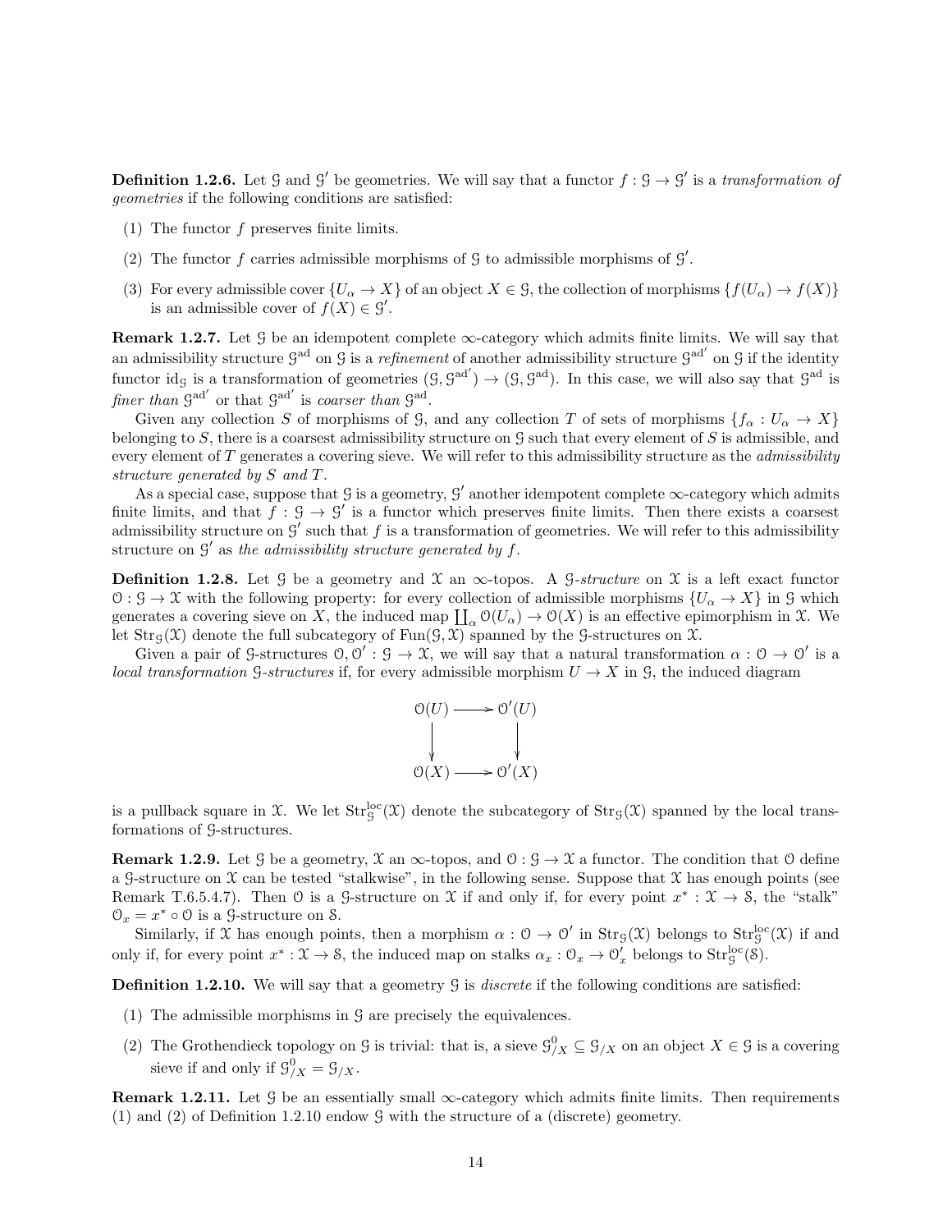**Definition 1.2.6.** Let $\mathcal{G}$ and $\mathcal{G}'$ be geometries. We will say that a functor $f : \mathcal{G} \to \mathcal{G}'$ is a *transformation of geometries* if the following conditions are satisfied:

1. The functor $f$ preserves finite limits.
2. The functor $f$ carries admissible morphisms of $\mathcal{G}$ to admissible morphisms of $\mathcal{G}'$.
3. For every admissible cover $\{U_\alpha \to X\}$ of an object $X \in \mathcal{G}$, the collection of morphisms $\{f(U_\alpha) \to f(X)\}$ is an admissible cover of $f(X) \in \mathcal{G}'$.

**Remark 1.2.7.** Let $\mathcal{G}$ be an idempotent complete $\infty$-category which admits finite limits. We will say that an admissibility structure $\mathcal{G}^{\mathrm{ad}}$ on $\mathcal{G}$ is a *refinement* of another admissibility structure $\mathcal{G}^{\mathrm{ad}'}$ on $\mathcal{G}$ if the identity functor $\mathrm{id}_{\mathcal{G}}$ is a transformation of geometries $(\mathcal{G}, \mathcal{G}^{\mathrm{ad}'}) \to (\mathcal{G}, \mathcal{G}^{\mathrm{ad}})$. In this case, we will also say that $\mathcal{G}^{\mathrm{ad}}$ is *finer than* $\mathcal{G}^{\mathrm{ad}'}$ or that $\mathcal{G}^{\mathrm{ad}'}$ is *coarser than* $\mathcal{G}^{\mathrm{ad}}$.

Given any collection $S$ of morphisms of $\mathcal{G}$, and any collection $T$ of sets of morphisms $\{f_\alpha : U_\alpha \to X\}$ belonging to $S$, there is a coarsest admissibility structure on $\mathcal{G}$ such that every element of $S$ is admissible, and every element of $T$ generates a covering sieve. We will refer to this admissibility structure as the *admissibility structure generated by $S$ and $T$*.

As a special case, suppose that $\mathcal{G}$ is a geometry, $\mathcal{G}'$ another idempotent complete $\infty$-category which admits finite limits, and that $f : \mathcal{G} \to \mathcal{G}'$ is a functor which preserves finite limits. Then there exists a coarsest admissibility structure on $\mathcal{G}'$ such that $f$ is a transformation of geometries. We will refer to this admissibility structure on $\mathcal{G}'$ as *the admissibility structure generated by $f$*.

**Definition 1.2.8.** Let $\mathcal{G}$ be a geometry and $\mathcal{X}$ an $\infty$-topos. A *$\mathcal{G}$-structure* on $\mathcal{X}$ is a left exact functor $\mathcal{O} : \mathcal{G} \to \mathcal{X}$ with the following property: for every collection of admissible morphisms $\{U_\alpha \to X\}$ in $\mathcal{G}$ which generates a covering sieve on $X$, the induced map $\coprod_\alpha \mathcal{O}(U_\alpha) \to \mathcal{O}(X)$ is an effective epimorphism in $\mathcal{X}$. We let $\mathrm{Str}_{\mathcal{G}}(\mathcal{X})$ denote the full subcategory of $\mathrm{Fun}(\mathcal{G}, \mathcal{X})$ spanned by the $\mathcal{G}$-structures on $\mathcal{X}$.

Given a pair of $\mathcal{G}$-structures $\mathcal{O}, \mathcal{O}' : \mathcal{G} \to \mathcal{X}$, we will say that a natural transformation $\alpha : \mathcal{O} \to \mathcal{O}'$ is a *local transformation $\mathcal{G}$-structures* if, for every admissible morphism $U \to X$ in $\mathcal{G}$, the induced diagram

$$\begin{array}{ccc} \mathcal{O}(U) & \longrightarrow & \mathcal{O}'(U) \\ \downarrow & & \downarrow \\ \mathcal{O}(X) & \longrightarrow & \mathcal{O}'(X) \end{array}$$

is a pullback square in $\mathcal{X}$. We let $\mathrm{Str}^{\mathrm{loc}}_{\mathcal{G}}(\mathcal{X})$ denote the subcategory of $\mathrm{Str}_{\mathcal{G}}(\mathcal{X})$ spanned by the local transformations of $\mathcal{G}$-structures.

**Remark 1.2.9.** Let $\mathcal{G}$ be a geometry, $\mathcal{X}$ an $\infty$-topos, and $\mathcal{O} : \mathcal{G} \to \mathcal{X}$ a functor. The condition that $\mathcal{O}$ define a $\mathcal{G}$-structure on $\mathcal{X}$ can be tested "stalkwise", in the following sense. Suppose that $\mathcal{X}$ has enough points (see Remark T.6.5.4.7). Then $\mathcal{O}$ is a $\mathcal{G}$-structure on $\mathcal{X}$ if and only if, for every point $x^* : \mathcal{X} \to \mathcal{S}$, the "stalk" $\mathcal{O}_x = x^* \circ \mathcal{O}$ is a $\mathcal{G}$-structure on $\mathcal{S}$.

Similarly, if $\mathcal{X}$ has enough points, then a morphism $\alpha : \mathcal{O} \to \mathcal{O}'$ in $\mathrm{Str}_{\mathcal{G}}(\mathcal{X})$ belongs to $\mathrm{Str}^{\mathrm{loc}}_{\mathcal{G}}(\mathcal{X})$ if and only if, for every point $x^* : \mathcal{X} \to \mathcal{S}$, the induced map on stalks $\alpha_x : \mathcal{O}_x \to \mathcal{O}'_x$ belongs to $\mathrm{Str}^{\mathrm{loc}}_{\mathcal{G}}(\mathcal{S})$.

**Definition 1.2.10.** We will say that a geometry $\mathcal{G}$ is *discrete* if the following conditions are satisfied:

1. The admissible morphisms in $\mathcal{G}$ are precisely the equivalences.
2. The Grothendieck topology on $\mathcal{G}$ is trivial: that is, a sieve $\mathcal{G}^0_{/X} \subseteq \mathcal{G}_{/X}$ on an object $X \in \mathcal{G}$ is a covering sieve if and only if $\mathcal{G}^0_{/X} = \mathcal{G}_{/X}$.

**Remark 1.2.11.** Let $\mathcal{G}$ be an essentially small $\infty$-category which admits finite limits. Then requirements (1) and (2) of Definition 1.2.10 endow $\mathcal{G}$ with the structure of a (discrete) geometry.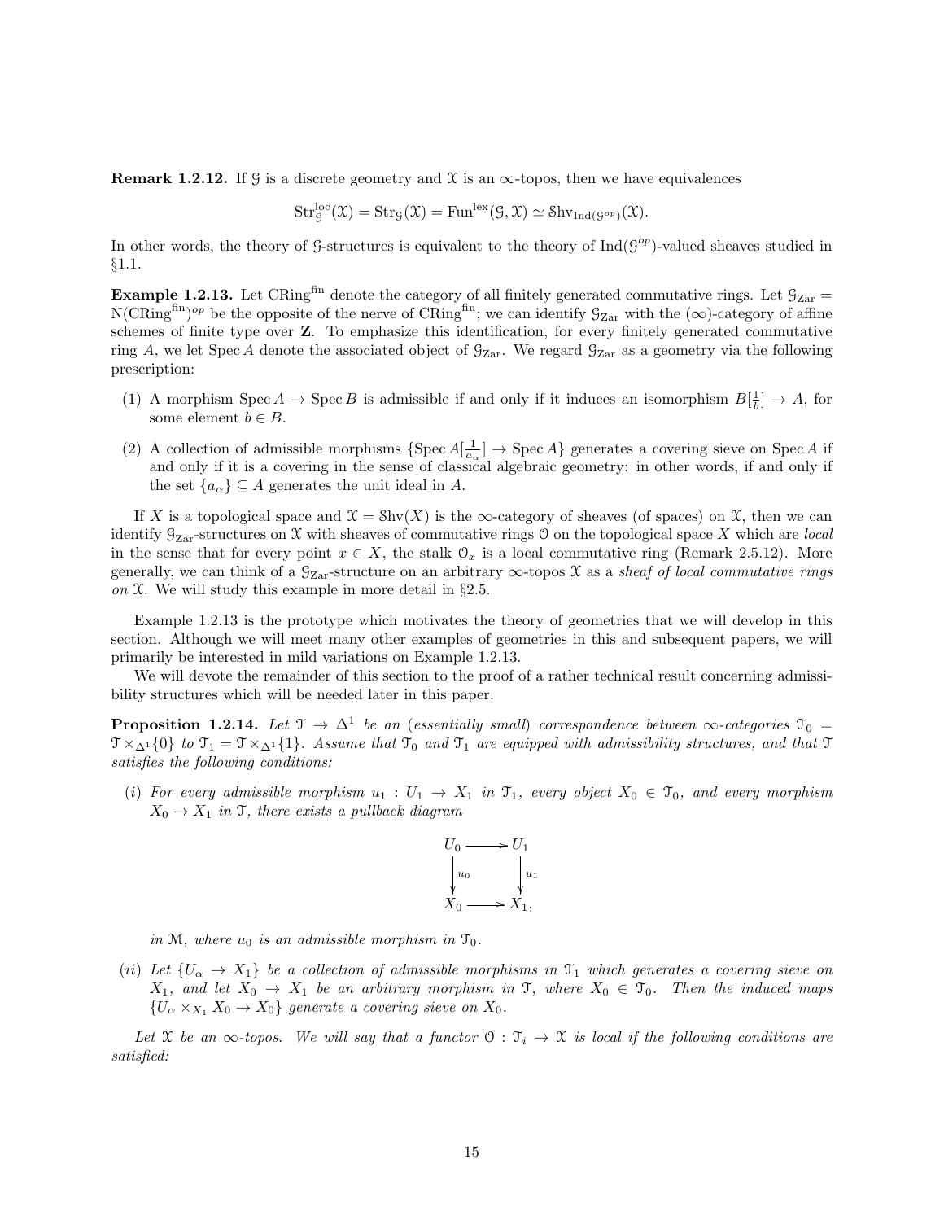**Remark 1.2.12.** If $\mathcal{G}$ is a discrete geometry and $\mathcal{X}$ is an $\infty$-topos, then we have equivalences

$$\mathrm{Str}^{\mathrm{loc}}_{\mathcal{G}}(\mathcal{X}) = \mathrm{Str}_{\mathcal{G}}(\mathcal{X}) = \mathrm{Fun}^{\mathrm{lex}}(\mathcal{G}, \mathcal{X}) \simeq \mathcal{S}\mathrm{hv}_{\mathrm{Ind}(\mathcal{G}^{op})}(\mathcal{X}).$$

In other words, the theory of $\mathcal{G}$-structures is equivalent to the theory of $\mathrm{Ind}(\mathcal{G}^{op})$-valued sheaves studied in §1.1.

**Example 1.2.13.** Let $\mathrm{CRing}^{\mathrm{fin}}$ denote the category of all finitely generated commutative rings. Let $\mathcal{G}_{\mathrm{Zar}} = \mathrm{N}(\mathrm{CRing}^{\mathrm{fin}})^{op}$ be the opposite of the nerve of $\mathrm{CRing}^{\mathrm{fin}}$; we can identify $\mathcal{G}_{\mathrm{Zar}}$ with the ($\infty$)-category of affine schemes of finite type over $\mathbf{Z}$. To emphasize this identification, for every finitely generated commutative ring $A$, we let $\mathrm{Spec}\, A$ denote the associated object of $\mathcal{G}_{\mathrm{Zar}}$. We regard $\mathcal{G}_{\mathrm{Zar}}$ as a geometry via the following prescription:

(1) A morphism $\mathrm{Spec}\, A \to \mathrm{Spec}\, B$ is admissible if and only if it induces an isomorphism $B[\frac{1}{b}] \to A$, for some element $b \in B$.

(2) A collection of admissible morphisms $\{\mathrm{Spec}\, A[\frac{1}{a_\alpha}] \to \mathrm{Spec}\, A\}$ generates a covering sieve on $\mathrm{Spec}\, A$ if and only if it is a covering in the sense of classical algebraic geometry: in other words, if and only if the set $\{a_\alpha\} \subseteq A$ generates the unit ideal in $A$.

If $X$ is a topological space and $\mathcal{X} = \mathcal{S}\mathrm{hv}(X)$ is the $\infty$-category of sheaves (of spaces) on $\mathcal{X}$, then we can identify $\mathcal{G}_{\mathrm{Zar}}$-structures on $\mathcal{X}$ with sheaves of commutative rings $\mathcal{O}$ on the topological space $X$ which are *local* in the sense that for every point $x \in X$, the stalk $\mathcal{O}_x$ is a local commutative ring (Remark 2.5.12). More generally, we can think of a $\mathcal{G}_{\mathrm{Zar}}$-structure on an arbitrary $\infty$-topos $\mathcal{X}$ as a *sheaf of local commutative rings on* $\mathcal{X}$. We will study this example in more detail in §2.5.

Example 1.2.13 is the prototype which motivates the theory of geometries that we will develop in this section. Although we will meet many other examples of geometries in this and subsequent papers, we will primarily be interested in mild variations on Example 1.2.13.

We will devote the remainder of this section to the proof of a rather technical result concerning admissibility structures which will be needed later in this paper.

**Proposition 1.2.14.** *Let $\mathcal{T} \to \Delta^1$ be an (essentially small) correspondence between $\infty$-categories $\mathcal{T}_0 = \mathcal{T} \times_{\Delta^1} \{0\}$ to $\mathcal{T}_1 = \mathcal{T} \times_{\Delta^1} \{1\}$. Assume that $\mathcal{T}_0$ and $\mathcal{T}_1$ are equipped with admissibility structures, and that $\mathcal{T}$ satisfies the following conditions:*

*(i) For every admissible morphism $u_1 : U_1 \to X_1$ in $\mathcal{T}_1$, every object $X_0 \in \mathcal{T}_0$, and every morphism $X_0 \to X_1$ in $\mathcal{T}$, there exists a pullback diagram*

$$\begin{array}{ccc} U_0 & \longrightarrow & U_1 \\ \downarrow{\scriptstyle u_0} & & \downarrow{\scriptstyle u_1} \\ X_0 & \longrightarrow & X_1, \end{array}$$

*in $\mathcal{M}$, where $u_0$ is an admissible morphism in $\mathcal{T}_0$.*

*(ii) Let $\{U_\alpha \to X_1\}$ be a collection of admissible morphisms in $\mathcal{T}_1$ which generates a covering sieve on $X_1$, and let $X_0 \to X_1$ be an arbitrary morphism in $\mathcal{T}$, where $X_0 \in \mathcal{T}_0$. Then the induced maps $\{U_\alpha \times_{X_1} X_0 \to X_0\}$ generate a covering sieve on $X_0$.*

*Let $\mathcal{X}$ be an $\infty$-topos. We will say that a functor $\mathcal{O} : \mathcal{T}_i \to \mathcal{X}$ is local if the following conditions are satisfied:*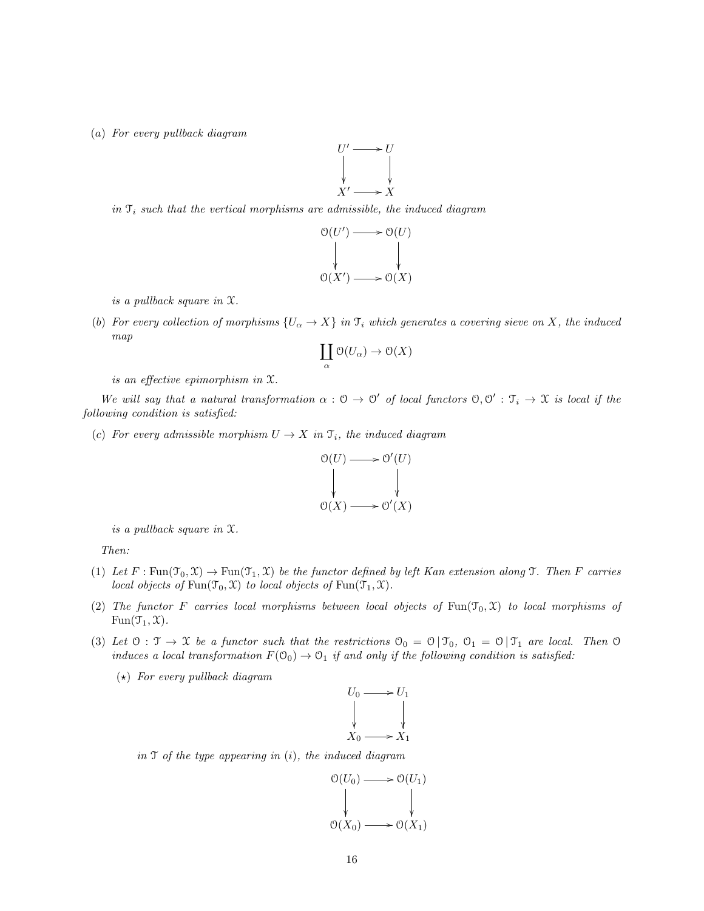(a) *For every pullback diagram*

$$\begin{array}{ccc} U' & \longrightarrow & U \\ \downarrow & & \downarrow \\ X' & \longrightarrow & X \end{array}$$

*in* $\mathcal{T}_i$ *such that the vertical morphisms are admissible, the induced diagram*

$$\begin{array}{ccc} \mathcal{O}(U') & \longrightarrow & \mathcal{O}(U) \\ \downarrow & & \downarrow \\ \mathcal{O}(X') & \longrightarrow & \mathcal{O}(X) \end{array}$$

*is a pullback square in* $\mathcal{X}$.

(b) *For every collection of morphisms* $\{U_\alpha \to X\}$ *in* $\mathcal{T}_i$ *which generates a covering sieve on* $X$*, the induced map*

$$\coprod_\alpha \mathcal{O}(U_\alpha) \to \mathcal{O}(X)$$

*is an effective epimorphism in* $\mathcal{X}$.

*We will say that a natural transformation* $\alpha : \mathcal{O} \to \mathcal{O}'$ *of local functors* $\mathcal{O}, \mathcal{O}' : \mathcal{T}_i \to \mathcal{X}$ *is local if the following condition is satisfied:*

(c) *For every admissible morphism* $U \to X$ *in* $\mathcal{T}_i$*, the induced diagram*

$$\begin{array}{ccc} \mathcal{O}(U) & \longrightarrow & \mathcal{O}'(U) \\ \downarrow & & \downarrow \\ \mathcal{O}(X) & \longrightarrow & \mathcal{O}'(X) \end{array}$$

*is a pullback square in* $\mathcal{X}$.

*Then:*

(1) *Let* $F : \mathrm{Fun}(\mathcal{T}_0, \mathcal{X}) \to \mathrm{Fun}(\mathcal{T}_1, \mathcal{X})$ *be the functor defined by left Kan extension along* $\mathcal{T}$*. Then* $F$ *carries local objects of* $\mathrm{Fun}(\mathcal{T}_0, \mathcal{X})$ *to local objects of* $\mathrm{Fun}(\mathcal{T}_1, \mathcal{X})$.

(2) *The functor* $F$ *carries local morphisms between local objects of* $\mathrm{Fun}(\mathcal{T}_0, \mathcal{X})$ *to local morphisms of* $\mathrm{Fun}(\mathcal{T}_1, \mathcal{X})$.

(3) *Let* $\mathcal{O} : \mathcal{T} \to \mathcal{X}$ *be a functor such that the restrictions* $\mathcal{O}_0 = \mathcal{O} \,|\, \mathcal{T}_0$, $\mathcal{O}_1 = \mathcal{O} \,|\, \mathcal{T}_1$ *are local. Then* $\mathcal{O}$ *induces a local transformation* $F(\mathcal{O}_0) \to \mathcal{O}_1$ *if and only if the following condition is satisfied:*

   ($\star$) *For every pullback diagram*

   $$\begin{array}{ccc} U_0 & \longrightarrow & U_1 \\ \downarrow & & \downarrow \\ X_0 & \longrightarrow & X_1 \end{array}$$

   *in* $\mathcal{T}$ *of the type appearing in* $(i)$*, the induced diagram*

   $$\begin{array}{ccc} \mathcal{O}(U_0) & \longrightarrow & \mathcal{O}(U_1) \\ \downarrow & & \downarrow \\ \mathcal{O}(X_0) & \longrightarrow & \mathcal{O}(X_1) \end{array}$$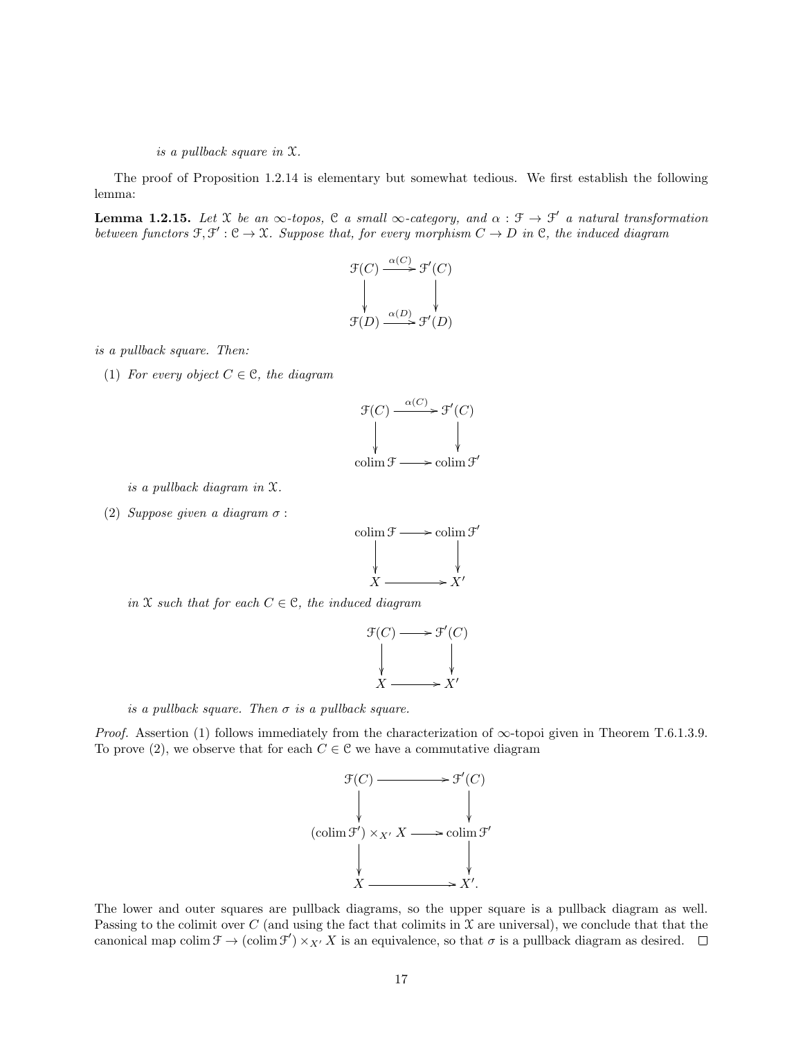*is a pullback square in $\mathcal{X}$.*

The proof of Proposition 1.2.14 is elementary but somewhat tedious. We first establish the following lemma:

**Lemma 1.2.15.** *Let $\mathcal{X}$ be an $\infty$-topos, $\mathcal{C}$ a small $\infty$-category, and $\alpha : \mathcal{F} \to \mathcal{F}'$ a natural transformation between functors $\mathcal{F}, \mathcal{F}' : \mathcal{C} \to \mathcal{X}$. Suppose that, for every morphism $C \to D$ in $\mathcal{C}$, the induced diagram*

$$\begin{array}{ccc} \mathcal{F}(C) & \xrightarrow{\alpha(C)} & \mathcal{F}'(C) \\ \downarrow & & \downarrow \\ \mathcal{F}(D) & \xrightarrow{\alpha(D)} & \mathcal{F}'(D) \end{array}$$

*is a pullback square. Then:*

(1) *For every object $C \in \mathcal{C}$, the diagram*

$$\begin{array}{ccc} \mathcal{F}(C) & \xrightarrow{\alpha(C)} & \mathcal{F}'(C) \\ \downarrow & & \downarrow \\ \operatorname{colim} \mathcal{F} & \longrightarrow & \operatorname{colim} \mathcal{F}' \end{array}$$

*is a pullback diagram in $\mathcal{X}$.*

(2) *Suppose given a diagram $\sigma$ :*

$$\begin{array}{ccc} \operatorname{colim} \mathcal{F} & \longrightarrow & \operatorname{colim} \mathcal{F}' \\ \downarrow & & \downarrow \\ X & \longrightarrow & X' \end{array}$$

*in $\mathcal{X}$ such that for each $C \in \mathcal{C}$, the induced diagram*

$$\begin{array}{ccc} \mathcal{F}(C) & \longrightarrow & \mathcal{F}'(C) \\ \downarrow & & \downarrow \\ X & \longrightarrow & X' \end{array}$$

*is a pullback square. Then $\sigma$ is a pullback square.*

*Proof.* Assertion (1) follows immediately from the characterization of $\infty$-topoi given in Theorem T.6.1.3.9. To prove (2), we observe that for each $C \in \mathcal{C}$ we have a commutative diagram

$$\begin{array}{ccc} \mathcal{F}(C) & \longrightarrow & \mathcal{F}'(C) \\ \downarrow & & \downarrow \\ (\operatorname{colim} \mathcal{F}') \times_{X'} X & \longrightarrow & \operatorname{colim} \mathcal{F}' \\ \downarrow & & \downarrow \\ X & \longrightarrow & X'. \end{array}$$

The lower and outer squares are pullback diagrams, so the upper square is a pullback diagram as well. Passing to the colimit over $C$ (and using the fact that colimits in $\mathcal{X}$ are universal), we conclude that that the canonical map $\operatorname{colim} \mathcal{F} \to (\operatorname{colim} \mathcal{F}') \times_{X'} X$ is an equivalence, so that $\sigma$ is a pullback diagram as desired. $\square$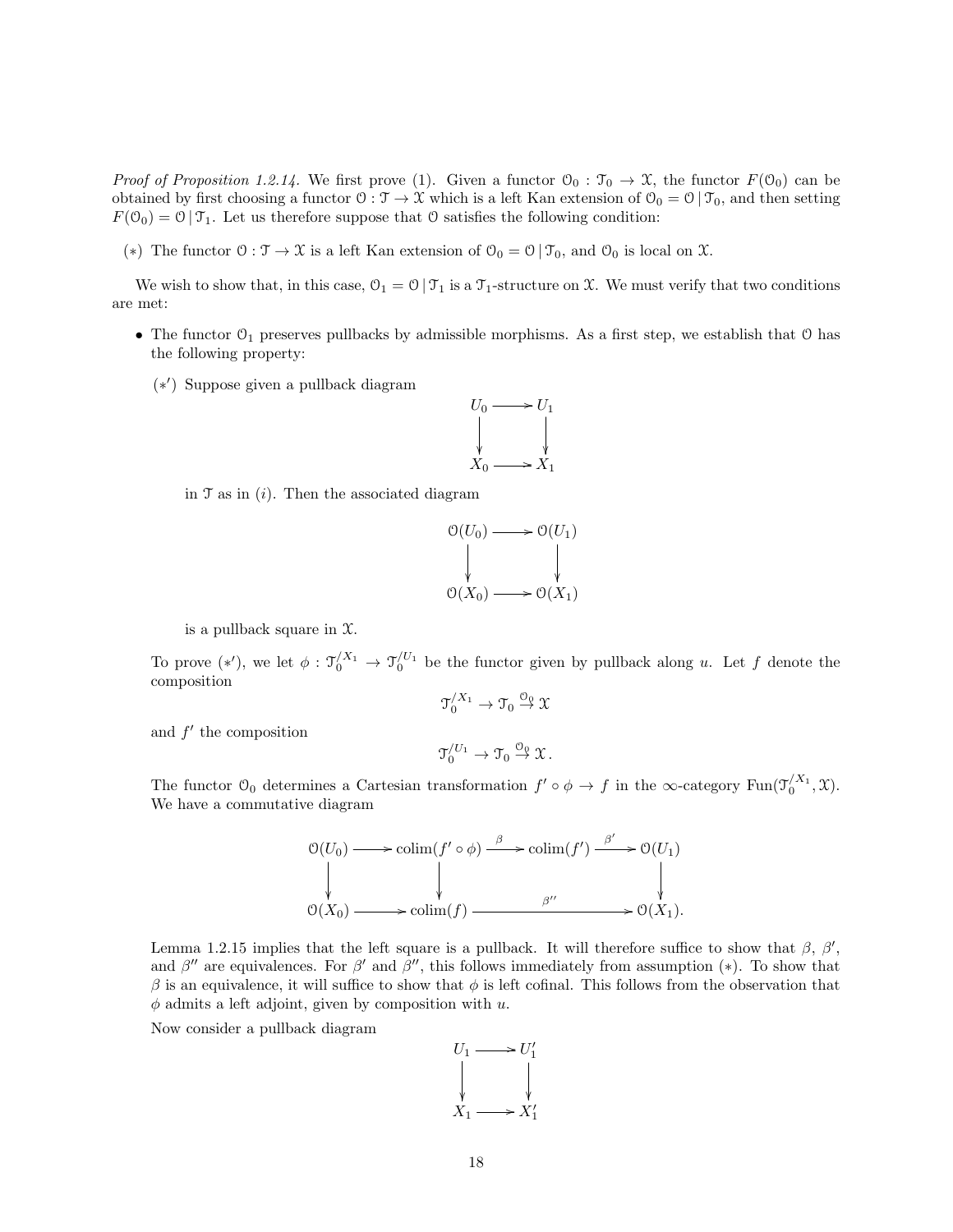*Proof of Proposition 1.2.14.* We first prove (1). Given a functor $\mathcal{O}_0 : \mathcal{T}_0 \to \mathcal{X}$, the functor $F(\mathcal{O}_0)$ can be obtained by first choosing a functor $\mathcal{O} : \mathcal{T} \to \mathcal{X}$ which is a left Kan extension of $\mathcal{O}_0 = \mathcal{O} \,|\, \mathcal{T}_0$, and then setting $F(\mathcal{O}_0) = \mathcal{O} \,|\, \mathcal{T}_1$. Let us therefore suppose that $\mathcal{O}$ satisfies the following condition:

($*$) The functor $\mathcal{O} : \mathcal{T} \to \mathcal{X}$ is a left Kan extension of $\mathcal{O}_0 = \mathcal{O} \,|\, \mathcal{T}_0$, and $\mathcal{O}_0$ is local on $\mathcal{X}$.

We wish to show that, in this case, $\mathcal{O}_1 = \mathcal{O} \,|\, \mathcal{T}_1$ is a $\mathcal{T}_1$-structure on $\mathcal{X}$. We must verify that two conditions are met:

- The functor $\mathcal{O}_1$ preserves pullbacks by admissible morphisms. As a first step, we establish that $\mathcal{O}$ has the following property:

  ($*'$) Suppose given a pullback diagram

$$\begin{array}{ccc} U_0 & \longrightarrow & U_1 \\ \downarrow & & \downarrow \\ X_0 & \longrightarrow & X_1 \end{array}$$

  in $\mathcal{T}$ as in $(i)$. Then the associated diagram

$$\begin{array}{ccc} \mathcal{O}(U_0) & \longrightarrow & \mathcal{O}(U_1) \\ \downarrow & & \downarrow \\ \mathcal{O}(X_0) & \longrightarrow & \mathcal{O}(X_1) \end{array}$$

  is a pullback square in $\mathcal{X}$.

  To prove ($*'$), we let $\phi : \mathcal{T}_0^{/X_1} \to \mathcal{T}_0^{/U_1}$ be the functor given by pullback along $u$. Let $f$ denote the composition

$$\mathcal{T}_0^{/X_1} \to \mathcal{T}_0 \overset{\mathcal{O}_0}{\to} \mathcal{X}$$

  and $f'$ the composition

$$\mathcal{T}_0^{/U_1} \to \mathcal{T}_0 \overset{\mathcal{O}_0}{\to} \mathcal{X}\,.$$

  The functor $\mathcal{O}_0$ determines a Cartesian transformation $f' \circ \phi \to f$ in the $\infty$-category $\mathrm{Fun}(\mathcal{T}_0^{/X_1}, \mathcal{X})$. We have a commutative diagram

$$\begin{array}{ccccccc} \mathcal{O}(U_0) & \longrightarrow & \mathrm{colim}(f' \circ \phi) & \xrightarrow{\beta} & \mathrm{colim}(f') & \xrightarrow{\beta'} & \mathcal{O}(U_1) \\ \downarrow & & \downarrow & & & & \downarrow \\ \mathcal{O}(X_0) & \longrightarrow & \mathrm{colim}(f) & & \xrightarrow{\beta''} & & \mathcal{O}(X_1). \end{array}$$

  Lemma 1.2.15 implies that the left square is a pullback. It will therefore suffice to show that $\beta$, $\beta'$, and $\beta''$ are equivalences. For $\beta'$ and $\beta''$, this follows immediately from assumption ($*$). To show that $\beta$ is an equivalence, it will suffice to show that $\phi$ is left cofinal. This follows from the observation that $\phi$ admits a left adjoint, given by composition with $u$.

  Now consider a pullback diagram

$$\begin{array}{ccc} U_1 & \longrightarrow & U_1' \\ \downarrow & & \downarrow \\ X_1 & \longrightarrow & X_1' \end{array}$$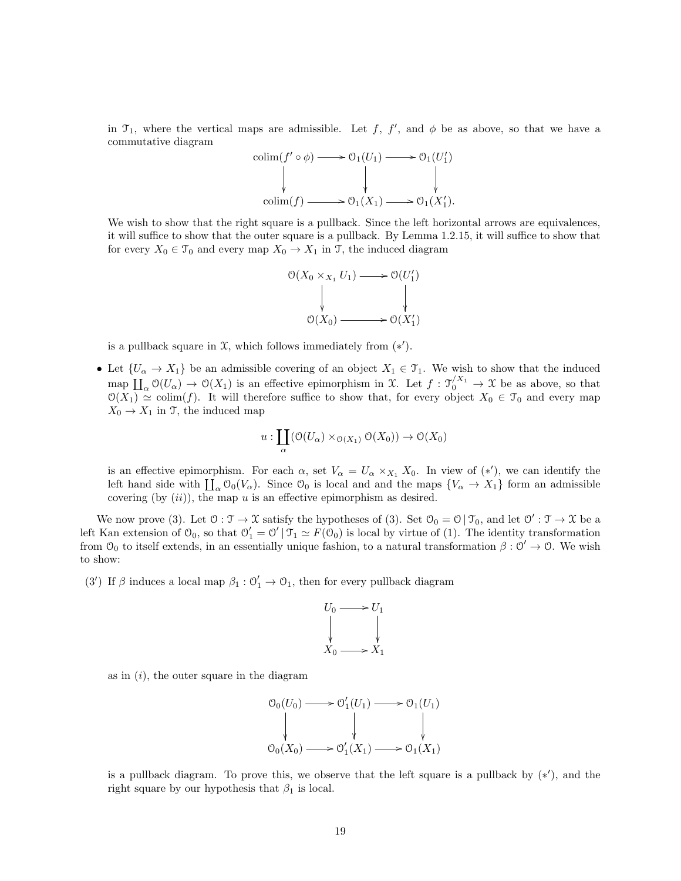in $\mathcal{T}_1$, where the vertical maps are admissible. Let $f$, $f'$, and $\phi$ be as above, so that we have a commutative diagram

$$\begin{array}{ccccc}
\operatorname{colim}(f' \circ \phi) & \longrightarrow & \mathcal{O}_1(U_1) & \longrightarrow & \mathcal{O}_1(U_1') \\
\downarrow & & \downarrow & & \downarrow \\
\operatorname{colim}(f) & \longrightarrow & \mathcal{O}_1(X_1) & \longrightarrow & \mathcal{O}_1(X_1').
\end{array}$$

We wish to show that the right square is a pullback. Since the left horizontal arrows are equivalences, it will suffice to show that the outer square is a pullback. By Lemma 1.2.15, it will suffice to show that for every $X_0 \in \mathcal{T}_0$ and every map $X_0 \to X_1$ in $\mathcal{T}$, the induced diagram

$$\begin{array}{ccc}
\mathcal{O}(X_0 \times_{X_1} U_1) & \longrightarrow & \mathcal{O}(U_1') \\
\downarrow & & \downarrow \\
\mathcal{O}(X_0) & \longrightarrow & \mathcal{O}(X_1')
\end{array}$$

is a pullback square in $\mathcal{X}$, which follows immediately from $(*')$.

- Let $\{U_\alpha \to X_1\}$ be an admissible covering of an object $X_1 \in \mathcal{T}_1$. We wish to show that the induced map $\coprod_\alpha \mathcal{O}(U_\alpha) \to \mathcal{O}(X_1)$ is an effective epimorphism in $\mathcal{X}$. Let $f : \mathcal{T}_0^{/X_1} \to \mathcal{X}$ be as above, so that $\mathcal{O}(X_1) \simeq \operatorname{colim}(f)$. It will therefore suffice to show that, for every object $X_0 \in \mathcal{T}_0$ and every map $X_0 \to X_1$ in $\mathcal{T}$, the induced map

$$u : \coprod_\alpha (\mathcal{O}(U_\alpha) \times_{\mathcal{O}(X_1)} \mathcal{O}(X_0)) \to \mathcal{O}(X_0)$$

is an effective epimorphism. For each $\alpha$, set $V_\alpha = U_\alpha \times_{X_1} X_0$. In view of $(*')$, we can identify the left hand side with $\coprod_\alpha \mathcal{O}_0(V_\alpha)$. Since $\mathcal{O}_0$ is local and and the maps $\{V_\alpha \to X_1\}$ form an admissible covering (by $(ii)$), the map $u$ is an effective epimorphism as desired.

We now prove (3). Let $\mathcal{O} : \mathcal{T} \to \mathcal{X}$ satisfy the hypotheses of (3). Set $\mathcal{O}_0 = \mathcal{O} \,|\, \mathcal{T}_0$, and let $\mathcal{O}' : \mathcal{T} \to \mathcal{X}$ be a left Kan extension of $\mathcal{O}_0$, so that $\mathcal{O}_1' = \mathcal{O}' \,|\, \mathcal{T}_1 \simeq F(\mathcal{O}_0)$ is local by virtue of (1). The identity transformation from $\mathcal{O}_0$ to itself extends, in an essentially unique fashion, to a natural transformation $\beta : \mathcal{O}' \to \mathcal{O}$. We wish to show:

$(3')$ If $\beta$ induces a local map $\beta_1 : \mathcal{O}_1' \to \mathcal{O}_1$, then for every pullback diagram

$$\begin{array}{ccc}
U_0 & \longrightarrow & U_1 \\
\downarrow & & \downarrow \\
X_0 & \longrightarrow & X_1
\end{array}$$

as in $(i)$, the outer square in the diagram

$$\begin{array}{ccccc}
\mathcal{O}_0(U_0) & \longrightarrow & \mathcal{O}_1'(U_1) & \longrightarrow & \mathcal{O}_1(U_1) \\
\downarrow & & \downarrow & & \downarrow \\
\mathcal{O}_0(X_0) & \longrightarrow & \mathcal{O}_1'(X_1) & \longrightarrow & \mathcal{O}_1(X_1)
\end{array}$$

is a pullback diagram. To prove this, we observe that the left square is a pullback by $(*')$, and the right square by our hypothesis that $\beta_1$ is local.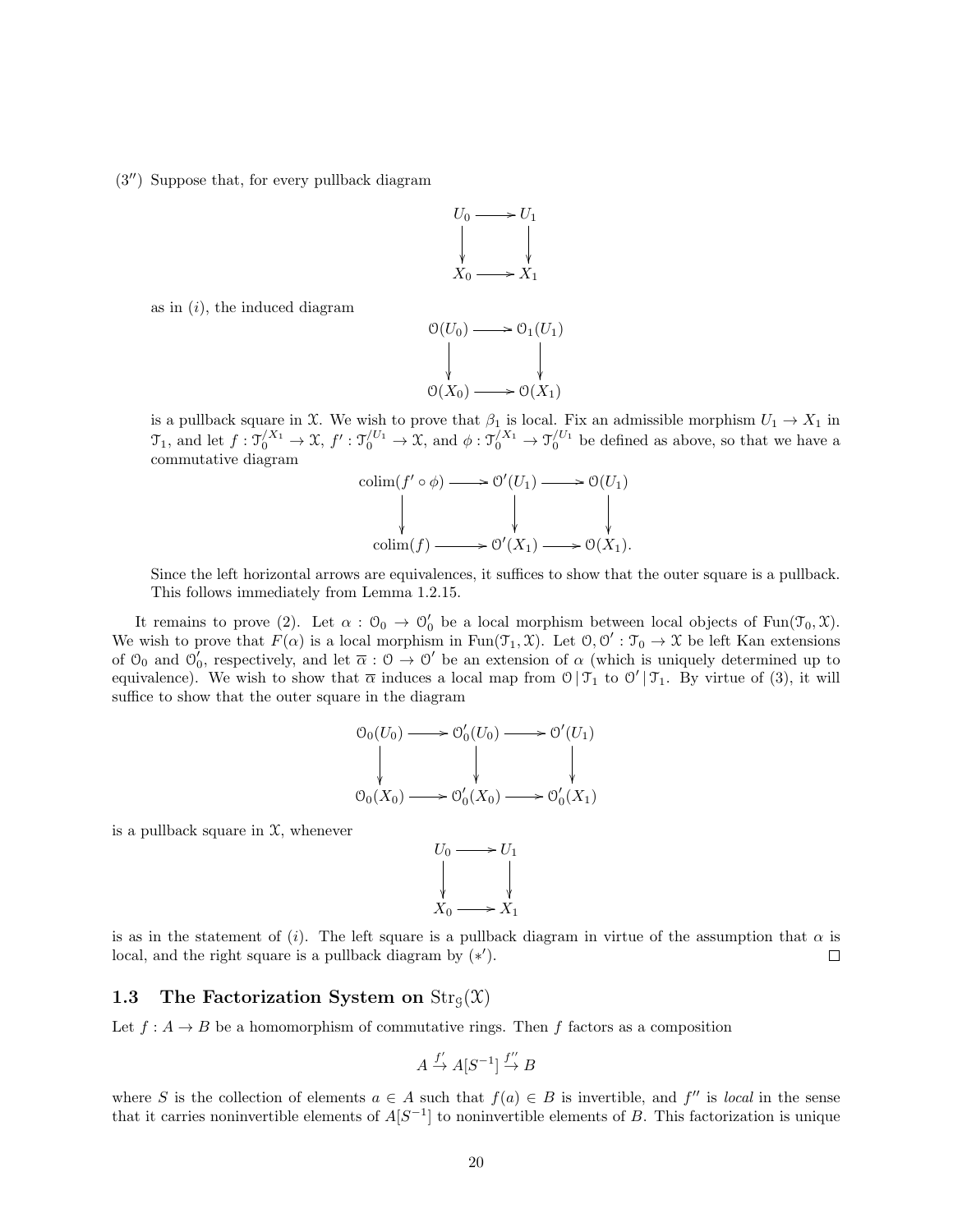(3″) Suppose that, for every pullback diagram

$$\begin{array}{ccc} U_0 & \longrightarrow & U_1 \\ \downarrow & & \downarrow \\ X_0 & \longrightarrow & X_1 \end{array}$$

as in $(i)$, the induced diagram

$$\begin{array}{ccc} \mathcal{O}(U_0) & \longrightarrow & \mathcal{O}_1(U_1) \\ \downarrow & & \downarrow \\ \mathcal{O}(X_0) & \longrightarrow & \mathcal{O}(X_1) \end{array}$$

is a pullback square in $\mathcal{X}$. We wish to prove that $\beta_1$ is local. Fix an admissible morphism $U_1 \to X_1$ in $\mathcal{T}_1$, and let $f : \mathcal{T}_0^{/X_1} \to \mathcal{X}$, $f' : \mathcal{T}_0^{/U_1} \to \mathcal{X}$, and $\phi : \mathcal{T}_0^{/X_1} \to \mathcal{T}_0^{/U_1}$ be defined as above, so that we have a commutative diagram

$$\begin{array}{ccccc} \operatorname{colim}(f' \circ \phi) & \longrightarrow & \mathcal{O}'(U_1) & \longrightarrow & \mathcal{O}(U_1) \\ \downarrow & & \downarrow & & \downarrow \\ \operatorname{colim}(f) & \longrightarrow & \mathcal{O}'(X_1) & \longrightarrow & \mathcal{O}(X_1). \end{array}$$

Since the left horizontal arrows are equivalences, it suffices to show that the outer square is a pullback. This follows immediately from Lemma 1.2.15.

It remains to prove (2). Let $\alpha : \mathcal{O}_0 \to \mathcal{O}_0'$ be a local morphism between local objects of $\operatorname{Fun}(\mathcal{T}_0, \mathcal{X})$. We wish to prove that $F(\alpha)$ is a local morphism in $\operatorname{Fun}(\mathcal{T}_1, \mathcal{X})$. Let $\mathcal{O}, \mathcal{O}' : \mathcal{T}_0 \to \mathcal{X}$ be left Kan extensions of $\mathcal{O}_0$ and $\mathcal{O}_0'$, respectively, and let $\overline{\alpha} : \mathcal{O} \to \mathcal{O}'$ be an extension of $\alpha$ (which is uniquely determined up to equivalence). We wish to show that $\overline{\alpha}$ induces a local map from $\mathcal{O} \,|\, \mathcal{T}_1$ to $\mathcal{O}' \,|\, \mathcal{T}_1$. By virtue of (3), it will suffice to show that the outer square in the diagram

$$\begin{array}{ccccc} \mathcal{O}_0(U_0) & \longrightarrow & \mathcal{O}_0'(U_0) & \longrightarrow & \mathcal{O}'(U_1) \\ \downarrow & & \downarrow & & \downarrow \\ \mathcal{O}_0(X_0) & \longrightarrow & \mathcal{O}_0'(X_0) & \longrightarrow & \mathcal{O}_0'(X_1) \end{array}$$

is a pullback square in $\mathcal{X}$, whenever

$$\begin{array}{ccc} U_0 & \longrightarrow & U_1 \\ \downarrow & & \downarrow \\ X_0 & \longrightarrow & X_1 \end{array}$$

is as in the statement of $(i)$. The left square is a pullback diagram in virtue of the assumption that $\alpha$ is local, and the right square is a pullback diagram by $(*')$. $\square$

## 1.3 The Factorization System on $\operatorname{Str}_{\mathcal{G}}(\mathcal{X})$

Let $f : A \to B$ be a homomorphism of commutative rings. Then $f$ factors as a composition

$$A \xrightarrow{f'} A[S^{-1}] \xrightarrow{f''} B$$

where $S$ is the collection of elements $a \in A$ such that $f(a) \in B$ is invertible, and $f''$ is *local* in the sense that it carries noninvertible elements of $A[S^{-1}]$ to noninvertible elements of $B$. This factorization is unique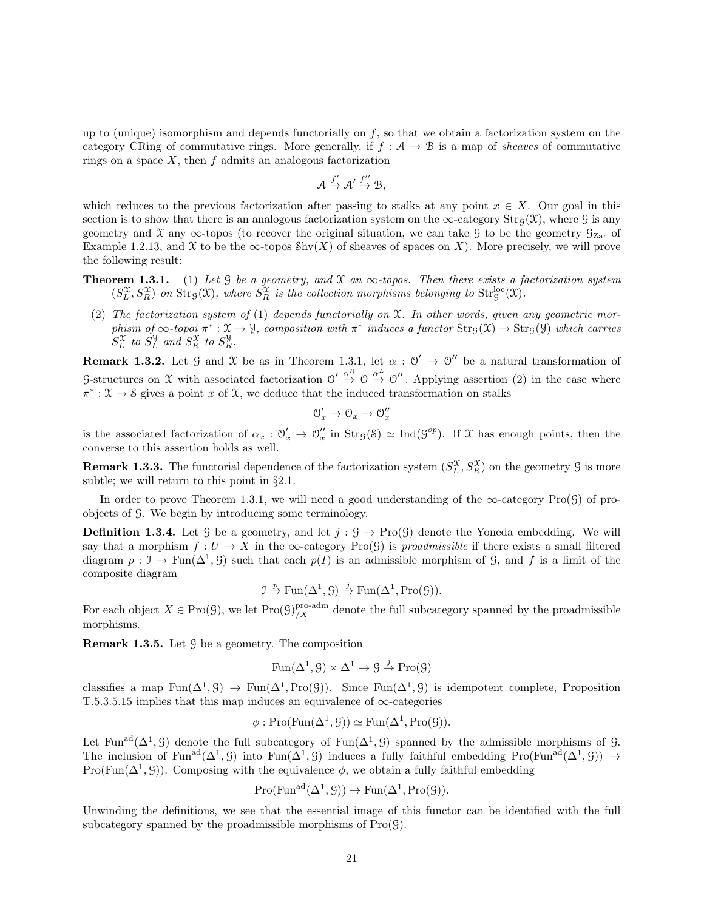up to (unique) isomorphism and depends functorially on $f$, so that we obtain a factorization system on the category CRing of commutative rings. More generally, if $f : \mathcal{A} \to \mathcal{B}$ is a map of *sheaves* of commutative rings on a space $X$, then $f$ admits an analogous factorization

$$\mathcal{A} \stackrel{f'}{\to} \mathcal{A}' \stackrel{f''}{\to} \mathcal{B},$$

which reduces to the previous factorization after passing to stalks at any point $x \in X$. Our goal in this section is to show that there is an analogous factorization system on the $\infty$-category $\mathrm{Str}_{\mathcal{G}}(\mathcal{X})$, where $\mathcal{G}$ is any geometry and $\mathcal{X}$ any $\infty$-topos (to recover the original situation, we can take $\mathcal{G}$ to be the geometry $\mathcal{G}_{\mathrm{Zar}}$ of Example 1.2.13, and $\mathcal{X}$ to be the $\infty$-topos $\mathcal{S}\mathrm{hv}(X)$ of sheaves of spaces on $X$). More precisely, we will prove the following result:

**Theorem 1.3.1.** (1) *Let $\mathcal{G}$ be a geometry, and $\mathcal{X}$ an $\infty$-topos. Then there exists a factorization system $(S_L^{\mathcal{X}}, S_R^{\mathcal{X}})$ on $\mathrm{Str}_{\mathcal{G}}(\mathcal{X})$, where $S_R^{\mathcal{X}}$ is the collection morphisms belonging to $\mathrm{Str}^{\mathrm{loc}}_{\mathcal{G}}(\mathcal{X})$.*

(2) *The factorization system of* (1) *depends functorially on $\mathcal{X}$. In other words, given any geometric morphism of $\infty$-topoi $\pi^* : \mathcal{X} \to \mathcal{Y}$, composition with $\pi^*$ induces a functor $\mathrm{Str}_{\mathcal{G}}(\mathcal{X}) \to \mathrm{Str}_{\mathcal{G}}(\mathcal{Y})$ which carries $S_L^{\mathcal{X}}$ to $S_L^{\mathcal{Y}}$ and $S_R^{\mathcal{X}}$ to $S_R^{\mathcal{Y}}$.*

**Remark 1.3.2.** Let $\mathcal{G}$ and $\mathcal{X}$ be as in Theorem 1.3.1, let $\alpha : \mathcal{O}' \to \mathcal{O}''$ be a natural transformation of $\mathcal{G}$-structures on $\mathcal{X}$ with associated factorization $\mathcal{O}' \stackrel{\alpha^R}{\to} \mathcal{O} \stackrel{\alpha^L}{\to} \mathcal{O}''$. Applying assertion (2) in the case where $\pi^* : \mathcal{X} \to \mathcal{S}$ gives a point $x$ of $\mathcal{X}$, we deduce that the induced transformation on stalks

$$\mathcal{O}'_x \to \mathcal{O}_x \to \mathcal{O}''_x$$

is the associated factorization of $\alpha_x : \mathcal{O}'_x \to \mathcal{O}''_x$ in $\mathrm{Str}_{\mathcal{G}}(\mathcal{S}) \simeq \mathrm{Ind}(\mathcal{G}^{op})$. If $\mathcal{X}$ has enough points, then the converse to this assertion holds as well.

**Remark 1.3.3.** The functorial dependence of the factorization system $(S_L^{\mathcal{X}}, S_R^{\mathcal{X}})$ on the geometry $\mathcal{G}$ is more subtle; we will return to this point in §2.1.

In order to prove Theorem 1.3.1, we will need a good understanding of the $\infty$-category $\mathrm{Pro}(\mathcal{G})$ of pro-objects of $\mathcal{G}$. We begin by introducing some terminology.

**Definition 1.3.4.** Let $\mathcal{G}$ be a geometry, and let $j : \mathcal{G} \to \mathrm{Pro}(\mathcal{G})$ denote the Yoneda embedding. We will say that a morphism $f : U \to X$ in the $\infty$-category $\mathrm{Pro}(\mathcal{G})$ is *proadmissible* if there exists a small filtered diagram $p : \mathcal{I} \to \mathrm{Fun}(\Delta^1, \mathcal{G})$ such that each $p(I)$ is an admissible morphism of $\mathcal{G}$, and $f$ is a limit of the composite diagram

$$\mathcal{I} \stackrel{p}{\to} \mathrm{Fun}(\Delta^1, \mathcal{G}) \stackrel{j}{\to} \mathrm{Fun}(\Delta^1, \mathrm{Pro}(\mathcal{G})).$$

For each object $X \in \mathrm{Pro}(\mathcal{G})$, we let $\mathrm{Pro}(\mathcal{G})^{\text{pro-adm}}_{/X}$ denote the full subcategory spanned by the proadmissible morphisms.

**Remark 1.3.5.** Let $\mathcal{G}$ be a geometry. The composition

$$\mathrm{Fun}(\Delta^1, \mathcal{G}) \times \Delta^1 \to \mathcal{G} \stackrel{j}{\to} \mathrm{Pro}(\mathcal{G})$$

classifies a map $\mathrm{Fun}(\Delta^1, \mathcal{G}) \to \mathrm{Fun}(\Delta^1, \mathrm{Pro}(\mathcal{G}))$. Since $\mathrm{Fun}(\Delta^1, \mathcal{G})$ is idempotent complete, Proposition T.5.3.5.15 implies that this map induces an equivalence of $\infty$-categories

$$\phi : \mathrm{Pro}(\mathrm{Fun}(\Delta^1, \mathcal{G})) \simeq \mathrm{Fun}(\Delta^1, \mathrm{Pro}(\mathcal{G})).$$

Let $\mathrm{Fun}^{\mathrm{ad}}(\Delta^1, \mathcal{G})$ denote the full subcategory of $\mathrm{Fun}(\Delta^1, \mathcal{G})$ spanned by the admissible morphisms of $\mathcal{G}$. The inclusion of $\mathrm{Fun}^{\mathrm{ad}}(\Delta^1, \mathcal{G})$ into $\mathrm{Fun}(\Delta^1, \mathcal{G})$ induces a fully faithful embedding $\mathrm{Pro}(\mathrm{Fun}^{\mathrm{ad}}(\Delta^1, \mathcal{G})) \to \mathrm{Pro}(\mathrm{Fun}(\Delta^1, \mathcal{G}))$. Composing with the equivalence $\phi$, we obtain a fully faithful embedding

$$\mathrm{Pro}(\mathrm{Fun}^{\mathrm{ad}}(\Delta^1, \mathcal{G})) \to \mathrm{Fun}(\Delta^1, \mathrm{Pro}(\mathcal{G})).$$

Unwinding the definitions, we see that the essential image of this functor can be identified with the full subcategory spanned by the proadmissible morphisms of $\mathrm{Pro}(\mathcal{G})$.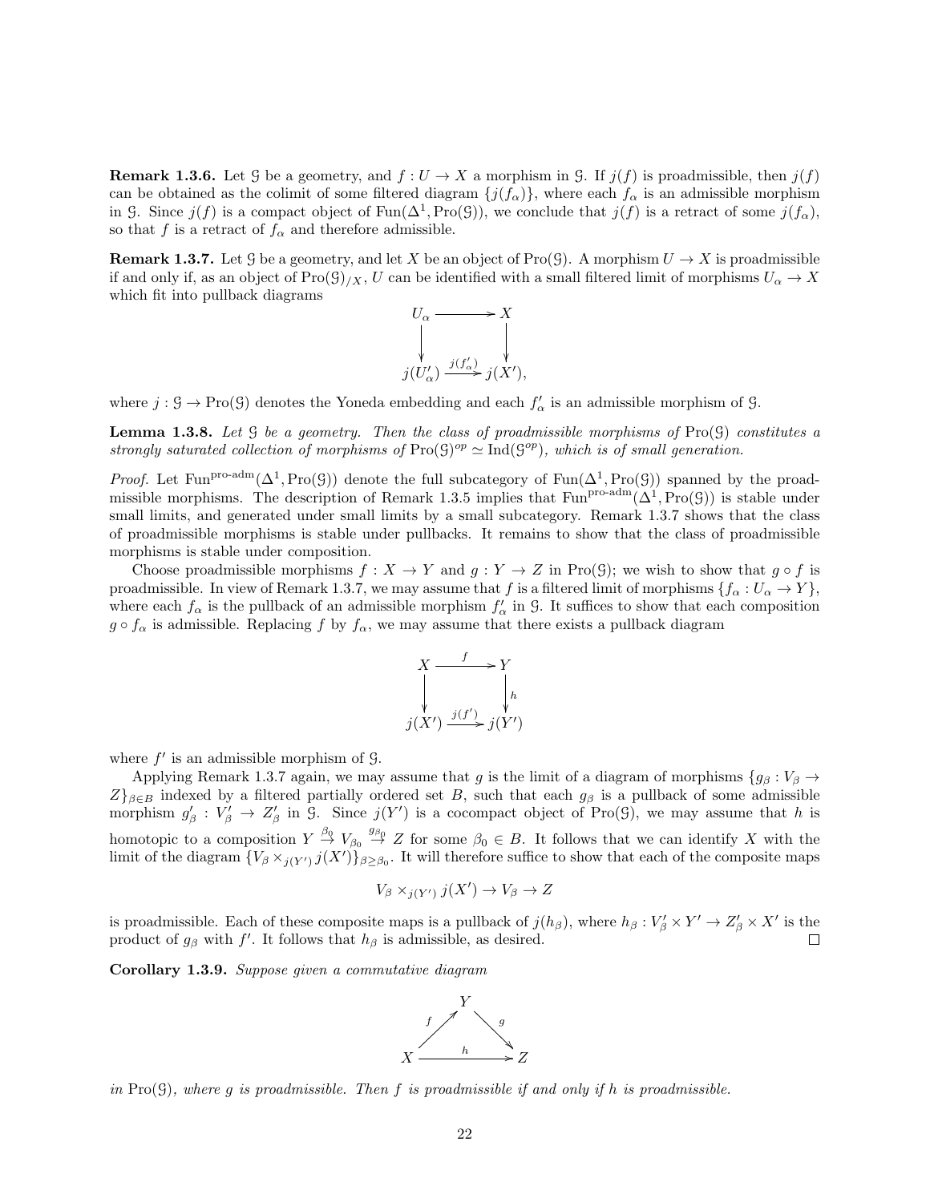**Remark 1.3.6.** Let $\mathcal{G}$ be a geometry, and $f : U \to X$ a morphism in $\mathcal{G}$. If $j(f)$ is proadmissible, then $j(f)$ can be obtained as the colimit of some filtered diagram $\{j(f_\alpha)\}$, where each $f_\alpha$ is an admissible morphism in $\mathcal{G}$. Since $j(f)$ is a compact object of $\mathrm{Fun}(\Delta^1, \mathrm{Pro}(\mathcal{G}))$, we conclude that $j(f)$ is a retract of some $j(f_\alpha)$, so that $f$ is a retract of $f_\alpha$ and therefore admissible.

**Remark 1.3.7.** Let $\mathcal{G}$ be a geometry, and let $X$ be an object of $\mathrm{Pro}(\mathcal{G})$. A morphism $U \to X$ is proadmissible if and only if, as an object of $\mathrm{Pro}(\mathcal{G})_{/X}$, $U$ can be identified with a small filtered limit of morphisms $U_\alpha \to X$ which fit into pullback diagrams

$$\begin{array}{ccc} U_\alpha & \longrightarrow & X \\ \downarrow & & \downarrow \\ j(U'_\alpha) & \xrightarrow{j(f'_\alpha)} & j(X'), \end{array}$$

where $j : \mathcal{G} \to \mathrm{Pro}(\mathcal{G})$ denotes the Yoneda embedding and each $f'_\alpha$ is an admissible morphism of $\mathcal{G}$.

**Lemma 1.3.8.** *Let $\mathcal{G}$ be a geometry. Then the class of proadmissible morphisms of $\mathrm{Pro}(\mathcal{G})$ constitutes a strongly saturated collection of morphisms of $\mathrm{Pro}(\mathcal{G})^{op} \simeq \mathrm{Ind}(\mathcal{G}^{op})$, which is of small generation.*

*Proof.* Let $\mathrm{Fun}^{\text{pro-adm}}(\Delta^1, \mathrm{Pro}(\mathcal{G}))$ denote the full subcategory of $\mathrm{Fun}(\Delta^1, \mathrm{Pro}(\mathcal{G}))$ spanned by the proadmissible morphisms. The description of Remark 1.3.5 implies that $\mathrm{Fun}^{\text{pro-adm}}(\Delta^1, \mathrm{Pro}(\mathcal{G}))$ is stable under small limits, and generated under small limits by a small subcategory. Remark 1.3.7 shows that the class of proadmissible morphisms is stable under pullbacks. It remains to show that the class of proadmissible morphisms is stable under composition.

Choose proadmissible morphisms $f : X \to Y$ and $g : Y \to Z$ in $\mathrm{Pro}(\mathcal{G})$; we wish to show that $g \circ f$ is proadmissible. In view of Remark 1.3.7, we may assume that $f$ is a filtered limit of morphisms $\{f_\alpha : U_\alpha \to Y\}$, where each $f_\alpha$ is the pullback of an admissible morphism $f'_\alpha$ in $\mathcal{G}$. It suffices to show that each composition $g \circ f_\alpha$ is admissible. Replacing $f$ by $f_\alpha$, we may assume that there exists a pullback diagram

$$\begin{array}{ccc} X & \xrightarrow{f} & Y \\ \downarrow & & \downarrow h \\ j(X') & \xrightarrow{j(f')} & j(Y') \end{array}$$

where $f'$ is an admissible morphism of $\mathcal{G}$.

Applying Remark 1.3.7 again, we may assume that $g$ is the limit of a diagram of morphisms $\{g_\beta : V_\beta \to Z\}_{\beta \in B}$ indexed by a filtered partially ordered set $B$, such that each $g_\beta$ is a pullback of some admissible morphism $g'_\beta : V'_\beta \to Z'_\beta$ in $\mathcal{G}$. Since $j(Y')$ is a cocompact object of $\mathrm{Pro}(\mathcal{G})$, we may assume that $h$ is homotopic to a composition $Y \overset{\beta_0}{\to} V_{\beta_0} \overset{g_{\beta_0}}{\to} Z$ for some $\beta_0 \in B$. It follows that we can identify $X$ with the limit of the diagram $\{V_\beta \times_{j(Y')} j(X')\}_{\beta \geq \beta_0}$. It will therefore suffice to show that each of the composite maps

$$V_\beta \times_{j(Y')} j(X') \to V_\beta \to Z$$

is proadmissible. Each of these composite maps is a pullback of $j(h_\beta)$, where $h_\beta : V'_\beta \times Y' \to Z'_\beta \times X'$ is the product of $g_\beta$ with $f'$. It follows that $h_\beta$ is admissible, as desired. $\square$

**Corollary 1.3.9.** *Suppose given a commutative diagram*

$$\begin{array}{ccccc} & & Y & & \\ & \overset{f}{\nearrow} & & \overset{g}{\searrow} & \\ X & & \xrightarrow{h} & & Z \end{array}$$

*in $\mathrm{Pro}(\mathcal{G})$, where $g$ is proadmissible. Then $f$ is proadmissible if and only if $h$ is proadmissible.*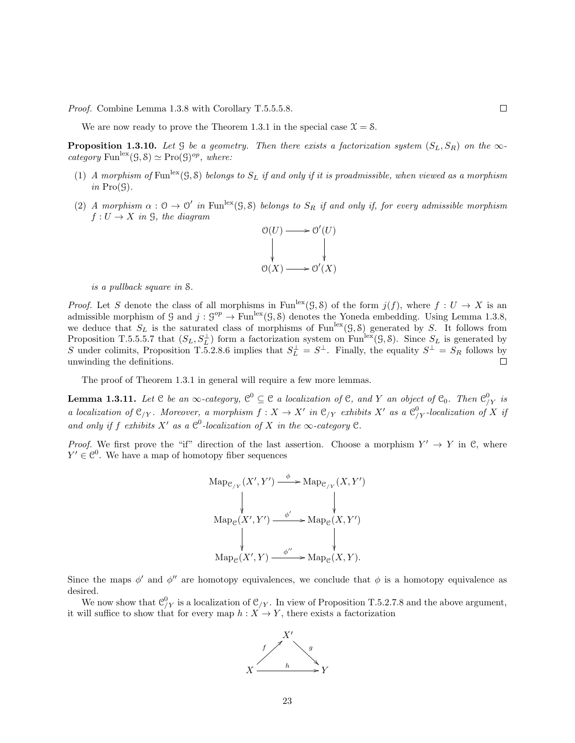*Proof.* Combine Lemma 1.3.8 with Corollary T.5.5.5.8. □

We are now ready to prove the Theorem 1.3.1 in the special case $\mathcal{X} = \mathcal{S}$.

**Proposition 1.3.10.** *Let $\mathcal{G}$ be a geometry. Then there exists a factorization system $(S_L, S_R)$ on the $\infty$-category $\mathrm{Fun}^{\mathrm{lex}}(\mathcal{G}, \mathcal{S}) \simeq \mathrm{Pro}(\mathcal{G})^{op}$, where:*

1. *A morphism of $\mathrm{Fun}^{\mathrm{lex}}(\mathcal{G}, \mathcal{S})$ belongs to $S_L$ if and only if it is proadmissible, when viewed as a morphism in $\mathrm{Pro}(\mathcal{G})$.*
2. *A morphism $\alpha : \mathcal{O} \to \mathcal{O}'$ in $\mathrm{Fun}^{\mathrm{lex}}(\mathcal{G}, \mathcal{S})$ belongs to $S_R$ if and only if, for every admissible morphism $f : U \to X$ in $\mathcal{G}$, the diagram*

$$\begin{array}{ccc} \mathcal{O}(U) & \longrightarrow & \mathcal{O}'(U) \\ \downarrow & & \downarrow \\ \mathcal{O}(X) & \longrightarrow & \mathcal{O}'(X) \end{array}$$

*is a pullback square in $\mathcal{S}$.*

*Proof.* Let $S$ denote the class of all morphisms in $\mathrm{Fun}^{\mathrm{lex}}(\mathcal{G}, \mathcal{S})$ of the form $j(f)$, where $f : U \to X$ is an admissible morphism of $\mathcal{G}$ and $j : \mathcal{G}^{op} \to \mathrm{Fun}^{\mathrm{lex}}(\mathcal{G}, \mathcal{S})$ denotes the Yoneda embedding. Using Lemma 1.3.8, we deduce that $S_L$ is the saturated class of morphisms of $\mathrm{Fun}^{\mathrm{lex}}(\mathcal{G}, \mathcal{S})$ generated by $S$. It follows from Proposition T.5.5.5.7 that $(S_L, S_L^{\perp})$ form a factorization system on $\mathrm{Fun}^{\mathrm{lex}}(\mathcal{G}, \mathcal{S})$. Since $S_L$ is generated by $S$ under colimits, Proposition T.5.2.8.6 implies that $S_L^{\perp} = S^{\perp}$. Finally, the equality $S^{\perp} = S_R$ follows by unwinding the definitions. □

The proof of Theorem 1.3.1 in general will require a few more lemmas.

**Lemma 1.3.11.** *Let $\mathcal{C}$ be an $\infty$-category, $\mathcal{C}^0 \subseteq \mathcal{C}$ a localization of $\mathcal{C}$, and $Y$ an object of $\mathcal{C}_0$. Then $\mathcal{C}^0_{/Y}$ is a localization of $\mathcal{C}_{/Y}$. Moreover, a morphism $f : X \to X'$ in $\mathcal{C}_{/Y}$ exhibits $X'$ as a $\mathcal{C}^0_{/Y}$-localization of $X$ if and only if $f$ exhibits $X'$ as a $\mathcal{C}^0$-localization of $X$ in the $\infty$-category $\mathcal{C}$.*

*Proof.* We first prove the "if" direction of the last assertion. Choose a morphism $Y' \to Y$ in $\mathcal{C}$, where $Y' \in \mathcal{C}^0$. We have a map of homotopy fiber sequences

$$\begin{array}{ccc} \mathrm{Map}_{\mathcal{C}_{/Y}}(X', Y') & \xrightarrow{\phi} & \mathrm{Map}_{\mathcal{C}_{/Y}}(X, Y') \\ \downarrow & & \downarrow \\ \mathrm{Map}_{\mathcal{C}}(X', Y') & \xrightarrow{\phi'} & \mathrm{Map}_{\mathcal{C}}(X, Y') \\ \downarrow & & \downarrow \\ \mathrm{Map}_{\mathcal{C}}(X', Y) & \xrightarrow{\phi''} & \mathrm{Map}_{\mathcal{C}}(X, Y). \end{array}$$

Since the maps $\phi'$ and $\phi''$ are homotopy equivalences, we conclude that $\phi$ is a homotopy equivalence as desired.

We now show that $\mathcal{C}^0_{/Y}$ is a localization of $\mathcal{C}_{/Y}$. In view of Proposition T.5.2.7.8 and the above argument, it will suffice to show that for every map $h : X \to Y$, there exists a factorization

$$\begin{array}{ccccc} & & X' & & \\ & {}^{f}\nearrow & & \searrow^{g} & \\ X & & \xrightarrow{h} & & Y \end{array}$$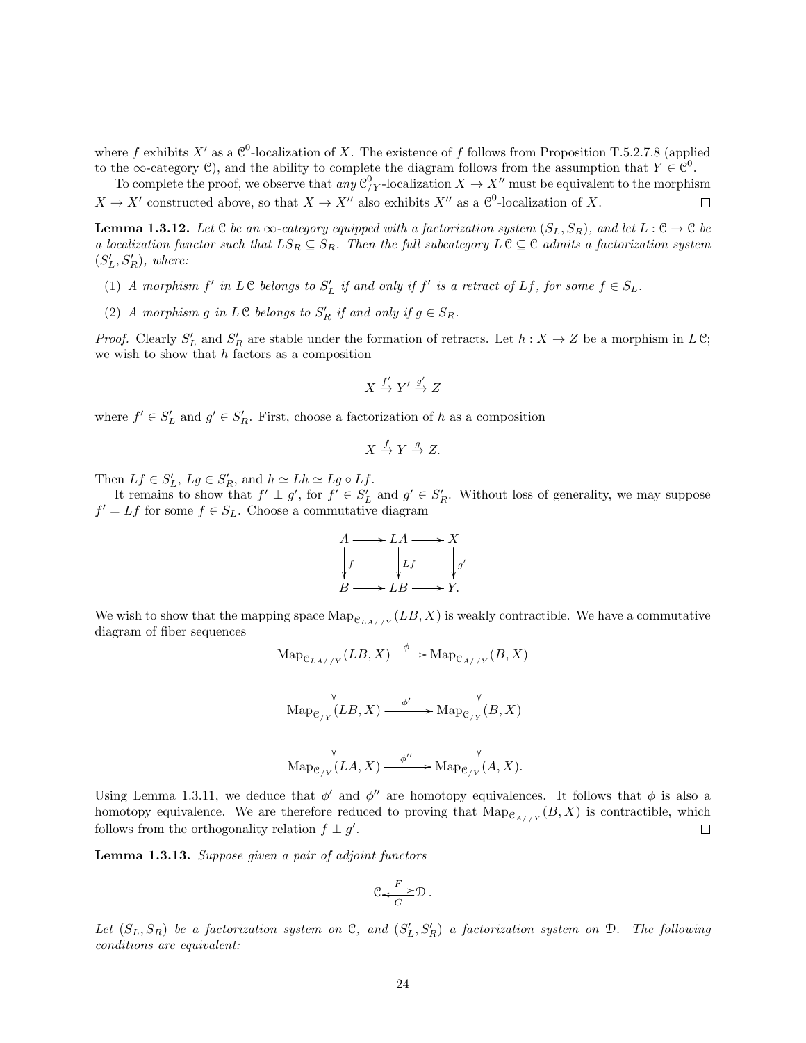where $f$ exhibits $X'$ as a $\mathcal{C}^0$-localization of $X$. The existence of $f$ follows from Proposition T.5.2.7.8 (applied to the $\infty$-category $\mathcal{C}$), and the ability to complete the diagram follows from the assumption that $Y \in \mathcal{C}^0$.

To complete the proof, we observe that *any* $\mathcal{C}^0_{/Y}$-localization $X \to X''$ must be equivalent to the morphism $X \to X'$ constructed above, so that $X \to X''$ also exhibits $X''$ as a $\mathcal{C}^0$-localization of $X$. $\square$

**Lemma 1.3.12.** *Let $\mathcal{C}$ be an $\infty$-category equipped with a factorization system $(S_L, S_R)$, and let $L : \mathcal{C} \to \mathcal{C}$ be a localization functor such that $LS_R \subseteq S_R$. Then the full subcategory $L\,\mathcal{C} \subseteq \mathcal{C}$ admits a factorization system $(S'_L, S'_R)$, where:*

(1) *A morphism $f'$ in $L\,\mathcal{C}$ belongs to $S'_L$ if and only if $f'$ is a retract of $Lf$, for some $f \in S_L$.*

(2) *A morphism $g$ in $L\,\mathcal{C}$ belongs to $S'_R$ if and only if $g \in S_R$.*

*Proof.* Clearly $S'_L$ and $S'_R$ are stable under the formation of retracts. Let $h : X \to Z$ be a morphism in $L\,\mathcal{C}$; we wish to show that $h$ factors as a composition

$$X \xrightarrow{f'} Y' \xrightarrow{g'} Z$$

where $f' \in S'_L$ and $g' \in S'_R$. First, choose a factorization of $h$ as a composition

$$X \xrightarrow{f} Y \xrightarrow{g} Z.$$

Then $Lf \in S'_L$, $Lg \in S'_R$, and $h \simeq Lh \simeq Lg \circ Lf$.

It remains to show that $f' \perp g'$, for $f' \in S'_L$ and $g' \in S'_R$. Without loss of generality, we may suppose $f' = Lf$ for some $f \in S_L$. Choose a commutative diagram

$$\begin{array}{ccccc}
A & \longrightarrow & LA & \longrightarrow & X \\
\downarrow{\scriptstyle f} & & \downarrow{\scriptstyle Lf} & & \downarrow{\scriptstyle g'} \\
B & \longrightarrow & LB & \longrightarrow & Y.
\end{array}$$

We wish to show that the mapping space $\mathrm{Map}_{\mathcal{C}_{LA//Y}}(LB, X)$ is weakly contractible. We have a commutative diagram of fiber sequences

$$\begin{array}{ccc}
\mathrm{Map}_{\mathcal{C}_{LA//Y}}(LB, X) & \xrightarrow{\phi} & \mathrm{Map}_{\mathcal{C}_{A//Y}}(B, X) \\
\downarrow & & \downarrow \\
\mathrm{Map}_{\mathcal{C}_{/Y}}(LB, X) & \xrightarrow{\phi'} & \mathrm{Map}_{\mathcal{C}_{/Y}}(B, X) \\
\downarrow & & \downarrow \\
\mathrm{Map}_{\mathcal{C}_{/Y}}(LA, X) & \xrightarrow{\phi''} & \mathrm{Map}_{\mathcal{C}_{/Y}}(A, X).
\end{array}$$

Using Lemma 1.3.11, we deduce that $\phi'$ and $\phi''$ are homotopy equivalences. It follows that $\phi$ is also a homotopy equivalence. We are therefore reduced to proving that $\mathrm{Map}_{\mathcal{C}_{A//Y}}(B, X)$ is contractible, which follows from the orthogonality relation $f \perp g'$. $\square$

**Lemma 1.3.13.** *Suppose given a pair of adjoint functors*

$$\mathcal{C} \underset{G}{\overset{F}{\rightleftarrows}} \mathcal{D}.$$

*Let $(S_L, S_R)$ be a factorization system on $\mathcal{C}$, and $(S'_L, S'_R)$ a factorization system on $\mathcal{D}$. The following conditions are equivalent:*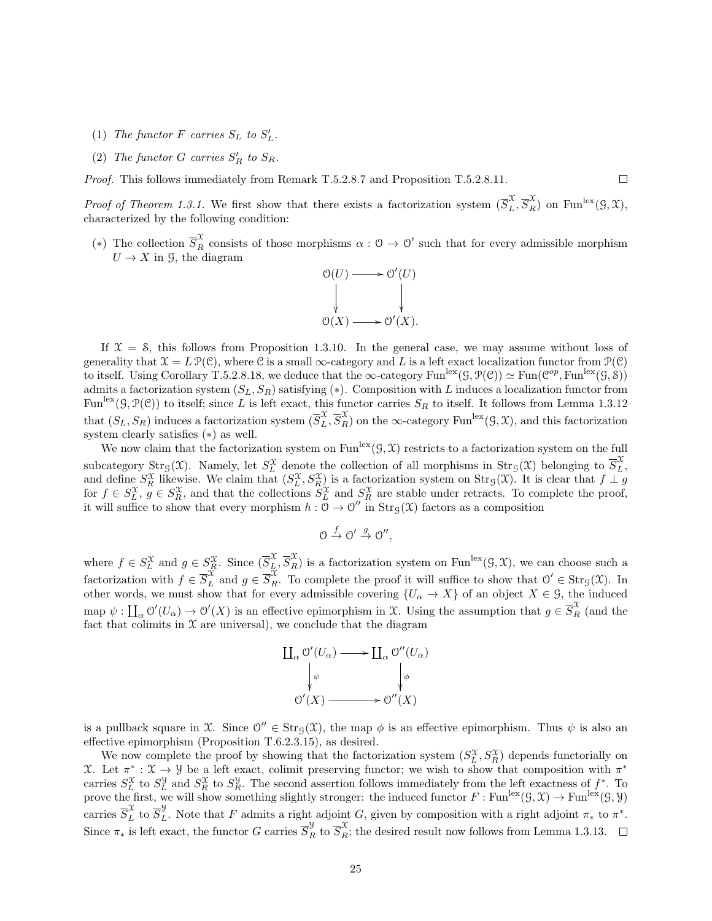(1) *The functor $F$ carries $S_L$ to $S'_L$.*

(2) *The functor $G$ carries $S'_R$ to $S_R$.*

*Proof.* This follows immediately from Remark T.5.2.8.7 and Proposition T.5.2.8.11. $\square$

*Proof of Theorem 1.3.1.* We first show that there exists a factorization system $(\overline{S}_L^{\mathcal{X}}, \overline{S}_R^{\mathcal{X}})$ on $\mathrm{Fun}^{\mathrm{lex}}(\mathcal{G}, \mathcal{X})$, characterized by the following condition:

$(*)$ The collection $\overline{S}_R^{\mathcal{X}}$ consists of those morphisms $\alpha : \mathcal{O} \to \mathcal{O}'$ such that for every admissible morphism $U \to X$ in $\mathcal{G}$, the diagram

$$\begin{array}{ccc} \mathcal{O}(U) & \longrightarrow & \mathcal{O}'(U) \\ \downarrow & & \downarrow \\ \mathcal{O}(X) & \longrightarrow & \mathcal{O}'(X). \end{array}$$

If $\mathcal{X} = \mathcal{S}$, this follows from Proposition 1.3.10. In the general case, we may assume without loss of generality that $\mathcal{X} = L\,\mathcal{P}(\mathcal{C})$, where $\mathcal{C}$ is a small $\infty$-category and $L$ is a left exact localization functor from $\mathcal{P}(\mathcal{C})$ to itself. Using Corollary T.5.2.8.18, we deduce that the $\infty$-category $\mathrm{Fun}^{\mathrm{lex}}(\mathcal{G}, \mathcal{P}(\mathcal{C})) \simeq \mathrm{Fun}(\mathcal{C}^{op}, \mathrm{Fun}^{\mathrm{lex}}(\mathcal{G}, \mathcal{S}))$ admits a factorization system $(S_L, S_R)$ satisfying $(*)$. Composition with $L$ induces a localization functor from $\mathrm{Fun}^{\mathrm{lex}}(\mathcal{G}, \mathcal{P}(\mathcal{C}))$ to itself; since $L$ is left exact, this functor carries $S_R$ to itself. It follows from Lemma 1.3.12 that $(S_L, S_R)$ induces a factorization system $(\overline{S}_L^{\mathcal{X}}, \overline{S}_R^{\mathcal{X}})$ on the $\infty$-category $\mathrm{Fun}^{\mathrm{lex}}(\mathcal{G}, \mathcal{X})$, and this factorization system clearly satisfies $(*)$ as well.

We now claim that the factorization system on $\mathrm{Fun}^{\mathrm{lex}}(\mathcal{G}, \mathcal{X})$ restricts to a factorization system on the full subcategory $\mathrm{Str}_{\mathcal{G}}(\mathcal{X})$. Namely, let $S_L^{\mathcal{X}}$ denote the collection of all morphisms in $\mathrm{Str}_{\mathcal{G}}(\mathcal{X})$ belonging to $\overline{S}_L^{\mathcal{X}}$, and define $S_R^{\mathcal{X}}$ likewise. We claim that $(S_L^{\mathcal{X}}, S_R^{\mathcal{X}})$ is a factorization system on $\mathrm{Str}_{\mathcal{G}}(\mathcal{X})$. It is clear that $f \perp g$ for $f \in S_L^{\mathcal{X}}$, $g \in S_R^{\mathcal{X}}$, and that the collections $S_L^{\mathcal{X}}$ and $S_R^{\mathcal{X}}$ are stable under retracts. To complete the proof, it will suffice to show that every morphism $h : \mathcal{O} \to \mathcal{O}''$ in $\mathrm{Str}_{\mathcal{G}}(\mathcal{X})$ factors as a composition

$$\mathcal{O} \xrightarrow{f} \mathcal{O}' \xrightarrow{g} \mathcal{O}'',$$

where $f \in S_L^{\mathcal{X}}$ and $g \in S_R^{\mathcal{X}}$. Since $(\overline{S}_L^{\mathcal{X}}, \overline{S}_R^{\mathcal{X}})$ is a factorization system on $\mathrm{Fun}^{\mathrm{lex}}(\mathcal{G}, \mathcal{X})$, we can choose such a factorization with $f \in \overline{S}_L^{\mathcal{X}}$ and $g \in \overline{S}_R^{\mathcal{X}}$. To complete the proof it will suffice to show that $\mathcal{O}' \in \mathrm{Str}_{\mathcal{G}}(\mathcal{X})$. In other words, we must show that for every admissible covering $\{U_\alpha \to X\}$ of an object $X \in \mathcal{G}$, the induced map $\psi : \coprod_\alpha \mathcal{O}'(U_\alpha) \to \mathcal{O}'(X)$ is an effective epimorphism in $\mathcal{X}$. Using the assumption that $g \in \overline{S}_R^{\mathcal{X}}$ (and the fact that colimits in $\mathcal{X}$ are universal), we conclude that the diagram

$$\begin{array}{ccc} \coprod_\alpha \mathcal{O}'(U_\alpha) & \longrightarrow & \coprod_\alpha \mathcal{O}''(U_\alpha) \\ \downarrow{\scriptstyle \psi} & & \downarrow{\scriptstyle \phi} \\ \mathcal{O}'(X) & \longrightarrow & \mathcal{O}''(X) \end{array}$$

is a pullback square in $\mathcal{X}$. Since $\mathcal{O}'' \in \mathrm{Str}_{\mathcal{G}}(\mathcal{X})$, the map $\phi$ is an effective epimorphism. Thus $\psi$ is also an effective epimorphism (Proposition T.6.2.3.15), as desired.

We now complete the proof by showing that the factorization system $(S_L^{\mathcal{X}}, S_R^{\mathcal{X}})$ depends functorially on $\mathcal{X}$. Let $\pi^* : \mathcal{X} \to \mathcal{Y}$ be a left exact, colimit preserving functor; we wish to show that composition with $\pi^*$ carries $S_L^{\mathcal{X}}$ to $S_L^{\mathcal{Y}}$ and $S_R^{\mathcal{X}}$ to $S_R^{\mathcal{Y}}$. The second assertion follows immediately from the left exactness of $f^*$. To prove the first, we will show something slightly stronger: the induced functor $F : \mathrm{Fun}^{\mathrm{lex}}(\mathcal{G}, \mathcal{X}) \to \mathrm{Fun}^{\mathrm{lex}}(\mathcal{G}, \mathcal{Y})$ carries $\overline{S}_L^{\mathcal{X}}$ to $\overline{S}_L^{\mathcal{Y}}$. Note that $F$ admits a right adjoint $G$, given by composition with a right adjoint $\pi_*$ to $\pi^*$. Since $\pi_*$ is left exact, the functor $G$ carries $\overline{S}_R^{\mathcal{Y}}$ to $\overline{S}_R^{\mathcal{X}}$; the desired result now follows from Lemma 1.3.13. $\square$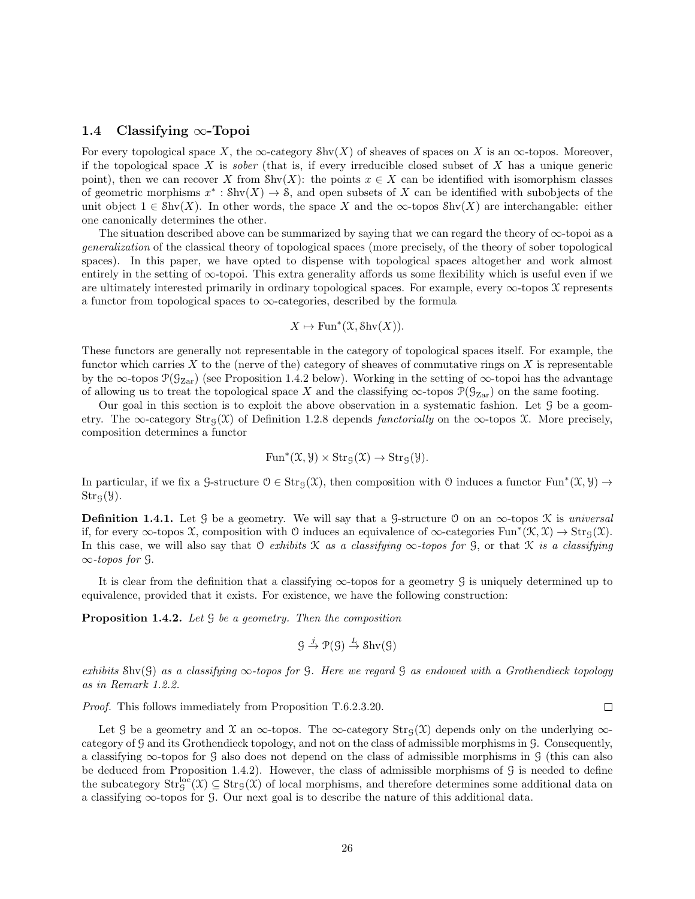### 1.4 Classifying $\infty$-Topoi

For every topological space $X$, the $\infty$-category $\mathcal{S}\mathrm{hv}(X)$ of sheaves of spaces on $X$ is an $\infty$-topos. Moreover, if the topological space $X$ is *sober* (that is, if every irreducible closed subset of $X$ has a unique generic point), then we can recover $X$ from $\mathcal{S}\mathrm{hv}(X)$: the points $x \in X$ can be identified with isomorphism classes of geometric morphisms $x^* : \mathcal{S}\mathrm{hv}(X) \to \mathcal{S}$, and open subsets of $X$ can be identified with subobjects of the unit object $1 \in \mathcal{S}\mathrm{hv}(X)$. In other words, the space $X$ and the $\infty$-topos $\mathcal{S}\mathrm{hv}(X)$ are interchangable: either one canonically determines the other.

The situation described above can be summarized by saying that we can regard the theory of $\infty$-topoi as a *generalization* of the classical theory of topological spaces (more precisely, of the theory of sober topological spaces). In this paper, we have opted to dispense with topological spaces altogether and work almost entirely in the setting of $\infty$-topoi. This extra generality affords us some flexibility which is useful even if we are ultimately interested primarily in ordinary topological spaces. For example, every $\infty$-topos $\mathcal{X}$ represents a functor from topological spaces to $\infty$-categories, described by the formula

$$X \mapsto \mathrm{Fun}^*(\mathcal{X}, \mathcal{S}\mathrm{hv}(X)).$$

These functors are generally not representable in the category of topological spaces itself. For example, the functor which carries $X$ to the (nerve of the) category of sheaves of commutative rings on $X$ is representable by the $\infty$-topos $\mathcal{P}(\mathcal{G}_{\mathrm{Zar}})$ (see Proposition 1.4.2 below). Working in the setting of $\infty$-topoi has the advantage of allowing us to treat the topological space $X$ and the classifying $\infty$-topos $\mathcal{P}(\mathcal{G}_{\mathrm{Zar}})$ on the same footing.

Our goal in this section is to exploit the above observation in a systematic fashion. Let $\mathcal{G}$ be a geometry. The $\infty$-category $\mathrm{Str}_{\mathcal{G}}(\mathcal{X})$ of Definition 1.2.8 depends *functorially* on the $\infty$-topos $\mathcal{X}$. More precisely, composition determines a functor

$$\mathrm{Fun}^*(\mathcal{X}, \mathcal{Y}) \times \mathrm{Str}_{\mathcal{G}}(\mathcal{X}) \to \mathrm{Str}_{\mathcal{G}}(\mathcal{Y}).$$

In particular, if we fix a $\mathcal{G}$-structure $\mathcal{O} \in \mathrm{Str}_{\mathcal{G}}(\mathcal{X})$, then composition with $\mathcal{O}$ induces a functor $\mathrm{Fun}^*(\mathcal{X}, \mathcal{Y}) \to \mathrm{Str}_{\mathcal{G}}(\mathcal{Y})$.

**Definition 1.4.1.** Let $\mathcal{G}$ be a geometry. We will say that a $\mathcal{G}$-structure $\mathcal{O}$ on an $\infty$-topos $\mathcal{K}$ is *universal* if, for every $\infty$-topos $\mathcal{X}$, composition with $\mathcal{O}$ induces an equivalence of $\infty$-categories $\mathrm{Fun}^*(\mathcal{K}, \mathcal{X}) \to \mathrm{Str}_{\mathcal{G}}(\mathcal{X})$. In this case, we will also say that $\mathcal{O}$ *exhibits $\mathcal{K}$ as a classifying $\infty$-topos for $\mathcal{G}$*, or that *$\mathcal{K}$ is a classifying $\infty$-topos for $\mathcal{G}$*.

It is clear from the definition that a classifying $\infty$-topos for a geometry $\mathcal{G}$ is uniquely determined up to equivalence, provided that it exists. For existence, we have the following construction:

**Proposition 1.4.2.** *Let $\mathcal{G}$ be a geometry. Then the composition*

$$\mathcal{G} \xrightarrow{j} \mathcal{P}(\mathcal{G}) \xrightarrow{L} \mathcal{S}\mathrm{hv}(\mathcal{G})$$

*exhibits $\mathcal{S}\mathrm{hv}(\mathcal{G})$ as a classifying $\infty$-topos for $\mathcal{G}$. Here we regard $\mathcal{G}$ as endowed with a Grothendieck topology as in Remark 1.2.2.*

*Proof.* This follows immediately from Proposition T.6.2.3.20. $\square$

Let $\mathcal{G}$ be a geometry and $\mathcal{X}$ an $\infty$-topos. The $\infty$-category $\mathrm{Str}_{\mathcal{G}}(\mathcal{X})$ depends only on the underlying $\infty$-category of $\mathcal{G}$ and its Grothendieck topology, and not on the class of admissible morphisms in $\mathcal{G}$. Consequently, a classifying $\infty$-topos for $\mathcal{G}$ also does not depend on the class of admissible morphisms in $\mathcal{G}$ (this can also be deduced from Proposition 1.4.2). However, the class of admissible morphisms of $\mathcal{G}$ is needed to define the subcategory $\mathrm{Str}^{\mathrm{loc}}_{\mathcal{G}}(\mathcal{X}) \subseteq \mathrm{Str}_{\mathcal{G}}(\mathcal{X})$ of local morphisms, and therefore determines some additional data on a classifying $\infty$-topos for $\mathcal{G}$. Our next goal is to describe the nature of this additional data.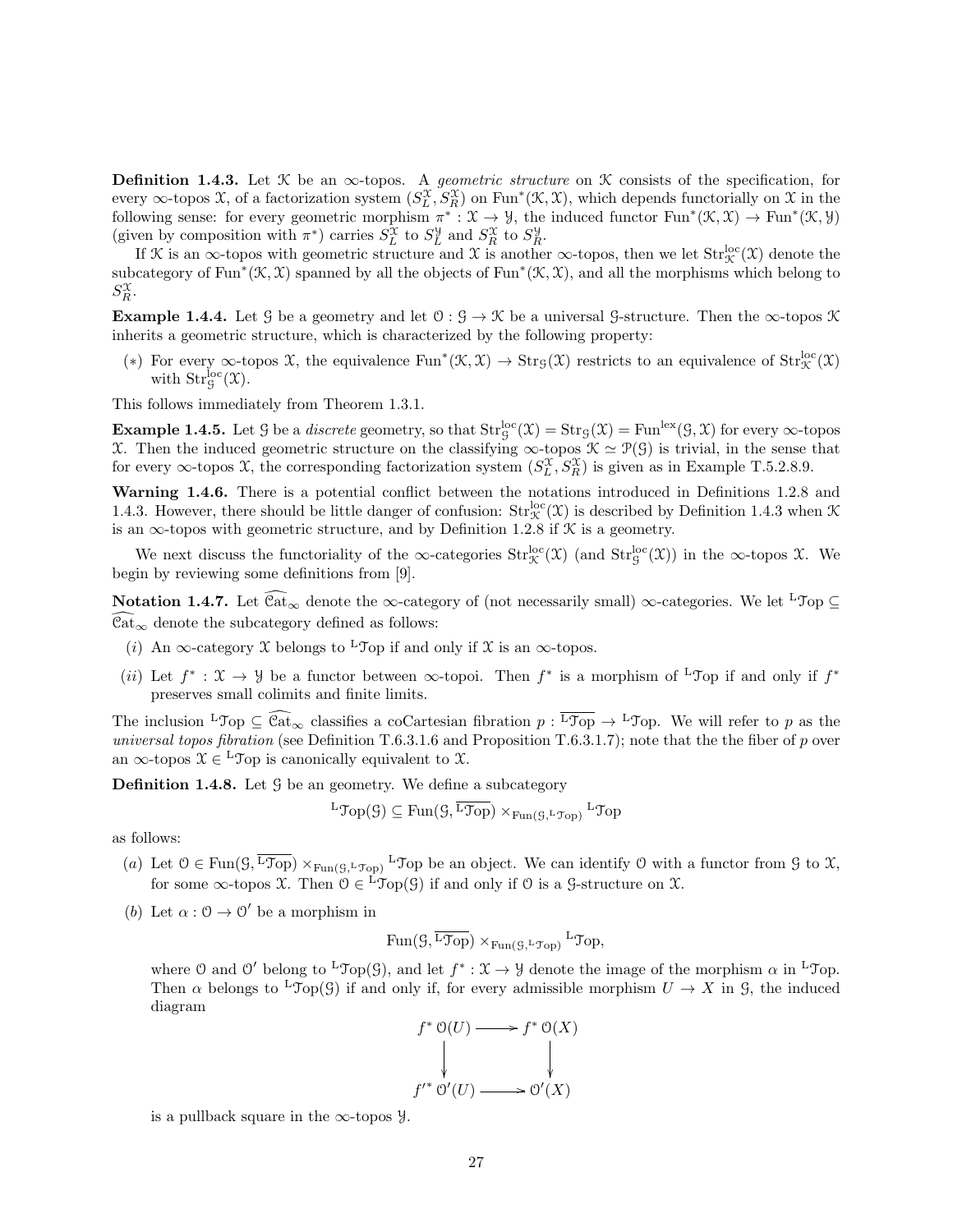**Definition 1.4.3.** Let $\mathcal{K}$ be an $\infty$-topos. A *geometric structure* on $\mathcal{K}$ consists of the specification, for every $\infty$-topos $\mathcal{X}$, of a factorization system $(S_L^{\mathcal{X}}, S_R^{\mathcal{X}})$ on $\mathrm{Fun}^*(\mathcal{K}, \mathcal{X})$, which depends functorially on $\mathcal{X}$ in the following sense: for every geometric morphism $\pi^* : \mathcal{X} \to \mathcal{Y}$, the induced functor $\mathrm{Fun}^*(\mathcal{K}, \mathcal{X}) \to \mathrm{Fun}^*(\mathcal{K}, \mathcal{Y})$ (given by composition with $\pi^*$) carries $S_L^{\mathcal{X}}$ to $S_L^{\mathcal{Y}}$ and $S_R^{\mathcal{X}}$ to $S_R^{\mathcal{Y}}$.

If $\mathcal{K}$ is an $\infty$-topos with geometric structure and $\mathcal{X}$ is another $\infty$-topos, then we let $\mathrm{Str}^{\mathrm{loc}}_{\mathcal{K}}(\mathcal{X})$ denote the subcategory of $\mathrm{Fun}^*(\mathcal{K}, \mathcal{X})$ spanned by all the objects of $\mathrm{Fun}^*(\mathcal{K}, \mathcal{X})$, and all the morphisms which belong to $S_R^{\mathcal{X}}$.

**Example 1.4.4.** Let $\mathcal{G}$ be a geometry and let $\mathcal{O} : \mathcal{G} \to \mathcal{K}$ be a universal $\mathcal{G}$-structure. Then the $\infty$-topos $\mathcal{K}$ inherits a geometric structure, which is characterized by the following property:

$(*)$ For every $\infty$-topos $\mathcal{X}$, the equivalence $\mathrm{Fun}^*(\mathcal{K}, \mathcal{X}) \to \mathrm{Str}_{\mathcal{G}}(\mathcal{X})$ restricts to an equivalence of $\mathrm{Str}^{\mathrm{loc}}_{\mathcal{K}}(\mathcal{X})$ with $\mathrm{Str}^{\mathrm{loc}}_{\mathcal{G}}(\mathcal{X})$.

This follows immediately from Theorem 1.3.1.

**Example 1.4.5.** Let $\mathcal{G}$ be a *discrete* geometry, so that $\mathrm{Str}^{\mathrm{loc}}_{\mathcal{G}}(\mathcal{X}) = \mathrm{Str}_{\mathcal{G}}(\mathcal{X}) = \mathrm{Fun}^{\mathrm{lex}}(\mathcal{G}, \mathcal{X})$ for every $\infty$-topos $\mathcal{X}$. Then the induced geometric structure on the classifying $\infty$-topos $\mathcal{K} \simeq \mathcal{P}(\mathcal{G})$ is trivial, in the sense that for every $\infty$-topos $\mathcal{X}$, the corresponding factorization system $(S_L^{\mathcal{X}}, S_R^{\mathcal{X}})$ is given as in Example T.5.2.8.9.

**Warning 1.4.6.** There is a potential conflict between the notations introduced in Definitions 1.2.8 and 1.4.3. However, there should be little danger of confusion: $\mathrm{Str}^{\mathrm{loc}}_{\mathcal{K}}(\mathcal{X})$ is described by Definition 1.4.3 when $\mathcal{K}$ is an $\infty$-topos with geometric structure, and by Definition 1.2.8 if $\mathcal{K}$ is a geometry.

We next discuss the functoriality of the $\infty$-categories $\mathrm{Str}^{\mathrm{loc}}_{\mathcal{K}}(\mathcal{X})$ (and $\mathrm{Str}^{\mathrm{loc}}_{\mathcal{G}}(\mathcal{X})$) in the $\infty$-topos $\mathcal{X}$. We begin by reviewing some definitions from [9].

**Notation 1.4.7.** Let $\widehat{\mathcal{C}\mathrm{at}}_\infty$ denote the $\infty$-category of (not necessarily small) $\infty$-categories. We let ${}^{\mathrm{L}}\mathcal{T}\mathrm{op} \subseteq \widehat{\mathcal{C}\mathrm{at}}_\infty$ denote the subcategory defined as follows:

(*i*) An $\infty$-category $\mathcal{X}$ belongs to ${}^{\mathrm{L}}\mathcal{T}\mathrm{op}$ if and only if $\mathcal{X}$ is an $\infty$-topos.

(*ii*) Let $f^* : \mathcal{X} \to \mathcal{Y}$ be a functor between $\infty$-topoi. Then $f^*$ is a morphism of ${}^{\mathrm{L}}\mathcal{T}\mathrm{op}$ if and only if $f^*$ preserves small colimits and finite limits.

The inclusion ${}^{\mathrm{L}}\mathcal{T}\mathrm{op} \subseteq \widehat{\mathcal{C}\mathrm{at}}_\infty$ classifies a coCartesian fibration $p : \overline{{}^{\mathrm{L}}\mathcal{T}\mathrm{op}} \to {}^{\mathrm{L}}\mathcal{T}\mathrm{op}$. We will refer to $p$ as the *universal topos fibration* (see Definition T.6.3.1.6 and Proposition T.6.3.1.7); note that the the fiber of $p$ over an $\infty$-topos $\mathcal{X} \in {}^{\mathrm{L}}\mathcal{T}\mathrm{op}$ is canonically equivalent to $\mathcal{X}$.

**Definition 1.4.8.** Let $\mathcal{G}$ be an geometry. We define a subcategory

$$ {}^{\mathrm{L}}\mathcal{T}\mathrm{op}(\mathcal{G}) \subseteq \mathrm{Fun}(\mathcal{G}, \overline{{}^{\mathrm{L}}\mathcal{T}\mathrm{op}}) \times_{\mathrm{Fun}(\mathcal{G}, {}^{\mathrm{L}}\mathcal{T}\mathrm{op})} {}^{\mathrm{L}}\mathcal{T}\mathrm{op} $$

as follows:

(*a*) Let $\mathcal{O} \in \mathrm{Fun}(\mathcal{G}, \overline{{}^{\mathrm{L}}\mathcal{T}\mathrm{op}}) \times_{\mathrm{Fun}(\mathcal{G}, {}^{\mathrm{L}}\mathcal{T}\mathrm{op})} {}^{\mathrm{L}}\mathcal{T}\mathrm{op}$ be an object. We can identify $\mathcal{O}$ with a functor from $\mathcal{G}$ to $\mathcal{X}$, for some $\infty$-topos $\mathcal{X}$. Then $\mathcal{O} \in {}^{\mathrm{L}}\mathcal{T}\mathrm{op}(\mathcal{G})$ if and only if $\mathcal{O}$ is a $\mathcal{G}$-structure on $\mathcal{X}$.

(*b*) Let $\alpha : \mathcal{O} \to \mathcal{O}'$ be a morphism in

$$ \mathrm{Fun}(\mathcal{G}, \overline{{}^{\mathrm{L}}\mathcal{T}\mathrm{op}}) \times_{\mathrm{Fun}(\mathcal{G}, {}^{\mathrm{L}}\mathcal{T}\mathrm{op})} {}^{\mathrm{L}}\mathcal{T}\mathrm{op}, $$

where $\mathcal{O}$ and $\mathcal{O}'$ belong to ${}^{\mathrm{L}}\mathcal{T}\mathrm{op}(\mathcal{G})$, and let $f^* : \mathcal{X} \to \mathcal{Y}$ denote the image of the morphism $\alpha$ in ${}^{\mathrm{L}}\mathcal{T}\mathrm{op}$. Then $\alpha$ belongs to ${}^{\mathrm{L}}\mathcal{T}\mathrm{op}(\mathcal{G})$ if and only if, for every admissible morphism $U \to X$ in $\mathcal{G}$, the induced diagram

$$ \begin{array}{ccc} f^* \mathcal{O}(U) & \longrightarrow & f^* \mathcal{O}(X) \\ \downarrow & & \downarrow \\ f'^* \mathcal{O}'(U) & \longrightarrow & \mathcal{O}'(X) \end{array} $$

is a pullback square in the $\infty$-topos $\mathcal{Y}$.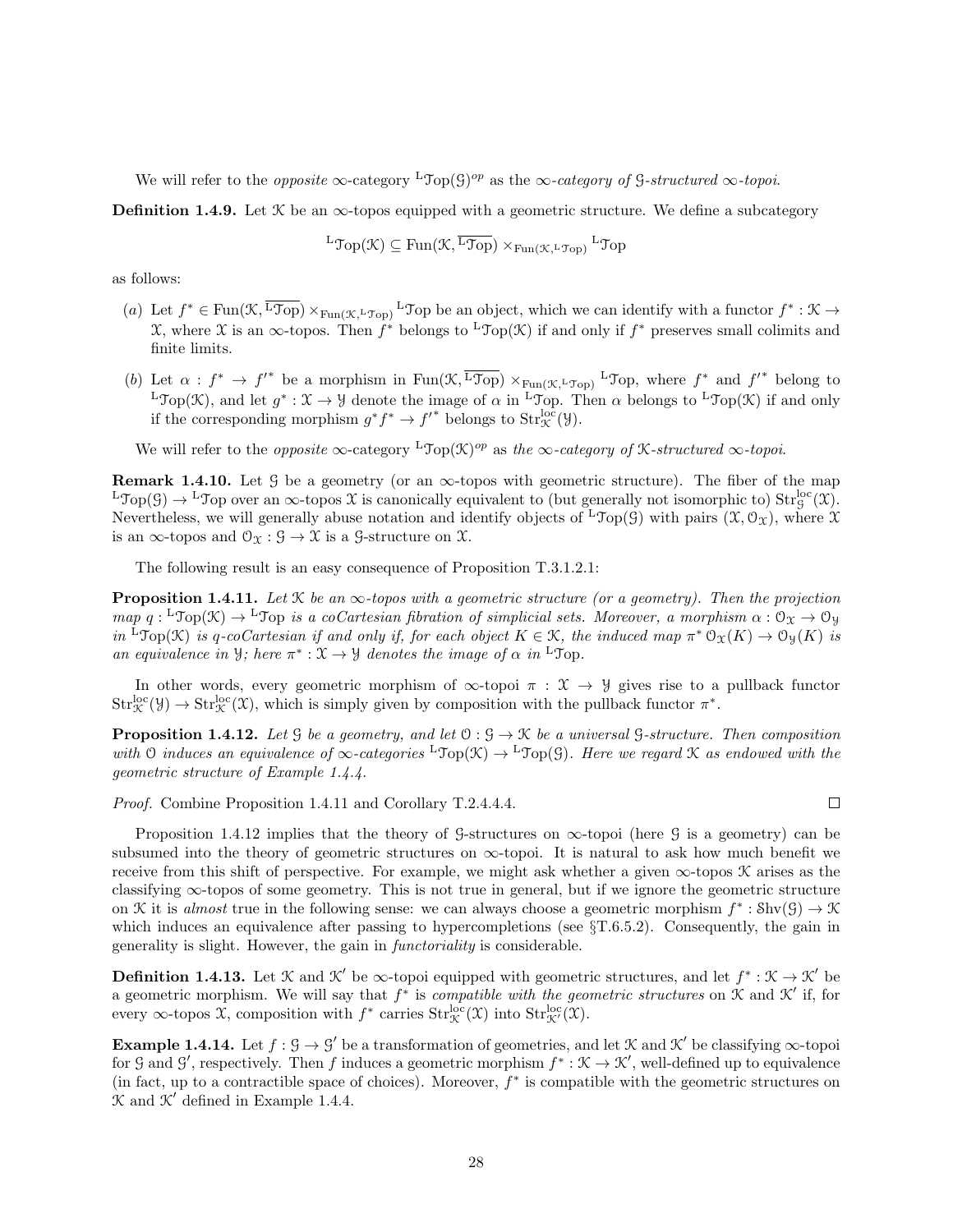We will refer to the *opposite* $\infty$-category ${}^{\mathrm{L}}\mathcal{T}\mathrm{op}(\mathcal{G})^{op}$ as the *$\infty$-category of $\mathcal{G}$-structured $\infty$-topoi*.

**Definition 1.4.9.** Let $\mathcal{K}$ be an $\infty$-topos equipped with a geometric structure. We define a subcategory

$$ {}^{\mathrm{L}}\mathcal{T}\mathrm{op}(\mathcal{K}) \subseteq \mathrm{Fun}(\mathcal{K}, \overline{{}^{\mathrm{L}}\mathcal{T}\mathrm{op}}) \times_{\mathrm{Fun}(\mathcal{K}, {}^{\mathrm{L}}\mathcal{T}\mathrm{op})} {}^{\mathrm{L}}\mathcal{T}\mathrm{op} $$

as follows:

(a) Let $f^* \in \mathrm{Fun}(\mathcal{K}, \overline{{}^{\mathrm{L}}\mathcal{T}\mathrm{op}}) \times_{\mathrm{Fun}(\mathcal{K}, {}^{\mathrm{L}}\mathcal{T}\mathrm{op})} {}^{\mathrm{L}}\mathcal{T}\mathrm{op}$ be an object, which we can identify with a functor $f^* : \mathcal{K} \to \mathcal{X}$, where $\mathcal{X}$ is an $\infty$-topos. Then $f^*$ belongs to ${}^{\mathrm{L}}\mathcal{T}\mathrm{op}(\mathcal{K})$ if and only if $f^*$ preserves small colimits and finite limits.

(b) Let $\alpha : f^* \to f'^*$ be a morphism in $\mathrm{Fun}(\mathcal{K}, \overline{{}^{\mathrm{L}}\mathcal{T}\mathrm{op}}) \times_{\mathrm{Fun}(\mathcal{K}, {}^{\mathrm{L}}\mathcal{T}\mathrm{op})} {}^{\mathrm{L}}\mathcal{T}\mathrm{op}$, where $f^*$ and $f'^*$ belong to ${}^{\mathrm{L}}\mathcal{T}\mathrm{op}(\mathcal{K})$, and let $g^* : \mathcal{X} \to \mathcal{Y}$ denote the image of $\alpha$ in ${}^{\mathrm{L}}\mathcal{T}\mathrm{op}$. Then $\alpha$ belongs to ${}^{\mathrm{L}}\mathcal{T}\mathrm{op}(\mathcal{K})$ if and only if the corresponding morphism $g^* f^* \to f'^*$ belongs to $\mathrm{Str}^{\mathrm{loc}}_{\mathcal{K}}(\mathcal{Y})$.

We will refer to the *opposite* $\infty$-category ${}^{\mathrm{L}}\mathcal{T}\mathrm{op}(\mathcal{K})^{op}$ as *the $\infty$-category of $\mathcal{K}$-structured $\infty$-topoi*.

**Remark 1.4.10.** Let $\mathcal{G}$ be a geometry (or an $\infty$-topos with geometric structure). The fiber of the map ${}^{\mathrm{L}}\mathcal{T}\mathrm{op}(\mathcal{G}) \to {}^{\mathrm{L}}\mathcal{T}\mathrm{op}$ over an $\infty$-topos $\mathcal{X}$ is canonically equivalent to (but generally not isomorphic to) $\mathrm{Str}^{\mathrm{loc}}_{\mathcal{G}}(\mathcal{X})$. Nevertheless, we will generally abuse notation and identify objects of ${}^{\mathrm{L}}\mathcal{T}\mathrm{op}(\mathcal{G})$ with pairs $(\mathcal{X}, \mathcal{O}_{\mathcal{X}})$, where $\mathcal{X}$ is an $\infty$-topos and $\mathcal{O}_{\mathcal{X}} : \mathcal{G} \to \mathcal{X}$ is a $\mathcal{G}$-structure on $\mathcal{X}$.

The following result is an easy consequence of Proposition T.3.1.2.1:

**Proposition 1.4.11.** *Let $\mathcal{K}$ be an $\infty$-topos with a geometric structure (or a geometry). Then the projection map $q : {}^{\mathrm{L}}\mathcal{T}\mathrm{op}(\mathcal{K}) \to {}^{\mathrm{L}}\mathcal{T}\mathrm{op}$ is a coCartesian fibration of simplicial sets. Moreover, a morphism $\alpha : \mathcal{O}_{\mathcal{X}} \to \mathcal{O}_{\mathcal{Y}}$ in ${}^{\mathrm{L}}\mathcal{T}\mathrm{op}(\mathcal{K})$ is $q$-coCartesian if and only if, for each object $K \in \mathcal{K}$, the induced map $\pi^* \mathcal{O}_{\mathcal{X}}(K) \to \mathcal{O}_{\mathcal{Y}}(K)$ is an equivalence in $\mathcal{Y}$; here $\pi^* : \mathcal{X} \to \mathcal{Y}$ denotes the image of $\alpha$ in ${}^{\mathrm{L}}\mathcal{T}\mathrm{op}$.*

In other words, every geometric morphism of $\infty$-topoi $\pi : \mathcal{X} \to \mathcal{Y}$ gives rise to a pullback functor $\mathrm{Str}^{\mathrm{loc}}_{\mathcal{K}}(\mathcal{Y}) \to \mathrm{Str}^{\mathrm{loc}}_{\mathcal{K}}(\mathcal{X})$, which is simply given by composition with the pullback functor $\pi^*$.

**Proposition 1.4.12.** *Let $\mathcal{G}$ be a geometry, and let $\mathcal{O} : \mathcal{G} \to \mathcal{K}$ be a universal $\mathcal{G}$-structure. Then composition with $\mathcal{O}$ induces an equivalence of $\infty$-categories ${}^{\mathrm{L}}\mathcal{T}\mathrm{op}(\mathcal{K}) \to {}^{\mathrm{L}}\mathcal{T}\mathrm{op}(\mathcal{G})$. Here we regard $\mathcal{K}$ as endowed with the geometric structure of Example 1.4.4.*

*Proof.* Combine Proposition 1.4.11 and Corollary T.2.4.4.4. □

Proposition 1.4.12 implies that the theory of $\mathcal{G}$-structures on $\infty$-topoi (here $\mathcal{G}$ is a geometry) can be subsumed into the theory of geometric structures on $\infty$-topoi. It is natural to ask how much benefit we receive from this shift of perspective. For example, we might ask whether a given $\infty$-topos $\mathcal{K}$ arises as the classifying $\infty$-topos of some geometry. This is not true in general, but if we ignore the geometric structure on $\mathcal{K}$ it is *almost* true in the following sense: we can always choose a geometric morphism $f^* : \mathcal{S}\mathrm{hv}(\mathcal{G}) \to \mathcal{K}$ which induces an equivalence after passing to hypercompletions (see §T.6.5.2). Consequently, the gain in generality is slight. However, the gain in *functoriality* is considerable.

**Definition 1.4.13.** Let $\mathcal{K}$ and $\mathcal{K}'$ be $\infty$-topoi equipped with geometric structures, and let $f^* : \mathcal{K} \to \mathcal{K}'$ be a geometric morphism. We will say that $f^*$ is *compatible with the geometric structures* on $\mathcal{K}$ and $\mathcal{K}'$ if, for every $\infty$-topos $\mathcal{X}$, composition with $f^*$ carries $\mathrm{Str}^{\mathrm{loc}}_{\mathcal{K}}(\mathcal{X})$ into $\mathrm{Str}^{\mathrm{loc}}_{\mathcal{K}'}(\mathcal{X})$.

**Example 1.4.14.** Let $f : \mathcal{G} \to \mathcal{G}'$ be a transformation of geometries, and let $\mathcal{K}$ and $\mathcal{K}'$ be classifying $\infty$-topoi for $\mathcal{G}$ and $\mathcal{G}'$, respectively. Then $f$ induces a geometric morphism $f^* : \mathcal{K} \to \mathcal{K}'$, well-defined up to equivalence (in fact, up to a contractible space of choices). Moreover, $f^*$ is compatible with the geometric structures on $\mathcal{K}$ and $\mathcal{K}'$ defined in Example 1.4.4.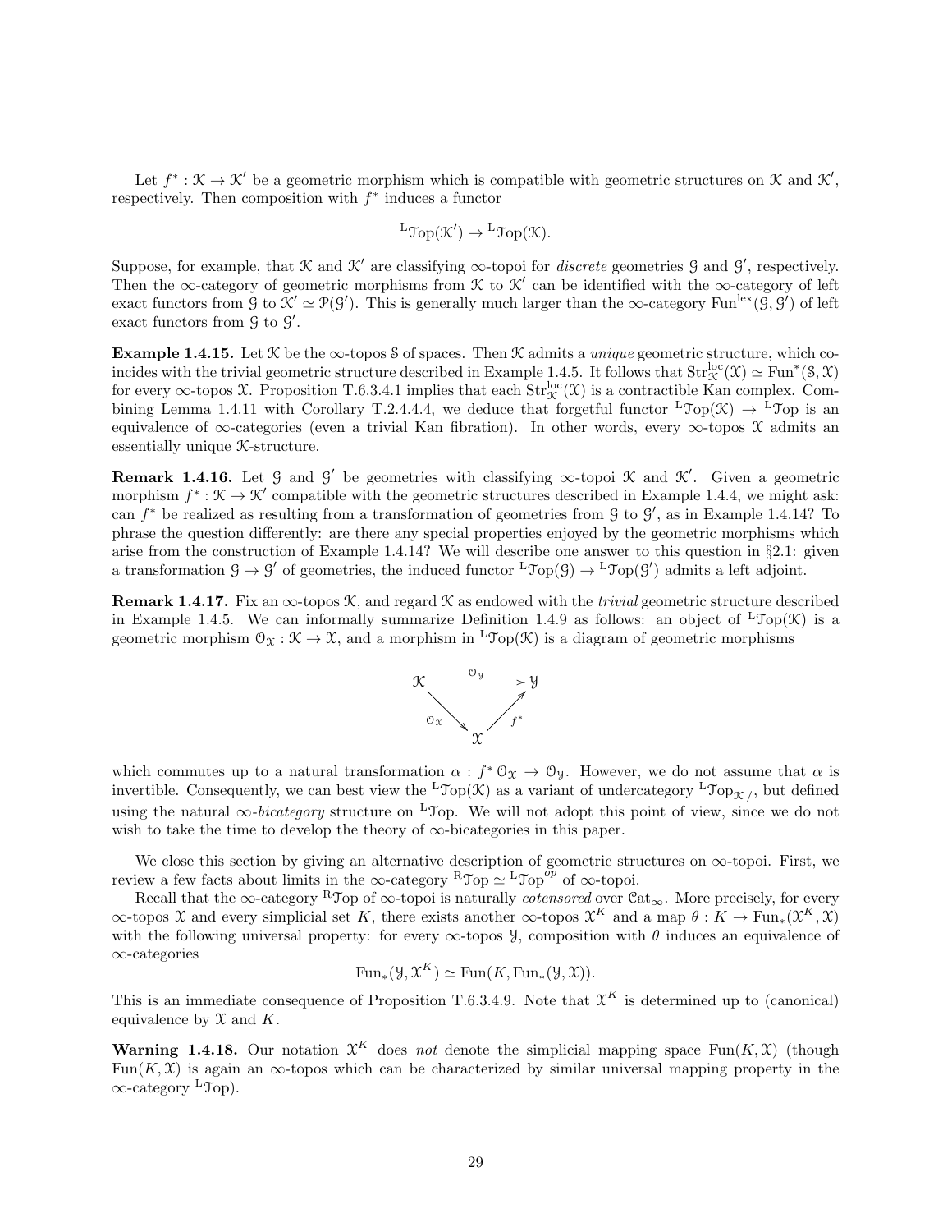Let $f^* : \mathcal{K} \to \mathcal{K}'$ be a geometric morphism which is compatible with geometric structures on $\mathcal{K}$ and $\mathcal{K}'$, respectively. Then composition with $f^*$ induces a functor

$$^{\mathrm{L}}\mathcal{T}\mathrm{op}(\mathcal{K}') \to {^{\mathrm{L}}\mathcal{T}\mathrm{op}(\mathcal{K})}.$$

Suppose, for example, that $\mathcal{K}$ and $\mathcal{K}'$ are classifying $\infty$-topoi for *discrete* geometries $\mathcal{G}$ and $\mathcal{G}'$, respectively. Then the $\infty$-category of geometric morphisms from $\mathcal{K}$ to $\mathcal{K}'$ can be identified with the $\infty$-category of left exact functors from $\mathcal{G}$ to $\mathcal{K}' \simeq \mathcal{P}(\mathcal{G}')$. This is generally much larger than the $\infty$-category $\mathrm{Fun}^{\mathrm{lex}}(\mathcal{G}, \mathcal{G}')$ of left exact functors from $\mathcal{G}$ to $\mathcal{G}'$.

**Example 1.4.15.** Let $\mathcal{K}$ be the $\infty$-topos $\mathcal{S}$ of spaces. Then $\mathcal{K}$ admits a *unique* geometric structure, which coincides with the trivial geometric structure described in Example 1.4.5. It follows that $\mathrm{Str}^{\mathrm{loc}}_{\mathcal{K}}(\mathcal{X}) \simeq \mathrm{Fun}^*(\mathcal{S}, \mathcal{X})$ for every $\infty$-topos $\mathcal{X}$. Proposition T.6.3.4.1 implies that each $\mathrm{Str}^{\mathrm{loc}}_{\mathcal{K}}(\mathcal{X})$ is a contractible Kan complex. Combining Lemma 1.4.11 with Corollary T.2.4.4.4, we deduce that forgetful functor $^{\mathrm{L}}\mathcal{T}\mathrm{op}(\mathcal{K}) \to {^{\mathrm{L}}\mathcal{T}\mathrm{op}}$ is an equivalence of $\infty$-categories (even a trivial Kan fibration). In other words, every $\infty$-topos $\mathcal{X}$ admits an essentially unique $\mathcal{K}$-structure.

**Remark 1.4.16.** Let $\mathcal{G}$ and $\mathcal{G}'$ be geometries with classifying $\infty$-topoi $\mathcal{K}$ and $\mathcal{K}'$. Given a geometric morphism $f^* : \mathcal{K} \to \mathcal{K}'$ compatible with the geometric structures described in Example 1.4.4, we might ask: can $f^*$ be realized as resulting from a transformation of geometries from $\mathcal{G}$ to $\mathcal{G}'$, as in Example 1.4.14? To phrase the question differently: are there any special properties enjoyed by the geometric morphisms which arise from the construction of Example 1.4.14? We will describe one answer to this question in §2.1: given a transformation $\mathcal{G} \to \mathcal{G}'$ of geometries, the induced functor $^{\mathrm{L}}\mathcal{T}\mathrm{op}(\mathcal{G}) \to {^{\mathrm{L}}\mathcal{T}\mathrm{op}(\mathcal{G}')}$ admits a left adjoint.

**Remark 1.4.17.** Fix an $\infty$-topos $\mathcal{K}$, and regard $\mathcal{K}$ as endowed with the *trivial* geometric structure described in Example 1.4.5. We can informally summarize Definition 1.4.9 as follows: an object of $^{\mathrm{L}}\mathcal{T}\mathrm{op}(\mathcal{K})$ is a geometric morphism $\mathcal{O}_{\mathcal{X}} : \mathcal{K} \to \mathcal{X}$, and a morphism in $^{\mathrm{L}}\mathcal{T}\mathrm{op}(\mathcal{K})$ is a diagram of geometric morphisms

$$\begin{array}{ccc} \mathcal{K} & \xrightarrow{\mathcal{O}_{\mathcal{Y}}} & \mathcal{Y} \\ & {\scriptstyle \mathcal{O}_{\mathcal{X}}} \searrow \quad \nearrow {\scriptstyle f^*} & \\ & \mathcal{X} & \end{array}$$

which commutes up to a natural transformation $\alpha : f^* \mathcal{O}_{\mathcal{X}} \to \mathcal{O}_{\mathcal{Y}}$. However, we do not assume that $\alpha$ is invertible. Consequently, we can best view the $^{\mathrm{L}}\mathcal{T}\mathrm{op}(\mathcal{K})$ as a variant of undercategory $^{\mathrm{L}}\mathcal{T}\mathrm{op}_{\mathcal{K}/}$, but defined using the natural $\infty$-*bicategory* structure on $^{\mathrm{L}}\mathcal{T}\mathrm{op}$. We will not adopt this point of view, since we do not wish to take the time to develop the theory of $\infty$-bicategories in this paper.

We close this section by giving an alternative description of geometric structures on $\infty$-topoi. First, we review a few facts about limits in the $\infty$-category $^{\mathrm{R}}\mathcal{T}\mathrm{op} \simeq {^{\mathrm{L}}\mathcal{T}\mathrm{op}^{op}}$ of $\infty$-topoi.

Recall that the $\infty$-category $^{\mathrm{R}}\mathcal{T}\mathrm{op}$ of $\infty$-topoi is naturally *cotensored* over $\mathcal{C}\mathrm{at}_{\infty}$. More precisely, for every $\infty$-topos $\mathcal{X}$ and every simplicial set $K$, there exists another $\infty$-topos $\mathcal{X}^K$ and a map $\theta : K \to \mathrm{Fun}_*(\mathcal{X}^K, \mathcal{X})$ with the following universal property: for every $\infty$-topos $\mathcal{Y}$, composition with $\theta$ induces an equivalence of $\infty$-categories

$$\mathrm{Fun}_*(\mathcal{Y}, \mathcal{X}^K) \simeq \mathrm{Fun}(K, \mathrm{Fun}_*(\mathcal{Y}, \mathcal{X})).$$

This is an immediate consequence of Proposition T.6.3.4.9. Note that $\mathcal{X}^K$ is determined up to (canonical) equivalence by $\mathcal{X}$ and $K$.

**Warning 1.4.18.** Our notation $\mathcal{X}^K$ does *not* denote the simplicial mapping space $\mathrm{Fun}(K, \mathcal{X})$ (though $\mathrm{Fun}(K, \mathcal{X})$ is again an $\infty$-topos which can be characterized by similar universal mapping property in the $\infty$-category $^{\mathrm{L}}\mathcal{T}\mathrm{op}$).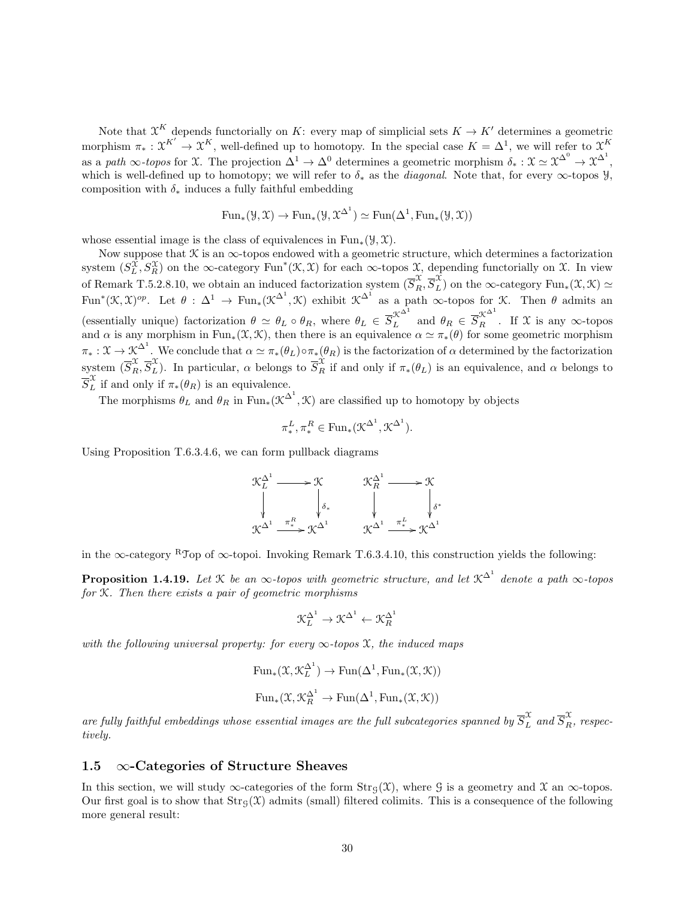Note that $\mathcal{X}^K$ depends functorially on $K$: every map of simplicial sets $K \to K'$ determines a geometric morphism $\pi_* : \mathcal{X}^{K'} \to \mathcal{X}^K$, well-defined up to homotopy. In the special case $K = \Delta^1$, we will refer to $\mathcal{X}^K$ as a *path $\infty$-topos* for $\mathcal{X}$. The projection $\Delta^1 \to \Delta^0$ determines a geometric morphism $\delta_* : \mathcal{X} \simeq \mathcal{X}^{\Delta^0} \to \mathcal{X}^{\Delta^1}$, which is well-defined up to homotopy; we will refer to $\delta_*$ as the *diagonal*. Note that, for every $\infty$-topos $\mathcal{Y}$, composition with $\delta_*$ induces a fully faithful embedding

$$\mathrm{Fun}_*(\mathcal{Y}, \mathcal{X}) \to \mathrm{Fun}_*(\mathcal{Y}, \mathcal{X}^{\Delta^1}) \simeq \mathrm{Fun}(\Delta^1, \mathrm{Fun}_*(\mathcal{Y}, \mathcal{X}))$$

whose essential image is the class of equivalences in $\mathrm{Fun}_*(\mathcal{Y}, \mathcal{X})$.

Now suppose that $\mathcal{K}$ is an $\infty$-topos endowed with a geometric structure, which determines a factorization system $(S_L^{\mathcal{X}}, S_R^{\mathcal{X}})$ on the $\infty$-category $\mathrm{Fun}^*(\mathcal{K}, \mathcal{X})$ for each $\infty$-topos $\mathcal{X}$, depending functorially on $\mathcal{X}$. In view of Remark T.5.2.8.10, we obtain an induced factorization system $(\overline{S}_R^{\mathcal{X}}, \overline{S}_L^{\mathcal{X}})$ on the $\infty$-category $\mathrm{Fun}_*(\mathcal{X}, \mathcal{K}) \simeq \mathrm{Fun}^*(\mathcal{K}, \mathcal{X})^{op}$. Let $\theta : \Delta^1 \to \mathrm{Fun}_*(\mathcal{K}^{\Delta^1}, \mathcal{K})$ exhibit $\mathcal{K}^{\Delta^1}$ as a path $\infty$-topos for $\mathcal{K}$. Then $\theta$ admits an (essentially unique) factorization $\theta \simeq \theta_L \circ \theta_R$, where $\theta_L \in \overline{S}_L^{\mathcal{K}^{\Delta^1}}$ and $\theta_R \in \overline{S}_R^{\mathcal{K}^{\Delta^1}}$. If $\mathcal{X}$ is any $\infty$-topos and $\alpha$ is any morphism in $\mathrm{Fun}_*(\mathcal{X}, \mathcal{K})$, then there is an equivalence $\alpha \simeq \pi_*(\theta)$ for some geometric morphism $\pi_* : \mathcal{X} \to \mathcal{K}^{\Delta^1}$. We conclude that $\alpha \simeq \pi_*(\theta_L) \circ \pi_*(\theta_R)$ is the factorization of $\alpha$ determined by the factorization system $(\overline{S}_R^{\mathcal{X}}, \overline{S}_L^{\mathcal{X}})$. In particular, $\alpha$ belongs to $\overline{S}_R^{\mathcal{X}}$ if and only if $\pi_*(\theta_L)$ is an equivalence, and $\alpha$ belongs to $\overline{S}_L^{\mathcal{X}}$ if and only if $\pi_*(\theta_R)$ is an equivalence.

The morphisms $\theta_L$ and $\theta_R$ in $\mathrm{Fun}_*(\mathcal{K}^{\Delta^1}, \mathcal{K})$ are classified up to homotopy by objects

$$\pi_*^L, \pi_*^R \in \mathrm{Fun}_*(\mathcal{K}^{\Delta^1}, \mathcal{K}^{\Delta^1}).$$

Using Proposition T.6.3.4.6, we can form pullback diagrams

$$\begin{array}{ccc} \mathcal{K}_L^{\Delta^1} & \longrightarrow & \mathcal{K} \\ \downarrow & & \downarrow{\scriptstyle \delta_*} \\ \mathcal{K}^{\Delta^1} & \xrightarrow{\pi_*^R} & \mathcal{K}^{\Delta^1} \end{array} \qquad \begin{array}{ccc} \mathcal{K}_R^{\Delta^1} & \longrightarrow & \mathcal{K} \\ \downarrow & & \downarrow{\scriptstyle \delta^*} \\ \mathcal{K}^{\Delta^1} & \xrightarrow{\pi_*^L} & \mathcal{K}^{\Delta^1} \end{array}$$

in the $\infty$-category ${}^{\mathrm{R}}\mathcal{T}\mathrm{op}$ of $\infty$-topoi. Invoking Remark T.6.3.4.10, this construction yields the following:

**Proposition 1.4.19.** *Let $\mathcal{K}$ be an $\infty$-topos with geometric structure, and let $\mathcal{K}^{\Delta^1}$ denote a path $\infty$-topos for $\mathcal{K}$. Then there exists a pair of geometric morphisms*

$$\mathcal{K}_L^{\Delta^1} \to \mathcal{K}^{\Delta^1} \leftarrow \mathcal{K}_R^{\Delta^1}$$

*with the following universal property: for every $\infty$-topos $\mathcal{X}$, the induced maps*

$$\mathrm{Fun}_*(\mathcal{X}, \mathcal{K}_L^{\Delta^1}) \to \mathrm{Fun}(\Delta^1, \mathrm{Fun}_*(\mathcal{X}, \mathcal{K}))$$

$$\mathrm{Fun}_*(\mathcal{X}, \mathcal{K}_R^{\Delta^1} \to \mathrm{Fun}(\Delta^1, \mathrm{Fun}_*(\mathcal{X}, \mathcal{K}))$$

*are fully faithful embeddings whose essential images are the full subcategories spanned by $\overline{S}_L^{\mathcal{X}}$ and $\overline{S}_R^{\mathcal{X}}$, respectively.*

## 1.5 $\infty$-Categories of Structure Sheaves

In this section, we will study $\infty$-categories of the form $\mathrm{Str}_{\mathcal{G}}(\mathcal{X})$, where $\mathcal{G}$ is a geometry and $\mathcal{X}$ an $\infty$-topos. Our first goal is to show that $\mathrm{Str}_{\mathcal{G}}(\mathcal{X})$ admits (small) filtered colimits. This is a consequence of the following more general result: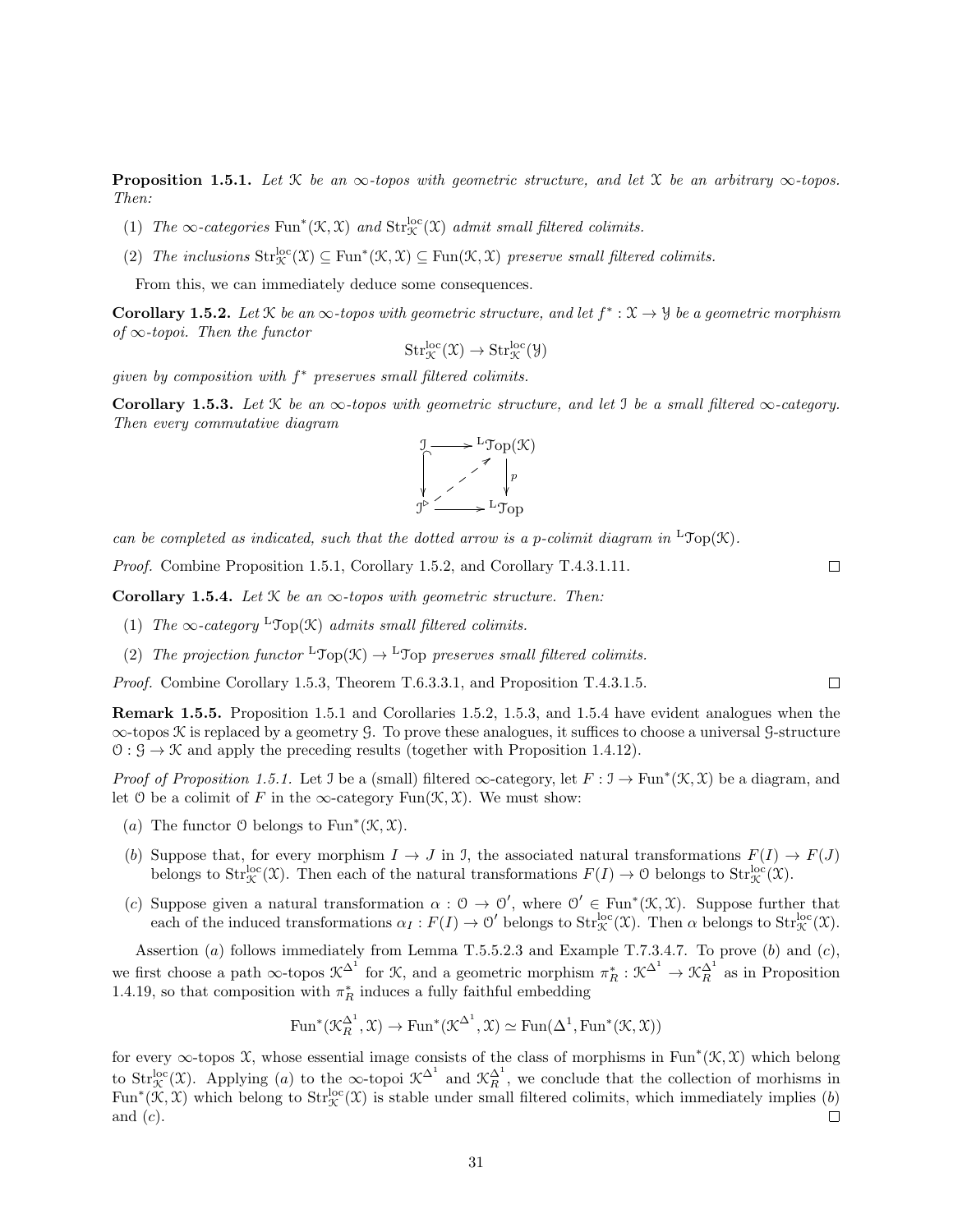**Proposition 1.5.1.** *Let $\mathcal{K}$ be an $\infty$-topos with geometric structure, and let $\mathcal{X}$ be an arbitrary $\infty$-topos. Then:*

(1) *The $\infty$-categories $\mathrm{Fun}^*(\mathcal{K}, \mathcal{X})$ and $\mathrm{Str}^{\mathrm{loc}}_{\mathcal{K}}(\mathcal{X})$ admit small filtered colimits.*

(2) *The inclusions $\mathrm{Str}^{\mathrm{loc}}_{\mathcal{K}}(\mathcal{X}) \subseteq \mathrm{Fun}^*(\mathcal{K}, \mathcal{X}) \subseteq \mathrm{Fun}(\mathcal{K}, \mathcal{X})$ preserve small filtered colimits.*

From this, we can immediately deduce some consequences.

**Corollary 1.5.2.** *Let $\mathcal{K}$ be an $\infty$-topos with geometric structure, and let $f^* : \mathcal{X} \to \mathcal{Y}$ be a geometric morphism of $\infty$-topoi. Then the functor*

$$\mathrm{Str}^{\mathrm{loc}}_{\mathcal{K}}(\mathcal{X}) \to \mathrm{Str}^{\mathrm{loc}}_{\mathcal{K}}(\mathcal{Y})$$

*given by composition with $f^*$ preserves small filtered colimits.*

**Corollary 1.5.3.** *Let $\mathcal{K}$ be an $\infty$-topos with geometric structure, and let $\mathcal{I}$ be a small filtered $\infty$-category. Then every commutative diagram*

$$\begin{array}{ccc} \mathcal{I} & \longrightarrow & {}^{\mathrm{L}}\mathcal{T}\mathrm{op}(\mathcal{K}) \\ \big\downarrow & \nearrow & \big\downarrow p \\ \mathcal{I}^{\triangleright} & \longrightarrow & {}^{\mathrm{L}}\mathcal{T}\mathrm{op} \end{array}$$

*can be completed as indicated, such that the dotted arrow is a $p$-colimit diagram in ${}^{\mathrm{L}}\mathcal{T}\mathrm{op}(\mathcal{K})$.*

*Proof.* Combine Proposition 1.5.1, Corollary 1.5.2, and Corollary T.4.3.1.11. □

**Corollary 1.5.4.** *Let $\mathcal{K}$ be an $\infty$-topos with geometric structure. Then:*

(1) *The $\infty$-category ${}^{\mathrm{L}}\mathcal{T}\mathrm{op}(\mathcal{K})$ admits small filtered colimits.*

(2) *The projection functor ${}^{\mathrm{L}}\mathcal{T}\mathrm{op}(\mathcal{K}) \to {}^{\mathrm{L}}\mathcal{T}\mathrm{op}$ preserves small filtered colimits.*

*Proof.* Combine Corollary 1.5.3, Theorem T.6.3.3.1, and Proposition T.4.3.1.5. □

**Remark 1.5.5.** Proposition 1.5.1 and Corollaries 1.5.2, 1.5.3, and 1.5.4 have evident analogues when the $\infty$-topos $\mathcal{K}$ is replaced by a geometry $\mathcal{G}$. To prove these analogues, it suffices to choose a universal $\mathcal{G}$-structure $\mathcal{O} : \mathcal{G} \to \mathcal{K}$ and apply the preceding results (together with Proposition 1.4.12).

*Proof of Proposition 1.5.1.* Let $\mathcal{I}$ be a (small) filtered $\infty$-category, let $F : \mathcal{I} \to \mathrm{Fun}^*(\mathcal{K}, \mathcal{X})$ be a diagram, and let $\mathcal{O}$ be a colimit of $F$ in the $\infty$-category $\mathrm{Fun}(\mathcal{K}, \mathcal{X})$. We must show:

(*a*) The functor $\mathcal{O}$ belongs to $\mathrm{Fun}^*(\mathcal{K}, \mathcal{X})$.

(*b*) Suppose that, for every morphism $I \to J$ in $\mathcal{I}$, the associated natural transformations $F(I) \to F(J)$ belongs to $\mathrm{Str}^{\mathrm{loc}}_{\mathcal{K}}(\mathcal{X})$. Then each of the natural transformations $F(I) \to \mathcal{O}$ belongs to $\mathrm{Str}^{\mathrm{loc}}_{\mathcal{K}}(\mathcal{X})$.

(*c*) Suppose given a natural transformation $\alpha : \mathcal{O} \to \mathcal{O}'$, where $\mathcal{O}' \in \mathrm{Fun}^*(\mathcal{K}, \mathcal{X})$. Suppose further that each of the induced transformations $\alpha_I : F(I) \to \mathcal{O}'$ belongs to $\mathrm{Str}^{\mathrm{loc}}_{\mathcal{K}}(\mathcal{X})$. Then $\alpha$ belongs to $\mathrm{Str}^{\mathrm{loc}}_{\mathcal{K}}(\mathcal{X})$.

Assertion (*a*) follows immediately from Lemma T.5.5.2.3 and Example T.7.3.4.7. To prove (*b*) and (*c*), we first choose a path $\infty$-topos $\mathcal{K}^{\Delta^1}$ for $\mathcal{K}$, and a geometric morphism $\pi_R^* : \mathcal{K}^{\Delta^1} \to \mathcal{K}^{\Delta^1}_R$ as in Proposition 1.4.19, so that composition with $\pi_R^*$ induces a fully faithful embedding

$$\mathrm{Fun}^*(\mathcal{K}^{\Delta^1}_R, \mathcal{X}) \to \mathrm{Fun}^*(\mathcal{K}^{\Delta^1}, \mathcal{X}) \simeq \mathrm{Fun}(\Delta^1, \mathrm{Fun}^*(\mathcal{K}, \mathcal{X}))$$

for every $\infty$-topos $\mathcal{X}$, whose essential image consists of the class of morphisms in $\mathrm{Fun}^*(\mathcal{K}, \mathcal{X})$ which belong to $\mathrm{Str}^{\mathrm{loc}}_{\mathcal{K}}(\mathcal{X})$. Applying (*a*) to the $\infty$-topoi $\mathcal{K}^{\Delta^1}$ and $\mathcal{K}^{\Delta^1}_R$, we conclude that the collection of morhisms in $\mathrm{Fun}^*(\mathcal{K}, \mathcal{X})$ which belong to $\mathrm{Str}^{\mathrm{loc}}_{\mathcal{K}}(\mathcal{X})$ is stable under small filtered colimits, which immediately implies (*b*) and (*c*). □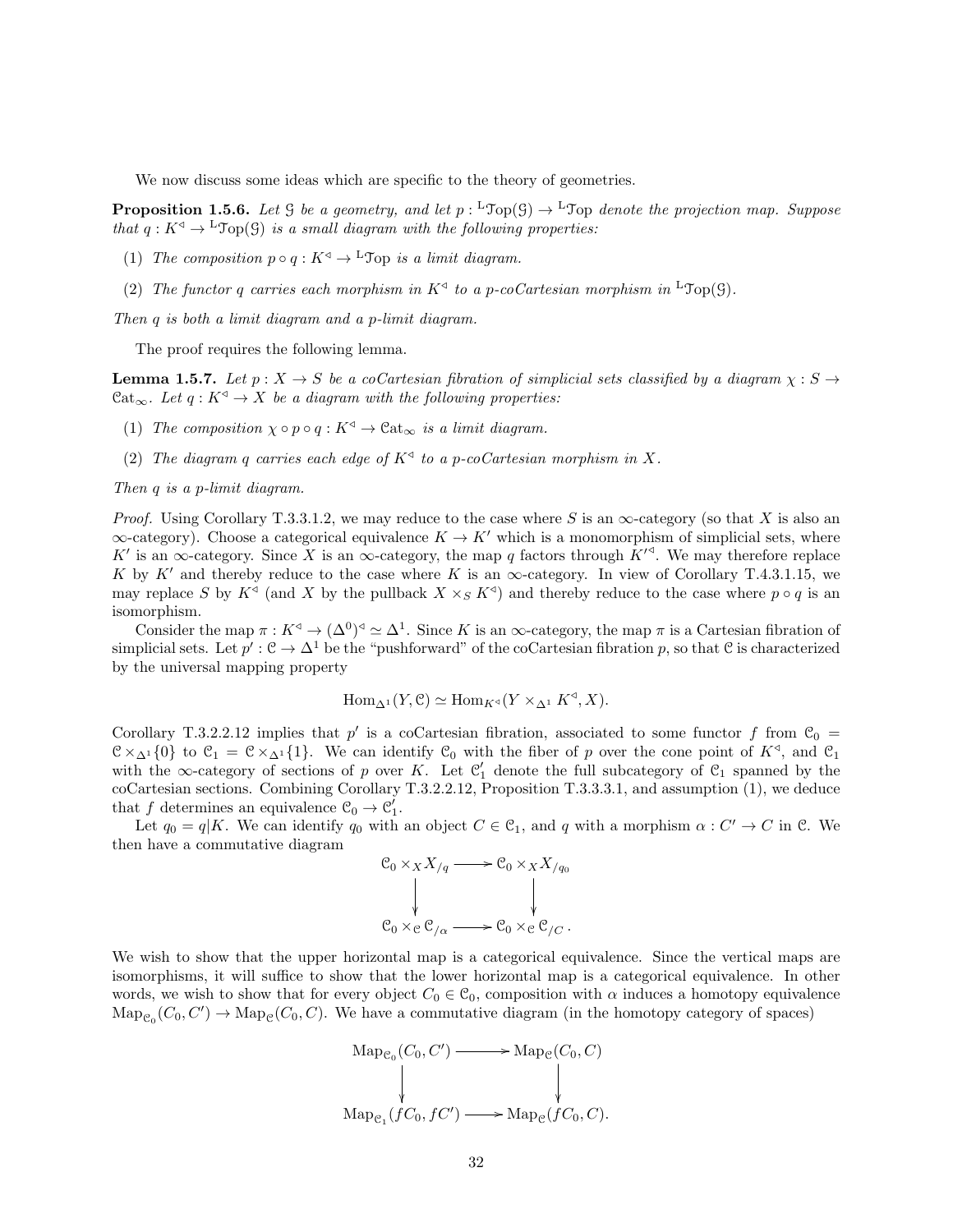We now discuss some ideas which are specific to the theory of geometries.

**Proposition 1.5.6.** *Let $\mathcal{G}$ be a geometry, and let $p : {}^{\mathrm{L}}\mathcal{T}\mathrm{op}(\mathcal{G}) \to {}^{\mathrm{L}}\mathcal{T}\mathrm{op}$ denote the projection map. Suppose that $q : K^{\triangleleft} \to {}^{\mathrm{L}}\mathcal{T}\mathrm{op}(\mathcal{G})$ is a small diagram with the following properties:*

1. *The composition $p \circ q : K^{\triangleleft} \to {}^{\mathrm{L}}\mathcal{T}\mathrm{op}$ is a limit diagram.*
2. *The functor $q$ carries each morphism in $K^{\triangleleft}$ to a $p$-coCartesian morphism in ${}^{\mathrm{L}}\mathcal{T}\mathrm{op}(\mathcal{G})$.*

*Then $q$ is both a limit diagram and a $p$-limit diagram.*

The proof requires the following lemma.

**Lemma 1.5.7.** *Let $p : X \to S$ be a coCartesian fibration of simplicial sets classified by a diagram $\chi : S \to \mathcal{C}\mathrm{at}_\infty$. Let $q : K^{\triangleleft} \to X$ be a diagram with the following properties:*

1. *The composition $\chi \circ p \circ q : K^{\triangleleft} \to \mathcal{C}\mathrm{at}_\infty$ is a limit diagram.*
2. *The diagram $q$ carries each edge of $K^{\triangleleft}$ to a $p$-coCartesian morphism in $X$.*

*Then $q$ is a $p$-limit diagram.*

*Proof.* Using Corollary T.3.3.1.2, we may reduce to the case where $S$ is an $\infty$-category (so that $X$ is also an $\infty$-category). Choose a categorical equivalence $K \to K'$ which is a monomorphism of simplicial sets, where $K'$ is an $\infty$-category. Since $X$ is an $\infty$-category, the map $q$ factors through $K'^{\triangleleft}$. We may therefore replace $K$ by $K'$ and thereby reduce to the case where $K$ is an $\infty$-category. In view of Corollary T.4.3.1.15, we may replace $S$ by $K^{\triangleleft}$ (and $X$ by the pullback $X \times_S K^{\triangleleft}$) and thereby reduce to the case where $p \circ q$ is an isomorphism.

Consider the map $\pi : K^{\triangleleft} \to (\Delta^0)^{\triangleleft} \simeq \Delta^1$. Since $K$ is an $\infty$-category, the map $\pi$ is a Cartesian fibration of simplicial sets. Let $p' : \mathcal{C} \to \Delta^1$ be the "pushforward" of the coCartesian fibration $p$, so that $\mathcal{C}$ is characterized by the universal mapping property

$$\mathrm{Hom}_{\Delta^1}(Y, \mathcal{C}) \simeq \mathrm{Hom}_{K^{\triangleleft}}(Y \times_{\Delta^1} K^{\triangleleft}, X).$$

Corollary T.3.2.2.12 implies that $p'$ is a coCartesian fibration, associated to some functor $f$ from $\mathcal{C}_0 = \mathcal{C} \times_{\Delta^1} \{0\}$ to $\mathcal{C}_1 = \mathcal{C} \times_{\Delta^1} \{1\}$. We can identify $\mathcal{C}_0$ with the fiber of $p$ over the cone point of $K^{\triangleleft}$, and $\mathcal{C}_1$ with the $\infty$-category of sections of $p$ over $K$. Let $\mathcal{C}'_1$ denote the full subcategory of $\mathcal{C}_1$ spanned by the coCartesian sections. Combining Corollary T.3.2.2.12, Proposition T.3.3.3.1, and assumption (1), we deduce that $f$ determines an equivalence $\mathcal{C}_0 \to \mathcal{C}'_1$.

Let $q_0 = q|K$. We can identify $q_0$ with an object $C \in \mathcal{C}_1$, and $q$ with a morphism $\alpha : C' \to C$ in $\mathcal{C}$. We then have a commutative diagram

$$\begin{array}{ccc} \mathcal{C}_0 \times_X X_{/q} & \longrightarrow & \mathcal{C}_0 \times_X X_{/q_0} \\ \downarrow & & \downarrow \\ \mathcal{C}_0 \times_{\mathcal{C}} \mathcal{C}_{/\alpha} & \longrightarrow & \mathcal{C}_0 \times_{\mathcal{C}} \mathcal{C}_{/C}. \end{array}$$

We wish to show that the upper horizontal map is a categorical equivalence. Since the vertical maps are isomorphisms, it will suffice to show that the lower horizontal map is a categorical equivalence. In other words, we wish to show that for every object $C_0 \in \mathcal{C}_0$, composition with $\alpha$ induces a homotopy equivalence $\mathrm{Map}_{\mathcal{C}_0}(C_0, C') \to \mathrm{Map}_{\mathcal{C}}(C_0, C)$. We have a commutative diagram (in the homotopy category of spaces)

$$\begin{array}{ccc} \mathrm{Map}_{\mathcal{C}_0}(C_0, C') & \longrightarrow & \mathrm{Map}_{\mathcal{C}}(C_0, C) \\ \downarrow & & \downarrow \\ \mathrm{Map}_{\mathcal{C}_1}(fC_0, fC') & \longrightarrow & \mathrm{Map}_{\mathcal{C}}(fC_0, C). \end{array}$$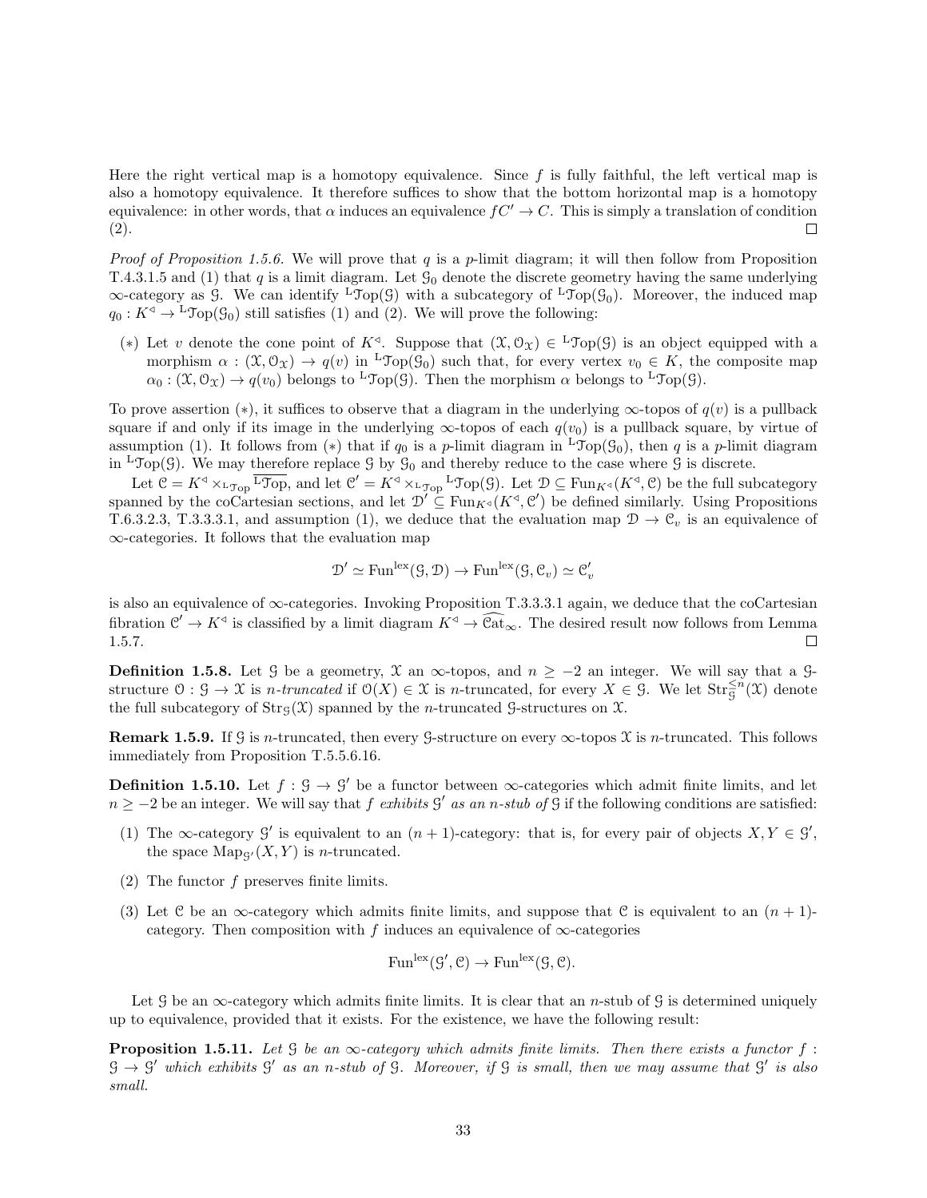Here the right vertical map is a homotopy equivalence. Since $f$ is fully faithful, the left vertical map is also a homotopy equivalence. It therefore suffices to show that the bottom horizontal map is a homotopy equivalence: in other words, that $\alpha$ induces an equivalence $fC' \to C$. This is simply a translation of condition (2). □

*Proof of Proposition 1.5.6.* We will prove that $q$ is a $p$-limit diagram; it will then follow from Proposition T.4.3.1.5 and (1) that $q$ is a limit diagram. Let $\mathcal{G}_0$ denote the discrete geometry having the same underlying $\infty$-category as $\mathcal{G}$. We can identify ${}^{\mathrm{L}}\mathcal{T}\mathrm{op}(\mathcal{G})$ with a subcategory of ${}^{\mathrm{L}}\mathcal{T}\mathrm{op}(\mathcal{G}_0)$. Moreover, the induced map $q_0 : K^{\triangleleft} \to {}^{\mathrm{L}}\mathcal{T}\mathrm{op}(\mathcal{G}_0)$ still satisfies (1) and (2). We will prove the following:

- $(*)$ Let $v$ denote the cone point of $K^{\triangleleft}$. Suppose that $(\mathcal{X}, \mathcal{O}_{\mathcal{X}}) \in {}^{\mathrm{L}}\mathcal{T}\mathrm{op}(\mathcal{G})$ is an object equipped with a morphism $\alpha : (\mathcal{X}, \mathcal{O}_{\mathcal{X}}) \to q(v)$ in ${}^{\mathrm{L}}\mathcal{T}\mathrm{op}(\mathcal{G}_0)$ such that, for every vertex $v_0 \in K$, the composite map $\alpha_0 : (\mathcal{X}, \mathcal{O}_{\mathcal{X}}) \to q(v_0)$ belongs to ${}^{\mathrm{L}}\mathcal{T}\mathrm{op}(\mathcal{G})$. Then the morphism $\alpha$ belongs to ${}^{\mathrm{L}}\mathcal{T}\mathrm{op}(\mathcal{G})$.

To prove assertion $(*)$, it suffices to observe that a diagram in the underlying $\infty$-topos of $q(v)$ is a pullback square if and only if its image in the underlying $\infty$-topos of each $q(v_0)$ is a pullback square, by virtue of assumption (1). It follows from $(*)$ that if $q_0$ is a $p$-limit diagram in ${}^{\mathrm{L}}\mathcal{T}\mathrm{op}(\mathcal{G}_0)$, then $q$ is a $p$-limit diagram in ${}^{\mathrm{L}}\mathcal{T}\mathrm{op}(\mathcal{G})$. We may therefore replace $\mathcal{G}$ by $\mathcal{G}_0$ and thereby reduce to the case where $\mathcal{G}$ is discrete.

Let $\mathcal{C} = K^{\triangleleft} \times_{{}^{\mathrm{L}}\mathcal{T}\mathrm{op}} \overline{{}^{\mathrm{L}}\mathcal{T}\mathrm{op}}$, and let $\mathcal{C}' = K^{\triangleleft} \times_{{}^{\mathrm{L}}\mathcal{T}\mathrm{op}} {}^{\mathrm{L}}\mathcal{T}\mathrm{op}(\mathcal{G})$. Let $\mathcal{D} \subseteq \mathrm{Fun}_{K^{\triangleleft}}(K^{\triangleleft}, \mathcal{C})$ be the full subcategory spanned by the coCartesian sections, and let $\mathcal{D}' \subseteq \mathrm{Fun}_{K^{\triangleleft}}(K^{\triangleleft}, \mathcal{C}')$ be defined similarly. Using Propositions T.6.3.2.3, T.3.3.3.1, and assumption (1), we deduce that the evaluation map $\mathcal{D} \to \mathcal{C}_v$ is an equivalence of $\infty$-categories. It follows that the evaluation map

$$\mathcal{D}' \simeq \mathrm{Fun}^{\mathrm{lex}}(\mathcal{G}, \mathcal{D}) \to \mathrm{Fun}^{\mathrm{lex}}(\mathcal{G}, \mathcal{C}_v) \simeq \mathcal{C}'_v$$

is also an equivalence of $\infty$-categories. Invoking Proposition T.3.3.3.1 again, we deduce that the coCartesian fibration $\mathcal{C}' \to K^{\triangleleft}$ is classified by a limit diagram $K^{\triangleleft} \to \widehat{\mathcal{C}\mathrm{at}}_{\infty}$. The desired result now follows from Lemma 1.5.7. □

**Definition 1.5.8.** Let $\mathcal{G}$ be a geometry, $\mathcal{X}$ an $\infty$-topos, and $n \geq -2$ an integer. We will say that a $\mathcal{G}$-structure $\mathcal{O} : \mathcal{G} \to \mathcal{X}$ is *$n$-truncated* if $\mathcal{O}(X) \in \mathcal{X}$ is $n$-truncated, for every $X \in \mathcal{G}$. We let $\mathrm{Str}^{\leq n}_{\mathcal{G}}(\mathcal{X})$ denote the full subcategory of $\mathrm{Str}_{\mathcal{G}}(\mathcal{X})$ spanned by the $n$-truncated $\mathcal{G}$-structures on $\mathcal{X}$.

**Remark 1.5.9.** If $\mathcal{G}$ is $n$-truncated, then every $\mathcal{G}$-structure on every $\infty$-topos $\mathcal{X}$ is $n$-truncated. This follows immediately from Proposition T.5.5.6.16.

**Definition 1.5.10.** Let $f : \mathcal{G} \to \mathcal{G}'$ be a functor between $\infty$-categories which admit finite limits, and let $n \geq -2$ be an integer. We will say that $f$ *exhibits $\mathcal{G}'$ as an $n$-stub of* $\mathcal{G}$ if the following conditions are satisfied:

1. The $\infty$-category $\mathcal{G}'$ is equivalent to an $(n+1)$-category: that is, for every pair of objects $X, Y \in \mathcal{G}'$, the space $\mathrm{Map}_{\mathcal{G}'}(X, Y)$ is $n$-truncated.
2. The functor $f$ preserves finite limits.
3. Let $\mathcal{C}$ be an $\infty$-category which admits finite limits, and suppose that $\mathcal{C}$ is equivalent to an $(n+1)$-category. Then composition with $f$ induces an equivalence of $\infty$-categories
$$\mathrm{Fun}^{\mathrm{lex}}(\mathcal{G}', \mathcal{C}) \to \mathrm{Fun}^{\mathrm{lex}}(\mathcal{G}, \mathcal{C}).$$

Let $\mathcal{G}$ be an $\infty$-category which admits finite limits. It is clear that an $n$-stub of $\mathcal{G}$ is determined uniquely up to equivalence, provided that it exists. For the existence, we have the following result:

**Proposition 1.5.11.** *Let $\mathcal{G}$ be an $\infty$-category which admits finite limits. Then there exists a functor $f : \mathcal{G} \to \mathcal{G}'$ which exhibits $\mathcal{G}'$ as an $n$-stub of $\mathcal{G}$. Moreover, if $\mathcal{G}$ is small, then we may assume that $\mathcal{G}'$ is also small.*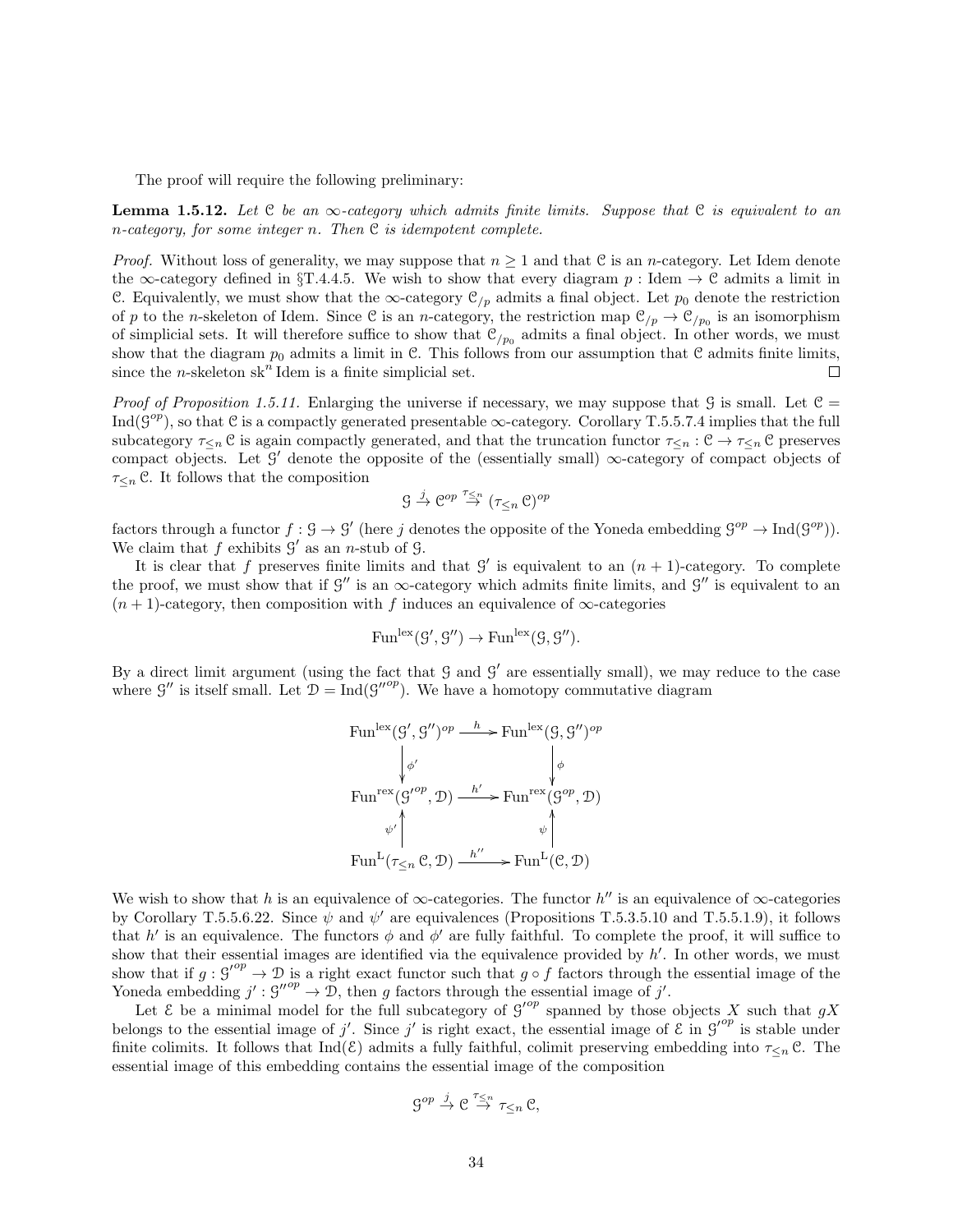The proof will require the following preliminary:

**Lemma 1.5.12.** *Let $\mathcal{C}$ be an $\infty$-category which admits finite limits. Suppose that $\mathcal{C}$ is equivalent to an $n$-category, for some integer $n$. Then $\mathcal{C}$ is idempotent complete.*

*Proof.* Without loss of generality, we may suppose that $n \geq 1$ and that $\mathcal{C}$ is an $n$-category. Let Idem denote the $\infty$-category defined in §T.4.4.5. We wish to show that every diagram $p : \mathrm{Idem} \to \mathcal{C}$ admits a limit in $\mathcal{C}$. Equivalently, we must show that the $\infty$-category $\mathcal{C}_{/p}$ admits a final object. Let $p_0$ denote the restriction of $p$ to the $n$-skeleton of Idem. Since $\mathcal{C}$ is an $n$-category, the restriction map $\mathcal{C}_{/p} \to \mathcal{C}_{/p_0}$ is an isomorphism of simplicial sets. It will therefore suffice to show that $\mathcal{C}_{/p_0}$ admits a final object. In other words, we must show that the diagram $p_0$ admits a limit in $\mathcal{C}$. This follows from our assumption that $\mathcal{C}$ admits finite limits, since the $n$-skeleton $\mathrm{sk}^n \,\mathrm{Idem}$ is a finite simplicial set. □

*Proof of Proposition 1.5.11.* Enlarging the universe if necessary, we may suppose that $\mathcal{G}$ is small. Let $\mathcal{C} = \mathrm{Ind}(\mathcal{G}^{op})$, so that $\mathcal{C}$ is a compactly generated presentable $\infty$-category. Corollary T.5.5.7.4 implies that the full subcategory $\tau_{\leq n}\,\mathcal{C}$ is again compactly generated, and that the truncation functor $\tau_{\leq n} : \mathcal{C} \to \tau_{\leq n}\,\mathcal{C}$ preserves compact objects. Let $\mathcal{G}'$ denote the opposite of the (essentially small) $\infty$-category of compact objects of $\tau_{\leq n}\,\mathcal{C}$. It follows that the composition

$$\mathcal{G} \xrightarrow{j} \mathcal{C}^{op} \xrightarrow{\tau_{\leq n}} (\tau_{\leq n}\,\mathcal{C})^{op}$$

factors through a functor $f : \mathcal{G} \to \mathcal{G}'$ (here $j$ denotes the opposite of the Yoneda embedding $\mathcal{G}^{op} \to \mathrm{Ind}(\mathcal{G}^{op})$). We claim that $f$ exhibits $\mathcal{G}'$ as an $n$-stub of $\mathcal{G}$.

It is clear that $f$ preserves finite limits and that $\mathcal{G}'$ is equivalent to an $(n+1)$-category. To complete the proof, we must show that if $\mathcal{G}''$ is an $\infty$-category which admits finite limits, and $\mathcal{G}''$ is equivalent to an $(n+1)$-category, then composition with $f$ induces an equivalence of $\infty$-categories

$$\mathrm{Fun}^{\mathrm{lex}}(\mathcal{G}', \mathcal{G}'') \to \mathrm{Fun}^{\mathrm{lex}}(\mathcal{G}, \mathcal{G}'').$$

By a direct limit argument (using the fact that $\mathcal{G}$ and $\mathcal{G}'$ are essentially small), we may reduce to the case where $\mathcal{G}''$ is itself small. Let $\mathcal{D} = \mathrm{Ind}(\mathcal{G}''^{op})$. We have a homotopy commutative diagram

$$\begin{array}{ccc}
\mathrm{Fun}^{\mathrm{lex}}(\mathcal{G}', \mathcal{G}'')^{op} & \xrightarrow{h} & \mathrm{Fun}^{\mathrm{lex}}(\mathcal{G}, \mathcal{G}'')^{op} \\
\downarrow \phi' & & \downarrow \phi \\
\mathrm{Fun}^{\mathrm{rex}}(\mathcal{G}'^{op}, \mathcal{D}) & \xrightarrow{h'} & \mathrm{Fun}^{\mathrm{rex}}(\mathcal{G}^{op}, \mathcal{D}) \\
\uparrow \psi' & & \uparrow \psi \\
\mathrm{Fun}^{\mathrm{L}}(\tau_{\leq n}\,\mathcal{C}, \mathcal{D}) & \xrightarrow{h''} & \mathrm{Fun}^{\mathrm{L}}(\mathcal{C}, \mathcal{D})
\end{array}$$

We wish to show that $h$ is an equivalence of $\infty$-categories. The functor $h''$ is an equivalence of $\infty$-categories by Corollary T.5.5.6.22. Since $\psi$ and $\psi'$ are equivalences (Propositions T.5.3.5.10 and T.5.5.1.9), it follows that $h'$ is an equivalence. The functors $\phi$ and $\phi'$ are fully faithful. To complete the proof, it will suffice to show that their essential images are identified via the equivalence provided by $h'$. In other words, we must show that if $g : \mathcal{G}'^{op} \to \mathcal{D}$ is a right exact functor such that $g \circ f$ factors through the essential image of the Yoneda embedding $j' : \mathcal{G}''^{op} \to \mathcal{D}$, then $g$ factors through the essential image of $j'$.

Let $\mathcal{E}$ be a minimal model for the full subcategory of $\mathcal{G}'^{op}$ spanned by those objects $X$ such that $gX$ belongs to the essential image of $j'$. Since $j'$ is right exact, the essential image of $\mathcal{E}$ in $\mathcal{G}'^{op}$ is stable under finite colimits. It follows that $\mathrm{Ind}(\mathcal{E})$ admits a fully faithful, colimit preserving embedding into $\tau_{\leq n}\,\mathcal{C}$. The essential image of this embedding contains the essential image of the composition

$$\mathcal{G}^{op} \xrightarrow{j} \mathcal{C} \xrightarrow{\tau_{\leq n}} \tau_{\leq n}\,\mathcal{C},$$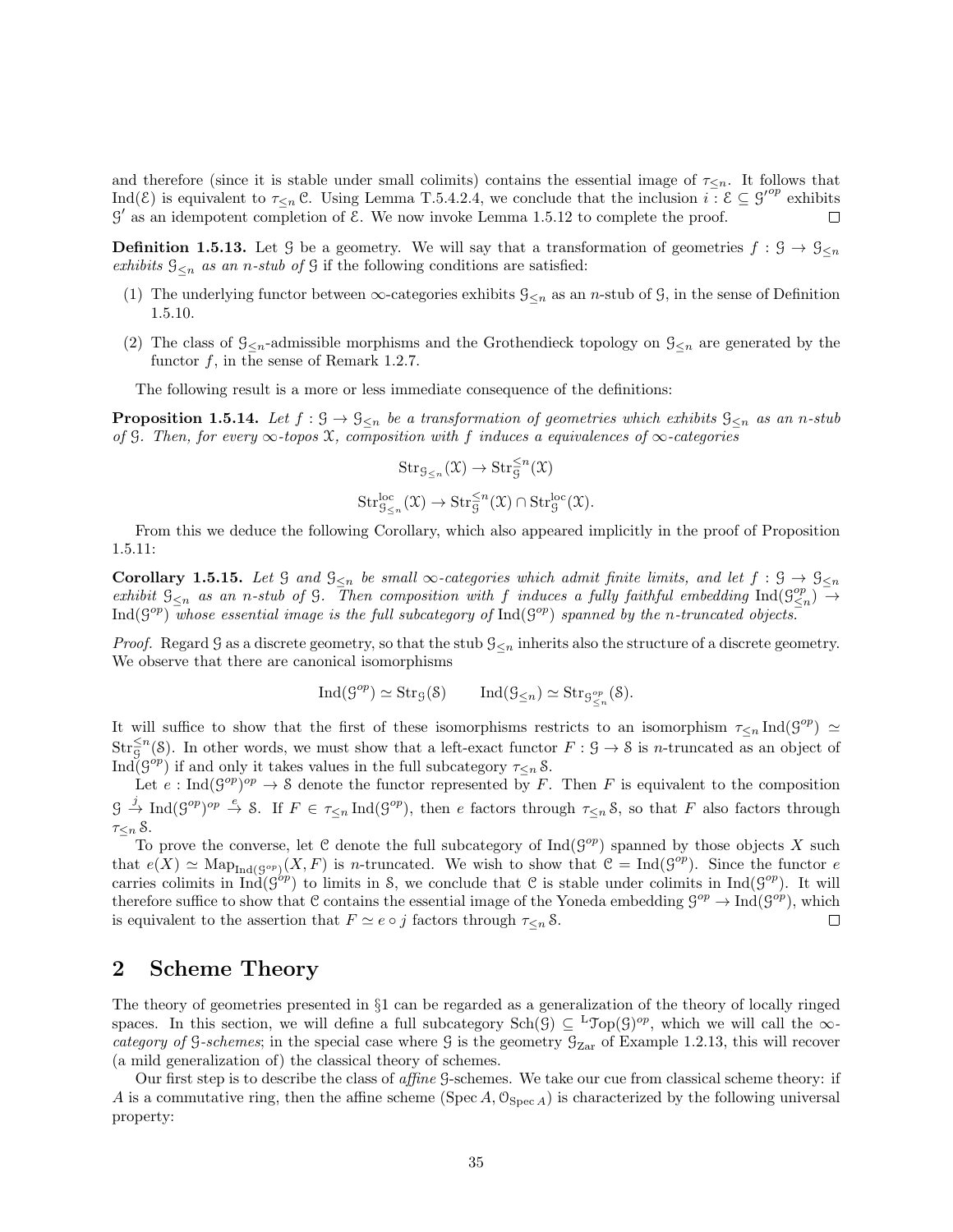and therefore (since it is stable under small colimits) contains the essential image of $\tau_{\leq n}$. It follows that $\mathrm{Ind}(\mathcal{E})$ is equivalent to $\tau_{\leq n}\mathcal{C}$. Using Lemma T.5.4.2.4, we conclude that the inclusion $i : \mathcal{E} \subseteq \mathcal{G}'^{op}$ exhibits $\mathcal{G}'$ as an idempotent completion of $\mathcal{E}$. We now invoke Lemma 1.5.12 to complete the proof. □

**Definition 1.5.13.** Let $\mathcal{G}$ be a geometry. We will say that a transformation of geometries $f : \mathcal{G} \to \mathcal{G}_{\leq n}$ *exhibits $\mathcal{G}_{\leq n}$ as an $n$-stub of $\mathcal{G}$* if the following conditions are satisfied:

(1) The underlying functor between $\infty$-categories exhibits $\mathcal{G}_{\leq n}$ as an $n$-stub of $\mathcal{G}$, in the sense of Definition 1.5.10.

(2) The class of $\mathcal{G}_{\leq n}$-admissible morphisms and the Grothendieck topology on $\mathcal{G}_{\leq n}$ are generated by the functor $f$, in the sense of Remark 1.2.7.

The following result is a more or less immediate consequence of the definitions:

**Proposition 1.5.14.** *Let $f : \mathcal{G} \to \mathcal{G}_{\leq n}$ be a transformation of geometries which exhibits $\mathcal{G}_{\leq n}$ as an $n$-stub of $\mathcal{G}$. Then, for every $\infty$-topos $\mathcal{X}$, composition with $f$ induces a equivalences of $\infty$-categories*

$$\mathrm{Str}_{\mathcal{G}_{\leq n}}(\mathcal{X}) \to \mathrm{Str}^{\leq n}_{\mathcal{G}}(\mathcal{X})$$

$$\mathrm{Str}^{\mathrm{loc}}_{\mathcal{G}_{\leq n}}(\mathcal{X}) \to \mathrm{Str}^{\leq n}_{\mathcal{G}}(\mathcal{X}) \cap \mathrm{Str}^{\mathrm{loc}}_{\mathcal{G}}(\mathcal{X}).$$

From this we deduce the following Corollary, which also appeared implicitly in the proof of Proposition 1.5.11:

**Corollary 1.5.15.** *Let $\mathcal{G}$ and $\mathcal{G}_{\leq n}$ be small $\infty$-categories which admit finite limits, and let $f : \mathcal{G} \to \mathcal{G}_{\leq n}$ exhibit $\mathcal{G}_{\leq n}$ as an $n$-stub of $\mathcal{G}$. Then composition with $f$ induces a fully faithful embedding $\mathrm{Ind}(\mathcal{G}^{op}_{\leq n}) \to \mathrm{Ind}(\mathcal{G}^{op})$ whose essential image is the full subcategory of $\mathrm{Ind}(\mathcal{G}^{op})$ spanned by the $n$-truncated objects.*

*Proof.* Regard $\mathcal{G}$ as a discrete geometry, so that the stub $\mathcal{G}_{\leq n}$ inherits also the structure of a discrete geometry. We observe that there are canonical isomorphisms

$$\mathrm{Ind}(\mathcal{G}^{op}) \simeq \mathrm{Str}_{\mathcal{G}}(\mathcal{S}) \qquad \mathrm{Ind}(\mathcal{G}_{\leq n}) \simeq \mathrm{Str}_{\mathcal{G}^{op}_{\leq n}}(\mathcal{S}).$$

It will suffice to show that the first of these isomorphisms restricts to an isomorphism $\tau_{\leq n}\mathrm{Ind}(\mathcal{G}^{op}) \simeq \mathrm{Str}^{\leq n}_{\mathcal{G}}(\mathcal{S})$. In other words, we must show that a left-exact functor $F : \mathcal{G} \to \mathcal{S}$ is $n$-truncated as an object of $\mathrm{Ind}(\mathcal{G}^{op})$ if and only it takes values in the full subcategory $\tau_{\leq n}\mathcal{S}$.

Let $e : \mathrm{Ind}(\mathcal{G}^{op})^{op} \to \mathcal{S}$ denote the functor represented by $F$. Then $F$ is equivalent to the composition $\mathcal{G} \xrightarrow{j} \mathrm{Ind}(\mathcal{G}^{op})^{op} \xrightarrow{e} \mathcal{S}$. If $F \in \tau_{\leq n}\mathrm{Ind}(\mathcal{G}^{op})$, then $e$ factors through $\tau_{\leq n}\mathcal{S}$, so that $F$ also factors through $\tau_{\leq n}\mathcal{S}$.

To prove the converse, let $\mathcal{C}$ denote the full subcategory of $\mathrm{Ind}(\mathcal{G}^{op})$ spanned by those objects $X$ such that $e(X) \simeq \mathrm{Map}_{\mathrm{Ind}(\mathcal{G}^{op})}(X, F)$ is $n$-truncated. We wish to show that $\mathcal{C} = \mathrm{Ind}(\mathcal{G}^{op})$. Since the functor $e$ carries colimits in $\mathrm{Ind}(\mathcal{G}^{op})$ to limits in $\mathcal{S}$, we conclude that $\mathcal{C}$ is stable under colimits in $\mathrm{Ind}(\mathcal{G}^{op})$. It will therefore suffice to show that $\mathcal{C}$ contains the essential image of the Yoneda embedding $\mathcal{G}^{op} \to \mathrm{Ind}(\mathcal{G}^{op})$, which is equivalent to the assertion that $F \simeq e \circ j$ factors through $\tau_{\leq n}\mathcal{S}$. □

## 2 Scheme Theory

The theory of geometries presented in §1 can be regarded as a generalization of the theory of locally ringed spaces. In this section, we will define a full subcategory $\mathrm{Sch}(\mathcal{G}) \subseteq {}^{\mathrm{L}}\mathcal{T}\mathrm{op}(\mathcal{G})^{op}$, which we will call the $\infty$-*category of $\mathcal{G}$-schemes*; in the special case where $\mathcal{G}$ is the geometry $\mathcal{G}_{\mathrm{Zar}}$ of Example 1.2.13, this will recover (a mild generalization of) the classical theory of schemes.

Our first step is to describe the class of *affine* $\mathcal{G}$-schemes. We take our cue from classical scheme theory: if $A$ is a commutative ring, then the affine scheme $(\mathrm{Spec}\, A, \mathcal{O}_{\mathrm{Spec}\, A})$ is characterized by the following universal property: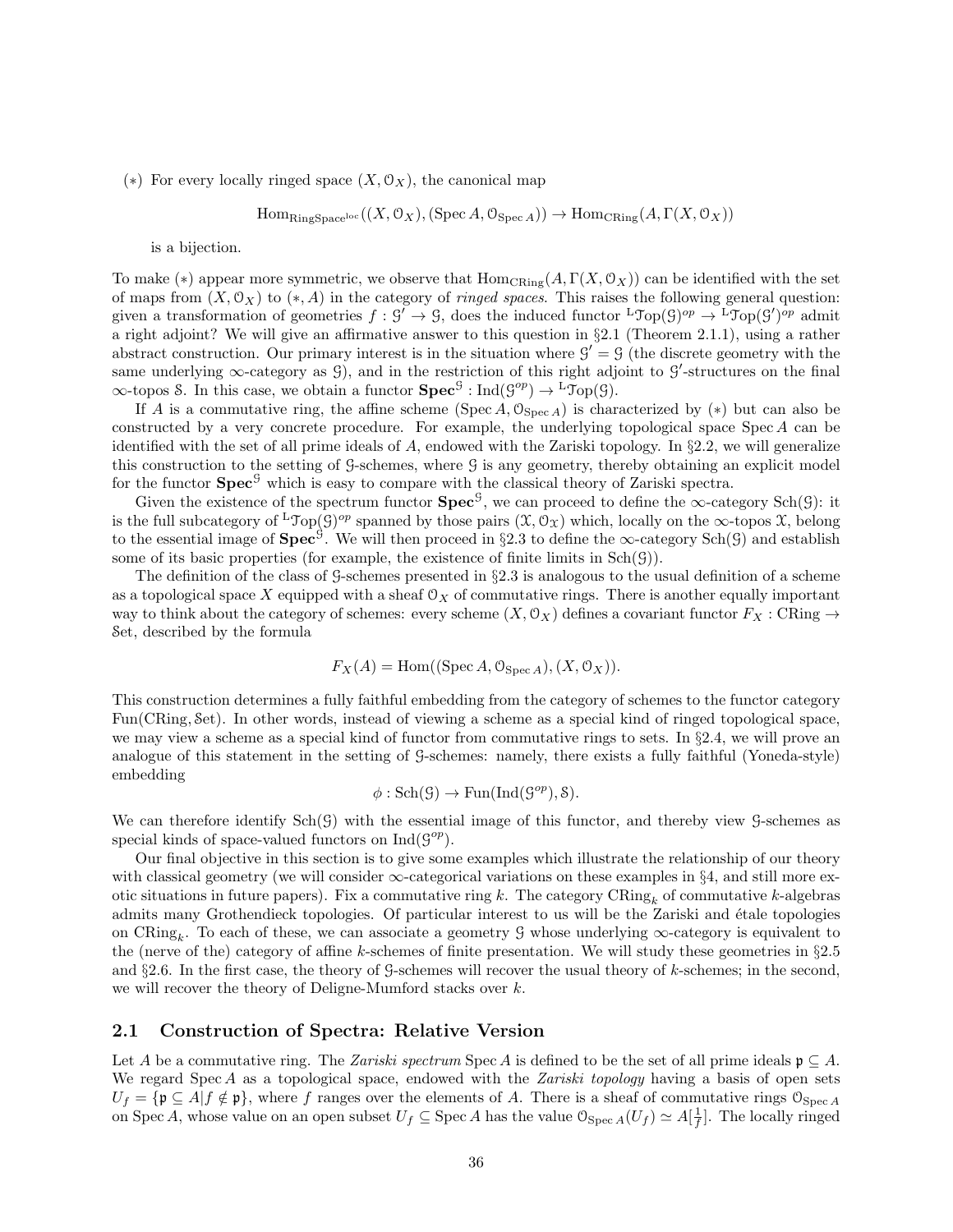($*$) For every locally ringed space $(X, \mathcal{O}_X)$, the canonical map

$$\mathrm{Hom}_{\mathrm{RingSpace}^{\mathrm{loc}}}((X, \mathcal{O}_X), (\operatorname{Spec} A, \mathcal{O}_{\operatorname{Spec} A})) \to \mathrm{Hom}_{\mathrm{CRing}}(A, \Gamma(X, \mathcal{O}_X))$$

is a bijection.

To make ($*$) appear more symmetric, we observe that $\mathrm{Hom}_{\mathrm{CRing}}(A, \Gamma(X, \mathcal{O}_X))$ can be identified with the set of maps from $(X, \mathcal{O}_X)$ to $(*, A)$ in the category of *ringed spaces*. This raises the following general question: given a transformation of geometries $f : \mathcal{G}' \to \mathcal{G}$, does the induced functor ${}^{\mathrm{L}}\mathcal{T}\mathrm{op}(\mathcal{G})^{op} \to {}^{\mathrm{L}}\mathcal{T}\mathrm{op}(\mathcal{G}')^{op}$ admit a right adjoint? We will give an affirmative answer to this question in §2.1 (Theorem 2.1.1), using a rather abstract construction. Our primary interest is in the situation where $\mathcal{G}' = \mathcal{G}$ (the discrete geometry with the same underlying $\infty$-category as $\mathcal{G}$), and in the restriction of this right adjoint to $\mathcal{G}'$-structures on the final $\infty$-topos $\mathcal{S}$. In this case, we obtain a functor $\mathbf{Spec}^{\mathcal{G}} : \mathrm{Ind}(\mathcal{G}^{op}) \to {}^{\mathrm{L}}\mathcal{T}\mathrm{op}(\mathcal{G})$.

If $A$ is a commutative ring, the affine scheme $(\operatorname{Spec} A, \mathcal{O}_{\operatorname{Spec} A})$ is characterized by ($*$) but can also be constructed by a very concrete procedure. For example, the underlying topological space $\operatorname{Spec} A$ can be identified with the set of all prime ideals of $A$, endowed with the Zariski topology. In §2.2, we will generalize this construction to the setting of $\mathcal{G}$-schemes, where $\mathcal{G}$ is any geometry, thereby obtaining an explicit model for the functor $\mathbf{Spec}^{\mathcal{G}}$ which is easy to compare with the classical theory of Zariski spectra.

Given the existence of the spectrum functor $\mathbf{Spec}^{\mathcal{G}}$, we can proceed to define the $\infty$-category $\mathrm{Sch}(\mathcal{G})$: it is the full subcategory of ${}^{\mathrm{L}}\mathcal{T}\mathrm{op}(\mathcal{G})^{op}$ spanned by those pairs $(\mathcal{X}, \mathcal{O}_{\mathcal{X}})$ which, locally on the $\infty$-topos $\mathcal{X}$, belong to the essential image of $\mathbf{Spec}^{\mathcal{G}}$. We will then proceed in §2.3 to define the $\infty$-category $\mathrm{Sch}(\mathcal{G})$ and establish some of its basic properties (for example, the existence of finite limits in $\mathrm{Sch}(\mathcal{G})$).

The definition of the class of $\mathcal{G}$-schemes presented in §2.3 is analogous to the usual definition of a scheme as a topological space $X$ equipped with a sheaf $\mathcal{O}_X$ of commutative rings. There is another equally important way to think about the category of schemes: every scheme $(X, \mathcal{O}_X)$ defines a covariant functor $F_X : \mathrm{CRing} \to \mathcal{S}\mathrm{et}$, described by the formula

$$F_X(A) = \mathrm{Hom}((\operatorname{Spec} A, \mathcal{O}_{\operatorname{Spec} A}), (X, \mathcal{O}_X)).$$

This construction determines a fully faithful embedding from the category of schemes to the functor category $\mathrm{Fun}(\mathrm{CRing}, \mathcal{S}\mathrm{et})$. In other words, instead of viewing a scheme as a special kind of ringed topological space, we may view a scheme as a special kind of functor from commutative rings to sets. In §2.4, we will prove an analogue of this statement in the setting of $\mathcal{G}$-schemes: namely, there exists a fully faithful (Yoneda-style) embedding

$$\phi : \mathrm{Sch}(\mathcal{G}) \to \mathrm{Fun}(\mathrm{Ind}(\mathcal{G}^{op}), \mathcal{S}).$$

We can therefore identify $\mathrm{Sch}(\mathcal{G})$ with the essential image of this functor, and thereby view $\mathcal{G}$-schemes as special kinds of space-valued functors on $\mathrm{Ind}(\mathcal{G}^{op})$.

Our final objective in this section is to give some examples which illustrate the relationship of our theory with classical geometry (we will consider $\infty$-categorical variations on these examples in §4, and still more exotic situations in future papers). Fix a commutative ring $k$. The category $\mathrm{CRing}_k$ of commutative $k$-algebras admits many Grothendieck topologies. Of particular interest to us will be the Zariski and étale topologies on $\mathrm{CRing}_k$. To each of these, we can associate a geometry $\mathcal{G}$ whose underlying $\infty$-category is equivalent to the (nerve of the) category of affine $k$-schemes of finite presentation. We will study these geometries in §2.5 and §2.6. In the first case, the theory of $\mathcal{G}$-schemes will recover the usual theory of $k$-schemes; in the second, we will recover the theory of Deligne-Mumford stacks over $k$.

## 2.1 Construction of Spectra: Relative Version

Let $A$ be a commutative ring. The *Zariski spectrum* $\operatorname{Spec} A$ is defined to be the set of all prime ideals $\mathfrak{p} \subseteq A$. We regard $\operatorname{Spec} A$ as a topological space, endowed with the *Zariski topology* having a basis of open sets $U_f = \{\mathfrak{p} \subseteq A | f \notin \mathfrak{p}\}$, where $f$ ranges over the elements of $A$. There is a sheaf of commutative rings $\mathcal{O}_{\operatorname{Spec} A}$ on $\operatorname{Spec} A$, whose value on an open subset $U_f \subseteq \operatorname{Spec} A$ has the value $\mathcal{O}_{\operatorname{Spec} A}(U_f) \simeq A[\frac{1}{f}]$. The locally ringed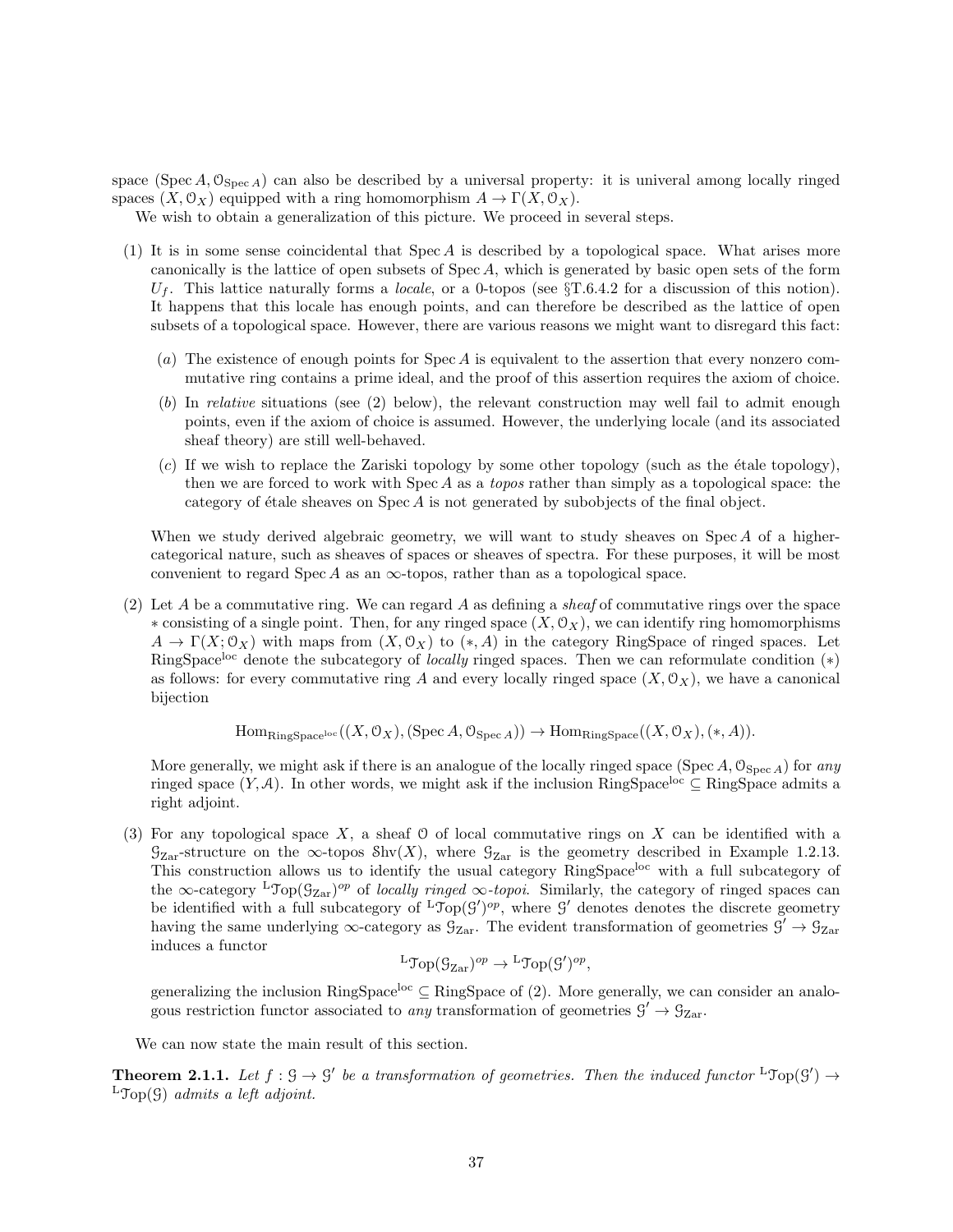space $(\operatorname{Spec} A, \mathcal{O}_{\operatorname{Spec} A})$ can also be described by a universal property: it is univeral among locally ringed spaces $(X, \mathcal{O}_X)$ equipped with a ring homomorphism $A \to \Gamma(X, \mathcal{O}_X)$.

We wish to obtain a generalization of this picture. We proceed in several steps.

(1) It is in some sense coincidental that $\operatorname{Spec} A$ is described by a topological space. What arises more canonically is the lattice of open subsets of $\operatorname{Spec} A$, which is generated by basic open sets of the form $U_f$. This lattice naturally forms a *locale*, or a 0-topos (see §T.6.4.2 for a discussion of this notion). It happens that this locale has enough points, and can therefore be described as the lattice of open subsets of a topological space. However, there are various reasons we might want to disregard this fact:

   (*a*) The existence of enough points for $\operatorname{Spec} A$ is equivalent to the assertion that every nonzero commutative ring contains a prime ideal, and the proof of this assertion requires the axiom of choice.

   (*b*) In *relative* situations (see (2) below), the relevant construction may well fail to admit enough points, even if the axiom of choice is assumed. However, the underlying locale (and its associated sheaf theory) are still well-behaved.

   (*c*) If we wish to replace the Zariski topology by some other topology (such as the étale topology), then we are forced to work with $\operatorname{Spec} A$ as a *topos* rather than simply as a topological space: the category of étale sheaves on $\operatorname{Spec} A$ is not generated by subobjects of the final object.

   When we study derived algebraic geometry, we will want to study sheaves on $\operatorname{Spec} A$ of a higher-categorical nature, such as sheaves of spaces or sheaves of spectra. For these purposes, it will be most convenient to regard $\operatorname{Spec} A$ as an $\infty$-topos, rather than as a topological space.

(2) Let $A$ be a commutative ring. We can regard $A$ as defining a *sheaf* of commutative rings over the space $*$ consisting of a single point. Then, for any ringed space $(X, \mathcal{O}_X)$, we can identify ring homomorphisms $A \to \Gamma(X; \mathcal{O}_X)$ with maps from $(X, \mathcal{O}_X)$ to $(*, A)$ in the category RingSpace of ringed spaces. Let $\mathrm{RingSpace}^{\mathrm{loc}}$ denote the subcategory of *locally* ringed spaces. Then we can reformulate condition $(*)$ as follows: for every commutative ring $A$ and every locally ringed space $(X, \mathcal{O}_X)$, we have a canonical bijection

$$\operatorname{Hom}_{\mathrm{RingSpace}^{\mathrm{loc}}}((X, \mathcal{O}_X), (\operatorname{Spec} A, \mathcal{O}_{\operatorname{Spec} A})) \to \operatorname{Hom}_{\mathrm{RingSpace}}((X, \mathcal{O}_X), (*, A)).$$

   More generally, we might ask if there is an analogue of the locally ringed space $(\operatorname{Spec} A, \mathcal{O}_{\operatorname{Spec} A})$ for *any* ringed space $(Y, \mathcal{A})$. In other words, we might ask if the inclusion $\mathrm{RingSpace}^{\mathrm{loc}} \subseteq \mathrm{RingSpace}$ admits a right adjoint.

(3) For any topological space $X$, a sheaf $\mathcal{O}$ of local commutative rings on $X$ can be identified with a $\mathcal{G}_{\mathrm{Zar}}$-structure on the $\infty$-topos $\mathcal{S}\mathrm{hv}(X)$, where $\mathcal{G}_{\mathrm{Zar}}$ is the geometry described in Example 1.2.13. This construction allows us to identify the usual category $\mathrm{RingSpace}^{\mathrm{loc}}$ with a full subcategory of the $\infty$-category ${}^{\mathrm{L}}\mathcal{T}\mathrm{op}(\mathcal{G}_{\mathrm{Zar}})^{op}$ of *locally ringed $\infty$-topoi*. Similarly, the category of ringed spaces can be identified with a full subcategory of ${}^{\mathrm{L}}\mathcal{T}\mathrm{op}(\mathcal{G}')^{op}$, where $\mathcal{G}'$ denotes denotes the discrete geometry having the same underlying $\infty$-category as $\mathcal{G}_{\mathrm{Zar}}$. The evident transformation of geometries $\mathcal{G}' \to \mathcal{G}_{\mathrm{Zar}}$ induces a functor

$${}^{\mathrm{L}}\mathcal{T}\mathrm{op}(\mathcal{G}_{\mathrm{Zar}})^{op} \to {}^{\mathrm{L}}\mathcal{T}\mathrm{op}(\mathcal{G}')^{op},$$

   generalizing the inclusion $\mathrm{RingSpace}^{\mathrm{loc}} \subseteq \mathrm{RingSpace}$ of (2). More generally, we can consider an analogous restriction functor associated to *any* transformation of geometries $\mathcal{G}' \to \mathcal{G}_{\mathrm{Zar}}$.

We can now state the main result of this section.

**Theorem 2.1.1.** *Let $f : \mathcal{G} \to \mathcal{G}'$ be a transformation of geometries. Then the induced functor ${}^{\mathrm{L}}\mathcal{T}\mathrm{op}(\mathcal{G}') \to {}^{\mathrm{L}}\mathcal{T}\mathrm{op}(\mathcal{G})$ admits a left adjoint.*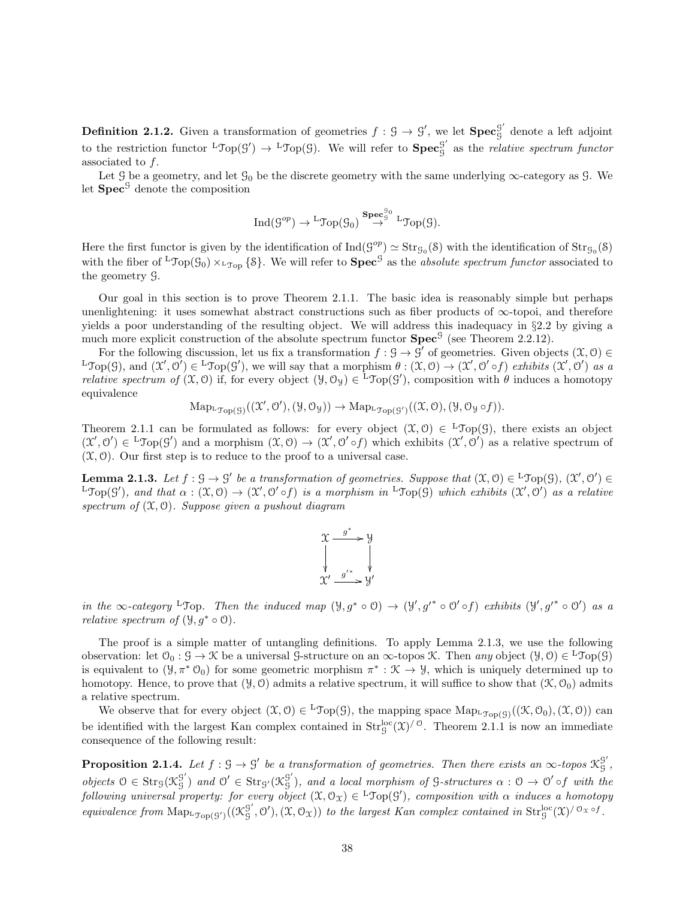**Definition 2.1.2.** Given a transformation of geometries $f : \mathcal{G} \to \mathcal{G}'$, we let $\mathbf{Spec}_{\mathcal{G}}^{\mathcal{G}'}$ denote a left adjoint to the restriction functor ${}^{\mathrm{L}}\mathcal{T}\mathrm{op}(\mathcal{G}') \to {}^{\mathrm{L}}\mathcal{T}\mathrm{op}(\mathcal{G})$. We will refer to $\mathbf{Spec}_{\mathcal{G}}^{\mathcal{G}'}$ as the *relative spectrum functor* associated to $f$.

Let $\mathcal{G}$ be a geometry, and let $\mathcal{G}_0$ be the discrete geometry with the same underlying $\infty$-category as $\mathcal{G}$. We let $\mathbf{Spec}^{\mathcal{G}}$ denote the composition

$$\mathrm{Ind}(\mathcal{G}^{op}) \to {}^{\mathrm{L}}\mathcal{T}\mathrm{op}(\mathcal{G}_0) \stackrel{\mathbf{Spec}_{\mathcal{G}}^{\mathcal{G}_0}}{\to} {}^{\mathrm{L}}\mathcal{T}\mathrm{op}(\mathcal{G}).$$

Here the first functor is given by the identification of $\mathrm{Ind}(\mathcal{G}^{op}) \simeq \mathrm{Str}_{\mathcal{G}_0}(\mathcal{S})$ with the identification of $\mathrm{Str}_{\mathcal{G}_0}(\mathcal{S})$ with the fiber of ${}^{\mathrm{L}}\mathcal{T}\mathrm{op}(\mathcal{G}_0) \times_{{}^{\mathrm{L}}\mathcal{T}\mathrm{op}} \{\mathcal{S}\}$. We will refer to $\mathbf{Spec}^{\mathcal{G}}$ as the *absolute spectrum functor* associated to the geometry $\mathcal{G}$.

Our goal in this section is to prove Theorem 2.1.1. The basic idea is reasonably simple but perhaps unenlightening: it uses somewhat abstract constructions such as fiber products of $\infty$-topoi, and therefore yields a poor understanding of the resulting object. We will address this inadequacy in §2.2 by giving a much more explicit construction of the absolute spectrum functor $\mathbf{Spec}^{\mathcal{G}}$ (see Theorem 2.2.12).

For the following discussion, let us fix a transformation $f : \mathcal{G} \to \mathcal{G}'$ of geometries. Given objects $(\mathcal{X}, \mathcal{O}) \in {}^{\mathrm{L}}\mathcal{T}\mathrm{op}(\mathcal{G})$, and $(\mathcal{X}', \mathcal{O}') \in {}^{\mathrm{L}}\mathcal{T}\mathrm{op}(\mathcal{G}')$, we will say that a morphism $\theta : (\mathcal{X}, \mathcal{O}) \to (\mathcal{X}', \mathcal{O}' \circ f)$ *exhibits* $(\mathcal{X}', \mathcal{O}')$ *as a relative spectrum of* $(\mathcal{X}, \mathcal{O})$ if, for every object $(\mathcal{Y}, \mathcal{O}_{\mathcal{Y}}) \in {}^{\mathrm{L}}\mathcal{T}\mathrm{op}(\mathcal{G}')$, composition with $\theta$ induces a homotopy equivalence

$$\mathrm{Map}_{{}^{\mathrm{L}}\mathcal{T}\mathrm{op}(\mathcal{G})}((\mathcal{X}', \mathcal{O}'), (\mathcal{Y}, \mathcal{O}_{\mathcal{Y}})) \to \mathrm{Map}_{{}^{\mathrm{L}}\mathcal{T}\mathrm{op}(\mathcal{G}')}((\mathcal{X}, \mathcal{O}), (\mathcal{Y}, \mathcal{O}_{\mathcal{Y}} \circ f)).$$

Theorem 2.1.1 can be formulated as follows: for every object $(\mathcal{X}, \mathcal{O}) \in {}^{\mathrm{L}}\mathcal{T}\mathrm{op}(\mathcal{G})$, there exists an object $(\mathcal{X}', \mathcal{O}') \in {}^{\mathrm{L}}\mathcal{T}\mathrm{op}(\mathcal{G}')$ and a morphism $(\mathcal{X}, \mathcal{O}) \to (\mathcal{X}', \mathcal{O}' \circ f)$ which exhibits $(\mathcal{X}', \mathcal{O}')$ as a relative spectrum of $(\mathcal{X}, \mathcal{O})$. Our first step is to reduce to the proof to a universal case.

**Lemma 2.1.3.** *Let $f : \mathcal{G} \to \mathcal{G}'$ be a transformation of geometries. Suppose that $(\mathcal{X}, \mathcal{O}) \in {}^{\mathrm{L}}\mathcal{T}\mathrm{op}(\mathcal{G})$, $(\mathcal{X}', \mathcal{O}') \in {}^{\mathrm{L}}\mathcal{T}\mathrm{op}(\mathcal{G}')$, and that $\alpha : (\mathcal{X}, \mathcal{O}) \to (\mathcal{X}', \mathcal{O}' \circ f)$ is a morphism in ${}^{\mathrm{L}}\mathcal{T}\mathrm{op}(\mathcal{G})$ which exhibits $(\mathcal{X}', \mathcal{O}')$ as a relative spectrum of $(\mathcal{X}, \mathcal{O})$. Suppose given a pushout diagram*

$$\begin{array}{ccc} \mathcal{X} & \xrightarrow{g^*} & \mathcal{Y} \\ \downarrow & & \downarrow \\ \mathcal{X}' & \xrightarrow{g'^*} & \mathcal{Y}' \end{array}$$

*in the $\infty$-category ${}^{\mathrm{L}}\mathcal{T}\mathrm{op}$. Then the induced map $(\mathcal{Y}, g^* \circ \mathcal{O}) \to (\mathcal{Y}', g'^* \circ \mathcal{O}' \circ f)$ exhibits $(\mathcal{Y}', g'^* \circ \mathcal{O}')$ as a relative spectrum of $(\mathcal{Y}, g^* \circ \mathcal{O})$.*

The proof is a simple matter of untangling definitions. To apply Lemma 2.1.3, we use the following observation: let $\mathcal{O}_0 : \mathcal{G} \to \mathcal{K}$ be a universal $\mathcal{G}$-structure on an $\infty$-topos $\mathcal{K}$. Then *any* object $(\mathcal{Y}, \mathcal{O}) \in {}^{\mathrm{L}}\mathcal{T}\mathrm{op}(\mathcal{G})$ is equivalent to $(\mathcal{Y}, \pi^* \mathcal{O}_0)$ for some geometric morphism $\pi^* : \mathcal{K} \to \mathcal{Y}$, which is uniquely determined up to homotopy. Hence, to prove that $(\mathcal{Y}, \mathcal{O})$ admits a relative spectrum, it will suffice to show that $(\mathcal{K}, \mathcal{O}_0)$ admits a relative spectrum.

We observe that for every object $(\mathcal{X}, \mathcal{O}) \in {}^{\mathrm{L}}\mathcal{T}\mathrm{op}(\mathcal{G})$, the mapping space $\mathrm{Map}_{{}^{\mathrm{L}}\mathcal{T}\mathrm{op}(\mathcal{G})}((\mathcal{K}, \mathcal{O}_0), (\mathcal{X}, \mathcal{O}))$ can be identified with the largest Kan complex contained in $\mathrm{Str}_{\mathcal{G}}^{\mathrm{loc}}(\mathcal{X})^{/\mathcal{O}}$. Theorem 2.1.1 is now an immediate consequence of the following result:

**Proposition 2.1.4.** *Let $f : \mathcal{G} \to \mathcal{G}'$ be a transformation of geometries. Then there exists an $\infty$-topos $\mathcal{K}_{\mathcal{G}}^{\mathcal{G}'}$, objects $\mathcal{O} \in \mathrm{Str}_{\mathcal{G}}(\mathcal{K}_{\mathcal{G}}^{\mathcal{G}'})$ and $\mathcal{O}' \in \mathrm{Str}_{\mathcal{G}'}(\mathcal{K}_{\mathcal{G}}^{\mathcal{G}'})$, and a local morphism of $\mathcal{G}$-structures $\alpha : \mathcal{O} \to \mathcal{O}' \circ f$ with the following universal property: for every object $(\mathcal{X}, \mathcal{O}_{\mathcal{X}}) \in {}^{\mathrm{L}}\mathcal{T}\mathrm{op}(\mathcal{G}')$, composition with $\alpha$ induces a homotopy equivalence from $\mathrm{Map}_{{}^{\mathrm{L}}\mathcal{T}\mathrm{op}(\mathcal{G}')}((\mathcal{K}_{\mathcal{G}}^{\mathcal{G}'}, \mathcal{O}'), (\mathcal{X}, \mathcal{O}_{\mathcal{X}}))$ to the largest Kan complex contained in $\mathrm{Str}_{\mathcal{G}}^{\mathrm{loc}}(\mathcal{X})^{/\mathcal{O}_{\mathcal{X}} \circ f}$.*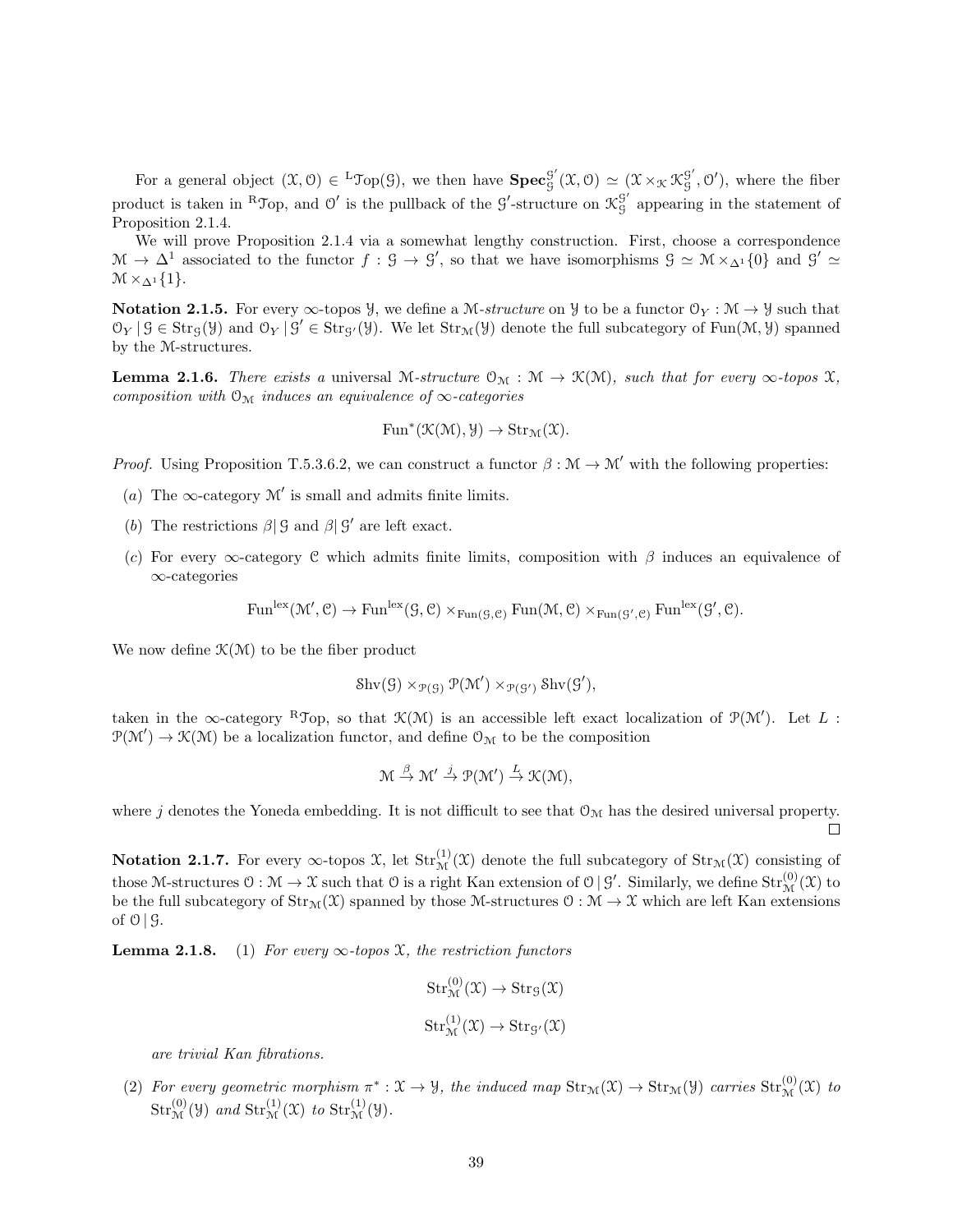For a general object $(\mathcal{X}, \mathcal{O}) \in {}^{\mathrm{L}}\mathcal{T}\mathrm{op}(\mathcal{G})$, we then have $\mathbf{Spec}^{\mathcal{G}'}_{\mathcal{G}}(\mathcal{X}, \mathcal{O}) \simeq (\mathcal{X} \times_{\mathcal{K}} \mathcal{K}^{\mathcal{G}'}_{\mathcal{G}}, \mathcal{O}')$, where the fiber product is taken in ${}^{\mathrm{R}}\mathcal{T}\mathrm{op}$, and $\mathcal{O}'$ is the pullback of the $\mathcal{G}'$-structure on $\mathcal{K}^{\mathcal{G}'}_{\mathcal{G}}$ appearing in the statement of Proposition 2.1.4.

We will prove Proposition 2.1.4 via a somewhat lengthy construction. First, choose a correspondence $\mathcal{M} \to \Delta^1$ associated to the functor $f : \mathcal{G} \to \mathcal{G}'$, so that we have isomorphisms $\mathcal{G} \simeq \mathcal{M} \times_{\Delta^1} \{0\}$ and $\mathcal{G}' \simeq \mathcal{M} \times_{\Delta^1} \{1\}$.

**Notation 2.1.5.** For every $\infty$-topos $\mathcal{Y}$, we define a $\mathcal{M}$-*structure* on $\mathcal{Y}$ to be a functor $\mathcal{O}_Y : \mathcal{M} \to \mathcal{Y}$ such that $\mathcal{O}_Y \,|\, \mathcal{G} \in \mathrm{Str}_{\mathcal{G}}(\mathcal{Y})$ and $\mathcal{O}_Y \,|\, \mathcal{G}' \in \mathrm{Str}_{\mathcal{G}'}(\mathcal{Y})$. We let $\mathrm{Str}_{\mathcal{M}}(\mathcal{Y})$ denote the full subcategory of $\mathrm{Fun}(\mathcal{M}, \mathcal{Y})$ spanned by the $\mathcal{M}$-structures.

**Lemma 2.1.6.** *There exists a* universal $\mathcal{M}$-*structure* $\mathcal{O}_{\mathcal{M}} : \mathcal{M} \to \mathcal{K}(\mathcal{M})$*, such that for every $\infty$-topos $\mathcal{X}$, composition with $\mathcal{O}_{\mathcal{M}}$ induces an equivalence of $\infty$-categories*

$$\mathrm{Fun}^*(\mathcal{K}(\mathcal{M}), \mathcal{Y}) \to \mathrm{Str}_{\mathcal{M}}(\mathcal{X}).$$

*Proof.* Using Proposition T.5.3.6.2, we can construct a functor $\beta : \mathcal{M} \to \mathcal{M}'$ with the following properties:

- $(a)$ The $\infty$-category $\mathcal{M}'$ is small and admits finite limits.
- $(b)$ The restrictions $\beta |\, \mathcal{G}$ and $\beta |\, \mathcal{G}'$ are left exact.
- $(c)$ For every $\infty$-category $\mathcal{C}$ which admits finite limits, composition with $\beta$ induces an equivalence of $\infty$-categories

$$\mathrm{Fun}^{\mathrm{lex}}(\mathcal{M}', \mathcal{C}) \to \mathrm{Fun}^{\mathrm{lex}}(\mathcal{G}, \mathcal{C}) \times_{\mathrm{Fun}(\mathcal{G}, \mathcal{C})} \mathrm{Fun}(\mathcal{M}, \mathcal{C}) \times_{\mathrm{Fun}(\mathcal{G}', \mathcal{C})} \mathrm{Fun}^{\mathrm{lex}}(\mathcal{G}', \mathcal{C}).$$

We now define $\mathcal{K}(\mathcal{M})$ to be the fiber product

$$\mathrm{Shv}(\mathcal{G}) \times_{\mathcal{P}(\mathcal{G})} \mathcal{P}(\mathcal{M}') \times_{\mathcal{P}(\mathcal{G}')} \mathrm{Shv}(\mathcal{G}'),$$

taken in the $\infty$-category ${}^{\mathrm{R}}\mathcal{T}\mathrm{op}$, so that $\mathcal{K}(\mathcal{M})$ is an accessible left exact localization of $\mathcal{P}(\mathcal{M}')$. Let $L : \mathcal{P}(\mathcal{M}') \to \mathcal{K}(\mathcal{M})$ be a localization functor, and define $\mathcal{O}_{\mathcal{M}}$ to be the composition

$$\mathcal{M} \xrightarrow{\beta} \mathcal{M}' \xrightarrow{j} \mathcal{P}(\mathcal{M}') \xrightarrow{L} \mathcal{K}(\mathcal{M}),$$

where $j$ denotes the Yoneda embedding. It is not difficult to see that $\mathcal{O}_{\mathcal{M}}$ has the desired universal property. $\square$

**Notation 2.1.7.** For every $\infty$-topos $\mathcal{X}$, let $\mathrm{Str}^{(1)}_{\mathcal{M}}(\mathcal{X})$ denote the full subcategory of $\mathrm{Str}_{\mathcal{M}}(\mathcal{X})$ consisting of those $\mathcal{M}$-structures $\mathcal{O} : \mathcal{M} \to \mathcal{X}$ such that $\mathcal{O}$ is a right Kan extension of $\mathcal{O} \,|\, \mathcal{G}'$. Similarly, we define $\mathrm{Str}^{(0)}_{\mathcal{M}}(\mathcal{X})$ to be the full subcategory of $\mathrm{Str}_{\mathcal{M}}(\mathcal{X})$ spanned by those $\mathcal{M}$-structures $\mathcal{O} : \mathcal{M} \to \mathcal{X}$ which are left Kan extensions of $\mathcal{O} \,|\, \mathcal{G}$.

**Lemma 2.1.8.** (1) *For every $\infty$-topos $\mathcal{X}$, the restriction functors*

$$\mathrm{Str}^{(0)}_{\mathcal{M}}(\mathcal{X}) \to \mathrm{Str}_{\mathcal{G}}(\mathcal{X})$$

$$\mathrm{Str}^{(1)}_{\mathcal{M}}(\mathcal{X}) \to \mathrm{Str}_{\mathcal{G}'}(\mathcal{X})$$

*are trivial Kan fibrations.*

(2) *For every geometric morphism $\pi^* : \mathcal{X} \to \mathcal{Y}$, the induced map $\mathrm{Str}_{\mathcal{M}}(\mathcal{X}) \to \mathrm{Str}_{\mathcal{M}}(\mathcal{Y})$ carries $\mathrm{Str}^{(0)}_{\mathcal{M}}(\mathcal{X})$ to $\mathrm{Str}^{(0)}_{\mathcal{M}}(\mathcal{Y})$ and $\mathrm{Str}^{(1)}_{\mathcal{M}}(\mathcal{X})$ to $\mathrm{Str}^{(1)}_{\mathcal{M}}(\mathcal{Y})$.*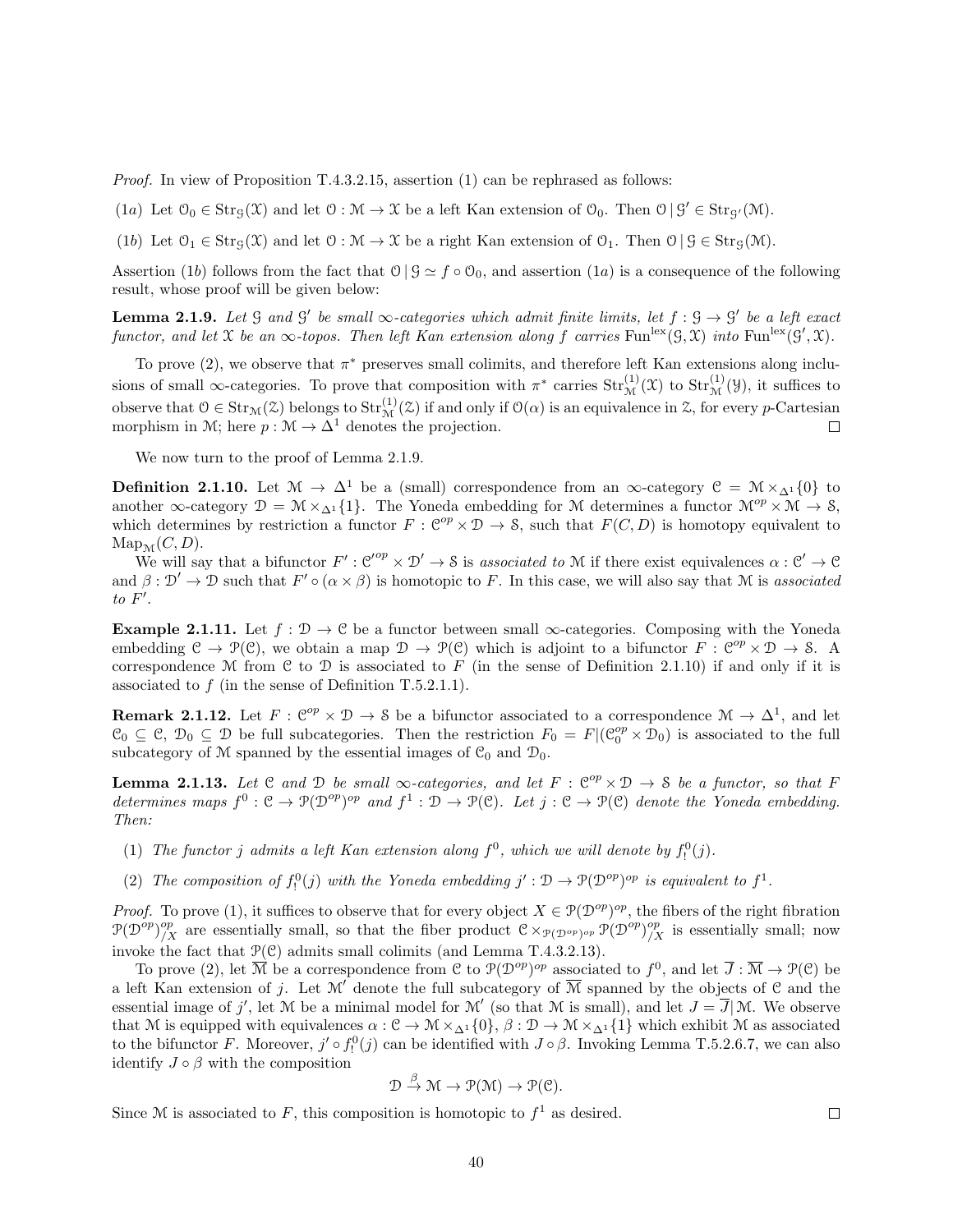*Proof.* In view of Proposition T.4.3.2.15, assertion (1) can be rephrased as follows:

(1a) Let $\mathcal{O}_0 \in \mathrm{Str}_{\mathcal{G}}(\mathcal{X})$ and let $\mathcal{O} : \mathcal{M} \to \mathcal{X}$ be a left Kan extension of $\mathcal{O}_0$. Then $\mathcal{O} \,|\, \mathcal{G}' \in \mathrm{Str}_{\mathcal{G}'}(\mathcal{M})$.

(1b) Let $\mathcal{O}_1 \in \mathrm{Str}_{\mathcal{G}}(\mathcal{X})$ and let $\mathcal{O} : \mathcal{M} \to \mathcal{X}$ be a right Kan extension of $\mathcal{O}_1$. Then $\mathcal{O} \,|\, \mathcal{G} \in \mathrm{Str}_{\mathcal{G}}(\mathcal{M})$.

Assertion (1b) follows from the fact that $\mathcal{O} \,|\, \mathcal{G} \simeq f \circ \mathcal{O}_0$, and assertion (1a) is a consequence of the following result, whose proof will be given below:

**Lemma 2.1.9.** *Let $\mathcal{G}$ and $\mathcal{G}'$ be small $\infty$-categories which admit finite limits, let $f : \mathcal{G} \to \mathcal{G}'$ be a left exact functor, and let $\mathcal{X}$ be an $\infty$-topos. Then left Kan extension along $f$ carries $\mathrm{Fun}^{\mathrm{lex}}(\mathcal{G}, \mathcal{X})$ into $\mathrm{Fun}^{\mathrm{lex}}(\mathcal{G}', \mathcal{X})$.*

To prove (2), we observe that $\pi^*$ preserves small colimits, and therefore left Kan extensions along inclusions of small $\infty$-categories. To prove that composition with $\pi^*$ carries $\mathrm{Str}^{(1)}_{\mathcal{M}}(\mathcal{X})$ to $\mathrm{Str}^{(1)}_{\mathcal{M}}(\mathcal{Y})$, it suffices to observe that $\mathcal{O} \in \mathrm{Str}_{\mathcal{M}}(\mathcal{Z})$ belongs to $\mathrm{Str}^{(1)}_{\mathcal{M}}(\mathcal{Z})$ if and only if $\mathcal{O}(\alpha)$ is an equivalence in $\mathcal{Z}$, for every $p$-Cartesian morphism in $\mathcal{M}$; here $p : \mathcal{M} \to \Delta^1$ denotes the projection. $\square$

We now turn to the proof of Lemma 2.1.9.

**Definition 2.1.10.** Let $\mathcal{M} \to \Delta^1$ be a (small) correspondence from an $\infty$-category $\mathcal{C} = \mathcal{M} \times_{\Delta^1} \{0\}$ to another $\infty$-category $\mathcal{D} = \mathcal{M} \times_{\Delta^1} \{1\}$. The Yoneda embedding for $\mathcal{M}$ determines a functor $\mathcal{M}^{op} \times \mathcal{M} \to \mathcal{S}$, which determines by restriction a functor $F : \mathcal{C}^{op} \times \mathcal{D} \to \mathcal{S}$, such that $F(C, D)$ is homotopy equivalent to $\mathrm{Map}_{\mathcal{M}}(C, D)$.

We will say that a bifunctor $F' : \mathcal{C}'^{op} \times \mathcal{D}' \to \mathcal{S}$ is *associated to* $\mathcal{M}$ if there exist equivalences $\alpha : \mathcal{C}' \to \mathcal{C}$ and $\beta : \mathcal{D}' \to \mathcal{D}$ such that $F' \circ (\alpha \times \beta)$ is homotopic to $F$. In this case, we will also say that $\mathcal{M}$ is *associated to* $F'$.

**Example 2.1.11.** Let $f : \mathcal{D} \to \mathcal{C}$ be a functor between small $\infty$-categories. Composing with the Yoneda embedding $\mathcal{C} \to \mathcal{P}(\mathcal{C})$, we obtain a map $\mathcal{D} \to \mathcal{P}(\mathcal{C})$ which is adjoint to a bifunctor $F : \mathcal{C}^{op} \times \mathcal{D} \to \mathcal{S}$. A correspondence $\mathcal{M}$ from $\mathcal{C}$ to $\mathcal{D}$ is associated to $F$ (in the sense of Definition 2.1.10) if and only if it is associated to $f$ (in the sense of Definition T.5.2.1.1).

**Remark 2.1.12.** Let $F : \mathcal{C}^{op} \times \mathcal{D} \to \mathcal{S}$ be a bifunctor associated to a correspondence $\mathcal{M} \to \Delta^1$, and let $\mathcal{C}_0 \subseteq \mathcal{C}$, $\mathcal{D}_0 \subseteq \mathcal{D}$ be full subcategories. Then the restriction $F_0 = F|(\mathcal{C}_0^{op} \times \mathcal{D}_0)$ is associated to the full subcategory of $\mathcal{M}$ spanned by the essential images of $\mathcal{C}_0$ and $\mathcal{D}_0$.

**Lemma 2.1.13.** *Let $\mathcal{C}$ and $\mathcal{D}$ be small $\infty$-categories, and let $F : \mathcal{C}^{op} \times \mathcal{D} \to \mathcal{S}$ be a functor, so that $F$ determines maps $f^0 : \mathcal{C} \to \mathcal{P}(\mathcal{D}^{op})^{op}$ and $f^1 : \mathcal{D} \to \mathcal{P}(\mathcal{C})$. Let $j : \mathcal{C} \to \mathcal{P}(\mathcal{C})$ denote the Yoneda embedding. Then:*

1. *The functor $j$ admits a left Kan extension along $f^0$, which we will denote by $f^0_!(j)$.*
2. *The composition of $f^0_!(j)$ with the Yoneda embedding $j' : \mathcal{D} \to \mathcal{P}(\mathcal{D}^{op})^{op}$ is equivalent to $f^1$.*

*Proof.* To prove (1), it suffices to observe that for every object $X \in \mathcal{P}(\mathcal{D}^{op})^{op}$, the fibers of the right fibration $\mathcal{P}(\mathcal{D}^{op})^{op}_{/X}$ are essentially small, so that the fiber product $\mathcal{C} \times_{\mathcal{P}(\mathcal{D}^{op})^{op}} \mathcal{P}(\mathcal{D}^{op})^{op}_{/X}$ is essentially small; now invoke the fact that $\mathcal{P}(\mathcal{C})$ admits small colimits (and Lemma T.4.3.2.13).

To prove (2), let $\overline{\mathcal{M}}$ be a correspondence from $\mathcal{C}$ to $\mathcal{P}(\mathcal{D}^{op})^{op}$ associated to $f^0$, and let $\overline{J} : \overline{\mathcal{M}} \to \mathcal{P}(\mathcal{C})$ be a left Kan extension of $j$. Let $\mathcal{M}'$ denote the full subcategory of $\overline{\mathcal{M}}$ spanned by the objects of $\mathcal{C}$ and the essential image of $j'$, let $\mathcal{M}$ be a minimal model for $\mathcal{M}'$ (so that $\mathcal{M}$ is small), and let $J = \overline{J}|\,\mathcal{M}$. We observe that $\mathcal{M}$ is equipped with equivalences $\alpha : \mathcal{C} \to \mathcal{M} \times_{\Delta^1} \{0\}$, $\beta : \mathcal{D} \to \mathcal{M} \times_{\Delta^1} \{1\}$ which exhibit $\mathcal{M}$ as associated to the bifunctor $F$. Moreover, $j' \circ f^0_!(j)$ can be identified with $J \circ \beta$. Invoking Lemma T.5.2.6.7, we can also identify $J \circ \beta$ with the composition

$$\mathcal{D} \xrightarrow{\beta} \mathcal{M} \to \mathcal{P}(\mathcal{M}) \to \mathcal{P}(\mathcal{C}).$$

Since $\mathcal{M}$ is associated to $F$, this composition is homotopic to $f^1$ as desired. $\square$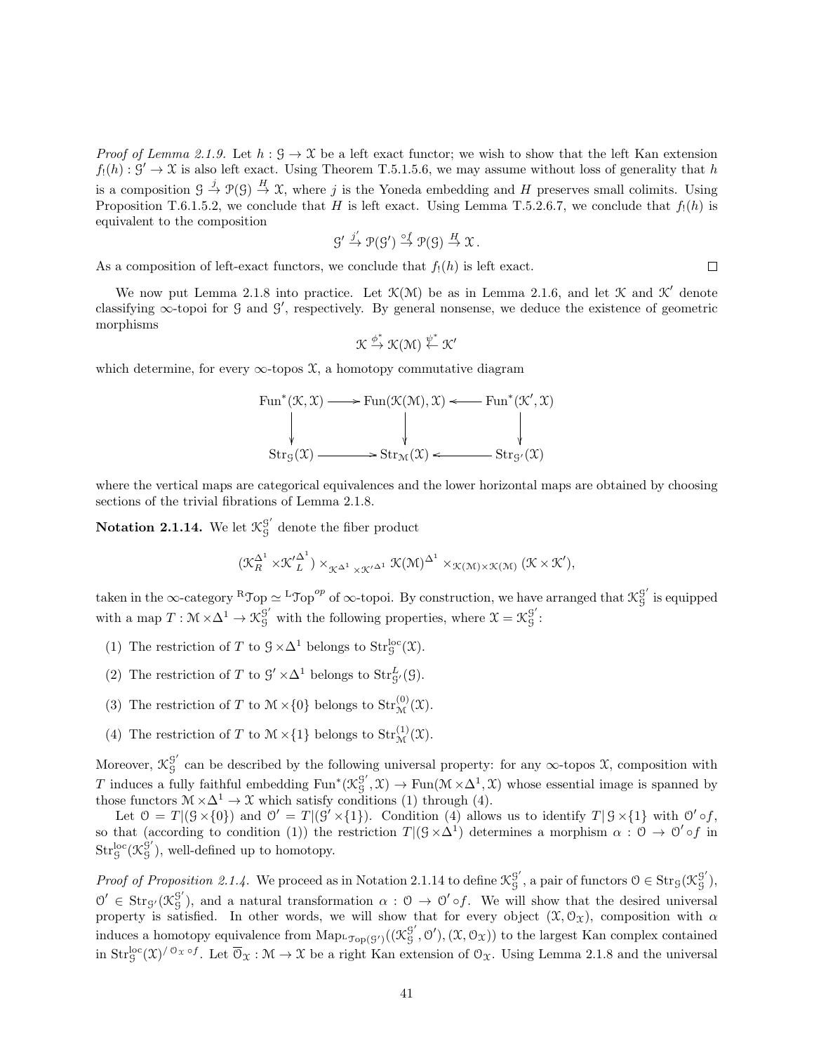*Proof of Lemma 2.1.9.* Let $h : \mathcal{G} \to \mathcal{X}$ be a left exact functor; we wish to show that the left Kan extension $f_!(h) : \mathcal{G}' \to \mathcal{X}$ is also left exact. Using Theorem T.5.1.5.6, we may assume without loss of generality that $h$ is a composition $\mathcal{G} \xrightarrow{j} \mathcal{P}(\mathcal{G}) \xrightarrow{H} \mathcal{X}$, where $j$ is the Yoneda embedding and $H$ preserves small colimits. Using Proposition T.6.1.5.2, we conclude that $H$ is left exact. Using Lemma T.5.2.6.7, we conclude that $f_!(h)$ is equivalent to the composition

$$\mathcal{G}' \xrightarrow{j'} \mathcal{P}(\mathcal{G}') \xrightarrow{\circ f} \mathcal{P}(\mathcal{G}) \xrightarrow{H} \mathcal{X}.$$

As a composition of left-exact functors, we conclude that $f_!(h)$ is left exact. $\square$

We now put Lemma 2.1.8 into practice. Let $\mathcal{K}(\mathcal{M})$ be as in Lemma 2.1.6, and let $\mathcal{K}$ and $\mathcal{K}'$ denote classifying $\infty$-topoi for $\mathcal{G}$ and $\mathcal{G}'$, respectively. By general nonsense, we deduce the existence of geometric morphisms

$$\mathcal{K} \xrightarrow{\phi^*} \mathcal{K}(\mathcal{M}) \xleftarrow{\psi^*} \mathcal{K}'$$

which determine, for every $\infty$-topos $\mathcal{X}$, a homotopy commutative diagram

$$\begin{array}{ccccc} \mathrm{Fun}^*(\mathcal{K},\mathcal{X}) & \longrightarrow & \mathrm{Fun}(\mathcal{K}(\mathcal{M}),\mathcal{X}) & \longleftarrow & \mathrm{Fun}^*(\mathcal{K}',\mathcal{X}) \\ \downarrow & & \downarrow & & \downarrow \\ \mathrm{Str}_{\mathcal{G}}(\mathcal{X}) & \longrightarrow & \mathrm{Str}_{\mathcal{M}}(\mathcal{X}) & \longleftarrow & \mathrm{Str}_{\mathcal{G}'}(\mathcal{X}) \end{array}$$

where the vertical maps are categorical equivalences and the lower horizontal maps are obtained by choosing sections of the trivial fibrations of Lemma 2.1.8.

**Notation 2.1.14.** We let $\mathcal{K}_{\mathcal{G}}^{\mathcal{G}'}$ denote the fiber product

$$(\mathcal{K}_R^{\Delta^1} \times \mathcal{K}'^{\Delta^1}_L) \times_{\mathcal{K}^{\Delta^1} \times \mathcal{K}'^{\Delta^1}} \mathcal{K}(\mathcal{M})^{\Delta^1} \times_{\mathcal{K}(\mathcal{M}) \times \mathcal{K}(\mathcal{M})} (\mathcal{K} \times \mathcal{K}'),$$

taken in the $\infty$-category ${}^{\mathrm{R}}\mathcal{T}\mathrm{op} \simeq {}^{\mathrm{L}}\mathcal{T}\mathrm{op}^{op}$ of $\infty$-topoi. By construction, we have arranged that $\mathcal{K}_{\mathcal{G}}^{\mathcal{G}'}$ is equipped with a map $T : \mathcal{M} \times \Delta^1 \to \mathcal{K}_{\mathcal{G}}^{\mathcal{G}'}$ with the following properties, where $\mathcal{X} = \mathcal{K}_{\mathcal{G}}^{\mathcal{G}'}$:

(1) The restriction of $T$ to $\mathcal{G} \times \Delta^1$ belongs to $\mathrm{Str}_{\mathcal{G}}^{\mathrm{loc}}(\mathcal{X})$.

(2) The restriction of $T$ to $\mathcal{G}' \times \Delta^1$ belongs to $\mathrm{Str}_{\mathcal{G}'}^{L}(\mathcal{G})$.

(3) The restriction of $T$ to $\mathcal{M} \times \{0\}$ belongs to $\mathrm{Str}_{\mathcal{M}}^{(0)}(\mathcal{X})$.

(4) The restriction of $T$ to $\mathcal{M} \times \{1\}$ belongs to $\mathrm{Str}_{\mathcal{M}}^{(1)}(\mathcal{X})$.

Moreover, $\mathcal{K}_{\mathcal{G}}^{\mathcal{G}'}$ can be described by the following universal property: for any $\infty$-topos $\mathcal{X}$, composition with $T$ induces a fully faithful embedding $\mathrm{Fun}^*(\mathcal{K}_{\mathcal{G}}^{\mathcal{G}'}, \mathcal{X}) \to \mathrm{Fun}(\mathcal{M} \times \Delta^1, \mathcal{X})$ whose essential image is spanned by those functors $\mathcal{M} \times \Delta^1 \to \mathcal{X}$ which satisfy conditions (1) through (4).

Let $\mathcal{O} = T|(\mathcal{G} \times \{0\})$ and $\mathcal{O}' = T|(\mathcal{G}' \times \{1\})$. Condition (4) allows us to identify $T|\,\mathcal{G} \times \{1\}$ with $\mathcal{O}' \circ f$, so that (according to condition (1)) the restriction $T|(\mathcal{G} \times \Delta^1)$ determines a morphism $\alpha : \mathcal{O} \to \mathcal{O}' \circ f$ in $\mathrm{Str}_{\mathcal{G}}^{\mathrm{loc}}(\mathcal{K}_{\mathcal{G}}^{\mathcal{G}'})$, well-defined up to homotopy.

*Proof of Proposition 2.1.4.* We proceed as in Notation 2.1.14 to define $\mathcal{K}_{\mathcal{G}}^{\mathcal{G}'}$, a pair of functors $\mathcal{O} \in \mathrm{Str}_{\mathcal{G}}(\mathcal{K}_{\mathcal{G}}^{\mathcal{G}'})$, $\mathcal{O}' \in \mathrm{Str}_{\mathcal{G}'}(\mathcal{K}_{\mathcal{G}}^{\mathcal{G}'})$, and a natural transformation $\alpha : \mathcal{O} \to \mathcal{O}' \circ f$. We will show that the desired universal property is satisfied. In other words, we will show that for every object $(\mathcal{X}, \mathcal{O}_{\mathcal{X}})$, composition with $\alpha$ induces a homotopy equivalence from $\mathrm{Map}_{{}^{\mathrm{L}}\mathcal{T}\mathrm{op}(\mathcal{G}')}((\mathcal{K}_{\mathcal{G}}^{\mathcal{G}'}, \mathcal{O}'), (\mathcal{X}, \mathcal{O}_{\mathcal{X}}))$ to the largest Kan complex contained in $\mathrm{Str}_{\mathcal{G}}^{\mathrm{loc}}(\mathcal{X})^{/\,\mathcal{O}_{\mathcal{X}} \circ f}$. Let $\overline{\mathcal{O}}_{\mathcal{X}} : \mathcal{M} \to \mathcal{X}$ be a right Kan extension of $\mathcal{O}_{\mathcal{X}}$. Using Lemma 2.1.8 and the universal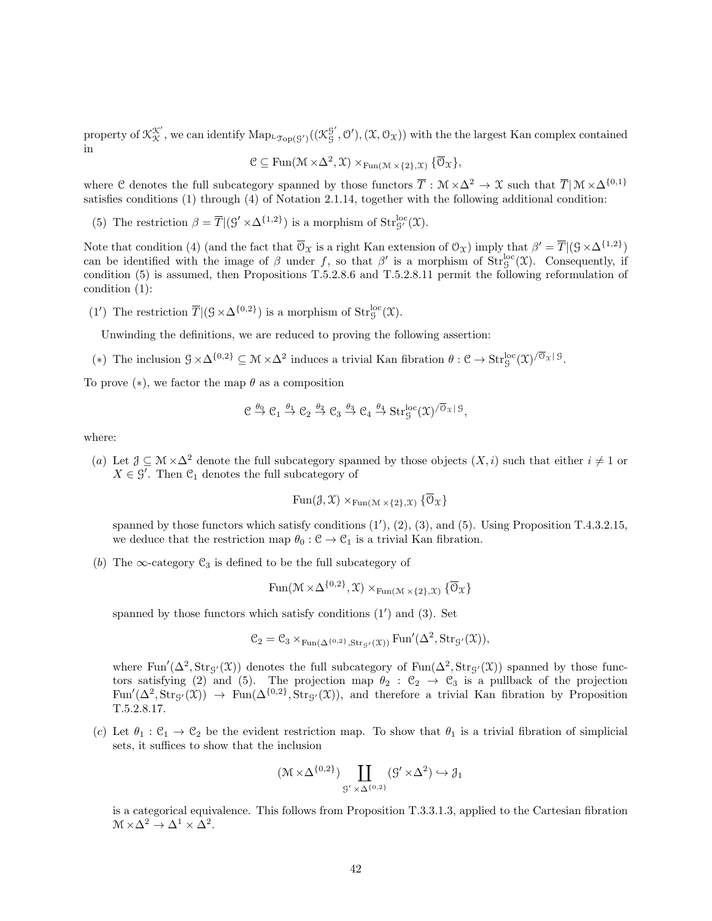property of $\mathcal{K}_{\mathcal{X}}^{\mathcal{K}'}$, we can identify $\mathrm{Map}_{{}^{\mathrm{L}}\mathcal{T}\mathrm{op}(\mathcal{G}')}((\mathcal{K}_{\mathcal{G}}^{\mathcal{G}'}, \mathcal{O}'), (\mathcal{X}, \mathcal{O}_{\mathcal{X}}))$ with the the largest Kan complex contained in

$$\mathcal{C} \subseteq \mathrm{Fun}(\mathcal{M} \times \Delta^2, \mathcal{X}) \times_{\mathrm{Fun}(\mathcal{M} \times \{2\}, \mathcal{X})} \{\overline{\mathcal{O}}_{\mathcal{X}}\},$$

where $\mathcal{C}$ denotes the full subcategory spanned by those functors $\overline{T} : \mathcal{M} \times \Delta^2 \to \mathcal{X}$ such that $\overline{T}| \mathcal{M} \times \Delta^{\{0,1\}}$ satisfies conditions (1) through (4) of Notation 2.1.14, together with the following additional condition:

(5) The restriction $\beta = \overline{T}|(\mathcal{G}' \times \Delta^{\{1,2\}})$ is a morphism of $\mathrm{Str}_{\mathcal{G}'}^{\mathrm{loc}}(\mathcal{X})$.

Note that condition (4) (and the fact that $\overline{\mathcal{O}}_{\mathcal{X}}$ is a right Kan extension of $\mathcal{O}_{\mathcal{X}}$) imply that $\beta' = \overline{T}|(\mathcal{G} \times \Delta^{\{1,2\}})$ can be identified with the image of $\beta$ under $f$, so that $\beta'$ is a morphism of $\mathrm{Str}_{\mathcal{G}}^{\mathrm{loc}}(\mathcal{X})$. Consequently, if condition (5) is assumed, then Propositions T.5.2.8.6 and T.5.2.8.11 permit the following reformulation of condition (1):

(1′) The restriction $\overline{T}|(\mathcal{G} \times \Delta^{\{0,2\}})$ is a morphism of $\mathrm{Str}_{\mathcal{G}}^{\mathrm{loc}}(\mathcal{X})$.

Unwinding the definitions, we are reduced to proving the following assertion:

(∗) The inclusion $\mathcal{G} \times \Delta^{\{0,2\}} \subseteq \mathcal{M} \times \Delta^2$ induces a trivial Kan fibration $\theta : \mathcal{C} \to \mathrm{Str}_{\mathcal{G}}^{\mathrm{loc}}(\mathcal{X})^{/\overline{\mathcal{O}}_{\mathcal{X}}|\mathcal{G}}$.

To prove (∗), we factor the map $\theta$ as a composition

$$\mathcal{C} \xrightarrow{\theta_0} \mathcal{C}_1 \xrightarrow{\theta_1} \mathcal{C}_2 \xrightarrow{\theta_2} \mathcal{C}_3 \xrightarrow{\theta_3} \mathcal{C}_4 \xrightarrow{\theta_4} \mathrm{Str}_{\mathcal{G}}^{\mathrm{loc}}(\mathcal{X})^{/\overline{\mathcal{O}}_{\mathcal{X}}|\mathcal{G}},$$

where:

(a) Let $\mathcal{J} \subseteq \mathcal{M} \times \Delta^2$ denote the full subcategory spanned by those objects $(X, i)$ such that either $i \neq 1$ or $X \in \mathcal{G}'$. Then $\mathcal{C}_1$ denotes the full subcategory of

$$\mathrm{Fun}(\mathcal{J}, \mathcal{X}) \times_{\mathrm{Fun}(\mathcal{M} \times \{2\}, \mathcal{X})} \{\overline{\mathcal{O}}_{\mathcal{X}}\}$$

spanned by those functors which satisfy conditions (1′), (2), (3), and (5). Using Proposition T.4.3.2.15, we deduce that the restriction map $\theta_0 : \mathcal{C} \to \mathcal{C}_1$ is a trivial Kan fibration.

(b) The $\infty$-category $\mathcal{C}_3$ is defined to be the full subcategory of

$$\mathrm{Fun}(\mathcal{M} \times \Delta^{\{0,2\}}, \mathcal{X}) \times_{\mathrm{Fun}(\mathcal{M} \times \{2\}, \mathcal{X})} \{\overline{\mathcal{O}}_{\mathcal{X}}\}$$

spanned by those functors which satisfy conditions (1′) and (3). Set

$$\mathcal{C}_2 = \mathcal{C}_3 \times_{\mathrm{Fun}(\Delta^{\{0,2\}}, \mathrm{Str}_{\mathcal{G}'}(\mathcal{X}))} \mathrm{Fun}'(\Delta^2, \mathrm{Str}_{\mathcal{G}'}(\mathcal{X})),$$

where $\mathrm{Fun}'(\Delta^2, \mathrm{Str}_{\mathcal{G}'}(\mathcal{X}))$ denotes the full subcategory of $\mathrm{Fun}(\Delta^2, \mathrm{Str}_{\mathcal{G}'}(\mathcal{X}))$ spanned by those functors satisfying (2) and (5). The projection map $\theta_2 : \mathcal{C}_2 \to \mathcal{C}_3$ is a pullback of the projection $\mathrm{Fun}'(\Delta^2, \mathrm{Str}_{\mathcal{G}'}(\mathcal{X})) \to \mathrm{Fun}(\Delta^{\{0,2\}}, \mathrm{Str}_{\mathcal{G}'}(\mathcal{X}))$, and therefore a trivial Kan fibration by Proposition T.5.2.8.17.

(c) Let $\theta_1 : \mathcal{C}_1 \to \mathcal{C}_2$ be the evident restriction map. To show that $\theta_1$ is a trivial fibration of simplicial sets, it suffices to show that the inclusion

$$(\mathcal{M} \times \Delta^{\{0,2\}}) \coprod_{\mathcal{G}' \times \Delta^{\{0,2\}}} (\mathcal{G}' \times \Delta^2) \hookrightarrow \mathcal{J}_1$$

is a categorical equivalence. This follows from Proposition T.3.3.1.3, applied to the Cartesian fibration $\mathcal{M} \times \Delta^2 \to \Delta^1 \times \Delta^2$.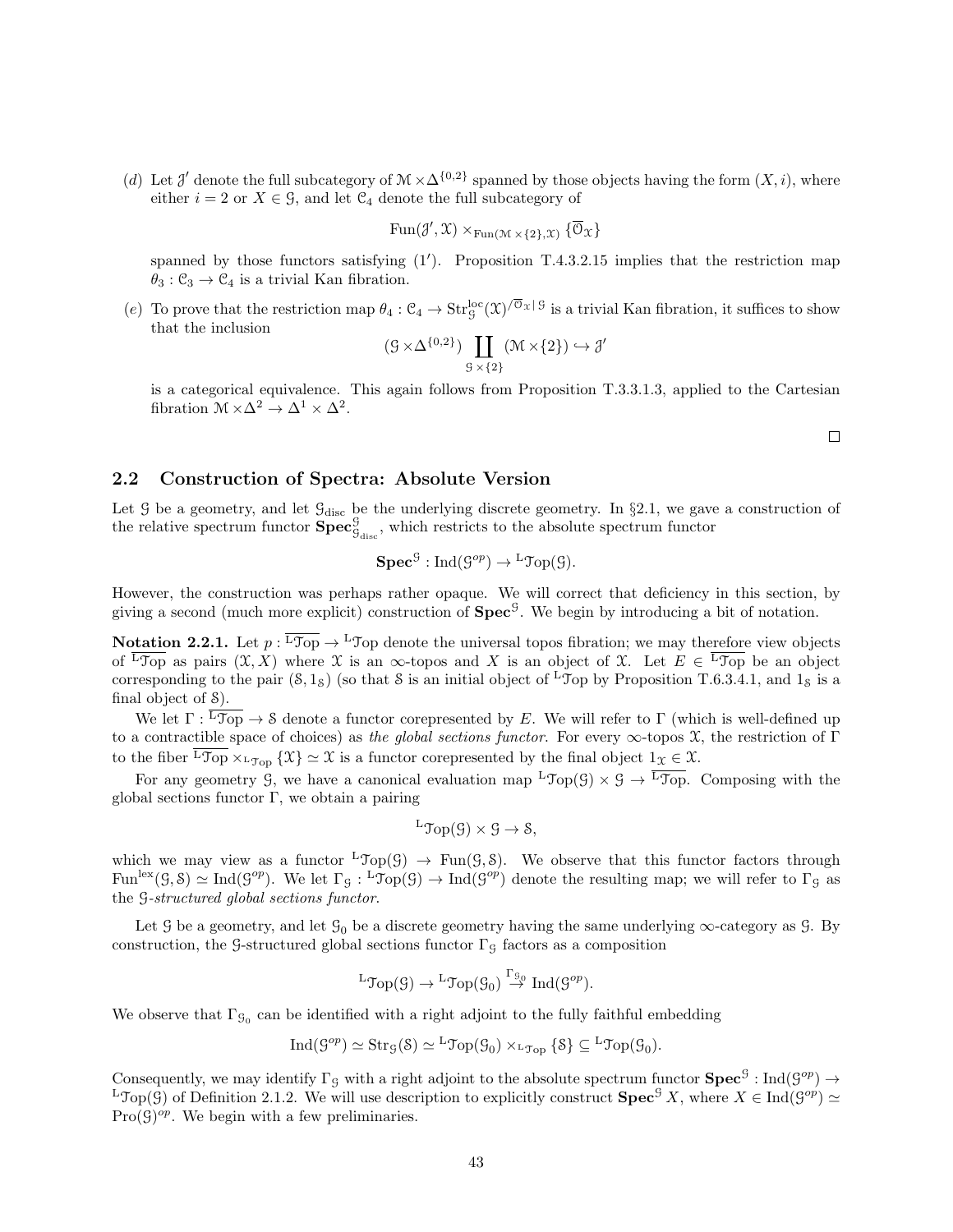(*d*) Let $\mathcal{J}'$ denote the full subcategory of $\mathcal{M} \times \Delta^{\{0,2\}}$ spanned by those objects having the form $(X, i)$, where either $i = 2$ or $X \in \mathcal{G}$, and let $\mathcal{C}_4$ denote the full subcategory of

$$\mathrm{Fun}(\mathcal{J}', \mathcal{X}) \times_{\mathrm{Fun}(\mathcal{M} \times \{2\}, \mathcal{X})} \{\overline{\mathcal{O}}_{\mathcal{X}}\}$$

spanned by those functors satisfying $(1')$. Proposition T.4.3.2.15 implies that the restriction map $\theta_3 : \mathcal{C}_3 \to \mathcal{C}_4$ is a trivial Kan fibration.

(*e*) To prove that the restriction map $\theta_4 : \mathcal{C}_4 \to \mathrm{Str}^{\mathrm{loc}}_{\mathcal{G}}(\mathcal{X})^{/\overline{\mathcal{O}}_{\mathcal{X}} | \mathcal{G}}$ is a trivial Kan fibration, it suffices to show that the inclusion

$$(\mathcal{G} \times \Delta^{\{0,2\}}) \coprod_{\mathcal{G} \times \{2\}} (\mathcal{M} \times \{2\}) \hookrightarrow \mathcal{J}'$$

is a categorical equivalence. This again follows from Proposition T.3.3.1.3, applied to the Cartesian fibration $\mathcal{M} \times \Delta^2 \to \Delta^1 \times \Delta^2$.

□

## 2.2 Construction of Spectra: Absolute Version

Let $\mathcal{G}$ be a geometry, and let $\mathcal{G}_{\mathrm{disc}}$ be the underlying discrete geometry. In §2.1, we gave a construction of the relative spectrum functor $\mathbf{Spec}^{\mathcal{G}}_{\mathcal{G}_{\mathrm{disc}}}$, which restricts to the absolute spectrum functor

$$\mathbf{Spec}^{\mathcal{G}} : \mathrm{Ind}(\mathcal{G}^{op}) \to {}^{\mathrm{L}}\mathcal{T}\mathrm{op}(\mathcal{G}).$$

However, the construction was perhaps rather opaque. We will correct that deficiency in this section, by giving a second (much more explicit) construction of $\mathbf{Spec}^{\mathcal{G}}$. We begin by introducing a bit of notation.

**Notation 2.2.1.** Let $p : \overline{{}^{\mathrm{L}}\mathcal{T}\mathrm{op}} \to {}^{\mathrm{L}}\mathcal{T}\mathrm{op}$ denote the universal topos fibration; we may therefore view objects of $\overline{{}^{\mathrm{L}}\mathcal{T}\mathrm{op}}$ as pairs $(\mathcal{X}, X)$ where $\mathcal{X}$ is an $\infty$-topos and $X$ is an object of $\mathcal{X}$. Let $E \in \overline{{}^{\mathrm{L}}\mathcal{T}\mathrm{op}}$ be an object corresponding to the pair $(\mathcal{S}, 1_{\mathcal{S}})$ (so that $\mathcal{S}$ is an initial object of ${}^{\mathrm{L}}\mathcal{T}\mathrm{op}$ by Proposition T.6.3.4.1, and $1_{\mathcal{S}}$ is a final object of $\mathcal{S}$).

We let $\Gamma : \overline{{}^{\mathrm{L}}\mathcal{T}\mathrm{op}} \to \mathcal{S}$ denote a functor corepresented by $E$. We will refer to $\Gamma$ (which is well-defined up to a contractible space of choices) as *the global sections functor*. For every $\infty$-topos $\mathcal{X}$, the restriction of $\Gamma$ to the fiber $\overline{{}^{\mathrm{L}}\mathcal{T}\mathrm{op}} \times_{{}^{\mathrm{L}}\mathcal{T}\mathrm{op}} \{\mathcal{X}\} \simeq \mathcal{X}$ is a functor corepresented by the final object $1_{\mathcal{X}} \in \mathcal{X}$.

For any geometry $\mathcal{G}$, we have a canonical evaluation map ${}^{\mathrm{L}}\mathcal{T}\mathrm{op}(\mathcal{G}) \times \mathcal{G} \to \overline{{}^{\mathrm{L}}\mathcal{T}\mathrm{op}}$. Composing with the global sections functor $\Gamma$, we obtain a pairing

$${}^{\mathrm{L}}\mathcal{T}\mathrm{op}(\mathcal{G}) \times \mathcal{G} \to \mathcal{S},$$

which we may view as a functor ${}^{\mathrm{L}}\mathcal{T}\mathrm{op}(\mathcal{G}) \to \mathrm{Fun}(\mathcal{G}, \mathcal{S})$. We observe that this functor factors through $\mathrm{Fun}^{\mathrm{lex}}(\mathcal{G}, \mathcal{S}) \simeq \mathrm{Ind}(\mathcal{G}^{op})$. We let $\Gamma_{\mathcal{G}} : {}^{\mathrm{L}}\mathcal{T}\mathrm{op}(\mathcal{G}) \to \mathrm{Ind}(\mathcal{G}^{op})$ denote the resulting map; we will refer to $\Gamma_{\mathcal{G}}$ as the *$\mathcal{G}$-structured global sections functor*.

Let $\mathcal{G}$ be a geometry, and let $\mathcal{G}_0$ be a discrete geometry having the same underlying $\infty$-category as $\mathcal{G}$. By construction, the $\mathcal{G}$-structured global sections functor $\Gamma_{\mathcal{G}}$ factors as a composition

$${}^{\mathrm{L}}\mathcal{T}\mathrm{op}(\mathcal{G}) \to {}^{\mathrm{L}}\mathcal{T}\mathrm{op}(\mathcal{G}_0) \stackrel{\Gamma_{\mathcal{G}_0}}{\to} \mathrm{Ind}(\mathcal{G}^{op}).$$

We observe that $\Gamma_{\mathcal{G}_0}$ can be identified with a right adjoint to the fully faithful embedding

$$\mathrm{Ind}(\mathcal{G}^{op}) \simeq \mathrm{Str}_{\mathcal{G}}(\mathcal{S}) \simeq {}^{\mathrm{L}}\mathcal{T}\mathrm{op}(\mathcal{G}_0) \times_{{}^{\mathrm{L}}\mathcal{T}\mathrm{op}} \{\mathcal{S}\} \subseteq {}^{\mathrm{L}}\mathcal{T}\mathrm{op}(\mathcal{G}_0).$$

Consequently, we may identify $\Gamma_{\mathcal{G}}$ with a right adjoint to the absolute spectrum functor $\mathbf{Spec}^{\mathcal{G}} : \mathrm{Ind}(\mathcal{G}^{op}) \to {}^{\mathrm{L}}\mathcal{T}\mathrm{op}(\mathcal{G})$ of Definition 2.1.2. We will use description to explicitly construct $\mathbf{Spec}^{\mathcal{G}} X$, where $X \in \mathrm{Ind}(\mathcal{G}^{op}) \simeq \mathrm{Pro}(\mathcal{G})^{op}$. We begin with a few preliminaries.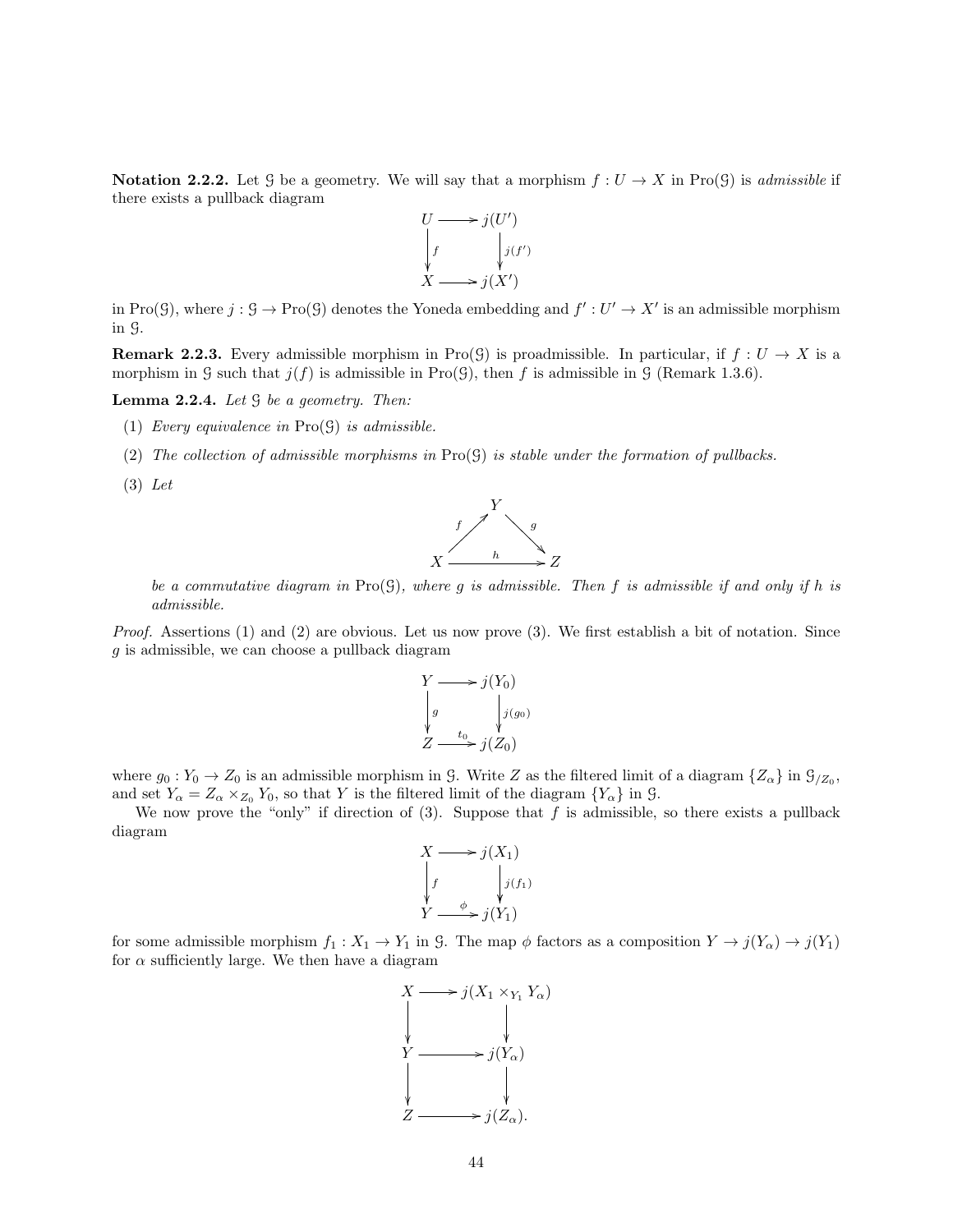**Notation 2.2.2.** Let $\mathcal{G}$ be a geometry. We will say that a morphism $f : U \to X$ in $\mathrm{Pro}(\mathcal{G})$ is *admissible* if there exists a pullback diagram

$$\begin{array}{ccc} U & \longrightarrow & j(U') \\ \downarrow{\scriptstyle f} & & \downarrow{\scriptstyle j(f')} \\ X & \longrightarrow & j(X') \end{array}$$

in $\mathrm{Pro}(\mathcal{G})$, where $j : \mathcal{G} \to \mathrm{Pro}(\mathcal{G})$ denotes the Yoneda embedding and $f' : U' \to X'$ is an admissible morphism in $\mathcal{G}$.

**Remark 2.2.3.** Every admissible morphism in $\mathrm{Pro}(\mathcal{G})$ is proadmissible. In particular, if $f : U \to X$ is a morphism in $\mathcal{G}$ such that $j(f)$ is admissible in $\mathrm{Pro}(\mathcal{G})$, then $f$ is admissible in $\mathcal{G}$ (Remark 1.3.6).

**Lemma 2.2.4.** *Let $\mathcal{G}$ be a geometry. Then:*

1. *Every equivalence in $\mathrm{Pro}(\mathcal{G})$ is admissible.*
2. *The collection of admissible morphisms in $\mathrm{Pro}(\mathcal{G})$ is stable under the formation of pullbacks.*
3. *Let*

$$\begin{array}{ccccc} & & Y & & \\ & {\scriptstyle f}\nearrow & & \searrow{\scriptstyle g} & \\ X & & \xrightarrow{\quad h \quad} & & Z \end{array}$$

*be a commutative diagram in $\mathrm{Pro}(\mathcal{G})$, where $g$ is admissible. Then $f$ is admissible if and only if $h$ is admissible.*

*Proof.* Assertions (1) and (2) are obvious. Let us now prove (3). We first establish a bit of notation. Since $g$ is admissible, we can choose a pullback diagram

$$\begin{array}{ccc} Y & \longrightarrow & j(Y_0) \\ \downarrow{\scriptstyle g} & & \downarrow{\scriptstyle j(g_0)} \\ Z & \xrightarrow{t_0} & j(Z_0) \end{array}$$

where $g_0 : Y_0 \to Z_0$ is an admissible morphism in $\mathcal{G}$. Write $Z$ as the filtered limit of a diagram $\{Z_\alpha\}$ in $\mathcal{G}_{/Z_0}$, and set $Y_\alpha = Z_\alpha \times_{Z_0} Y_0$, so that $Y$ is the filtered limit of the diagram $\{Y_\alpha\}$ in $\mathcal{G}$.

We now prove the "only" if direction of (3). Suppose that $f$ is admissible, so there exists a pullback diagram

$$\begin{array}{ccc} X & \longrightarrow & j(X_1) \\ \downarrow{\scriptstyle f} & & \downarrow{\scriptstyle j(f_1)} \\ Y & \xrightarrow{\phi} & j(Y_1) \end{array}$$

for some admissible morphism $f_1 : X_1 \to Y_1$ in $\mathcal{G}$. The map $\phi$ factors as a composition $Y \to j(Y_\alpha) \to j(Y_1)$ for $\alpha$ sufficiently large. We then have a diagram

$$\begin{array}{ccc} X & \longrightarrow & j(X_1 \times_{Y_1} Y_\alpha) \\ \downarrow & & \downarrow \\ Y & \longrightarrow & j(Y_\alpha) \\ \downarrow & & \downarrow \\ Z & \longrightarrow & j(Z_\alpha). \end{array}$$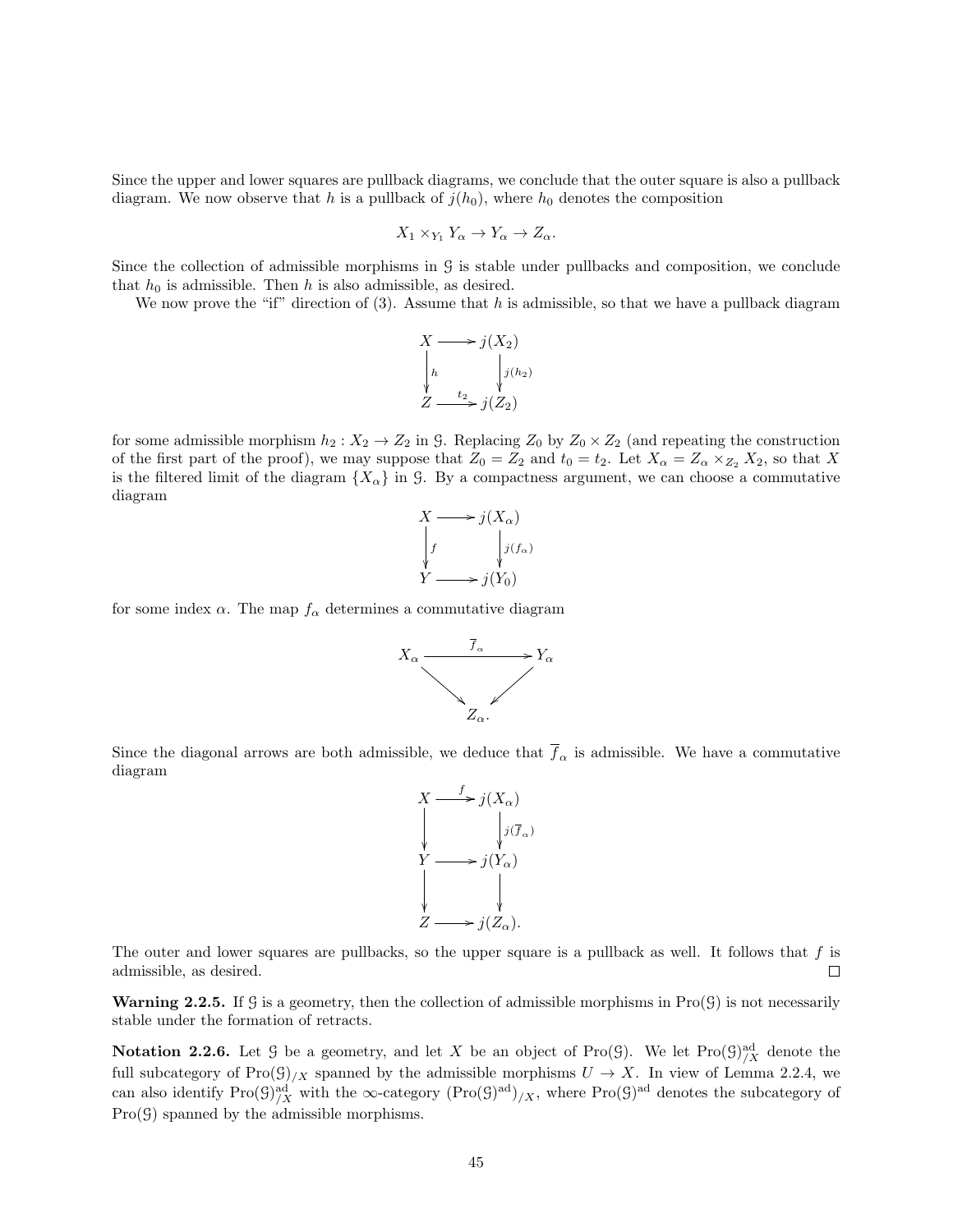Since the upper and lower squares are pullback diagrams, we conclude that the outer square is also a pullback diagram. We now observe that $h$ is a pullback of $j(h_0)$, where $h_0$ denotes the composition

$$X_1 \times_{Y_1} Y_\alpha \to Y_\alpha \to Z_\alpha.$$

Since the collection of admissible morphisms in $\mathcal{G}$ is stable under pullbacks and composition, we conclude that $h_0$ is admissible. Then $h$ is also admissible, as desired.

We now prove the "if" direction of (3). Assume that $h$ is admissible, so that we have a pullback diagram

$$\begin{array}{ccc} X & \longrightarrow & j(X_2) \\ \Big\downarrow{\scriptstyle h} & & \Big\downarrow{\scriptstyle j(h_2)} \\ Z & \xrightarrow{t_2} & j(Z_2) \end{array}$$

for some admissible morphism $h_2 : X_2 \to Z_2$ in $\mathcal{G}$. Replacing $Z_0$ by $Z_0 \times Z_2$ (and repeating the construction of the first part of the proof), we may suppose that $Z_0 = Z_2$ and $t_0 = t_2$. Let $X_\alpha = Z_\alpha \times_{Z_2} X_2$, so that $X$ is the filtered limit of the diagram $\{X_\alpha\}$ in $\mathcal{G}$. By a compactness argument, we can choose a commutative diagram

$$\begin{array}{ccc} X & \longrightarrow & j(X_\alpha) \\ \Big\downarrow{\scriptstyle f} & & \Big\downarrow{\scriptstyle j(f_\alpha)} \\ Y & \longrightarrow & j(Y_0) \end{array}$$

for some index $\alpha$. The map $f_\alpha$ determines a commutative diagram

$$\begin{array}{ccc} X_\alpha & \xrightarrow{\overline{f}_\alpha} & Y_\alpha \\ & \searrow \quad \swarrow & \\ & Z_\alpha. & \end{array}$$

Since the diagonal arrows are both admissible, we deduce that $\overline{f}_\alpha$ is admissible. We have a commutative diagram

$$\begin{array}{ccc} X & \xrightarrow{f} & j(X_\alpha) \\ \Big\downarrow & & \Big\downarrow{\scriptstyle j(\overline{f}_\alpha)} \\ Y & \longrightarrow & j(Y_\alpha) \\ \Big\downarrow & & \Big\downarrow \\ Z & \longrightarrow & j(Z_\alpha). \end{array}$$

The outer and lower squares are pullbacks, so the upper square is a pullback as well. It follows that $f$ is admissible, as desired. $\square$

**Warning 2.2.5.** If $\mathcal{G}$ is a geometry, then the collection of admissible morphisms in $\mathrm{Pro}(\mathcal{G})$ is not necessarily stable under the formation of retracts.

**Notation 2.2.6.** Let $\mathcal{G}$ be a geometry, and let $X$ be an object of $\mathrm{Pro}(\mathcal{G})$. We let $\mathrm{Pro}(\mathcal{G})^{\mathrm{ad}}_{/X}$ denote the full subcategory of $\mathrm{Pro}(\mathcal{G})_{/X}$ spanned by the admissible morphisms $U \to X$. In view of Lemma 2.2.4, we can also identify $\mathrm{Pro}(\mathcal{G})^{\mathrm{ad}}_{/X}$ with the $\infty$-category $(\mathrm{Pro}(\mathcal{G})^{\mathrm{ad}})_{/X}$, where $\mathrm{Pro}(\mathcal{G})^{\mathrm{ad}}$ denotes the subcategory of $\mathrm{Pro}(\mathcal{G})$ spanned by the admissible morphisms.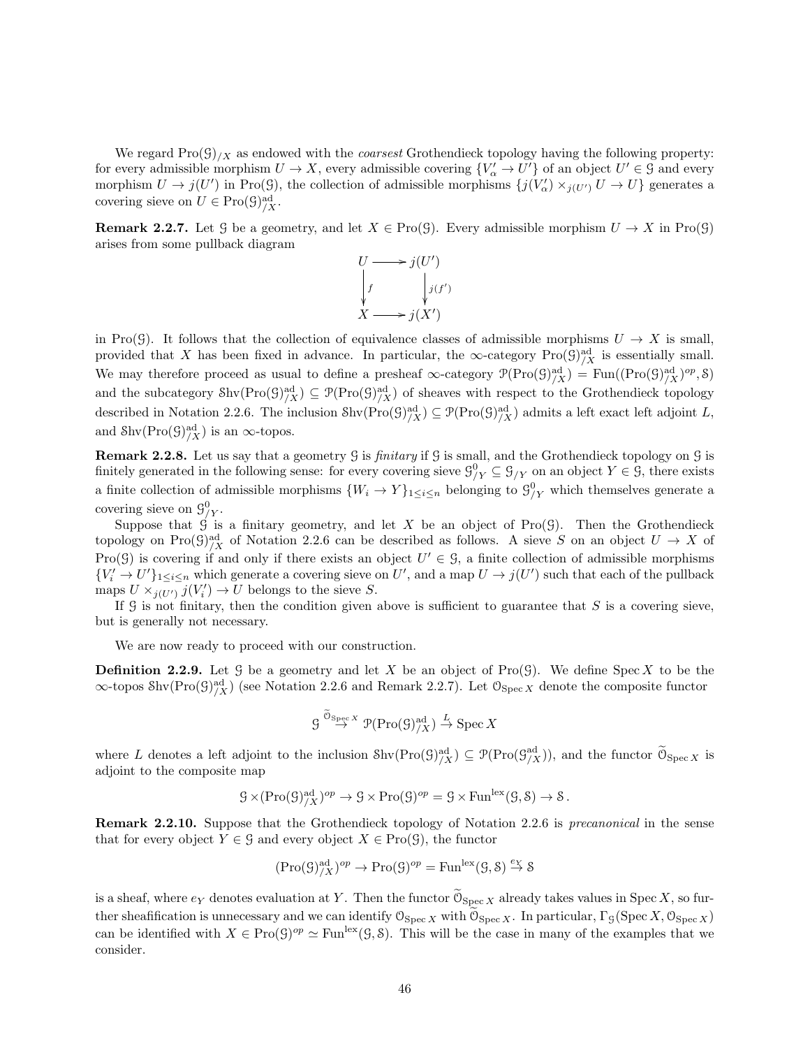We regard $\mathrm{Pro}(\mathcal{G})_{/X}$ as endowed with the *coarsest* Grothendieck topology having the following property: for every admissible morphism $U \to X$, every admissible covering $\{V'_\alpha \to U'\}$ of an object $U' \in \mathcal{G}$ and every morphism $U \to j(U')$ in $\mathrm{Pro}(\mathcal{G})$, the collection of admissible morphisms $\{j(V'_\alpha) \times_{j(U')} U \to U\}$ generates a covering sieve on $U \in \mathrm{Pro}(\mathcal{G})^{\mathrm{ad}}_{/X}$.

**Remark 2.2.7.** Let $\mathcal{G}$ be a geometry, and let $X \in \mathrm{Pro}(\mathcal{G})$. Every admissible morphism $U \to X$ in $\mathrm{Pro}(\mathcal{G})$ arises from some pullback diagram

$$\begin{array}{ccc} U & \longrightarrow & j(U') \\ \downarrow f & & \downarrow j(f') \\ X & \longrightarrow & j(X') \end{array}$$

in $\mathrm{Pro}(\mathcal{G})$. It follows that the collection of equivalence classes of admissible morphisms $U \to X$ is small, provided that $X$ has been fixed in advance. In particular, the $\infty$-category $\mathrm{Pro}(\mathcal{G})^{\mathrm{ad}}_{/X}$ is essentially small. We may therefore proceed as usual to define a presheaf $\infty$-category $\mathcal{P}(\mathrm{Pro}(\mathcal{G})^{\mathrm{ad}}_{/X}) = \mathrm{Fun}((\mathrm{Pro}(\mathcal{G})^{\mathrm{ad}}_{/X})^{op}, \mathcal{S})$ and the subcategory $\mathcal{S}\mathrm{hv}(\mathrm{Pro}(\mathcal{G})^{\mathrm{ad}}_{/X}) \subseteq \mathcal{P}(\mathrm{Pro}(\mathcal{G})^{\mathrm{ad}}_{/X})$ of sheaves with respect to the Grothendieck topology described in Notation 2.2.6. The inclusion $\mathcal{S}\mathrm{hv}(\mathrm{Pro}(\mathcal{G})^{\mathrm{ad}}_{/X}) \subseteq \mathcal{P}(\mathrm{Pro}(\mathcal{G})^{\mathrm{ad}}_{/X})$ admits a left exact left adjoint $L$, and $\mathcal{S}\mathrm{hv}(\mathrm{Pro}(\mathcal{G})^{\mathrm{ad}}_{/X})$ is an $\infty$-topos.

**Remark 2.2.8.** Let us say that a geometry $\mathcal{G}$ is *finitary* if $\mathcal{G}$ is small, and the Grothendieck topology on $\mathcal{G}$ is finitely generated in the following sense: for every covering sieve $\mathcal{G}^0_{/Y} \subseteq \mathcal{G}_{/Y}$ on an object $Y \in \mathcal{G}$, there exists a finite collection of admissible morphisms $\{W_i \to Y\}_{1 \leq i \leq n}$ belonging to $\mathcal{G}^0_{/Y}$ which themselves generate a covering sieve on $\mathcal{G}^0_{/Y}$.

Suppose that $\mathcal{G}$ is a finitary geometry, and let $X$ be an object of $\mathrm{Pro}(\mathcal{G})$. Then the Grothendieck topology on $\mathrm{Pro}(\mathcal{G})^{\mathrm{ad}}_{/X}$ of Notation 2.2.6 can be described as follows. A sieve $S$ on an object $U \to X$ of $\mathrm{Pro}(\mathcal{G})$ is covering if and only if there exists an object $U' \in \mathcal{G}$, a finite collection of admissible morphisms $\{V'_i \to U'\}_{1 \leq i \leq n}$ which generate a covering sieve on $U'$, and a map $U \to j(U')$ such that each of the pullback maps $U \times_{j(U')} j(V'_i) \to U$ belongs to the sieve $S$.

If $\mathcal{G}$ is not finitary, then the condition given above is sufficient to guarantee that $S$ is a covering sieve, but is generally not necessary.

We are now ready to proceed with our construction.

**Definition 2.2.9.** Let $\mathcal{G}$ be a geometry and let $X$ be an object of $\mathrm{Pro}(\mathcal{G})$. We define $\mathrm{Spec}\, X$ to be the $\infty$-topos $\mathcal{S}\mathrm{hv}(\mathrm{Pro}(\mathcal{G})^{\mathrm{ad}}_{/X})$ (see Notation 2.2.6 and Remark 2.2.7). Let $\mathcal{O}_{\mathrm{Spec}\, X}$ denote the composite functor

$$\mathcal{G} \stackrel{\widetilde{\mathcal{O}}_{\mathrm{Spec}\, X}}{\to} \mathcal{P}(\mathrm{Pro}(\mathcal{G})^{\mathrm{ad}}_{/X}) \stackrel{L}{\to} \mathrm{Spec}\, X$$

where $L$ denotes a left adjoint to the inclusion $\mathcal{S}\mathrm{hv}(\mathrm{Pro}(\mathcal{G})^{\mathrm{ad}}_{/X}) \subseteq \mathcal{P}(\mathrm{Pro}(\mathcal{G}^{\mathrm{ad}}_{/X}))$, and the functor $\widetilde{\mathcal{O}}_{\mathrm{Spec}\, X}$ is adjoint to the composite map

$$\mathcal{G} \times (\mathrm{Pro}(\mathcal{G})^{\mathrm{ad}}_{/X})^{op} \to \mathcal{G} \times \mathrm{Pro}(\mathcal{G})^{op} = \mathcal{G} \times \mathrm{Fun}^{\mathrm{lex}}(\mathcal{G}, \mathcal{S}) \to \mathcal{S}.$$

**Remark 2.2.10.** Suppose that the Grothendieck topology of Notation 2.2.6 is *precanonical* in the sense that for every object $Y \in \mathcal{G}$ and every object $X \in \mathrm{Pro}(\mathcal{G})$, the functor

$$(\mathrm{Pro}(\mathcal{G})^{\mathrm{ad}}_{/X})^{op} \to \mathrm{Pro}(\mathcal{G})^{op} = \mathrm{Fun}^{\mathrm{lex}}(\mathcal{G}, \mathcal{S}) \stackrel{e_Y}{\to} \mathcal{S}$$

is a sheaf, where $e_Y$ denotes evaluation at $Y$. Then the functor $\widetilde{\mathcal{O}}_{\mathrm{Spec}\, X}$ already takes values in $\mathrm{Spec}\, X$, so further sheafification is unnecessary and we can identify $\mathcal{O}_{\mathrm{Spec}\, X}$ with $\widetilde{\mathcal{O}}_{\mathrm{Spec}\, X}$. In particular, $\Gamma_{\mathcal{G}}(\mathrm{Spec}\, X, \mathcal{O}_{\mathrm{Spec}\, X})$ can be identified with $X \in \mathrm{Pro}(\mathcal{G})^{op} \simeq \mathrm{Fun}^{\mathrm{lex}}(\mathcal{G}, \mathcal{S})$. This will be the case in many of the examples that we consider.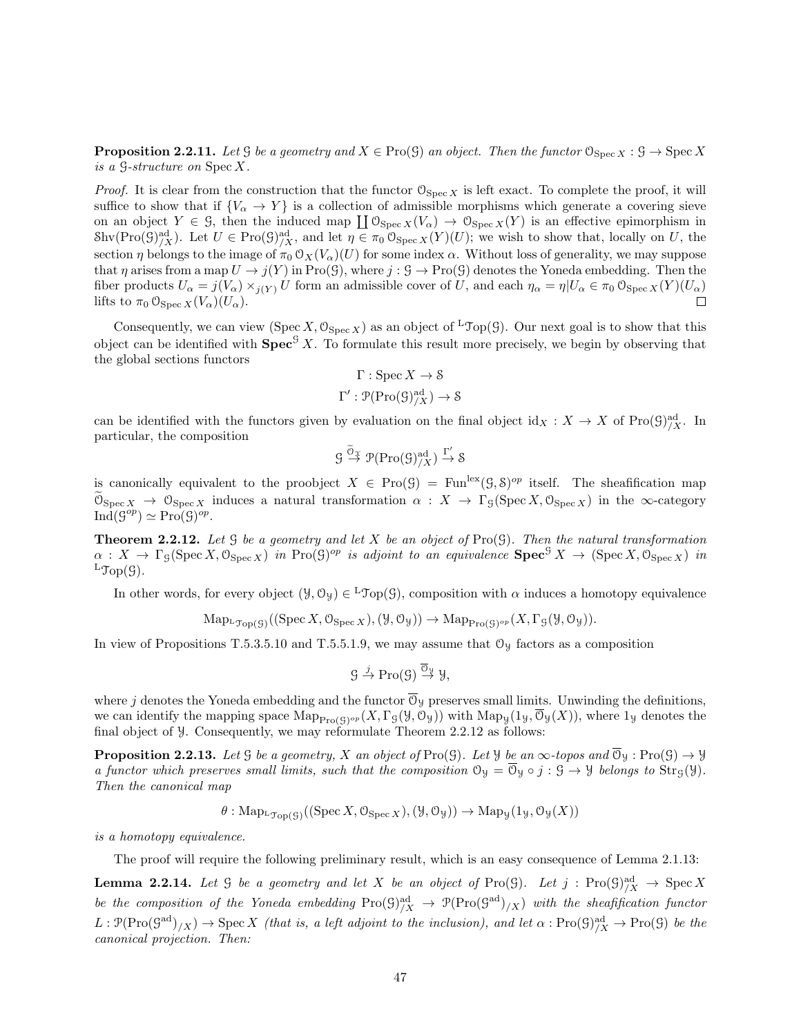**Proposition 2.2.11.** *Let $\mathcal{G}$ be a geometry and $X \in \mathrm{Pro}(\mathcal{G})$ an object. Then the functor $\mathcal{O}_{\mathrm{Spec}\, X} : \mathcal{G} \to \mathrm{Spec}\, X$ is a $\mathcal{G}$-structure on $\mathrm{Spec}\, X$.*

*Proof.* It is clear from the construction that the functor $\mathcal{O}_{\mathrm{Spec}\, X}$ is left exact. To complete the proof, it will suffice to show that if $\{V_\alpha \to Y\}$ is a collection of admissible morphisms which generate a covering sieve on an object $Y \in \mathcal{G}$, then the induced map $\coprod \mathcal{O}_{\mathrm{Spec}\, X}(V_\alpha) \to \mathcal{O}_{\mathrm{Spec}\, X}(Y)$ is an effective epimorphism in $\mathcal{S}\mathrm{hv}(\mathrm{Pro}(\mathcal{G})^{\mathrm{ad}}_{/X})$. Let $U \in \mathrm{Pro}(\mathcal{G})^{\mathrm{ad}}_{/X}$, and let $\eta \in \pi_0\, \mathcal{O}_{\mathrm{Spec}\, X}(Y)(U)$; we wish to show that, locally on $U$, the section $\eta$ belongs to the image of $\pi_0\, \mathcal{O}_X(V_\alpha)(U)$ for some index $\alpha$. Without loss of generality, we may suppose that $\eta$ arises from a map $U \to j(Y)$ in $\mathrm{Pro}(\mathcal{G})$, where $j : \mathcal{G} \to \mathrm{Pro}(\mathcal{G})$ denotes the Yoneda embedding. Then the fiber products $U_\alpha = j(V_\alpha) \times_{j(Y)} U$ form an admissible cover of $U$, and each $\eta_\alpha = \eta | U_\alpha \in \pi_0\, \mathcal{O}_{\mathrm{Spec}\, X}(Y)(U_\alpha)$ lifts to $\pi_0\, \mathcal{O}_{\mathrm{Spec}\, X}(V_\alpha)(U_\alpha)$. $\square$

Consequently, we can view $(\mathrm{Spec}\, X, \mathcal{O}_{\mathrm{Spec}\, X})$ as an object of ${}^{\mathrm{L}}\mathcal{T}\mathrm{op}(\mathcal{G})$. Our next goal is to show that this object can be identified with $\mathbf{Spec}^{\mathcal{G}}\, X$. To formulate this result more precisely, we begin by observing that the global sections functors

$$\Gamma : \mathrm{Spec}\, X \to \mathcal{S}$$
$$\Gamma' : \mathcal{P}(\mathrm{Pro}(\mathcal{G})^{\mathrm{ad}}_{/X}) \to \mathcal{S}$$

can be identified with the functors given by evaluation on the final object $\mathrm{id}_X : X \to X$ of $\mathrm{Pro}(\mathcal{G})^{\mathrm{ad}}_{/X}$. In particular, the composition

$$\mathcal{G} \xrightarrow{\widetilde{\mathcal{O}}_X} \mathcal{P}(\mathrm{Pro}(\mathcal{G})^{\mathrm{ad}}_{/X}) \xrightarrow{\Gamma'} \mathcal{S}$$

is canonically equivalent to the proobject $X \in \mathrm{Pro}(\mathcal{G}) = \mathrm{Fun}^{\mathrm{lex}}(\mathcal{G}, \mathcal{S})^{op}$ itself. The sheafification map $\widetilde{\mathcal{O}}_{\mathrm{Spec}\, X} \to \mathcal{O}_{\mathrm{Spec}\, X}$ induces a natural transformation $\alpha : X \to \Gamma_{\mathcal{G}}(\mathrm{Spec}\, X, \mathcal{O}_{\mathrm{Spec}\, X})$ in the $\infty$-category $\mathrm{Ind}(\mathcal{G}^{op}) \simeq \mathrm{Pro}(\mathcal{G})^{op}$.

**Theorem 2.2.12.** *Let $\mathcal{G}$ be a geometry and let $X$ be an object of $\mathrm{Pro}(\mathcal{G})$. Then the natural transformation $\alpha : X \to \Gamma_{\mathcal{G}}(\mathrm{Spec}\, X, \mathcal{O}_{\mathrm{Spec}\, X})$ in $\mathrm{Pro}(\mathcal{G})^{op}$ is adjoint to an equivalence $\mathbf{Spec}^{\mathcal{G}}\, X \to (\mathrm{Spec}\, X, \mathcal{O}_{\mathrm{Spec}\, X})$ in ${}^{\mathrm{L}}\mathcal{T}\mathrm{op}(\mathcal{G})$.*

In other words, for every object $(\mathcal{Y}, \mathcal{O}_{\mathcal{Y}}) \in {}^{\mathrm{L}}\mathcal{T}\mathrm{op}(\mathcal{G})$, composition with $\alpha$ induces a homotopy equivalence

$$\mathrm{Map}_{{}^{\mathrm{L}}\mathcal{T}\mathrm{op}(\mathcal{G})}((\mathrm{Spec}\, X, \mathcal{O}_{\mathrm{Spec}\, X}), (\mathcal{Y}, \mathcal{O}_{\mathcal{Y}})) \to \mathrm{Map}_{\mathrm{Pro}(\mathcal{G})^{op}}(X, \Gamma_{\mathcal{G}}(\mathcal{Y}, \mathcal{O}_{\mathcal{Y}})).$$

In view of Propositions T.5.3.5.10 and T.5.5.1.9, we may assume that $\mathcal{O}_{\mathcal{Y}}$ factors as a composition

$$\mathcal{G} \xrightarrow{j} \mathrm{Pro}(\mathcal{G}) \xrightarrow{\overline{\mathcal{O}}_{\mathcal{Y}}} \mathcal{Y},$$

where $j$ denotes the Yoneda embedding and the functor $\overline{\mathcal{O}}_{\mathcal{Y}}$ preserves small limits. Unwinding the definitions, we can identify the mapping space $\mathrm{Map}_{\mathrm{Pro}(\mathcal{G})^{op}}(X, \Gamma_{\mathcal{G}}(\mathcal{Y}, \mathcal{O}_{\mathcal{Y}}))$ with $\mathrm{Map}_{\mathcal{Y}}(1_{\mathcal{Y}}, \overline{\mathcal{O}}_{\mathcal{Y}}(X))$, where $1_{\mathcal{Y}}$ denotes the final object of $\mathcal{Y}$. Consequently, we may reformulate Theorem 2.2.12 as follows:

**Proposition 2.2.13.** *Let $\mathcal{G}$ be a geometry, $X$ an object of $\mathrm{Pro}(\mathcal{G})$. Let $\mathcal{Y}$ be an $\infty$-topos and $\overline{\mathcal{O}}_{\mathcal{Y}} : \mathrm{Pro}(\mathcal{G}) \to \mathcal{Y}$ a functor which preserves small limits, such that the composition $\mathcal{O}_{\mathcal{Y}} = \overline{\mathcal{O}}_{\mathcal{Y}} \circ j : \mathcal{G} \to \mathcal{Y}$ belongs to $\mathrm{Str}_{\mathcal{G}}(\mathcal{Y})$. Then the canonical map*

$$\theta : \mathrm{Map}_{{}^{\mathrm{L}}\mathcal{T}\mathrm{op}(\mathcal{G})}((\mathrm{Spec}\, X, \mathcal{O}_{\mathrm{Spec}\, X}), (\mathcal{Y}, \mathcal{O}_{\mathcal{Y}})) \to \mathrm{Map}_{\mathcal{Y}}(1_{\mathcal{Y}}, \mathcal{O}_{\mathcal{Y}}(X))$$

*is a homotopy equivalence.*

The proof will require the following preliminary result, which is an easy consequence of Lemma 2.1.13:

**Lemma 2.2.14.** *Let $\mathcal{G}$ be a geometry and let $X$ be an object of $\mathrm{Pro}(\mathcal{G})$. Let $j : \mathrm{Pro}(\mathcal{G})^{\mathrm{ad}}_{/X} \to \mathrm{Spec}\, X$ be the composition of the Yoneda embedding $\mathrm{Pro}(\mathcal{G})^{\mathrm{ad}}_{/X} \to \mathcal{P}(\mathrm{Pro}(\mathcal{G}^{\mathrm{ad}})_{/X})$ with the sheafification functor $L : \mathcal{P}(\mathrm{Pro}(\mathcal{G}^{\mathrm{ad}})_{/X}) \to \mathrm{Spec}\, X$ (that is, a left adjoint to the inclusion), and let $\alpha : \mathrm{Pro}(\mathcal{G})^{\mathrm{ad}}_{/X} \to \mathrm{Pro}(\mathcal{G})$ be the canonical projection. Then:*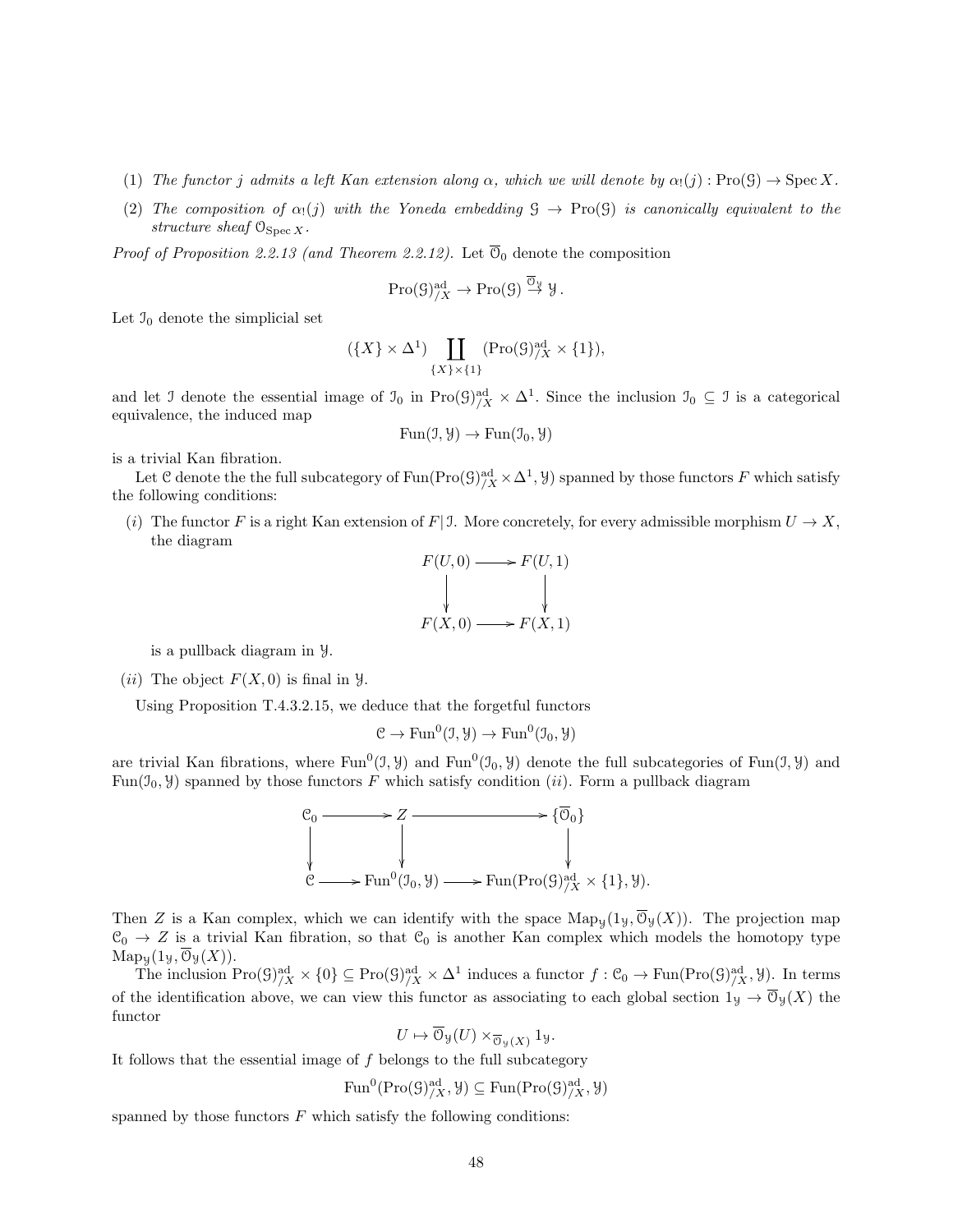(1) *The functor $j$ admits a left Kan extension along $\alpha$, which we will denote by $\alpha_!(j) : \mathrm{Pro}(\mathcal{G}) \to \mathrm{Spec}\, X$.*

(2) *The composition of $\alpha_!(j)$ with the Yoneda embedding $\mathcal{G} \to \mathrm{Pro}(\mathcal{G})$ is canonically equivalent to the structure sheaf $\mathcal{O}_{\mathrm{Spec}\, X}$.*

*Proof of Proposition 2.2.13 (and Theorem 2.2.12).* Let $\overline{\mathcal{O}}_0$ denote the composition

$$\mathrm{Pro}(\mathcal{G})^{\mathrm{ad}}_{/X} \to \mathrm{Pro}(\mathcal{G}) \stackrel{\overline{\mathcal{O}}_{\mathcal{Y}}}{\to} \mathcal{Y}.$$

Let $\mathcal{I}_0$ denote the simplicial set

$$(\{X\} \times \Delta^1) \coprod_{\{X\} \times \{1\}} (\mathrm{Pro}(\mathcal{G})^{\mathrm{ad}}_{/X} \times \{1\}),$$

and let $\mathcal{I}$ denote the essential image of $\mathcal{I}_0$ in $\mathrm{Pro}(\mathcal{G})^{\mathrm{ad}}_{/X} \times \Delta^1$. Since the inclusion $\mathcal{I}_0 \subseteq \mathcal{I}$ is a categorical equivalence, the induced map

$$\mathrm{Fun}(\mathcal{I}, \mathcal{Y}) \to \mathrm{Fun}(\mathcal{I}_0, \mathcal{Y})$$

is a trivial Kan fibration.

Let $\mathcal{C}$ denote the the full subcategory of $\mathrm{Fun}(\mathrm{Pro}(\mathcal{G})^{\mathrm{ad}}_{/X} \times \Delta^1, \mathcal{Y})$ spanned by those functors $F$ which satisfy the following conditions:

($i$) The functor $F$ is a right Kan extension of $F|\mathcal{I}$. More concretely, for every admissible morphism $U \to X$, the diagram

$$\begin{array}{ccc} F(U,0) & \longrightarrow & F(U,1) \\ \downarrow & & \downarrow \\ F(X,0) & \longrightarrow & F(X,1) \end{array}$$

is a pullback diagram in $\mathcal{Y}$.

($ii$) The object $F(X,0)$ is final in $\mathcal{Y}$.

Using Proposition T.4.3.2.15, we deduce that the forgetful functors

$$\mathcal{C} \to \mathrm{Fun}^0(\mathcal{I}, \mathcal{Y}) \to \mathrm{Fun}^0(\mathcal{I}_0, \mathcal{Y})$$

are trivial Kan fibrations, where $\mathrm{Fun}^0(\mathcal{I}, \mathcal{Y})$ and $\mathrm{Fun}^0(\mathcal{I}_0, \mathcal{Y})$ denote the full subcategories of $\mathrm{Fun}(\mathcal{I}, \mathcal{Y})$ and $\mathrm{Fun}(\mathcal{I}_0, \mathcal{Y})$ spanned by those functors $F$ which satisfy condition ($ii$). Form a pullback diagram

$$\begin{array}{ccccc} \mathcal{C}_0 & \longrightarrow & Z & \longrightarrow & \{\overline{\mathcal{O}}_0\} \\ \downarrow & & \downarrow & & \downarrow \\ \mathcal{C} & \longrightarrow & \mathrm{Fun}^0(\mathcal{I}_0, \mathcal{Y}) & \longrightarrow & \mathrm{Fun}(\mathrm{Pro}(\mathcal{G})^{\mathrm{ad}}_{/X} \times \{1\}, \mathcal{Y}). \end{array}$$

Then $Z$ is a Kan complex, which we can identify with the space $\mathrm{Map}_{\mathcal{Y}}(1_{\mathcal{Y}}, \overline{\mathcal{O}}_{\mathcal{Y}}(X))$. The projection map $\mathcal{C}_0 \to Z$ is a trivial Kan fibration, so that $\mathcal{C}_0$ is another Kan complex which models the homotopy type $\mathrm{Map}_{\mathcal{Y}}(1_{\mathcal{Y}}, \overline{\mathcal{O}}_{\mathcal{Y}}(X))$.

The inclusion $\mathrm{Pro}(\mathcal{G})^{\mathrm{ad}}_{/X} \times \{0\} \subseteq \mathrm{Pro}(\mathcal{G})^{\mathrm{ad}}_{/X} \times \Delta^1$ induces a functor $f : \mathcal{C}_0 \to \mathrm{Fun}(\mathrm{Pro}(\mathcal{G})^{\mathrm{ad}}_{/X}, \mathcal{Y})$. In terms of the identification above, we can view this functor as associating to each global section $1_{\mathcal{Y}} \to \overline{\mathcal{O}}_{\mathcal{Y}}(X)$ the functor

$$U \mapsto \overline{\mathcal{O}}_{\mathcal{Y}}(U) \times_{\overline{\mathcal{O}}_{\mathcal{Y}}(X)} 1_{\mathcal{Y}}.$$

It follows that the essential image of $f$ belongs to the full subcategory

$$\mathrm{Fun}^0(\mathrm{Pro}(\mathcal{G})^{\mathrm{ad}}_{/X}, \mathcal{Y}) \subseteq \mathrm{Fun}(\mathrm{Pro}(\mathcal{G})^{\mathrm{ad}}_{/X}, \mathcal{Y})$$

spanned by those functors $F$ which satisfy the following conditions: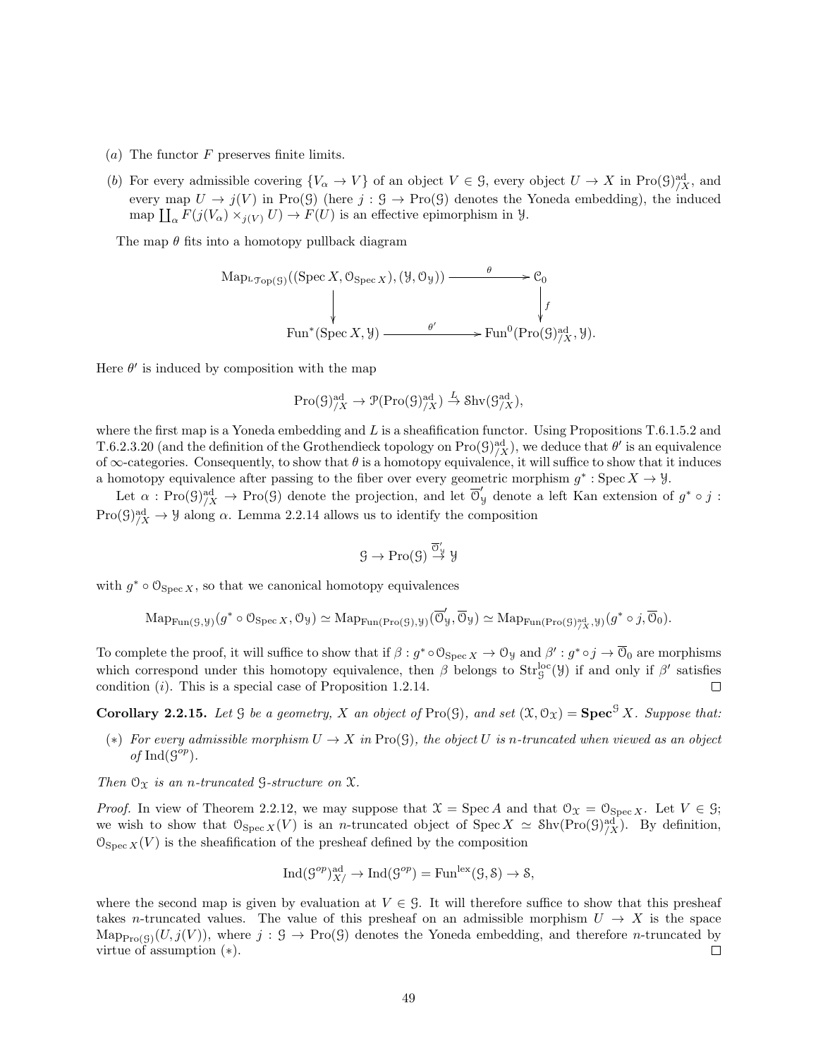(*a*) The functor $F$ preserves finite limits.

(*b*) For every admissible covering $\{V_\alpha \to V\}$ of an object $V \in \mathcal{G}$, every object $U \to X$ in $\mathrm{Pro}(\mathcal{G})^{\mathrm{ad}}_{/X}$, and every map $U \to j(V)$ in $\mathrm{Pro}(\mathcal{G})$ (here $j : \mathcal{G} \to \mathrm{Pro}(\mathcal{G})$ denotes the Yoneda embedding), the induced map $\coprod_\alpha F(j(V_\alpha) \times_{j(V)} U) \to F(U)$ is an effective epimorphism in $\mathcal{Y}$.

The map $\theta$ fits into a homotopy pullback diagram

$$\begin{array}{ccc} \mathrm{Map}_{{}^{\mathrm{L}}\mathcal{T}\mathrm{op}(\mathcal{G})}((\mathrm{Spec}\, X, \mathcal{O}_{\mathrm{Spec}\, X}), (\mathcal{Y}, \mathcal{O}_{\mathcal{Y}})) & \xrightarrow{\theta} & \mathcal{C}_0 \\ \downarrow & & \downarrow f \\ \mathrm{Fun}^*(\mathrm{Spec}\, X, \mathcal{Y}) & \xrightarrow{\theta'} & \mathrm{Fun}^0(\mathrm{Pro}(\mathcal{G})^{\mathrm{ad}}_{/X}, \mathcal{Y}). \end{array}$$

Here $\theta'$ is induced by composition with the map

$$\mathrm{Pro}(\mathcal{G})^{\mathrm{ad}}_{/X} \to \mathcal{P}(\mathrm{Pro}(\mathcal{G})^{\mathrm{ad}}_{/X}) \xrightarrow{L} \mathcal{S}\mathrm{hv}(\mathcal{G}^{\mathrm{ad}}_{/X}),$$

where the first map is a Yoneda embedding and $L$ is a sheafification functor. Using Propositions T.6.1.5.2 and T.6.2.3.20 (and the definition of the Grothendieck topology on $\mathrm{Pro}(\mathcal{G})^{\mathrm{ad}}_{/X}$), we deduce that $\theta'$ is an equivalence of $\infty$-categories. Consequently, to show that $\theta$ is a homotopy equivalence, it will suffice to show that it induces a homotopy equivalence after passing to the fiber over every geometric morphism $g^* : \mathrm{Spec}\, X \to \mathcal{Y}$.

Let $\alpha : \mathrm{Pro}(\mathcal{G})^{\mathrm{ad}}_{/X} \to \mathrm{Pro}(\mathcal{G})$ denote the projection, and let $\overline{\mathcal{O}}'_{\mathcal{Y}}$ denote a left Kan extension of $g^* \circ j : \mathrm{Pro}(\mathcal{G})^{\mathrm{ad}}_{/X} \to \mathcal{Y}$ along $\alpha$. Lemma 2.2.14 allows us to identify the composition

$$\mathcal{G} \to \mathrm{Pro}(\mathcal{G}) \xrightarrow{\overline{\mathcal{O}}'_{\mathcal{Y}}} \mathcal{Y}$$

with $g^* \circ \mathcal{O}_{\mathrm{Spec}\, X}$, so that we canonical homotopy equivalences

$$\mathrm{Map}_{\mathrm{Fun}(\mathcal{G},\mathcal{Y})}(g^* \circ \mathcal{O}_{\mathrm{Spec}\, X}, \mathcal{O}_{\mathcal{Y}}) \simeq \mathrm{Map}_{\mathrm{Fun}(\mathrm{Pro}(\mathcal{G}),\mathcal{Y})}(\overline{\mathcal{O}}'_{\mathcal{Y}}, \overline{\mathcal{O}}_{\mathcal{Y}}) \simeq \mathrm{Map}_{\mathrm{Fun}(\mathrm{Pro}(\mathcal{G})^{\mathrm{ad}}_{/X},\mathcal{Y})}(g^* \circ j, \overline{\mathcal{O}}_0).$$

To complete the proof, it will suffice to show that if $\beta : g^* \circ \mathcal{O}_{\mathrm{Spec}\, X} \to \mathcal{O}_{\mathcal{Y}}$ and $\beta' : g^* \circ j \to \overline{\mathcal{O}}_0$ are morphisms which correspond under this homotopy equivalence, then $\beta$ belongs to $\mathrm{Str}^{\mathrm{loc}}_{\mathcal{G}}(\mathcal{Y})$ if and only if $\beta'$ satisfies condition $(i)$. This is a special case of Proposition 1.2.14. $\square$

**Corollary 2.2.15.** *Let $\mathcal{G}$ be a geometry, $X$ an object of $\mathrm{Pro}(\mathcal{G})$, and set $(\mathcal{X}, \mathcal{O}_{\mathcal{X}}) = \mathbf{Spec}^{\mathcal{G}} X$. Suppose that:*

(∗) *For every admissible morphism $U \to X$ in $\mathrm{Pro}(\mathcal{G})$, the object $U$ is $n$-truncated when viewed as an object of $\mathrm{Ind}(\mathcal{G}^{op})$.*

*Then $\mathcal{O}_{\mathcal{X}}$ is an $n$-truncated $\mathcal{G}$-structure on $\mathcal{X}$.*

*Proof.* In view of Theorem 2.2.12, we may suppose that $\mathcal{X} = \mathrm{Spec}\, A$ and that $\mathcal{O}_{\mathcal{X}} = \mathcal{O}_{\mathrm{Spec}\, X}$. Let $V \in \mathcal{G}$; we wish to show that $\mathcal{O}_{\mathrm{Spec}\, X}(V)$ is an $n$-truncated object of $\mathrm{Spec}\, X \simeq \mathcal{S}\mathrm{hv}(\mathrm{Pro}(\mathcal{G})^{\mathrm{ad}}_{/X})$. By definition, $\mathcal{O}_{\mathrm{Spec}\, X}(V)$ is the sheafification of the presheaf defined by the composition

$$\mathrm{Ind}(\mathcal{G}^{op})^{\mathrm{ad}}_{X/} \to \mathrm{Ind}(\mathcal{G}^{op}) = \mathrm{Fun}^{\mathrm{lex}}(\mathcal{G}, \mathcal{S}) \to \mathcal{S},$$

where the second map is given by evaluation at $V \in \mathcal{G}$. It will therefore suffice to show that this presheaf takes $n$-truncated values. The value of this presheaf on an admissible morphism $U \to X$ is the space $\mathrm{Map}_{\mathrm{Pro}(\mathcal{G})}(U, j(V))$, where $j : \mathcal{G} \to \mathrm{Pro}(\mathcal{G})$ denotes the Yoneda embedding, and therefore $n$-truncated by virtue of assumption (∗). $\square$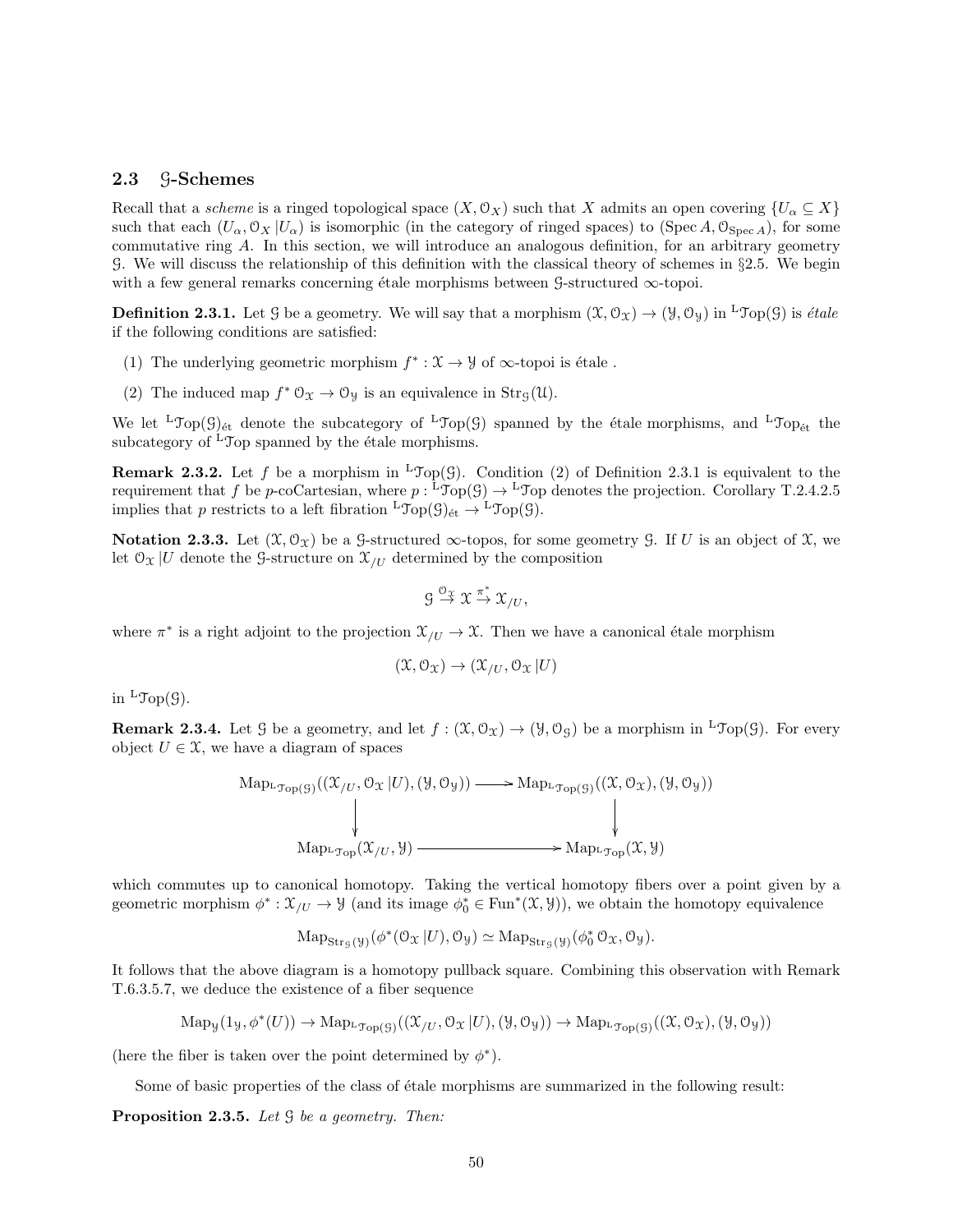### 2.3 $\mathcal{G}$-Schemes

Recall that a *scheme* is a ringed topological space $(X, \mathcal{O}_X)$ such that $X$ admits an open covering $\{U_\alpha \subseteq X\}$ such that each $(U_\alpha, \mathcal{O}_X|U_\alpha)$ is isomorphic (in the category of ringed spaces) to $(\operatorname{Spec} A, \mathcal{O}_{\operatorname{Spec} A})$, for some commutative ring $A$. In this section, we will introduce an analogous definition, for an arbitrary geometry $\mathcal{G}$. We will discuss the relationship of this definition with the classical theory of schemes in §2.5. We begin with a few general remarks concerning étale morphisms between $\mathcal{G}$-structured $\infty$-topoi.

**Definition 2.3.1.** Let $\mathcal{G}$ be a geometry. We will say that a morphism $(\mathcal{X}, \mathcal{O}_\mathcal{X}) \to (\mathcal{Y}, \mathcal{O}_\mathcal{Y})$ in ${}^{\mathrm{L}}\mathcal{T}\mathrm{op}(\mathcal{G})$ is *étale* if the following conditions are satisfied:

(1) The underlying geometric morphism $f^* : \mathcal{X} \to \mathcal{Y}$ of $\infty$-topoi is étale .

(2) The induced map $f^* \mathcal{O}_\mathcal{X} \to \mathcal{O}_\mathcal{Y}$ is an equivalence in $\mathrm{Str}_\mathcal{G}(\mathcal{U})$.

We let ${}^{\mathrm{L}}\mathcal{T}\mathrm{op}(\mathcal{G})_{\text{ét}}$ denote the subcategory of ${}^{\mathrm{L}}\mathcal{T}\mathrm{op}(\mathcal{G})$ spanned by the étale morphisms, and ${}^{\mathrm{L}}\mathcal{T}\mathrm{op}_{\text{ét}}$ the subcategory of ${}^{\mathrm{L}}\mathcal{T}\mathrm{op}$ spanned by the étale morphisms.

**Remark 2.3.2.** Let $f$ be a morphism in ${}^{\mathrm{L}}\mathcal{T}\mathrm{op}(\mathcal{G})$. Condition (2) of Definition 2.3.1 is equivalent to the requirement that $f$ be $p$-coCartesian, where $p : {}^{\mathrm{L}}\mathcal{T}\mathrm{op}(\mathcal{G}) \to {}^{\mathrm{L}}\mathcal{T}\mathrm{op}$ denotes the projection. Corollary T.2.4.2.5 implies that $p$ restricts to a left fibration ${}^{\mathrm{L}}\mathcal{T}\mathrm{op}(\mathcal{G})_{\text{ét}} \to {}^{\mathrm{L}}\mathcal{T}\mathrm{op}(\mathcal{G})$.

**Notation 2.3.3.** Let $(\mathcal{X}, \mathcal{O}_\mathcal{X})$ be a $\mathcal{G}$-structured $\infty$-topos, for some geometry $\mathcal{G}$. If $U$ is an object of $\mathcal{X}$, we let $\mathcal{O}_\mathcal{X}|U$ denote the $\mathcal{G}$-structure on $\mathcal{X}_{/U}$ determined by the composition

$$\mathcal{G} \stackrel{\mathcal{O}_\mathcal{X}}{\to} \mathcal{X} \stackrel{\pi^*}{\to} \mathcal{X}_{/U},$$

where $\pi^*$ is a right adjoint to the projection $\mathcal{X}_{/U} \to \mathcal{X}$. Then we have a canonical étale morphism

$$(\mathcal{X}, \mathcal{O}_\mathcal{X}) \to (\mathcal{X}_{/U}, \mathcal{O}_\mathcal{X}|U)$$

in ${}^{\mathrm{L}}\mathcal{T}\mathrm{op}(\mathcal{G})$.

**Remark 2.3.4.** Let $\mathcal{G}$ be a geometry, and let $f : (\mathcal{X}, \mathcal{O}_\mathcal{X}) \to (\mathcal{Y}, \mathcal{O}_\mathcal{G})$ be a morphism in ${}^{\mathrm{L}}\mathcal{T}\mathrm{op}(\mathcal{G})$. For every object $U \in \mathcal{X}$, we have a diagram of spaces

$$\begin{array}{ccc}
\mathrm{Map}_{{}^{\mathrm{L}}\mathcal{T}\mathrm{op}(\mathcal{G})}((\mathcal{X}_{/U}, \mathcal{O}_\mathcal{X}|U), (\mathcal{Y}, \mathcal{O}_\mathcal{Y})) & \longrightarrow & \mathrm{Map}_{{}^{\mathrm{L}}\mathcal{T}\mathrm{op}(\mathcal{G})}((\mathcal{X}, \mathcal{O}_\mathcal{X}), (\mathcal{Y}, \mathcal{O}_\mathcal{Y})) \\
\downarrow & & \downarrow \\
\mathrm{Map}_{{}^{\mathrm{L}}\mathcal{T}\mathrm{op}}(\mathcal{X}_{/U}, \mathcal{Y}) & \longrightarrow & \mathrm{Map}_{{}^{\mathrm{L}}\mathcal{T}\mathrm{op}}(\mathcal{X}, \mathcal{Y})
\end{array}$$

which commutes up to canonical homotopy. Taking the vertical homotopy fibers over a point given by a geometric morphism $\phi^* : \mathcal{X}_{/U} \to \mathcal{Y}$ (and its image $\phi_0^* \in \mathrm{Fun}^*(\mathcal{X}, \mathcal{Y})$), we obtain the homotopy equivalence

$$\mathrm{Map}_{\mathrm{Str}_\mathcal{G}(\mathcal{Y})}(\phi^*(\mathcal{O}_\mathcal{X}|U), \mathcal{O}_\mathcal{Y}) \simeq \mathrm{Map}_{\mathrm{Str}_\mathcal{G}(\mathcal{Y})}(\phi_0^* \mathcal{O}_\mathcal{X}, \mathcal{O}_\mathcal{Y}).$$

It follows that the above diagram is a homotopy pullback square. Combining this observation with Remark T.6.3.5.7, we deduce the existence of a fiber sequence

$$\mathrm{Map}_\mathcal{Y}(1_\mathcal{Y}, \phi^*(U)) \to \mathrm{Map}_{{}^{\mathrm{L}}\mathcal{T}\mathrm{op}(\mathcal{G})}((\mathcal{X}_{/U}, \mathcal{O}_\mathcal{X}|U), (\mathcal{Y}, \mathcal{O}_\mathcal{Y})) \to \mathrm{Map}_{{}^{\mathrm{L}}\mathcal{T}\mathrm{op}(\mathcal{G})}((\mathcal{X}, \mathcal{O}_\mathcal{X}), (\mathcal{Y}, \mathcal{O}_\mathcal{Y}))$$

(here the fiber is taken over the point determined by $\phi^*$).

Some of basic properties of the class of étale morphisms are summarized in the following result:

**Proposition 2.3.5.** *Let $\mathcal{G}$ be a geometry. Then:*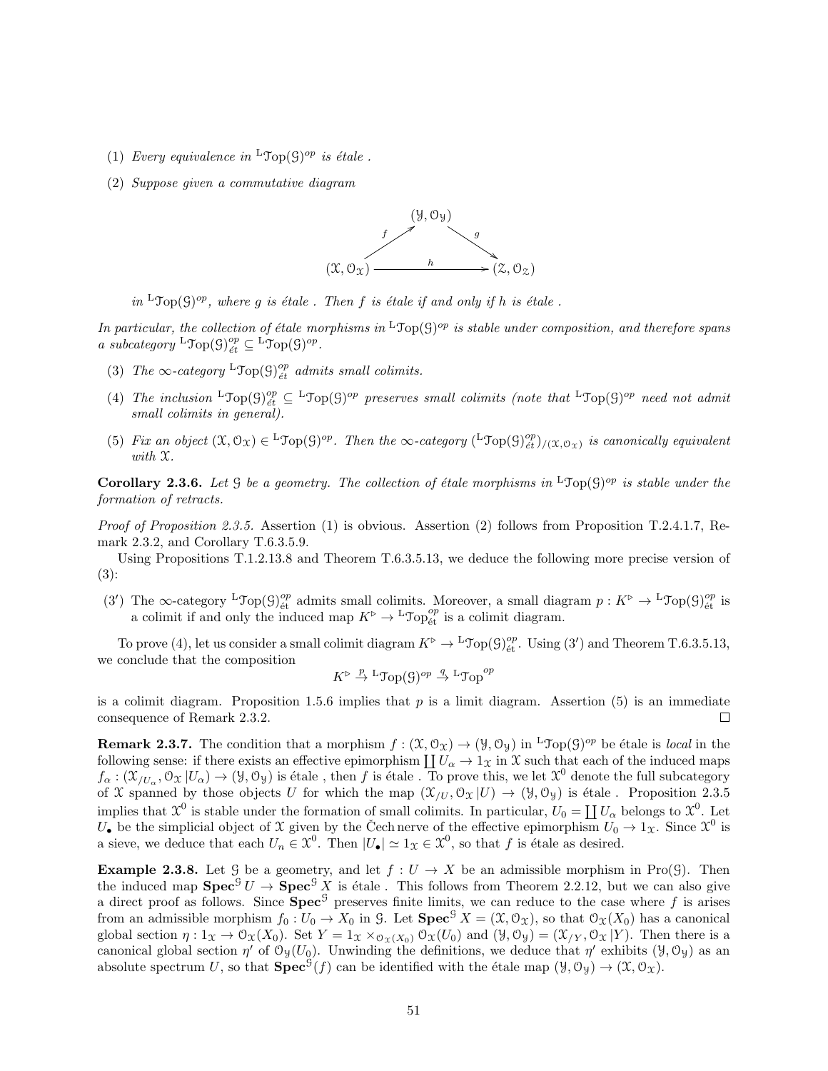1. *Every equivalence in* ${}^{\mathrm{L}}\mathcal{T}\mathrm{op}(\mathcal{G})^{op}$ *is étale .*
2. *Suppose given a commutative diagram*

$$\begin{array}{ccccc} & & (\mathcal{Y}, \mathcal{O}_{\mathcal{Y}}) & & \\ & \overset{f}{\nearrow} & & \overset{g}{\searrow} & \\ (\mathcal{X}, \mathcal{O}_{\mathcal{X}}) & & \xrightarrow{\quad h \quad} & & (\mathcal{Z}, \mathcal{O}_{\mathcal{Z}}) \end{array}$$

*in* ${}^{\mathrm{L}}\mathcal{T}\mathrm{op}(\mathcal{G})^{op}$*, where $g$ is étale . Then $f$ is étale if and only if $h$ is étale .*

*In particular, the collection of étale morphisms in* ${}^{\mathrm{L}}\mathcal{T}\mathrm{op}(\mathcal{G})^{op}$ *is stable under composition, and therefore spans a subcategory* ${}^{\mathrm{L}}\mathcal{T}\mathrm{op}(\mathcal{G})^{op}_{\acute{e}t} \subseteq {}^{\mathrm{L}}\mathcal{T}\mathrm{op}(\mathcal{G})^{op}$.

3. *The $\infty$-category* ${}^{\mathrm{L}}\mathcal{T}\mathrm{op}(\mathcal{G})^{op}_{\acute{e}t}$ *admits small colimits.*
4. *The inclusion* ${}^{\mathrm{L}}\mathcal{T}\mathrm{op}(\mathcal{G})^{op}_{\acute{e}t} \subseteq {}^{\mathrm{L}}\mathcal{T}\mathrm{op}(\mathcal{G})^{op}$ *preserves small colimits (note that* ${}^{\mathrm{L}}\mathcal{T}\mathrm{op}(\mathcal{G})^{op}$ *need not admit small colimits in general).*
5. *Fix an object $(\mathcal{X}, \mathcal{O}_{\mathcal{X}}) \in {}^{\mathrm{L}}\mathcal{T}\mathrm{op}(\mathcal{G})^{op}$. Then the $\infty$-category $({}^{\mathrm{L}}\mathcal{T}\mathrm{op}(\mathcal{G})^{op}_{\acute{e}t})_{/(\mathcal{X},\mathcal{O}_{\mathcal{X}})}$ is canonically equivalent with $\mathcal{X}$.*

**Corollary 2.3.6.** *Let $\mathcal{G}$ be a geometry. The collection of étale morphisms in* ${}^{\mathrm{L}}\mathcal{T}\mathrm{op}(\mathcal{G})^{op}$ *is stable under the formation of retracts.*

*Proof of Proposition 2.3.5.* Assertion (1) is obvious. Assertion (2) follows from Proposition T.2.4.1.7, Remark 2.3.2, and Corollary T.6.3.5.9.

Using Propositions T.1.2.13.8 and Theorem T.6.3.5.13, we deduce the following more precise version of (3):

($3'$) The $\infty$-category ${}^{\mathrm{L}}\mathcal{T}\mathrm{op}(\mathcal{G})^{op}_{\acute{e}t}$ admits small colimits. Moreover, a small diagram $p : K^{\triangleright} \to {}^{\mathrm{L}}\mathcal{T}\mathrm{op}(\mathcal{G})^{op}_{\acute{e}t}$ is a colimit if and only the induced map $K^{\triangleright} \to {}^{\mathrm{L}}\mathcal{T}\mathrm{op}^{op}_{\acute{e}t}$ is a colimit diagram.

To prove (4), let us consider a small colimit diagram $K^{\triangleright} \to {}^{\mathrm{L}}\mathcal{T}\mathrm{op}(\mathcal{G})^{op}_{\acute{e}t}$. Using ($3'$) and Theorem T.6.3.5.13, we conclude that the composition

$$K^{\triangleright} \xrightarrow{p} {}^{\mathrm{L}}\mathcal{T}\mathrm{op}(\mathcal{G})^{op} \xrightarrow{q} {}^{\mathrm{L}}\mathcal{T}\mathrm{op}^{op}$$

is a colimit diagram. Proposition 1.5.6 implies that $p$ is a limit diagram. Assertion (5) is an immediate consequence of Remark 2.3.2. $\square$

**Remark 2.3.7.** The condition that a morphism $f : (\mathcal{X}, \mathcal{O}_{\mathcal{X}}) \to (\mathcal{Y}, \mathcal{O}_{\mathcal{Y}})$ in ${}^{\mathrm{L}}\mathcal{T}\mathrm{op}(\mathcal{G})^{op}$ be étale is *local* in the following sense: if there exists an effective epimorphism $\coprod U_\alpha \to 1_{\mathcal{X}}$ in $\mathcal{X}$ such that each of the induced maps $f_\alpha : (\mathcal{X}_{/U_\alpha}, \mathcal{O}_{\mathcal{X}} | U_\alpha) \to (\mathcal{Y}, \mathcal{O}_{\mathcal{Y}})$ is étale , then $f$ is étale . To prove this, we let $\mathcal{X}^0$ denote the full subcategory of $\mathcal{X}$ spanned by those objects $U$ for which the map $(\mathcal{X}_{/U}, \mathcal{O}_{\mathcal{X}} | U) \to (\mathcal{Y}, \mathcal{O}_{\mathcal{Y}})$ is étale . Proposition 2.3.5 implies that $\mathcal{X}^0$ is stable under the formation of small colimits. In particular, $U_0 = \coprod U_\alpha$ belongs to $\mathcal{X}^0$. Let $U_\bullet$ be the simplicial object of $\mathcal{X}$ given by the Čech nerve of the effective epimorphism $U_0 \to 1_{\mathcal{X}}$. Since $\mathcal{X}^0$ is a sieve, we deduce that each $U_n \in \mathcal{X}^0$. Then $|U_\bullet| \simeq 1_{\mathcal{X}} \in \mathcal{X}^0$, so that $f$ is étale as desired.

**Example 2.3.8.** Let $\mathcal{G}$ be a geometry, and let $f : U \to X$ be an admissible morphism in $\mathrm{Pro}(\mathcal{G})$. Then the induced map $\mathbf{Spec}^{\mathcal{G}} U \to \mathbf{Spec}^{\mathcal{G}} X$ is étale . This follows from Theorem 2.2.12, but we can also give a direct proof as follows. Since $\mathbf{Spec}^{\mathcal{G}}$ preserves finite limits, we can reduce to the case where $f$ is arises from an admissible morphism $f_0 : U_0 \to X_0$ in $\mathcal{G}$. Let $\mathbf{Spec}^{\mathcal{G}} X = (\mathcal{X}, \mathcal{O}_{\mathcal{X}})$, so that $\mathcal{O}_{\mathcal{X}}(X_0)$ has a canonical global section $\eta : 1_{\mathcal{X}} \to \mathcal{O}_{\mathcal{X}}(X_0)$. Set $Y = 1_{\mathcal{X}} \times_{\mathcal{O}_{\mathcal{X}}(X_0)} \mathcal{O}_{\mathcal{X}}(U_0)$ and $(\mathcal{Y}, \mathcal{O}_{\mathcal{Y}}) = (\mathcal{X}_{/Y}, \mathcal{O}_{\mathcal{X}} | Y)$. Then there is a canonical global section $\eta'$ of $\mathcal{O}_{\mathcal{Y}}(U_0)$. Unwinding the definitions, we deduce that $\eta'$ exhibits $(\mathcal{Y}, \mathcal{O}_{\mathcal{Y}})$ as an absolute spectrum $U$, so that $\mathbf{Spec}^{\mathcal{G}}(f)$ can be identified with the étale map $(\mathcal{Y}, \mathcal{O}_{\mathcal{Y}}) \to (\mathcal{X}, \mathcal{O}_{\mathcal{X}})$.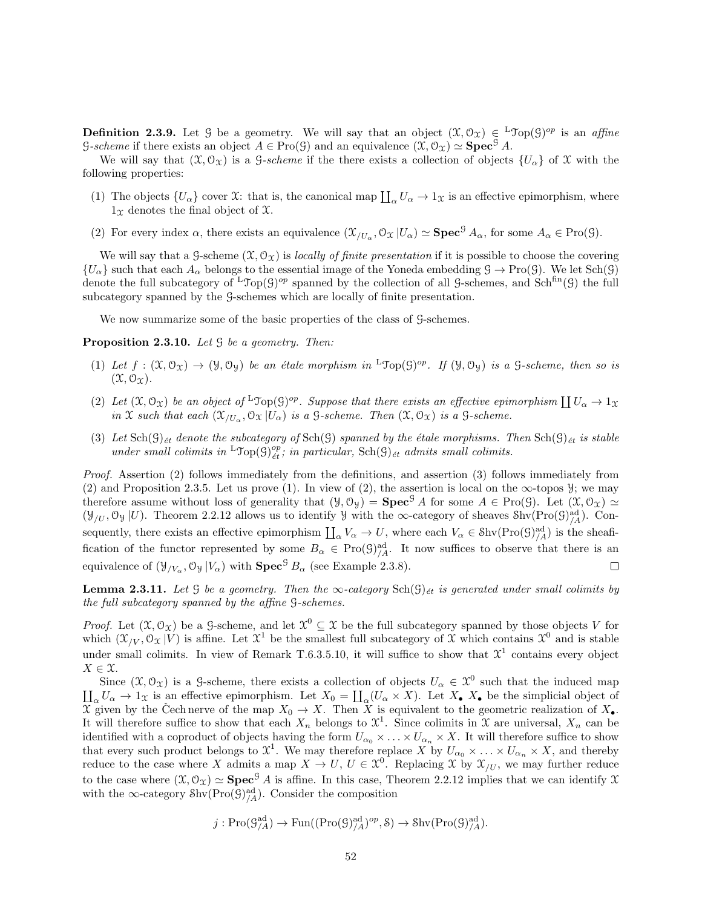**Definition 2.3.9.** Let $\mathcal{G}$ be a geometry. We will say that an object $(\mathcal{X}, \mathcal{O}_{\mathcal{X}}) \in {}^{\mathrm{L}}\mathcal{T}\mathrm{op}(\mathcal{G})^{op}$ is an *affine* $\mathcal{G}$*-scheme* if there exists an object $A \in \mathrm{Pro}(\mathcal{G})$ and an equivalence $(\mathcal{X}, \mathcal{O}_{\mathcal{X}}) \simeq \mathbf{Spec}^{\mathcal{G}} A$.

We will say that $(\mathcal{X}, \mathcal{O}_{\mathcal{X}})$ is a $\mathcal{G}$*-scheme* if the there exists a collection of objects $\{U_\alpha\}$ of $\mathcal{X}$ with the following properties:

(1) The objects $\{U_\alpha\}$ cover $\mathcal{X}$: that is, the canonical map $\coprod_\alpha U_\alpha \to 1_{\mathcal{X}}$ is an effective epimorphism, where $1_{\mathcal{X}}$ denotes the final object of $\mathcal{X}$.

(2) For every index $\alpha$, there exists an equivalence $(\mathcal{X}_{/U_\alpha}, \mathcal{O}_{\mathcal{X}} | U_\alpha) \simeq \mathbf{Spec}^{\mathcal{G}} A_\alpha$, for some $A_\alpha \in \mathrm{Pro}(\mathcal{G})$.

We will say that a $\mathcal{G}$-scheme $(\mathcal{X}, \mathcal{O}_{\mathcal{X}})$ is *locally of finite presentation* if it is possible to choose the covering $\{U_\alpha\}$ such that each $A_\alpha$ belongs to the essential image of the Yoneda embedding $\mathcal{G} \to \mathrm{Pro}(\mathcal{G})$. We let $\mathrm{Sch}(\mathcal{G})$ denote the full subcategory of ${}^{\mathrm{L}}\mathcal{T}\mathrm{op}(\mathcal{G})^{op}$ spanned by the collection of all $\mathcal{G}$-schemes, and $\mathrm{Sch}^{\mathrm{fin}}(\mathcal{G})$ the full subcategory spanned by the $\mathcal{G}$-schemes which are locally of finite presentation.

We now summarize some of the basic properties of the class of $\mathcal{G}$-schemes.

**Proposition 2.3.10.** *Let $\mathcal{G}$ be a geometry. Then:*

(1) *Let $f : (\mathcal{X}, \mathcal{O}_{\mathcal{X}}) \to (\mathcal{Y}, \mathcal{O}_{\mathcal{Y}})$ be an étale morphism in ${}^{\mathrm{L}}\mathcal{T}\mathrm{op}(\mathcal{G})^{op}$. If $(\mathcal{Y}, \mathcal{O}_{\mathcal{Y}})$ is a $\mathcal{G}$-scheme, then so is $(\mathcal{X}, \mathcal{O}_{\mathcal{X}})$.*

(2) *Let $(\mathcal{X}, \mathcal{O}_{\mathcal{X}})$ be an object of ${}^{\mathrm{L}}\mathcal{T}\mathrm{op}(\mathcal{G})^{op}$. Suppose that there exists an effective epimorphism $\coprod U_\alpha \to 1_{\mathcal{X}}$ in $\mathcal{X}$ such that each $(\mathcal{X}_{/U_\alpha}, \mathcal{O}_{\mathcal{X}} | U_\alpha)$ is a $\mathcal{G}$-scheme. Then $(\mathcal{X}, \mathcal{O}_{\mathcal{X}})$ is a $\mathcal{G}$-scheme.*

(3) *Let $\mathrm{Sch}(\mathcal{G})_{\acute{e}t}$ denote the subcategory of $\mathrm{Sch}(\mathcal{G})$ spanned by the étale morphisms. Then $\mathrm{Sch}(\mathcal{G})_{\acute{e}t}$ is stable under small colimits in ${}^{\mathrm{L}}\mathcal{T}\mathrm{op}(\mathcal{G})^{op}_{\acute{e}t}$; in particular, $\mathrm{Sch}(\mathcal{G})_{\acute{e}t}$ admits small colimits.*

*Proof.* Assertion (2) follows immediately from the definitions, and assertion (3) follows immediately from (2) and Proposition 2.3.5. Let us prove (1). In view of (2), the assertion is local on the $\infty$-topos $\mathcal{Y}$; we may therefore assume without loss of generality that $(\mathcal{Y}, \mathcal{O}_{\mathcal{Y}}) = \mathbf{Spec}^{\mathcal{G}} A$ for some $A \in \mathrm{Pro}(\mathcal{G})$. Let $(\mathcal{X}, \mathcal{O}_{\mathcal{X}}) \simeq (\mathcal{Y}_{/U}, \mathcal{O}_{\mathcal{Y}} | U)$. Theorem 2.2.12 allows us to identify $\mathcal{Y}$ with the $\infty$-category of sheaves $\mathcal{S}\mathrm{hv}(\mathrm{Pro}(\mathcal{G})^{\mathrm{ad}}_{/A})$. Consequently, there exists an effective epimorphism $\coprod_\alpha V_\alpha \to U$, where each $V_\alpha \in \mathcal{S}\mathrm{hv}(\mathrm{Pro}(\mathcal{G})^{\mathrm{ad}}_{/A})$ is the sheafification of the functor represented by some $B_\alpha \in \mathrm{Pro}(\mathcal{G})^{\mathrm{ad}}_{/A}$. It now suffices to observe that there is an equivalence of $(\mathcal{Y}_{/V_\alpha}, \mathcal{O}_{\mathcal{Y}} | V_\alpha)$ with $\mathbf{Spec}^{\mathcal{G}} B_\alpha$ (see Example 2.3.8). $\square$

**Lemma 2.3.11.** *Let $\mathcal{G}$ be a geometry. Then the $\infty$-category $\mathrm{Sch}(\mathcal{G})_{\acute{e}t}$ is generated under small colimits by the full subcategory spanned by the affine $\mathcal{G}$-schemes.*

*Proof.* Let $(\mathcal{X}, \mathcal{O}_{\mathcal{X}})$ be a $\mathcal{G}$-scheme, and let $\mathcal{X}^0 \subseteq \mathcal{X}$ be the full subcategory spanned by those objects $V$ for which $(\mathcal{X}_{/V}, \mathcal{O}_{\mathcal{X}} | V)$ is affine. Let $\mathcal{X}^1$ be the smallest full subcategory of $\mathcal{X}$ which contains $\mathcal{X}^0$ and is stable under small colimits. In view of Remark T.6.3.5.10, it will suffice to show that $\mathcal{X}^1$ contains every object $X \in \mathcal{X}$.

Since $(\mathcal{X}, \mathcal{O}_{\mathcal{X}})$ is a $\mathcal{G}$-scheme, there exists a collection of objects $U_\alpha \in \mathcal{X}^0$ such that the induced map $\coprod_\alpha U_\alpha \to 1_{\mathcal{X}}$ is an effective epimorphism. Let $X_0 = \coprod_\alpha (U_\alpha \times X)$. Let $X_\bullet$ $X_\bullet$ be the simplicial object of $\mathcal{X}$ given by the Čech nerve of the map $X_0 \to X$. Then $X$ is equivalent to the geometric realization of $X_\bullet$. It will therefore suffice to show that each $X_n$ belongs to $\mathcal{X}^1$. Since colimits in $\mathcal{X}$ are universal, $X_n$ can be identified with a coproduct of objects having the form $U_{\alpha_0} \times \ldots \times U_{\alpha_n} \times X$. It will therefore suffice to show that every such product belongs to $\mathcal{X}^1$. We may therefore replace $X$ by $U_{\alpha_0} \times \ldots \times U_{\alpha_n} \times X$, and thereby reduce to the case where $X$ admits a map $X \to U$, $U \in \mathcal{X}^0$. Replacing $\mathcal{X}$ by $\mathcal{X}_{/U}$, we may further reduce to the case where $(\mathcal{X}, \mathcal{O}_{\mathcal{X}}) \simeq \mathbf{Spec}^{\mathcal{G}} A$ is affine. In this case, Theorem 2.2.12 implies that we can identify $\mathcal{X}$ with the $\infty$-category $\mathcal{S}\mathrm{hv}(\mathrm{Pro}(\mathcal{G})^{\mathrm{ad}}_{/A})$. Consider the composition

$$j : \mathrm{Pro}(\mathcal{G}^{\mathrm{ad}}_{/A}) \to \mathrm{Fun}((\mathrm{Pro}(\mathcal{G})^{\mathrm{ad}}_{/A})^{op}, \mathcal{S}) \to \mathcal{S}\mathrm{hv}(\mathrm{Pro}(\mathcal{G})^{\mathrm{ad}}_{/A}).$$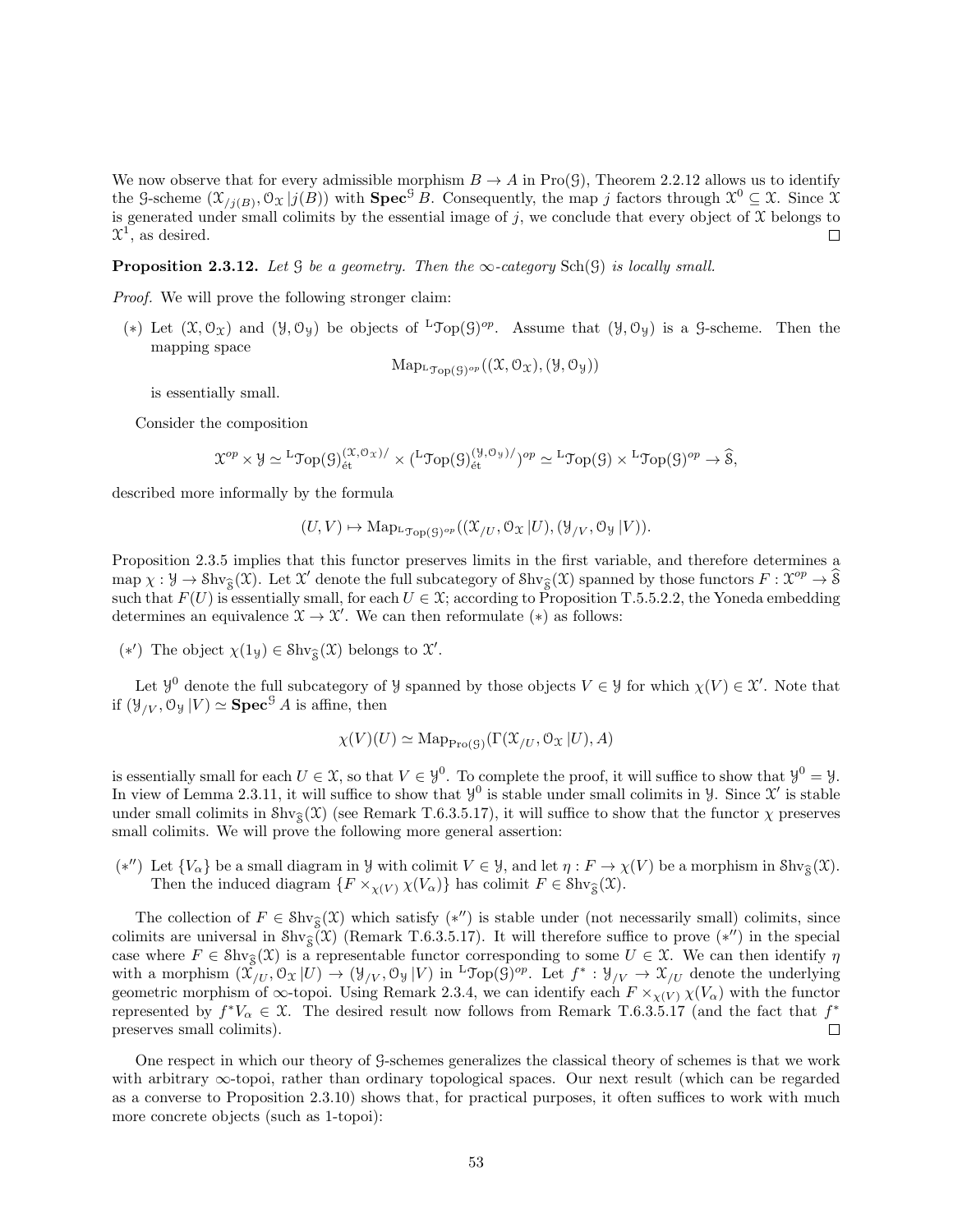We now observe that for every admissible morphism $B \to A$ in $\mathrm{Pro}(\mathcal{G})$, Theorem 2.2.12 allows us to identify the $\mathcal{G}$-scheme $(\mathcal{X}_{/j(B)}, \mathcal{O}_{\mathcal{X}} \,|j(B))$ with $\mathbf{Spec}^{\mathcal{G}} B$. Consequently, the map $j$ factors through $\mathcal{X}^0 \subseteq \mathcal{X}$. Since $\mathcal{X}$ is generated under small colimits by the essential image of $j$, we conclude that every object of $\mathcal{X}$ belongs to $\mathcal{X}^1$, as desired. $\square$

**Proposition 2.3.12.** *Let $\mathcal{G}$ be a geometry. Then the $\infty$-category $\mathrm{Sch}(\mathcal{G})$ is locally small.*

*Proof.* We will prove the following stronger claim:

$(*)$ Let $(\mathcal{X}, \mathcal{O}_{\mathcal{X}})$ and $(\mathcal{Y}, \mathcal{O}_{\mathcal{Y}})$ be objects of ${}^{\mathrm{L}}\mathcal{T}\mathrm{op}(\mathcal{G})^{op}$. Assume that $(\mathcal{Y}, \mathcal{O}_{\mathcal{Y}})$ is a $\mathcal{G}$-scheme. Then the mapping space

$$\mathrm{Map}_{{}^{\mathrm{L}}\mathcal{T}\mathrm{op}(\mathcal{G})^{op}}((\mathcal{X}, \mathcal{O}_{\mathcal{X}}), (\mathcal{Y}, \mathcal{O}_{\mathcal{Y}}))$$

is essentially small.

Consider the composition

$$\mathcal{X}^{op} \times \mathcal{Y} \simeq {}^{\mathrm{L}}\mathcal{T}\mathrm{op}(\mathcal{G})^{(\mathcal{X},\mathcal{O}_{\mathcal{X}})/}_{\text{ét}} \times ({}^{\mathrm{L}}\mathcal{T}\mathrm{op}(\mathcal{G})^{(\mathcal{Y},\mathcal{O}_{\mathcal{Y}})/}_{\text{ét}})^{op} \simeq {}^{\mathrm{L}}\mathcal{T}\mathrm{op}(\mathcal{G}) \times {}^{\mathrm{L}}\mathcal{T}\mathrm{op}(\mathcal{G})^{op} \to \widehat{\mathcal{S}},$$

described more informally by the formula

$$(U, V) \mapsto \mathrm{Map}_{{}^{\mathrm{L}}\mathcal{T}\mathrm{op}(\mathcal{G})^{op}}((\mathcal{X}_{/U}, \mathcal{O}_{\mathcal{X}} \,|U), (\mathcal{Y}_{/V}, \mathcal{O}_{\mathcal{Y}} \,|V)).$$

Proposition 2.3.5 implies that this functor preserves limits in the first variable, and therefore determines a map $\chi : \mathcal{Y} \to \mathcal{S}\mathrm{hv}_{\widehat{\mathcal{S}}}(\mathcal{X})$. Let $\mathcal{X}'$ denote the full subcategory of $\mathcal{S}\mathrm{hv}_{\widehat{\mathcal{S}}}(\mathcal{X})$ spanned by those functors $F : \mathcal{X}^{op} \to \widehat{\mathcal{S}}$ such that $F(U)$ is essentially small, for each $U \in \mathcal{X}$; according to Proposition T.5.5.2.2, the Yoneda embedding determines an equivalence $\mathcal{X} \to \mathcal{X}'$. We can then reformulate $(*)$ as follows:

$(*')$ The object $\chi(1_{\mathcal{Y}}) \in \mathcal{S}\mathrm{hv}_{\widehat{\mathcal{S}}}(\mathcal{X})$ belongs to $\mathcal{X}'$.

Let $\mathcal{Y}^0$ denote the full subcategory of $\mathcal{Y}$ spanned by those objects $V \in \mathcal{Y}$ for which $\chi(V) \in \mathcal{X}'$. Note that if $(\mathcal{Y}_{/V}, \mathcal{O}_{\mathcal{Y}} \,|V) \simeq \mathbf{Spec}^{\mathcal{G}} A$ is affine, then

$$\chi(V)(U) \simeq \mathrm{Map}_{\mathrm{Pro}(\mathcal{G})}(\Gamma(\mathcal{X}_{/U}, \mathcal{O}_{\mathcal{X}} \,|U), A)$$

is essentially small for each $U \in \mathcal{X}$, so that $V \in \mathcal{Y}^0$. To complete the proof, it will suffice to show that $\mathcal{Y}^0 = \mathcal{Y}$. In view of Lemma 2.3.11, it will suffice to show that $\mathcal{Y}^0$ is stable under small colimits in $\mathcal{Y}$. Since $\mathcal{X}'$ is stable under small colimits in $\mathcal{S}\mathrm{hv}_{\widehat{\mathcal{S}}}(\mathcal{X})$ (see Remark T.6.3.5.17), it will suffice to show that the functor $\chi$ preserves small colimits. We will prove the following more general assertion:

$(*'')$ Let $\{V_\alpha\}$ be a small diagram in $\mathcal{Y}$ with colimit $V \in \mathcal{Y}$, and let $\eta : F \to \chi(V)$ be a morphism in $\mathcal{S}\mathrm{hv}_{\widehat{\mathcal{S}}}(\mathcal{X})$. Then the induced diagram $\{F \times_{\chi(V)} \chi(V_\alpha)\}$ has colimit $F \in \mathcal{S}\mathrm{hv}_{\widehat{\mathcal{S}}}(\mathcal{X})$.

The collection of $F \in \mathcal{S}\mathrm{hv}_{\widehat{\mathcal{S}}}(\mathcal{X})$ which satisfy $(*'')$ is stable under (not necessarily small) colimits, since colimits are universal in $\mathcal{S}\mathrm{hv}_{\widehat{\mathcal{S}}}(\mathcal{X})$ (Remark T.6.3.5.17). It will therefore suffice to prove $(*'')$ in the special case where $F \in \mathcal{S}\mathrm{hv}_{\widehat{\mathcal{S}}}(\mathcal{X})$ is a representable functor corresponding to some $U \in \mathcal{X}$. We can then identify $\eta$ with a morphism $(\mathcal{X}_{/U}, \mathcal{O}_{\mathcal{X}} \,|U) \to (\mathcal{Y}_{/V}, \mathcal{O}_{\mathcal{Y}} \,|V)$ in ${}^{\mathrm{L}}\mathcal{T}\mathrm{op}(\mathcal{G})^{op}$. Let $f^* : \mathcal{Y}_{/V} \to \mathcal{X}_{/U}$ denote the underlying geometric morphism of $\infty$-topoi. Using Remark 2.3.4, we can identify each $F \times_{\chi(V)} \chi(V_\alpha)$ with the functor represented by $f^* V_\alpha \in \mathcal{X}$. The desired result now follows from Remark T.6.3.5.17 (and the fact that $f^*$ preserves small colimits). $\square$

One respect in which our theory of $\mathcal{G}$-schemes generalizes the classical theory of schemes is that we work with arbitrary $\infty$-topoi, rather than ordinary topological spaces. Our next result (which can be regarded as a converse to Proposition 2.3.10) shows that, for practical purposes, it often suffices to work with much more concrete objects (such as 1-topoi):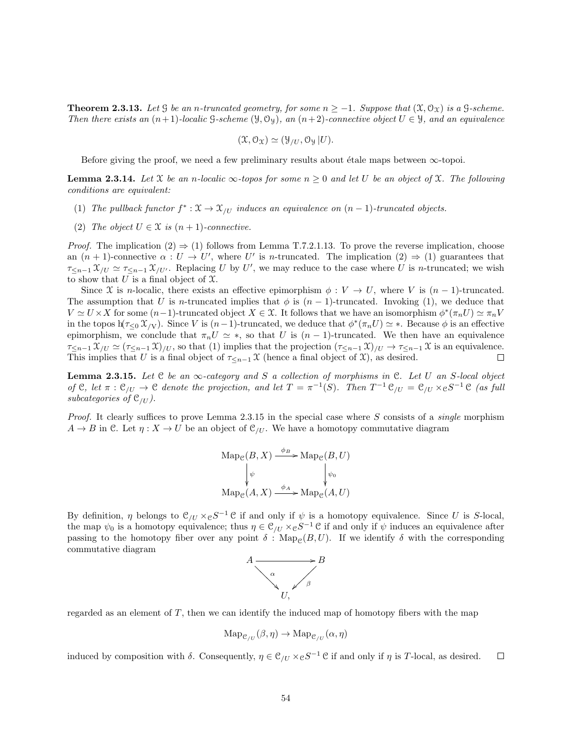**Theorem 2.3.13.** *Let $\mathcal{G}$ be an $n$-truncated geometry, for some $n \geq -1$. Suppose that $(\mathcal{X}, \mathcal{O}_{\mathcal{X}})$ is a $\mathcal{G}$-scheme. Then there exists an $(n+1)$-localic $\mathcal{G}$-scheme $(\mathcal{Y}, \mathcal{O}_{\mathcal{Y}})$, an $(n+2)$-connective object $U \in \mathcal{Y}$, and an equivalence*

$$(\mathcal{X}, \mathcal{O}_{\mathcal{X}}) \simeq (\mathcal{Y}_{/U}, \mathcal{O}_{\mathcal{Y}} | U).$$

Before giving the proof, we need a few preliminary results about étale maps between $\infty$-topoi.

**Lemma 2.3.14.** *Let $\mathcal{X}$ be an $n$-localic $\infty$-topos for some $n \geq 0$ and let $U$ be an object of $\mathcal{X}$. The following conditions are equivalent:*

1. *The pullback functor $f^* : \mathcal{X} \to \mathcal{X}_{/U}$ induces an equivalence on $(n-1)$-truncated objects.*
2. *The object $U \in \mathcal{X}$ is $(n+1)$-connective.*

*Proof.* The implication (2) $\Rightarrow$ (1) follows from Lemma T.7.2.1.13. To prove the reverse implication, choose an $(n+1)$-connective $\alpha : U \to U'$, where $U'$ is $n$-truncated. The implication (2) $\Rightarrow$ (1) guarantees that $\tau_{\leq n-1} \mathcal{X}_{/U} \simeq \tau_{\leq n-1} \mathcal{X}_{/U'}$. Replacing $U$ by $U'$, we may reduce to the case where $U$ is $n$-truncated; we wish to show that $U$ is a final object of $\mathcal{X}$.

Since $\mathcal{X}$ is $n$-localic, there exists an effective epimorphism $\phi : V \to U$, where $V$ is $(n-1)$-truncated. The assumption that $U$ is $n$-truncated implies that $\phi$ is $(n-1)$-truncated. Invoking (1), we deduce that $V \simeq U \times X$ for some $(n-1)$-truncated object $X \in \mathcal{X}$. It follows that we have an isomorphism $\phi^*(\pi_n U) \simeq \pi_n V$ in the topos $\mathrm{h}(\tau_{\leq 0} \mathcal{X}_{/V})$. Since $V$ is $(n-1)$-truncated, we deduce that $\phi^*(\pi_n U) \simeq *$. Because $\phi$ is an effective epimorphism, we conclude that $\pi_n U \simeq *$, so that $U$ is $(n-1)$-truncated. We then have an equivalence $\tau_{\leq n-1} \mathcal{X}_{/U} \simeq (\tau_{\leq n-1} \mathcal{X})_{/U}$, so that (1) implies that the projection $(\tau_{\leq n-1} \mathcal{X})_{/U} \to \tau_{\leq n-1} \mathcal{X}$ is an equivalence. This implies that $U$ is a final object of $\tau_{\leq n-1} \mathcal{X}$ (hence a final object of $\mathcal{X}$), as desired. $\square$

**Lemma 2.3.15.** *Let $\mathcal{C}$ be an $\infty$-category and $S$ a collection of morphisms in $\mathcal{C}$. Let $U$ an $S$-local object of $\mathcal{C}$, let $\pi : \mathcal{C}_{/U} \to \mathcal{C}$ denote the projection, and let $T = \pi^{-1}(S)$. Then $T^{-1} \mathcal{C}_{/U} = \mathcal{C}_{/U} \times_{\mathcal{C}} S^{-1} \mathcal{C}$ (as full subcategories of $\mathcal{C}_{/U}$).*

*Proof.* It clearly suffices to prove Lemma 2.3.15 in the special case where $S$ consists of a *single* morphism $A \to B$ in $\mathcal{C}$. Let $\eta : X \to U$ be an object of $\mathcal{C}_{/U}$. We have a homotopy commutative diagram

$$\begin{array}{ccc} \mathrm{Map}_{\mathcal{C}}(B, X) & \xrightarrow{\phi_B} & \mathrm{Map}_{\mathcal{C}}(B, U) \\ \downarrow{\scriptstyle \psi} & & \downarrow{\scriptstyle \psi_0} \\ \mathrm{Map}_{\mathcal{C}}(A, X) & \xrightarrow{\phi_A} & \mathrm{Map}_{\mathcal{C}}(A, U) \end{array}$$

By definition, $\eta$ belongs to $\mathcal{C}_{/U} \times_{\mathcal{C}} S^{-1} \mathcal{C}$ if and only if $\psi$ is a homotopy equivalence. Since $U$ is $S$-local, the map $\psi_0$ is a homotopy equivalence; thus $\eta \in \mathcal{C}_{/U} \times_{\mathcal{C}} S^{-1} \mathcal{C}$ if and only if $\psi$ induces an equivalence after passing to the homotopy fiber over any point $\delta : \mathrm{Map}_{\mathcal{C}}(B, U)$. If we identify $\delta$ with the corresponding commutative diagram

$$\begin{array}{ccc} A & \longrightarrow & B \\ & {\scriptstyle \alpha}\searrow \quad \swarrow{\scriptstyle \beta} & \\ & U, & \end{array}$$

regarded as an element of $T$, then we can identify the induced map of homotopy fibers with the map

$$\mathrm{Map}_{\mathcal{C}_{/U}}(\beta, \eta) \to \mathrm{Map}_{\mathcal{C}_{/U}}(\alpha, \eta)$$

induced by composition with $\delta$. Consequently, $\eta \in \mathcal{C}_{/U} \times_{\mathcal{C}} S^{-1} \mathcal{C}$ if and only if $\eta$ is $T$-local, as desired. $\square$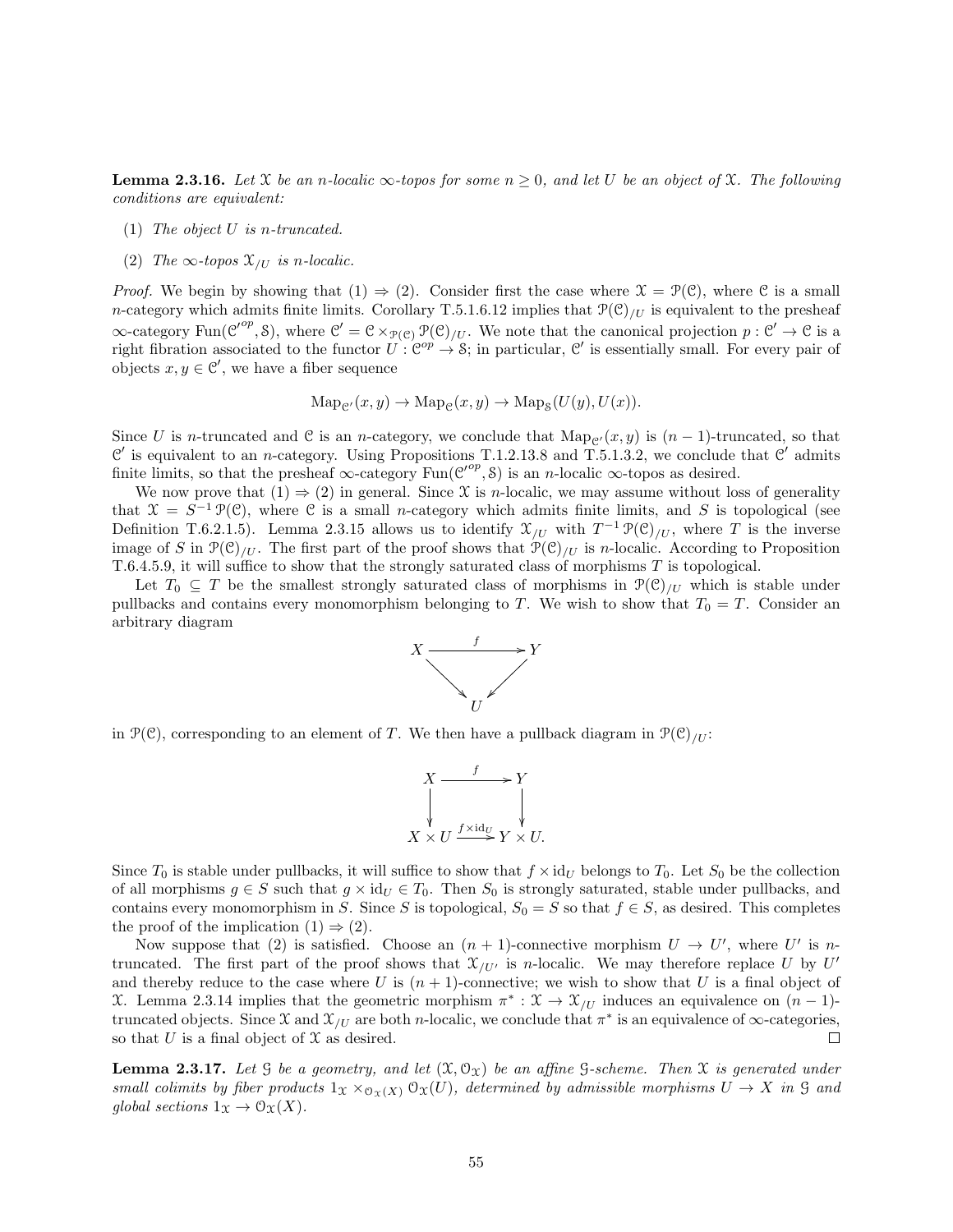**Lemma 2.3.16.** *Let $\mathcal{X}$ be an $n$-localic $\infty$-topos for some $n \geq 0$, and let $U$ be an object of $\mathcal{X}$. The following conditions are equivalent:*

(1) *The object $U$ is $n$-truncated.*

(2) *The $\infty$-topos $\mathcal{X}_{/U}$ is $n$-localic.*

*Proof.* We begin by showing that (1) $\Rightarrow$ (2). Consider first the case where $\mathcal{X} = \mathcal{P}(\mathcal{C})$, where $\mathcal{C}$ is a small $n$-category which admits finite limits. Corollary T.5.1.6.12 implies that $\mathcal{P}(\mathcal{C})_{/U}$ is equivalent to the presheaf $\infty$-category $\mathrm{Fun}(\mathcal{C}'^{op}, \mathcal{S})$, where $\mathcal{C}' = \mathcal{C} \times_{\mathcal{P}(\mathcal{C})} \mathcal{P}(\mathcal{C})_{/U}$. We note that the canonical projection $p : \mathcal{C}' \to \mathcal{C}$ is a right fibration associated to the functor $U : \mathcal{C}^{op} \to \mathcal{S}$; in particular, $\mathcal{C}'$ is essentially small. For every pair of objects $x, y \in \mathcal{C}'$, we have a fiber sequence

$$\mathrm{Map}_{\mathcal{C}'}(x, y) \to \mathrm{Map}_{\mathcal{C}}(x, y) \to \mathrm{Map}_{\mathcal{S}}(U(y), U(x)).$$

Since $U$ is $n$-truncated and $\mathcal{C}$ is an $n$-category, we conclude that $\mathrm{Map}_{\mathcal{C}'}(x, y)$ is $(n-1)$-truncated, so that $\mathcal{C}'$ is equivalent to an $n$-category. Using Propositions T.1.2.13.8 and T.5.1.3.2, we conclude that $\mathcal{C}'$ admits finite limits, so that the presheaf $\infty$-category $\mathrm{Fun}(\mathcal{C}'^{op}, \mathcal{S})$ is an $n$-localic $\infty$-topos as desired.

We now prove that (1) $\Rightarrow$ (2) in general. Since $\mathcal{X}$ is $n$-localic, we may assume without loss of generality that $\mathcal{X} = S^{-1} \mathcal{P}(\mathcal{C})$, where $\mathcal{C}$ is a small $n$-category which admits finite limits, and $S$ is topological (see Definition T.6.2.1.5). Lemma 2.3.15 allows us to identify $\mathcal{X}_{/U}$ with $T^{-1} \mathcal{P}(\mathcal{C})_{/U}$, where $T$ is the inverse image of $S$ in $\mathcal{P}(\mathcal{C})_{/U}$. The first part of the proof shows that $\mathcal{P}(\mathcal{C})_{/U}$ is $n$-localic. According to Proposition T.6.4.5.9, it will suffice to show that the strongly saturated class of morphisms $T$ is topological.

Let $T_0 \subseteq T$ be the smallest strongly saturated class of morphisms in $\mathcal{P}(\mathcal{C})_{/U}$ which is stable under pullbacks and contains every monomorphism belonging to $T$. We wish to show that $T_0 = T$. Consider an arbitrary diagram

$$\begin{array}{ccc} X & \xrightarrow{f} & Y \\ & \searrow \quad \swarrow & \\ & U & \end{array}$$

in $\mathcal{P}(\mathcal{C})$, corresponding to an element of $T$. We then have a pullback diagram in $\mathcal{P}(\mathcal{C})_{/U}$:

$$\begin{array}{ccc} X & \xrightarrow{f} & Y \\ \downarrow & & \downarrow \\ X \times U & \xrightarrow{f \times \mathrm{id}_U} & Y \times U. \end{array}$$

Since $T_0$ is stable under pullbacks, it will suffice to show that $f \times \mathrm{id}_U$ belongs to $T_0$. Let $S_0$ be the collection of all morphisms $g \in S$ such that $g \times \mathrm{id}_U \in T_0$. Then $S_0$ is strongly saturated, stable under pullbacks, and contains every monomorphism in $S$. Since $S$ is topological, $S_0 = S$ so that $f \in S$, as desired. This completes the proof of the implication (1) $\Rightarrow$ (2).

Now suppose that (2) is satisfied. Choose an $(n+1)$-connective morphism $U \to U'$, where $U'$ is $n$-truncated. The first part of the proof shows that $\mathcal{X}_{/U'}$ is $n$-localic. We may therefore replace $U$ by $U'$ and thereby reduce to the case where $U$ is $(n+1)$-connective; we wish to show that $U$ is a final object of $\mathcal{X}$. Lemma 2.3.14 implies that the geometric morphism $\pi^* : \mathcal{X} \to \mathcal{X}_{/U}$ induces an equivalence on $(n-1)$-truncated objects. Since $\mathcal{X}$ and $\mathcal{X}_{/U}$ are both $n$-localic, we conclude that $\pi^*$ is an equivalence of $\infty$-categories, so that $U$ is a final object of $\mathcal{X}$ as desired. $\square$

**Lemma 2.3.17.** *Let $\mathcal{G}$ be a geometry, and let $(\mathcal{X}, \mathcal{O}_{\mathcal{X}})$ be an affine $\mathcal{G}$-scheme. Then $\mathcal{X}$ is generated under small colimits by fiber products $1_{\mathcal{X}} \times_{\mathcal{O}_{\mathcal{X}}(X)} \mathcal{O}_{\mathcal{X}}(U)$, determined by admissible morphisms $U \to X$ in $\mathcal{G}$ and global sections $1_{\mathcal{X}} \to \mathcal{O}_{\mathcal{X}}(X)$.*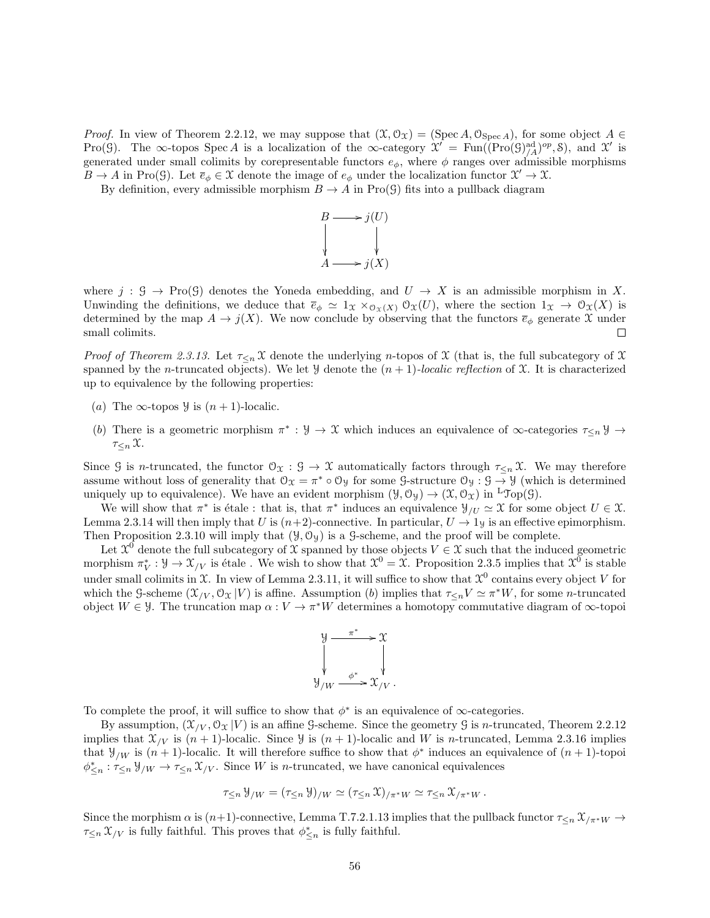*Proof.* In view of Theorem 2.2.12, we may suppose that $(\mathcal{X}, \mathcal{O}_{\mathcal{X}}) = (\operatorname{Spec} A, \mathcal{O}_{\operatorname{Spec} A})$, for some object $A \in \operatorname{Pro}(\mathcal{G})$. The $\infty$-topos $\operatorname{Spec} A$ is a localization of the $\infty$-category $\mathcal{X}' = \operatorname{Fun}((\operatorname{Pro}(\mathcal{G})^{\mathrm{ad}}_{/A})^{op}, \mathcal{S})$, and $\mathcal{X}'$ is generated under small colimits by corepresentable functors $e_\phi$, where $\phi$ ranges over admissible morphisms $B \to A$ in $\operatorname{Pro}(\mathcal{G})$. Let $\overline{e}_\phi \in \mathcal{X}$ denote the image of $e_\phi$ under the localization functor $\mathcal{X}' \to \mathcal{X}$.

By definition, every admissible morphism $B \to A$ in $\operatorname{Pro}(\mathcal{G})$ fits into a pullback diagram

$$\begin{array}{ccc} B & \longrightarrow & j(U) \\ \downarrow & & \downarrow \\ A & \longrightarrow & j(X) \end{array}$$

where $j : \mathcal{G} \to \operatorname{Pro}(\mathcal{G})$ denotes the Yoneda embedding, and $U \to X$ is an admissible morphism in $X$. Unwinding the definitions, we deduce that $\overline{e}_\phi \simeq 1_{\mathcal{X}} \times_{\mathcal{O}_{\mathcal{X}}(X)} \mathcal{O}_{\mathcal{X}}(U)$, where the section $1_{\mathcal{X}} \to \mathcal{O}_{\mathcal{X}}(X)$ is determined by the map $A \to j(X)$. We now conclude by observing that the functors $\overline{e}_\phi$ generate $\mathcal{X}$ under small colimits. $\square$

*Proof of Theorem 2.3.13.* Let $\tau_{\leq n} \mathcal{X}$ denote the underlying $n$-topos of $\mathcal{X}$ (that is, the full subcategory of $\mathcal{X}$ spanned by the $n$-truncated objects). We let $\mathcal{Y}$ denote the $(n+1)$-*localic reflection* of $\mathcal{X}$. It is characterized up to equivalence by the following properties:

- $(a)$ The $\infty$-topos $\mathcal{Y}$ is $(n+1)$-localic.
- $(b)$ There is a geometric morphism $\pi^* : \mathcal{Y} \to \mathcal{X}$ which induces an equivalence of $\infty$-categories $\tau_{\leq n} \mathcal{Y} \to \tau_{\leq n} \mathcal{X}$.

Since $\mathcal{G}$ is $n$-truncated, the functor $\mathcal{O}_{\mathcal{X}} : \mathcal{G} \to \mathcal{X}$ automatically factors through $\tau_{\leq n} \mathcal{X}$. We may therefore assume without loss of generality that $\mathcal{O}_{\mathcal{X}} = \pi^* \circ \mathcal{O}_{\mathcal{Y}}$ for some $\mathcal{G}$-structure $\mathcal{O}_{\mathcal{Y}} : \mathcal{G} \to \mathcal{Y}$ (which is determined uniquely up to equivalence). We have an evident morphism $(\mathcal{Y}, \mathcal{O}_{\mathcal{Y}}) \to (\mathcal{X}, \mathcal{O}_{\mathcal{X}})$ in ${}^{\mathrm{L}}\mathcal{T}\mathrm{op}(\mathcal{G})$.

We will show that $\pi^*$ is étale : that is, that $\pi^*$ induces an equivalence $\mathcal{Y}_{/U} \simeq \mathcal{X}$ for some object $U \in \mathcal{X}$. Lemma 2.3.14 will then imply that $U$ is $(n+2)$-connective. In particular, $U \to 1_{\mathcal{Y}}$ is an effective epimorphism. Then Proposition 2.3.10 will imply that $(\mathcal{Y}, \mathcal{O}_{\mathcal{Y}})$ is a $\mathcal{G}$-scheme, and the proof will be complete.

Let $\mathcal{X}^0$ denote the full subcategory of $\mathcal{X}$ spanned by those objects $V \in \mathcal{X}$ such that the induced geometric morphism $\pi^*_V : \mathcal{Y} \to \mathcal{X}_{/V}$ is étale . We wish to show that $\mathcal{X}^0 = \mathcal{X}$. Proposition 2.3.5 implies that $\mathcal{X}^0$ is stable under small colimits in $\mathcal{X}$. In view of Lemma 2.3.11, it will suffice to show that $\mathcal{X}^0$ contains every object $V$ for which the $\mathcal{G}$-scheme $(\mathcal{X}_{/V}, \mathcal{O}_{\mathcal{X}} | V)$ is affine. Assumption $(b)$ implies that $\tau_{\leq n} V \simeq \pi^* W$, for some $n$-truncated object $W \in \mathcal{Y}$. The truncation map $\alpha : V \to \pi^* W$ determines a homotopy commutative diagram of $\infty$-topoi

$$\begin{array}{ccc} \mathcal{Y} & \xrightarrow{\pi^*} & \mathcal{X} \\ \downarrow & & \downarrow \\ \mathcal{Y}_{/W} & \xrightarrow{\phi^*} & \mathcal{X}_{/V}\,. \end{array}$$

To complete the proof, it will suffice to show that $\phi^*$ is an equivalence of $\infty$-categories.

By assumption, $(\mathcal{X}_{/V}, \mathcal{O}_{\mathcal{X}} | V)$ is an affine $\mathcal{G}$-scheme. Since the geometry $\mathcal{G}$ is $n$-truncated, Theorem 2.2.12 implies that $\mathcal{X}_{/V}$ is $(n+1)$-localic. Since $\mathcal{Y}$ is $(n+1)$-localic and $W$ is $n$-truncated, Lemma 2.3.16 implies that $\mathcal{Y}_{/W}$ is $(n+1)$-localic. It will therefore suffice to show that $\phi^*$ induces an equivalence of $(n+1)$-topoi $\phi^*_{\leq n} : \tau_{\leq n} \mathcal{Y}_{/W} \to \tau_{\leq n} \mathcal{X}_{/V}$. Since $W$ is $n$-truncated, we have canonical equivalences

$$\tau_{\leq n} \mathcal{Y}_{/W} = (\tau_{\leq n} \mathcal{Y})_{/W} \simeq (\tau_{\leq n} \mathcal{X})_{/\pi^* W} \simeq \tau_{\leq n} \mathcal{X}_{/\pi^* W}\,.$$

Since the morphism $\alpha$ is $(n+1)$-connective, Lemma T.7.2.1.13 implies that the pullback functor $\tau_{\leq n} \mathcal{X}_{/\pi^* W} \to \tau_{\leq n} \mathcal{X}_{/V}$ is fully faithful. This proves that $\phi^*_{\leq n}$ is fully faithful.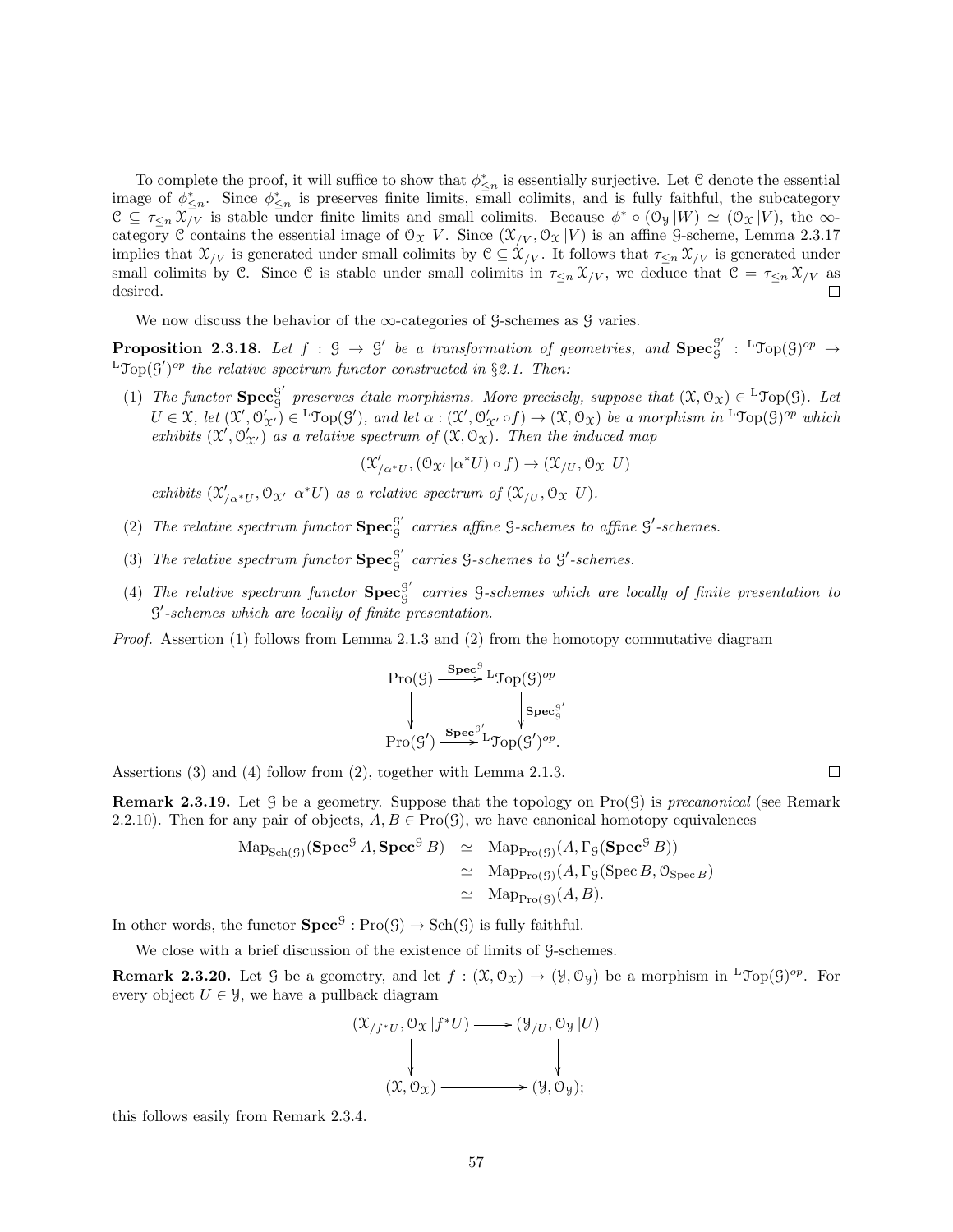To complete the proof, it will suffice to show that $\phi^*_{\leq n}$ is essentially surjective. Let $\mathcal{C}$ denote the essential image of $\phi^*_{\leq n}$. Since $\phi^*_{\leq n}$ is preserves finite limits, small colimits, and is fully faithful, the subcategory $\mathcal{C} \subseteq \tau_{\leq n} \mathcal{X}_{/V}$ is stable under finite limits and small colimits. Because $\phi^* \circ (\mathcal{O}_{\mathcal{Y}} | W) \simeq (\mathcal{O}_{\mathcal{X}} | V)$, the $\infty$-category $\mathcal{C}$ contains the essential image of $\mathcal{O}_{\mathcal{X}} | V$. Since $(\mathcal{X}_{/V}, \mathcal{O}_{\mathcal{X}} | V)$ is an affine $\mathcal{G}$-scheme, Lemma 2.3.17 implies that $\mathcal{X}_{/V}$ is generated under small colimits by $\mathcal{C} \subseteq \mathcal{X}_{/V}$. It follows that $\tau_{\leq n} \mathcal{X}_{/V}$ is generated under small colimits by $\mathcal{C}$. Since $\mathcal{C}$ is stable under small colimits in $\tau_{\leq n} \mathcal{X}_{/V}$, we deduce that $\mathcal{C} = \tau_{\leq n} \mathcal{X}_{/V}$ as desired. □

We now discuss the behavior of the $\infty$-categories of $\mathcal{G}$-schemes as $\mathcal{G}$ varies.

**Proposition 2.3.18.** *Let $f : \mathcal{G} \to \mathcal{G}'$ be a transformation of geometries, and $\mathbf{Spec}^{\mathcal{G}'}_{\mathcal{G}} : {}^{\mathrm{L}}\mathcal{T}\mathrm{op}(\mathcal{G})^{op} \to {}^{\mathrm{L}}\mathcal{T}\mathrm{op}(\mathcal{G}')^{op}$ the relative spectrum functor constructed in §2.1. Then:*

(1) *The functor $\mathbf{Spec}^{\mathcal{G}'}_{\mathcal{G}}$ preserves étale morphisms. More precisely, suppose that $(\mathcal{X}, \mathcal{O}_{\mathcal{X}}) \in {}^{\mathrm{L}}\mathcal{T}\mathrm{op}(\mathcal{G})$. Let $U \in \mathcal{X}$, let $(\mathcal{X}', \mathcal{O}'_{\mathcal{X}'}) \in {}^{\mathrm{L}}\mathcal{T}\mathrm{op}(\mathcal{G}')$, and let $\alpha : (\mathcal{X}', \mathcal{O}'_{\mathcal{X}'} \circ f) \to (\mathcal{X}, \mathcal{O}_{\mathcal{X}})$ be a morphism in ${}^{\mathrm{L}}\mathcal{T}\mathrm{op}(\mathcal{G})^{op}$ which exhibits $(\mathcal{X}', \mathcal{O}'_{\mathcal{X}'})$ as a relative spectrum of $(\mathcal{X}, \mathcal{O}_{\mathcal{X}})$. Then the induced map*
$$(\mathcal{X}'_{/\alpha^* U}, (\mathcal{O}_{\mathcal{X}'} | \alpha^* U) \circ f) \to (\mathcal{X}_{/U}, \mathcal{O}_{\mathcal{X}} | U)$$
*exhibits $(\mathcal{X}'_{/\alpha^* U}, \mathcal{O}_{\mathcal{X}'} | \alpha^* U)$ as a relative spectrum of $(\mathcal{X}_{/U}, \mathcal{O}_{\mathcal{X}} | U)$.*

(2) *The relative spectrum functor $\mathbf{Spec}^{\mathcal{G}'}_{\mathcal{G}}$ carries affine $\mathcal{G}$-schemes to affine $\mathcal{G}'$-schemes.*

(3) *The relative spectrum functor $\mathbf{Spec}^{\mathcal{G}'}_{\mathcal{G}}$ carries $\mathcal{G}$-schemes to $\mathcal{G}'$-schemes.*

(4) *The relative spectrum functor $\mathbf{Spec}^{\mathcal{G}'}_{\mathcal{G}}$ carries $\mathcal{G}$-schemes which are locally of finite presentation to $\mathcal{G}'$-schemes which are locally of finite presentation.*

*Proof.* Assertion (1) follows from Lemma 2.1.3 and (2) from the homotopy commutative diagram

$$\begin{array}{ccc} \mathrm{Pro}(\mathcal{G}) & \xrightarrow{\mathbf{Spec}^{\mathcal{G}}} & {}^{\mathrm{L}}\mathcal{T}\mathrm{op}(\mathcal{G})^{op} \\ \downarrow & & \downarrow \mathbf{Spec}^{\mathcal{G}'}_{\mathcal{G}} \\ \mathrm{Pro}(\mathcal{G}') & \xrightarrow{\mathbf{Spec}^{\mathcal{G}'}} & {}^{\mathrm{L}}\mathcal{T}\mathrm{op}(\mathcal{G}')^{op}. \end{array}$$

Assertions (3) and (4) follow from (2), together with Lemma 2.1.3. □

**Remark 2.3.19.** Let $\mathcal{G}$ be a geometry. Suppose that the topology on $\mathrm{Pro}(\mathcal{G})$ is *precanonical* (see Remark 2.2.10). Then for any pair of objects, $A, B \in \mathrm{Pro}(\mathcal{G})$, we have canonical homotopy equivalences

$$\begin{aligned} \mathrm{Map}_{\mathrm{Sch}(\mathcal{G})}(\mathbf{Spec}^{\mathcal{G}} A, \mathbf{Spec}^{\mathcal{G}} B) &\simeq \mathrm{Map}_{\mathrm{Pro}(\mathcal{G})}(A, \Gamma_{\mathcal{G}}(\mathbf{Spec}^{\mathcal{G}} B)) \\ &\simeq \mathrm{Map}_{\mathrm{Pro}(\mathcal{G})}(A, \Gamma_{\mathcal{G}}(\mathrm{Spec}\, B, \mathcal{O}_{\mathrm{Spec}\, B}) \\ &\simeq \mathrm{Map}_{\mathrm{Pro}(\mathcal{G})}(A, B). \end{aligned}$$

In other words, the functor $\mathbf{Spec}^{\mathcal{G}} : \mathrm{Pro}(\mathcal{G}) \to \mathrm{Sch}(\mathcal{G})$ is fully faithful.

We close with a brief discussion of the existence of limits of $\mathcal{G}$-schemes.

**Remark 2.3.20.** Let $\mathcal{G}$ be a geometry, and let $f : (\mathcal{X}, \mathcal{O}_{\mathcal{X}}) \to (\mathcal{Y}, \mathcal{O}_{\mathcal{Y}})$ be a morphism in ${}^{\mathrm{L}}\mathcal{T}\mathrm{op}(\mathcal{G})^{op}$. For every object $U \in \mathcal{Y}$, we have a pullback diagram

$$\begin{array}{ccc} (\mathcal{X}_{/f^* U}, \mathcal{O}_{\mathcal{X}} | f^* U) & \longrightarrow & (\mathcal{Y}_{/U}, \mathcal{O}_{\mathcal{Y}} | U) \\ \downarrow & & \downarrow \\ (\mathcal{X}, \mathcal{O}_{\mathcal{X}}) & \longrightarrow & (\mathcal{Y}, \mathcal{O}_{\mathcal{Y}}); \end{array}$$

this follows easily from Remark 2.3.4.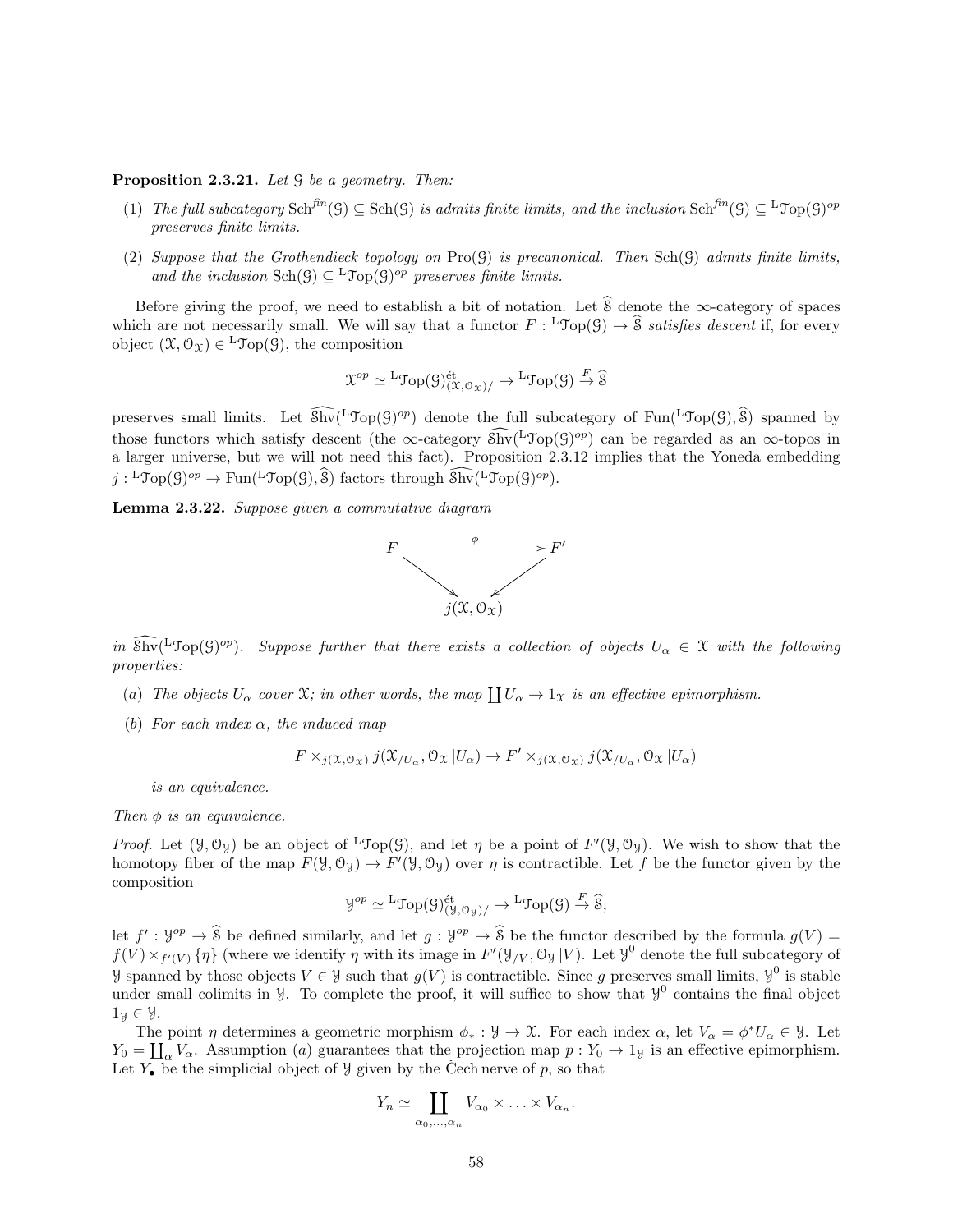**Proposition 2.3.21.** *Let $\mathcal{G}$ be a geometry. Then:*

(1) *The full subcategory $\mathrm{Sch}^{fin}(\mathcal{G}) \subseteq \mathrm{Sch}(\mathcal{G})$ is admits finite limits, and the inclusion $\mathrm{Sch}^{fin}(\mathcal{G}) \subseteq {}^{\mathrm{L}}\mathcal{T}\mathrm{op}(\mathcal{G})^{op}$ preserves finite limits.*

(2) *Suppose that the Grothendieck topology on $\mathrm{Pro}(\mathcal{G})$ is precanonical. Then $\mathrm{Sch}(\mathcal{G})$ admits finite limits, and the inclusion $\mathrm{Sch}(\mathcal{G}) \subseteq {}^{\mathrm{L}}\mathcal{T}\mathrm{op}(\mathcal{G})^{op}$ preserves finite limits.*

Before giving the proof, we need to establish a bit of notation. Let $\widehat{\mathcal{S}}$ denote the $\infty$-category of spaces which are not necessarily small. We will say that a functor $F : {}^{\mathrm{L}}\mathcal{T}\mathrm{op}(\mathcal{G}) \to \widehat{\mathcal{S}}$ *satisfies descent* if, for every object $(\mathcal{X}, \mathcal{O}_{\mathcal{X}}) \in {}^{\mathrm{L}}\mathcal{T}\mathrm{op}(\mathcal{G})$, the composition

$$\mathcal{X}^{op} \simeq {}^{\mathrm{L}}\mathcal{T}\mathrm{op}(\mathcal{G})^{\text{ét}}_{(\mathcal{X}, \mathcal{O}_{\mathcal{X}})/} \to {}^{\mathrm{L}}\mathcal{T}\mathrm{op}(\mathcal{G}) \xrightarrow{F} \widehat{\mathcal{S}}$$

preserves small limits. Let $\widehat{\mathcal{S}\mathrm{hv}}({}^{\mathrm{L}}\mathcal{T}\mathrm{op}(\mathcal{G})^{op})$ denote the full subcategory of $\mathrm{Fun}({}^{\mathrm{L}}\mathcal{T}\mathrm{op}(\mathcal{G}), \widehat{\mathcal{S}})$ spanned by those functors which satisfy descent (the $\infty$-category $\widehat{\mathcal{S}\mathrm{hv}}({}^{\mathrm{L}}\mathcal{T}\mathrm{op}(\mathcal{G})^{op})$ can be regarded as an $\infty$-topos in a larger universe, but we will not need this fact). Proposition 2.3.12 implies that the Yoneda embedding $j : {}^{\mathrm{L}}\mathcal{T}\mathrm{op}(\mathcal{G})^{op} \to \mathrm{Fun}({}^{\mathrm{L}}\mathcal{T}\mathrm{op}(\mathcal{G}), \widehat{\mathcal{S}})$ factors through $\widehat{\mathcal{S}\mathrm{hv}}({}^{\mathrm{L}}\mathcal{T}\mathrm{op}(\mathcal{G})^{op})$.

**Lemma 2.3.22.** *Suppose given a commutative diagram*

$$\begin{array}{ccc} F & \xrightarrow{\phi} & F' \\ & \searrow \quad \swarrow & \\ & j(\mathcal{X}, \mathcal{O}_{\mathcal{X}}) & \end{array}$$

*in $\widehat{\mathcal{S}\mathrm{hv}}({}^{\mathrm{L}}\mathcal{T}\mathrm{op}(\mathcal{G})^{op})$. Suppose further that there exists a collection of objects $U_\alpha \in \mathcal{X}$ with the following properties:*

(a) *The objects $U_\alpha$ cover $\mathcal{X}$; in other words, the map $\coprod U_\alpha \to 1_{\mathcal{X}}$ is an effective epimorphism.*

(b) *For each index $\alpha$, the induced map*

$$F \times_{j(\mathcal{X}, \mathcal{O}_{\mathcal{X}})} j(\mathcal{X}_{/U_\alpha}, \mathcal{O}_{\mathcal{X}} | U_\alpha) \to F' \times_{j(\mathcal{X}, \mathcal{O}_{\mathcal{X}})} j(\mathcal{X}_{/U_\alpha}, \mathcal{O}_{\mathcal{X}} | U_\alpha)$$

*is an equivalence.*

*Then $\phi$ is an equivalence.*

*Proof.* Let $(\mathcal{Y}, \mathcal{O}_{\mathcal{Y}})$ be an object of ${}^{\mathrm{L}}\mathcal{T}\mathrm{op}(\mathcal{G})$, and let $\eta$ be a point of $F'(\mathcal{Y}, \mathcal{O}_{\mathcal{Y}})$. We wish to show that the homotopy fiber of the map $F(\mathcal{Y}, \mathcal{O}_{\mathcal{Y}}) \to F'(\mathcal{Y}, \mathcal{O}_{\mathcal{Y}})$ over $\eta$ is contractible. Let $f$ be the functor given by the composition

$$\mathcal{Y}^{op} \simeq {}^{\mathrm{L}}\mathcal{T}\mathrm{op}(\mathcal{G})^{\text{ét}}_{(\mathcal{Y}, \mathcal{O}_{\mathcal{Y}})/} \to {}^{\mathrm{L}}\mathcal{T}\mathrm{op}(\mathcal{G}) \xrightarrow{F} \widehat{\mathcal{S}},$$

let $f' : \mathcal{Y}^{op} \to \widehat{\mathcal{S}}$ be defined similarly, and let $g : \mathcal{Y}^{op} \to \widehat{\mathcal{S}}$ be the functor described by the formula $g(V) = f(V) \times_{f'(V)} \{\eta\}$ (where we identify $\eta$ with its image in $F'(\mathcal{Y}_{/V}, \mathcal{O}_{\mathcal{Y}} | V)$. Let $\mathcal{Y}^0$ denote the full subcategory of $\mathcal{Y}$ spanned by those objects $V \in \mathcal{Y}$ such that $g(V)$ is contractible. Since $g$ preserves small limits, $\mathcal{Y}^0$ is stable under small colimits in $\mathcal{Y}$. To complete the proof, it will suffice to show that $\mathcal{Y}^0$ contains the final object $1_{\mathcal{Y}} \in \mathcal{Y}$.

The point $\eta$ determines a geometric morphism $\phi_* : \mathcal{Y} \to \mathcal{X}$. For each index $\alpha$, let $V_\alpha = \phi^* U_\alpha \in \mathcal{Y}$. Let $Y_0 = \coprod_\alpha V_\alpha$. Assumption (a) guarantees that the projection map $p : Y_0 \to 1_{\mathcal{Y}}$ is an effective epimorphism. Let $Y_\bullet$ be the simplicial object of $\mathcal{Y}$ given by the Čech nerve of $p$, so that

$$Y_n \simeq \coprod_{\alpha_0, \ldots, \alpha_n} V_{\alpha_0} \times \ldots \times V_{\alpha_n}.$$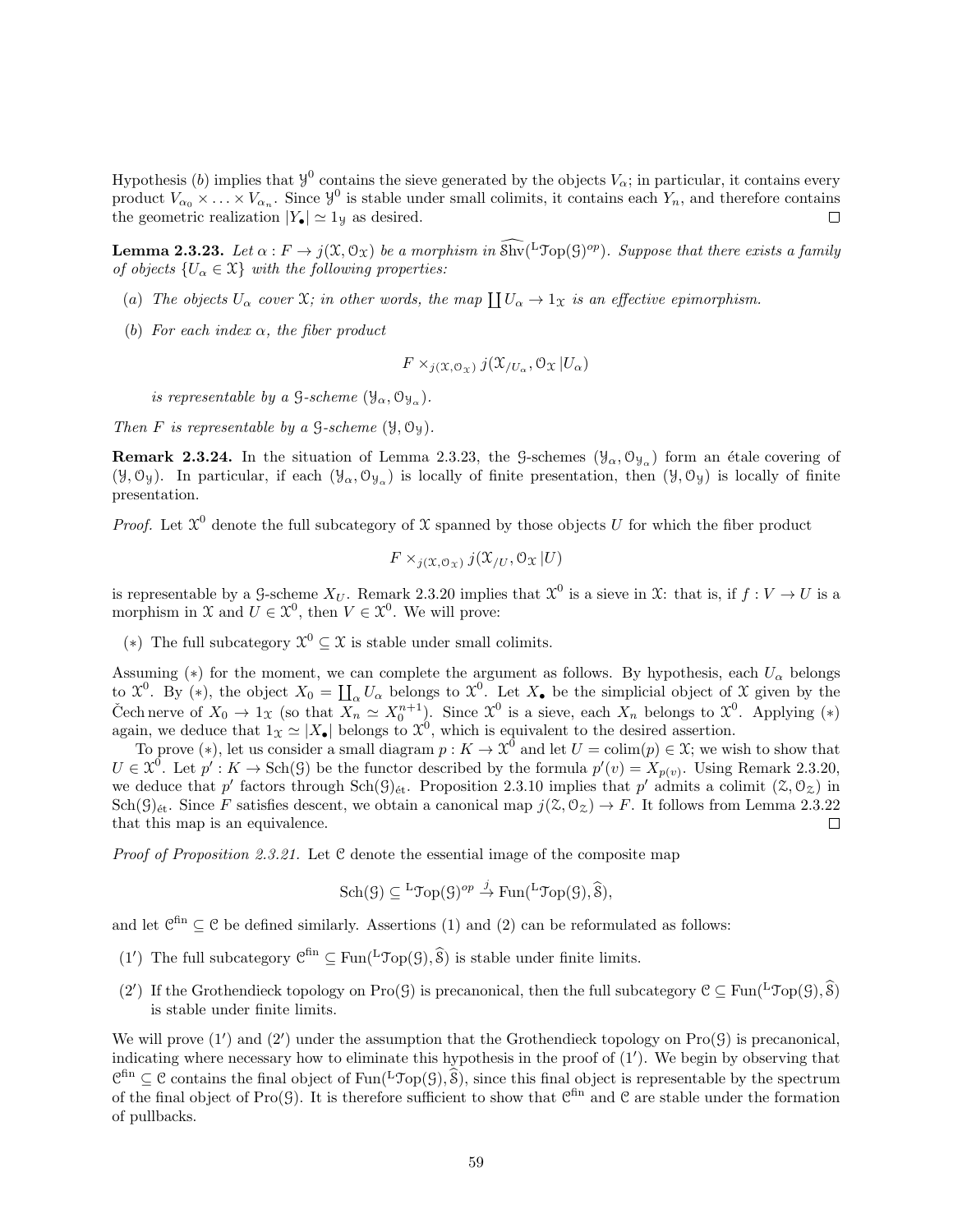Hypothesis $(b)$ implies that $\mathcal{Y}^0$ contains the sieve generated by the objects $V_\alpha$; in particular, it contains every product $V_{\alpha_0} \times \ldots \times V_{\alpha_n}$. Since $\mathcal{Y}^0$ is stable under small colimits, it contains each $Y_n$, and therefore contains the geometric realization $|Y_\bullet| \simeq 1_{\mathcal{Y}}$ as desired. □

**Lemma 2.3.23.** *Let $\alpha : F \to j(\mathcal{X}, \mathcal{O}_{\mathcal{X}})$ be a morphism in $\widehat{\mathrm{Shv}}({}^{\mathrm{L}}\mathcal{T}\mathrm{op}(\mathcal{G})^{op})$. Suppose that there exists a family of objects $\{U_\alpha \in \mathcal{X}\}$ with the following properties:*

*(a) The objects $U_\alpha$ cover $\mathcal{X}$; in other words, the map $\coprod U_\alpha \to 1_{\mathcal{X}}$ is an effective epimorphism.*

*(b) For each index $\alpha$, the fiber product*

$$F \times_{j(\mathcal{X}, \mathcal{O}_{\mathcal{X}})} j(\mathcal{X}_{/U_\alpha}, \mathcal{O}_{\mathcal{X}} | U_\alpha)$$

*is representable by a $\mathcal{G}$-scheme $(\mathcal{Y}_\alpha, \mathcal{O}_{\mathcal{Y}_\alpha})$.*

*Then $F$ is representable by a $\mathcal{G}$-scheme $(\mathcal{Y}, \mathcal{O}_{\mathcal{Y}})$.*

**Remark 2.3.24.** In the situation of Lemma 2.3.23, the $\mathcal{G}$-schemes $(\mathcal{Y}_\alpha, \mathcal{O}_{\mathcal{Y}_\alpha})$ form an étale covering of $(\mathcal{Y}, \mathcal{O}_{\mathcal{Y}})$. In particular, if each $(\mathcal{Y}_\alpha, \mathcal{O}_{\mathcal{Y}_\alpha})$ is locally of finite presentation, then $(\mathcal{Y}, \mathcal{O}_{\mathcal{Y}})$ is locally of finite presentation.

*Proof.* Let $\mathcal{X}^0$ denote the full subcategory of $\mathcal{X}$ spanned by those objects $U$ for which the fiber product

$$F \times_{j(\mathcal{X}, \mathcal{O}_{\mathcal{X}})} j(\mathcal{X}_{/U}, \mathcal{O}_{\mathcal{X}} | U)$$

is representable by a $\mathcal{G}$-scheme $X_U$. Remark 2.3.20 implies that $\mathcal{X}^0$ is a sieve in $\mathcal{X}$: that is, if $f : V \to U$ is a morphism in $\mathcal{X}$ and $U \in \mathcal{X}^0$, then $V \in \mathcal{X}^0$. We will prove:

$(*)$ The full subcategory $\mathcal{X}^0 \subseteq \mathcal{X}$ is stable under small colimits.

Assuming $(*)$ for the moment, we can complete the argument as follows. By hypothesis, each $U_\alpha$ belongs to $\mathcal{X}^0$. By $(*)$, the object $X_0 = \coprod_\alpha U_\alpha$ belongs to $\mathcal{X}^0$. Let $X_\bullet$ be the simplicial object of $\mathcal{X}$ given by the Čech nerve of $X_0 \to 1_{\mathcal{X}}$ (so that $X_n \simeq X_0^{n+1}$). Since $\mathcal{X}^0$ is a sieve, each $X_n$ belongs to $\mathcal{X}^0$. Applying $(*)$ again, we deduce that $1_{\mathcal{X}} \simeq |X_\bullet|$ belongs to $\mathcal{X}^0$, which is equivalent to the desired assertion.

To prove $(*)$, let us consider a small diagram $p : K \to \mathcal{X}^0$ and let $U = \mathrm{colim}(p) \in \mathcal{X}$; we wish to show that $U \in \mathcal{X}^0$. Let $p' : K \to \mathrm{Sch}(\mathcal{G})$ be the functor described by the formula $p'(v) = X_{p(v)}$. Using Remark 2.3.20, we deduce that $p'$ factors through $\mathrm{Sch}(\mathcal{G})_{\text{ét}}$. Proposition 2.3.10 implies that $p'$ admits a colimit $(\mathcal{Z}, \mathcal{O}_{\mathcal{Z}})$ in $\mathrm{Sch}(\mathcal{G})_{\text{ét}}$. Since $F$ satisfies descent, we obtain a canonical map $j(\mathcal{Z}, \mathcal{O}_{\mathcal{Z}}) \to F$. It follows from Lemma 2.3.22 that this map is an equivalence. □

*Proof of Proposition 2.3.21.* Let $\mathcal{C}$ denote the essential image of the composite map

$$\mathrm{Sch}(\mathcal{G}) \subseteq {}^{\mathrm{L}}\mathcal{T}\mathrm{op}(\mathcal{G})^{op} \xrightarrow{j} \mathrm{Fun}({}^{\mathrm{L}}\mathcal{T}\mathrm{op}(\mathcal{G}), \widehat{\mathcal{S}}),$$

and let $\mathcal{C}^{\mathrm{fin}} \subseteq \mathcal{C}$ be defined similarly. Assertions (1) and (2) can be reformulated as follows:

$(1')$ The full subcategory $\mathcal{C}^{\mathrm{fin}} \subseteq \mathrm{Fun}({}^{\mathrm{L}}\mathcal{T}\mathrm{op}(\mathcal{G}), \widehat{\mathcal{S}})$ is stable under finite limits.

$(2')$ If the Grothendieck topology on $\mathrm{Pro}(\mathcal{G})$ is precanonical, then the full subcategory $\mathcal{C} \subseteq \mathrm{Fun}({}^{\mathrm{L}}\mathcal{T}\mathrm{op}(\mathcal{G}), \widehat{\mathcal{S}})$ is stable under finite limits.

We will prove $(1')$ and $(2')$ under the assumption that the Grothendieck topology on $\mathrm{Pro}(\mathcal{G})$ is precanonical, indicating where necessary how to eliminate this hypothesis in the proof of $(1')$. We begin by observing that $\mathcal{C}^{\mathrm{fin}} \subseteq \mathcal{C}$ contains the final object of $\mathrm{Fun}({}^{\mathrm{L}}\mathcal{T}\mathrm{op}(\mathcal{G}), \widehat{\mathcal{S}})$, since this final object is representable by the spectrum of the final object of $\mathrm{Pro}(\mathcal{G})$. It is therefore sufficient to show that $\mathcal{C}^{\mathrm{fin}}$ and $\mathcal{C}$ are stable under the formation of pullbacks.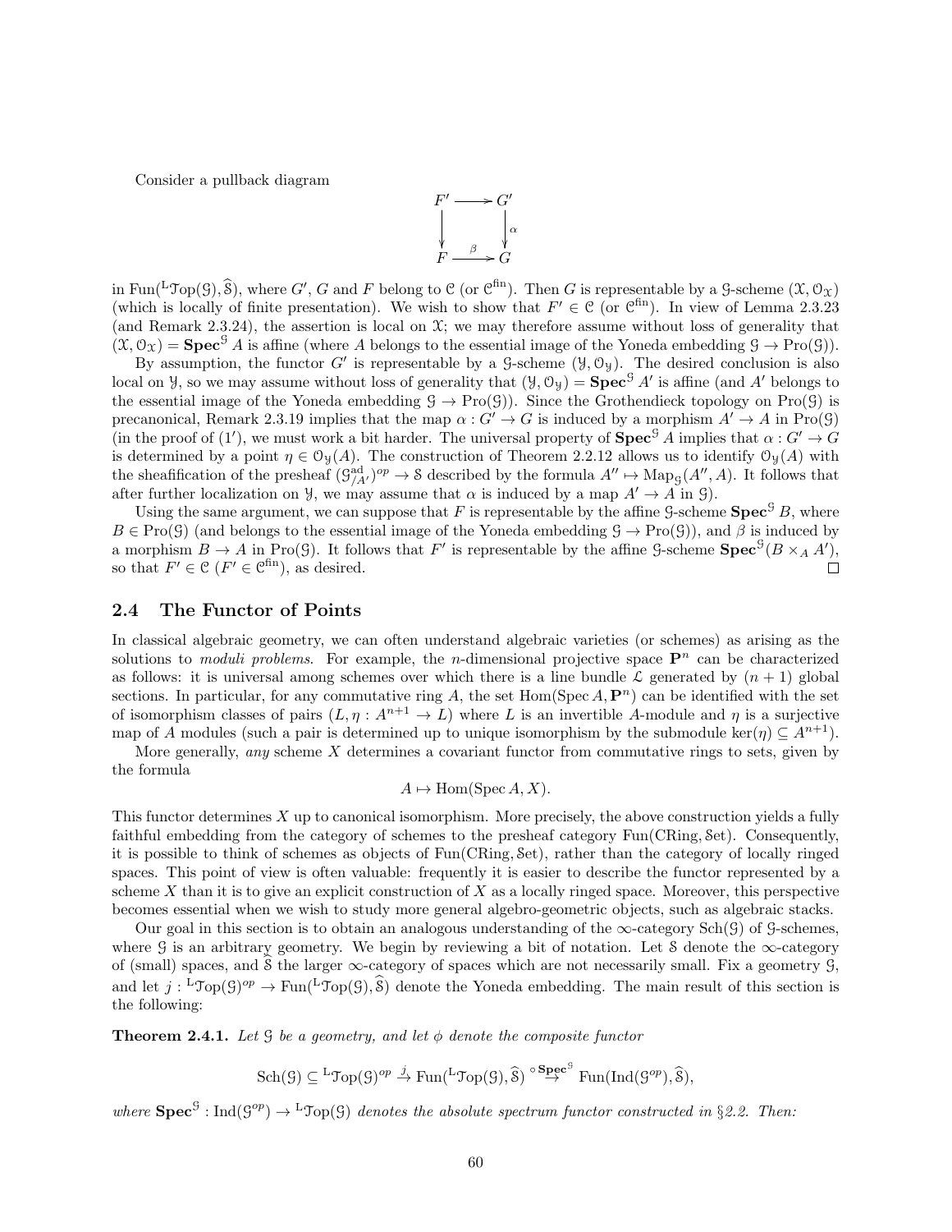Consider a pullback diagram

$$\begin{array}{ccc} F' & \longrightarrow & G' \\ \downarrow & & \downarrow \alpha \\ F & \xrightarrow{\beta} & G \end{array}$$

in $\mathrm{Fun}({}^{\mathrm{L}}\mathfrak{Top}(\mathcal{G}), \widehat{\mathcal{S}})$, where $G'$, $G$ and $F$ belong to $\mathcal{C}$ (or $\mathcal{C}^{\mathrm{fin}}$). Then $G$ is representable by a $\mathcal{G}$-scheme $(\mathcal{X}, \mathcal{O}_{\mathcal{X}})$ (which is locally of finite presentation). We wish to show that $F' \in \mathcal{C}$ (or $\mathcal{C}^{\mathrm{fin}}$). In view of Lemma 2.3.23 (and Remark 2.3.24), the assertion is local on $\mathcal{X}$; we may therefore assume without loss of generality that $(\mathcal{X}, \mathcal{O}_{\mathcal{X}}) = \mathbf{Spec}^{\mathcal{G}} A$ is affine (where $A$ belongs to the essential image of the Yoneda embedding $\mathcal{G} \to \mathrm{Pro}(\mathcal{G})$).

By assumption, the functor $G'$ is representable by a $\mathcal{G}$-scheme $(\mathcal{Y}, \mathcal{O}_{\mathcal{Y}})$. The desired conclusion is also local on $\mathcal{Y}$, so we may assume without loss of generality that $(\mathcal{Y}, \mathcal{O}_{\mathcal{Y}}) = \mathbf{Spec}^{\mathcal{G}} A'$ is affine (and $A'$ belongs to the essential image of the Yoneda embedding $\mathcal{G} \to \mathrm{Pro}(\mathcal{G})$). Since the Grothendieck topology on $\mathrm{Pro}(\mathcal{G})$ is precanonical, Remark 2.3.19 implies that the map $\alpha : G' \to G$ is induced by a morphism $A' \to A$ in $\mathrm{Pro}(\mathcal{G})$ (in the proof of (1′), we must work a bit harder. The universal property of $\mathbf{Spec}^{\mathcal{G}} A$ implies that $\alpha : G' \to G$ is determined by a point $\eta \in \mathcal{O}_{\mathcal{Y}}(A)$. The construction of Theorem 2.2.12 allows us to identify $\mathcal{O}_{\mathcal{Y}}(A)$ with the sheafification of the presheaf $(\mathcal{G}^{\mathrm{ad}}_{/A'})^{op} \to \mathcal{S}$ described by the formula $A'' \mapsto \mathrm{Map}_{\mathcal{G}}(A'', A)$. It follows that after further localization on $\mathcal{Y}$, we may assume that $\alpha$ is induced by a map $A' \to A$ in $\mathcal{G}$).

Using the same argument, we can suppose that $F$ is representable by the affine $\mathcal{G}$-scheme $\mathbf{Spec}^{\mathcal{G}} B$, where $B \in \mathrm{Pro}(\mathcal{G})$ (and belongs to the essential image of the Yoneda embedding $\mathcal{G} \to \mathrm{Pro}(\mathcal{G})$), and $\beta$ is induced by a morphism $B \to A$ in $\mathrm{Pro}(\mathcal{G})$. It follows that $F'$ is representable by the affine $\mathcal{G}$-scheme $\mathbf{Spec}^{\mathcal{G}}(B \times_A A')$, so that $F' \in \mathcal{C}$ ($F' \in \mathcal{C}^{\mathrm{fin}}$), as desired. □

## 2.4 The Functor of Points

In classical algebraic geometry, we can often understand algebraic varieties (or schemes) as arising as the solutions to *moduli problems*. For example, the $n$-dimensional projective space $\mathbf{P}^n$ can be characterized as follows: it is universal among schemes over which there is a line bundle $\mathcal{L}$ generated by $(n+1)$ global sections. In particular, for any commutative ring $A$, the set $\mathrm{Hom}(\mathrm{Spec}\, A, \mathbf{P}^n)$ can be identified with the set of isomorphism classes of pairs $(L, \eta : A^{n+1} \to L)$ where $L$ is an invertible $A$-module and $\eta$ is a surjective map of $A$ modules (such a pair is determined up to unique isomorphism by the submodule $\ker(\eta) \subseteq A^{n+1}$).

More generally, *any* scheme $X$ determines a covariant functor from commutative rings to sets, given by the formula

$$A \mapsto \mathrm{Hom}(\mathrm{Spec}\, A, X).$$

This functor determines $X$ up to canonical isomorphism. More precisely, the above construction yields a fully faithful embedding from the category of schemes to the presheaf category $\mathrm{Fun}(\mathrm{CRing}, \mathcal{S}\mathrm{et})$. Consequently, it is possible to think of schemes as objects of $\mathrm{Fun}(\mathrm{CRing}, \mathcal{S}\mathrm{et})$, rather than the category of locally ringed spaces. This point of view is often valuable: frequently it is easier to describe the functor represented by a scheme $X$ than it is to give an explicit construction of $X$ as a locally ringed space. Moreover, this perspective becomes essential when we wish to study more general algebro-geometric objects, such as algebraic stacks.

Our goal in this section is to obtain an analogous understanding of the $\infty$-category $\mathrm{Sch}(\mathcal{G})$ of $\mathcal{G}$-schemes, where $\mathcal{G}$ is an arbitrary geometry. We begin by reviewing a bit of notation. Let $\mathcal{S}$ denote the $\infty$-category of (small) spaces, and $\widehat{\mathcal{S}}$ the larger $\infty$-category of spaces which are not necessarily small. Fix a geometry $\mathcal{G}$, and let $j : {}^{\mathrm{L}}\mathfrak{Top}(\mathcal{G})^{op} \to \mathrm{Fun}({}^{\mathrm{L}}\mathfrak{Top}(\mathcal{G}), \widehat{\mathcal{S}})$ denote the Yoneda embedding. The main result of this section is the following:

**Theorem 2.4.1.** *Let $\mathcal{G}$ be a geometry, and let $\phi$ denote the composite functor*

$$\mathrm{Sch}(\mathcal{G}) \subseteq {}^{\mathrm{L}}\mathfrak{Top}(\mathcal{G})^{op} \xrightarrow{j} \mathrm{Fun}({}^{\mathrm{L}}\mathfrak{Top}(\mathcal{G}), \widehat{\mathcal{S}}) \xrightarrow{\circ \mathbf{Spec}^{\mathcal{G}}} \mathrm{Fun}(\mathrm{Ind}(\mathcal{G}^{op}), \widehat{\mathcal{S}}),$$

*where $\mathbf{Spec}^{\mathcal{G}} : \mathrm{Ind}(\mathcal{G}^{op}) \to {}^{\mathrm{L}}\mathfrak{Top}(\mathcal{G})$ denotes the absolute spectrum functor constructed in §2.2. Then:*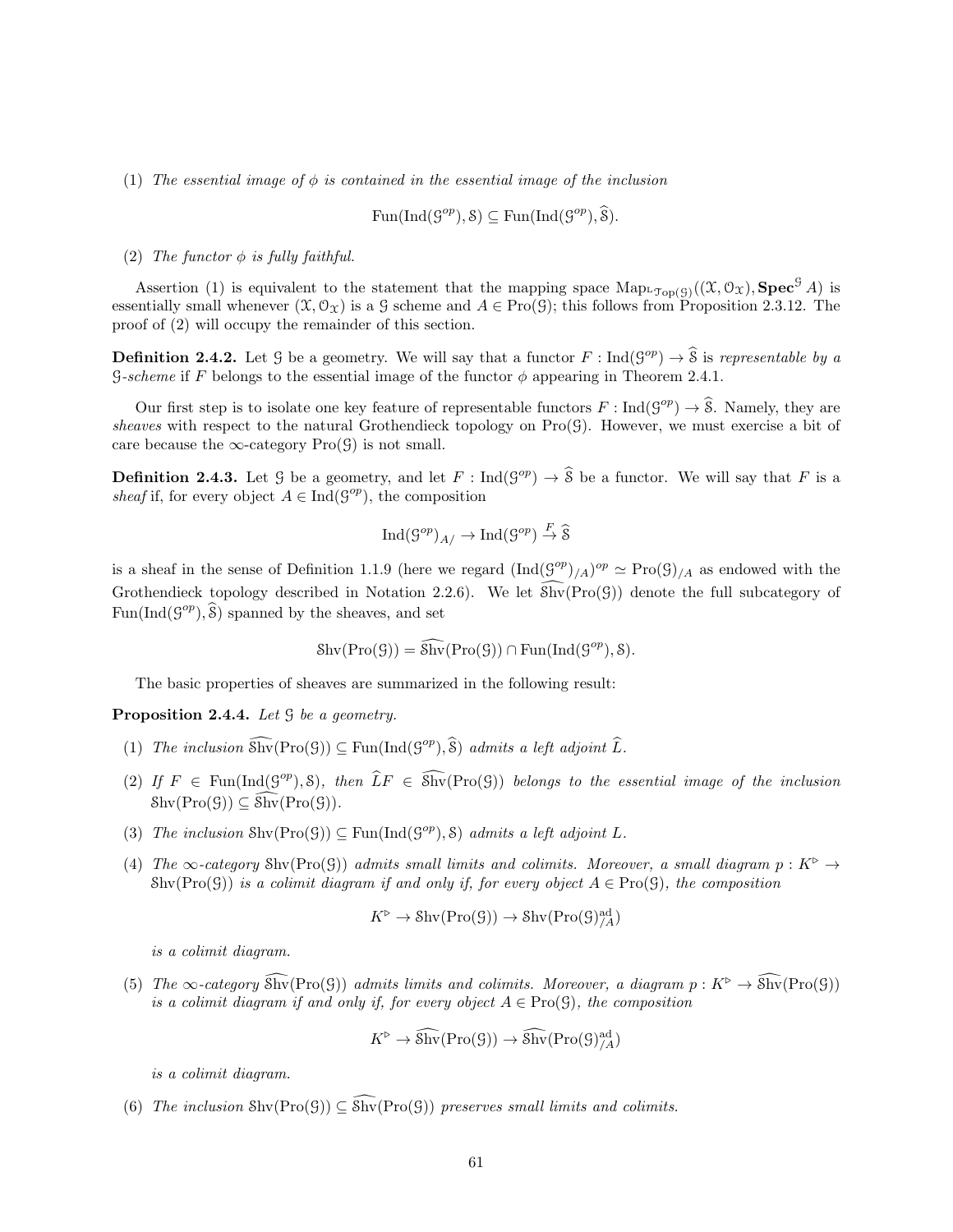(1) *The essential image of $\phi$ is contained in the essential image of the inclusion*

$$\mathrm{Fun}(\mathrm{Ind}(\mathcal{G}^{op}), \mathcal{S}) \subseteq \mathrm{Fun}(\mathrm{Ind}(\mathcal{G}^{op}), \widehat{\mathcal{S}}).$$

(2) *The functor $\phi$ is fully faithful.*

Assertion (1) is equivalent to the statement that the mapping space $\mathrm{Map}_{{}^{\mathrm{L}}\mathcal{T}\mathrm{op}(\mathcal{G})}((\mathcal{X}, \mathcal{O}_{\mathcal{X}}), \mathbf{Spec}^{\mathcal{G}} A)$ is essentially small whenever $(\mathcal{X}, \mathcal{O}_{\mathcal{X}})$ is a $\mathcal{G}$ scheme and $A \in \mathrm{Pro}(\mathcal{G})$; this follows from Proposition 2.3.12. The proof of (2) will occupy the remainder of this section.

**Definition 2.4.2.** *Let $\mathcal{G}$ be a geometry. We will say that a functor $F : \mathrm{Ind}(\mathcal{G}^{op}) \to \widehat{\mathcal{S}}$ is representable by a $\mathcal{G}$-scheme if $F$ belongs to the essential image of the functor $\phi$ appearing in Theorem 2.4.1.*

Our first step is to isolate one key feature of representable functors $F : \mathrm{Ind}(\mathcal{G}^{op}) \to \widehat{\mathcal{S}}$. Namely, they are *sheaves* with respect to the natural Grothendieck topology on $\mathrm{Pro}(\mathcal{G})$. However, we must exercise a bit of care because the $\infty$-category $\mathrm{Pro}(\mathcal{G})$ is not small.

**Definition 2.4.3.** *Let $\mathcal{G}$ be a geometry, and let $F : \mathrm{Ind}(\mathcal{G}^{op}) \to \widehat{\mathcal{S}}$ be a functor. We will say that $F$ is a sheaf if, for every object $A \in \mathrm{Ind}(\mathcal{G}^{op})$, the composition*

$$\mathrm{Ind}(\mathcal{G}^{op})_{A/} \to \mathrm{Ind}(\mathcal{G}^{op}) \xrightarrow{F} \widehat{\mathcal{S}}$$

*is a sheaf in the sense of Definition 1.1.9 (here we regard $(\mathrm{Ind}(\mathcal{G}^{op})_{/A})^{op} \simeq \mathrm{Pro}(\mathcal{G})_{/A}$ as endowed with the Grothendieck topology described in Notation 2.2.6). We let $\widehat{\mathcal{S}\mathrm{hv}}(\mathrm{Pro}(\mathcal{G}))$ denote the full subcategory of $\mathrm{Fun}(\mathrm{Ind}(\mathcal{G}^{op}), \widehat{\mathcal{S}})$ spanned by the sheaves, and set*

$$\mathcal{S}\mathrm{hv}(\mathrm{Pro}(\mathcal{G})) = \widehat{\mathcal{S}\mathrm{hv}}(\mathrm{Pro}(\mathcal{G})) \cap \mathrm{Fun}(\mathrm{Ind}(\mathcal{G}^{op}), \mathcal{S}).$$

The basic properties of sheaves are summarized in the following result:

**Proposition 2.4.4.** *Let $\mathcal{G}$ be a geometry.*

(1) *The inclusion $\widehat{\mathcal{S}\mathrm{hv}}(\mathrm{Pro}(\mathcal{G})) \subseteq \mathrm{Fun}(\mathrm{Ind}(\mathcal{G}^{op}), \widehat{\mathcal{S}})$ admits a left adjoint $\widehat{L}$.*

(2) *If $F \in \mathrm{Fun}(\mathrm{Ind}(\mathcal{G}^{op}), \mathcal{S})$, then $\widehat{L}F \in \widehat{\mathcal{S}\mathrm{hv}}(\mathrm{Pro}(\mathcal{G}))$ belongs to the essential image of the inclusion $\mathcal{S}\mathrm{hv}(\mathrm{Pro}(\mathcal{G})) \subseteq \widehat{\mathcal{S}\mathrm{hv}}(\mathrm{Pro}(\mathcal{G}))$.*

(3) *The inclusion $\mathcal{S}\mathrm{hv}(\mathrm{Pro}(\mathcal{G})) \subseteq \mathrm{Fun}(\mathrm{Ind}(\mathcal{G}^{op}), \mathcal{S})$ admits a left adjoint $L$.*

(4) *The $\infty$-category $\mathcal{S}\mathrm{hv}(\mathrm{Pro}(\mathcal{G}))$ admits small limits and colimits. Moreover, a small diagram $p : K^{\triangleright} \to \mathcal{S}\mathrm{hv}(\mathrm{Pro}(\mathcal{G}))$ is a colimit diagram if and only if, for every object $A \in \mathrm{Pro}(\mathcal{G})$, the composition*

$$K^{\triangleright} \to \mathcal{S}\mathrm{hv}(\mathrm{Pro}(\mathcal{G})) \to \mathcal{S}\mathrm{hv}(\mathrm{Pro}(\mathcal{G})^{\mathrm{ad}}_{/A})$$

*is a colimit diagram.*

(5) *The $\infty$-category $\widehat{\mathcal{S}\mathrm{hv}}(\mathrm{Pro}(\mathcal{G}))$ admits limits and colimits. Moreover, a diagram $p : K^{\triangleright} \to \widehat{\mathcal{S}\mathrm{hv}}(\mathrm{Pro}(\mathcal{G}))$ is a colimit diagram if and only if, for every object $A \in \mathrm{Pro}(\mathcal{G})$, the composition*

$$K^{\triangleright} \to \widehat{\mathcal{S}\mathrm{hv}}(\mathrm{Pro}(\mathcal{G})) \to \widehat{\mathcal{S}\mathrm{hv}}(\mathrm{Pro}(\mathcal{G})^{\mathrm{ad}}_{/A})$$

*is a colimit diagram.*

(6) *The inclusion $\mathcal{S}\mathrm{hv}(\mathrm{Pro}(\mathcal{G})) \subseteq \widehat{\mathcal{S}\mathrm{hv}}(\mathrm{Pro}(\mathcal{G}))$ preserves small limits and colimits.*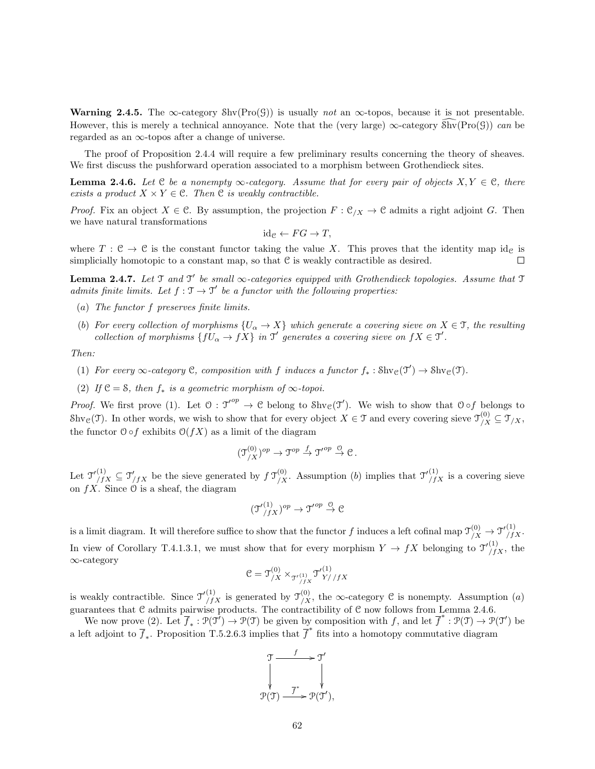**Warning 2.4.5.** The $\infty$-category $\mathcal{S}\mathrm{hv}(\mathrm{Pro}(\mathcal{G}))$ is usually *not* an $\infty$-topos, because it is not presentable. However, this is merely a technical annoyance. Note that the (very large) $\infty$-category $\widehat{\mathcal{S}\mathrm{hv}}(\mathrm{Pro}(\mathcal{G}))$ *can* be regarded as an $\infty$-topos after a change of universe.

The proof of Proposition 2.4.4 will require a few preliminary results concerning the theory of sheaves. We first discuss the pushforward operation associated to a morphism between Grothendieck sites.

**Lemma 2.4.6.** *Let $\mathcal{C}$ be a nonempty $\infty$-category. Assume that for every pair of objects $X, Y \in \mathcal{C}$, there exists a product $X \times Y \in \mathcal{C}$. Then $\mathcal{C}$ is weakly contractible.*

*Proof.* Fix an object $X \in \mathcal{C}$. By assumption, the projection $F : \mathcal{C}_{/X} \to \mathcal{C}$ admits a right adjoint $G$. Then we have natural transformations

$$\mathrm{id}_{\mathcal{C}} \leftarrow FG \to T,$$

where $T : \mathcal{C} \to \mathcal{C}$ is the constant functor taking the value $X$. This proves that the identity map $\mathrm{id}_{\mathcal{C}}$ is simplicially homotopic to a constant map, so that $\mathcal{C}$ is weakly contractible as desired. □

**Lemma 2.4.7.** *Let $\mathcal{T}$ and $\mathcal{T}'$ be small $\infty$-categories equipped with Grothendieck topologies. Assume that $\mathcal{T}$ admits finite limits. Let $f : \mathcal{T} \to \mathcal{T}'$ be a functor with the following properties:*

(*a*) *The functor $f$ preserves finite limits.*

(*b*) *For every collection of morphisms $\{U_\alpha \to X\}$ which generate a covering sieve on $X \in \mathcal{T}$, the resulting collection of morphisms $\{fU_\alpha \to fX\}$ in $\mathcal{T}'$ generates a covering sieve on $fX \in \mathcal{T}'$.*

*Then:*

(1) *For every $\infty$-category $\mathcal{C}$, composition with $f$ induces a functor $f_* : \mathcal{S}\mathrm{hv}_{\mathcal{C}}(\mathcal{T}') \to \mathcal{S}\mathrm{hv}_{\mathcal{C}}(\mathcal{T})$.*

(2) *If $\mathcal{C} = \mathcal{S}$, then $f_*$ is a geometric morphism of $\infty$-topoi.*

*Proof.* We first prove (1). Let $\mathcal{O} : \mathcal{T}'^{op} \to \mathcal{C}$ belong to $\mathcal{S}\mathrm{hv}_{\mathcal{C}}(\mathcal{T}')$. We wish to show that $\mathcal{O} \circ f$ belongs to $\mathcal{S}\mathrm{hv}_{\mathcal{C}}(\mathcal{T})$. In other words, we wish to show that for every object $X \in \mathcal{T}$ and every covering sieve $\mathcal{T}^{(0)}_{/X} \subseteq \mathcal{T}_{/X}$, the functor $\mathcal{O} \circ f$ exhibits $\mathcal{O}(fX)$ as a limit of the diagram

$$(\mathcal{T}^{(0)}_{/X})^{op} \to \mathcal{T}^{op} \xrightarrow{f} \mathcal{T}'^{op} \xrightarrow{\mathcal{O}} \mathcal{C}\,.$$

Let $\mathcal{T}'^{(1)}_{/fX} \subseteq \mathcal{T}'_{/fX}$ be the sieve generated by $f\,\mathcal{T}^{(0)}_{/X}$. Assumption (*b*) implies that $\mathcal{T}'^{(1)}_{/fX}$ is a covering sieve on $fX$. Since $\mathcal{O}$ is a sheaf, the diagram

$$(\mathcal{T}'^{(1)}_{/fX})^{op} \to \mathcal{T}'^{op} \xrightarrow{\mathcal{O}} \mathcal{C}$$

is a limit diagram. It will therefore suffice to show that the functor $f$ induces a left cofinal map $\mathcal{T}^{(0)}_{/X} \to \mathcal{T}'^{(1)}_{/fX}$. In view of Corollary T.4.1.3.1, we must show that for every morphism $Y \to fX$ belonging to $\mathcal{T}'^{(1)}_{/fX}$, the $\infty$-category

$$\mathcal{C} = \mathcal{T}^{(0)}_{/X} \times_{\mathcal{T}'^{(1)}_{/fX}} \mathcal{T}'^{(1)}_{Y//fX}$$

is weakly contractible. Since $\mathcal{T}'^{(1)}_{/fX}$ is generated by $\mathcal{T}^{(0)}_{/X}$, the $\infty$-category $\mathcal{C}$ is nonempty. Assumption (*a*) guarantees that $\mathcal{C}$ admits pairwise products. The contractibility of $\mathcal{C}$ now follows from Lemma 2.4.6.

We now prove (2). Let $\overline{f}_* : \mathcal{P}(\mathcal{T}') \to \mathcal{P}(\mathcal{T})$ be given by composition with $f$, and let $\overline{f}^* : \mathcal{P}(\mathcal{T}) \to \mathcal{P}(\mathcal{T}')$ be a left adjoint to $\overline{f}_*$. Proposition T.5.2.6.3 implies that $\overline{f}^*$ fits into a homotopy commutative diagram

$$\begin{array}{ccc} \mathcal{T} & \xrightarrow{f} & \mathcal{T}' \\ \downarrow & & \downarrow \\ \mathcal{P}(\mathcal{T}) & \xrightarrow{\overline{f}^*} & \mathcal{P}(\mathcal{T}'), \end{array}$$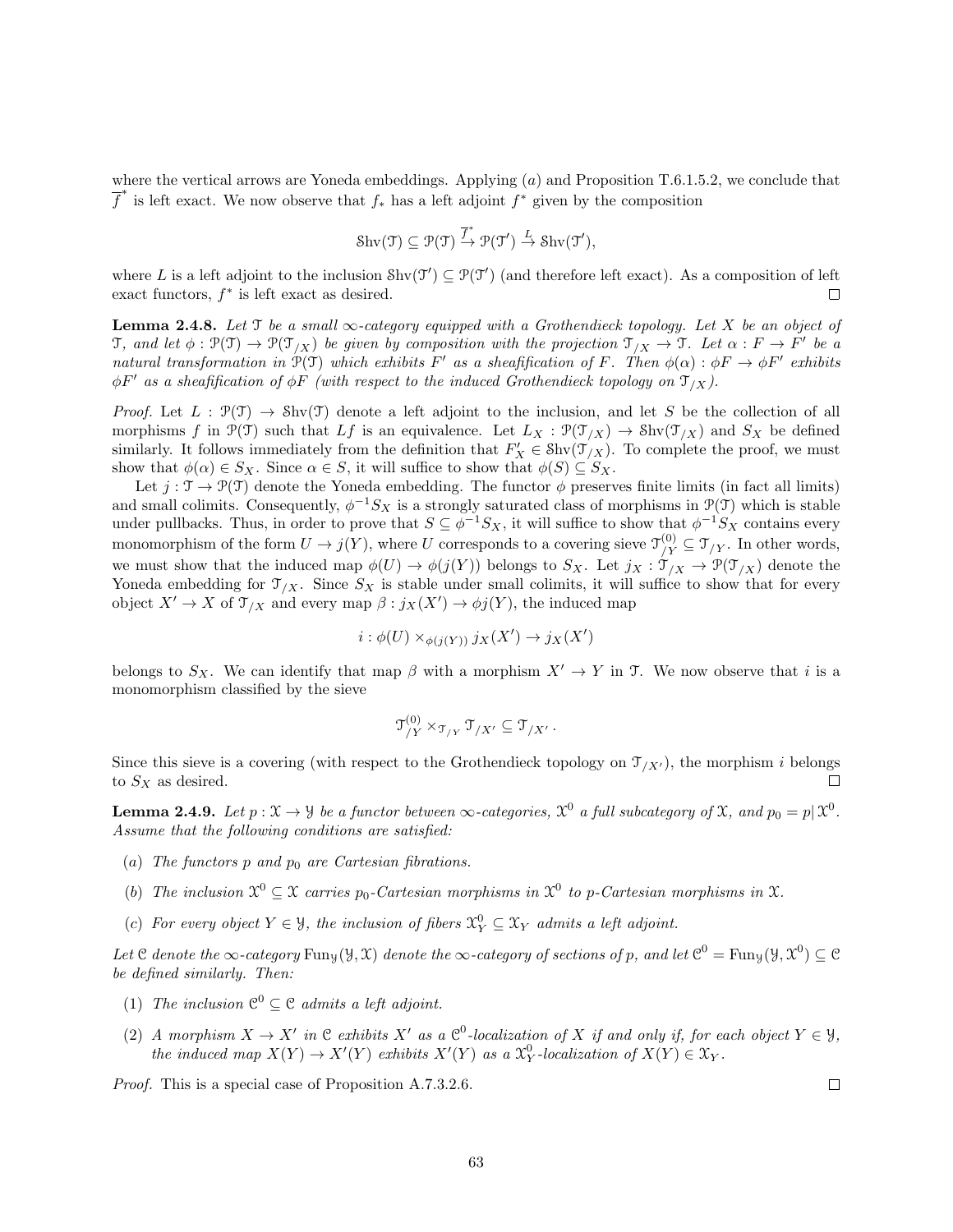where the vertical arrows are Yoneda embeddings. Applying $(a)$ and Proposition T.6.1.5.2, we conclude that $\overline{f}^*$ is left exact. We now observe that $f_*$ has a left adjoint $f^*$ given by the composition

$$\mathcal{S}\mathrm{hv}(\mathcal{T}) \subseteq \mathcal{P}(\mathcal{T}) \xrightarrow{\overline{f}^*} \mathcal{P}(\mathcal{T}') \xrightarrow{L} \mathcal{S}\mathrm{hv}(\mathcal{T}'),$$

where $L$ is a left adjoint to the inclusion $\mathcal{S}\mathrm{hv}(\mathcal{T}') \subseteq \mathcal{P}(\mathcal{T}')$ (and therefore left exact). As a composition of left exact functors, $f^*$ is left exact as desired. □

**Lemma 2.4.8.** *Let $\mathcal{T}$ be a small $\infty$-category equipped with a Grothendieck topology. Let $X$ be an object of $\mathcal{T}$, and let $\phi : \mathcal{P}(\mathcal{T}) \to \mathcal{P}(\mathcal{T}_{/X})$ be given by composition with the projection $\mathcal{T}_{/X} \to \mathcal{T}$. Let $\alpha : F \to F'$ be a natural transformation in $\mathcal{P}(\mathcal{T})$ which exhibits $F'$ as a sheafification of $F$. Then $\phi(\alpha) : \phi F \to \phi F'$ exhibits $\phi F'$ as a sheafification of $\phi F$ (with respect to the induced Grothendieck topology on $\mathcal{T}_{/X}$).*

*Proof.* Let $L : \mathcal{P}(\mathcal{T}) \to \mathcal{S}\mathrm{hv}(\mathcal{T})$ denote a left adjoint to the inclusion, and let $S$ be the collection of all morphisms $f$ in $\mathcal{P}(\mathcal{T})$ such that $Lf$ is an equivalence. Let $L_X : \mathcal{P}(\mathcal{T}_{/X}) \to \mathcal{S}\mathrm{hv}(\mathcal{T}_{/X})$ and $S_X$ be defined similarly. It follows immediately from the definition that $F'_X \in \mathcal{S}\mathrm{hv}(\mathcal{T}_{/X})$. To complete the proof, we must show that $\phi(\alpha) \in S_X$. Since $\alpha \in S$, it will suffice to show that $\phi(S) \subseteq S_X$.

Let $j : \mathcal{T} \to \mathcal{P}(\mathcal{T})$ denote the Yoneda embedding. The functor $\phi$ preserves finite limits (in fact all limits) and small colimits. Consequently, $\phi^{-1} S_X$ is a strongly saturated class of morphisms in $\mathcal{P}(\mathcal{T})$ which is stable under pullbacks. Thus, in order to prove that $S \subseteq \phi^{-1} S_X$, it will suffice to show that $\phi^{-1} S_X$ contains every monomorphism of the form $U \to j(Y)$, where $U$ corresponds to a covering sieve $\mathcal{T}^{(0)}_{/Y} \subseteq \mathcal{T}_{/Y}$. In other words, we must show that the induced map $\phi(U) \to \phi(j(Y))$ belongs to $S_X$. Let $j_X : \mathcal{T}_{/X} \to \mathcal{P}(\mathcal{T}_{/X})$ denote the Yoneda embedding for $\mathcal{T}_{/X}$. Since $S_X$ is stable under small colimits, it will suffice to show that for every object $X' \to X$ of $\mathcal{T}_{/X}$ and every map $\beta : j_X(X') \to \phi j(Y)$, the induced map

$$i : \phi(U) \times_{\phi(j(Y))} j_X(X') \to j_X(X')$$

belongs to $S_X$. We can identify that map $\beta$ with a morphism $X' \to Y$ in $\mathcal{T}$. We now observe that $i$ is a monomorphism classified by the sieve

$$\mathcal{T}^{(0)}_{/Y} \times_{\mathcal{T}_{/Y}} \mathcal{T}_{/X'} \subseteq \mathcal{T}_{/X'}.$$

Since this sieve is a covering (with respect to the Grothendieck topology on $\mathcal{T}_{/X'}$), the morphism $i$ belongs to $S_X$ as desired. □

**Lemma 2.4.9.** *Let $p : \mathcal{X} \to \mathcal{Y}$ be a functor between $\infty$-categories, $\mathcal{X}^0$ a full subcategory of $\mathcal{X}$, and $p_0 = p|\,\mathcal{X}^0$. Assume that the following conditions are satisfied:*

- $(a)$ *The functors $p$ and $p_0$ are Cartesian fibrations.*
- $(b)$ *The inclusion $\mathcal{X}^0 \subseteq \mathcal{X}$ carries $p_0$-Cartesian morphisms in $\mathcal{X}^0$ to $p$-Cartesian morphisms in $\mathcal{X}$.*
- $(c)$ *For every object $Y \in \mathcal{Y}$, the inclusion of fibers $\mathcal{X}^0_Y \subseteq \mathcal{X}_Y$ admits a left adjoint.*

*Let $\mathcal{C}$ denote the $\infty$-category $\mathrm{Fun}_{\mathcal{Y}}(\mathcal{Y}, \mathcal{X})$ denote the $\infty$-category of sections of $p$, and let $\mathcal{C}^0 = \mathrm{Fun}_{\mathcal{Y}}(\mathcal{Y}, \mathcal{X}^0) \subseteq \mathcal{C}$ be defined similarly. Then:*

- $(1)$ *The inclusion $\mathcal{C}^0 \subseteq \mathcal{C}$ admits a left adjoint.*
- $(2)$ *A morphism $X \to X'$ in $\mathcal{C}$ exhibits $X'$ as a $\mathcal{C}^0$-localization of $X$ if and only if, for each object $Y \in \mathcal{Y}$, the induced map $X(Y) \to X'(Y)$ exhibits $X'(Y)$ as a $\mathcal{X}^0_Y$-localization of $X(Y) \in \mathcal{X}_Y$.*

*Proof.* This is a special case of Proposition A.7.3.2.6. □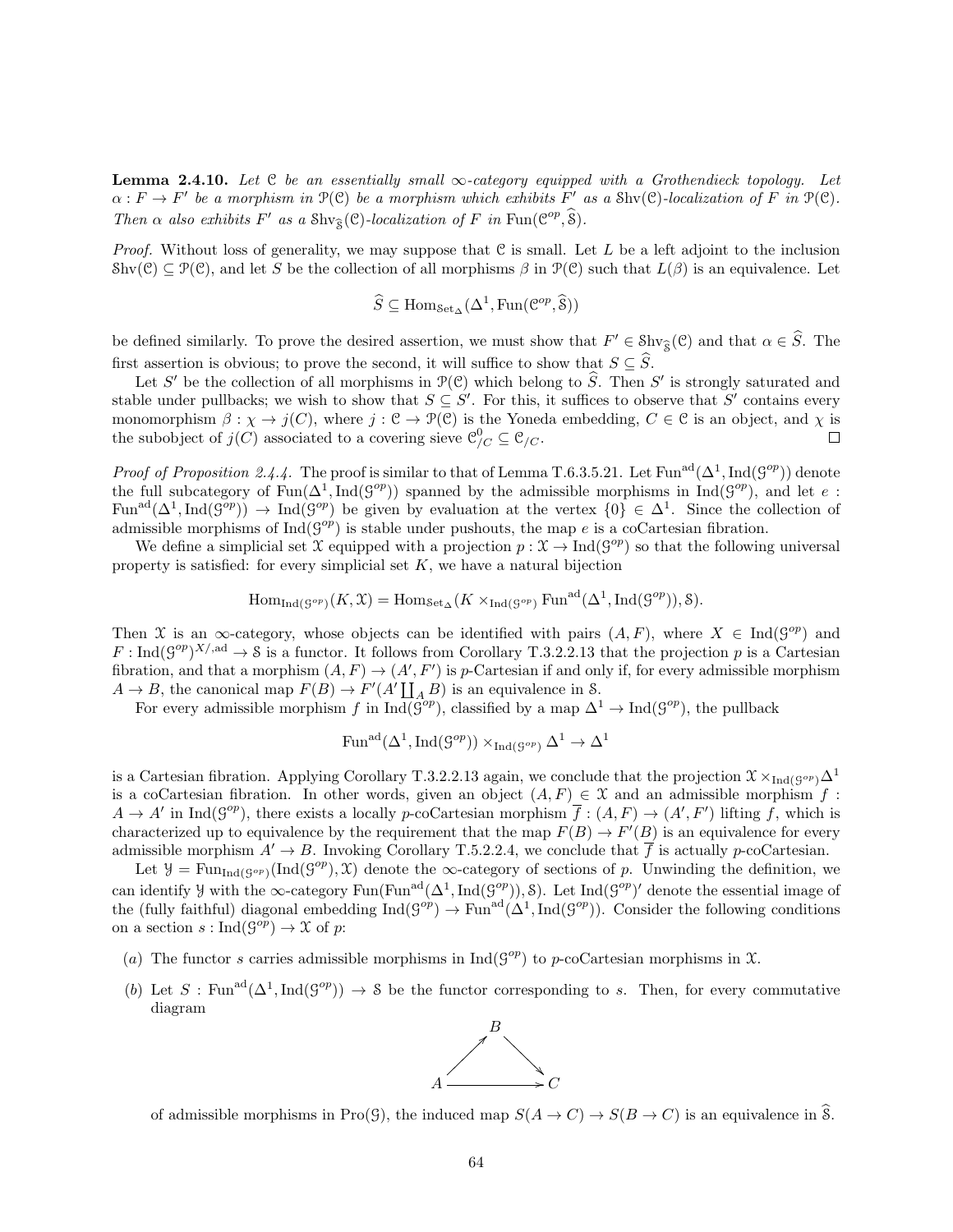**Lemma 2.4.10.** *Let $\mathcal{C}$ be an essentially small $\infty$-category equipped with a Grothendieck topology. Let $\alpha : F \to F'$ be a morphism in $\mathcal{P}(\mathcal{C})$ be a morphism which exhibits $F'$ as a $\mathcal{S}\mathrm{hv}(\mathcal{C})$-localization of $F$ in $\mathcal{P}(\mathcal{C})$. Then $\alpha$ also exhibits $F'$ as a $\mathcal{S}\mathrm{hv}_{\widehat{\mathcal{S}}}(\mathcal{C})$-localization of $F$ in $\mathrm{Fun}(\mathcal{C}^{op}, \widehat{\mathcal{S}})$.*

*Proof.* Without loss of generality, we may suppose that $\mathcal{C}$ is small. Let $L$ be a left adjoint to the inclusion $\mathcal{S}\mathrm{hv}(\mathcal{C}) \subseteq \mathcal{P}(\mathcal{C})$, and let $S$ be the collection of all morphisms $\beta$ in $\mathcal{P}(\mathcal{C})$ such that $L(\beta)$ is an equivalence. Let

$$\widehat{S} \subseteq \mathrm{Hom}_{\mathrm{Set}_\Delta}(\Delta^1, \mathrm{Fun}(\mathcal{C}^{op}, \widehat{\mathcal{S}}))$$

be defined similarly. To prove the desired assertion, we must show that $F' \in \mathcal{S}\mathrm{hv}_{\widehat{\mathcal{S}}}(\mathcal{C})$ and that $\alpha \in \widehat{S}$. The first assertion is obvious; to prove the second, it will suffice to show that $S \subseteq \widehat{S}$.

Let $S'$ be the collection of all morphisms in $\mathcal{P}(\mathcal{C})$ which belong to $\widehat{S}$. Then $S'$ is strongly saturated and stable under pullbacks; we wish to show that $S \subseteq S'$. For this, it suffices to observe that $S'$ contains every monomorphism $\beta : \chi \to j(C)$, where $j : \mathcal{C} \to \mathcal{P}(\mathcal{C})$ is the Yoneda embedding, $C \in \mathcal{C}$ is an object, and $\chi$ is the subobject of $j(C)$ associated to a covering sieve $\mathcal{C}^0_{/C} \subseteq \mathcal{C}_{/C}$. □

*Proof of Proposition 2.4.4.* The proof is similar to that of Lemma T.6.3.5.21. Let $\mathrm{Fun}^{\mathrm{ad}}(\Delta^1, \mathrm{Ind}(\mathcal{G}^{op}))$ denote the full subcategory of $\mathrm{Fun}(\Delta^1, \mathrm{Ind}(\mathcal{G}^{op}))$ spanned by the admissible morphisms in $\mathrm{Ind}(\mathcal{G}^{op})$, and let $e : \mathrm{Fun}^{\mathrm{ad}}(\Delta^1, \mathrm{Ind}(\mathcal{G}^{op})) \to \mathrm{Ind}(\mathcal{G}^{op})$ be given by evaluation at the vertex $\{0\} \in \Delta^1$. Since the collection of admissible morphisms of $\mathrm{Ind}(\mathcal{G}^{op})$ is stable under pushouts, the map $e$ is a coCartesian fibration.

We define a simplicial set $\mathcal{X}$ equipped with a projection $p : \mathcal{X} \to \mathrm{Ind}(\mathcal{G}^{op})$ so that the following universal property is satisfied: for every simplicial set $K$, we have a natural bijection

$$\mathrm{Hom}_{\mathrm{Ind}(\mathcal{G}^{op})}(K, \mathcal{X}) = \mathrm{Hom}_{\mathrm{Set}_\Delta}(K \times_{\mathrm{Ind}(\mathcal{G}^{op})} \mathrm{Fun}^{\mathrm{ad}}(\Delta^1, \mathrm{Ind}(\mathcal{G}^{op})), \mathcal{S}).$$

Then $\mathcal{X}$ is an $\infty$-category, whose objects can be identified with pairs $(A, F)$, where $X \in \mathrm{Ind}(\mathcal{G}^{op})$ and $F : \mathrm{Ind}(\mathcal{G}^{op})^{X/,\mathrm{ad}} \to \mathcal{S}$ is a functor. It follows from Corollary T.3.2.2.13 that the projection $p$ is a Cartesian fibration, and that a morphism $(A, F) \to (A', F')$ is $p$-Cartesian if and only if, for every admissible morphism $A \to B$, the canonical map $F(B) \to F'(A' \coprod_A B)$ is an equivalence in $\mathcal{S}$.

For every admissible morphism $f$ in $\mathrm{Ind}(\mathcal{G}^{op})$, classified by a map $\Delta^1 \to \mathrm{Ind}(\mathcal{G}^{op})$, the pullback

$$\mathrm{Fun}^{\mathrm{ad}}(\Delta^1, \mathrm{Ind}(\mathcal{G}^{op})) \times_{\mathrm{Ind}(\mathcal{G}^{op})} \Delta^1 \to \Delta^1$$

is a Cartesian fibration. Applying Corollary T.3.2.2.13 again, we conclude that the projection $\mathcal{X} \times_{\mathrm{Ind}(\mathcal{G}^{op})} \Delta^1$ is a coCartesian fibration. In other words, given an object $(A, F) \in \mathcal{X}$ and an admissible morphism $f : A \to A'$ in $\mathrm{Ind}(\mathcal{G}^{op})$, there exists a locally $p$-coCartesian morphism $\overline{f} : (A, F) \to (A', F')$ lifting $f$, which is characterized up to equivalence by the requirement that the map $F(B) \to F'(B)$ is an equivalence for every admissible morphism $A' \to B$. Invoking Corollary T.5.2.2.4, we conclude that $\overline{f}$ is actually $p$-coCartesian.

Let $\mathcal{Y} = \mathrm{Fun}_{\mathrm{Ind}(\mathcal{G}^{op})}(\mathrm{Ind}(\mathcal{G}^{op}), \mathcal{X})$ denote the $\infty$-category of sections of $p$. Unwinding the definition, we can identify $\mathcal{Y}$ with the $\infty$-category $\mathrm{Fun}(\mathrm{Fun}^{\mathrm{ad}}(\Delta^1, \mathrm{Ind}(\mathcal{G}^{op})), \mathcal{S})$. Let $\mathrm{Ind}(\mathcal{G}^{op})'$ denote the essential image of the (fully faithful) diagonal embedding $\mathrm{Ind}(\mathcal{G}^{op}) \to \mathrm{Fun}^{\mathrm{ad}}(\Delta^1, \mathrm{Ind}(\mathcal{G}^{op}))$. Consider the following conditions on a section $s : \mathrm{Ind}(\mathcal{G}^{op}) \to \mathcal{X}$ of $p$:

(a) The functor $s$ carries admissible morphisms in $\mathrm{Ind}(\mathcal{G}^{op})$ to $p$-coCartesian morphisms in $\mathcal{X}$.

(b) Let $S : \mathrm{Fun}^{\mathrm{ad}}(\Delta^1, \mathrm{Ind}(\mathcal{G}^{op})) \to \mathcal{S}$ be the functor corresponding to $s$. Then, for every commutative diagram

$$\begin{array}{ccccc} & & B & & \\ & \nearrow & & \searrow & \\ A & & \longrightarrow & & C \end{array}$$

of admissible morphisms in $\mathrm{Pro}(\mathcal{G})$, the induced map $S(A \to C) \to S(B \to C)$ is an equivalence in $\widehat{\mathcal{S}}$.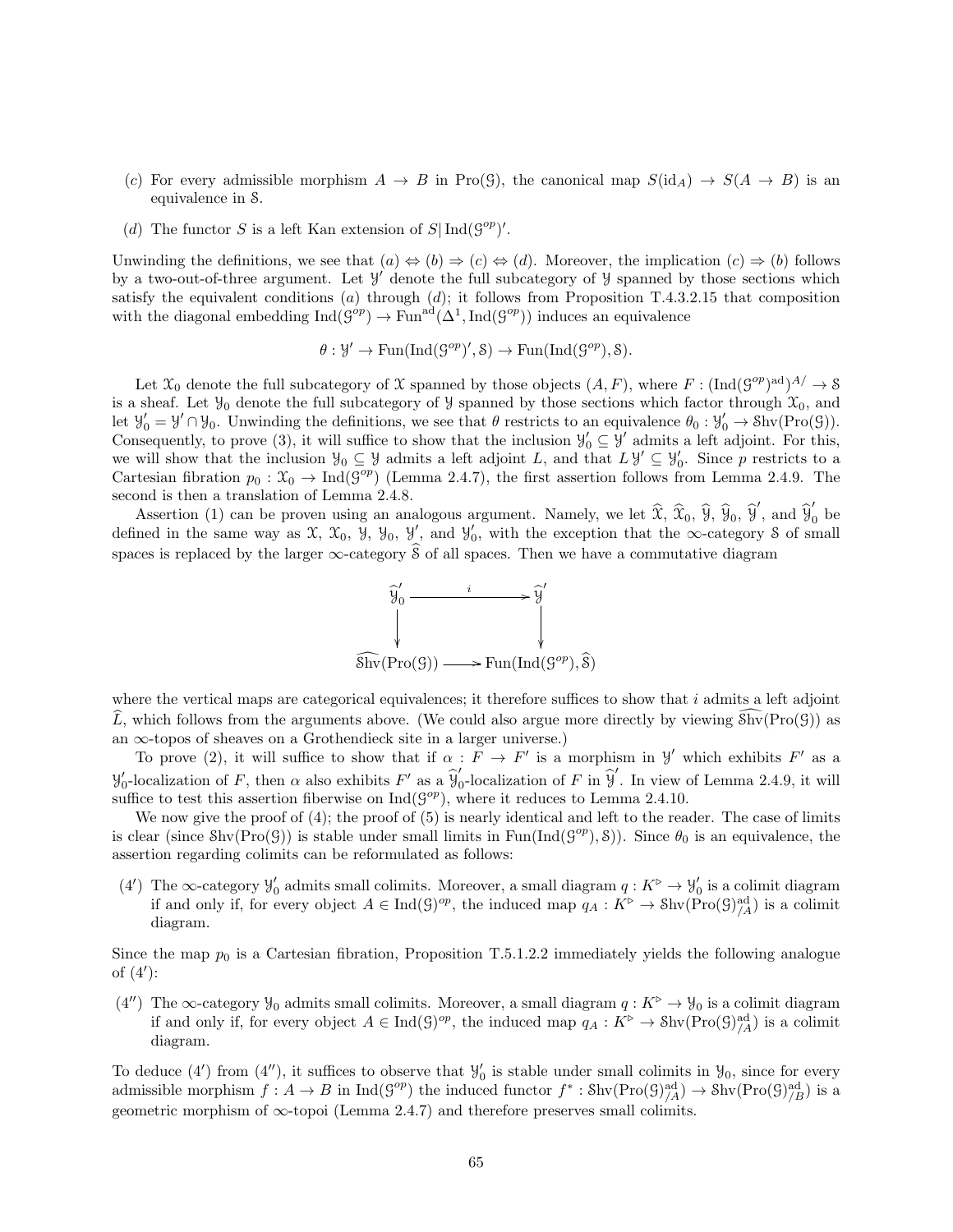(c) For every admissible morphism $A \to B$ in $\mathrm{Pro}(\mathcal{G})$, the canonical map $S(\mathrm{id}_A) \to S(A \to B)$ is an equivalence in $\mathcal{S}$.

(d) The functor $S$ is a left Kan extension of $S|\,\mathrm{Ind}(\mathcal{G}^{op})'$.

Unwinding the definitions, we see that $(a) \Leftrightarrow (b) \Rightarrow (c) \Leftrightarrow (d)$. Moreover, the implication $(c) \Rightarrow (b)$ follows by a two-out-of-three argument. Let $\mathcal{Y}'$ denote the full subcategory of $\mathcal{Y}$ spanned by those sections which satisfy the equivalent conditions $(a)$ through $(d)$; it follows from Proposition T.4.3.2.15 that composition with the diagonal embedding $\mathrm{Ind}(\mathcal{G}^{op}) \to \mathrm{Fun}^{\mathrm{ad}}(\Delta^1, \mathrm{Ind}(\mathcal{G}^{op}))$ induces an equivalence

$$\theta : \mathcal{Y}' \to \mathrm{Fun}(\mathrm{Ind}(\mathcal{G}^{op})', \mathcal{S}) \to \mathrm{Fun}(\mathrm{Ind}(\mathcal{G}^{op}), \mathcal{S}).$$

Let $\mathcal{X}_0$ denote the full subcategory of $\mathcal{X}$ spanned by those objects $(A, F)$, where $F : (\mathrm{Ind}(\mathcal{G}^{op})^{\mathrm{ad}})^{A/} \to \mathcal{S}$ is a sheaf. Let $\mathcal{Y}_0$ denote the full subcategory of $\mathcal{Y}$ spanned by those sections which factor through $\mathcal{X}_0$, and let $\mathcal{Y}'_0 = \mathcal{Y}' \cap \mathcal{Y}_0$. Unwinding the definitions, we see that $\theta$ restricts to an equivalence $\theta_0 : \mathcal{Y}'_0 \to \mathcal{S}\mathrm{hv}(\mathrm{Pro}(\mathcal{G}))$. Consequently, to prove (3), it will suffice to show that the inclusion $\mathcal{Y}'_0 \subseteq \mathcal{Y}'$ admits a left adjoint. For this, we will show that the inclusion $\mathcal{Y}_0 \subseteq \mathcal{Y}$ admits a left adjoint $L$, and that $L\,\mathcal{Y}' \subseteq \mathcal{Y}'_0$. Since $p$ restricts to a Cartesian fibration $p_0 : \mathcal{X}_0 \to \mathrm{Ind}(\mathcal{G}^{op})$ (Lemma 2.4.7), the first assertion follows from Lemma 2.4.9. The second is then a translation of Lemma 2.4.8.

Assertion (1) can be proven using an analogous argument. Namely, we let $\widehat{\mathcal{X}}$, $\widehat{\mathcal{X}}_0$, $\widehat{\mathcal{Y}}$, $\widehat{\mathcal{Y}}_0$, $\widehat{\mathcal{Y}}'$, and $\widehat{\mathcal{Y}}'_0$ be defined in the same way as $\mathcal{X}$, $\mathcal{X}_0$, $\mathcal{Y}$, $\mathcal{Y}_0$, $\mathcal{Y}'$, and $\mathcal{Y}'_0$, with the exception that the $\infty$-category $\mathcal{S}$ of small spaces is replaced by the larger $\infty$-category $\widehat{\mathcal{S}}$ of all spaces. Then we have a commutative diagram

$$\begin{array}{ccc} \widehat{\mathcal{Y}}'_0 & \xrightarrow{i} & \widehat{\mathcal{Y}}' \\ \downarrow & & \downarrow \\ \widehat{\mathcal{S}\mathrm{hv}}(\mathrm{Pro}(\mathcal{G})) & \longrightarrow & \mathrm{Fun}(\mathrm{Ind}(\mathcal{G}^{op}), \widehat{\mathcal{S}}) \end{array}$$

where the vertical maps are categorical equivalences; it therefore suffices to show that $i$ admits a left adjoint $\widehat{L}$, which follows from the arguments above. (We could also argue more directly by viewing $\widehat{\mathcal{S}\mathrm{hv}}(\mathrm{Pro}(\mathcal{G}))$ as an $\infty$-topos of sheaves on a Grothendieck site in a larger universe.)

To prove (2), it will suffice to show that if $\alpha : F \to F'$ is a morphism in $\mathcal{Y}'$ which exhibits $F'$ as a $\mathcal{Y}'_0$-localization of $F$, then $\alpha$ also exhibits $F'$ as a $\widehat{\mathcal{Y}}'_0$-localization of $F$ in $\widehat{\mathcal{Y}}'$. In view of Lemma 2.4.9, it will suffice to test this assertion fiberwise on $\mathrm{Ind}(\mathcal{G}^{op})$, where it reduces to Lemma 2.4.10.

We now give the proof of (4); the proof of (5) is nearly identical and left to the reader. The case of limits is clear (since $\mathcal{S}\mathrm{hv}(\mathrm{Pro}(\mathcal{G}))$ is stable under small limits in $\mathrm{Fun}(\mathrm{Ind}(\mathcal{G}^{op}), \mathcal{S})$). Since $\theta_0$ is an equivalence, the assertion regarding colimits can be reformulated as follows:

(4′) The $\infty$-category $\mathcal{Y}'_0$ admits small colimits. Moreover, a small diagram $q : K^{\triangleright} \to \mathcal{Y}'_0$ is a colimit diagram if and only if, for every object $A \in \mathrm{Ind}(\mathcal{G})^{op}$, the induced map $q_A : K^{\triangleright} \to \mathcal{S}\mathrm{hv}(\mathrm{Pro}(\mathcal{G})^{\mathrm{ad}}_{/A})$ is a colimit diagram.

Since the map $p_0$ is a Cartesian fibration, Proposition T.5.1.2.2 immediately yields the following analogue of (4′):

(4″) The $\infty$-category $\mathcal{Y}_0$ admits small colimits. Moreover, a small diagram $q : K^{\triangleright} \to \mathcal{Y}_0$ is a colimit diagram if and only if, for every object $A \in \mathrm{Ind}(\mathcal{G})^{op}$, the induced map $q_A : K^{\triangleright} \to \mathcal{S}\mathrm{hv}(\mathrm{Pro}(\mathcal{G})^{\mathrm{ad}}_{/A})$ is a colimit diagram.

To deduce (4′) from (4″), it suffices to observe that $\mathcal{Y}'_0$ is stable under small colimits in $\mathcal{Y}_0$, since for every admissible morphism $f : A \to B$ in $\mathrm{Ind}(\mathcal{G}^{op})$ the induced functor $f^* : \mathcal{S}\mathrm{hv}(\mathrm{Pro}(\mathcal{G})^{\mathrm{ad}}_{/A}) \to \mathcal{S}\mathrm{hv}(\mathrm{Pro}(\mathcal{G})^{\mathrm{ad}}_{/B})$ is a geometric morphism of $\infty$-topoi (Lemma 2.4.7) and therefore preserves small colimits.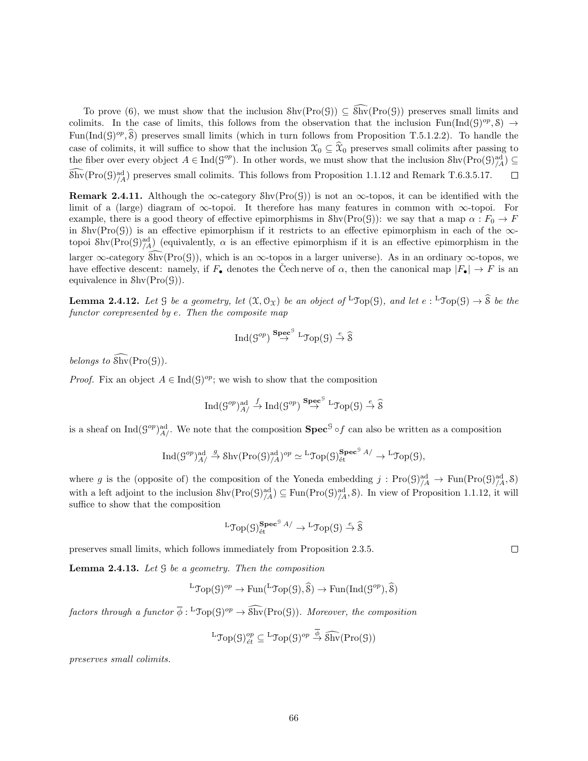To prove (6), we must show that the inclusion $\mathcal{S}\mathrm{hv}(\mathrm{Pro}(\mathcal{G})) \subseteq \widehat{\mathcal{S}\mathrm{hv}}(\mathrm{Pro}(\mathcal{G}))$ preserves small limits and colimits. In the case of limits, this follows from the observation that the inclusion $\mathrm{Fun}(\mathrm{Ind}(\mathcal{G})^{op}, \mathcal{S}) \to \mathrm{Fun}(\mathrm{Ind}(\mathcal{G})^{op}, \widehat{\mathcal{S}})$ preserves small limits (which in turn follows from Proposition T.5.1.2.2). To handle the case of colimits, it will suffice to show that the inclusion $\mathcal{X}_0 \subseteq \widehat{\mathcal{X}}_0$ preserves small colimits after passing to the fiber over every object $A \in \mathrm{Ind}(\mathcal{G}^{op})$. In other words, we must show that the inclusion $\mathcal{S}\mathrm{hv}(\mathrm{Pro}(\mathcal{G})^{\mathrm{ad}}_{/A}) \subseteq \widehat{\mathcal{S}\mathrm{hv}}(\mathrm{Pro}(\mathcal{G})^{\mathrm{ad}}_{/A})$ preserves small colimits. This follows from Proposition 1.1.12 and Remark T.6.3.5.17. $\square$

**Remark 2.4.11.** Although the $\infty$-category $\mathcal{S}\mathrm{hv}(\mathrm{Pro}(\mathcal{G}))$ is not an $\infty$-topos, it can be identified with the limit of a (large) diagram of $\infty$-topoi. It therefore has many features in common with $\infty$-topoi. For example, there is a good theory of effective epimorphisms in $\mathcal{S}\mathrm{hv}(\mathrm{Pro}(\mathcal{G}))$: we say that a map $\alpha : F_0 \to F$ in $\mathcal{S}\mathrm{hv}(\mathrm{Pro}(\mathcal{G}))$ is an effective epimorphism if it restricts to an effective epimorphism in each of the $\infty$-topoi $\mathcal{S}\mathrm{hv}(\mathrm{Pro}(\mathcal{G})^{\mathrm{ad}}_{/A})$ (equivalently, $\alpha$ is an effective epimorphism if it is an effective epimorphism in the larger $\infty$-category $\widehat{\mathcal{S}\mathrm{hv}}(\mathrm{Pro}(\mathcal{G}))$, which is an $\infty$-topos in a larger universe). As in an ordinary $\infty$-topos, we have effective descent: namely, if $F_\bullet$ denotes the Čech nerve of $\alpha$, then the canonical map $|F_\bullet| \to F$ is an equivalence in $\mathcal{S}\mathrm{hv}(\mathrm{Pro}(\mathcal{G}))$.

**Lemma 2.4.12.** *Let $\mathcal{G}$ be a geometry, let $(\mathcal{X}, \mathcal{O}_{\mathcal{X}})$ be an object of ${}^{\mathrm{L}}\mathcal{T}\mathrm{op}(\mathcal{G})$, and let $e : {}^{\mathrm{L}}\mathcal{T}\mathrm{op}(\mathcal{G}) \to \widehat{\mathcal{S}}$ be the functor corepresented by $e$. Then the composite map*

$$\mathrm{Ind}(\mathcal{G}^{op}) \stackrel{\mathbf{Spec}^{\mathcal{G}}}{\to} {}^{\mathrm{L}}\mathcal{T}\mathrm{op}(\mathcal{G}) \stackrel{e}{\to} \widehat{\mathcal{S}}$$

*belongs to $\widehat{\mathcal{S}\mathrm{hv}}(\mathrm{Pro}(\mathcal{G}))$.*

*Proof.* Fix an object $A \in \mathrm{Ind}(\mathcal{G})^{op}$; we wish to show that the composition

$$\mathrm{Ind}(\mathcal{G}^{op})^{\mathrm{ad}}_{A/} \stackrel{f}{\to} \mathrm{Ind}(\mathcal{G}^{op}) \stackrel{\mathbf{Spec}^{\mathcal{G}}}{\to} {}^{\mathrm{L}}\mathcal{T}\mathrm{op}(\mathcal{G}) \stackrel{e}{\to} \widehat{\mathcal{S}}$$

is a sheaf on $\mathrm{Ind}(\mathcal{G}^{op})^{\mathrm{ad}}_{A/}$. We note that the composition $\mathbf{Spec}^{\mathcal{G}} \circ f$ can also be written as a composition

$$\mathrm{Ind}(\mathcal{G}^{op})^{\mathrm{ad}}_{A/} \stackrel{g}{\to} \mathcal{S}\mathrm{hv}(\mathrm{Pro}(\mathcal{G})^{\mathrm{ad}}_{/A})^{op} \simeq {}^{\mathrm{L}}\mathcal{T}\mathrm{op}(\mathcal{G})^{\mathbf{Spec}^{\mathcal{G}} A/}_{\text{ét}} \to {}^{\mathrm{L}}\mathcal{T}\mathrm{op}(\mathcal{G}),$$

where $g$ is the (opposite of) the composition of the Yoneda embedding $j : \mathrm{Pro}(\mathcal{G})^{\mathrm{ad}}_{/A} \to \mathrm{Fun}(\mathrm{Pro}(\mathcal{G})^{\mathrm{ad}}_{/A}, \mathcal{S})$ with a left adjoint to the inclusion $\mathcal{S}\mathrm{hv}(\mathrm{Pro}(\mathcal{G})^{\mathrm{ad}}_{/A}) \subseteq \mathrm{Fun}(\mathrm{Pro}(\mathcal{G})^{\mathrm{ad}}_{/A}, \mathcal{S})$. In view of Proposition 1.1.12, it will suffice to show that the composition

$${}^{\mathrm{L}}\mathcal{T}\mathrm{op}(\mathcal{G})^{\mathbf{Spec}^{\mathcal{G}} A/}_{\text{ét}} \to {}^{\mathrm{L}}\mathcal{T}\mathrm{op}(\mathcal{G}) \stackrel{e}{\to} \widehat{\mathcal{S}}$$

preserves small limits, which follows immediately from Proposition 2.3.5. $\square$

**Lemma 2.4.13.** *Let $\mathcal{G}$ be a geometry. Then the composition*

$${}^{\mathrm{L}}\mathcal{T}\mathrm{op}(\mathcal{G})^{op} \to \mathrm{Fun}({}^{\mathrm{L}}\mathcal{T}\mathrm{op}(\mathcal{G}), \widehat{\mathcal{S}}) \to \mathrm{Fun}(\mathrm{Ind}(\mathcal{G}^{op}), \widehat{\mathcal{S}})$$

*factors through a functor $\overline{\phi} : {}^{\mathrm{L}}\mathcal{T}\mathrm{op}(\mathcal{G})^{op} \to \widehat{\mathcal{S}\mathrm{hv}}(\mathrm{Pro}(\mathcal{G}))$. Moreover, the composition*

$${}^{\mathrm{L}}\mathcal{T}\mathrm{op}(\mathcal{G})^{op}_{\acute{e}t} \subseteq {}^{\mathrm{L}}\mathcal{T}\mathrm{op}(\mathcal{G})^{op} \stackrel{\overline{\phi}}{\to} \widehat{\mathcal{S}\mathrm{hv}}(\mathrm{Pro}(\mathcal{G}))$$

*preserves small colimits.*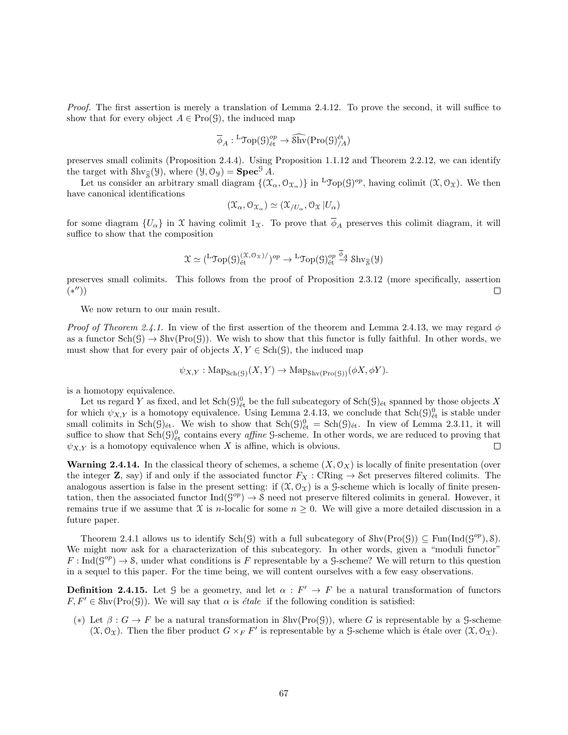*Proof.* The first assertion is merely a translation of Lemma 2.4.12. To prove the second, it will suffice to show that for every object $A \in \mathrm{Pro}(\mathcal{G})$, the induced map

$$\overline{\phi}_A : {}^{\mathrm{L}}\mathcal{T}\mathrm{op}(\mathcal{G})^{op}_{\text{ét}} \to \widehat{\mathcal{S}\mathrm{hv}}(\mathrm{Pro}(\mathcal{G})^{\text{ét}}_{/A})$$

preserves small colimits (Proposition 2.4.4). Using Proposition 1.1.12 and Theorem 2.2.12, we can identify the target with $\mathcal{S}\mathrm{hv}_{\widehat{\mathcal{S}}}(\mathcal{Y})$, where $(\mathcal{Y}, \mathcal{O}_{\mathcal{Y}}) = \mathbf{Spec}^{\mathcal{G}} A$.

Let us consider an arbitrary small diagram $\{(\mathcal{X}_\alpha, \mathcal{O}_{\mathcal{X}_\alpha})\}$ in ${}^{\mathrm{L}}\mathcal{T}\mathrm{op}(\mathcal{G})^{op}$, having colimit $(\mathcal{X}, \mathcal{O}_{\mathcal{X}})$. We then have canonical identifications

$$(\mathcal{X}_\alpha, \mathcal{O}_{\mathcal{X}_\alpha}) \simeq (\mathcal{X}_{/U_\alpha}, \mathcal{O}_{\mathcal{X}} | U_\alpha)$$

for some diagram $\{U_\alpha\}$ in $\mathcal{X}$ having colimit $1_{\mathcal{X}}$. To prove that $\overline{\phi}_A$ preserves this colimit diagram, it will suffice to show that the composition

$$\mathcal{X} \simeq ({}^{\mathrm{L}}\mathcal{T}\mathrm{op}(\mathcal{G})^{(\mathcal{X}, \mathcal{O}_{\mathcal{X}})/}_{\text{ét}})^{op} \to {}^{\mathrm{L}}\mathcal{T}\mathrm{op}(\mathcal{G})^{op}_{\text{ét}} \stackrel{\overline{\phi}_A}{\to} \mathcal{S}\mathrm{hv}_{\widehat{\mathcal{S}}}(\mathcal{Y})$$

preserves small colimits. This follows from the proof of Proposition 2.3.12 (more specifically, assertion $(*'')$) $\square$

We now return to our main result.

*Proof of Theorem 2.4.1.* In view of the first assertion of the theorem and Lemma 2.4.13, we may regard $\phi$ as a functor $\mathrm{Sch}(\mathcal{G}) \to \mathcal{S}\mathrm{hv}(\mathrm{Pro}(\mathcal{G}))$. We wish to show that this functor is fully faithful. In other words, we must show that for every pair of objects $X, Y \in \mathrm{Sch}(\mathcal{G})$, the induced map

$$\psi_{X,Y} : \mathrm{Map}_{\mathrm{Sch}(\mathcal{G})}(X, Y) \to \mathrm{Map}_{\mathcal{S}\mathrm{hv}(\mathrm{Pro}(\mathcal{G}))}(\phi X, \phi Y).$$

is a homotopy equivalence.

Let us regard $Y$ as fixed, and let $\mathrm{Sch}(\mathcal{G})^0_{\text{ét}}$ be the full subcategory of $\mathrm{Sch}(\mathcal{G})_{\text{ét}}$ spanned by those objects $X$ for which $\psi_{X,Y}$ is a homotopy equivalence. Using Lemma 2.4.13, we conclude that $\mathrm{Sch}(\mathcal{G})^0_{\text{ét}}$ is stable under small colimits in $\mathrm{Sch}(\mathcal{G})_{\text{ét}}$. We wish to show that $\mathrm{Sch}(\mathcal{G})^0_{\text{ét}} = \mathrm{Sch}(\mathcal{G})_{\text{ét}}$. In view of Lemma 2.3.11, it will suffice to show that $\mathrm{Sch}(\mathcal{G})^0_{\text{ét}}$ contains every *affine* $\mathcal{G}$-scheme. In other words, we are reduced to proving that $\psi_{X,Y}$ is a homotopy equivalence when $X$ is affine, which is obvious. $\square$

**Warning 2.4.14.** In the classical theory of schemes, a scheme $(X, \mathcal{O}_X)$ is locally of finite presentation (over the integer $\mathbf{Z}$, say) if and only if the associated functor $F_X : \mathrm{CRing} \to \mathcal{S}\mathrm{et}$ preserves filtered colimits. The analogous assertion is false in the present setting: if $(\mathcal{X}, \mathcal{O}_{\mathcal{X}})$ is a $\mathcal{G}$-scheme which is locally of finite presentation, then the associated functor $\mathrm{Ind}(\mathcal{G}^{op}) \to \mathcal{S}$ need not preserve filtered colimits in general. However, it remains true if we assume that $\mathcal{X}$ is $n$-localic for some $n \geq 0$. We will give a more detailed discussion in a future paper.

Theorem 2.4.1 allows us to identify $\mathrm{Sch}(\mathcal{G})$ with a full subcategory of $\mathcal{S}\mathrm{hv}(\mathrm{Pro}(\mathcal{G})) \subseteq \mathrm{Fun}(\mathrm{Ind}(\mathcal{G}^{op}), \mathcal{S})$. We might now ask for a characterization of this subcategory. In other words, given a "moduli functor" $F : \mathrm{Ind}(\mathcal{G}^{op}) \to \mathcal{S}$, under what conditions is $F$ representable by a $\mathcal{G}$-scheme? We will return to this question in a sequel to this paper. For the time being, we will content ourselves with a few easy observations.

**Definition 2.4.15.** Let $\mathcal{G}$ be a geometry, and let $\alpha : F' \to F$ be a natural transformation of functors $F, F' \in \mathcal{S}\mathrm{hv}(\mathrm{Pro}(\mathcal{G}))$. We will say that $\alpha$ is *étale* if the following condition is satisfied:

- $(*)$ Let $\beta : G \to F$ be a natural transformation in $\mathcal{S}\mathrm{hv}(\mathrm{Pro}(\mathcal{G}))$, where $G$ is representable by a $\mathcal{G}$-scheme $(\mathcal{X}, \mathcal{O}_{\mathcal{X}})$. Then the fiber product $G \times_F F'$ is representable by a $\mathcal{G}$-scheme which is étale over $(\mathcal{X}, \mathcal{O}_{\mathcal{X}})$.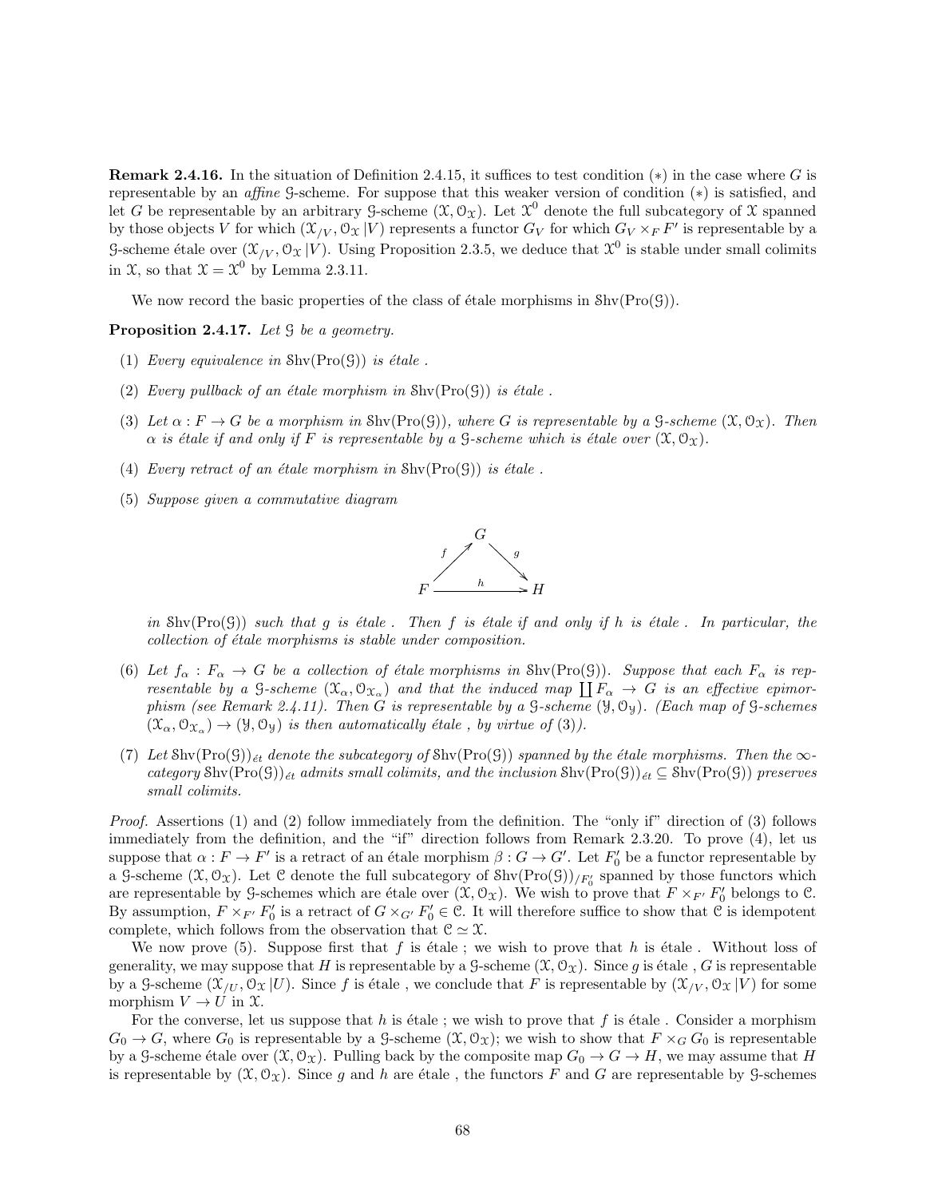**Remark 2.4.16.** In the situation of Definition 2.4.15, it suffices to test condition $(*)$ in the case where $G$ is representable by an *affine* $\mathcal{G}$-scheme. For suppose that this weaker version of condition $(*)$ is satisfied, and let $G$ be representable by an arbitrary $\mathcal{G}$-scheme $(\mathcal{X}, \mathcal{O}_{\mathcal{X}})$. Let $\mathcal{X}^0$ denote the full subcategory of $\mathcal{X}$ spanned by those objects $V$ for which $(\mathcal{X}_{/V}, \mathcal{O}_{\mathcal{X}} | V)$ represents a functor $G_V$ for which $G_V \times_F F'$ is representable by a $\mathcal{G}$-scheme étale over $(\mathcal{X}_{/V}, \mathcal{O}_{\mathcal{X}} | V)$. Using Proposition 2.3.5, we deduce that $\mathcal{X}^0$ is stable under small colimits in $\mathcal{X}$, so that $\mathcal{X} = \mathcal{X}^0$ by Lemma 2.3.11.

We now record the basic properties of the class of étale morphisms in $\mathrm{Shv}(\mathrm{Pro}(\mathcal{G}))$.

**Proposition 2.4.17.** *Let $\mathcal{G}$ be a geometry.*

1. *Every equivalence in $\mathrm{Shv}(\mathrm{Pro}(\mathcal{G}))$ is étale .*
2. *Every pullback of an étale morphism in $\mathrm{Shv}(\mathrm{Pro}(\mathcal{G}))$ is étale .*
3. *Let $\alpha : F \to G$ be a morphism in $\mathrm{Shv}(\mathrm{Pro}(\mathcal{G}))$, where $G$ is representable by a $\mathcal{G}$-scheme $(\mathcal{X}, \mathcal{O}_{\mathcal{X}})$. Then $\alpha$ is étale if and only if $F$ is representable by a $\mathcal{G}$-scheme which is étale over $(\mathcal{X}, \mathcal{O}_{\mathcal{X}})$.*
4. *Every retract of an étale morphism in $\mathrm{Shv}(\mathrm{Pro}(\mathcal{G}))$ is étale .*
5. *Suppose given a commutative diagram*
$$\begin{array}{ccccc} & & G & & \\ & {}^{f}\nearrow & & \searrow^{g} & \\ F & & \xrightarrow{\quad h \quad} & & H \end{array}$$
*in $\mathrm{Shv}(\mathrm{Pro}(\mathcal{G}))$ such that $g$ is étale . Then $f$ is étale if and only if $h$ is étale . In particular, the collection of étale morphisms is stable under composition.*
6. *Let $f_\alpha : F_\alpha \to G$ be a collection of étale morphisms in $\mathrm{Shv}(\mathrm{Pro}(\mathcal{G}))$. Suppose that each $F_\alpha$ is representable by a $\mathcal{G}$-scheme $(\mathcal{X}_\alpha, \mathcal{O}_{\mathcal{X}_\alpha})$ and that the induced map $\coprod F_\alpha \to G$ is an effective epimorphism (see Remark 2.4.11). Then $G$ is representable by a $\mathcal{G}$-scheme $(\mathcal{Y}, \mathcal{O}_{\mathcal{Y}})$. (Each map of $\mathcal{G}$-schemes $(\mathcal{X}_\alpha, \mathcal{O}_{\mathcal{X}_\alpha}) \to (\mathcal{Y}, \mathcal{O}_{\mathcal{Y}})$ is then automatically étale , by virtue of (3)).*
7. *Let $\mathrm{Shv}(\mathrm{Pro}(\mathcal{G}))_{ét}$ denote the subcategory of $\mathrm{Shv}(\mathrm{Pro}(\mathcal{G}))$ spanned by the étale morphisms. Then the $\infty$-category $\mathrm{Shv}(\mathrm{Pro}(\mathcal{G}))_{ét}$ admits small colimits, and the inclusion $\mathrm{Shv}(\mathrm{Pro}(\mathcal{G}))_{ét} \subseteq \mathrm{Shv}(\mathrm{Pro}(\mathcal{G}))$ preserves small colimits.*

*Proof.* Assertions (1) and (2) follow immediately from the definition. The "only if" direction of (3) follows immediately from the definition, and the "if" direction follows from Remark 2.3.20. To prove (4), let us suppose that $\alpha : F \to F'$ is a retract of an étale morphism $\beta : G \to G'$. Let $F'_0$ be a functor representable by a $\mathcal{G}$-scheme $(\mathcal{X}, \mathcal{O}_{\mathcal{X}})$. Let $\mathcal{C}$ denote the full subcategory of $\mathrm{Shv}(\mathrm{Pro}(\mathcal{G}))_{/F'_0}$ spanned by those functors which are representable by $\mathcal{G}$-schemes which are étale over $(\mathcal{X}, \mathcal{O}_{\mathcal{X}})$. We wish to prove that $F \times_{F'} F'_0$ belongs to $\mathcal{C}$. By assumption, $F \times_{F'} F'_0$ is a retract of $G \times_{G'} F'_0 \in \mathcal{C}$. It will therefore suffice to show that $\mathcal{C}$ is idempotent complete, which follows from the observation that $\mathcal{C} \simeq \mathcal{X}$.

We now prove (5). Suppose first that $f$ is étale ; we wish to prove that $h$ is étale . Without loss of generality, we may suppose that $H$ is representable by a $\mathcal{G}$-scheme $(\mathcal{X}, \mathcal{O}_{\mathcal{X}})$. Since $g$ is étale , $G$ is representable by a $\mathcal{G}$-scheme $(\mathcal{X}_{/U}, \mathcal{O}_{\mathcal{X}} | U)$. Since $f$ is étale , we conclude that $F$ is representable by $(\mathcal{X}_{/V}, \mathcal{O}_{\mathcal{X}} | V)$ for some morphism $V \to U$ in $\mathcal{X}$.

For the converse, let us suppose that $h$ is étale ; we wish to prove that $f$ is étale . Consider a morphism $G_0 \to G$, where $G_0$ is representable by a $\mathcal{G}$-scheme $(\mathcal{X}, \mathcal{O}_{\mathcal{X}})$; we wish to show that $F \times_G G_0$ is representable by a $\mathcal{G}$-scheme étale over $(\mathcal{X}, \mathcal{O}_{\mathcal{X}})$. Pulling back by the composite map $G_0 \to G \to H$, we may assume that $H$ is representable by $(\mathcal{X}, \mathcal{O}_{\mathcal{X}})$. Since $g$ and $h$ are étale , the functors $F$ and $G$ are representable by $\mathcal{G}$-schemes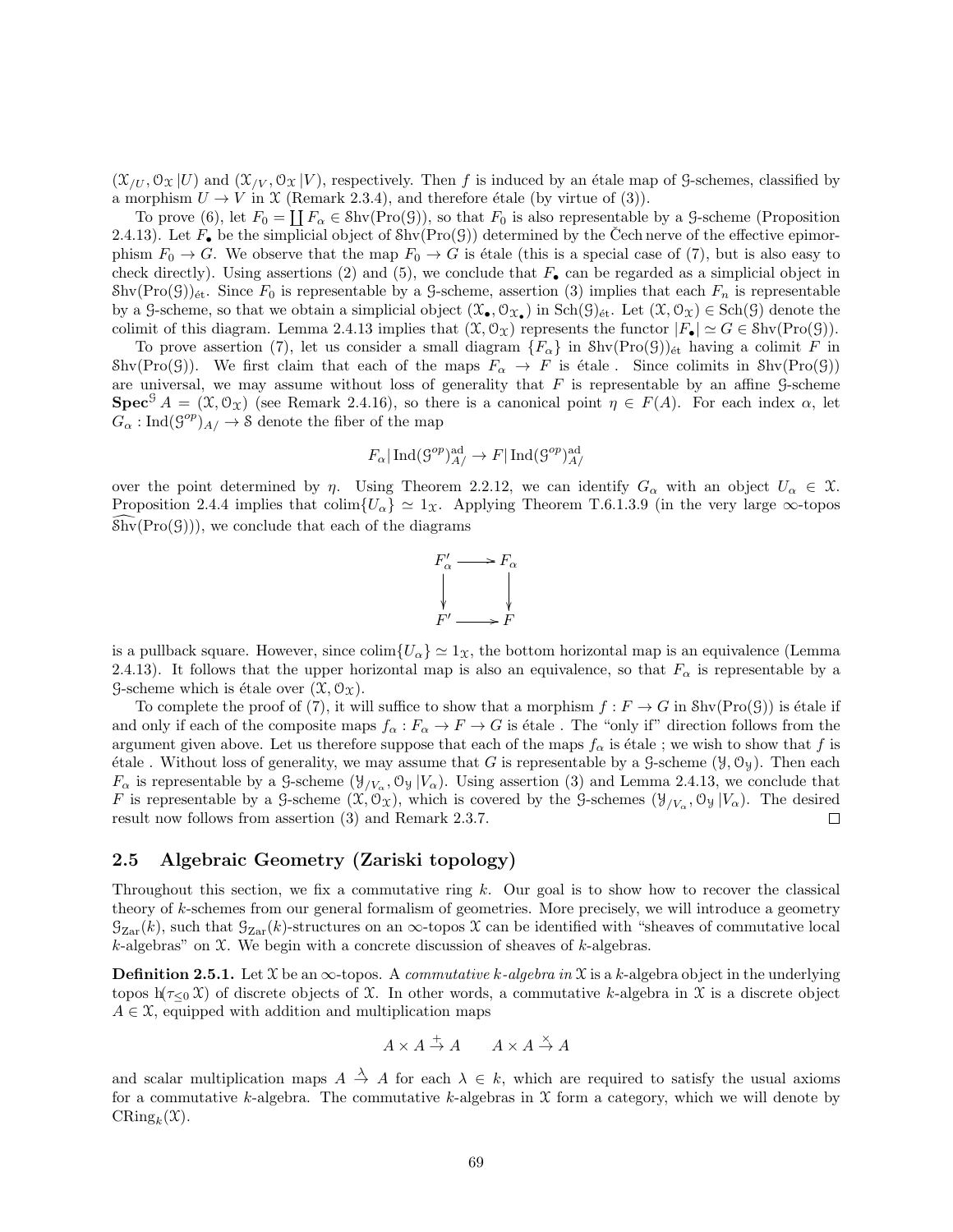$(\mathcal{X}_{/U}, \mathcal{O}_{\mathcal{X}}|U)$ and $(\mathcal{X}_{/V}, \mathcal{O}_{\mathcal{X}}|V)$, respectively. Then $f$ is induced by an étale map of $\mathcal{G}$-schemes, classified by a morphism $U \to V$ in $\mathcal{X}$ (Remark 2.3.4), and therefore étale (by virtue of (3)).

To prove (6), let $F_0 = \coprod F_\alpha \in \mathcal{S}\mathrm{hv}(\mathrm{Pro}(\mathcal{G}))$, so that $F_0$ is also representable by a $\mathcal{G}$-scheme (Proposition 2.4.13). Let $F_\bullet$ be the simplicial object of $\mathcal{S}\mathrm{hv}(\mathrm{Pro}(\mathcal{G}))$ determined by the Čech nerve of the effective epimorphism $F_0 \to G$. We observe that the map $F_0 \to G$ is étale (this is a special case of (7), but is also easy to check directly). Using assertions (2) and (5), we conclude that $F_\bullet$ can be regarded as a simplicial object in $\mathcal{S}\mathrm{hv}(\mathrm{Pro}(\mathcal{G}))_{\text{ét}}$. Since $F_0$ is representable by a $\mathcal{G}$-scheme, assertion (3) implies that each $F_n$ is representable by a $\mathcal{G}$-scheme, so that we obtain a simplicial object $(\mathcal{X}_\bullet, \mathcal{O}_{\mathcal{X}_\bullet})$ in $\mathrm{Sch}(\mathcal{G})_{\text{ét}}$. Let $(\mathcal{X}, \mathcal{O}_{\mathcal{X}}) \in \mathrm{Sch}(\mathcal{G})$ denote the colimit of this diagram. Lemma 2.4.13 implies that $(\mathcal{X}, \mathcal{O}_{\mathcal{X}})$ represents the functor $|F_\bullet| \simeq G \in \mathcal{S}\mathrm{hv}(\mathrm{Pro}(\mathcal{G}))$.

To prove assertion (7), let us consider a small diagram $\{F_\alpha\}$ in $\mathcal{S}\mathrm{hv}(\mathrm{Pro}(\mathcal{G}))_{\text{ét}}$ having a colimit $F$ in $\mathcal{S}\mathrm{hv}(\mathrm{Pro}(\mathcal{G}))$. We first claim that each of the maps $F_\alpha \to F$ is étale . Since colimits in $\mathcal{S}\mathrm{hv}(\mathrm{Pro}(\mathcal{G}))$ are universal, we may assume without loss of generality that $F$ is representable by an affine $\mathcal{G}$-scheme $\mathbf{Spec}^{\mathcal{G}} A = (\mathcal{X}, \mathcal{O}_{\mathcal{X}})$ (see Remark 2.4.16), so there is a canonical point $\eta \in F(A)$. For each index $\alpha$, let $G_\alpha : \mathrm{Ind}(\mathcal{G}^{op})_{A/} \to \mathcal{S}$ denote the fiber of the map

$$F_\alpha | \mathrm{Ind}(\mathcal{G}^{op})^{\mathrm{ad}}_{A/} \to F | \mathrm{Ind}(\mathcal{G}^{op})^{\mathrm{ad}}_{A/}$$

over the point determined by $\eta$. Using Theorem 2.2.12, we can identify $G_\alpha$ with an object $U_\alpha \in \mathcal{X}$. Proposition 2.4.4 implies that $\mathrm{colim}\{U_\alpha\} \simeq 1_{\mathcal{X}}$. Applying Theorem T.6.1.3.9 (in the very large $\infty$-topos $\widehat{\mathcal{S}\mathrm{hv}}(\mathrm{Pro}(\mathcal{G}))$), we conclude that each of the diagrams

$$\begin{array}{ccc} F'_\alpha & \longrightarrow & F_\alpha \\ \downarrow & & \downarrow \\ F' & \longrightarrow & F \end{array}$$

is a pullback square. However, since $\mathrm{colim}\{U_\alpha\} \simeq 1_{\mathcal{X}}$, the bottom horizontal map is an equivalence (Lemma 2.4.13). It follows that the upper horizontal map is also an equivalence, so that $F_\alpha$ is representable by a $\mathcal{G}$-scheme which is étale over $(\mathcal{X}, \mathcal{O}_{\mathcal{X}})$.

To complete the proof of (7), it will suffice to show that a morphism $f : F \to G$ in $\mathcal{S}\mathrm{hv}(\mathrm{Pro}(\mathcal{G}))$ is étale if and only if each of the composite maps $f_\alpha : F_\alpha \to F \to G$ is étale . The "only if" direction follows from the argument given above. Let us therefore suppose that each of the maps $f_\alpha$ is étale ; we wish to show that $f$ is étale . Without loss of generality, we may assume that $G$ is representable by a $\mathcal{G}$-scheme $(\mathcal{Y}, \mathcal{O}_{\mathcal{Y}})$. Then each $F_\alpha$ is representable by a $\mathcal{G}$-scheme $(\mathcal{Y}_{/V_\alpha}, \mathcal{O}_{\mathcal{Y}}|V_\alpha)$. Using assertion (3) and Lemma 2.4.13, we conclude that $F$ is representable by a $\mathcal{G}$-scheme $(\mathcal{X}, \mathcal{O}_{\mathcal{X}})$, which is covered by the $\mathcal{G}$-schemes $(\mathcal{Y}_{/V_\alpha}, \mathcal{O}_{\mathcal{Y}}|V_\alpha)$. The desired result now follows from assertion (3) and Remark 2.3.7. □

## 2.5 Algebraic Geometry (Zariski topology)

Throughout this section, we fix a commutative ring $k$. Our goal is to show how to recover the classical theory of $k$-schemes from our general formalism of geometries. More precisely, we will introduce a geometry $\mathcal{G}_{\mathrm{Zar}}(k)$, such that $\mathcal{G}_{\mathrm{Zar}}(k)$-structures on an $\infty$-topos $\mathcal{X}$ can be identified with "sheaves of commutative local $k$-algebras" on $\mathcal{X}$. We begin with a concrete discussion of sheaves of $k$-algebras.

**Definition 2.5.1.** Let $\mathcal{X}$ be an $\infty$-topos. A *commutative $k$-algebra in* $\mathcal{X}$ is a $k$-algebra object in the underlying topos $\mathrm{h}(\tau_{\leq 0} \mathcal{X})$ of discrete objects of $\mathcal{X}$. In other words, a commutative $k$-algebra in $\mathcal{X}$ is a discrete object $A \in \mathcal{X}$, equipped with addition and multiplication maps

$$A \times A \xrightarrow{+} A \qquad A \times A \xrightarrow{\times} A$$

and scalar multiplication maps $A \xrightarrow{\lambda} A$ for each $\lambda \in k$, which are required to satisfy the usual axioms for a commutative $k$-algebra. The commutative $k$-algebras in $\mathcal{X}$ form a category, which we will denote by $\mathrm{CRing}_k(\mathcal{X})$.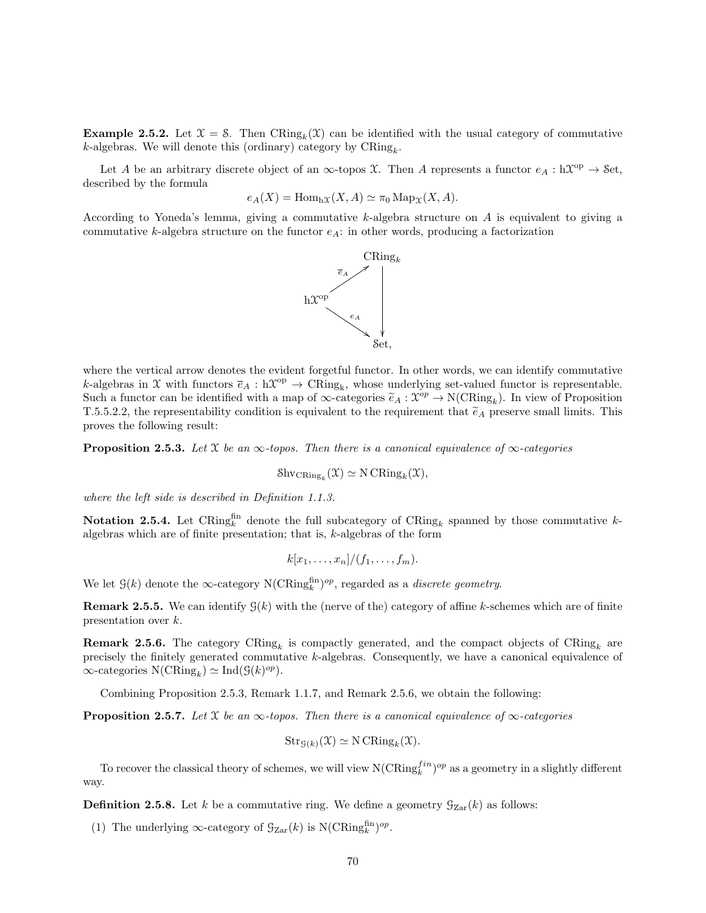**Example 2.5.2.** Let $\mathcal{X} = \mathcal{S}$. Then $\mathrm{CRing}_k(\mathcal{X})$ can be identified with the usual category of commutative $k$-algebras. We will denote this (ordinary) category by $\mathrm{CRing}_k$.

Let $A$ be an arbitrary discrete object of an $\infty$-topos $\mathcal{X}$. Then $A$ represents a functor $e_A : \mathrm{h}\mathcal{X}^{\mathrm{op}} \to \mathcal{S}\mathrm{et}$, described by the formula

$$e_A(X) = \mathrm{Hom}_{\mathrm{h}\mathcal{X}}(X, A) \simeq \pi_0 \mathrm{Map}_{\mathcal{X}}(X, A).$$

According to Yoneda's lemma, giving a commutative $k$-algebra structure on $A$ is equivalent to giving a commutative $k$-algebra structure on the functor $e_A$: in other words, producing a factorization

$$\begin{array}{ccc} & & \mathrm{CRing}_k \\ & \overset{\overline{e}_A}{\nearrow} & \downarrow \\ \mathrm{h}\mathcal{X}^{\mathrm{op}} & & \\ & \underset{e_A}{\searrow} & \\ & & \mathcal{S}\mathrm{et}, \end{array}$$

where the vertical arrow denotes the evident forgetful functor. In other words, we can identify commutative $k$-algebras in $\mathcal{X}$ with functors $\overline{e}_A : \mathrm{h}\mathcal{X}^{\mathrm{op}} \to \mathrm{CRing_k}$, whose underlying set-valued functor is representable. Such a functor can be identified with a map of $\infty$-categories $\widetilde{e}_A : \mathcal{X}^{op} \to \mathrm{N}(\mathrm{CRing_k})$. In view of Proposition T.5.5.2.2, the representability condition is equivalent to the requirement that $\widetilde{e}_A$ preserve small limits. This proves the following result:

**Proposition 2.5.3.** *Let $\mathcal{X}$ be an $\infty$-topos. Then there is a canonical equivalence of $\infty$-categories*

$$\mathcal{S}\mathrm{hv}_{\mathrm{CRing}_k}(\mathcal{X}) \simeq \mathrm{N}\,\mathrm{CRing}_k(\mathcal{X}),$$

*where the left side is described in Definition 1.1.3.*

**Notation 2.5.4.** Let $\mathrm{CRing}_k^{\mathrm{fin}}$ denote the full subcategory of $\mathrm{CRing}_k$ spanned by those commutative $k$-algebras which are of finite presentation; that is, $k$-algebras of the form

$$k[x_1, \ldots, x_n]/(f_1, \ldots, f_m).$$

We let $\mathcal{G}(k)$ denote the $\infty$-category $\mathrm{N}(\mathrm{CRing}_k^{\mathrm{fin}})^{op}$, regarded as a *discrete geometry*.

**Remark 2.5.5.** We can identify $\mathcal{G}(k)$ with the (nerve of the) category of affine $k$-schemes which are of finite presentation over $k$.

**Remark 2.5.6.** The category $\mathrm{CRing}_k$ is compactly generated, and the compact objects of $\mathrm{CRing}_k$ are precisely the finitely generated commutative $k$-algebras. Consequently, we have a canonical equivalence of $\infty$-categories $\mathrm{N}(\mathrm{CRing}_k) \simeq \mathrm{Ind}(\mathcal{G}(k)^{op})$.

Combining Proposition 2.5.3, Remark 1.1.7, and Remark 2.5.6, we obtain the following:

**Proposition 2.5.7.** *Let $\mathcal{X}$ be an $\infty$-topos. Then there is a canonical equivalence of $\infty$-categories*

$$\mathrm{Str}_{\mathcal{G}(k)}(\mathcal{X}) \simeq \mathrm{N}\,\mathrm{CRing}_k(\mathcal{X}).$$

To recover the classical theory of schemes, we will view $\mathrm{N}(\mathrm{CRing}_k^{fin})^{op}$ as a geometry in a slightly different way.

**Definition 2.5.8.** Let $k$ be a commutative ring. We define a geometry $\mathcal{G}_{\mathrm{Zar}}(k)$ as follows:

(1) The underlying $\infty$-category of $\mathcal{G}_{\mathrm{Zar}}(k)$ is $\mathrm{N}(\mathrm{CRing}_k^{\mathrm{fin}})^{op}$.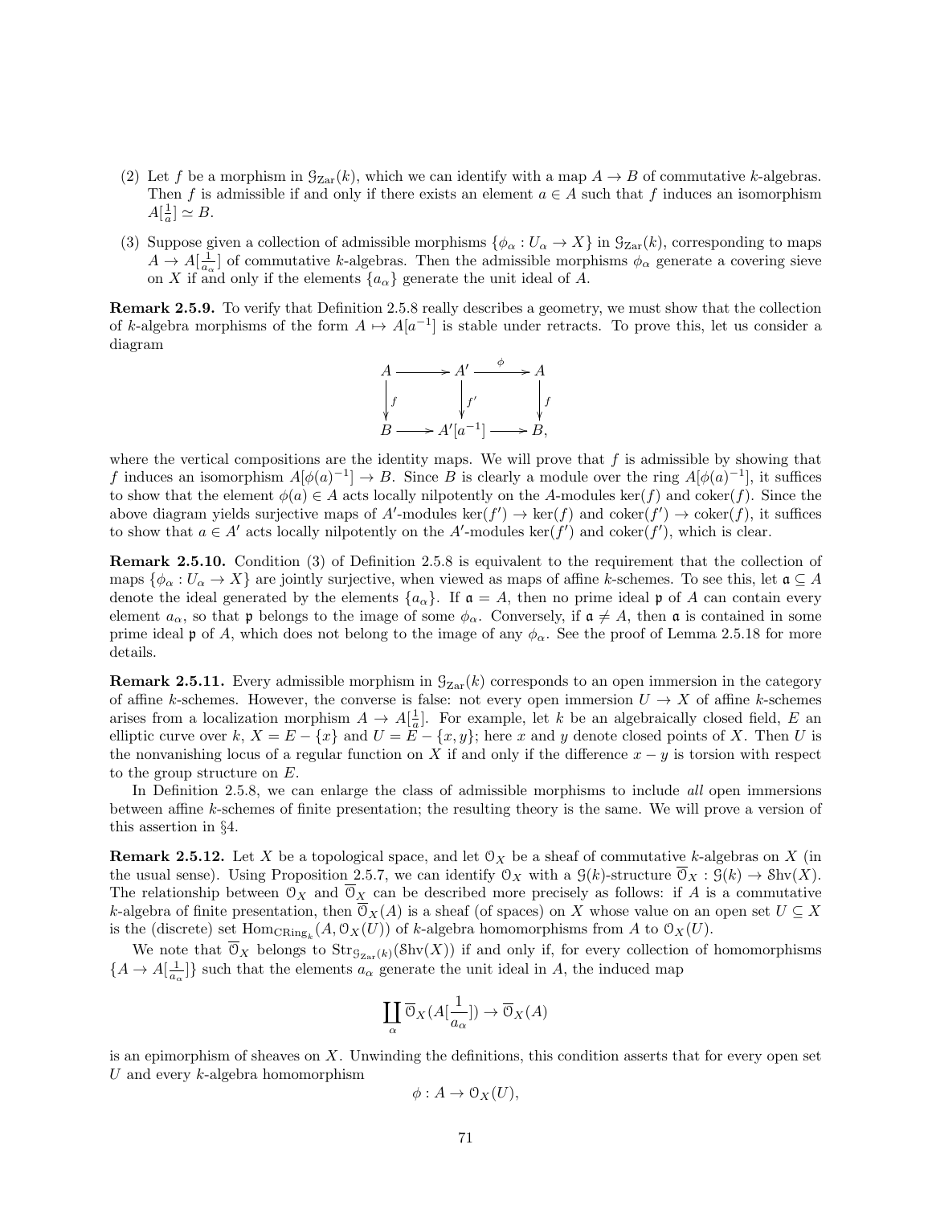(2) Let $f$ be a morphism in $\mathcal{G}_{\mathrm{Zar}}(k)$, which we can identify with a map $A \to B$ of commutative $k$-algebras. Then $f$ is admissible if and only if there exists an element $a \in A$ such that $f$ induces an isomorphism $A[\frac{1}{a}] \simeq B$.

(3) Suppose given a collection of admissible morphisms $\{\phi_\alpha : U_\alpha \to X\}$ in $\mathcal{G}_{\mathrm{Zar}}(k)$, corresponding to maps $A \to A[\frac{1}{a_\alpha}]$ of commutative $k$-algebras. Then the admissible morphisms $\phi_\alpha$ generate a covering sieve on $X$ if and only if the elements $\{a_\alpha\}$ generate the unit ideal of $A$.

**Remark 2.5.9.** To verify that Definition 2.5.8 really describes a geometry, we must show that the collection of $k$-algebra morphisms of the form $A \mapsto A[a^{-1}]$ is stable under retracts. To prove this, let us consider a diagram

$$\begin{array}{ccccc} A & \longrightarrow & A' & \xrightarrow{\phi} & A \\ \downarrow f & & \downarrow f' & & \downarrow f \\ B & \longrightarrow & A'[a^{-1}] & \longrightarrow & B, \end{array}$$

where the vertical compositions are the identity maps. We will prove that $f$ is admissible by showing that $f$ induces an isomorphism $A[\phi(a)^{-1}] \to B$. Since $B$ is clearly a module over the ring $A[\phi(a)^{-1}]$, it suffices to show that the element $\phi(a) \in A$ acts locally nilpotently on the $A$-modules $\ker(f)$ and $\operatorname{coker}(f)$. Since the above diagram yields surjective maps of $A'$-modules $\ker(f') \to \ker(f)$ and $\operatorname{coker}(f') \to \operatorname{coker}(f)$, it suffices to show that $a \in A'$ acts locally nilpotently on the $A'$-modules $\ker(f')$ and $\operatorname{coker}(f')$, which is clear.

**Remark 2.5.10.** Condition (3) of Definition 2.5.8 is equivalent to the requirement that the collection of maps $\{\phi_\alpha : U_\alpha \to X\}$ are jointly surjective, when viewed as maps of affine $k$-schemes. To see this, let $\mathfrak{a} \subseteq A$ denote the ideal generated by the elements $\{a_\alpha\}$. If $\mathfrak{a} = A$, then no prime ideal $\mathfrak{p}$ of $A$ can contain every element $a_\alpha$, so that $\mathfrak{p}$ belongs to the image of some $\phi_\alpha$. Conversely, if $\mathfrak{a} \neq A$, then $\mathfrak{a}$ is contained in some prime ideal $\mathfrak{p}$ of $A$, which does not belong to the image of any $\phi_\alpha$. See the proof of Lemma 2.5.18 for more details.

**Remark 2.5.11.** Every admissible morphism in $\mathcal{G}_{\mathrm{Zar}}(k)$ corresponds to an open immersion in the category of affine $k$-schemes. However, the converse is false: not every open immersion $U \to X$ of affine $k$-schemes arises from a localization morphism $A \to A[\frac{1}{a}]$. For example, let $k$ be an algebraically closed field, $E$ an elliptic curve over $k$, $X = E - \{x\}$ and $U = E - \{x, y\}$; here $x$ and $y$ denote closed points of $X$. Then $U$ is the nonvanishing locus of a regular function on $X$ if and only if the difference $x - y$ is torsion with respect to the group structure on $E$.

In Definition 2.5.8, we can enlarge the class of admissible morphisms to include *all* open immersions between affine $k$-schemes of finite presentation; the resulting theory is the same. We will prove a version of this assertion in §4.

**Remark 2.5.12.** Let $X$ be a topological space, and let $\mathcal{O}_X$ be a sheaf of commutative $k$-algebras on $X$ (in the usual sense). Using Proposition 2.5.7, we can identify $\mathcal{O}_X$ with a $\mathcal{G}(k)$-structure $\overline{\mathcal{O}}_X : \mathcal{G}(k) \to \mathcal{S}\mathrm{hv}(X)$. The relationship between $\mathcal{O}_X$ and $\overline{\mathcal{O}}_X$ can be described more precisely as follows: if $A$ is a commutative $k$-algebra of finite presentation, then $\overline{\mathcal{O}}_X(A)$ is a sheaf (of spaces) on $X$ whose value on an open set $U \subseteq X$ is the (discrete) set $\mathrm{Hom}_{\mathrm{CRing}_k}(A, \mathcal{O}_X(U))$ of $k$-algebra homomorphisms from $A$ to $\mathcal{O}_X(U)$.

We note that $\overline{\mathcal{O}}_X$ belongs to $\mathrm{Str}_{\mathcal{G}_{\mathrm{Zar}}(k)}(\mathcal{S}\mathrm{hv}(X))$ if and only if, for every collection of homomorphisms $\{A \to A[\frac{1}{a_\alpha}]\}$ such that the elements $a_\alpha$ generate the unit ideal in $A$, the induced map

$$\coprod_\alpha \overline{\mathcal{O}}_X(A[\frac{1}{a_\alpha}]) \to \overline{\mathcal{O}}_X(A)$$

is an epimorphism of sheaves on $X$. Unwinding the definitions, this condition asserts that for every open set $U$ and every $k$-algebra homomorphism

$$\phi : A \to \mathcal{O}_X(U),$$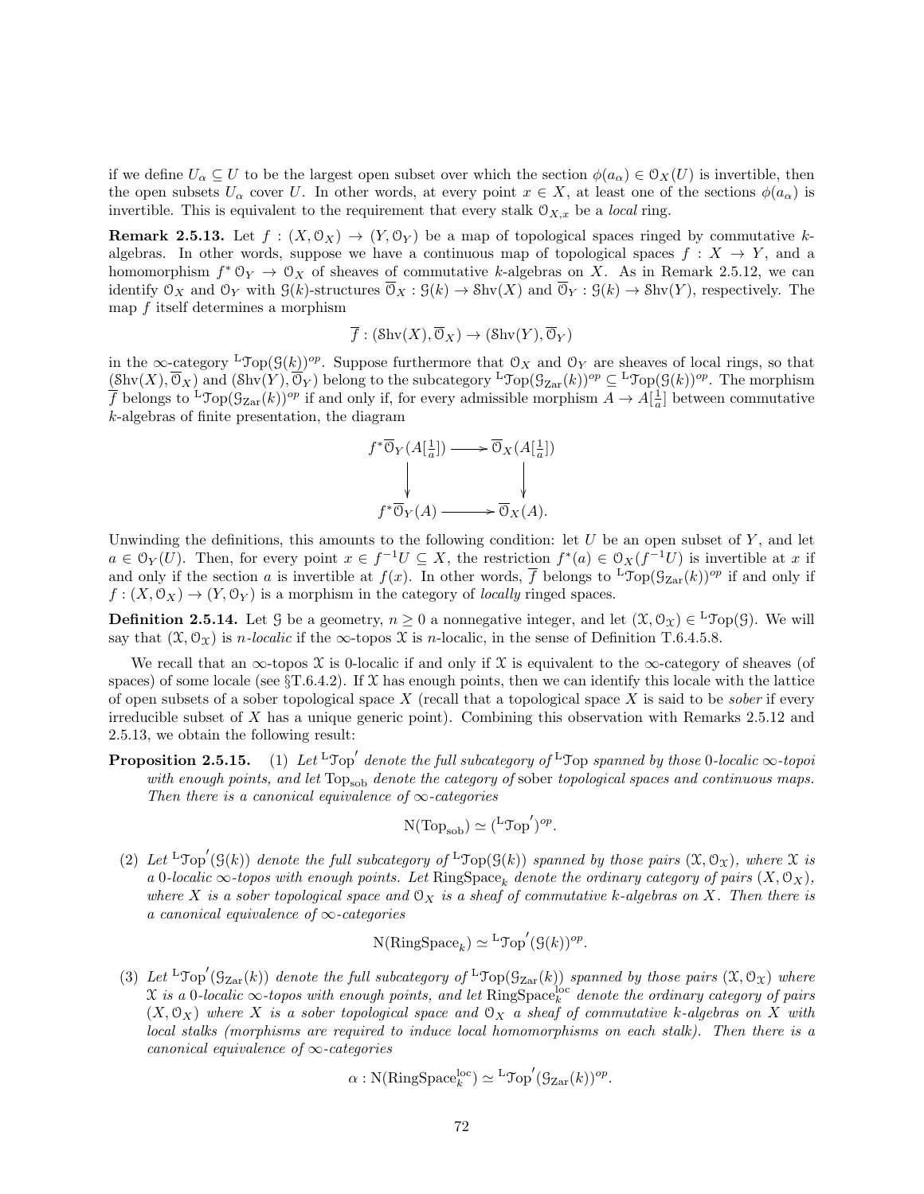if we define $U_\alpha \subseteq U$ to be the largest open subset over which the section $\phi(a_\alpha) \in \mathcal{O}_X(U)$ is invertible, then the open subsets $U_\alpha$ cover $U$. In other words, at every point $x \in X$, at least one of the sections $\phi(a_\alpha)$ is invertible. This is equivalent to the requirement that every stalk $\mathcal{O}_{X,x}$ be a *local* ring.

**Remark 2.5.13.** Let $f : (X, \mathcal{O}_X) \to (Y, \mathcal{O}_Y)$ be a map of topological spaces ringed by commutative $k$-algebras. In other words, suppose we have a continuous map of topological spaces $f : X \to Y$, and a homomorphism $f^* \mathcal{O}_Y \to \mathcal{O}_X$ of sheaves of commutative $k$-algebras on $X$. As in Remark 2.5.12, we can identify $\mathcal{O}_X$ and $\mathcal{O}_Y$ with $\mathcal{G}(k)$-structures $\overline{\mathcal{O}}_X : \mathcal{G}(k) \to \mathcal{S}\mathrm{hv}(X)$ and $\overline{\mathcal{O}}_Y : \mathcal{G}(k) \to \mathcal{S}\mathrm{hv}(Y)$, respectively. The map $f$ itself determines a morphism

$$\overline{f} : (\mathcal{S}\mathrm{hv}(X), \overline{\mathcal{O}}_X) \to (\mathcal{S}\mathrm{hv}(Y), \overline{\mathcal{O}}_Y)$$

in the $\infty$-category ${}^{\mathrm{L}}\mathcal{T}\mathrm{op}(\mathcal{G}(k))^{op}$. Suppose furthermore that $\mathcal{O}_X$ and $\mathcal{O}_Y$ are sheaves of local rings, so that $(\mathcal{S}\mathrm{hv}(X), \overline{\mathcal{O}}_X)$ and $(\mathcal{S}\mathrm{hv}(Y), \overline{\mathcal{O}}_Y)$ belong to the subcategory ${}^{\mathrm{L}}\mathcal{T}\mathrm{op}(\mathcal{G}_{\mathrm{Zar}}(k))^{op} \subseteq {}^{\mathrm{L}}\mathcal{T}\mathrm{op}(\mathcal{G}(k))^{op}$. The morphism $\overline{f}$ belongs to ${}^{\mathrm{L}}\mathcal{T}\mathrm{op}(\mathcal{G}_{\mathrm{Zar}}(k))^{op}$ if and only if, for every admissible morphism $A \to A[\frac{1}{a}]$ between commutative $k$-algebras of finite presentation, the diagram

$$\begin{array}{ccc} f^*\overline{\mathcal{O}}_Y(A[\frac{1}{a}]) & \longrightarrow & \overline{\mathcal{O}}_X(A[\frac{1}{a}]) \\ \downarrow & & \downarrow \\ f^*\overline{\mathcal{O}}_Y(A) & \longrightarrow & \overline{\mathcal{O}}_X(A). \end{array}$$

Unwinding the definitions, this amounts to the following condition: let $U$ be an open subset of $Y$, and let $a \in \mathcal{O}_Y(U)$. Then, for every point $x \in f^{-1}U \subseteq X$, the restriction $f^*(a) \in \mathcal{O}_X(f^{-1}U)$ is invertible at $x$ if and only if the section $a$ is invertible at $f(x)$. In other words, $\overline{f}$ belongs to ${}^{\mathrm{L}}\mathcal{T}\mathrm{op}(\mathcal{G}_{\mathrm{Zar}}(k))^{op}$ if and only if $f : (X, \mathcal{O}_X) \to (Y, \mathcal{O}_Y)$ is a morphism in the category of *locally* ringed spaces.

**Definition 2.5.14.** Let $\mathcal{G}$ be a geometry, $n \geq 0$ a nonnegative integer, and let $(\mathcal{X}, \mathcal{O}_\mathcal{X}) \in {}^{\mathrm{L}}\mathcal{T}\mathrm{op}(\mathcal{G})$. We will say that $(\mathcal{X}, \mathcal{O}_\mathcal{X})$ is *$n$-localic* if the $\infty$-topos $\mathcal{X}$ is $n$-localic, in the sense of Definition T.6.4.5.8.

We recall that an $\infty$-topos $\mathcal{X}$ is 0-localic if and only if $\mathcal{X}$ is equivalent to the $\infty$-category of sheaves (of spaces) of some locale (see §T.6.4.2). If $\mathcal{X}$ has enough points, then we can identify this locale with the lattice of open subsets of a sober topological space $X$ (recall that a topological space $X$ is said to be *sober* if every irreducible subset of $X$ has a unique generic point). Combining this observation with Remarks 2.5.12 and 2.5.13, we obtain the following result:

**Proposition 2.5.15.** (1) *Let ${}^{\mathrm{L}}\mathcal{T}\mathrm{op}'$ denote the full subcategory of ${}^{\mathrm{L}}\mathcal{T}\mathrm{op}$ spanned by those 0-localic $\infty$-topoi with enough points, and let $\mathrm{Top}_{\mathrm{sob}}$ denote the category of* sober *topological spaces and continuous maps. Then there is a canonical equivalence of $\infty$-categories*

$$\mathrm{N}(\mathrm{Top}_{\mathrm{sob}}) \simeq ({}^{\mathrm{L}}\mathcal{T}\mathrm{op}')^{op}.$$

(2) *Let ${}^{\mathrm{L}}\mathcal{T}\mathrm{op}'(\mathcal{G}(k))$ denote the full subcategory of ${}^{\mathrm{L}}\mathcal{T}\mathrm{op}(\mathcal{G}(k))$ spanned by those pairs $(\mathcal{X}, \mathcal{O}_\mathcal{X})$, where $\mathcal{X}$ is a 0-localic $\infty$-topos with enough points. Let $\mathrm{RingSpace}_k$ denote the ordinary category of pairs $(X, \mathcal{O}_X)$, where $X$ is a sober topological space and $\mathcal{O}_X$ is a sheaf of commutative $k$-algebras on $X$. Then there is a canonical equivalence of $\infty$-categories*

$$\mathrm{N}(\mathrm{RingSpace}_k) \simeq {}^{\mathrm{L}}\mathcal{T}\mathrm{op}'(\mathcal{G}(k))^{op}.$$

(3) *Let ${}^{\mathrm{L}}\mathcal{T}\mathrm{op}'(\mathcal{G}_{\mathrm{Zar}}(k))$ denote the full subcategory of ${}^{\mathrm{L}}\mathcal{T}\mathrm{op}(\mathcal{G}_{\mathrm{Zar}}(k))$ spanned by those pairs $(\mathcal{X}, \mathcal{O}_\mathcal{X})$ where $\mathcal{X}$ is a 0-localic $\infty$-topos with enough points, and let $\mathrm{RingSpace}_k^{\mathrm{loc}}$ denote the ordinary category of pairs $(X, \mathcal{O}_X)$ where $X$ is a sober topological space and $\mathcal{O}_X$ a sheaf of commutative $k$-algebras on $X$ with local stalks (morphisms are required to induce local homomorphisms on each stalk). Then there is a canonical equivalence of $\infty$-categories*

$$\alpha : \mathrm{N}(\mathrm{RingSpace}_k^{\mathrm{loc}}) \simeq {}^{\mathrm{L}}\mathcal{T}\mathrm{op}'(\mathcal{G}_{\mathrm{Zar}}(k))^{op}.$$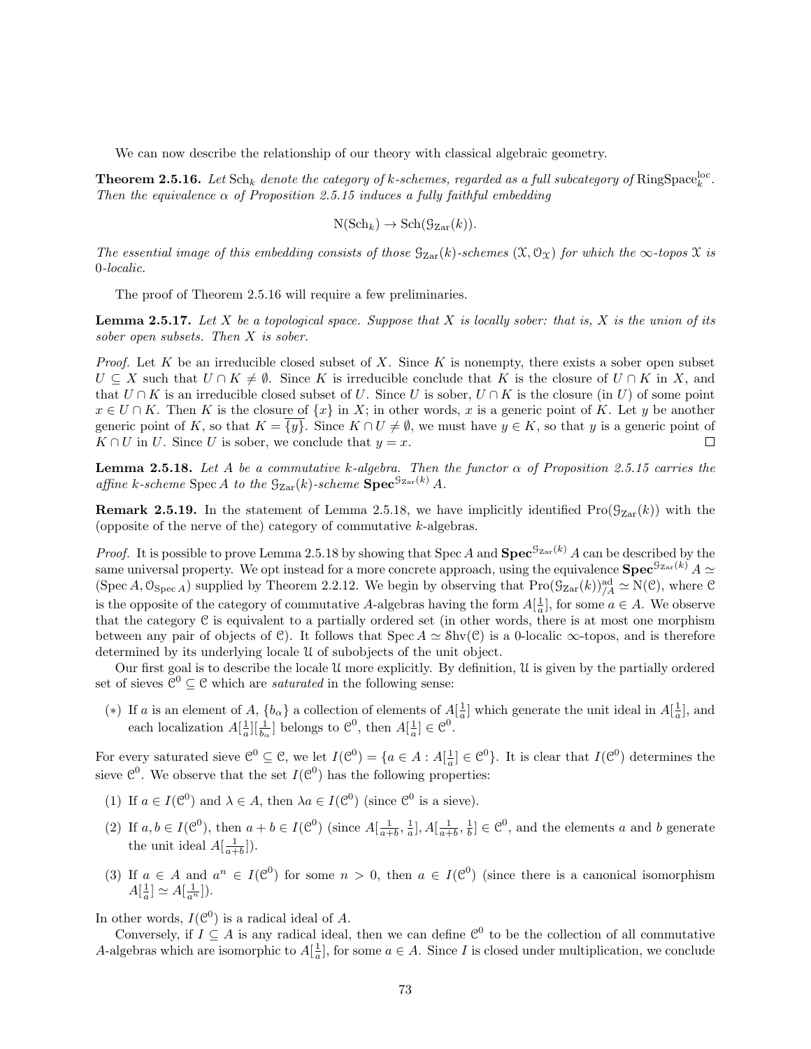We can now describe the relationship of our theory with classical algebraic geometry.

**Theorem 2.5.16.** *Let* $\mathrm{Sch}_k$ *denote the category of* $k$*-schemes, regarded as a full subcategory of* $\mathrm{RingSpace}_k^{\mathrm{loc}}$*. Then the equivalence* $\alpha$ *of Proposition 2.5.15 induces a fully faithful embedding*

$$\mathrm{N}(\mathrm{Sch}_k) \to \mathrm{Sch}(\mathcal{G}_{\mathrm{Zar}}(k)).$$

*The essential image of this embedding consists of those* $\mathcal{G}_{\mathrm{Zar}}(k)$*-schemes* $(\mathcal{X}, \mathcal{O}_{\mathcal{X}})$ *for which the* $\infty$*-topos* $\mathcal{X}$ *is* 0*-localic.*

The proof of Theorem 2.5.16 will require a few preliminaries.

**Lemma 2.5.17.** *Let* $X$ *be a topological space. Suppose that* $X$ *is locally sober: that is,* $X$ *is the union of its sober open subsets. Then* $X$ *is sober.*

*Proof.* Let $K$ be an irreducible closed subset of $X$. Since $K$ is nonempty, there exists a sober open subset $U \subseteq X$ such that $U \cap K \neq \emptyset$. Since $K$ is irreducible conclude that $K$ is the closure of $U \cap K$ in $X$, and that $U \cap K$ is an irreducible closed subset of $U$. Since $U$ is sober, $U \cap K$ is the closure (in $U$) of some point $x \in U \cap K$. Then $K$ is the closure of $\{x\}$ in $X$; in other words, $x$ is a generic point of $K$. Let $y$ be another generic point of $K$, so that $K = \overline{\{y\}}$. Since $K \cap U \neq \emptyset$, we must have $y \in K$, so that $y$ is a generic point of $K \cap U$ in $U$. Since $U$ is sober, we conclude that $y = x$. □

**Lemma 2.5.18.** *Let* $A$ *be a commutative* $k$*-algebra. Then the functor* $\alpha$ *of Proposition 2.5.15 carries the affine* $k$*-scheme* $\operatorname{Spec} A$ *to the* $\mathcal{G}_{\mathrm{Zar}}(k)$*-scheme* $\mathbf{Spec}^{\mathcal{G}_{\mathrm{Zar}}(k)} A$*.*

**Remark 2.5.19.** In the statement of Lemma 2.5.18, we have implicitly identified $\mathrm{Pro}(\mathcal{G}_{\mathrm{Zar}}(k))$ with the (opposite of the nerve of the) category of commutative $k$-algebras.

*Proof.* It is possible to prove Lemma 2.5.18 by showing that $\operatorname{Spec} A$ and $\mathbf{Spec}^{\mathcal{G}_{\mathrm{Zar}}(k)} A$ can be described by the same universal property. We opt instead for a more concrete approach, using the equivalence $\mathbf{Spec}^{\mathcal{G}_{\mathrm{Zar}}(k)} A \simeq (\operatorname{Spec} A, \mathcal{O}_{\operatorname{Spec} A})$ supplied by Theorem 2.2.12. We begin by observing that $\mathrm{Pro}(\mathcal{G}_{\mathrm{Zar}}(k))^{\mathrm{ad}}_{/A} \simeq \mathrm{N}(\mathcal{C})$, where $\mathcal{C}$ is the opposite of the category of commutative $A$-algebras having the form $A[\frac{1}{a}]$, for some $a \in A$. We observe that the category $\mathcal{C}$ is equivalent to a partially ordered set (in other words, there is at most one morphism between any pair of objects of $\mathcal{C}$). It follows that $\operatorname{Spec} A \simeq \mathcal{S}\mathrm{hv}(\mathcal{C})$ is a 0-localic $\infty$-topos, and is therefore determined by its underlying locale $\mathcal{U}$ of subobjects of the unit object.

Our first goal is to describe the locale $\mathcal{U}$ more explicitly. By definition, $\mathcal{U}$ is given by the partially ordered set of sieves $\mathcal{C}^0 \subseteq \mathcal{C}$ which are *saturated* in the following sense:

- $(*)$ If $a$ is an element of $A$, $\{b_\alpha\}$ a collection of elements of $A[\frac{1}{a}]$ which generate the unit ideal in $A[\frac{1}{a}]$, and each localization $A[\frac{1}{a}][\frac{1}{b_\alpha}]$ belongs to $\mathcal{C}^0$, then $A[\frac{1}{a}] \in \mathcal{C}^0$.

For every saturated sieve $\mathcal{C}^0 \subseteq \mathcal{C}$, we let $I(\mathcal{C}^0) = \{a \in A : A[\frac{1}{a}] \in \mathcal{C}^0\}$. It is clear that $I(\mathcal{C}^0)$ determines the sieve $\mathcal{C}^0$. We observe that the set $I(\mathcal{C}^0)$ has the following properties:

1. If $a \in I(\mathcal{C}^0)$ and $\lambda \in A$, then $\lambda a \in I(\mathcal{C}^0)$ (since $\mathcal{C}^0$ is a sieve).
2. If $a, b \in I(\mathcal{C}^0)$, then $a + b \in I(\mathcal{C}^0)$ (since $A[\frac{1}{a+b}, \frac{1}{a}], A[\frac{1}{a+b}, \frac{1}{b}] \in \mathcal{C}^0$, and the elements $a$ and $b$ generate the unit ideal $A[\frac{1}{a+b}]$).
3. If $a \in A$ and $a^n \in I(\mathcal{C}^0)$ for some $n > 0$, then $a \in I(\mathcal{C}^0)$ (since there is a canonical isomorphism $A[\frac{1}{a}] \simeq A[\frac{1}{a^n}]$).

In other words, $I(\mathcal{C}^0)$ is a radical ideal of $A$.

Conversely, if $I \subseteq A$ is any radical ideal, then we can define $\mathcal{C}^0$ to be the collection of all commutative $A$-algebras which are isomorphic to $A[\frac{1}{a}]$, for some $a \in A$. Since $I$ is closed under multiplication, we conclude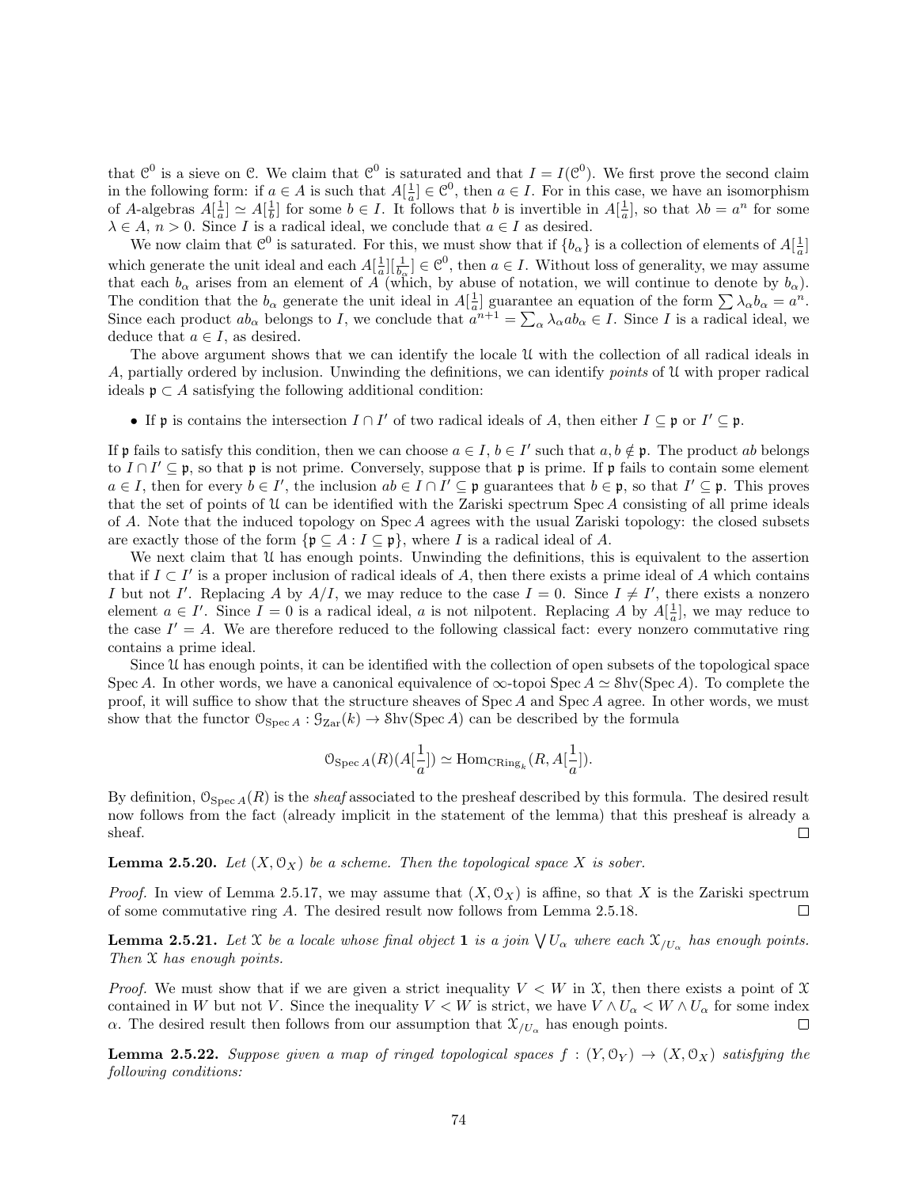that $\mathcal{C}^0$ is a sieve on $\mathcal{C}$. We claim that $\mathcal{C}^0$ is saturated and that $I = I(\mathcal{C}^0)$. We first prove the second claim in the following form: if $a \in A$ is such that $A[\frac{1}{a}] \in \mathcal{C}^0$, then $a \in I$. For in this case, we have an isomorphism of $A$-algebras $A[\frac{1}{a}] \simeq A[\frac{1}{b}]$ for some $b \in I$. It follows that $b$ is invertible in $A[\frac{1}{a}]$, so that $\lambda b = a^n$ for some $\lambda \in A$, $n > 0$. Since $I$ is a radical ideal, we conclude that $a \in I$ as desired.

We now claim that $\mathcal{C}^0$ is saturated. For this, we must show that if $\{b_\alpha\}$ is a collection of elements of $A[\frac{1}{a}]$ which generate the unit ideal and each $A[\frac{1}{a}][\frac{1}{b_\alpha}] \in \mathcal{C}^0$, then $a \in I$. Without loss of generality, we may assume that each $b_\alpha$ arises from an element of $A$ (which, by abuse of notation, we will continue to denote by $b_\alpha$). The condition that the $b_\alpha$ generate the unit ideal in $A[\frac{1}{a}]$ guarantee an equation of the form $\sum \lambda_\alpha b_\alpha = a^n$. Since each product $ab_\alpha$ belongs to $I$, we conclude that $a^{n+1} = \sum_\alpha \lambda_\alpha a b_\alpha \in I$. Since $I$ is a radical ideal, we deduce that $a \in I$, as desired.

The above argument shows that we can identify the locale $\mathcal{U}$ with the collection of all radical ideals in $A$, partially ordered by inclusion. Unwinding the definitions, we can identify *points* of $\mathcal{U}$ with proper radical ideals $\mathfrak{p} \subset A$ satisfying the following additional condition:

- If $\mathfrak{p}$ is contains the intersection $I \cap I'$ of two radical ideals of $A$, then either $I \subseteq \mathfrak{p}$ or $I' \subseteq \mathfrak{p}$.

If $\mathfrak{p}$ fails to satisfy this condition, then we can choose $a \in I$, $b \in I'$ such that $a, b \notin \mathfrak{p}$. The product $ab$ belongs to $I \cap I' \subseteq \mathfrak{p}$, so that $\mathfrak{p}$ is not prime. Conversely, suppose that $\mathfrak{p}$ is prime. If $\mathfrak{p}$ fails to contain some element $a \in I$, then for every $b \in I'$, the inclusion $ab \in I \cap I' \subseteq \mathfrak{p}$ guarantees that $b \in \mathfrak{p}$, so that $I' \subseteq \mathfrak{p}$. This proves that the set of points of $\mathcal{U}$ can be identified with the Zariski spectrum $\operatorname{Spec} A$ consisting of all prime ideals of $A$. Note that the induced topology on $\operatorname{Spec} A$ agrees with the usual Zariski topology: the closed subsets are exactly those of the form $\{\mathfrak{p} \subseteq A : I \subseteq \mathfrak{p}\}$, where $I$ is a radical ideal of $A$.

We next claim that $\mathcal{U}$ has enough points. Unwinding the definitions, this is equivalent to the assertion that if $I \subset I'$ is a proper inclusion of radical ideals of $A$, then there exists a prime ideal of $A$ which contains $I$ but not $I'$. Replacing $A$ by $A/I$, we may reduce to the case $I = 0$. Since $I \neq I'$, there exists a nonzero element $a \in I'$. Since $I = 0$ is a radical ideal, $a$ is not nilpotent. Replacing $A$ by $A[\frac{1}{a}]$, we may reduce to the case $I' = A$. We are therefore reduced to the following classical fact: every nonzero commutative ring contains a prime ideal.

Since $\mathcal{U}$ has enough points, it can be identified with the collection of open subsets of the topological space $\operatorname{Spec} A$. In other words, we have a canonical equivalence of $\infty$-topoi $\operatorname{Spec} A \simeq \operatorname{Shv}(\operatorname{Spec} A)$. To complete the proof, it will suffice to show that the structure sheaves of $\operatorname{Spec} A$ and $\operatorname{Spec} A$ agree. In other words, we must show that the functor $\mathcal{O}_{\operatorname{Spec} A} : \mathcal{G}_{\operatorname{Zar}}(k) \to \operatorname{Shv}(\operatorname{Spec} A)$ can be described by the formula

$$\mathcal{O}_{\operatorname{Spec} A}(R)(A[\frac{1}{a}]) \simeq \operatorname{Hom}_{\operatorname{CRing}_k}(R, A[\frac{1}{a}]).$$

By definition, $\mathcal{O}_{\operatorname{Spec} A}(R)$ is the *sheaf* associated to the presheaf described by this formula. The desired result now follows from the fact (already implicit in the statement of the lemma) that this presheaf is already a sheaf. $\square$

**Lemma 2.5.20.** *Let $(X, \mathcal{O}_X)$ be a scheme. Then the topological space $X$ is sober.*

*Proof.* In view of Lemma 2.5.17, we may assume that $(X, \mathcal{O}_X)$ is affine, so that $X$ is the Zariski spectrum of some commutative ring $A$. The desired result now follows from Lemma 2.5.18. $\square$

**Lemma 2.5.21.** *Let $\mathcal{X}$ be a locale whose final object $\mathbf{1}$ is a join $\bigvee U_\alpha$ where each $\mathcal{X}_{/U_\alpha}$ has enough points. Then $\mathcal{X}$ has enough points.*

*Proof.* We must show that if we are given a strict inequality $V < W$ in $\mathcal{X}$, then there exists a point of $\mathcal{X}$ contained in $W$ but not $V$. Since the inequality $V < W$ is strict, we have $V \wedge U_\alpha < W \wedge U_\alpha$ for some index $\alpha$. The desired result then follows from our assumption that $\mathcal{X}_{/U_\alpha}$ has enough points. $\square$

**Lemma 2.5.22.** *Suppose given a map of ringed topological spaces $f : (Y, \mathcal{O}_Y) \to (X, \mathcal{O}_X)$ satisfying the following conditions:*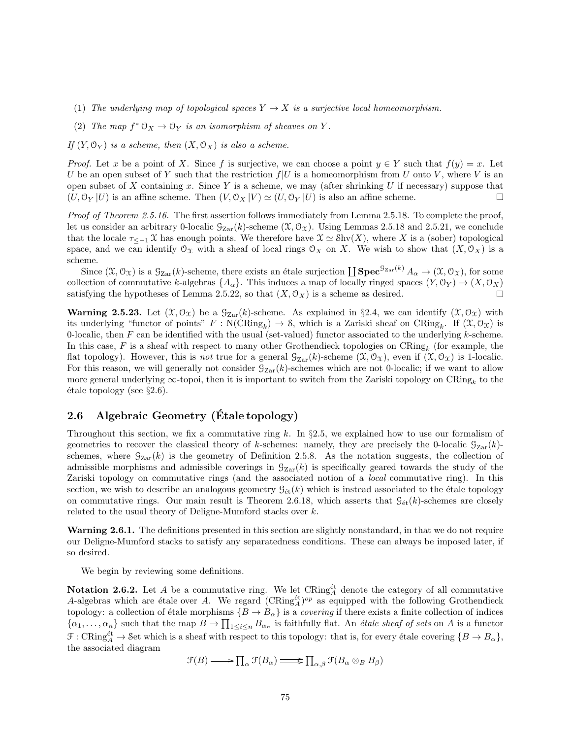(1) *The underlying map of topological spaces $Y \to X$ is a surjective local homeomorphism.*

(2) *The map $f^* \mathcal{O}_X \to \mathcal{O}_Y$ is an isomorphism of sheaves on $Y$.*

*If $(Y, \mathcal{O}_Y)$ is a scheme, then $(X, \mathcal{O}_X)$ is also a scheme.*

*Proof.* Let $x$ be a point of $X$. Since $f$ is surjective, we can choose a point $y \in Y$ such that $f(y) = x$. Let $U$ be an open subset of $Y$ such that the restriction $f|U$ is a homeomorphism from $U$ onto $V$, where $V$ is an open subset of $X$ containing $x$. Since $Y$ is a scheme, we may (after shrinking $U$ if necessary) suppose that $(U, \mathcal{O}_Y |U)$ is an affine scheme. Then $(V, \mathcal{O}_X |V) \simeq (U, \mathcal{O}_Y |U)$ is also an affine scheme. □

*Proof of Theorem 2.5.16.* The first assertion follows immediately from Lemma 2.5.18. To complete the proof, let us consider an arbitrary 0-localic $\mathcal{G}_{\mathrm{Zar}}(k)$-scheme $(\mathcal{X}, \mathcal{O}_{\mathcal{X}})$. Using Lemmas 2.5.18 and 2.5.21, we conclude that the locale $\tau_{\leq -1}\,\mathcal{X}$ has enough points. We therefore have $\mathcal{X} \simeq \mathcal{S}\mathrm{hv}(X)$, where $X$ is a (sober) topological space, and we can identify $\mathcal{O}_{\mathcal{X}}$ with a sheaf of local rings $\mathcal{O}_X$ on $X$. We wish to show that $(X, \mathcal{O}_X)$ is a scheme.

Since $(\mathcal{X}, \mathcal{O}_{\mathcal{X}})$ is a $\mathcal{G}_{\mathrm{Zar}}(k)$-scheme, there exists an étale surjection $\coprod \mathbf{Spec}^{\mathcal{G}_{\mathrm{Zar}}(k)} A_\alpha \to (\mathcal{X}, \mathcal{O}_{\mathcal{X}})$, for some collection of commutative $k$-algebras $\{A_\alpha\}$. This induces a map of locally ringed spaces $(Y, \mathcal{O}_Y) \to (X, \mathcal{O}_X)$ satisfying the hypotheses of Lemma 2.5.22, so that $(X, \mathcal{O}_X)$ is a scheme as desired. □

**Warning 2.5.23.** Let $(\mathcal{X}, \mathcal{O}_{\mathcal{X}})$ be a $\mathcal{G}_{\mathrm{Zar}}(k)$-scheme. As explained in §2.4, we can identify $(\mathcal{X}, \mathcal{O}_{\mathcal{X}})$ with its underlying "functor of points" $F : \mathrm{N}(\mathrm{CRing}_k) \to \mathcal{S}$, which is a Zariski sheaf on $\mathrm{CRing}_k$. If $(\mathcal{X}, \mathcal{O}_{\mathcal{X}})$ is 0-localic, then $F$ can be identified with the usual (set-valued) functor associated to the underlying $k$-scheme. In this case, $F$ is a sheaf with respect to many other Grothendieck topologies on $\mathrm{CRing}_k$ (for example, the flat topology). However, this is *not* true for a general $\mathcal{G}_{\mathrm{Zar}}(k)$-scheme $(\mathcal{X}, \mathcal{O}_{\mathcal{X}})$, even if $(\mathcal{X}, \mathcal{O}_{\mathcal{X}})$ is 1-localic. For this reason, we will generally not consider $\mathcal{G}_{\mathrm{Zar}}(k)$-schemes which are not 0-localic; if we want to allow more general underlying $\infty$-topoi, then it is important to switch from the Zariski topology on $\mathrm{CRing}_k$ to the étale topology (see §2.6).

## 2.6 Algebraic Geometry (Étale topology)

Throughout this section, we fix a commutative ring $k$. In §2.5, we explained how to use our formalism of geometries to recover the classical theory of $k$-schemes: namely, they are precisely the 0-localic $\mathcal{G}_{\mathrm{Zar}}(k)$-schemes, where $\mathcal{G}_{\mathrm{Zar}}(k)$ is the geometry of Definition 2.5.8. As the notation suggests, the collection of admissible morphisms and admissible coverings in $\mathcal{G}_{\mathrm{Zar}}(k)$ is specifically geared towards the study of the Zariski topology on commutative rings (and the associated notion of a *local* commutative ring). In this section, we wish to describe an analogous geometry $\mathcal{G}_{\mathrm{\acute{e}t}}(k)$ which is instead associated to the étale topology on commutative rings. Our main result is Theorem 2.6.18, which asserts that $\mathcal{G}_{\mathrm{\acute{e}t}}(k)$-schemes are closely related to the usual theory of Deligne-Mumford stacks over $k$.

**Warning 2.6.1.** The definitions presented in this section are slightly nonstandard, in that we do not require our Deligne-Mumford stacks to satisfy any separatedness conditions. These can always be imposed later, if so desired.

We begin by reviewing some definitions.

**Notation 2.6.2.** Let $A$ be a commutative ring. We let $\mathrm{CRing}_A^{\mathrm{\acute{e}t}}$ denote the category of all commutative $A$-algebras which are étale over $A$. We regard $(\mathrm{CRing}_A^{\mathrm{\acute{e}t}})^{op}$ as equipped with the following Grothendieck topology: a collection of étale morphisms $\{B \to B_\alpha\}$ is a *covering* if there exists a finite collection of indices $\{\alpha_1, \ldots, \alpha_n\}$ such that the map $B \to \prod_{1 \leq i \leq n} B_{\alpha_n}$ is faithfully flat. An *étale sheaf of sets* on $A$ is a functor $\mathcal{F} : \mathrm{CRing}_A^{\mathrm{\acute{e}t}} \to \mathcal{S}\mathrm{et}$ which is a sheaf with respect to this topology: that is, for every étale covering $\{B \to B_\alpha\}$, the associated diagram

$$\mathcal{F}(B) \longrightarrow \prod_\alpha \mathcal{F}(B_\alpha) \rightrightarrows \prod_{\alpha,\beta} \mathcal{F}(B_\alpha \otimes_B B_\beta)$$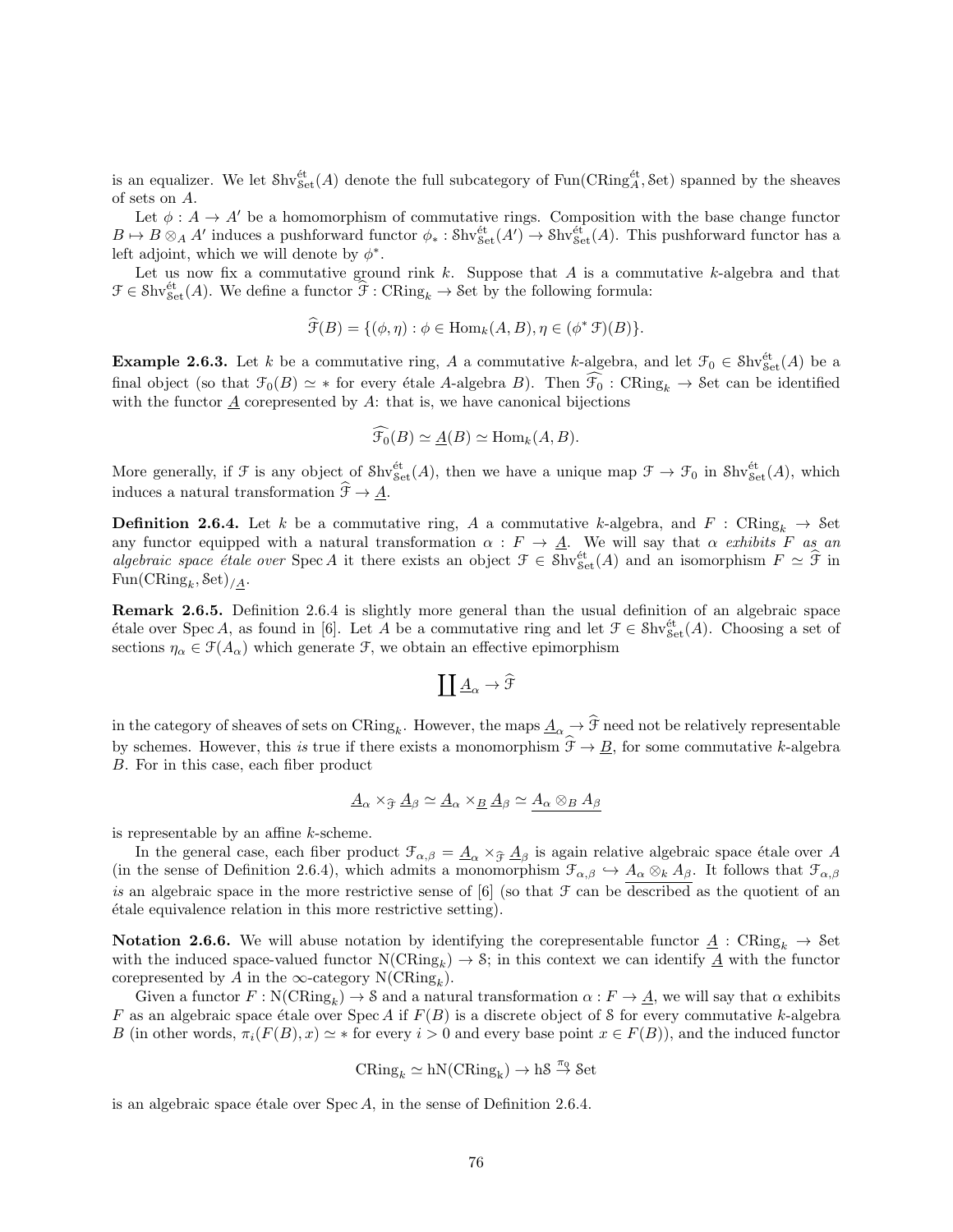is an equalizer. We let $\mathcal{S}\mathrm{hv}^{\text{ét}}_{\mathcal{S}\mathrm{et}}(A)$ denote the full subcategory of $\mathrm{Fun}(\mathrm{CRing}^{\text{ét}}_A, \mathcal{S}\mathrm{et})$ spanned by the sheaves of sets on $A$.

Let $\phi : A \to A'$ be a homomorphism of commutative rings. Composition with the base change functor $B \mapsto B \otimes_A A'$ induces a pushforward functor $\phi_* : \mathcal{S}\mathrm{hv}^{\text{ét}}_{\mathcal{S}\mathrm{et}}(A') \to \mathcal{S}\mathrm{hv}^{\text{ét}}_{\mathcal{S}\mathrm{et}}(A)$. This pushforward functor has a left adjoint, which we will denote by $\phi^*$.

Let us now fix a commutative ground rink $k$. Suppose that $A$ is a commutative $k$-algebra and that $\mathcal{F} \in \mathcal{S}\mathrm{hv}^{\text{ét}}_{\mathcal{S}\mathrm{et}}(A)$. We define a functor $\widehat{\mathcal{F}} : \mathrm{CRing}_k \to \mathcal{S}\mathrm{et}$ by the following formula:

$$\widehat{\mathcal{F}}(B) = \{(\phi, \eta) : \phi \in \mathrm{Hom}_k(A, B), \eta \in (\phi^* \mathcal{F})(B)\}.$$

**Example 2.6.3.** Let $k$ be a commutative ring, $A$ a commutative $k$-algebra, and let $\mathcal{F}_0 \in \mathcal{S}\mathrm{hv}^{\text{ét}}_{\mathcal{S}\mathrm{et}}(A)$ be a final object (so that $\mathcal{F}_0(B) \simeq *$ for every étale $A$-algebra $B$). Then $\widehat{\mathcal{F}_0} : \mathrm{CRing}_k \to \mathcal{S}\mathrm{et}$ can be identified with the functor $\underline{A}$ corepresented by $A$: that is, we have canonical bijections

$$\widehat{\mathcal{F}_0}(B) \simeq \underline{A}(B) \simeq \mathrm{Hom}_k(A, B).$$

More generally, if $\mathcal{F}$ is any object of $\mathcal{S}\mathrm{hv}^{\text{ét}}_{\mathcal{S}\mathrm{et}}(A)$, then we have a unique map $\mathcal{F} \to \mathcal{F}_0$ in $\mathcal{S}\mathrm{hv}^{\text{ét}}_{\mathcal{S}\mathrm{et}}(A)$, which induces a natural transformation $\widehat{\mathcal{F}} \to \underline{A}$.

**Definition 2.6.4.** Let $k$ be a commutative ring, $A$ a commutative $k$-algebra, and $F : \mathrm{CRing}_k \to \mathcal{S}\mathrm{et}$ any functor equipped with a natural transformation $\alpha : F \to \underline{A}$. We will say that $\alpha$ *exhibits $F$ as an algebraic space étale over* $\mathrm{Spec}\, A$ it there exists an object $\mathcal{F} \in \mathcal{S}\mathrm{hv}^{\text{ét}}_{\mathcal{S}\mathrm{et}}(A)$ and an isomorphism $F \simeq \widehat{\mathcal{F}}$ in $\mathrm{Fun}(\mathrm{CRing}_k, \mathcal{S}\mathrm{et})_{/\underline{A}}$.

**Remark 2.6.5.** Definition 2.6.4 is slightly more general than the usual definition of an algebraic space étale over $\mathrm{Spec}\, A$, as found in [6]. Let $A$ be a commutative ring and let $\mathcal{F} \in \mathcal{S}\mathrm{hv}^{\text{ét}}_{\mathcal{S}\mathrm{et}}(A)$. Choosing a set of sections $\eta_\alpha \in \mathcal{F}(A_\alpha)$ which generate $\mathcal{F}$, we obtain an effective epimorphism

$$\coprod \underline{A}_\alpha \to \widehat{\mathcal{F}}$$

in the category of sheaves of sets on $\mathrm{CRing}_k$. However, the maps $\underline{A}_\alpha \to \widehat{\mathcal{F}}$ need not be relatively representable by schemes. However, this *is* true if there exists a monomorphism $\widehat{\mathcal{F}} \to \underline{B}$, for some commutative $k$-algebra $B$. For in this case, each fiber product

$$\underline{A}_\alpha \times_{\widehat{\mathcal{F}}} \underline{A}_\beta \simeq \underline{A}_\alpha \times_{\underline{B}} \underline{A}_\beta \simeq \underline{A_\alpha \otimes_B A_\beta}$$

is representable by an affine $k$-scheme.

In the general case, each fiber product $\mathcal{F}_{\alpha,\beta} = \underline{A}_\alpha \times_{\widehat{\mathcal{F}}} \underline{A}_\beta$ is again relative algebraic space étale over $A$ (in the sense of Definition 2.6.4), which admits a monomorphism $\mathcal{F}_{\alpha,\beta} \hookrightarrow \underline{A_\alpha \otimes_k A_\beta}$. It follows that $\mathcal{F}_{\alpha,\beta}$ *is* an algebraic space in the more restrictive sense of [6] (so that $\mathcal{F}$ can be described as the quotient of an étale equivalence relation in this more restrictive setting).

**Notation 2.6.6.** We will abuse notation by identifying the corepresentable functor $\underline{A} : \mathrm{CRing}_k \to \mathcal{S}\mathrm{et}$ with the induced space-valued functor $\mathrm{N}(\mathrm{CRing}_k) \to \mathcal{S}$; in this context we can identify $\underline{A}$ with the functor corepresented by $A$ in the $\infty$-category $\mathrm{N}(\mathrm{CRing}_k)$.

Given a functor $F : \mathrm{N}(\mathrm{CRing}_k) \to \mathcal{S}$ and a natural transformation $\alpha : F \to \underline{A}$, we will say that $\alpha$ exhibits $F$ as an algebraic space étale over $\mathrm{Spec}\, A$ if $F(B)$ is a discrete object of $\mathcal{S}$ for every commutative $k$-algebra $B$ (in other words, $\pi_i(F(B), x) \simeq *$ for every $i > 0$ and every base point $x \in F(B)$), and the induced functor

$$\mathrm{CRing}_k \simeq \mathrm{hN}(\mathrm{CRing_k}) \to \mathrm{h}\mathcal{S} \stackrel{\pi_0}{\to} \mathcal{S}\mathrm{et}$$

is an algebraic space étale over $\mathrm{Spec}\, A$, in the sense of Definition 2.6.4.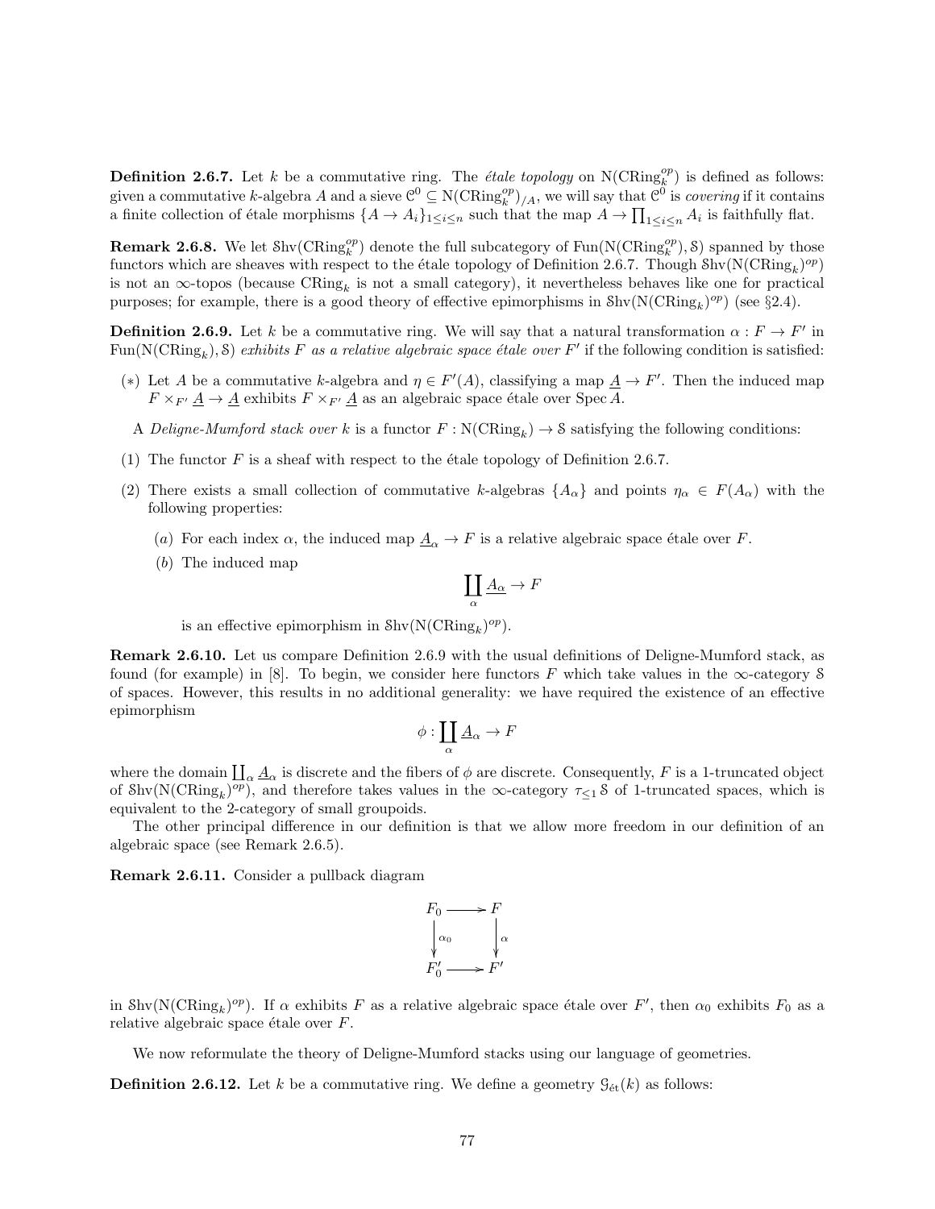**Definition 2.6.7.** Let $k$ be a commutative ring. The *étale topology* on $\mathrm{N}(\mathrm{CRing}_k^{op})$ is defined as follows: given a commutative $k$-algebra $A$ and a sieve $\mathcal{C}^0 \subseteq \mathrm{N}(\mathrm{CRing}_k^{op})_{/A}$, we will say that $\mathcal{C}^0$ is *covering* if it contains a finite collection of étale morphisms $\{A \to A_i\}_{1 \leq i \leq n}$ such that the map $A \to \prod_{1 \leq i \leq n} A_i$ is faithfully flat.

**Remark 2.6.8.** We let $\mathcal{S}\mathrm{hv}(\mathrm{CRing}_k^{op})$ denote the full subcategory of $\mathrm{Fun}(\mathrm{N}(\mathrm{CRing}_k^{op}), \mathcal{S})$ spanned by those functors which are sheaves with respect to the étale topology of Definition 2.6.7. Though $\mathcal{S}\mathrm{hv}(\mathrm{N}(\mathrm{CRing}_k)^{op})$ is not an $\infty$-topos (because $\mathrm{CRing}_k$ is not a small category), it nevertheless behaves like one for practical purposes; for example, there is a good theory of effective epimorphisms in $\mathcal{S}\mathrm{hv}(\mathrm{N}(\mathrm{CRing}_k)^{op})$ (see §2.4).

**Definition 2.6.9.** Let $k$ be a commutative ring. We will say that a natural transformation $\alpha : F \to F'$ in $\mathrm{Fun}(\mathrm{N}(\mathrm{CRing}_k), \mathcal{S})$ *exhibits $F$ as a relative algebraic space étale over $F'$* if the following condition is satisfied:

$(*)$ Let $A$ be a commutative $k$-algebra and $\eta \in F'(A)$, classifying a map $\underline{A} \to F'$. Then the induced map $F \times_{F'} \underline{A} \to \underline{A}$ exhibits $F \times_{F'} \underline{A}$ as an algebraic space étale over $\mathrm{Spec}\, A$.

A *Deligne-Mumford stack over $k$* is a functor $F : \mathrm{N}(\mathrm{CRing}_k) \to \mathcal{S}$ satisfying the following conditions:

(1) The functor $F$ is a sheaf with respect to the étale topology of Definition 2.6.7.

(2) There exists a small collection of commutative $k$-algebras $\{A_\alpha\}$ and points $\eta_\alpha \in F(A_\alpha)$ with the following properties:

   $(a)$ For each index $\alpha$, the induced map $\underline{A}_\alpha \to F$ is a relative algebraic space étale over $F$.

   $(b)$ The induced map
   $$\coprod_\alpha \underline{A_\alpha} \to F$$
   is an effective epimorphism in $\mathcal{S}\mathrm{hv}(\mathrm{N}(\mathrm{CRing}_k)^{op})$.

**Remark 2.6.10.** Let us compare Definition 2.6.9 with the usual definitions of Deligne-Mumford stack, as found (for example) in [8]. To begin, we consider here functors $F$ which take values in the $\infty$-category $\mathcal{S}$ of spaces. However, this results in no additional generality: we have required the existence of an effective epimorphism
$$\phi : \coprod_\alpha \underline{A}_\alpha \to F$$
where the domain $\coprod_\alpha \underline{A}_\alpha$ is discrete and the fibers of $\phi$ are discrete. Consequently, $F$ is a 1-truncated object of $\mathcal{S}\mathrm{hv}(\mathrm{N}(\mathrm{CRing}_k)^{op})$, and therefore takes values in the $\infty$-category $\tau_{\leq 1}\,\mathcal{S}$ of 1-truncated spaces, which is equivalent to the 2-category of small groupoids.

The other principal difference in our definition is that we allow more freedom in our definition of an algebraic space (see Remark 2.6.5).

**Remark 2.6.11.** Consider a pullback diagram
$$\begin{array}{ccc} F_0 & \longrightarrow & F \\ \downarrow{\scriptstyle \alpha_0} & & \downarrow{\scriptstyle \alpha} \\ F_0' & \longrightarrow & F' \end{array}$$
in $\mathcal{S}\mathrm{hv}(\mathrm{N}(\mathrm{CRing}_k)^{op})$. If $\alpha$ exhibits $F$ as a relative algebraic space étale over $F'$, then $\alpha_0$ exhibits $F_0$ as a relative algebraic space étale over $F$.

We now reformulate the theory of Deligne-Mumford stacks using our language of geometries.

**Definition 2.6.12.** Let $k$ be a commutative ring. We define a geometry $\mathcal{G}_{\text{ét}}(k)$ as follows: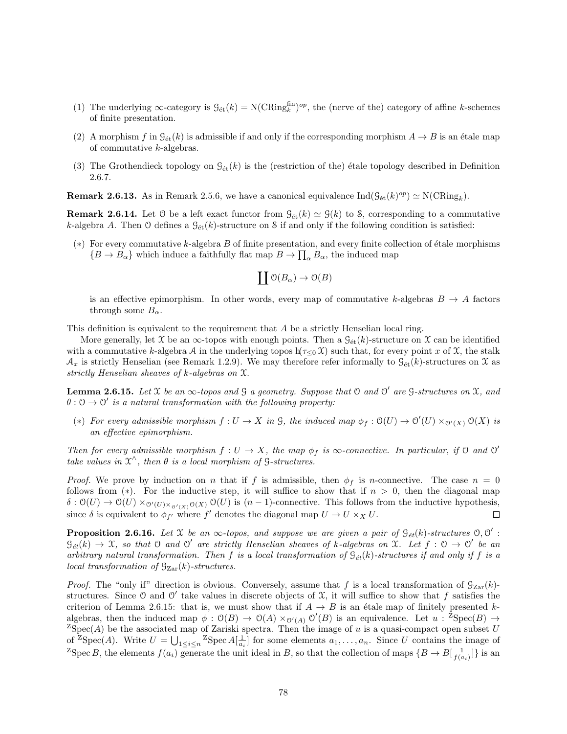(1) The underlying $\infty$-category is $\mathcal{G}_{\text{ét}}(k) = \mathrm{N}(\mathrm{CRing}_k^{\text{fin}})^{op}$, the (nerve of the) category of affine $k$-schemes of finite presentation.

(2) A morphism $f$ in $\mathcal{G}_{\text{ét}}(k)$ is admissible if and only if the corresponding morphism $A \to B$ is an étale map of commutative $k$-algebras.

(3) The Grothendieck topology on $\mathcal{G}_{\text{ét}}(k)$ is the (restriction of the) étale topology described in Definition 2.6.7.

**Remark 2.6.13.** As in Remark 2.5.6, we have a canonical equivalence $\mathrm{Ind}(\mathcal{G}_{\text{ét}}(k)^{op}) \simeq \mathrm{N}(\mathrm{CRing}_k)$.

**Remark 2.6.14.** Let $\mathcal{O}$ be a left exact functor from $\mathcal{G}_{\text{ét}}(k) \simeq \mathcal{G}(k)$ to $\mathcal{S}$, corresponding to a commutative $k$-algebra $A$. Then $\mathcal{O}$ defines a $\mathcal{G}_{\text{ét}}(k)$-structure on $\mathcal{S}$ if and only if the following condition is satisfied:

$(*)$ For every commutative $k$-algebra $B$ of finite presentation, and every finite collection of étale morphisms $\{B \to B_\alpha\}$ which induce a faithfully flat map $B \to \prod_\alpha B_\alpha$, the induced map

$$\coprod \mathcal{O}(B_\alpha) \to \mathcal{O}(B)$$

is an effective epimorphism. In other words, every map of commutative $k$-algebras $B \to A$ factors through some $B_\alpha$.

This definition is equivalent to the requirement that $A$ be a strictly Henselian local ring.

More generally, let $\mathcal{X}$ be an $\infty$-topos with enough points. Then a $\mathcal{G}_{\text{ét}}(k)$-structure on $\mathcal{X}$ can be identified with a commutative $k$-algebra $\mathcal{A}$ in the underlying topos $\mathrm{h}(\tau_{\leq 0}\mathcal{X})$ such that, for every point $x$ of $\mathcal{X}$, the stalk $\mathcal{A}_x$ is strictly Henselian (see Remark 1.2.9). We may therefore refer informally to $\mathcal{G}_{\text{ét}}(k)$-structures on $\mathcal{X}$ as *strictly Henselian sheaves of $k$-algebras on $\mathcal{X}$.*

**Lemma 2.6.15.** *Let $\mathcal{X}$ be an $\infty$-topos and $\mathcal{G}$ a geometry. Suppose that $\mathcal{O}$ and $\mathcal{O}'$ are $\mathcal{G}$-structures on $\mathcal{X}$, and $\theta : \mathcal{O} \to \mathcal{O}'$ is a natural transformation with the following property:*

*$(*)$ For every admissible morphism $f : U \to X$ in $\mathcal{G}$, the induced map $\phi_f : \mathcal{O}(U) \to \mathcal{O}'(U) \times_{\mathcal{O}'(X)} \mathcal{O}(X)$ is an effective epimorphism.*

*Then for every admissible morphism $f : U \to X$, the map $\phi_f$ is $\infty$-connective. In particular, if $\mathcal{O}$ and $\mathcal{O}'$ take values in $\mathcal{X}^\wedge$, then $\theta$ is a local morphism of $\mathcal{G}$-structures.*

*Proof.* We prove by induction on $n$ that if $f$ is admissible, then $\phi_f$ is $n$-connective. The case $n = 0$ follows from $(*)$. For the inductive step, it will suffice to show that if $n > 0$, then the diagonal map $\delta : \mathcal{O}(U) \to \mathcal{O}(U) \times_{\mathcal{O}'(U) \times_{\mathcal{O}'(X)} \mathcal{O}(X)} \mathcal{O}(U)$ is $(n-1)$-connective. This follows from the inductive hypothesis, since $\delta$ is equivalent to $\phi_{f'}$ where $f'$ denotes the diagonal map $U \to U \times_X U$. $\square$

**Proposition 2.6.16.** *Let $\mathcal{X}$ be an $\infty$-topos, and suppose we are given a pair of $\mathcal{G}_{\acute{e}t}(k)$-structures $\mathcal{O}, \mathcal{O}' : \mathcal{G}_{\acute{e}t}(k) \to \mathcal{X}$, so that $\mathcal{O}$ and $\mathcal{O}'$ are strictly Henselian sheaves of $k$-algebras on $\mathcal{X}$. Let $f : \mathcal{O} \to \mathcal{O}'$ be an arbitrary natural transformation. Then $f$ is a local transformation of $\mathcal{G}_{\acute{e}t}(k)$-structures if and only if $f$ is a local transformation of $\mathcal{G}_{\mathrm{Zar}}(k)$-structures.*

*Proof.* The "only if" direction is obvious. Conversely, assume that $f$ is a local transformation of $\mathcal{G}_{\mathrm{Zar}}(k)$-structures. Since $\mathcal{O}$ and $\mathcal{O}'$ take values in discrete objects of $\mathcal{X}$, it will suffice to show that $f$ satisfies the criterion of Lemma 2.6.15: that is, we must show that if $A \to B$ is an étale map of finitely presented $k$-algebras, then the induced map $\phi : \mathcal{O}(B) \to \mathcal{O}(A) \times_{\mathcal{O}'(A)} \mathcal{O}'(B)$ is an equivalence. Let $u : {}^{\mathrm{Z}}\mathrm{Spec}(B) \to {}^{\mathrm{Z}}\mathrm{Spec}(A)$ be the associated map of Zariski spectra. Then the image of $u$ is a quasi-compact open subset $U$ of ${}^{\mathrm{Z}}\mathrm{Spec}(A)$. Write $U = \bigcup_{1 \leq i \leq n} {}^{\mathrm{Z}}\mathrm{Spec}\, A[\frac{1}{a_i}]$ for some elements $a_1, \ldots, a_n$. Since $U$ contains the image of ${}^{\mathrm{Z}}\mathrm{Spec}\, B$, the elements $f(a_i)$ generate the unit ideal in $B$, so that the collection of maps $\{B \to B[\frac{1}{f(a_i)}]\}$ is an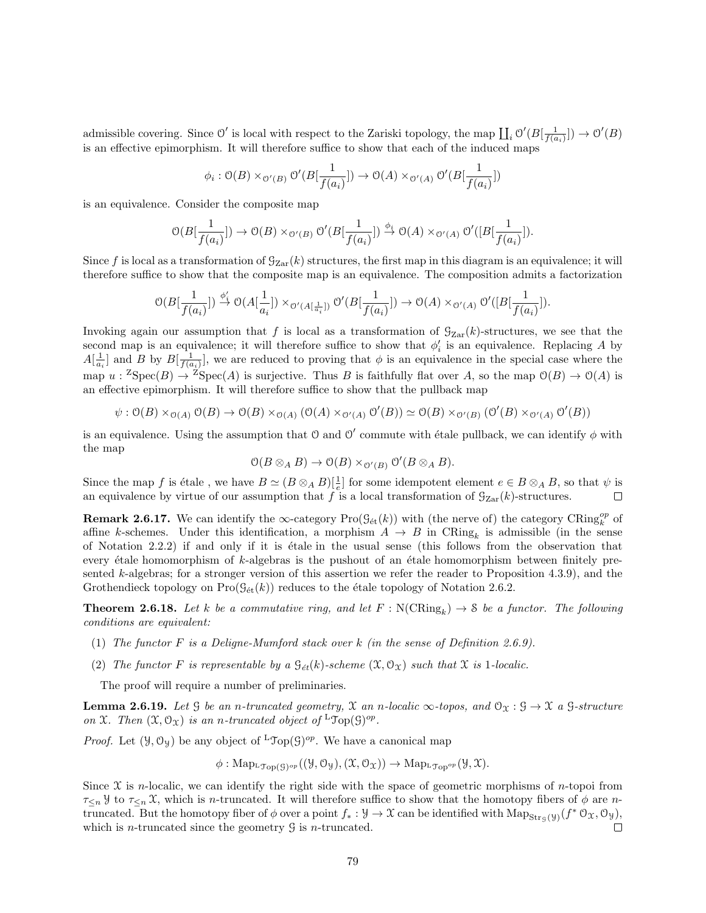admissible covering. Since $\mathcal{O}'$ is local with respect to the Zariski topology, the map $\coprod_i \mathcal{O}'(B[\frac{1}{f(a_i)}]) \to \mathcal{O}'(B)$ is an effective epimorphism. It will therefore suffice to show that each of the induced maps

$$\phi_i : \mathcal{O}(B) \times_{\mathcal{O}'(B)} \mathcal{O}'(B[\frac{1}{f(a_i)}]) \to \mathcal{O}(A) \times_{\mathcal{O}'(A)} \mathcal{O}'(B[\frac{1}{f(a_i)}])$$

is an equivalence. Consider the composite map

$$\mathcal{O}(B[\frac{1}{f(a_i)}]) \to \mathcal{O}(B) \times_{\mathcal{O}'(B)} \mathcal{O}'(B[\frac{1}{f(a_i)}]) \stackrel{\phi_i}{\to} \mathcal{O}(A) \times_{\mathcal{O}'(A)} \mathcal{O}'([B[\frac{1}{f(a_i)}]).$$

Since $f$ is local as a transformation of $\mathcal{G}_{\mathrm{Zar}}(k)$ structures, the first map in this diagram is an equivalence; it will therefore suffice to show that the composite map is an equivalence. The composition admits a factorization

$$\mathcal{O}(B[\frac{1}{f(a_i)}]) \stackrel{\phi_i'}{\to} \mathcal{O}(A[\frac{1}{a_i}]) \times_{\mathcal{O}'(A[\frac{1}{a_i}])} \mathcal{O}'(B[\frac{1}{f(a_i)}]) \to \mathcal{O}(A) \times_{\mathcal{O}'(A)} \mathcal{O}'([B[\frac{1}{f(a_i)}]).$$

Invoking again our assumption that $f$ is local as a transformation of $\mathcal{G}_{\mathrm{Zar}}(k)$-structures, we see that the second map is an equivalence; it will therefore suffice to show that $\phi_i'$ is an equivalence. Replacing $A$ by $A[\frac{1}{a_i}]$ and $B$ by $B[\frac{1}{f(a_i)}]$, we are reduced to proving that $\phi$ is an equivalence in the special case where the map $u : {}^{\mathrm{Z}}\mathrm{Spec}(B) \to {}^{\mathrm{Z}}\mathrm{Spec}(A)$ is surjective. Thus $B$ is faithfully flat over $A$, so the map $\mathcal{O}(B) \to \mathcal{O}(A)$ is an effective epimorphism. It will therefore suffice to show that the pullback map

$$\psi : \mathcal{O}(B) \times_{\mathcal{O}(A)} \mathcal{O}(B) \to \mathcal{O}(B) \times_{\mathcal{O}(A)} (\mathcal{O}(A) \times_{\mathcal{O}'(A)} \mathcal{O}'(B)) \simeq \mathcal{O}(B) \times_{\mathcal{O}'(B)} (\mathcal{O}'(B) \times_{\mathcal{O}'(A)} \mathcal{O}'(B))$$

is an equivalence. Using the assumption that $\mathcal{O}$ and $\mathcal{O}'$ commute with étale pullback, we can identify $\phi$ with the map

$$\mathcal{O}(B \otimes_A B) \to \mathcal{O}(B) \times_{\mathcal{O}'(B)} \mathcal{O}'(B \otimes_A B).$$

Since the map $f$ is étale , we have $B \simeq (B \otimes_A B)[\frac{1}{e}]$ for some idempotent element $e \in B \otimes_A B$, so that $\psi$ is an equivalence by virtue of our assumption that $f$ is a local transformation of $\mathcal{G}_{\mathrm{Zar}}(k)$-structures. □

**Remark 2.6.17.** We can identify the $\infty$-category $\mathrm{Pro}(\mathcal{G}_{\text{ét}}(k))$ with (the nerve of) the category $\mathrm{CRing}_k^{op}$ of affine $k$-schemes. Under this identification, a morphism $A \to B$ in $\mathrm{CRing}_k$ is admissible (in the sense of Notation 2.2.2) if and only if it is étale in the usual sense (this follows from the observation that every étale homomorphism of $k$-algebras is the pushout of an étale homomorphism between finitely presented $k$-algebras; for a stronger version of this assertion we refer the reader to Proposition 4.3.9), and the Grothendieck topology on $\mathrm{Pro}(\mathcal{G}_{\text{ét}}(k))$ reduces to the étale topology of Notation 2.6.2.

**Theorem 2.6.18.** *Let $k$ be a commutative ring, and let $F : \mathrm{N}(\mathrm{CRing}_k) \to \mathcal{S}$ be a functor. The following conditions are equivalent:*

(1) *The functor $F$ is a Deligne-Mumford stack over $k$ (in the sense of Definition 2.6.9).*

(2) *The functor $F$ is representable by a $\mathcal{G}_{\acute{e}t}(k)$-scheme $(\mathcal{X}, \mathcal{O}_{\mathcal{X}})$ such that $\mathcal{X}$ is 1-localic.*

The proof will require a number of preliminaries.

**Lemma 2.6.19.** *Let $\mathcal{G}$ be an $n$-truncated geometry, $\mathcal{X}$ an $n$-localic $\infty$-topos, and $\mathcal{O}_{\mathcal{X}} : \mathcal{G} \to \mathcal{X}$ a $\mathcal{G}$-structure on $\mathcal{X}$. Then $(\mathcal{X}, \mathcal{O}_{\mathcal{X}})$ is an $n$-truncated object of ${}^{\mathrm{L}}\mathcal{T}\mathrm{op}(\mathcal{G})^{op}$.*

*Proof.* Let $(\mathcal{Y}, \mathcal{O}_{\mathcal{Y}})$ be any object of ${}^{\mathrm{L}}\mathcal{T}\mathrm{op}(\mathcal{G})^{op}$. We have a canonical map

$$\phi : \mathrm{Map}_{{}^{\mathrm{L}}\mathcal{T}\mathrm{op}(\mathcal{G})^{op}}((\mathcal{Y}, \mathcal{O}_{\mathcal{Y}}), (\mathcal{X}, \mathcal{O}_{\mathcal{X}})) \to \mathrm{Map}_{{}^{\mathrm{L}}\mathcal{T}\mathrm{op}^{op}}(\mathcal{Y}, \mathcal{X}).$$

Since $\mathcal{X}$ is $n$-localic, we can identify the right side with the space of geometric morphisms of $n$-topoi from $\tau_{\leq n} \mathcal{Y}$ to $\tau_{\leq n} \mathcal{X}$, which is $n$-truncated. It will therefore suffice to show that the homotopy fibers of $\phi$ are $n$-truncated. But the homotopy fiber of $\phi$ over a point $f_* : \mathcal{Y} \to \mathcal{X}$ can be identified with $\mathrm{Map}_{\mathrm{Str}_{\mathcal{G}}(\mathcal{Y})}(f^* \mathcal{O}_{\mathcal{X}}, \mathcal{O}_{\mathcal{Y}})$, which is $n$-truncated since the geometry $\mathcal{G}$ is $n$-truncated. □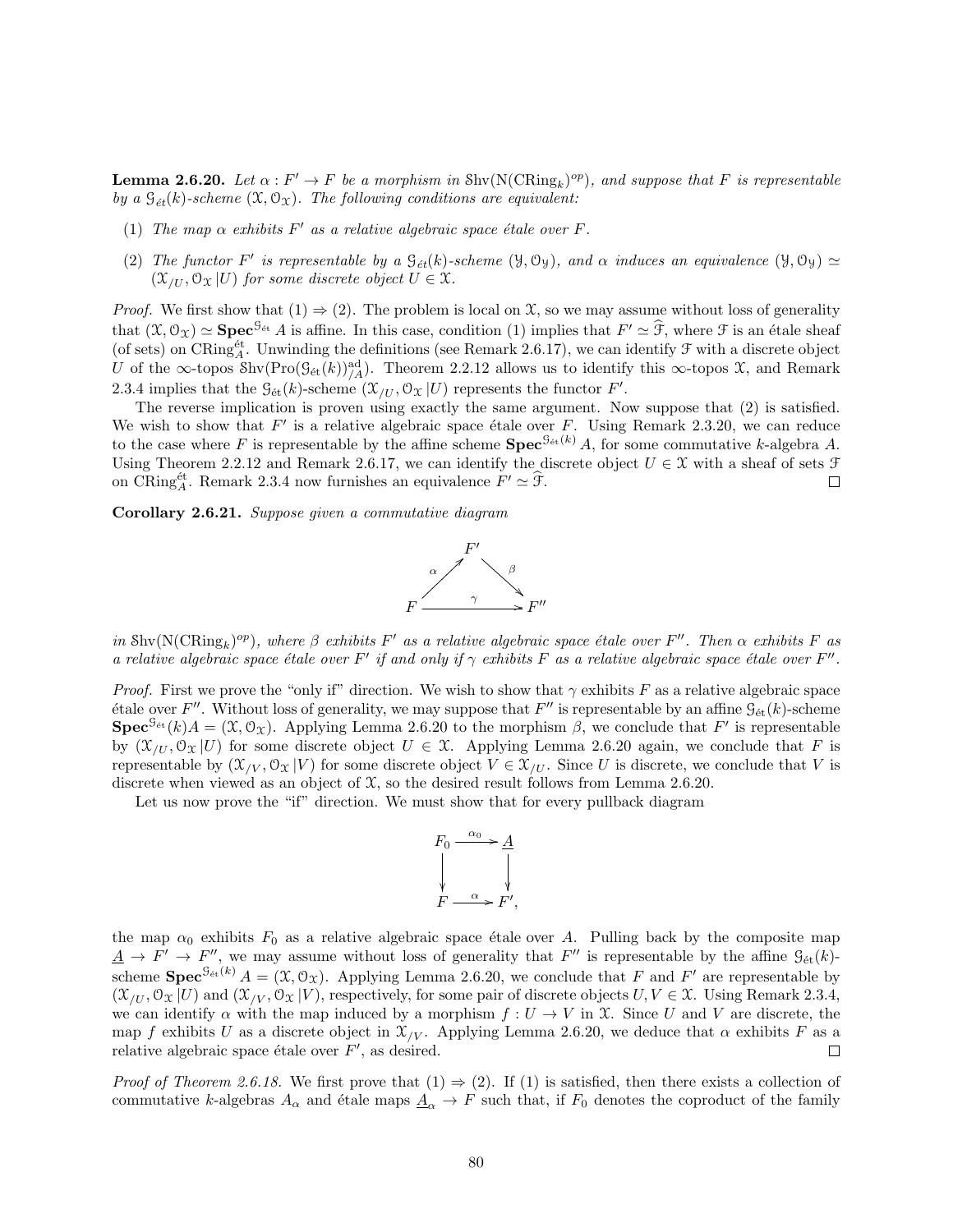**Lemma 2.6.20.** *Let $\alpha : F' \to F$ be a morphism in $\mathcal{S}\mathrm{hv}(\mathrm{N}(\mathrm{CRing}_k)^{op})$, and suppose that $F$ is representable by a $\mathcal{G}_{\acute{e}t}(k)$-scheme $(\mathcal{X}, \mathcal{O}_{\mathcal{X}})$. The following conditions are equivalent:*

1. *The map $\alpha$ exhibits $F'$ as a relative algebraic space étale over $F$.*
2. *The functor $F'$ is representable by a $\mathcal{G}_{\acute{e}t}(k)$-scheme $(\mathcal{Y}, \mathcal{O}_{\mathcal{Y}})$, and $\alpha$ induces an equivalence $(\mathcal{Y}, \mathcal{O}_{\mathcal{Y}}) \simeq (\mathcal{X}_{/U}, \mathcal{O}_{\mathcal{X}}|U)$ for some discrete object $U \in \mathcal{X}$.*

*Proof.* We first show that (1) $\Rightarrow$ (2). The problem is local on $\mathcal{X}$, so we may assume without loss of generality that $(\mathcal{X}, \mathcal{O}_{\mathcal{X}}) \simeq \mathbf{Spec}^{\mathcal{G}_{\acute{e}t}} A$ is affine. In this case, condition (1) implies that $F' \simeq \widehat{\mathcal{F}}$, where $\mathcal{F}$ is an étale sheaf (of sets) on $\mathrm{CRing}_A^{\acute{e}t}$. Unwinding the definitions (see Remark 2.6.17), we can identify $\mathcal{F}$ with a discrete object $U$ of the $\infty$-topos $\mathcal{S}\mathrm{hv}(\mathrm{Pro}(\mathcal{G}_{\acute{e}t}(k))^{\mathrm{ad}}_{/A})$. Theorem 2.2.12 allows us to identify this $\infty$-topos $\mathcal{X}$, and Remark 2.3.4 implies that the $\mathcal{G}_{\acute{e}t}(k)$-scheme $(\mathcal{X}_{/U}, \mathcal{O}_{\mathcal{X}}|U)$ represents the functor $F'$.

The reverse implication is proven using exactly the same argument. Now suppose that (2) is satisfied. We wish to show that $F'$ is a relative algebraic space étale over $F$. Using Remark 2.3.20, we can reduce to the case where $F$ is representable by the affine scheme $\mathbf{Spec}^{\mathcal{G}_{\acute{e}t}(k)} A$, for some commutative $k$-algebra $A$. Using Theorem 2.2.12 and Remark 2.6.17, we can identify the discrete object $U \in \mathcal{X}$ with a sheaf of sets $\mathcal{F}$ on $\mathrm{CRing}_A^{\acute{e}t}$. Remark 2.3.4 now furnishes an equivalence $F' \simeq \widehat{\mathcal{F}}$. $\square$

**Corollary 2.6.21.** *Suppose given a commutative diagram*

$$\begin{array}{ccc} & F' & \\ {}^{\alpha}\nearrow & & \searrow^{\beta} \\ F & \xrightarrow{\gamma} & F'' \end{array}$$

*in $\mathcal{S}\mathrm{hv}(\mathrm{N}(\mathrm{CRing}_k)^{op})$, where $\beta$ exhibits $F'$ as a relative algebraic space étale over $F''$. Then $\alpha$ exhibits $F$ as a relative algebraic space étale over $F'$ if and only if $\gamma$ exhibits $F$ as a relative algebraic space étale over $F''$.*

*Proof.* First we prove the "only if" direction. We wish to show that $\gamma$ exhibits $F$ as a relative algebraic space étale over $F''$. Without loss of generality, we may suppose that $F''$ is representable by an affine $\mathcal{G}_{\acute{e}t}(k)$-scheme $\mathbf{Spec}^{\mathcal{G}_{\acute{e}t}}(k)A = (\mathcal{X}, \mathcal{O}_{\mathcal{X}})$. Applying Lemma 2.6.20 to the morphism $\beta$, we conclude that $F'$ is representable by $(\mathcal{X}_{/U}, \mathcal{O}_{\mathcal{X}}|U)$ for some discrete object $U \in \mathcal{X}$. Applying Lemma 2.6.20 again, we conclude that $F$ is representable by $(\mathcal{X}_{/V}, \mathcal{O}_{\mathcal{X}}|V)$ for some discrete object $V \in \mathcal{X}_{/U}$. Since $U$ is discrete, we conclude that $V$ is discrete when viewed as an object of $\mathcal{X}$, so the desired result follows from Lemma 2.6.20.

Let us now prove the "if" direction. We must show that for every pullback diagram

$$\begin{array}{ccc} F_0 & \xrightarrow{\alpha_0} & \underline{A} \\ \downarrow & & \downarrow \\ F & \xrightarrow{\alpha} & F', \end{array}$$

the map $\alpha_0$ exhibits $F_0$ as a relative algebraic space étale over $A$. Pulling back by the composite map $\underline{A} \to F' \to F''$, we may assume without loss of generality that $F''$ is representable by the affine $\mathcal{G}_{\acute{e}t}(k)$-scheme $\mathbf{Spec}^{\mathcal{G}_{\acute{e}t}(k)} A = (\mathcal{X}, \mathcal{O}_{\mathcal{X}})$. Applying Lemma 2.6.20, we conclude that $F$ and $F'$ are representable by $(\mathcal{X}_{/U}, \mathcal{O}_{\mathcal{X}}|U)$ and $(\mathcal{X}_{/V}, \mathcal{O}_{\mathcal{X}}|V)$, respectively, for some pair of discrete objects $U, V \in \mathcal{X}$. Using Remark 2.3.4, we can identify $\alpha$ with the map induced by a morphism $f : U \to V$ in $\mathcal{X}$. Since $U$ and $V$ are discrete, the map $f$ exhibits $U$ as a discrete object in $\mathcal{X}_{/V}$. Applying Lemma 2.6.20, we deduce that $\alpha$ exhibits $F$ as a relative algebraic space étale over $F'$, as desired. $\square$

*Proof of Theorem 2.6.18.* We first prove that (1) $\Rightarrow$ (2). If (1) is satisfied, then there exists a collection of commutative $k$-algebras $A_\alpha$ and étale maps $\underline{A}_\alpha \to F$ such that, if $F_0$ denotes the coproduct of the family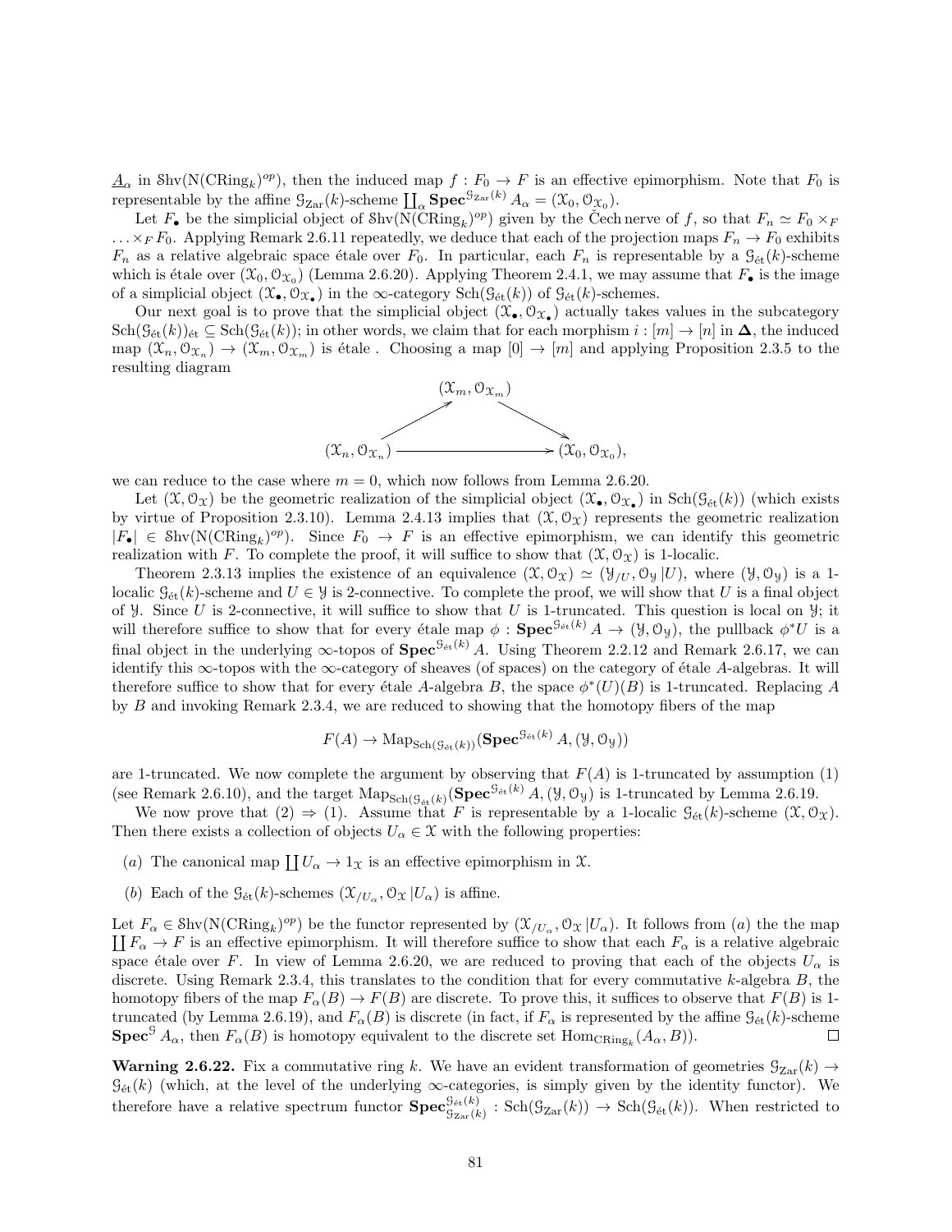$\underline{A}_\alpha$ in $\mathcal{S}\mathrm{hv}(\mathrm{N}(\mathrm{CRing}_k)^{op})$, then the induced map $f : F_0 \to F$ is an effective epimorphism. Note that $F_0$ is representable by the affine $\mathcal{G}_{\mathrm{Zar}}(k)$-scheme $\coprod_\alpha \mathbf{Spec}^{\mathcal{G}_{\mathrm{Zar}}(k)} A_\alpha = (\mathcal{X}_0, \mathcal{O}_{\mathcal{X}_0})$.

Let $F_\bullet$ be the simplicial object of $\mathcal{S}\mathrm{hv}(\mathrm{N}(\mathrm{CRing}_k)^{op})$ given by the Čech nerve of $f$, so that $F_n \simeq F_0 \times_F \ldots \times_F F_0$. Applying Remark 2.6.11 repeatedly, we deduce that each of the projection maps $F_n \to F_0$ exhibits $F_n$ as a relative algebraic space étale over $F_0$. In particular, each $F_n$ is representable by a $\mathcal{G}_{\mathrm{\acute{e}t}}(k)$-scheme which is étale over $(\mathcal{X}_0, \mathcal{O}_{\mathcal{X}_0})$ (Lemma 2.6.20). Applying Theorem 2.4.1, we may assume that $F_\bullet$ is the image of a simplicial object $(\mathcal{X}_\bullet, \mathcal{O}_{\mathcal{X}_\bullet})$ in the $\infty$-category $\mathrm{Sch}(\mathcal{G}_{\mathrm{\acute{e}t}}(k))$ of $\mathcal{G}_{\mathrm{\acute{e}t}}(k)$-schemes.

Our next goal is to prove that the simplicial object $(\mathcal{X}_\bullet, \mathcal{O}_{\mathcal{X}_\bullet})$ actually takes values in the subcategory $\mathrm{Sch}(\mathcal{G}_{\mathrm{\acute{e}t}}(k))_{\mathrm{\acute{e}t}} \subseteq \mathrm{Sch}(\mathcal{G}_{\mathrm{\acute{e}t}}(k))$; in other words, we claim that for each morphism $i : [m] \to [n]$ in $\mathbf{\Delta}$, the induced map $(\mathcal{X}_n, \mathcal{O}_{\mathcal{X}_n}) \to (\mathcal{X}_m, \mathcal{O}_{\mathcal{X}_m})$ is étale . Choosing a map $[0] \to [m]$ and applying Proposition 2.3.5 to the resulting diagram

$$\begin{array}{ccc} & (\mathcal{X}_m, \mathcal{O}_{\mathcal{X}_m}) & \\ \nearrow & & \searrow \\ (\mathcal{X}_n, \mathcal{O}_{\mathcal{X}_n}) & \longrightarrow & (\mathcal{X}_0, \mathcal{O}_{\mathcal{X}_0}), \end{array}$$

we can reduce to the case where $m = 0$, which now follows from Lemma 2.6.20.

Let $(\mathcal{X}, \mathcal{O}_{\mathcal{X}})$ be the geometric realization of the simplicial object $(\mathcal{X}_\bullet, \mathcal{O}_{\mathcal{X}_\bullet})$ in $\mathrm{Sch}(\mathcal{G}_{\mathrm{\acute{e}t}}(k))$ (which exists by virtue of Proposition 2.3.10). Lemma 2.4.13 implies that $(\mathcal{X}, \mathcal{O}_{\mathcal{X}})$ represents the geometric realization $|F_\bullet| \in \mathcal{S}\mathrm{hv}(\mathrm{N}(\mathrm{CRing}_k)^{op})$. Since $F_0 \to F$ is an effective epimorphism, we can identify this geometric realization with $F$. To complete the proof, it will suffice to show that $(\mathcal{X}, \mathcal{O}_{\mathcal{X}})$ is 1-localic.

Theorem 2.3.13 implies the existence of an equivalence $(\mathcal{X}, \mathcal{O}_{\mathcal{X}}) \simeq (\mathcal{Y}_{/U}, \mathcal{O}_{\mathcal{Y}} | U)$, where $(\mathcal{Y}, \mathcal{O}_{\mathcal{Y}})$ is a 1-localic $\mathcal{G}_{\mathrm{\acute{e}t}}(k)$-scheme and $U \in \mathcal{Y}$ is 2-connective. To complete the proof, we will show that $U$ is a final object of $\mathcal{Y}$. Since $U$ is 2-connective, it will suffice to show that $U$ is 1-truncated. This question is local on $\mathcal{Y}$; it will therefore suffice to show that for every étale map $\phi : \mathbf{Spec}^{\mathcal{G}_{\mathrm{\acute{e}t}}(k)} A \to (\mathcal{Y}, \mathcal{O}_{\mathcal{Y}})$, the pullback $\phi^* U$ is a final object in the underlying $\infty$-topos of $\mathbf{Spec}^{\mathcal{G}_{\mathrm{\acute{e}t}}(k)} A$. Using Theorem 2.2.12 and Remark 2.6.17, we can identify this $\infty$-topos with the $\infty$-category of sheaves (of spaces) on the category of étale $A$-algebras. It will therefore suffice to show that for every étale $A$-algebra $B$, the space $\phi^*(U)(B)$ is 1-truncated. Replacing $A$ by $B$ and invoking Remark 2.3.4, we are reduced to showing that the homotopy fibers of the map

$$F(A) \to \mathrm{Map}_{\mathrm{Sch}(\mathcal{G}_{\mathrm{\acute{e}t}}(k))}(\mathbf{Spec}^{\mathcal{G}_{\mathrm{\acute{e}t}}(k)} A, (\mathcal{Y}, \mathcal{O}_{\mathcal{Y}}))$$

are 1-truncated. We now complete the argument by observing that $F(A)$ is 1-truncated by assumption (1) (see Remark 2.6.10), and the target $\mathrm{Map}_{\mathrm{Sch}(\mathcal{G}_{\mathrm{\acute{e}t}}(k))}(\mathbf{Spec}^{\mathcal{G}_{\mathrm{\acute{e}t}}(k)} A, (\mathcal{Y}, \mathcal{O}_{\mathcal{Y}}))$ is 1-truncated by Lemma 2.6.19.

We now prove that (2) $\Rightarrow$ (1). Assume that $F$ is representable by a 1-localic $\mathcal{G}_{\mathrm{\acute{e}t}}(k)$-scheme $(\mathcal{X}, \mathcal{O}_{\mathcal{X}})$. Then there exists a collection of objects $U_\alpha \in \mathcal{X}$ with the following properties:

- (a) The canonical map $\coprod U_\alpha \to 1_{\mathcal{X}}$ is an effective epimorphism in $\mathcal{X}$.
- (b) Each of the $\mathcal{G}_{\mathrm{\acute{e}t}}(k)$-schemes $(\mathcal{X}_{/U_\alpha}, \mathcal{O}_{\mathcal{X}} | U_\alpha)$ is affine.

Let $F_\alpha \in \mathcal{S}\mathrm{hv}(\mathrm{N}(\mathrm{CRing}_k)^{op})$ be the functor represented by $(\mathcal{X}_{/U_\alpha}, \mathcal{O}_{\mathcal{X}} | U_\alpha)$. It follows from (a) the the map $\coprod F_\alpha \to F$ is an effective epimorphism. It will therefore suffice to show that each $F_\alpha$ is a relative algebraic space étale over $F$. In view of Lemma 2.6.20, we are reduced to proving that each of the objects $U_\alpha$ is discrete. Using Remark 2.3.4, this translates to the condition that for every commutative $k$-algebra $B$, the homotopy fibers of the map $F_\alpha(B) \to F(B)$ are discrete. To prove this, it suffices to observe that $F(B)$ is 1-truncated (by Lemma 2.6.19), and $F_\alpha(B)$ is discrete (in fact, if $F_\alpha$ is represented by the affine $\mathcal{G}_{\mathrm{\acute{e}t}}(k)$-scheme $\mathbf{Spec}^{\mathcal{G}} A_\alpha$, then $F_\alpha(B)$ is homotopy equivalent to the discrete set $\mathrm{Hom}_{\mathrm{CRing}_k}(A_\alpha, B)$). $\square$

**Warning 2.6.22.** Fix a commutative ring $k$. We have an evident transformation of geometries $\mathcal{G}_{\mathrm{Zar}}(k) \to \mathcal{G}_{\mathrm{\acute{e}t}}(k)$ (which, at the level of the underlying $\infty$-categories, is simply given by the identity functor). We therefore have a relative spectrum functor $\mathbf{Spec}^{\mathcal{G}_{\mathrm{\acute{e}t}}(k)}_{\mathcal{G}_{\mathrm{Zar}}(k)} : \mathrm{Sch}(\mathcal{G}_{\mathrm{Zar}}(k)) \to \mathrm{Sch}(\mathcal{G}_{\mathrm{\acute{e}t}}(k))$. When restricted to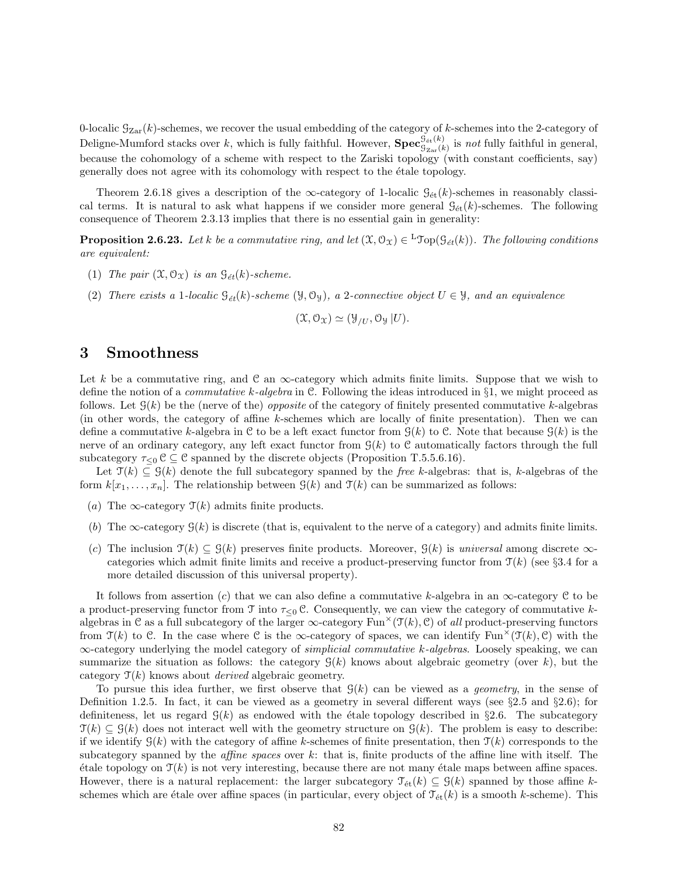0-localic $\mathcal{G}_{\text{Zar}}(k)$-schemes, we recover the usual embedding of the category of $k$-schemes into the 2-category of Deligne-Mumford stacks over $k$, which is fully faithful. However, $\mathbf{Spec}^{\mathcal{G}_{\text{ét}}(k)}_{\mathcal{G}_{\text{Zar}}(k)}$ is *not* fully faithful in general, because the cohomology of a scheme with respect to the Zariski topology (with constant coefficients, say) generally does not agree with its cohomology with respect to the étale topology.

Theorem 2.6.18 gives a description of the $\infty$-category of 1-localic $\mathcal{G}_{\text{ét}}(k)$-schemes in reasonably classical terms. It is natural to ask what happens if we consider more general $\mathcal{G}_{\text{ét}}(k)$-schemes. The following consequence of Theorem 2.3.13 implies that there is no essential gain in generality:

**Proposition 2.6.23.** *Let $k$ be a commutative ring, and let $(\mathcal{X}, \mathcal{O}_{\mathcal{X}}) \in {}^{\mathrm{L}}\mathcal{T}\mathrm{op}(\mathcal{G}_{\acute{e}t}(k))$. The following conditions are equivalent:*

(1) *The pair $(\mathcal{X}, \mathcal{O}_{\mathcal{X}})$ is an $\mathcal{G}_{\acute{e}t}(k)$-scheme.*

(2) *There exists a 1-localic $\mathcal{G}_{\acute{e}t}(k)$-scheme $(\mathcal{Y}, \mathcal{O}_{\mathcal{Y}})$, a 2-connective object $U \in \mathcal{Y}$, and an equivalence*

$$(\mathcal{X}, \mathcal{O}_{\mathcal{X}}) \simeq (\mathcal{Y}_{/U}, \mathcal{O}_{\mathcal{Y}} \,|U).$$

# 3 Smoothness

Let $k$ be a commutative ring, and $\mathcal{C}$ an $\infty$-category which admits finite limits. Suppose that we wish to define the notion of a *commutative $k$-algebra* in $\mathcal{C}$. Following the ideas introduced in §1, we might proceed as follows. Let $\mathcal{G}(k)$ be the (nerve of the) *opposite* of the category of finitely presented commutative $k$-algebras (in other words, the category of affine $k$-schemes which are locally of finite presentation). Then we can define a commutative $k$-algebra in $\mathcal{C}$ to be a left exact functor from $\mathcal{G}(k)$ to $\mathcal{C}$. Note that because $\mathcal{G}(k)$ is the nerve of an ordinary category, any left exact functor from $\mathcal{G}(k)$ to $\mathcal{C}$ automatically factors through the full subcategory $\tau_{\leq 0}\,\mathcal{C} \subseteq \mathcal{C}$ spanned by the discrete objects (Proposition T.5.5.6.16).

Let $\mathcal{T}(k) \subseteq \mathcal{G}(k)$ denote the full subcategory spanned by the *free* $k$-algebras: that is, $k$-algebras of the form $k[x_1, \ldots, x_n]$. The relationship between $\mathcal{G}(k)$ and $\mathcal{T}(k)$ can be summarized as follows:

($a$) The $\infty$-category $\mathcal{T}(k)$ admits finite products.

($b$) The $\infty$-category $\mathcal{G}(k)$ is discrete (that is, equivalent to the nerve of a category) and admits finite limits.

($c$) The inclusion $\mathcal{T}(k) \subseteq \mathcal{G}(k)$ preserves finite products. Moreover, $\mathcal{G}(k)$ is *universal* among discrete $\infty$-categories which admit finite limits and receive a product-preserving functor from $\mathcal{T}(k)$ (see §3.4 for a more detailed discussion of this universal property).

It follows from assertion ($c$) that we can also define a commutative $k$-algebra in an $\infty$-category $\mathcal{C}$ to be a product-preserving functor from $\mathcal{T}$ into $\tau_{\leq 0}\,\mathcal{C}$. Consequently, we can view the category of commutative $k$-algebras in $\mathcal{C}$ as a full subcategory of the larger $\infty$-category $\mathrm{Fun}^{\times}(\mathcal{T}(k), \mathcal{C})$ of *all* product-preserving functors from $\mathcal{T}(k)$ to $\mathcal{C}$. In the case where $\mathcal{C}$ is the $\infty$-category of spaces, we can identify $\mathrm{Fun}^{\times}(\mathcal{T}(k), \mathcal{C})$ with the $\infty$-category underlying the model category of *simplicial commutative $k$-algebras*. Loosely speaking, we can summarize the situation as follows: the category $\mathcal{G}(k)$ knows about algebraic geometry (over $k$), but the category $\mathcal{T}(k)$ knows about *derived* algebraic geometry.

To pursue this idea further, we first observe that $\mathcal{G}(k)$ can be viewed as a *geometry*, in the sense of Definition 1.2.5. In fact, it can be viewed as a geometry in several different ways (see §2.5 and §2.6); for definiteness, let us regard $\mathcal{G}(k)$ as endowed with the étale topology described in §2.6. The subcategory $\mathcal{T}(k) \subseteq \mathcal{G}(k)$ does not interact well with the geometry structure on $\mathcal{G}(k)$. The problem is easy to describe: if we identify $\mathcal{G}(k)$ with the category of affine $k$-schemes of finite presentation, then $\mathcal{T}(k)$ corresponds to the subcategory spanned by the *affine spaces* over $k$: that is, finite products of the affine line with itself. The étale topology on $\mathcal{T}(k)$ is not very interesting, because there are not many étale maps between affine spaces. However, there is a natural replacement: the larger subcategory $\mathcal{T}_{\text{ét}}(k) \subseteq \mathcal{G}(k)$ spanned by those affine $k$-schemes which are étale over affine spaces (in particular, every object of $\mathcal{T}_{\text{ét}}(k)$ is a smooth $k$-scheme). This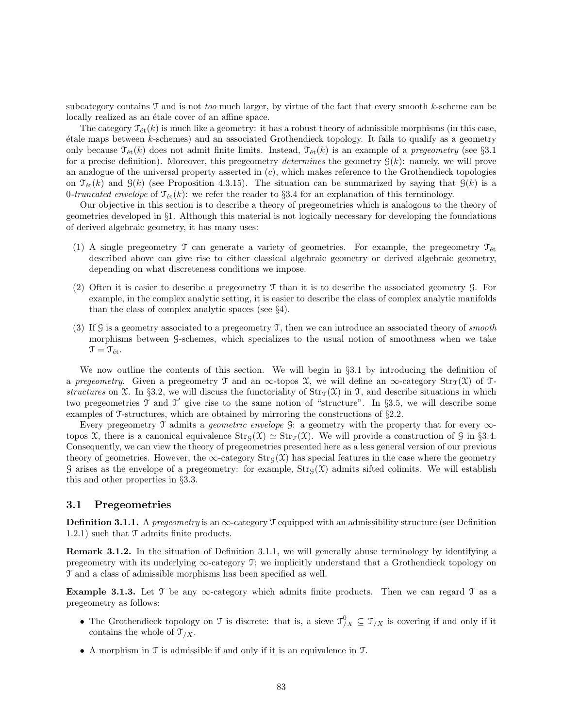subcategory contains $\mathcal{T}$ and is not *too* much larger, by virtue of the fact that every smooth $k$-scheme can be locally realized as an étale cover of an affine space.

The category $\mathcal{T}_{\text{ét}}(k)$ is much like a geometry: it has a robust theory of admissible morphisms (in this case, étale maps between $k$-schemes) and an associated Grothendieck topology. It fails to qualify as a geometry only because $\mathcal{T}_{\text{ét}}(k)$ does not admit finite limits. Instead, $\mathcal{T}_{\text{ét}}(k)$ is an example of a *pregeometry* (see §3.1 for a precise definition). Moreover, this pregeometry *determines* the geometry $\mathcal{G}(k)$: namely, we will prove an analogue of the universal property asserted in $(c)$, which makes reference to the Grothendieck topologies on $\mathcal{T}_{\text{ét}}(k)$ and $\mathcal{G}(k)$ (see Proposition 4.3.15). The situation can be summarized by saying that $\mathcal{G}(k)$ is a *0-truncated envelope* of $\mathcal{T}_{\text{ét}}(k)$: we refer the reader to §3.4 for an explanation of this terminology.

Our objective in this section is to describe a theory of pregeometries which is analogous to the theory of geometries developed in §1. Although this material is not logically necessary for developing the foundations of derived algebraic geometry, it has many uses:

(1) A single pregeometry $\mathcal{T}$ can generate a variety of geometries. For example, the pregeometry $\mathcal{T}_{\text{ét}}$ described above can give rise to either classical algebraic geometry or derived algebraic geometry, depending on what discreteness conditions we impose.

(2) Often it is easier to describe a pregeometry $\mathcal{T}$ than it is to describe the associated geometry $\mathcal{G}$. For example, in the complex analytic setting, it is easier to describe the class of complex analytic manifolds than the class of complex analytic spaces (see §4).

(3) If $\mathcal{G}$ is a geometry associated to a pregeometry $\mathcal{T}$, then we can introduce an associated theory of *smooth* morphisms between $\mathcal{G}$-schemes, which specializes to the usual notion of smoothness when we take $\mathcal{T} = \mathcal{T}_{\text{ét}}$.

We now outline the contents of this section. We will begin in §3.1 by introducing the definition of a *pregeometry*. Given a pregeometry $\mathcal{T}$ and an $\infty$-topos $\mathcal{X}$, we will define an $\infty$-category $\mathrm{Str}_{\mathcal{T}}(\mathcal{X})$ of *$\mathcal{T}$-structures* on $\mathcal{X}$. In §3.2, we will discuss the functoriality of $\mathrm{Str}_{\mathcal{T}}(\mathcal{X})$ in $\mathcal{T}$, and describe situations in which two pregeometries $\mathcal{T}$ and $\mathcal{T}'$ give rise to the same notion of "structure". In §3.5, we will describe some examples of $\mathcal{T}$-structures, which are obtained by mirroring the constructions of §2.2.

Every pregeometry $\mathcal{T}$ admits a *geometric envelope* $\mathcal{G}$: a geometry with the property that for every $\infty$-topos $\mathcal{X}$, there is a canonical equivalence $\mathrm{Str}_{\mathcal{G}}(\mathcal{X}) \simeq \mathrm{Str}_{\mathcal{T}}(\mathcal{X})$. We will provide a construction of $\mathcal{G}$ in §3.4. Consequently, we can view the theory of pregeometries presented here as a less general version of our previous theory of geometries. However, the $\infty$-category $\mathrm{Str}_{\mathcal{G}}(\mathcal{X})$ has special features in the case where the geometry $\mathcal{G}$ arises as the envelope of a pregeometry: for example, $\mathrm{Str}_{\mathcal{G}}(\mathcal{X})$ admits sifted colimits. We will establish this and other properties in §3.3.

## 3.1 Pregeometries

**Definition 3.1.1.** A *pregeometry* is an $\infty$-category $\mathcal{T}$ equipped with an admissibility structure (see Definition 1.2.1) such that $\mathcal{T}$ admits finite products.

**Remark 3.1.2.** In the situation of Definition 3.1.1, we will generally abuse terminology by identifying a pregeometry with its underlying $\infty$-category $\mathcal{T}$; we implicitly understand that a Grothendieck topology on $\mathcal{T}$ and a class of admissible morphisms has been specified as well.

**Example 3.1.3.** Let $\mathcal{T}$ be any $\infty$-category which admits finite products. Then we can regard $\mathcal{T}$ as a pregeometry as follows:

- The Grothendieck topology on $\mathcal{T}$ is discrete: that is, a sieve $\mathcal{T}^0_{/X} \subseteq \mathcal{T}_{/X}$ is covering if and only if it contains the whole of $\mathcal{T}_{/X}$.
- A morphism in $\mathcal{T}$ is admissible if and only if it is an equivalence in $\mathcal{T}$.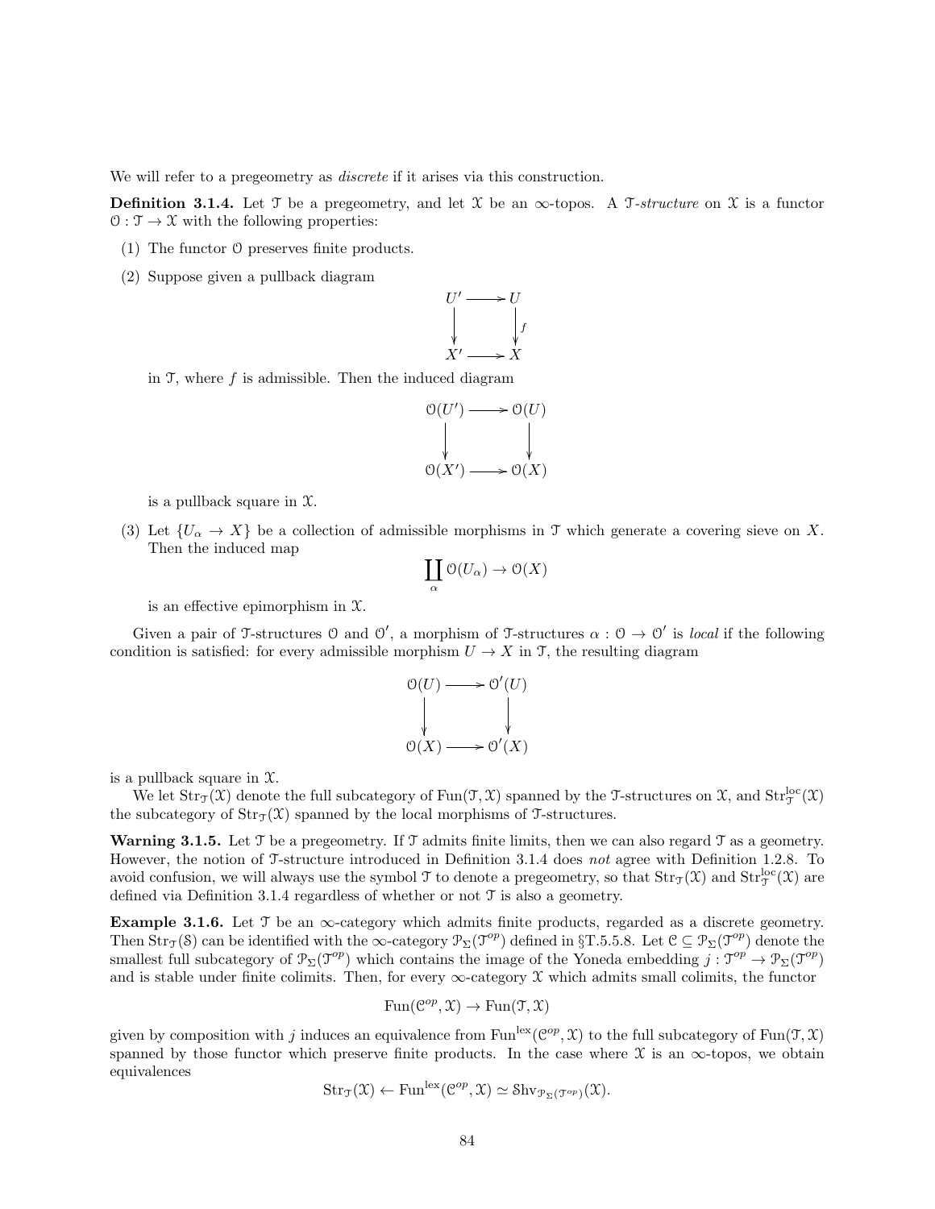We will refer to a pregeometry as *discrete* if it arises via this construction.

**Definition 3.1.4.** Let $\mathcal{T}$ be a pregeometry, and let $\mathcal{X}$ be an $\infty$-topos. A $\mathcal{T}$-*structure* on $\mathcal{X}$ is a functor $\mathcal{O} : \mathcal{T} \to \mathcal{X}$ with the following properties:

(1) The functor $\mathcal{O}$ preserves finite products.

(2) Suppose given a pullback diagram

$$\begin{array}{ccc} U' & \longrightarrow & U \\ \downarrow & & \downarrow f \\ X' & \longrightarrow & X \end{array}$$

in $\mathcal{T}$, where $f$ is admissible. Then the induced diagram

$$\begin{array}{ccc} \mathcal{O}(U') & \longrightarrow & \mathcal{O}(U) \\ \downarrow & & \downarrow \\ \mathcal{O}(X') & \longrightarrow & \mathcal{O}(X) \end{array}$$

is a pullback square in $\mathcal{X}$.

(3) Let $\{U_\alpha \to X\}$ be a collection of admissible morphisms in $\mathcal{T}$ which generate a covering sieve on $X$. Then the induced map

$$\coprod_\alpha \mathcal{O}(U_\alpha) \to \mathcal{O}(X)$$

is an effective epimorphism in $\mathcal{X}$.

Given a pair of $\mathcal{T}$-structures $\mathcal{O}$ and $\mathcal{O}'$, a morphism of $\mathcal{T}$-structures $\alpha : \mathcal{O} \to \mathcal{O}'$ is *local* if the following condition is satisfied: for every admissible morphism $U \to X$ in $\mathcal{T}$, the resulting diagram

$$\begin{array}{ccc} \mathcal{O}(U) & \longrightarrow & \mathcal{O}'(U) \\ \downarrow & & \downarrow \\ \mathcal{O}(X) & \longrightarrow & \mathcal{O}'(X) \end{array}$$

is a pullback square in $\mathcal{X}$.

We let $\mathrm{Str}_{\mathcal{T}}(\mathcal{X})$ denote the full subcategory of $\mathrm{Fun}(\mathcal{T}, \mathcal{X})$ spanned by the $\mathcal{T}$-structures on $\mathcal{X}$, and $\mathrm{Str}^{\mathrm{loc}}_{\mathcal{T}}(\mathcal{X})$ the subcategory of $\mathrm{Str}_{\mathcal{T}}(\mathcal{X})$ spanned by the local morphisms of $\mathcal{T}$-structures.

**Warning 3.1.5.** Let $\mathcal{T}$ be a pregeometry. If $\mathcal{T}$ admits finite limits, then we can also regard $\mathcal{T}$ as a geometry. However, the notion of $\mathcal{T}$-structure introduced in Definition 3.1.4 does *not* agree with Definition 1.2.8. To avoid confusion, we will always use the symbol $\mathcal{T}$ to denote a pregeometry, so that $\mathrm{Str}_{\mathcal{T}}(\mathcal{X})$ and $\mathrm{Str}^{\mathrm{loc}}_{\mathcal{T}}(\mathcal{X})$ are defined via Definition 3.1.4 regardless of whether or not $\mathcal{T}$ is also a geometry.

**Example 3.1.6.** Let $\mathcal{T}$ be an $\infty$-category which admits finite products, regarded as a discrete geometry. Then $\mathrm{Str}_{\mathcal{T}}(\mathcal{S})$ can be identified with the $\infty$-category $\mathcal{P}_\Sigma(\mathcal{T}^{op})$ defined in §T.5.5.8. Let $\mathcal{C} \subseteq \mathcal{P}_\Sigma(\mathcal{T}^{op})$ denote the smallest full subcategory of $\mathcal{P}_\Sigma(\mathcal{T}^{op})$ which contains the image of the Yoneda embedding $j : \mathcal{T}^{op} \to \mathcal{P}_\Sigma(\mathcal{T}^{op})$ and is stable under finite colimits. Then, for every $\infty$-category $\mathcal{X}$ which admits small colimits, the functor

$$\mathrm{Fun}(\mathcal{C}^{op}, \mathcal{X}) \to \mathrm{Fun}(\mathcal{T}, \mathcal{X})$$

given by composition with $j$ induces an equivalence from $\mathrm{Fun}^{\mathrm{lex}}(\mathcal{C}^{op}, \mathcal{X})$ to the full subcategory of $\mathrm{Fun}(\mathcal{T}, \mathcal{X})$ spanned by those functor which preserve finite products. In the case where $\mathcal{X}$ is an $\infty$-topos, we obtain equivalences

$$\mathrm{Str}_{\mathcal{T}}(\mathcal{X}) \leftarrow \mathrm{Fun}^{\mathrm{lex}}(\mathcal{C}^{op}, \mathcal{X}) \simeq \mathrm{Shv}_{\mathcal{P}_\Sigma(\mathcal{T}^{op})}(\mathcal{X}).$$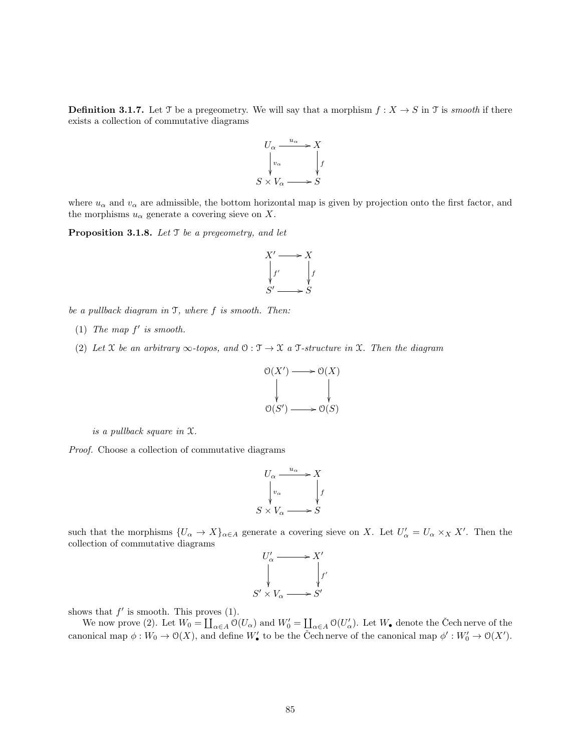**Definition 3.1.7.** Let $\mathcal{T}$ be a pregeometry. We will say that a morphism $f : X \to S$ in $\mathcal{T}$ is *smooth* if there exists a collection of commutative diagrams

$$\begin{array}{ccc} U_\alpha & \xrightarrow{u_\alpha} & X \\ \downarrow{\scriptstyle v_\alpha} & & \downarrow{\scriptstyle f} \\ S \times V_\alpha & \longrightarrow & S \end{array}$$

where $u_\alpha$ and $v_\alpha$ are admissible, the bottom horizontal map is given by projection onto the first factor, and the morphisms $u_\alpha$ generate a covering sieve on $X$.

**Proposition 3.1.8.** *Let $\mathcal{T}$ be a pregeometry, and let*

$$\begin{array}{ccc} X' & \longrightarrow & X \\ \downarrow{\scriptstyle f'} & & \downarrow{\scriptstyle f} \\ S' & \longrightarrow & S \end{array}$$

*be a pullback diagram in $\mathcal{T}$, where $f$ is smooth. Then:*

1. *The map $f'$ is smooth.*
2. *Let $\mathcal{X}$ be an arbitrary $\infty$-topos, and $\mathcal{O} : \mathcal{T} \to \mathcal{X}$ a $\mathcal{T}$-structure in $\mathcal{X}$. Then the diagram*

$$\begin{array}{ccc} \mathcal{O}(X') & \longrightarrow & \mathcal{O}(X) \\ \downarrow & & \downarrow \\ \mathcal{O}(S') & \longrightarrow & \mathcal{O}(S) \end{array}$$

*is a pullback square in $\mathcal{X}$.*

*Proof.* Choose a collection of commutative diagrams

$$\begin{array}{ccc} U_\alpha & \xrightarrow{u_\alpha} & X \\ \downarrow{\scriptstyle v_\alpha} & & \downarrow{\scriptstyle f} \\ S \times V_\alpha & \longrightarrow & S \end{array}$$

such that the morphisms $\{U_\alpha \to X\}_{\alpha \in A}$ generate a covering sieve on $X$. Let $U'_\alpha = U_\alpha \times_X X'$. Then the collection of commutative diagrams

$$\begin{array}{ccc} U'_\alpha & \longrightarrow & X' \\ \downarrow & & \downarrow{\scriptstyle f'} \\ S' \times V_\alpha & \longrightarrow & S' \end{array}$$

shows that $f'$ is smooth. This proves (1).

We now prove (2). Let $W_0 = \coprod_{\alpha \in A} \mathcal{O}(U_\alpha)$ and $W'_0 = \coprod_{\alpha \in A} \mathcal{O}(U'_\alpha)$. Let $W_\bullet$ denote the Čech nerve of the canonical map $\phi : W_0 \to \mathcal{O}(X)$, and define $W'_\bullet$ to be the Čech nerve of the canonical map $\phi' : W'_0 \to \mathcal{O}(X')$.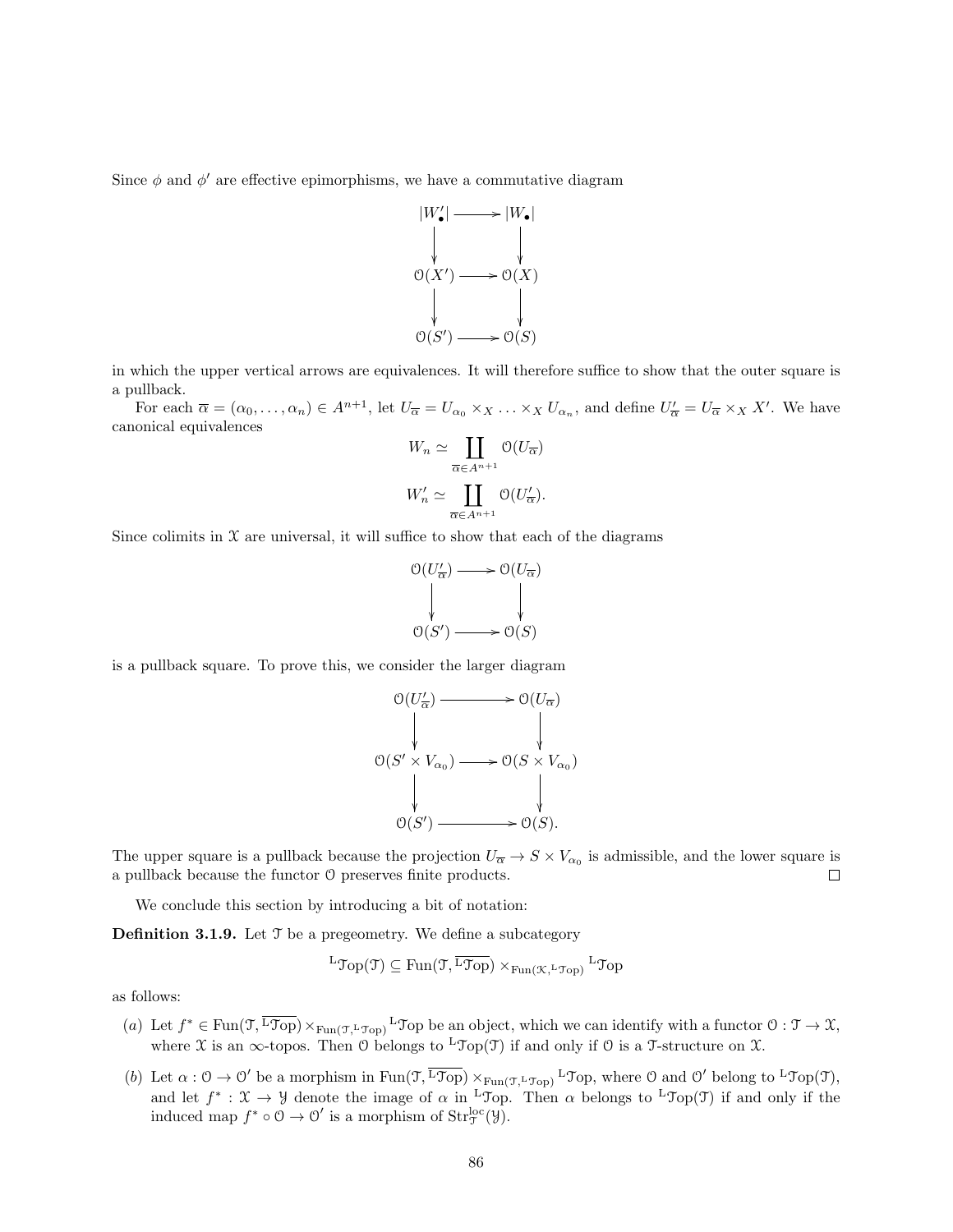Since $\phi$ and $\phi'$ are effective epimorphisms, we have a commutative diagram

$$\begin{array}{ccc}
|W'_\bullet| & \longrightarrow & |W_\bullet| \\
\downarrow & & \downarrow \\
\mathcal{O}(X') & \longrightarrow & \mathcal{O}(X) \\
\downarrow & & \downarrow \\
\mathcal{O}(S') & \longrightarrow & \mathcal{O}(S)
\end{array}$$

in which the upper vertical arrows are equivalences. It will therefore suffice to show that the outer square is a pullback.

For each $\overline{\alpha} = (\alpha_0, \ldots, \alpha_n) \in A^{n+1}$, let $U_{\overline{\alpha}} = U_{\alpha_0} \times_X \ldots \times_X U_{\alpha_n}$, and define $U'_{\overline{\alpha}} = U_{\overline{\alpha}} \times_X X'$. We have canonical equivalences

$$W_n \simeq \coprod_{\overline{\alpha} \in A^{n+1}} \mathcal{O}(U_{\overline{\alpha}})$$

$$W'_n \simeq \coprod_{\overline{\alpha} \in A^{n+1}} \mathcal{O}(U'_{\overline{\alpha}}).$$

Since colimits in $\mathcal{X}$ are universal, it will suffice to show that each of the diagrams

$$\begin{array}{ccc}
\mathcal{O}(U'_{\overline{\alpha}}) & \longrightarrow & \mathcal{O}(U_{\overline{\alpha}}) \\
\downarrow & & \downarrow \\
\mathcal{O}(S') & \longrightarrow & \mathcal{O}(S)
\end{array}$$

is a pullback square. To prove this, we consider the larger diagram

$$\begin{array}{ccc}
\mathcal{O}(U'_{\overline{\alpha}}) & \longrightarrow & \mathcal{O}(U_{\overline{\alpha}}) \\
\downarrow & & \downarrow \\
\mathcal{O}(S' \times V_{\alpha_0}) & \longrightarrow & \mathcal{O}(S \times V_{\alpha_0}) \\
\downarrow & & \downarrow \\
\mathcal{O}(S') & \longrightarrow & \mathcal{O}(S).
\end{array}$$

The upper square is a pullback because the projection $U_{\overline{\alpha}} \to S \times V_{\alpha_0}$ is admissible, and the lower square is a pullback because the functor $\mathcal{O}$ preserves finite products. $\square$

We conclude this section by introducing a bit of notation:

**Definition 3.1.9.** Let $\mathcal{T}$ be a pregeometry. We define a subcategory

$${}^{\mathrm{L}}\mathcal{T}\mathrm{op}(\mathcal{T}) \subseteq \mathrm{Fun}(\mathcal{T}, \overline{{}^{\mathrm{L}}\mathcal{T}\mathrm{op}}) \times_{\mathrm{Fun}(\mathcal{K}, {}^{\mathrm{L}}\mathcal{T}\mathrm{op})} {}^{\mathrm{L}}\mathcal{T}\mathrm{op}$$

as follows:

(a) Let $f^* \in \mathrm{Fun}(\mathcal{T}, \overline{{}^{\mathrm{L}}\mathcal{T}\mathrm{op}}) \times_{\mathrm{Fun}(\mathcal{T}, {}^{\mathrm{L}}\mathcal{T}\mathrm{op})} {}^{\mathrm{L}}\mathcal{T}\mathrm{op}$ be an object, which we can identify with a functor $\mathcal{O} : \mathcal{T} \to \mathcal{X}$, where $\mathcal{X}$ is an $\infty$-topos. Then $\mathcal{O}$ belongs to ${}^{\mathrm{L}}\mathcal{T}\mathrm{op}(\mathcal{T})$ if and only if $\mathcal{O}$ is a $\mathcal{T}$-structure on $\mathcal{X}$.

(b) Let $\alpha : \mathcal{O} \to \mathcal{O}'$ be a morphism in $\mathrm{Fun}(\mathcal{T}, \overline{{}^{\mathrm{L}}\mathcal{T}\mathrm{op}}) \times_{\mathrm{Fun}(\mathcal{T}, {}^{\mathrm{L}}\mathcal{T}\mathrm{op})} {}^{\mathrm{L}}\mathcal{T}\mathrm{op}$, where $\mathcal{O}$ and $\mathcal{O}'$ belong to ${}^{\mathrm{L}}\mathcal{T}\mathrm{op}(\mathcal{T})$, and let $f^* : \mathcal{X} \to \mathcal{Y}$ denote the image of $\alpha$ in ${}^{\mathrm{L}}\mathcal{T}\mathrm{op}$. Then $\alpha$ belongs to ${}^{\mathrm{L}}\mathcal{T}\mathrm{op}(\mathcal{T})$ if and only if the induced map $f^* \circ \mathcal{O} \to \mathcal{O}'$ is a morphism of $\mathrm{Str}^{\mathrm{loc}}_{\mathcal{T}}(\mathcal{Y})$.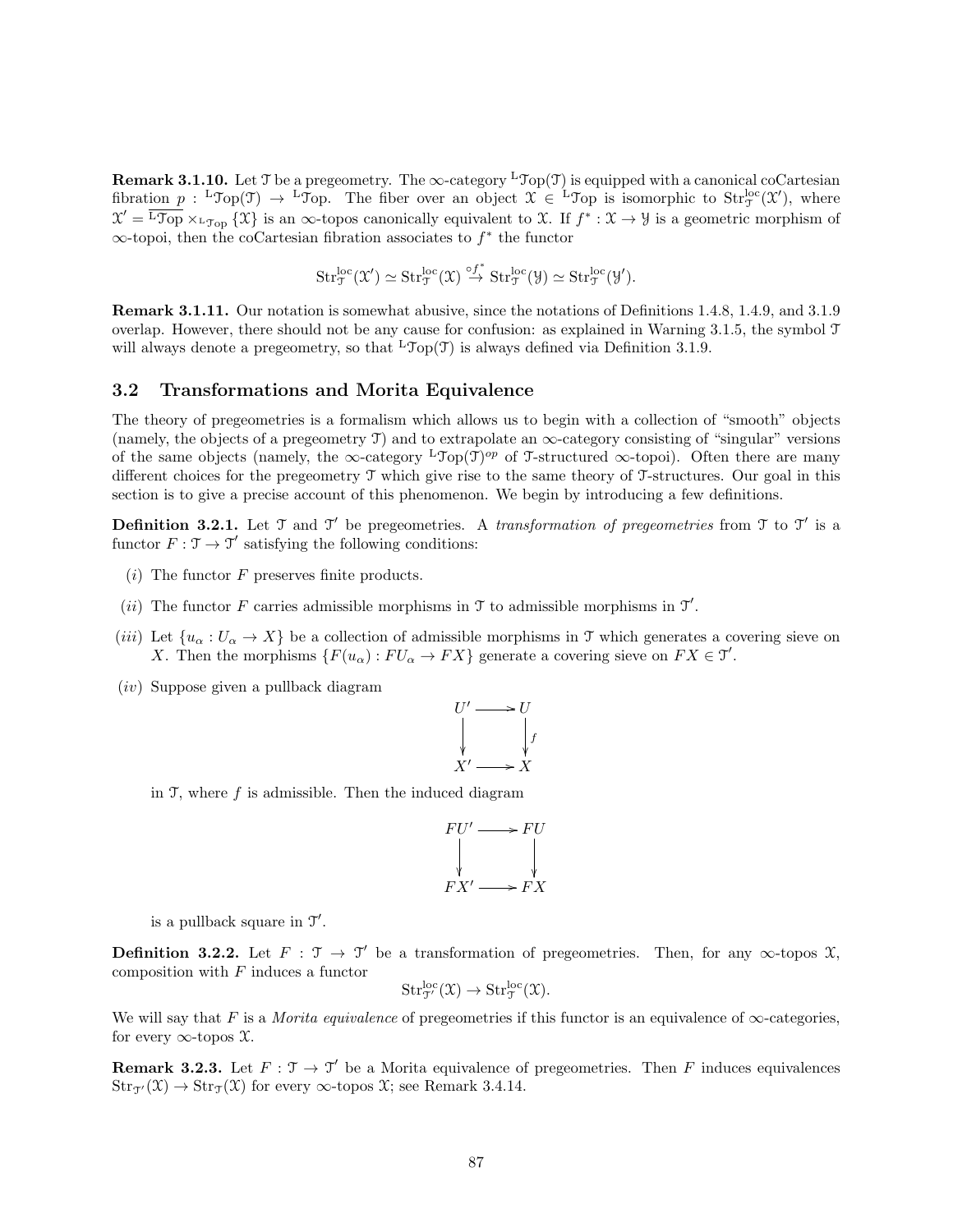**Remark 3.1.10.** Let $\mathcal{T}$ be a pregeometry. The $\infty$-category ${}^{\mathrm{L}}\mathcal{T}\mathrm{op}(\mathcal{T})$ is equipped with a canonical coCartesian fibration $p : {}^{\mathrm{L}}\mathcal{T}\mathrm{op}(\mathcal{T}) \to {}^{\mathrm{L}}\mathcal{T}\mathrm{op}$. The fiber over an object $\mathcal{X} \in {}^{\mathrm{L}}\mathcal{T}\mathrm{op}$ is isomorphic to $\mathrm{Str}^{\mathrm{loc}}_{\mathcal{T}}(\mathcal{X}')$, where $\mathcal{X}' = \overline{{}^{\mathrm{L}}\mathcal{T}\mathrm{op}} \times_{{}^{\mathrm{L}}\mathcal{T}\mathrm{op}} \{\mathcal{X}\}$ is an $\infty$-topos canonically equivalent to $\mathcal{X}$. If $f^* : \mathcal{X} \to \mathcal{Y}$ is a geometric morphism of $\infty$-topoi, then the coCartesian fibration associates to $f^*$ the functor

$$\mathrm{Str}^{\mathrm{loc}}_{\mathcal{T}}(\mathcal{X}') \simeq \mathrm{Str}^{\mathrm{loc}}_{\mathcal{T}}(\mathcal{X}) \stackrel{\circ f^*}{\to} \mathrm{Str}^{\mathrm{loc}}_{\mathcal{T}}(\mathcal{Y}) \simeq \mathrm{Str}^{\mathrm{loc}}_{\mathcal{T}}(\mathcal{Y}').$$

**Remark 3.1.11.** Our notation is somewhat abusive, since the notations of Definitions 1.4.8, 1.4.9, and 3.1.9 overlap. However, there should not be any cause for confusion: as explained in Warning 3.1.5, the symbol $\mathcal{T}$ will always denote a pregeometry, so that ${}^{\mathrm{L}}\mathcal{T}\mathrm{op}(\mathcal{T})$ is always defined via Definition 3.1.9.

## 3.2 Transformations and Morita Equivalence

The theory of pregeometries is a formalism which allows us to begin with a collection of "smooth" objects (namely, the objects of a pregeometry $\mathcal{T}$) and to extrapolate an $\infty$-category consisting of "singular" versions of the same objects (namely, the $\infty$-category ${}^{\mathrm{L}}\mathcal{T}\mathrm{op}(\mathcal{T})^{op}$ of $\mathcal{T}$-structured $\infty$-topoi). Often there are many different choices for the pregeometry $\mathcal{T}$ which give rise to the same theory of $\mathcal{T}$-structures. Our goal in this section is to give a precise account of this phenomenon. We begin by introducing a few definitions.

**Definition 3.2.1.** Let $\mathcal{T}$ and $\mathcal{T}'$ be pregeometries. A *transformation of pregeometries* from $\mathcal{T}$ to $\mathcal{T}'$ is a functor $F : \mathcal{T} \to \mathcal{T}'$ satisfying the following conditions:

(*i*) The functor $F$ preserves finite products.

(*ii*) The functor $F$ carries admissible morphisms in $\mathcal{T}$ to admissible morphisms in $\mathcal{T}'$.

(*iii*) Let $\{u_\alpha : U_\alpha \to X\}$ be a collection of admissible morphisms in $\mathcal{T}$ which generates a covering sieve on $X$. Then the morphisms $\{F(u_\alpha) : FU_\alpha \to FX\}$ generate a covering sieve on $FX \in \mathcal{T}'$.

(*iv*) Suppose given a pullback diagram

$$\begin{array}{ccc} U' & \longrightarrow & U \\ \downarrow & & \downarrow f \\ X' & \longrightarrow & X \end{array}$$

in $\mathcal{T}$, where $f$ is admissible. Then the induced diagram

$$\begin{array}{ccc} FU' & \longrightarrow & FU \\ \downarrow & & \downarrow \\ FX' & \longrightarrow & FX \end{array}$$

is a pullback square in $\mathcal{T}'$.

**Definition 3.2.2.** Let $F : \mathcal{T} \to \mathcal{T}'$ be a transformation of pregeometries. Then, for any $\infty$-topos $\mathcal{X}$, composition with $F$ induces a functor

$$\mathrm{Str}^{\mathrm{loc}}_{\mathcal{T}'}(\mathcal{X}) \to \mathrm{Str}^{\mathrm{loc}}_{\mathcal{T}}(\mathcal{X}).$$

We will say that $F$ is a *Morita equivalence* of pregeometries if this functor is an equivalence of $\infty$-categories, for every $\infty$-topos $\mathcal{X}$.

**Remark 3.2.3.** Let $F : \mathcal{T} \to \mathcal{T}'$ be a Morita equivalence of pregeometries. Then $F$ induces equivalences $\mathrm{Str}_{\mathcal{T}'}(\mathcal{X}) \to \mathrm{Str}_{\mathcal{T}}(\mathcal{X})$ for every $\infty$-topos $\mathcal{X}$; see Remark 3.4.14.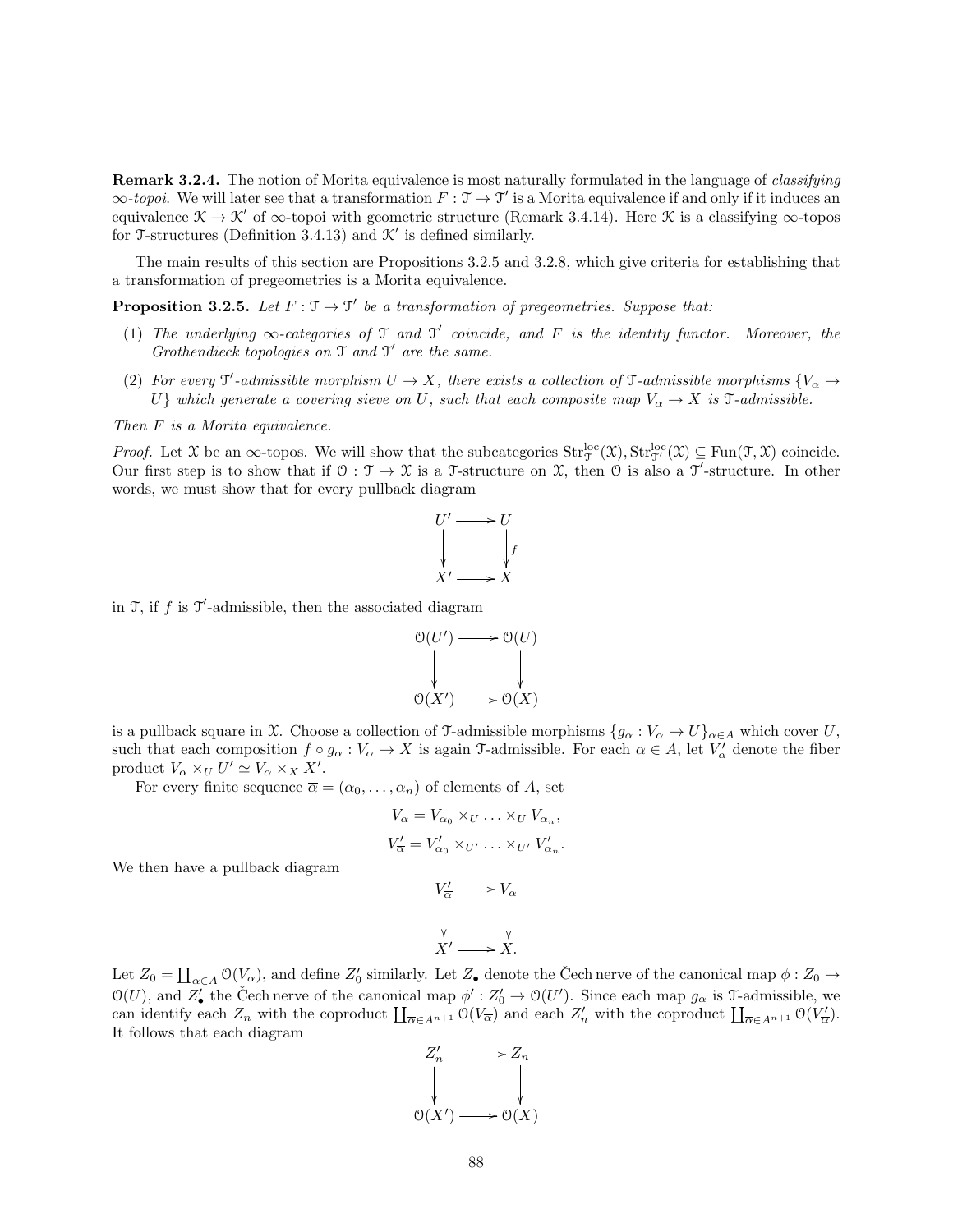**Remark 3.2.4.** The notion of Morita equivalence is most naturally formulated in the language of *classifying $\infty$-topoi*. We will later see that a transformation $F : \mathcal{T} \to \mathcal{T}'$ is a Morita equivalence if and only if it induces an equivalence $\mathcal{K} \to \mathcal{K}'$ of $\infty$-topoi with geometric structure (Remark 3.4.14). Here $\mathcal{K}$ is a classifying $\infty$-topos for $\mathcal{T}$-structures (Definition 3.4.13) and $\mathcal{K}'$ is defined similarly.

The main results of this section are Propositions 3.2.5 and 3.2.8, which give criteria for establishing that a transformation of pregeometries is a Morita equivalence.

**Proposition 3.2.5.** *Let $F : \mathcal{T} \to \mathcal{T}'$ be a transformation of pregeometries. Suppose that:*

1. *The underlying $\infty$-categories of $\mathcal{T}$ and $\mathcal{T}'$ coincide, and $F$ is the identity functor. Moreover, the Grothendieck topologies on $\mathcal{T}$ and $\mathcal{T}'$ are the same.*
2. *For every $\mathcal{T}'$-admissible morphism $U \to X$, there exists a collection of $\mathcal{T}$-admissible morphisms $\{V_\alpha \to U\}$ which generate a covering sieve on $U$, such that each composite map $V_\alpha \to X$ is $\mathcal{T}$-admissible.*

*Then $F$ is a Morita equivalence.*

*Proof.* Let $\mathcal{X}$ be an $\infty$-topos. We will show that the subcategories $\mathrm{Str}^{\mathrm{loc}}_{\mathcal{T}}(\mathcal{X}), \mathrm{Str}^{\mathrm{loc}}_{\mathcal{T}'}(\mathcal{X}) \subseteq \mathrm{Fun}(\mathcal{T}, \mathcal{X})$ coincide. Our first step is to show that if $\mathcal{O} : \mathcal{T} \to \mathcal{X}$ is a $\mathcal{T}$-structure on $\mathcal{X}$, then $\mathcal{O}$ is also a $\mathcal{T}'$-structure. In other words, we must show that for every pullback diagram

$$\begin{array}{ccc} U' & \longrightarrow & U \\ \downarrow & & \downarrow f \\ X' & \longrightarrow & X \end{array}$$

in $\mathcal{T}$, if $f$ is $\mathcal{T}'$-admissible, then the associated diagram

$$\begin{array}{ccc} \mathcal{O}(U') & \longrightarrow & \mathcal{O}(U) \\ \downarrow & & \downarrow \\ \mathcal{O}(X') & \longrightarrow & \mathcal{O}(X) \end{array}$$

is a pullback square in $\mathcal{X}$. Choose a collection of $\mathcal{T}$-admissible morphisms $\{g_\alpha : V_\alpha \to U\}_{\alpha \in A}$ which cover $U$, such that each composition $f \circ g_\alpha : V_\alpha \to X$ is again $\mathcal{T}$-admissible. For each $\alpha \in A$, let $V'_\alpha$ denote the fiber product $V_\alpha \times_U U' \simeq V_\alpha \times_X X'$.

For every finite sequence $\overline{\alpha} = (\alpha_0, \ldots, \alpha_n)$ of elements of $A$, set

$$V_{\overline{\alpha}} = V_{\alpha_0} \times_U \ldots \times_U V_{\alpha_n},$$

$$V'_{\overline{\alpha}} = V'_{\alpha_0} \times_{U'} \ldots \times_{U'} V'_{\alpha_n}.$$

We then have a pullback diagram

$$\begin{array}{ccc} V'_{\overline{\alpha}} & \longrightarrow & V_{\overline{\alpha}} \\ \downarrow & & \downarrow \\ X' & \longrightarrow & X. \end{array}$$

Let $Z_0 = \coprod_{\alpha \in A} \mathcal{O}(V_\alpha)$, and define $Z'_0$ similarly. Let $Z_\bullet$ denote the Čech nerve of the canonical map $\phi : Z_0 \to \mathcal{O}(U)$, and $Z'_\bullet$ the Čech nerve of the canonical map $\phi' : Z'_0 \to \mathcal{O}(U')$. Since each map $g_\alpha$ is $\mathcal{T}$-admissible, we can identify each $Z_n$ with the coproduct $\coprod_{\overline{\alpha} \in A^{n+1}} \mathcal{O}(V_{\overline{\alpha}})$ and each $Z'_n$ with the coproduct $\coprod_{\overline{\alpha} \in A^{n+1}} \mathcal{O}(V'_{\overline{\alpha}})$. It follows that each diagram

$$\begin{array}{ccc} Z'_n & \longrightarrow & Z_n \\ \downarrow & & \downarrow \\ \mathcal{O}(X') & \longrightarrow & \mathcal{O}(X) \end{array}$$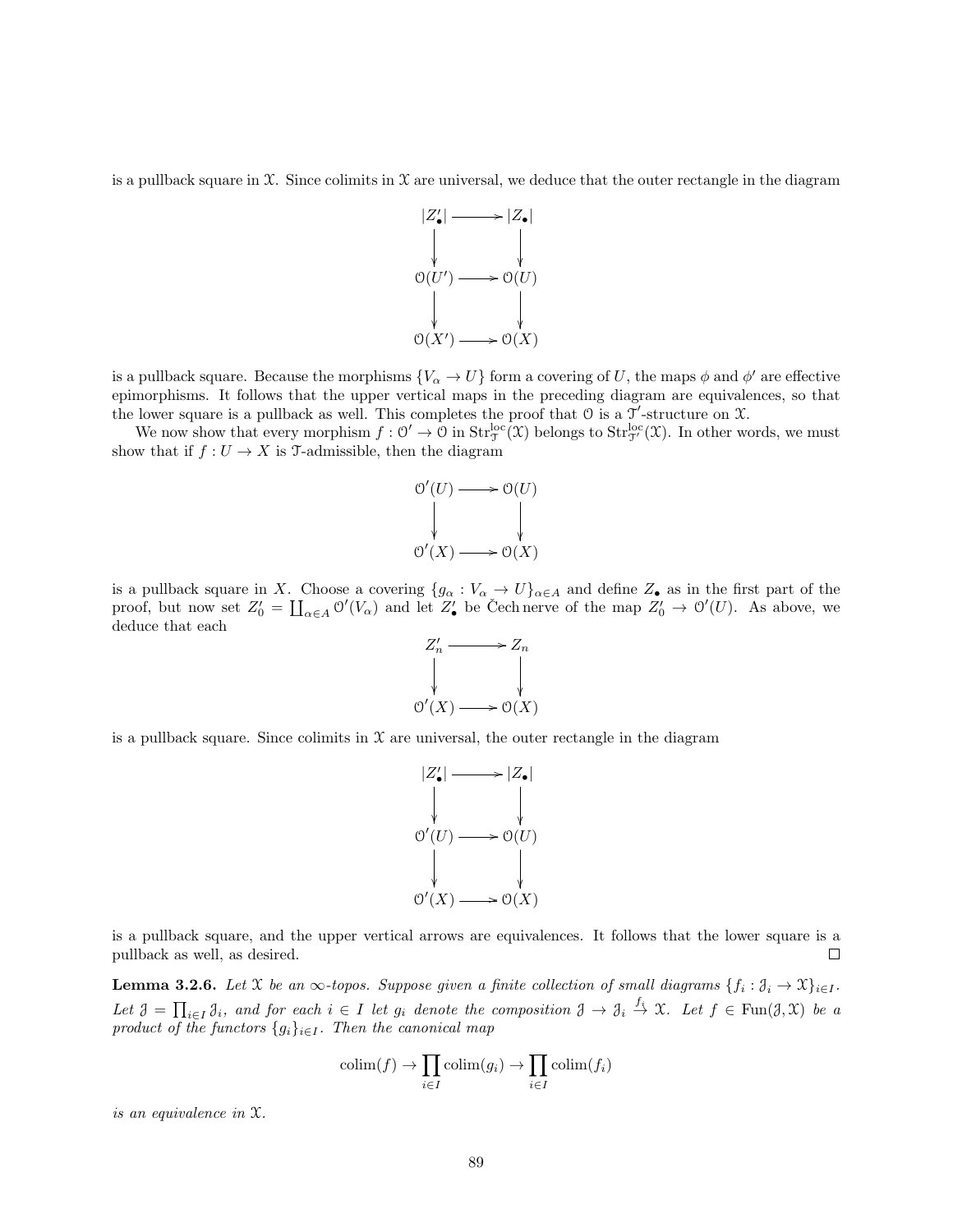is a pullback square in $\mathcal{X}$. Since colimits in $\mathcal{X}$ are universal, we deduce that the outer rectangle in the diagram

$$\begin{array}{ccc} |Z'_\bullet| & \longrightarrow & |Z_\bullet| \\ \downarrow & & \downarrow \\ \mathcal{O}(U') & \longrightarrow & \mathcal{O}(U) \\ \downarrow & & \downarrow \\ \mathcal{O}(X') & \longrightarrow & \mathcal{O}(X) \end{array}$$

is a pullback square. Because the morphisms $\{V_\alpha \to U\}$ form a covering of $U$, the maps $\phi$ and $\phi'$ are effective epimorphisms. It follows that the upper vertical maps in the preceding diagram are equivalences, so that the lower square is a pullback as well. This completes the proof that $\mathcal{O}$ is a $\mathcal{T}'$-structure on $\mathcal{X}$.

We now show that every morphism $f : \mathcal{O}' \to \mathcal{O}$ in $\mathrm{Str}^{\mathrm{loc}}_{\mathcal{T}}(\mathcal{X})$ belongs to $\mathrm{Str}^{\mathrm{loc}}_{\mathcal{T}'}(\mathcal{X})$. In other words, we must show that if $f : U \to X$ is $\mathcal{T}$-admissible, then the diagram

$$\begin{array}{ccc} \mathcal{O}'(U) & \longrightarrow & \mathcal{O}(U) \\ \downarrow & & \downarrow \\ \mathcal{O}'(X) & \longrightarrow & \mathcal{O}(X) \end{array}$$

is a pullback square in $X$. Choose a covering $\{g_\alpha : V_\alpha \to U\}_{\alpha \in A}$ and define $Z_\bullet$ as in the first part of the proof, but now set $Z'_0 = \coprod_{\alpha \in A} \mathcal{O}'(V_\alpha)$ and let $Z'_\bullet$ be Čech nerve of the map $Z'_0 \to \mathcal{O}'(U)$. As above, we deduce that each

$$\begin{array}{ccc} Z'_n & \longrightarrow & Z_n \\ \downarrow & & \downarrow \\ \mathcal{O}'(X) & \longrightarrow & \mathcal{O}(X) \end{array}$$

is a pullback square. Since colimits in $\mathcal{X}$ are universal, the outer rectangle in the diagram

$$\begin{array}{ccc} |Z'_\bullet| & \longrightarrow & |Z_\bullet| \\ \downarrow & & \downarrow \\ \mathcal{O}'(U) & \longrightarrow & \mathcal{O}(U) \\ \downarrow & & \downarrow \\ \mathcal{O}'(X) & \longrightarrow & \mathcal{O}(X) \end{array}$$

is a pullback square, and the upper vertical arrows are equivalences. It follows that the lower square is a pullback as well, as desired. □

**Lemma 3.2.6.** *Let $\mathcal{X}$ be an $\infty$-topos. Suppose given a finite collection of small diagrams $\{f_i : \mathcal{J}_i \to \mathcal{X}\}_{i \in I}$. Let $\mathcal{J} = \prod_{i \in I} \mathcal{J}_i$, and for each $i \in I$ let $g_i$ denote the composition $\mathcal{J} \to \mathcal{J}_i \xrightarrow{f_i} \mathcal{X}$. Let $f \in \mathrm{Fun}(\mathcal{J}, \mathcal{X})$ be a product of the functors $\{g_i\}_{i \in I}$. Then the canonical map*

$$\mathrm{colim}(f) \to \prod_{i \in I} \mathrm{colim}(g_i) \to \prod_{i \in I} \mathrm{colim}(f_i)$$

*is an equivalence in $\mathcal{X}$.*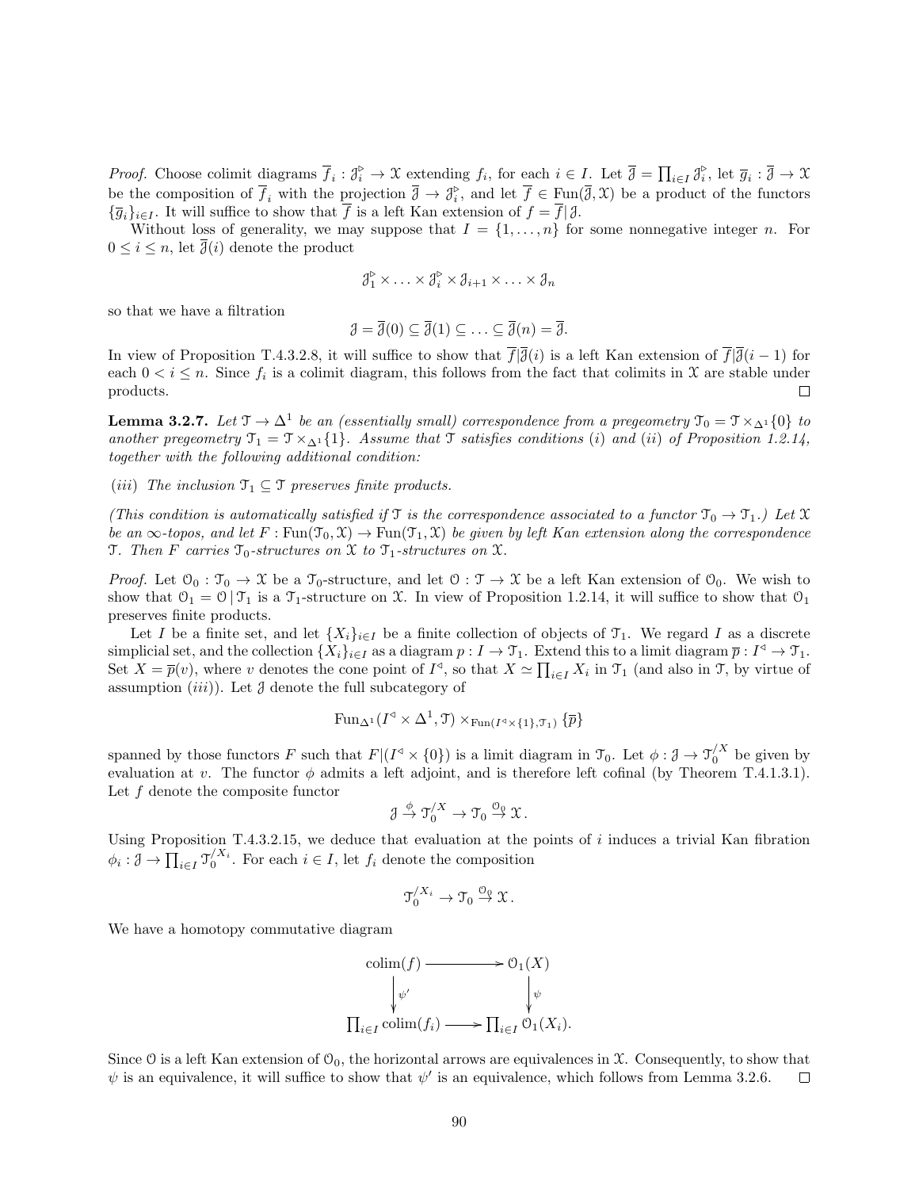*Proof.* Choose colimit diagrams $\overline{f}_i : \mathcal{J}_i^{\triangleright} \to \mathcal{X}$ extending $f_i$, for each $i \in I$. Let $\overline{\mathcal{J}} = \prod_{i \in I} \mathcal{J}_i^{\triangleright}$, let $\overline{g}_i : \overline{\mathcal{J}} \to \mathcal{X}$ be the composition of $\overline{f}_i$ with the projection $\overline{\mathcal{J}} \to \mathcal{J}_i^{\triangleright}$, and let $\overline{f} \in \mathrm{Fun}(\overline{\mathcal{J}}, \mathcal{X})$ be a product of the functors $\{\overline{g}_i\}_{i \in I}$. It will suffice to show that $\overline{f}$ is a left Kan extension of $f = \overline{f}\,|\,\mathcal{J}$.

Without loss of generality, we may suppose that $I = \{1, \ldots, n\}$ for some nonnegative integer $n$. For $0 \leq i \leq n$, let $\overline{\mathcal{J}}(i)$ denote the product

$$\mathcal{J}_1^{\triangleright} \times \ldots \times \mathcal{J}_i^{\triangleright} \times \mathcal{J}_{i+1} \times \ldots \times \mathcal{J}_n$$

so that we have a filtration

$$\mathcal{J} = \overline{\mathcal{J}}(0) \subseteq \overline{\mathcal{J}}(1) \subseteq \ldots \subseteq \overline{\mathcal{J}}(n) = \overline{\mathcal{J}}.$$

In view of Proposition T.4.3.2.8, it will suffice to show that $\overline{f}|\overline{\mathcal{J}}(i)$ is a left Kan extension of $\overline{f}|\overline{\mathcal{J}}(i-1)$ for each $0 < i \leq n$. Since $f_i$ is a colimit diagram, this follows from the fact that colimits in $\mathcal{X}$ are stable under products. $\square$

**Lemma 3.2.7.** *Let $\mathcal{T} \to \Delta^1$ be an (essentially small) correspondence from a pregeometry $\mathcal{T}_0 = \mathcal{T} \times_{\Delta^1} \{0\}$ to another pregeometry $\mathcal{T}_1 = \mathcal{T} \times_{\Delta^1} \{1\}$. Assume that $\mathcal{T}$ satisfies conditions $(i)$ and $(ii)$ of Proposition 1.2.14, together with the following additional condition:*

*$(iii)$ The inclusion $\mathcal{T}_1 \subseteq \mathcal{T}$ preserves finite products.*

*(This condition is automatically satisfied if $\mathcal{T}$ is the correspondence associated to a functor $\mathcal{T}_0 \to \mathcal{T}_1$.) Let $\mathcal{X}$ be an $\infty$-topos, and let $F : \mathrm{Fun}(\mathcal{T}_0, \mathcal{X}) \to \mathrm{Fun}(\mathcal{T}_1, \mathcal{X})$ be given by left Kan extension along the correspondence $\mathcal{T}$. Then $F$ carries $\mathcal{T}_0$-structures on $\mathcal{X}$ to $\mathcal{T}_1$-structures on $\mathcal{X}$.*

*Proof.* Let $\mathcal{O}_0 : \mathcal{T}_0 \to \mathcal{X}$ be a $\mathcal{T}_0$-structure, and let $\mathcal{O} : \mathcal{T} \to \mathcal{X}$ be a left Kan extension of $\mathcal{O}_0$. We wish to show that $\mathcal{O}_1 = \mathcal{O}\,|\,\mathcal{T}_1$ is a $\mathcal{T}_1$-structure on $\mathcal{X}$. In view of Proposition 1.2.14, it will suffice to show that $\mathcal{O}_1$ preserves finite products.

Let $I$ be a finite set, and let $\{X_i\}_{i \in I}$ be a finite collection of objects of $\mathcal{T}_1$. We regard $I$ as a discrete simplicial set, and the collection $\{X_i\}_{i \in I}$ as a diagram $p : I \to \mathcal{T}_1$. Extend this to a limit diagram $\overline{p} : I^{\triangleleft} \to \mathcal{T}_1$. Set $X = \overline{p}(v)$, where $v$ denotes the cone point of $I^{\triangleleft}$, so that $X \simeq \prod_{i \in I} X_i$ in $\mathcal{T}_1$ (and also in $\mathcal{T}$, by virtue of assumption $(iii)$). Let $\mathcal{J}$ denote the full subcategory of

$$\mathrm{Fun}_{\Delta^1}(I^{\triangleleft} \times \Delta^1, \mathcal{T}) \times_{\mathrm{Fun}(I^{\triangleleft} \times \{1\}, \mathcal{T}_1)} \{\overline{p}\}$$

spanned by those functors $F$ such that $F|(I^{\triangleleft} \times \{0\})$ is a limit diagram in $\mathcal{T}_0$. Let $\phi : \mathcal{J} \to \mathcal{T}_0^{/X}$ be given by evaluation at $v$. The functor $\phi$ admits a left adjoint, and is therefore left cofinal (by Theorem T.4.1.3.1). Let $f$ denote the composite functor

$$\mathcal{J} \xrightarrow{\phi} \mathcal{T}_0^{/X} \to \mathcal{T}_0 \xrightarrow{\mathcal{O}_0} \mathcal{X}.$$

Using Proposition T.4.3.2.15, we deduce that evaluation at the points of $i$ induces a trivial Kan fibration $\phi_i : \mathcal{J} \to \prod_{i \in I} \mathcal{T}_0^{/X_i}$. For each $i \in I$, let $f_i$ denote the composition

$$\mathcal{T}_0^{/X_i} \to \mathcal{T}_0 \xrightarrow{\mathcal{O}_0} \mathcal{X}.$$

We have a homotopy commutative diagram

$$\begin{array}{ccc} \mathrm{colim}(f) & \longrightarrow & \mathcal{O}_1(X) \\ \downarrow{\scriptstyle \psi'} & & \downarrow{\scriptstyle \psi} \\ \prod_{i \in I} \mathrm{colim}(f_i) & \longrightarrow & \prod_{i \in I} \mathcal{O}_1(X_i). \end{array}$$

Since $\mathcal{O}$ is a left Kan extension of $\mathcal{O}_0$, the horizontal arrows are equivalences in $\mathcal{X}$. Consequently, to show that $\psi$ is an equivalence, it will suffice to show that $\psi'$ is an equivalence, which follows from Lemma 3.2.6. $\square$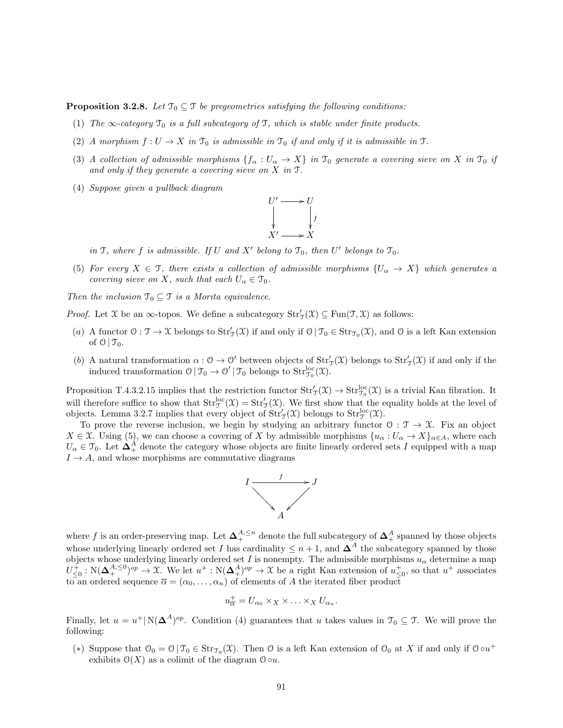**Proposition 3.2.8.** *Let $\mathcal{T}_0 \subseteq \mathcal{T}$ be pregeometries satisfying the following conditions:*

(1) *The $\infty$-category $\mathcal{T}_0$ is a full subcategory of $\mathcal{T}$, which is stable under finite products.*

(2) *A morphism $f : U \to X$ in $\mathcal{T}_0$ is admissible in $\mathcal{T}_0$ if and only if it is admissible in $\mathcal{T}$.*

(3) *A collection of admissible morphisms $\{f_\alpha : U_\alpha \to X\}$ in $\mathcal{T}_0$ generate a covering sieve on $X$ in $\mathcal{T}_0$ if and only if they generate a covering sieve on $X$ in $\mathcal{T}$.*

(4) *Suppose given a pullback diagram*

$$\begin{array}{ccc} U' & \longrightarrow & U \\ \big\downarrow & & \big\downarrow{\scriptstyle f} \\ X' & \longrightarrow & X \end{array}$$

*in $\mathcal{T}$, where $f$ is admissible. If $U$ and $X'$ belong to $\mathcal{T}_0$, then $U'$ belongs to $\mathcal{T}_0$.*

(5) *For every $X \in \mathcal{T}$, there exists a collection of admissible morphisms $\{U_\alpha \to X\}$ which generates a covering sieve on $X$, such that each $U_\alpha \in \mathcal{T}_0$.*

*Then the inclusion $\mathcal{T}_0 \subseteq \mathcal{T}$ is a Morita equivalence.*

*Proof.* Let $\mathcal{X}$ be an $\infty$-topos. We define a subcategory $\mathrm{Str}'_{\mathcal{T}}(\mathcal{X}) \subseteq \mathrm{Fun}(\mathcal{T}, \mathcal{X})$ as follows:

(a) A functor $\mathcal{O} : \mathcal{T} \to \mathcal{X}$ belongs to $\mathrm{Str}'_{\mathcal{T}}(\mathcal{X})$ if and only if $\mathcal{O} \,|\, \mathcal{T}_0 \in \mathrm{Str}_{\mathcal{T}_0}(\mathcal{X})$, and $\mathcal{O}$ is a left Kan extension of $\mathcal{O} \,|\, \mathcal{T}_0$.

(b) A natural transformation $\alpha : \mathcal{O} \to \mathcal{O}'$ between objects of $\mathrm{Str}'_{\mathcal{T}}(\mathcal{X})$ belongs to $\mathrm{Str}'_{\mathcal{T}}(\mathcal{X})$ if and only if the induced transformation $\mathcal{O} \,|\, \mathcal{T}_0 \to \mathcal{O}' \,|\, \mathcal{T}_0$ belongs to $\mathrm{Str}^{\mathrm{loc}}_{\mathcal{T}_0}(\mathcal{X})$.

Proposition T.4.3.2.15 implies that the restriction functor $\mathrm{Str}'_{\mathcal{T}}(\mathcal{X}) \to \mathrm{Str}^{\mathrm{loc}}_{\mathcal{T}_0}(\mathcal{X})$ is a trivial Kan fibration. It will therefore suffice to show that $\mathrm{Str}^{\mathrm{loc}}_{\mathcal{T}}(\mathcal{X}) = \mathrm{Str}'_{\mathcal{T}}(\mathcal{X})$. We first show that the equality holds at the level of objects. Lemma 3.2.7 implies that every object of $\mathrm{Str}'_{\mathcal{T}}(\mathcal{X})$ belongs to $\mathrm{Str}^{\mathrm{loc}}_{\mathcal{T}}(\mathcal{X})$.

To prove the reverse inclusion, we begin by studying an arbitrary functor $\mathcal{O} : \mathcal{T} \to \mathcal{X}$. Fix an object $X \in \mathcal{X}$. Using (5), we can choose a covering of $X$ by admissible morphisms $\{u_\alpha : U_\alpha \to X\}_{\alpha \in A}$, where each $U_\alpha \in \mathcal{T}_0$. Let $\mathbf{\Delta}^A_+$ denote the category whose objects are finite linearly ordered sets $I$ equipped with a map $I \to A$, and whose morphisms are commutative diagrams

$$\begin{array}{ccc} I & \xrightarrow{\quad f \quad} & J \\ & \searrow \quad \swarrow & \\ & A & \end{array}$$

where $f$ is an order-preserving map. Let $\mathbf{\Delta}^{A, \leq n}_+$ denote the full subcategory of $\mathbf{\Delta}^A_+$ spanned by those objects whose underlying linearly ordered set $I$ has cardinality $\leq n+1$, and $\mathbf{\Delta}^A$ the subcategory spanned by those objects whose underlying linearly ordered set $I$ is nonempty. The admissible morphisms $u_\alpha$ determine a map $U^+_{\leq 0} : \mathrm{N}(\mathbf{\Delta}^{A, \leq 0}_+)^{op} \to \mathcal{X}$. We let $u^+ : \mathrm{N}(\mathbf{\Delta}^A_+)^{op} \to \mathcal{X}$ be a right Kan extension of $u^+_{\leq 0}$, so that $u^+$ associates to an ordered sequence $\overline{\alpha} = (\alpha_0, \ldots, \alpha_n)$ of elements of $A$ the iterated fiber product

$$u^+_{\overline{\alpha}} = U_{\alpha_0} \times_X \times \ldots \times_X U_{\alpha_n}.$$

Finally, let $u = u^+ |\, \mathrm{N}(\mathbf{\Delta}^A)^{op}$. Condition (4) guarantees that $u$ takes values in $\mathcal{T}_0 \subseteq \mathcal{T}$. We will prove the following:

$(*)$ Suppose that $\mathcal{O}_0 = \mathcal{O} \,|\, \mathcal{T}_0 \in \mathrm{Str}_{\mathcal{T}_0}(\mathcal{X})$. Then $\mathcal{O}$ is a left Kan extension of $\mathcal{O}_0$ at $X$ if and only if $\mathcal{O} \circ u^+$ exhibits $\mathcal{O}(X)$ as a colimit of the diagram $\mathcal{O} \circ u$.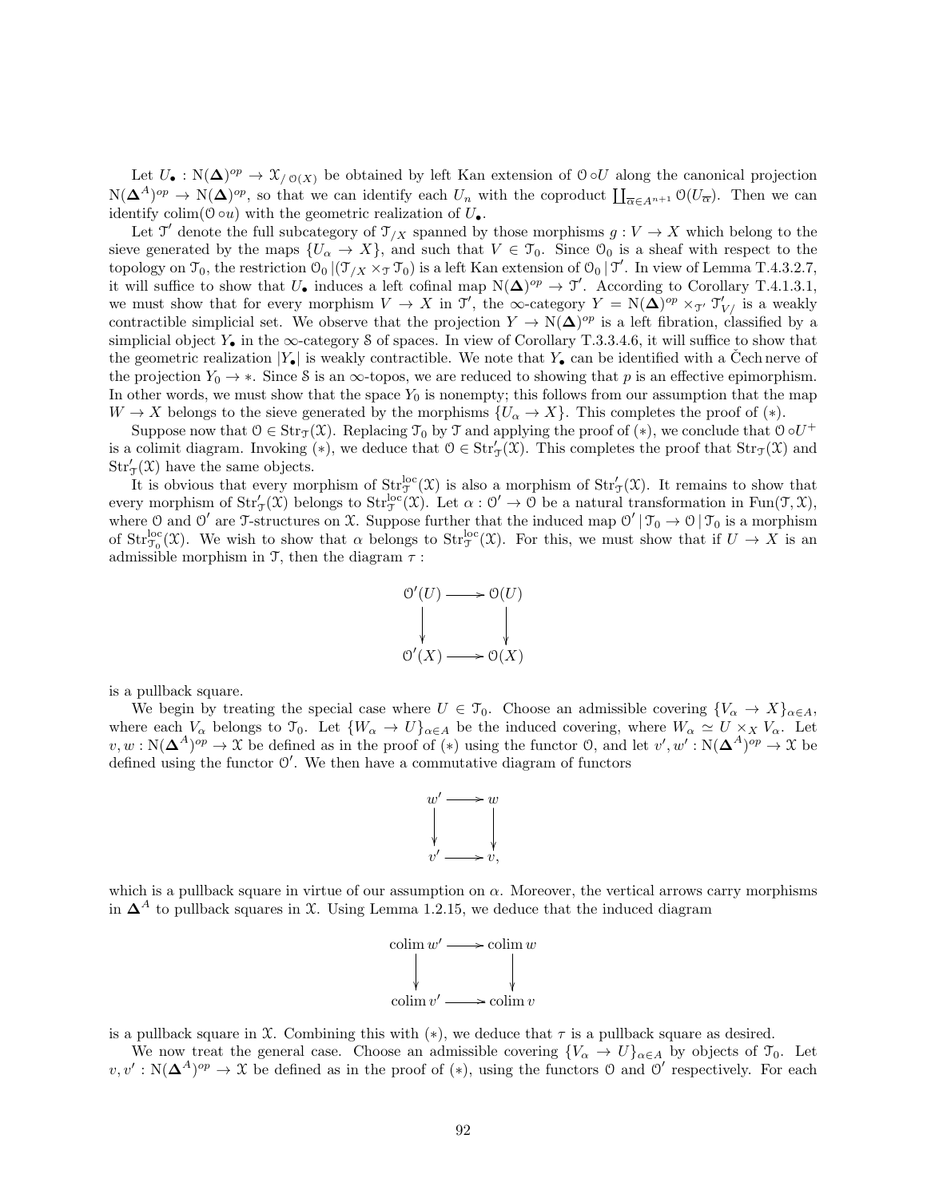Let $U_\bullet : \mathrm{N}(\mathbf{\Delta})^{op} \to \mathcal{X}_{/\,\mathcal{O}(X)}$ be obtained by left Kan extension of $\mathcal{O} \circ U$ along the canonical projection $\mathrm{N}(\mathbf{\Delta}^A)^{op} \to \mathrm{N}(\mathbf{\Delta})^{op}$, so that we can identify each $U_n$ with the coproduct $\coprod_{\overline{\alpha} \in A^{n+1}} \mathcal{O}(U_{\overline{\alpha}})$. Then we can identify $\mathrm{colim}(\mathcal{O} \circ u)$ with the geometric realization of $U_\bullet$.

Let $\mathcal{T}'$ denote the full subcategory of $\mathcal{T}_{/X}$ spanned by those morphisms $g : V \to X$ which belong to the sieve generated by the maps $\{U_\alpha \to X\}$, and such that $V \in \mathcal{T}_0$. Since $\mathcal{O}_0$ is a sheaf with respect to the topology on $\mathcal{T}_0$, the restriction $\mathcal{O}_0 \,|(\mathcal{T}_{/X} \times_{\mathcal{T}} \mathcal{T}_0)$ is a left Kan extension of $\mathcal{O}_0 \,|\, \mathcal{T}'$. In view of Lemma T.4.3.2.7, it will suffice to show that $U_\bullet$ induces a left cofinal map $\mathrm{N}(\mathbf{\Delta})^{op} \to \mathcal{T}'$. According to Corollary T.4.1.3.1, we must show that for every morphism $V \to X$ in $\mathcal{T}'$, the $\infty$-category $Y = \mathrm{N}(\mathbf{\Delta})^{op} \times_{\mathcal{T}'} \mathcal{T}'_{V/}$ is a weakly contractible simplicial set. We observe that the projection $Y \to \mathrm{N}(\mathbf{\Delta})^{op}$ is a left fibration, classified by a simplicial object $Y_\bullet$ in the $\infty$-category $\mathcal{S}$ of spaces. In view of Corollary T.3.3.4.6, it will suffice to show that the geometric realization $|Y_\bullet|$ is weakly contractible. We note that $Y_\bullet$ can be identified with a Čech nerve of the projection $Y_0 \to *$. Since $\mathcal{S}$ is an $\infty$-topos, we are reduced to showing that $p$ is an effective epimorphism. In other words, we must show that the space $Y_0$ is nonempty; this follows from our assumption that the map $W \to X$ belongs to the sieve generated by the morphisms $\{U_\alpha \to X\}$. This completes the proof of $(*)$.

Suppose now that $\mathcal{O} \in \mathrm{Str}_{\mathcal{T}}(\mathcal{X})$. Replacing $\mathcal{T}_0$ by $\mathcal{T}$ and applying the proof of $(*)$, we conclude that $\mathcal{O} \circ U^+$ is a colimit diagram. Invoking $(*)$, we deduce that $\mathcal{O} \in \mathrm{Str}'_{\mathcal{T}}(\mathcal{X})$. This completes the proof that $\mathrm{Str}_{\mathcal{T}}(\mathcal{X})$ and $\mathrm{Str}'_{\mathcal{T}}(\mathcal{X})$ have the same objects.

It is obvious that every morphism of $\mathrm{Str}^{\mathrm{loc}}_{\mathcal{T}}(\mathcal{X})$ is also a morphism of $\mathrm{Str}'_{\mathcal{T}}(\mathcal{X})$. It remains to show that every morphism of $\mathrm{Str}'_{\mathcal{T}}(\mathcal{X})$ belongs to $\mathrm{Str}^{\mathrm{loc}}_{\mathcal{T}}(\mathcal{X})$. Let $\alpha : \mathcal{O}' \to \mathcal{O}$ be a natural transformation in $\mathrm{Fun}(\mathcal{T}, \mathcal{X})$, where $\mathcal{O}$ and $\mathcal{O}'$ are $\mathcal{T}$-structures on $\mathcal{X}$. Suppose further that the induced map $\mathcal{O}' \,|\, \mathcal{T}_0 \to \mathcal{O} \,|\, \mathcal{T}_0$ is a morphism of $\mathrm{Str}^{\mathrm{loc}}_{\mathcal{T}_0}(\mathcal{X})$. We wish to show that $\alpha$ belongs to $\mathrm{Str}^{\mathrm{loc}}_{\mathcal{T}}(\mathcal{X})$. For this, we must show that if $U \to X$ is an admissible morphism in $\mathcal{T}$, then the diagram $\tau$ :

$$\begin{array}{ccc} \mathcal{O}'(U) & \longrightarrow & \mathcal{O}(U) \\ \downarrow & & \downarrow \\ \mathcal{O}'(X) & \longrightarrow & \mathcal{O}(X) \end{array}$$

is a pullback square.

We begin by treating the special case where $U \in \mathcal{T}_0$. Choose an admissible covering $\{V_\alpha \to X\}_{\alpha \in A}$, where each $V_\alpha$ belongs to $\mathcal{T}_0$. Let $\{W_\alpha \to U\}_{\alpha \in A}$ be the induced covering, where $W_\alpha \simeq U \times_X V_\alpha$. Let $v, w : \mathrm{N}(\mathbf{\Delta}^A)^{op} \to \mathcal{X}$ be defined as in the proof of $(*)$ using the functor $\mathcal{O}$, and let $v', w' : \mathrm{N}(\mathbf{\Delta}^A)^{op} \to \mathcal{X}$ be defined using the functor $\mathcal{O}'$. We then have a commutative diagram of functors

$$\begin{array}{ccc} w' & \longrightarrow & w \\ \downarrow & & \downarrow \\ v' & \longrightarrow & v, \end{array}$$

which is a pullback square in virtue of our assumption on $\alpha$. Moreover, the vertical arrows carry morphisms in $\mathbf{\Delta}^A$ to pullback squares in $\mathcal{X}$. Using Lemma 1.2.15, we deduce that the induced diagram

$$\begin{array}{ccc} \mathrm{colim}\, w' & \longrightarrow & \mathrm{colim}\, w \\ \downarrow & & \downarrow \\ \mathrm{colim}\, v' & \longrightarrow & \mathrm{colim}\, v \end{array}$$

is a pullback square in $\mathcal{X}$. Combining this with $(*)$, we deduce that $\tau$ is a pullback square as desired.

We now treat the general case. Choose an admissible covering $\{V_\alpha \to U\}_{\alpha \in A}$ by objects of $\mathcal{T}_0$. Let $v, v' : \mathrm{N}(\mathbf{\Delta}^A)^{op} \to \mathcal{X}$ be defined as in the proof of $(*)$, using the functors $\mathcal{O}$ and $\mathcal{O}'$ respectively. For each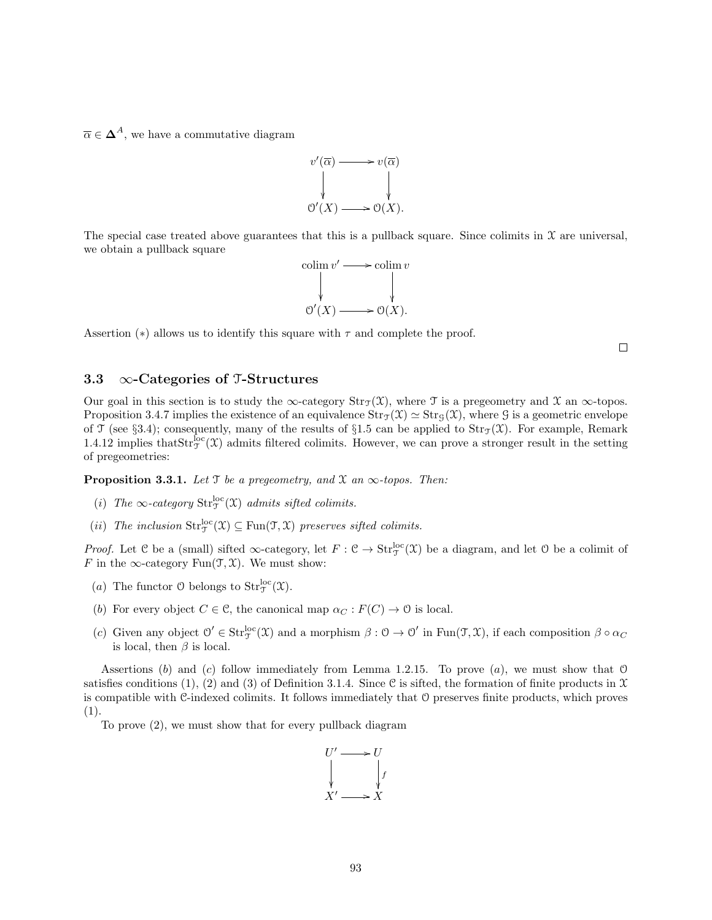$\overline{\alpha} \in \mathbf{\Delta}^A$, we have a commutative diagram

$$\begin{array}{ccc} v'(\overline{\alpha}) & \longrightarrow & v(\overline{\alpha}) \\ \downarrow & & \downarrow \\ \mathcal{O}'(X) & \longrightarrow & \mathcal{O}(X). \end{array}$$

The special case treated above guarantees that this is a pullback square. Since colimits in $\mathcal{X}$ are universal, we obtain a pullback square

$$\begin{array}{ccc} \operatorname{colim} v' & \longrightarrow & \operatorname{colim} v \\ \downarrow & & \downarrow \\ \mathcal{O}'(X) & \longrightarrow & \mathcal{O}(X). \end{array}$$

Assertion $(*)$ allows us to identify this square with $\tau$ and complete the proof. □

## 3.3 $\infty$-Categories of $\mathcal{T}$-Structures

Our goal in this section is to study the $\infty$-category $\mathrm{Str}_{\mathcal{T}}(\mathcal{X})$, where $\mathcal{T}$ is a pregeometry and $\mathcal{X}$ an $\infty$-topos. Proposition 3.4.7 implies the existence of an equivalence $\mathrm{Str}_{\mathcal{T}}(\mathcal{X}) \simeq \mathrm{Str}_{\mathcal{G}}(\mathcal{X})$, where $\mathcal{G}$ is a geometric envelope of $\mathcal{T}$ (see §3.4); consequently, many of the results of §1.5 can be applied to $\mathrm{Str}_{\mathcal{T}}(\mathcal{X})$. For example, Remark 1.4.12 implies that$\mathrm{Str}^{\mathrm{loc}}_{\mathcal{T}}(\mathcal{X})$ admits filtered colimits. However, we can prove a stronger result in the setting of pregeometries:

**Proposition 3.3.1.** *Let $\mathcal{T}$ be a pregeometry, and $\mathcal{X}$ an $\infty$-topos. Then:*

- $(i)$ *The $\infty$-category $\mathrm{Str}^{\mathrm{loc}}_{\mathcal{T}}(\mathcal{X})$ admits sifted colimits.*
- $(ii)$ *The inclusion $\mathrm{Str}^{\mathrm{loc}}_{\mathcal{T}}(\mathcal{X}) \subseteq \mathrm{Fun}(\mathcal{T}, \mathcal{X})$ preserves sifted colimits.*

*Proof.* Let $\mathcal{C}$ be a (small) sifted $\infty$-category, let $F : \mathcal{C} \to \mathrm{Str}^{\mathrm{loc}}_{\mathcal{T}}(\mathcal{X})$ be a diagram, and let $\mathcal{O}$ be a colimit of $F$ in the $\infty$-category $\mathrm{Fun}(\mathcal{T}, \mathcal{X})$. We must show:

- $(a)$ The functor $\mathcal{O}$ belongs to $\mathrm{Str}^{\mathrm{loc}}_{\mathcal{T}}(\mathcal{X})$.
- $(b)$ For every object $C \in \mathcal{C}$, the canonical map $\alpha_C : F(C) \to \mathcal{O}$ is local.
- $(c)$ Given any object $\mathcal{O}' \in \mathrm{Str}^{\mathrm{loc}}_{\mathcal{T}}(\mathcal{X})$ and a morphism $\beta : \mathcal{O} \to \mathcal{O}'$ in $\mathrm{Fun}(\mathcal{T}, \mathcal{X})$, if each composition $\beta \circ \alpha_C$ is local, then $\beta$ is local.

Assertions $(b)$ and $(c)$ follow immediately from Lemma 1.2.15. To prove $(a)$, we must show that $\mathcal{O}$ satisfies conditions (1), (2) and (3) of Definition 3.1.4. Since $\mathcal{C}$ is sifted, the formation of finite products in $\mathcal{X}$ is compatible with $\mathcal{C}$-indexed colimits. It follows immediately that $\mathcal{O}$ preserves finite products, which proves (1).

To prove (2), we must show that for every pullback diagram

$$\begin{array}{ccc} U' & \longrightarrow & U \\ \downarrow & & \downarrow f \\ X' & \longrightarrow & X \end{array}$$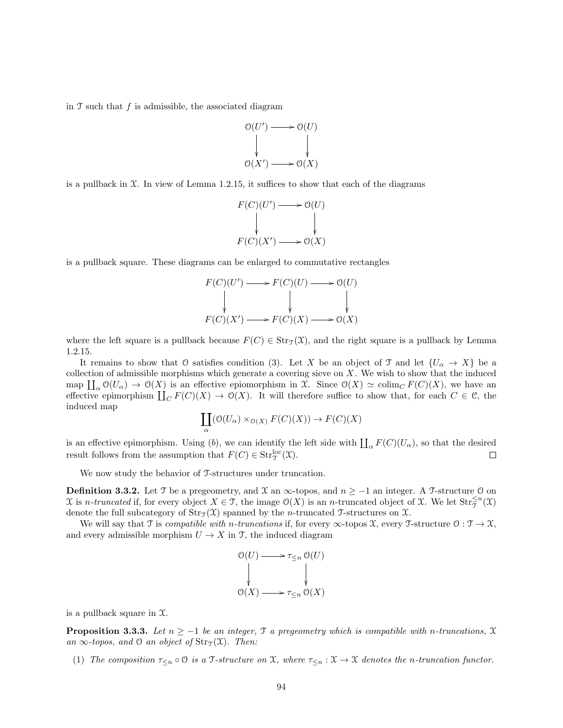in $\mathcal{T}$ such that $f$ is admissible, the associated diagram

$$\begin{array}{ccc} \mathcal{O}(U') & \longrightarrow & \mathcal{O}(U) \\ \downarrow & & \downarrow \\ \mathcal{O}(X') & \longrightarrow & \mathcal{O}(X) \end{array}$$

is a pullback in $\mathcal{X}$. In view of Lemma 1.2.15, it suffices to show that each of the diagrams

$$\begin{array}{ccc} F(C)(U') & \longrightarrow & \mathcal{O}(U) \\ \downarrow & & \downarrow \\ F(C)(X') & \longrightarrow & \mathcal{O}(X) \end{array}$$

is a pullback square. These diagrams can be enlarged to commutative rectangles

$$\begin{array}{ccccc} F(C)(U') & \longrightarrow & F(C)(U) & \longrightarrow & \mathcal{O}(U) \\ \downarrow & & \downarrow & & \downarrow \\ F(C)(X') & \longrightarrow & F(C)(X) & \longrightarrow & \mathcal{O}(X) \end{array}$$

where the left square is a pullback because $F(C) \in \mathrm{Str}_{\mathcal{T}}(\mathcal{X})$, and the right square is a pullback by Lemma 1.2.15.

It remains to show that $\mathcal{O}$ satisfies condition (3). Let $X$ be an object of $\mathcal{T}$ and let $\{U_\alpha \to X\}$ be a collection of admissible morphisms which generate a covering sieve on $X$. We wish to show that the induced map $\coprod_\alpha \mathcal{O}(U_\alpha) \to \mathcal{O}(X)$ is an effective epiomorphism in $\mathcal{X}$. Since $\mathcal{O}(X) \simeq \mathrm{colim}_C F(C)(X)$, we have an effective epimorphism $\coprod_C F(C)(X) \to \mathcal{O}(X)$. It will therefore suffice to show that, for each $C \in \mathcal{C}$, the induced map

$$\coprod_\alpha (\mathcal{O}(U_\alpha) \times_{\mathcal{O}(X)} F(C)(X)) \to F(C)(X)$$

is an effective epimorphism. Using $(b)$, we can identify the left side with $\coprod_\alpha F(C)(U_\alpha)$, so that the desired result follows from the assumption that $F(C) \in \mathrm{Str}^{\mathrm{loc}}_{\mathcal{T}}(\mathcal{X})$. $\square$

We now study the behavior of $\mathcal{T}$-structures under truncation.

**Definition 3.3.2.** Let $\mathcal{T}$ be a pregeometry, and $\mathcal{X}$ an $\infty$-topos, and $n \geq -1$ an integer. A $\mathcal{T}$-structure $\mathcal{O}$ on $\mathcal{X}$ is *$n$-truncated* if, for every object $X \in \mathcal{T}$, the image $\mathcal{O}(X)$ is an $n$-truncated object of $\mathcal{X}$. We let $\mathrm{Str}^{\leq n}_{\mathcal{T}}(\mathcal{X})$ denote the full subcategory of $\mathrm{Str}_{\mathcal{T}}(\mathcal{X})$ spanned by the $n$-truncated $\mathcal{T}$-structures on $\mathcal{X}$.

We will say that $\mathcal{T}$ is *compatible with $n$-truncations* if, for every $\infty$-topos $\mathcal{X}$, every $\mathcal{T}$-structure $\mathcal{O} : \mathcal{T} \to \mathcal{X}$, and every admissible morphism $U \to X$ in $\mathcal{T}$, the induced diagram

$$\begin{array}{ccc} \mathcal{O}(U) & \longrightarrow & \tau_{\leq n}\, \mathcal{O}(U) \\ \downarrow & & \downarrow \\ \mathcal{O}(X) & \longrightarrow & \tau_{\leq n}\, \mathcal{O}(X) \end{array}$$

is a pullback square in $\mathcal{X}$.

**Proposition 3.3.3.** *Let $n \geq -1$ be an integer, $\mathcal{T}$ a pregeometry which is compatible with $n$-truncations, $\mathcal{X}$ an $\infty$-topos, and $\mathcal{O}$ an object of $\mathrm{Str}_{\mathcal{T}}(\mathcal{X})$. Then:*

(1) *The composition $\tau_{\leq n} \circ \mathcal{O}$ is a $\mathcal{T}$-structure on $\mathcal{X}$, where $\tau_{\leq n} : \mathcal{X} \to \mathcal{X}$ denotes the $n$-truncation functor.*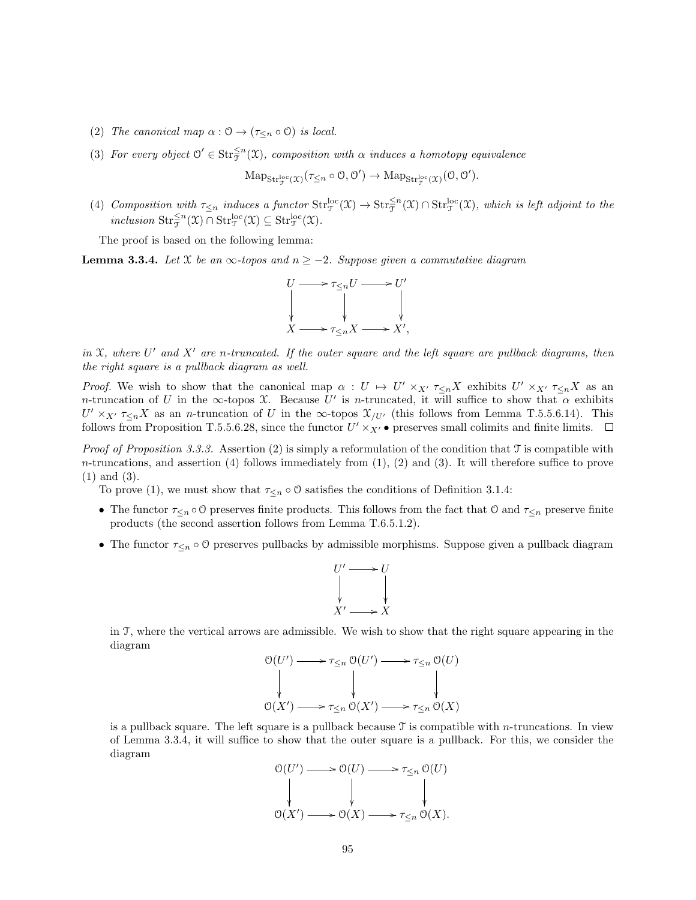(2) *The canonical map $\alpha : \mathcal{O} \to (\tau_{\leq n} \circ \mathcal{O})$ is local.*

(3) *For every object $\mathcal{O}' \in \mathrm{Str}^{\leq n}_{\mathcal{T}}(\mathcal{X})$, composition with $\alpha$ induces a homotopy equivalence*

$$\mathrm{Map}_{\mathrm{Str}^{\mathrm{loc}}_{\mathcal{T}}(\mathcal{X})}(\tau_{\leq n} \circ \mathcal{O}, \mathcal{O}') \to \mathrm{Map}_{\mathrm{Str}^{\mathrm{loc}}_{\mathcal{T}}(\mathcal{X})}(\mathcal{O}, \mathcal{O}').$$

(4) *Composition with $\tau_{\leq n}$ induces a functor $\mathrm{Str}^{\mathrm{loc}}_{\mathcal{T}}(\mathcal{X}) \to \mathrm{Str}^{\leq n}_{\mathcal{T}}(\mathcal{X}) \cap \mathrm{Str}^{\mathrm{loc}}_{\mathcal{T}}(\mathcal{X})$, which is left adjoint to the inclusion $\mathrm{Str}^{\leq n}_{\mathcal{T}}(\mathcal{X}) \cap \mathrm{Str}^{\mathrm{loc}}_{\mathcal{T}}(\mathcal{X}) \subseteq \mathrm{Str}^{\mathrm{loc}}_{\mathcal{T}}(\mathcal{X})$.*

The proof is based on the following lemma:

**Lemma 3.3.4.** *Let $\mathcal{X}$ be an $\infty$-topos and $n \geq -2$. Suppose given a commutative diagram*

$$\begin{array}{ccccc} U & \longrightarrow & \tau_{\leq n} U & \longrightarrow & U' \\ \downarrow & & \downarrow & & \downarrow \\ X & \longrightarrow & \tau_{\leq n} X & \longrightarrow & X', \end{array}$$

*in $\mathcal{X}$, where $U'$ and $X'$ are $n$-truncated. If the outer square and the left square are pullback diagrams, then the right square is a pullback diagram as well.*

*Proof.* We wish to show that the canonical map $\alpha : U \mapsto U' \times_{X'} \tau_{\leq n} X$ exhibits $U' \times_{X'} \tau_{\leq n} X$ as an $n$-truncation of $U$ in the $\infty$-topos $\mathcal{X}$. Because $U'$ is $n$-truncated, it will suffice to show that $\alpha$ exhibits $U' \times_{X'} \tau_{\leq n} X$ as an $n$-truncation of $U$ in the $\infty$-topos $\mathcal{X}_{/U'}$ (this follows from Lemma T.5.5.6.14). This follows from Proposition T.5.5.6.28, since the functor $U' \times_{X'} \bullet$ preserves small colimits and finite limits. $\square$

*Proof of Proposition 3.3.3.* Assertion (2) is simply a reformulation of the condition that $\mathcal{T}$ is compatible with $n$-truncations, and assertion (4) follows immediately from (1), (2) and (3). It will therefore suffice to prove (1) and (3).

To prove (1), we must show that $\tau_{\leq n} \circ \mathcal{O}$ satisfies the conditions of Definition 3.1.4:

- The functor $\tau_{\leq n} \circ \mathcal{O}$ preserves finite products. This follows from the fact that $\mathcal{O}$ and $\tau_{\leq n}$ preserve finite products (the second assertion follows from Lemma T.6.5.1.2).
- The functor $\tau_{\leq n} \circ \mathcal{O}$ preserves pullbacks by admissible morphisms. Suppose given a pullback diagram

$$\begin{array}{ccc} U' & \longrightarrow & U \\ \downarrow & & \downarrow \\ X' & \longrightarrow & X \end{array}$$

in $\mathcal{T}$, where the vertical arrows are admissible. We wish to show that the right square appearing in the diagram

$$\begin{array}{ccccc} \mathcal{O}(U') & \longrightarrow & \tau_{\leq n} \mathcal{O}(U') & \longrightarrow & \tau_{\leq n} \mathcal{O}(U) \\ \downarrow & & \downarrow & & \downarrow \\ \mathcal{O}(X') & \longrightarrow & \tau_{\leq n} \mathcal{O}(X') & \longrightarrow & \tau_{\leq n} \mathcal{O}(X) \end{array}$$

is a pullback square. The left square is a pullback because $\mathcal{T}$ is compatible with $n$-truncations. In view of Lemma 3.3.4, it will suffice to show that the outer square is a pullback. For this, we consider the diagram

$$\begin{array}{ccccc} \mathcal{O}(U') & \longrightarrow & \mathcal{O}(U) & \longrightarrow & \tau_{\leq n} \mathcal{O}(U) \\ \downarrow & & \downarrow & & \downarrow \\ \mathcal{O}(X') & \longrightarrow & \mathcal{O}(X) & \longrightarrow & \tau_{\leq n} \mathcal{O}(X). \end{array}$$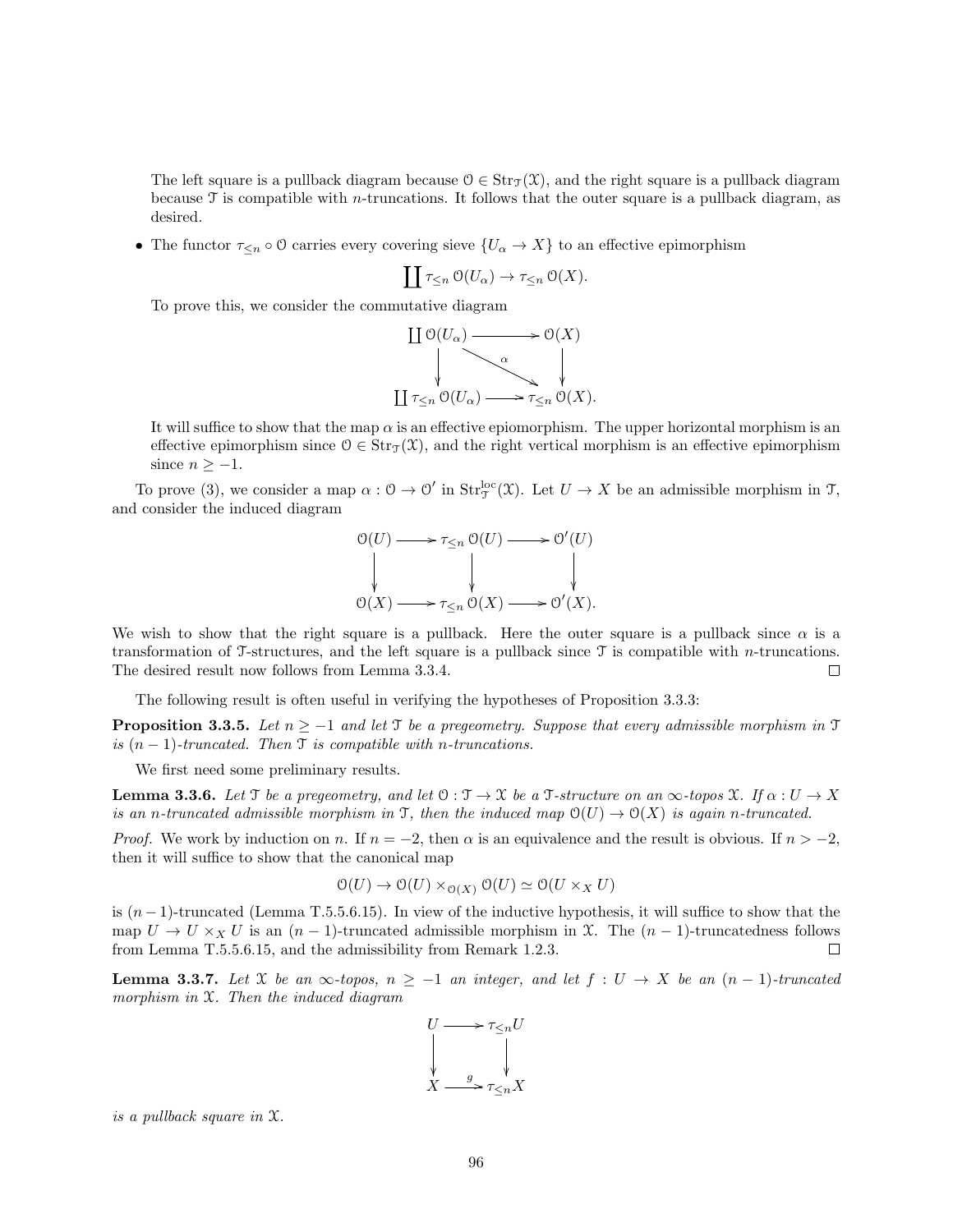The left square is a pullback diagram because $\mathcal{O} \in \mathrm{Str}_{\mathcal{T}}(\mathcal{X})$, and the right square is a pullback diagram because $\mathcal{T}$ is compatible with $n$-truncations. It follows that the outer square is a pullback diagram, as desired.

- The functor $\tau_{\leq n} \circ \mathcal{O}$ carries every covering sieve $\{U_\alpha \to X\}$ to an effective epimorphism

$$\coprod \tau_{\leq n} \mathcal{O}(U_\alpha) \to \tau_{\leq n} \mathcal{O}(X).$$

To prove this, we consider the commutative diagram

$$\begin{array}{ccc} \coprod \mathcal{O}(U_\alpha) & \longrightarrow & \mathcal{O}(X) \\ \downarrow & \searrow^{\alpha} & \downarrow \\ \coprod \tau_{\leq n} \mathcal{O}(U_\alpha) & \longrightarrow & \tau_{\leq n} \mathcal{O}(X). \end{array}$$

It will suffice to show that the map $\alpha$ is an effective epiomorphism. The upper horizontal morphism is an effective epimorphism since $\mathcal{O} \in \mathrm{Str}_{\mathcal{T}}(\mathcal{X})$, and the right vertical morphism is an effective epimorphism since $n \geq -1$.

To prove (3), we consider a map $\alpha : \mathcal{O} \to \mathcal{O}'$ in $\mathrm{Str}^{\mathrm{loc}}_{\mathcal{T}}(\mathcal{X})$. Let $U \to X$ be an admissible morphism in $\mathcal{T}$, and consider the induced diagram

$$\begin{array}{ccccc} \mathcal{O}(U) & \longrightarrow & \tau_{\leq n} \mathcal{O}(U) & \longrightarrow & \mathcal{O}'(U) \\ \downarrow & & \downarrow & & \downarrow \\ \mathcal{O}(X) & \longrightarrow & \tau_{\leq n} \mathcal{O}(X) & \longrightarrow & \mathcal{O}'(X). \end{array}$$

We wish to show that the right square is a pullback. Here the outer square is a pullback since $\alpha$ is a transformation of $\mathcal{T}$-structures, and the left square is a pullback since $\mathcal{T}$ is compatible with $n$-truncations. The desired result now follows from Lemma 3.3.4. $\square$

The following result is often useful in verifying the hypotheses of Proposition 3.3.3:

**Proposition 3.3.5.** *Let $n \geq -1$ and let $\mathcal{T}$ be a pregeometry. Suppose that every admissible morphism in $\mathcal{T}$ is $(n-1)$-truncated. Then $\mathcal{T}$ is compatible with $n$-truncations.*

We first need some preliminary results.

**Lemma 3.3.6.** *Let $\mathcal{T}$ be a pregeometry, and let $\mathcal{O} : \mathcal{T} \to \mathcal{X}$ be a $\mathcal{T}$-structure on an $\infty$-topos $\mathcal{X}$. If $\alpha : U \to X$ is an $n$-truncated admissible morphism in $\mathcal{T}$, then the induced map $\mathcal{O}(U) \to \mathcal{O}(X)$ is again $n$-truncated.*

*Proof.* We work by induction on $n$. If $n = -2$, then $\alpha$ is an equivalence and the result is obvious. If $n > -2$, then it will suffice to show that the canonical map

$$\mathcal{O}(U) \to \mathcal{O}(U) \times_{\mathcal{O}(X)} \mathcal{O}(U) \simeq \mathcal{O}(U \times_X U)$$

is $(n-1)$-truncated (Lemma T.5.5.6.15). In view of the inductive hypothesis, it will suffice to show that the map $U \to U \times_X U$ is an $(n-1)$-truncated admissible morphism in $\mathcal{X}$. The $(n-1)$-truncatedness follows from Lemma T.5.5.6.15, and the admissibility from Remark 1.2.3. $\square$

**Lemma 3.3.7.** *Let $\mathcal{X}$ be an $\infty$-topos, $n \geq -1$ an integer, and let $f : U \to X$ be an $(n-1)$-truncated morphism in $\mathcal{X}$. Then the induced diagram*

$$\begin{array}{ccc} U & \longrightarrow & \tau_{\leq n} U \\ \downarrow & & \downarrow \\ X & \xrightarrow{g} & \tau_{\leq n} X \end{array}$$

*is a pullback square in $\mathcal{X}$.*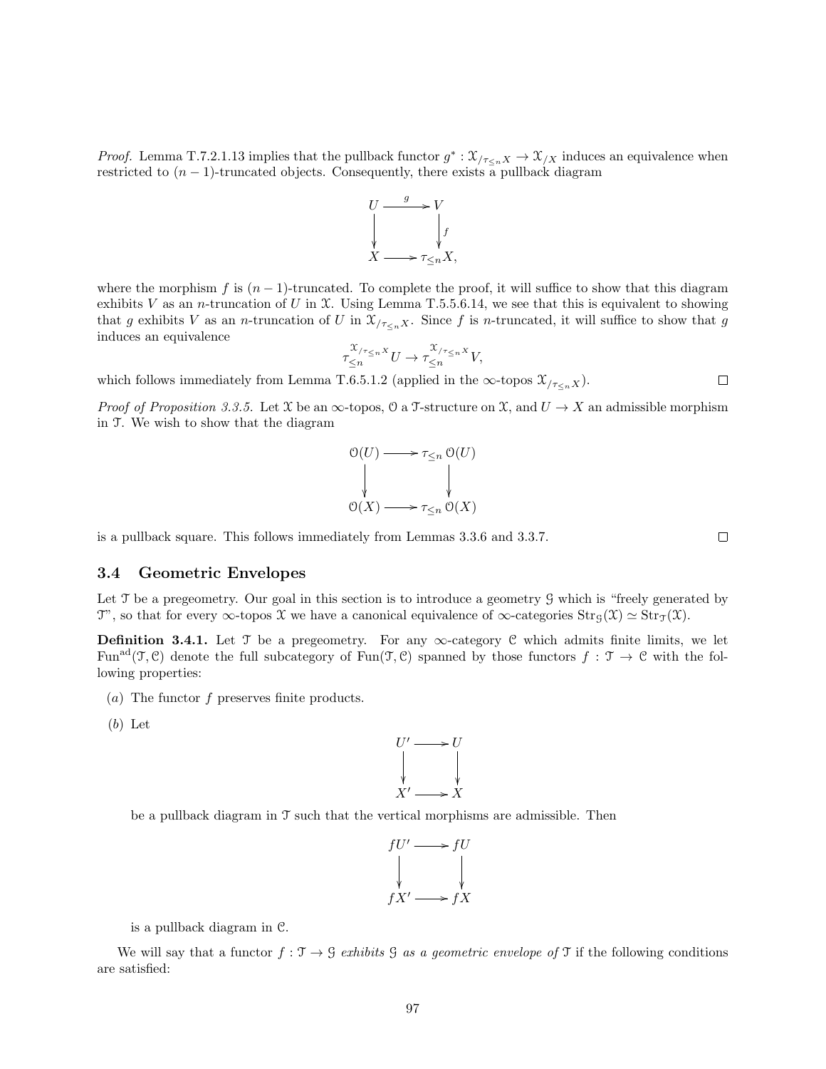*Proof.* Lemma T.7.2.1.13 implies that the pullback functor $g^* : \mathcal{X}_{/\tau_{\leq n} X} \to \mathcal{X}_{/X}$ induces an equivalence when restricted to $(n-1)$-truncated objects. Consequently, there exists a pullback diagram

$$\begin{array}{ccc} U & \xrightarrow{g} & V \\ \downarrow & & \downarrow f \\ X & \longrightarrow & \tau_{\leq n} X, \end{array}$$

where the morphism $f$ is $(n-1)$-truncated. To complete the proof, it will suffice to show that this diagram exhibits $V$ as an $n$-truncation of $U$ in $\mathcal{X}$. Using Lemma T.5.5.6.14, we see that this is equivalent to showing that $g$ exhibits $V$ as an $n$-truncation of $U$ in $\mathcal{X}_{/\tau_{\leq n} X}$. Since $f$ is $n$-truncated, it will suffice to show that $g$ induces an equivalence

$$\tau_{\leq n}^{\mathcal{X}_{/\tau_{\leq n} X}} U \to \tau_{\leq n}^{\mathcal{X}_{/\tau_{\leq n} X}} V,$$

which follows immediately from Lemma T.6.5.1.2 (applied in the $\infty$-topos $\mathcal{X}_{/\tau_{\leq n} X}$). □

*Proof of Proposition 3.3.5.* Let $\mathcal{X}$ be an $\infty$-topos, $\mathcal{O}$ a $\mathcal{T}$-structure on $\mathcal{X}$, and $U \to X$ an admissible morphism in $\mathcal{T}$. We wish to show that the diagram

$$\begin{array}{ccc} \mathcal{O}(U) & \longrightarrow & \tau_{\leq n} \mathcal{O}(U) \\ \downarrow & & \downarrow \\ \mathcal{O}(X) & \longrightarrow & \tau_{\leq n} \mathcal{O}(X) \end{array}$$

is a pullback square. This follows immediately from Lemmas 3.3.6 and 3.3.7. □

## 3.4 Geometric Envelopes

Let $\mathcal{T}$ be a pregeometry. Our goal in this section is to introduce a geometry $\mathcal{G}$ which is "freely generated by $\mathcal{T}$", so that for every $\infty$-topos $\mathcal{X}$ we have a canonical equivalence of $\infty$-categories $\mathrm{Str}_{\mathcal{G}}(\mathcal{X}) \simeq \mathrm{Str}_{\mathcal{T}}(\mathcal{X})$.

**Definition 3.4.1.** Let $\mathcal{T}$ be a pregeometry. For any $\infty$-category $\mathcal{C}$ which admits finite limits, we let $\mathrm{Fun}^{\mathrm{ad}}(\mathcal{T}, \mathcal{C})$ denote the full subcategory of $\mathrm{Fun}(\mathcal{T}, \mathcal{C})$ spanned by those functors $f : \mathcal{T} \to \mathcal{C}$ with the following properties:

(*a*) The functor $f$ preserves finite products.

(*b*) Let

$$\begin{array}{ccc} U' & \longrightarrow & U \\ \downarrow & & \downarrow \\ X' & \longrightarrow & X \end{array}$$

be a pullback diagram in $\mathcal{T}$ such that the vertical morphisms are admissible. Then

$$\begin{array}{ccc} fU' & \longrightarrow & fU \\ \downarrow & & \downarrow \\ fX' & \longrightarrow & fX \end{array}$$

is a pullback diagram in $\mathcal{C}$.

We will say that a functor $f : \mathcal{T} \to \mathcal{G}$ *exhibits $\mathcal{G}$ as a geometric envelope of $\mathcal{T}$* if the following conditions are satisfied: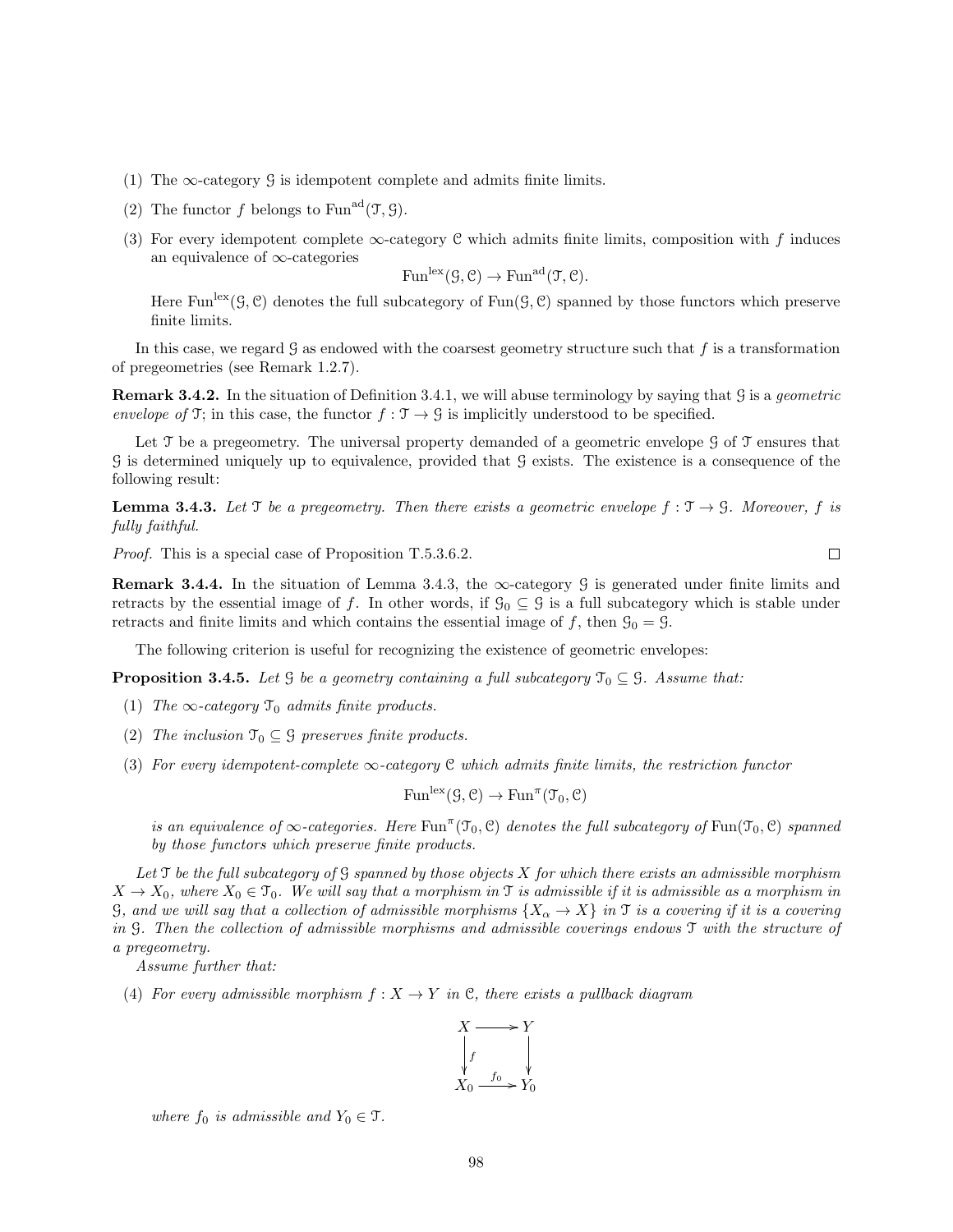(1) The $\infty$-category $\mathcal{G}$ is idempotent complete and admits finite limits.

(2) The functor $f$ belongs to $\mathrm{Fun}^{\mathrm{ad}}(\mathcal{T}, \mathcal{G})$.

(3) For every idempotent complete $\infty$-category $\mathcal{C}$ which admits finite limits, composition with $f$ induces an equivalence of $\infty$-categories

$$\mathrm{Fun}^{\mathrm{lex}}(\mathcal{G}, \mathcal{C}) \to \mathrm{Fun}^{\mathrm{ad}}(\mathcal{T}, \mathcal{C}).$$

Here $\mathrm{Fun}^{\mathrm{lex}}(\mathcal{G}, \mathcal{C})$ denotes the full subcategory of $\mathrm{Fun}(\mathcal{G}, \mathcal{C})$ spanned by those functors which preserve finite limits.

In this case, we regard $\mathcal{G}$ as endowed with the coarsest geometry structure such that $f$ is a transformation of pregeometries (see Remark 1.2.7).

**Remark 3.4.2.** In the situation of Definition 3.4.1, we will abuse terminology by saying that $\mathcal{G}$ is a *geometric envelope of* $\mathcal{T}$; in this case, the functor $f : \mathcal{T} \to \mathcal{G}$ is implicitly understood to be specified.

Let $\mathcal{T}$ be a pregeometry. The universal property demanded of a geometric envelope $\mathcal{G}$ of $\mathcal{T}$ ensures that $\mathcal{G}$ is determined uniquely up to equivalence, provided that $\mathcal{G}$ exists. The existence is a consequence of the following result:

**Lemma 3.4.3.** *Let $\mathcal{T}$ be a pregeometry. Then there exists a geometric envelope $f : \mathcal{T} \to \mathcal{G}$. Moreover, $f$ is fully faithful.*

*Proof.* This is a special case of Proposition T.5.3.6.2. □

**Remark 3.4.4.** In the situation of Lemma 3.4.3, the $\infty$-category $\mathcal{G}$ is generated under finite limits and retracts by the essential image of $f$. In other words, if $\mathcal{G}_0 \subseteq \mathcal{G}$ is a full subcategory which is stable under retracts and finite limits and which contains the essential image of $f$, then $\mathcal{G}_0 = \mathcal{G}$.

The following criterion is useful for recognizing the existence of geometric envelopes:

**Proposition 3.4.5.** *Let $\mathcal{G}$ be a geometry containing a full subcategory $\mathcal{T}_0 \subseteq \mathcal{G}$. Assume that:*

*(1) The $\infty$-category $\mathcal{T}_0$ admits finite products.*

*(2) The inclusion $\mathcal{T}_0 \subseteq \mathcal{G}$ preserves finite products.*

*(3) For every idempotent-complete $\infty$-category $\mathcal{C}$ which admits finite limits, the restriction functor*

$$\mathrm{Fun}^{\mathrm{lex}}(\mathcal{G}, \mathcal{C}) \to \mathrm{Fun}^{\pi}(\mathcal{T}_0, \mathcal{C})$$

*is an equivalence of $\infty$-categories. Here $\mathrm{Fun}^{\pi}(\mathcal{T}_0, \mathcal{C})$ denotes the full subcategory of $\mathrm{Fun}(\mathcal{T}_0, \mathcal{C})$ spanned by those functors which preserve finite products.*

*Let $\mathcal{T}$ be the full subcategory of $\mathcal{G}$ spanned by those objects $X$ for which there exists an admissible morphism $X \to X_0$, where $X_0 \in \mathcal{T}_0$. We will say that a morphism in $\mathcal{T}$ is admissible if it is admissible as a morphism in $\mathcal{G}$, and we will say that a collection of admissible morphisms $\{X_\alpha \to X\}$ in $\mathcal{T}$ is a covering if it is a covering in $\mathcal{G}$. Then the collection of admissible morphisms and admissible coverings endows $\mathcal{T}$ with the structure of a pregeometry.*

*Assume further that:*

*(4) For every admissible morphism $f : X \to Y$ in $\mathcal{C}$, there exists a pullback diagram*

$$\begin{array}{ccc} X & \longrightarrow & Y \\ \downarrow{\scriptstyle f} & & \downarrow \\ X_0 & \xrightarrow{f_0} & Y_0 \end{array}$$

*where $f_0$ is admissible and $Y_0 \in \mathcal{T}$.*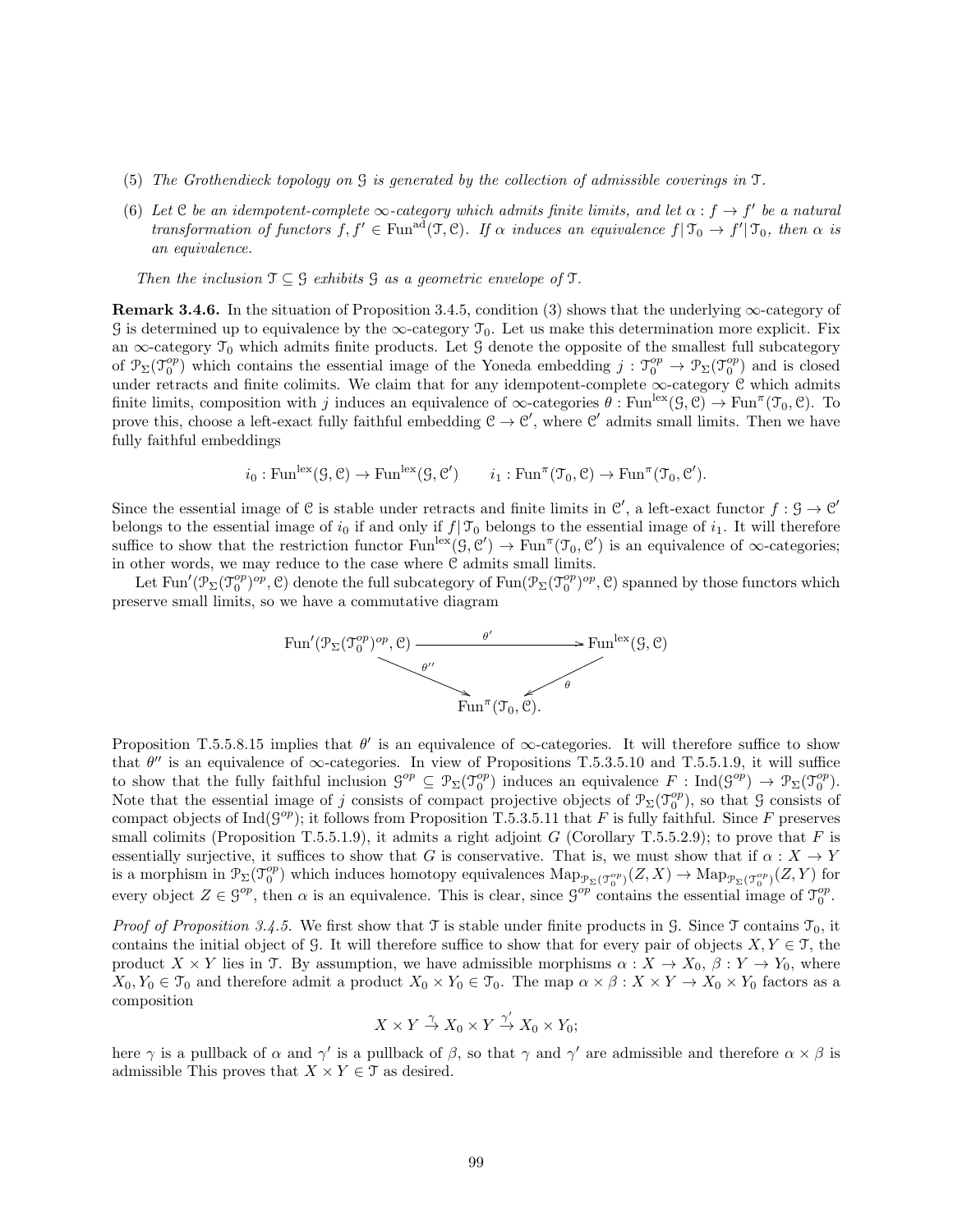(5) *The Grothendieck topology on $\mathcal{G}$ is generated by the collection of admissible coverings in $\mathcal{T}$.*

(6) *Let $\mathcal{C}$ be an idempotent-complete $\infty$-category which admits finite limits, and let $\alpha : f \to f'$ be a natural transformation of functors $f, f' \in \mathrm{Fun}^{\mathrm{ad}}(\mathcal{T}, \mathcal{C})$. If $\alpha$ induces an equivalence $f|\mathcal{T}_0 \to f'|\mathcal{T}_0$, then $\alpha$ is an equivalence.*

*Then the inclusion $\mathcal{T} \subseteq \mathcal{G}$ exhibits $\mathcal{G}$ as a geometric envelope of $\mathcal{T}$.*

**Remark 3.4.6.** In the situation of Proposition 3.4.5, condition (3) shows that the underlying $\infty$-category of $\mathcal{G}$ is determined up to equivalence by the $\infty$-category $\mathcal{T}_0$. Let us make this determination more explicit. Fix an $\infty$-category $\mathcal{T}_0$ which admits finite products. Let $\mathcal{G}$ denote the opposite of the smallest full subcategory of $\mathcal{P}_\Sigma(\mathcal{T}_0^{op})$ which contains the essential image of the Yoneda embedding $j : \mathcal{T}_0^{op} \to \mathcal{P}_\Sigma(\mathcal{T}_0^{op})$ and is closed under retracts and finite colimits. We claim that for any idempotent-complete $\infty$-category $\mathcal{C}$ which admits finite limits, composition with $j$ induces an equivalence of $\infty$-categories $\theta : \mathrm{Fun}^{\mathrm{lex}}(\mathcal{G}, \mathcal{C}) \to \mathrm{Fun}^{\pi}(\mathcal{T}_0, \mathcal{C})$. To prove this, choose a left-exact fully faithful embedding $\mathcal{C} \to \mathcal{C}'$, where $\mathcal{C}'$ admits small limits. Then we have fully faithful embeddings

$$i_0 : \mathrm{Fun}^{\mathrm{lex}}(\mathcal{G}, \mathcal{C}) \to \mathrm{Fun}^{\mathrm{lex}}(\mathcal{G}, \mathcal{C}') \qquad i_1 : \mathrm{Fun}^{\pi}(\mathcal{T}_0, \mathcal{C}) \to \mathrm{Fun}^{\pi}(\mathcal{T}_0, \mathcal{C}').$$

Since the essential image of $\mathcal{C}$ is stable under retracts and finite limits in $\mathcal{C}'$, a left-exact functor $f : \mathcal{G} \to \mathcal{C}'$ belongs to the essential image of $i_0$ if and only if $f|\mathcal{T}_0$ belongs to the essential image of $i_1$. It will therefore suffice to show that the restriction functor $\mathrm{Fun}^{\mathrm{lex}}(\mathcal{G}, \mathcal{C}') \to \mathrm{Fun}^{\pi}(\mathcal{T}_0, \mathcal{C}')$ is an equivalence of $\infty$-categories; in other words, we may reduce to the case where $\mathcal{C}$ admits small limits.

Let $\mathrm{Fun}'(\mathcal{P}_\Sigma(\mathcal{T}_0^{op})^{op}, \mathcal{C})$ denote the full subcategory of $\mathrm{Fun}(\mathcal{P}_\Sigma(\mathcal{T}_0^{op})^{op}, \mathcal{C})$ spanned by those functors which preserve small limits, so we have a commutative diagram

$$\begin{array}{ccc} \mathrm{Fun}'(\mathcal{P}_\Sigma(\mathcal{T}_0^{op})^{op}, \mathcal{C}) & \xrightarrow{\theta'} & \mathrm{Fun}^{\mathrm{lex}}(\mathcal{G}, \mathcal{C}) \\ & {\scriptstyle\theta''}\searrow \quad \swarrow{\scriptstyle\theta} & \\ & \mathrm{Fun}^{\pi}(\mathcal{T}_0, \mathcal{C}). & \end{array}$$

Proposition T.5.5.8.15 implies that $\theta'$ is an equivalence of $\infty$-categories. It will therefore suffice to show that $\theta''$ is an equivalence of $\infty$-categories. In view of Propositions T.5.3.5.10 and T.5.5.1.9, it will suffice to show that the fully faithful inclusion $\mathcal{G}^{op} \subseteq \mathcal{P}_\Sigma(\mathcal{T}_0^{op})$ induces an equivalence $F : \mathrm{Ind}(\mathcal{G}^{op}) \to \mathcal{P}_\Sigma(\mathcal{T}_0^{op})$. Note that the essential image of $j$ consists of compact projective objects of $\mathcal{P}_\Sigma(\mathcal{T}_0^{op})$, so that $\mathcal{G}$ consists of compact objects of $\mathrm{Ind}(\mathcal{G}^{op})$; it follows from Proposition T.5.3.5.11 that $F$ is fully faithful. Since $F$ preserves small colimits (Proposition T.5.5.1.9), it admits a right adjoint $G$ (Corollary T.5.5.2.9); to prove that $F$ is essentially surjective, it suffices to show that $G$ is conservative. That is, we must show that if $\alpha : X \to Y$ is a morphism in $\mathcal{P}_\Sigma(\mathcal{T}_0^{op})$ which induces homotopy equivalences $\mathrm{Map}_{\mathcal{P}_\Sigma(\mathcal{T}_0^{op})}(Z, X) \to \mathrm{Map}_{\mathcal{P}_\Sigma(\mathcal{T}_0^{op})}(Z, Y)$ for every object $Z \in \mathcal{G}^{op}$, then $\alpha$ is an equivalence. This is clear, since $\mathcal{G}^{op}$ contains the essential image of $\mathcal{T}_0^{op}$.

*Proof of Proposition 3.4.5.* We first show that $\mathcal{T}$ is stable under finite products in $\mathcal{G}$. Since $\mathcal{T}$ contains $\mathcal{T}_0$, it contains the initial object of $\mathcal{G}$. It will therefore suffice to show that for every pair of objects $X, Y \in \mathcal{T}$, the product $X \times Y$ lies in $\mathcal{T}$. By assumption, we have admissible morphisms $\alpha : X \to X_0$, $\beta : Y \to Y_0$, where $X_0, Y_0 \in \mathcal{T}_0$ and therefore admit a product $X_0 \times Y_0 \in \mathcal{T}_0$. The map $\alpha \times \beta : X \times Y \to X_0 \times Y_0$ factors as a composition

$$X \times Y \xrightarrow{\gamma} X_0 \times Y \xrightarrow{\gamma'} X_0 \times Y_0;$$

here $\gamma$ is a pullback of $\alpha$ and $\gamma'$ is a pullback of $\beta$, so that $\gamma$ and $\gamma'$ are admissible and therefore $\alpha \times \beta$ is admissible This proves that $X \times Y \in \mathcal{T}$ as desired.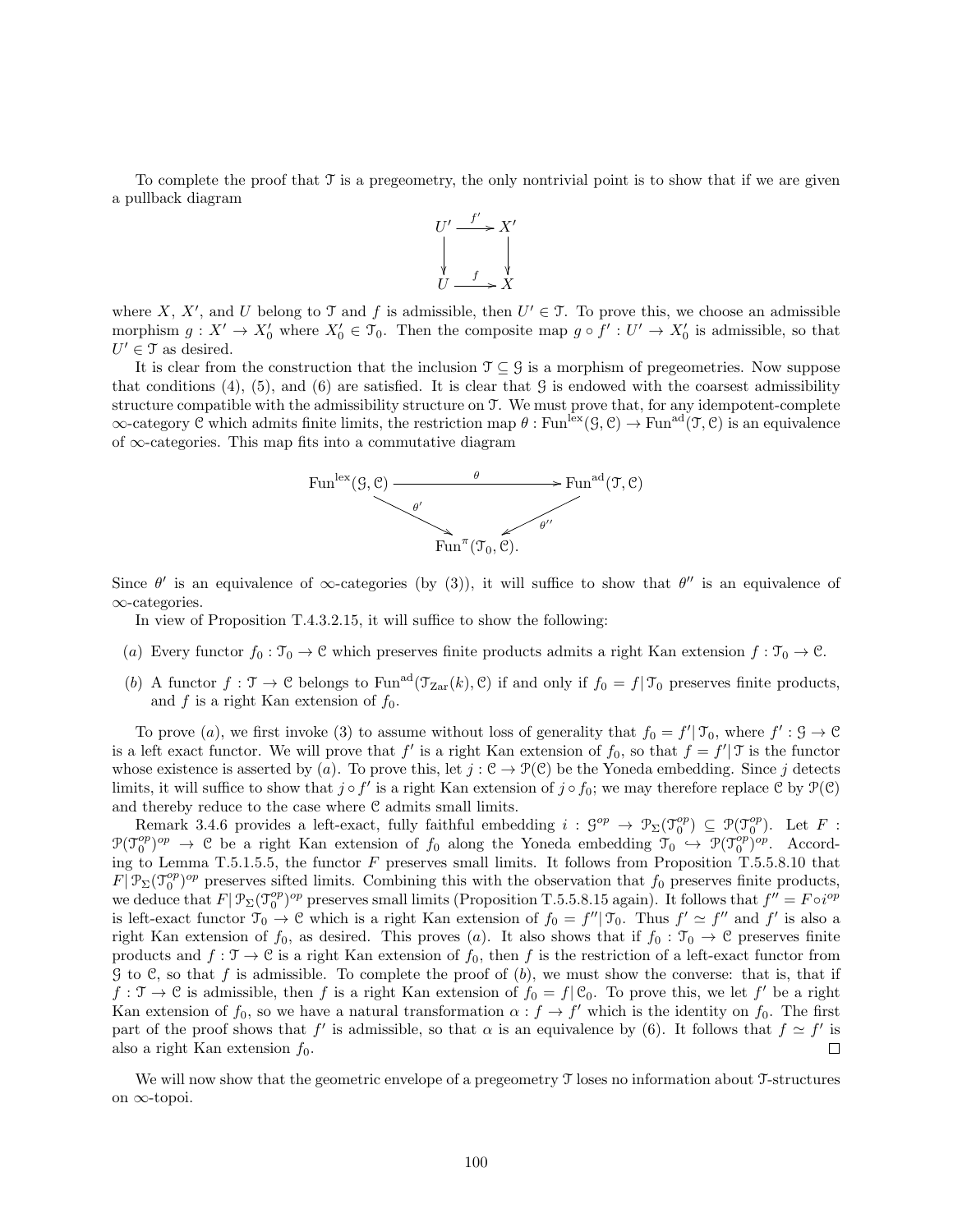To complete the proof that $\mathcal{T}$ is a pregeometry, the only nontrivial point is to show that if we are given a pullback diagram

$$\begin{array}{ccc} U' & \xrightarrow{f'} & X' \\ \downarrow & & \downarrow \\ U & \xrightarrow{f} & X \end{array}$$

where $X$, $X'$, and $U$ belong to $\mathcal{T}$ and $f$ is admissible, then $U' \in \mathcal{T}$. To prove this, we choose an admissible morphism $g : X' \to X'_0$ where $X'_0 \in \mathcal{T}_0$. Then the composite map $g \circ f' : U' \to X'_0$ is admissible, so that $U' \in \mathcal{T}$ as desired.

It is clear from the construction that the inclusion $\mathcal{T} \subseteq \mathcal{G}$ is a morphism of pregeometries. Now suppose that conditions (4), (5), and (6) are satisfied. It is clear that $\mathcal{G}$ is endowed with the coarsest admissibility structure compatible with the admissibility structure on $\mathcal{T}$. We must prove that, for any idempotent-complete $\infty$-category $\mathcal{C}$ which admits finite limits, the restriction map $\theta : \mathrm{Fun}^{\mathrm{lex}}(\mathcal{G}, \mathcal{C}) \to \mathrm{Fun}^{\mathrm{ad}}(\mathcal{T}, \mathcal{C})$ is an equivalence of $\infty$-categories. This map fits into a commutative diagram

$$\begin{array}{ccc} \mathrm{Fun}^{\mathrm{lex}}(\mathcal{G}, \mathcal{C}) & \xrightarrow{\theta} & \mathrm{Fun}^{\mathrm{ad}}(\mathcal{T}, \mathcal{C}) \\ & \searrow^{\theta'} \quad \swarrow^{\theta''} & \\ & \mathrm{Fun}^{\pi}(\mathcal{T}_0, \mathcal{C}). & \end{array}$$

Since $\theta'$ is an equivalence of $\infty$-categories (by (3)), it will suffice to show that $\theta''$ is an equivalence of $\infty$-categories.

In view of Proposition T.4.3.2.15, it will suffice to show the following:

($a$) Every functor $f_0 : \mathcal{T}_0 \to \mathcal{C}$ which preserves finite products admits a right Kan extension $f : \mathcal{T}_0 \to \mathcal{C}$.

($b$) A functor $f : \mathcal{T} \to \mathcal{C}$ belongs to $\mathrm{Fun}^{\mathrm{ad}}(\mathcal{T}_{\mathrm{Zar}}(k), \mathcal{C})$ if and only if $f_0 = f|\mathcal{T}_0$ preserves finite products, and $f$ is a right Kan extension of $f_0$.

To prove ($a$), we first invoke (3) to assume without loss of generality that $f_0 = f'|\mathcal{T}_0$, where $f' : \mathcal{G} \to \mathcal{C}$ is a left exact functor. We will prove that $f'$ is a right Kan extension of $f_0$, so that $f = f'|\mathcal{T}$ is the functor whose existence is asserted by ($a$). To prove this, let $j : \mathcal{C} \to \mathcal{P}(\mathcal{C})$ be the Yoneda embedding. Since $j$ detects limits, it will suffice to show that $j \circ f'$ is a right Kan extension of $j \circ f_0$; we may therefore replace $\mathcal{C}$ by $\mathcal{P}(\mathcal{C})$ and thereby reduce to the case where $\mathcal{C}$ admits small limits.

Remark 3.4.6 provides a left-exact, fully faithful embedding $i : \mathcal{G}^{op} \to \mathcal{P}_{\Sigma}(\mathcal{T}_0^{op}) \subseteq \mathcal{P}(\mathcal{T}_0^{op})$. Let $F : \mathcal{P}(\mathcal{T}_0^{op})^{op} \to \mathcal{C}$ be a right Kan extension of $f_0$ along the Yoneda embedding $\mathcal{T}_0 \hookrightarrow \mathcal{P}(\mathcal{T}_0^{op})^{op}$. According to Lemma T.5.1.5.5, the functor $F$ preserves small limits. It follows from Proposition T.5.5.8.10 that $F|\mathcal{P}_{\Sigma}(\mathcal{T}_0^{op})^{op}$ preserves sifted limits. Combining this with the observation that $f_0$ preserves finite products, we deduce that $F|\mathcal{P}_{\Sigma}(\mathcal{T}_0^{op})^{op}$ preserves small limits (Proposition T.5.5.8.15 again). It follows that $f'' = F \circ i^{op}$ is left-exact functor $\mathcal{T}_0 \to \mathcal{C}$ which is a right Kan extension of $f_0 = f''|\mathcal{T}_0$. Thus $f' \simeq f''$ and $f'$ is also a right Kan extension of $f_0$, as desired. This proves ($a$). It also shows that if $f_0 : \mathcal{T}_0 \to \mathcal{C}$ preserves finite products and $f : \mathcal{T} \to \mathcal{C}$ is a right Kan extension of $f_0$, then $f$ is the restriction of a left-exact functor from $\mathcal{G}$ to $\mathcal{C}$, so that $f$ is admissible. To complete the proof of ($b$), we must show the converse: that is, that if $f : \mathcal{T} \to \mathcal{C}$ is admissible, then $f$ is a right Kan extension of $f_0 = f|\mathcal{C}_0$. To prove this, we let $f'$ be a right Kan extension of $f_0$, so we have a natural transformation $\alpha : f \to f'$ which is the identity on $f_0$. The first part of the proof shows that $f'$ is admissible, so that $\alpha$ is an equivalence by (6). It follows that $f \simeq f'$ is also a right Kan extension $f_0$. $\square$

We will now show that the geometric envelope of a pregeometry $\mathcal{T}$ loses no information about $\mathcal{T}$-structures on $\infty$-topoi.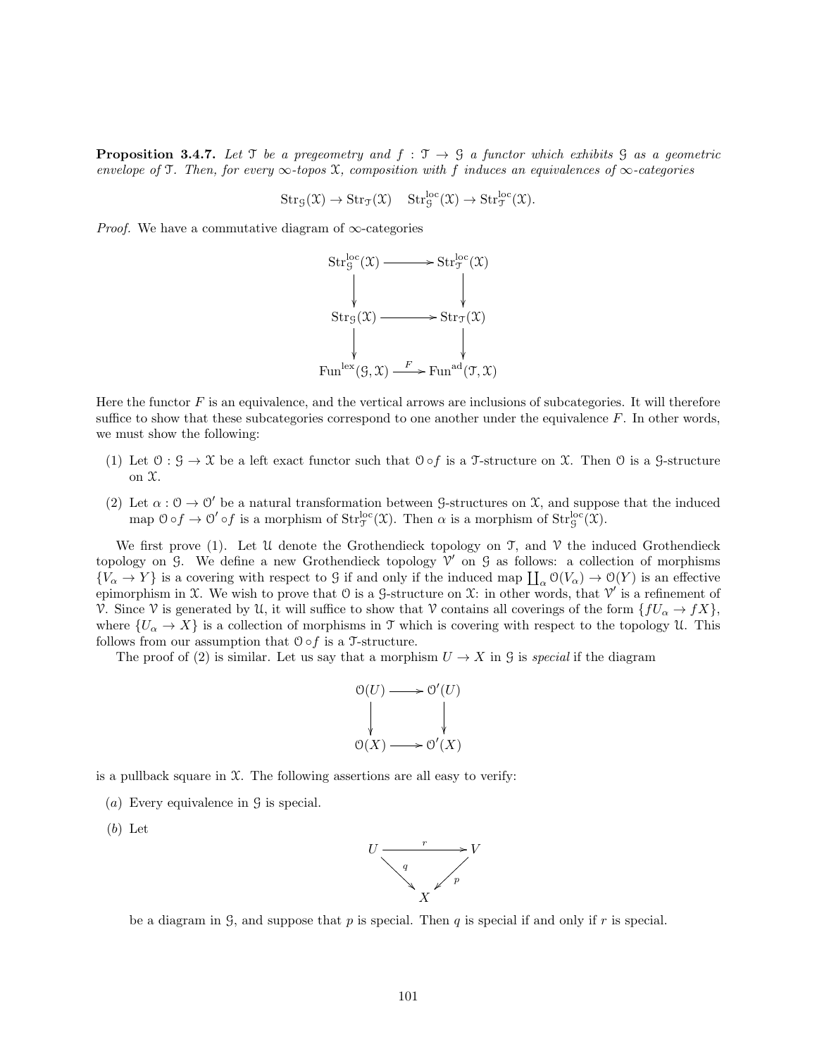**Proposition 3.4.7.** *Let $\mathcal{T}$ be a pregeometry and $f : \mathcal{T} \to \mathcal{G}$ a functor which exhibits $\mathcal{G}$ as a geometric envelope of $\mathcal{T}$. Then, for every $\infty$-topos $\mathcal{X}$, composition with $f$ induces an equivalences of $\infty$-categories*

$$\mathrm{Str}_{\mathcal{G}}(\mathcal{X}) \to \mathrm{Str}_{\mathcal{T}}(\mathcal{X}) \quad \mathrm{Str}^{\mathrm{loc}}_{\mathcal{G}}(\mathcal{X}) \to \mathrm{Str}^{\mathrm{loc}}_{\mathcal{T}}(\mathcal{X}).$$

*Proof.* We have a commutative diagram of $\infty$-categories

$$\begin{array}{ccc}
\mathrm{Str}^{\mathrm{loc}}_{\mathcal{G}}(\mathcal{X}) & \longrightarrow & \mathrm{Str}^{\mathrm{loc}}_{\mathcal{T}}(\mathcal{X}) \\
\downarrow & & \downarrow \\
\mathrm{Str}_{\mathcal{G}}(\mathcal{X}) & \longrightarrow & \mathrm{Str}_{\mathcal{T}}(\mathcal{X}) \\
\downarrow & & \downarrow \\
\mathrm{Fun}^{\mathrm{lex}}(\mathcal{G}, \mathcal{X}) & \xrightarrow{F} & \mathrm{Fun}^{\mathrm{ad}}(\mathcal{T}, \mathcal{X})
\end{array}$$

Here the functor $F$ is an equivalence, and the vertical arrows are inclusions of subcategories. It will therefore suffice to show that these subcategories correspond to one another under the equivalence $F$. In other words, we must show the following:

(1) Let $\mathcal{O} : \mathcal{G} \to \mathcal{X}$ be a left exact functor such that $\mathcal{O} \circ f$ is a $\mathcal{T}$-structure on $\mathcal{X}$. Then $\mathcal{O}$ is a $\mathcal{G}$-structure on $\mathcal{X}$.

(2) Let $\alpha : \mathcal{O} \to \mathcal{O}'$ be a natural transformation between $\mathcal{G}$-structures on $\mathcal{X}$, and suppose that the induced map $\mathcal{O} \circ f \to \mathcal{O}' \circ f$ is a morphism of $\mathrm{Str}^{\mathrm{loc}}_{\mathcal{T}}(\mathcal{X})$. Then $\alpha$ is a morphism of $\mathrm{Str}^{\mathrm{loc}}_{\mathcal{G}}(\mathcal{X})$.

We first prove (1). Let $\mathcal{U}$ denote the Grothendieck topology on $\mathcal{T}$, and $\mathcal{V}$ the induced Grothendieck topology on $\mathcal{G}$. We define a new Grothendieck topology $\mathcal{V}'$ on $\mathcal{G}$ as follows: a collection of morphisms $\{V_\alpha \to Y\}$ is a covering with respect to $\mathcal{G}$ if and only if the induced map $\coprod_\alpha \mathcal{O}(V_\alpha) \to \mathcal{O}(Y)$ is an effective epimorphism in $\mathcal{X}$. We wish to prove that $\mathcal{O}$ is a $\mathcal{G}$-structure on $\mathcal{X}$: in other words, that $\mathcal{V}'$ is a refinement of $\mathcal{V}$. Since $\mathcal{V}$ is generated by $\mathcal{U}$, it will suffice to show that $\mathcal{V}$ contains all coverings of the form $\{fU_\alpha \to fX\}$, where $\{U_\alpha \to X\}$ is a collection of morphisms in $\mathcal{T}$ which is covering with respect to the topology $\mathcal{U}$. This follows from our assumption that $\mathcal{O} \circ f$ is a $\mathcal{T}$-structure.

The proof of (2) is similar. Let us say that a morphism $U \to X$ in $\mathcal{G}$ is *special* if the diagram

$$\begin{array}{ccc}
\mathcal{O}(U) & \longrightarrow & \mathcal{O}'(U) \\
\downarrow & & \downarrow \\
\mathcal{O}(X) & \longrightarrow & \mathcal{O}'(X)
\end{array}$$

is a pullback square in $\mathcal{X}$. The following assertions are all easy to verify:

($a$) Every equivalence in $\mathcal{G}$ is special.

($b$) Let

$$\begin{array}{ccc}
U & \xrightarrow{r} & V \\
& {\scriptstyle q}\searrow \quad \swarrow{\scriptstyle p} & \\
& X &
\end{array}$$

be a diagram in $\mathcal{G}$, and suppose that $p$ is special. Then $q$ is special if and only if $r$ is special.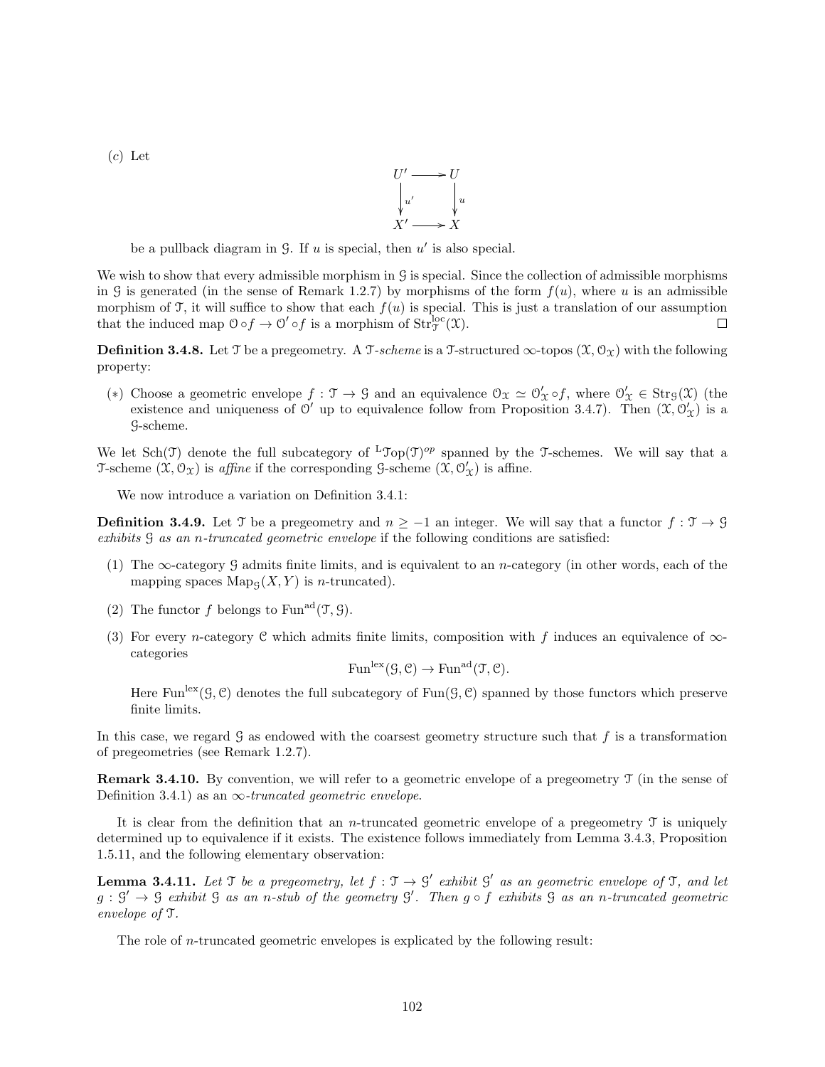(*c*) Let

$$\begin{array}{ccc} U' & \longrightarrow & U \\ \downarrow{\scriptstyle u'} & & \downarrow{\scriptstyle u} \\ X' & \longrightarrow & X \end{array}$$

be a pullback diagram in $\mathcal{G}$. If $u$ is special, then $u'$ is also special.

We wish to show that every admissible morphism in $\mathcal{G}$ is special. Since the collection of admissible morphisms in $\mathcal{G}$ is generated (in the sense of Remark 1.2.7) by morphisms of the form $f(u)$, where $u$ is an admissible morphism of $\mathcal{T}$, it will suffice to show that each $f(u)$ is special. This is just a translation of our assumption that the induced map $\mathcal{O} \circ f \to \mathcal{O}' \circ f$ is a morphism of $\mathrm{Str}^{\mathrm{loc}}_{\mathcal{T}}(\mathcal{X})$. □

**Definition 3.4.8.** Let $\mathcal{T}$ be a pregeometry. A $\mathcal{T}$*-scheme* is a $\mathcal{T}$-structured $\infty$-topos $(\mathcal{X}, \mathcal{O}_{\mathcal{X}})$ with the following property:

(*) Choose a geometric envelope $f : \mathcal{T} \to \mathcal{G}$ and an equivalence $\mathcal{O}_{\mathcal{X}} \simeq \mathcal{O}'_{\mathcal{X}} \circ f$, where $\mathcal{O}'_{\mathcal{X}} \in \mathrm{Str}_{\mathcal{G}}(\mathcal{X})$ (the existence and uniqueness of $\mathcal{O}'$ up to equivalence follow from Proposition 3.4.7). Then $(\mathcal{X}, \mathcal{O}'_{\mathcal{X}})$ is a $\mathcal{G}$-scheme.

We let $\mathrm{Sch}(\mathcal{T})$ denote the full subcategory of ${}^{\mathrm{L}}\mathcal{T}\mathrm{op}(\mathcal{T})^{op}$ spanned by the $\mathcal{T}$-schemes. We will say that a $\mathcal{T}$-scheme $(\mathcal{X}, \mathcal{O}_{\mathcal{X}})$ is *affine* if the corresponding $\mathcal{G}$-scheme $(\mathcal{X}, \mathcal{O}'_{\mathcal{X}})$ is affine.

We now introduce a variation on Definition 3.4.1:

**Definition 3.4.9.** Let $\mathcal{T}$ be a pregeometry and $n \geq -1$ an integer. We will say that a functor $f : \mathcal{T} \to \mathcal{G}$ *exhibits* $\mathcal{G}$ *as an* $n$*-truncated geometric envelope* if the following conditions are satisfied:

(1) The $\infty$-category $\mathcal{G}$ admits finite limits, and is equivalent to an $n$-category (in other words, each of the mapping spaces $\mathrm{Map}_{\mathcal{G}}(X, Y)$ is $n$-truncated).

(2) The functor $f$ belongs to $\mathrm{Fun}^{\mathrm{ad}}(\mathcal{T}, \mathcal{G})$.

(3) For every $n$-category $\mathcal{C}$ which admits finite limits, composition with $f$ induces an equivalence of $\infty$-categories

$$\mathrm{Fun}^{\mathrm{lex}}(\mathcal{G}, \mathcal{C}) \to \mathrm{Fun}^{\mathrm{ad}}(\mathcal{T}, \mathcal{C}).$$

Here $\mathrm{Fun}^{\mathrm{lex}}(\mathcal{G}, \mathcal{C})$ denotes the full subcategory of $\mathrm{Fun}(\mathcal{G}, \mathcal{C})$ spanned by those functors which preserve finite limits.

In this case, we regard $\mathcal{G}$ as endowed with the coarsest geometry structure such that $f$ is a transformation of pregeometries (see Remark 1.2.7).

**Remark 3.4.10.** By convention, we will refer to a geometric envelope of a pregeometry $\mathcal{T}$ (in the sense of Definition 3.4.1) as an $\infty$*-truncated geometric envelope*.

It is clear from the definition that an $n$-truncated geometric envelope of a pregeometry $\mathcal{T}$ is uniquely determined up to equivalence if it exists. The existence follows immediately from Lemma 3.4.3, Proposition 1.5.11, and the following elementary observation:

**Lemma 3.4.11.** *Let $\mathcal{T}$ be a pregeometry, let $f : \mathcal{T} \to \mathcal{G}'$ exhibit $\mathcal{G}'$ as an geometric envelope of $\mathcal{T}$, and let $g : \mathcal{G}' \to \mathcal{G}$ exhibit $\mathcal{G}$ as an $n$-stub of the geometry $\mathcal{G}'$. Then $g \circ f$ exhibits $\mathcal{G}$ as an $n$-truncated geometric envelope of $\mathcal{T}$.*

The role of $n$-truncated geometric envelopes is explicated by the following result: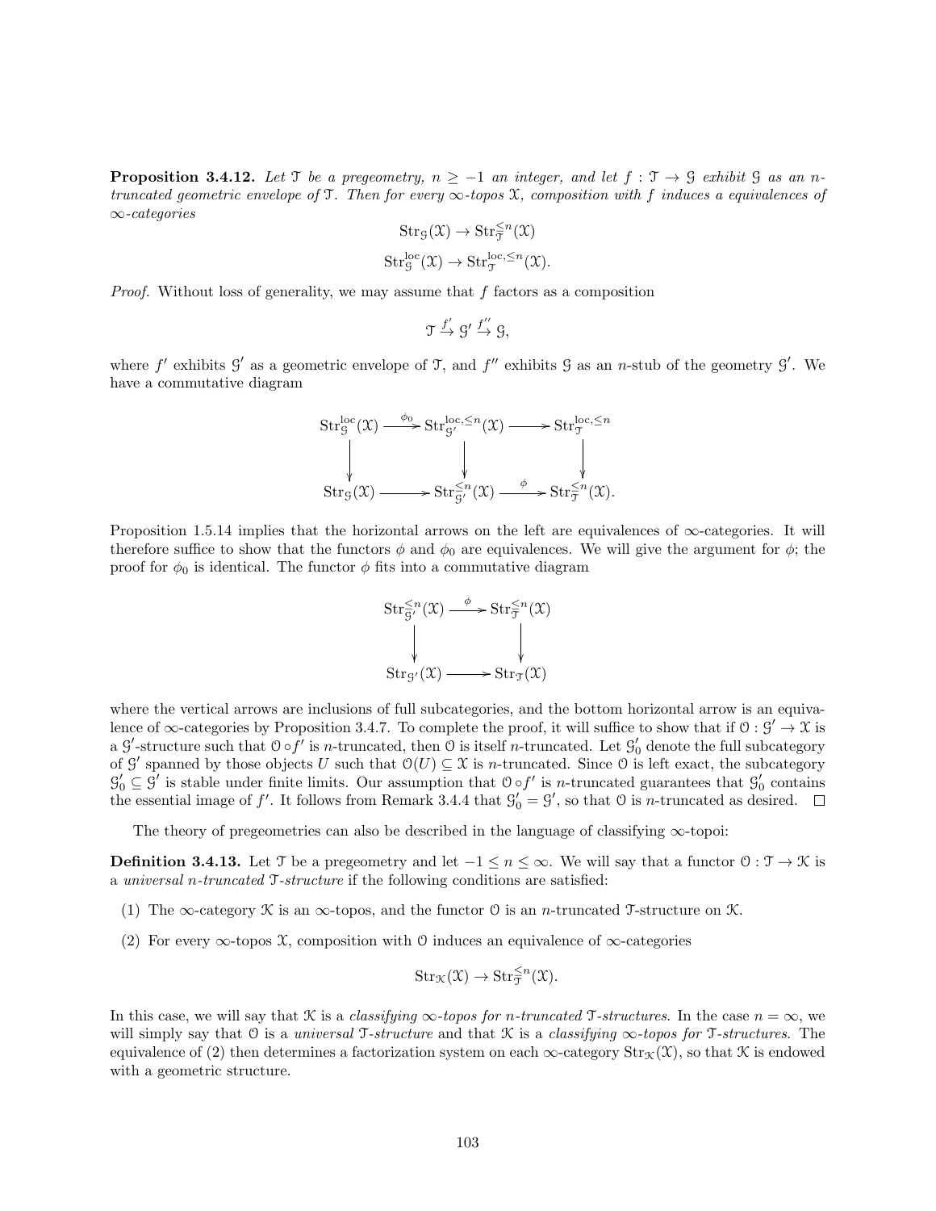**Proposition 3.4.12.** *Let $\mathcal{T}$ be a pregeometry, $n \geq -1$ an integer, and let $f : \mathcal{T} \to \mathcal{G}$ exhibit $\mathcal{G}$ as an $n$-truncated geometric envelope of $\mathcal{T}$. Then for every $\infty$-topos $\mathcal{X}$, composition with $f$ induces a equivalences of $\infty$-categories*

$$\mathrm{Str}_{\mathcal{G}}(\mathcal{X}) \to \mathrm{Str}_{\mathcal{T}}^{\leq n}(\mathcal{X})$$

$$\mathrm{Str}_{\mathcal{G}}^{\mathrm{loc}}(\mathcal{X}) \to \mathrm{Str}_{\mathcal{T}}^{\mathrm{loc}, \leq n}(\mathcal{X}).$$

*Proof.* Without loss of generality, we may assume that $f$ factors as a composition

$$\mathcal{T} \xrightarrow{f'} \mathcal{G}' \xrightarrow{f''} \mathcal{G},$$

where $f'$ exhibits $\mathcal{G}'$ as a geometric envelope of $\mathcal{T}$, and $f''$ exhibits $\mathcal{G}$ as an $n$-stub of the geometry $\mathcal{G}'$. We have a commutative diagram

$$\begin{array}{ccccc}
\mathrm{Str}_{\mathcal{G}}^{\mathrm{loc}}(\mathcal{X}) & \xrightarrow{\phi_0} & \mathrm{Str}_{\mathcal{G}'}^{\mathrm{loc}, \leq n}(\mathcal{X}) & \longrightarrow & \mathrm{Str}_{\mathcal{T}}^{\mathrm{loc}, \leq n} \\
\downarrow & & \downarrow & & \downarrow \\
\mathrm{Str}_{\mathcal{G}}(\mathcal{X}) & \longrightarrow & \mathrm{Str}_{\mathcal{G}'}^{\leq n}(\mathcal{X}) & \xrightarrow{\phi} & \mathrm{Str}_{\mathcal{T}}^{\leq n}(\mathcal{X}).
\end{array}$$

Proposition 1.5.14 implies that the horizontal arrows on the left are equivalences of $\infty$-categories. It will therefore suffice to show that the functors $\phi$ and $\phi_0$ are equivalences. We will give the argument for $\phi$; the proof for $\phi_0$ is identical. The functor $\phi$ fits into a commutative diagram

$$\begin{array}{ccc}
\mathrm{Str}_{\mathcal{G}'}^{\leq n}(\mathcal{X}) & \xrightarrow{\phi} & \mathrm{Str}_{\mathcal{T}}^{\leq n}(\mathcal{X}) \\
\downarrow & & \downarrow \\
\mathrm{Str}_{\mathcal{G}'}(\mathcal{X}) & \longrightarrow & \mathrm{Str}_{\mathcal{T}}(\mathcal{X})
\end{array}$$

where the vertical arrows are inclusions of full subcategories, and the bottom horizontal arrow is an equivalence of $\infty$-categories by Proposition 3.4.7. To complete the proof, it will suffice to show that if $\mathcal{O} : \mathcal{G}' \to \mathcal{X}$ is a $\mathcal{G}'$-structure such that $\mathcal{O} \circ f'$ is $n$-truncated, then $\mathcal{O}$ is itself $n$-truncated. Let $\mathcal{G}'_0$ denote the full subcategory of $\mathcal{G}'$ spanned by those objects $U$ such that $\mathcal{O}(U) \subseteq \mathcal{X}$ is $n$-truncated. Since $\mathcal{O}$ is left exact, the subcategory $\mathcal{G}'_0 \subseteq \mathcal{G}'$ is stable under finite limits. Our assumption that $\mathcal{O} \circ f'$ is $n$-truncated guarantees that $\mathcal{G}'_0$ contains the essential image of $f'$. It follows from Remark 3.4.4 that $\mathcal{G}'_0 = \mathcal{G}'$, so that $\mathcal{O}$ is $n$-truncated as desired. $\square$

The theory of pregeometries can also be described in the language of classifying $\infty$-topoi:

**Definition 3.4.13.** Let $\mathcal{T}$ be a pregeometry and let $-1 \leq n \leq \infty$. We will say that a functor $\mathcal{O} : \mathcal{T} \to \mathcal{K}$ is a *universal $n$-truncated $\mathcal{T}$-structure* if the following conditions are satisfied:

(1) The $\infty$-category $\mathcal{K}$ is an $\infty$-topos, and the functor $\mathcal{O}$ is an $n$-truncated $\mathcal{T}$-structure on $\mathcal{K}$.

(2) For every $\infty$-topos $\mathcal{X}$, composition with $\mathcal{O}$ induces an equivalence of $\infty$-categories

$$\mathrm{Str}_{\mathcal{K}}(\mathcal{X}) \to \mathrm{Str}_{\mathcal{T}}^{\leq n}(\mathcal{X}).$$

In this case, we will say that $\mathcal{K}$ is a *classifying $\infty$-topos for $n$-truncated $\mathcal{T}$-structures*. In the case $n = \infty$, we will simply say that $\mathcal{O}$ is a *universal $\mathcal{T}$-structure* and that $\mathcal{K}$ is a *classifying $\infty$-topos for $\mathcal{T}$-structures*. The equivalence of (2) then determines a factorization system on each $\infty$-category $\mathrm{Str}_{\mathcal{K}}(\mathcal{X})$, so that $\mathcal{K}$ is endowed with a geometric structure.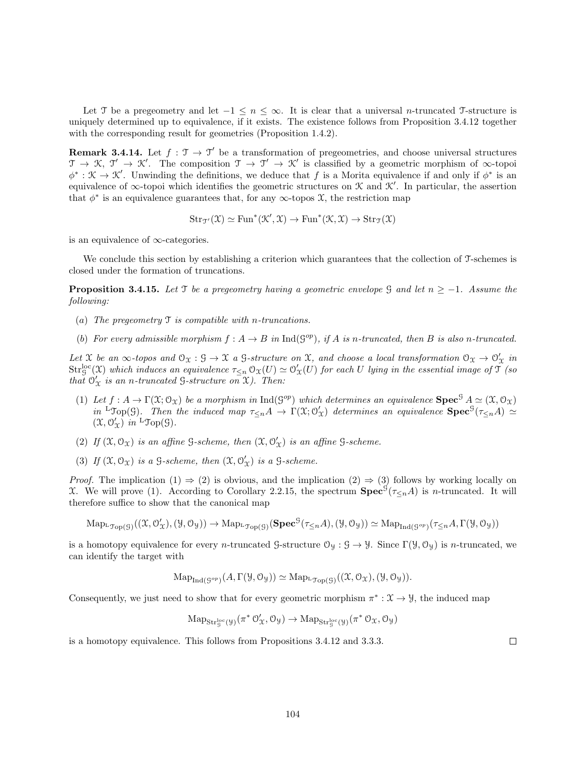Let $\mathcal{T}$ be a pregeometry and let $-1 \leq n \leq \infty$. It is clear that a universal $n$-truncated $\mathcal{T}$-structure is uniquely determined up to equivalence, if it exists. The existence follows from Proposition 3.4.12 together with the corresponding result for geometries (Proposition 1.4.2).

**Remark 3.4.14.** Let $f : \mathcal{T} \to \mathcal{T}'$ be a transformation of pregeometries, and choose universal structures $\mathcal{T} \to \mathcal{K}$, $\mathcal{T}' \to \mathcal{K}'$. The composition $\mathcal{T} \to \mathcal{T}' \to \mathcal{K}'$ is classified by a geometric morphism of $\infty$-topoi $\phi^* : \mathcal{K} \to \mathcal{K}'$. Unwinding the definitions, we deduce that $f$ is a Morita equivalence if and only if $\phi^*$ is an equivalence of $\infty$-topoi which identifies the geometric structures on $\mathcal{K}$ and $\mathcal{K}'$. In particular, the assertion that $\phi^*$ is an equivalence guarantees that, for any $\infty$-topos $\mathcal{X}$, the restriction map

$$\mathrm{Str}_{\mathcal{T}'}(\mathcal{X}) \simeq \mathrm{Fun}^*(\mathcal{K}', \mathcal{X}) \to \mathrm{Fun}^*(\mathcal{K}, \mathcal{X}) \to \mathrm{Str}_{\mathcal{T}}(\mathcal{X})$$

is an equivalence of $\infty$-categories.

We conclude this section by establishing a criterion which guarantees that the collection of $\mathcal{T}$-schemes is closed under the formation of truncations.

**Proposition 3.4.15.** *Let $\mathcal{T}$ be a pregeometry having a geometric envelope $\mathcal{G}$ and let $n \geq -1$. Assume the following:*

- (a) *The pregeometry $\mathcal{T}$ is compatible with $n$-truncations.*
- (b) *For every admissible morphism $f : A \to B$ in $\mathrm{Ind}(\mathcal{G}^{op})$, if $A$ is $n$-truncated, then $B$ is also $n$-truncated.*

*Let $\mathcal{X}$ be an $\infty$-topos and $\mathcal{O}_{\mathcal{X}} : \mathcal{G} \to \mathcal{X}$ a $\mathcal{G}$-structure on $\mathcal{X}$, and choose a local transformation $\mathcal{O}_{\mathcal{X}} \to \mathcal{O}'_{\mathcal{X}}$ in $\mathrm{Str}^{\mathrm{loc}}_{\mathcal{G}}(\mathcal{X})$ which induces an equivalence $\tau_{\leq n}\, \mathcal{O}_{\mathcal{X}}(U) \simeq \mathcal{O}'_{\mathcal{X}}(U)$ for each $U$ lying in the essential image of $\mathcal{T}$ (so that $\mathcal{O}'_{\mathcal{X}}$ is an $n$-truncated $\mathcal{G}$-structure on $\mathcal{X}$). Then:*

1. *Let $f : A \to \Gamma(\mathcal{X}; \mathcal{O}_{\mathcal{X}})$ be a morphism in $\mathrm{Ind}(\mathcal{G}^{op})$ which determines an equivalence $\mathbf{Spec}^{\mathcal{G}} A \simeq (\mathcal{X}, \mathcal{O}_{\mathcal{X}})$ in ${}^{\mathrm{L}}\mathcal{T}\mathrm{op}(\mathcal{G})$. Then the induced map $\tau_{\leq n} A \to \Gamma(\mathcal{X}; \mathcal{O}'_{\mathcal{X}})$ determines an equivalence $\mathbf{Spec}^{\mathcal{G}}(\tau_{\leq n} A) \simeq (\mathcal{X}, \mathcal{O}'_{\mathcal{X}})$ in ${}^{\mathrm{L}}\mathcal{T}\mathrm{op}(\mathcal{G})$.*
2. *If $(\mathcal{X}, \mathcal{O}_{\mathcal{X}})$ is an affine $\mathcal{G}$-scheme, then $(\mathcal{X}, \mathcal{O}'_{\mathcal{X}})$ is an affine $\mathcal{G}$-scheme.*
3. *If $(\mathcal{X}, \mathcal{O}_{\mathcal{X}})$ is a $\mathcal{G}$-scheme, then $(\mathcal{X}, \mathcal{O}'_{\mathcal{X}})$ is a $\mathcal{G}$-scheme.*

*Proof.* The implication (1) $\Rightarrow$ (2) is obvious, and the implication (2) $\Rightarrow$ (3) follows by working locally on $\mathcal{X}$. We will prove (1). According to Corollary 2.2.15, the spectrum $\mathbf{Spec}^{\mathcal{G}}(\tau_{\leq n} A)$ is $n$-truncated. It will therefore suffice to show that the canonical map

$$\mathrm{Map}_{{}^{\mathrm{L}}\mathcal{T}\mathrm{op}(\mathcal{G})}((\mathcal{X}, \mathcal{O}'_{\mathcal{X}}), (\mathcal{Y}, \mathcal{O}_{\mathcal{Y}})) \to \mathrm{Map}_{{}^{\mathrm{L}}\mathcal{T}\mathrm{op}(\mathcal{G})}(\mathbf{Spec}^{\mathcal{G}}(\tau_{\leq n} A), (\mathcal{Y}, \mathcal{O}_{\mathcal{Y}})) \simeq \mathrm{Map}_{\mathrm{Ind}(\mathcal{G}^{op})}(\tau_{\leq n} A, \Gamma(\mathcal{Y}, \mathcal{O}_{\mathcal{Y}}))$$

is a homotopy equivalence for every $n$-truncated $\mathcal{G}$-structure $\mathcal{O}_{\mathcal{Y}} : \mathcal{G} \to \mathcal{Y}$. Since $\Gamma(\mathcal{Y}, \mathcal{O}_{\mathcal{Y}})$ is $n$-truncated, we can identify the target with

$$\mathrm{Map}_{\mathrm{Ind}(\mathcal{G}^{op})}(A, \Gamma(\mathcal{Y}, \mathcal{O}_{\mathcal{Y}})) \simeq \mathrm{Map}_{{}^{\mathrm{L}}\mathcal{T}\mathrm{op}(\mathcal{G})}((\mathcal{X}, \mathcal{O}_{\mathcal{X}}), (\mathcal{Y}, \mathcal{O}_{\mathcal{Y}})).$$

Consequently, we just need to show that for every geometric morphism $\pi^* : \mathcal{X} \to \mathcal{Y}$, the induced map

$$\mathrm{Map}_{\mathrm{Str}^{\mathrm{loc}}_{\mathcal{G}}(\mathcal{Y})}(\pi^*\, \mathcal{O}'_{\mathcal{X}}, \mathcal{O}_{\mathcal{Y}}) \to \mathrm{Map}_{\mathrm{Str}^{\mathrm{loc}}_{\mathcal{G}}(\mathcal{Y})}(\pi^*\, \mathcal{O}_{\mathcal{X}}, \mathcal{O}_{\mathcal{Y}})$$

is a homotopy equivalence. This follows from Propositions 3.4.12 and 3.3.3. $\square$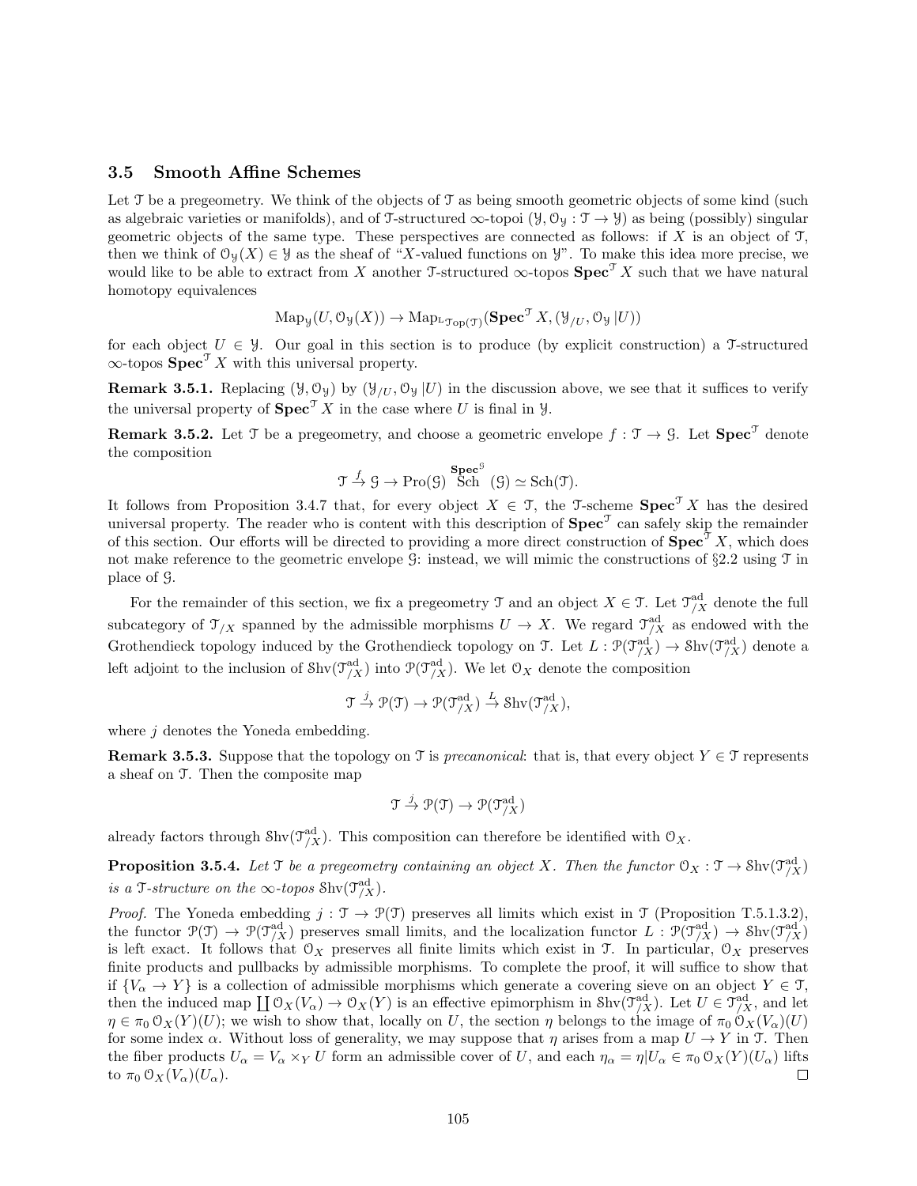### 3.5 Smooth Affine Schemes

Let $\mathcal{T}$ be a pregeometry. We think of the objects of $\mathcal{T}$ as being smooth geometric objects of some kind (such as algebraic varieties or manifolds), and of $\mathcal{T}$-structured $\infty$-topoi $(\mathcal{Y}, \mathcal{O}_{\mathcal{Y}} : \mathcal{T} \to \mathcal{Y})$ as being (possibly) singular geometric objects of the same type. These perspectives are connected as follows: if $X$ is an object of $\mathcal{T}$, then we think of $\mathcal{O}_{\mathcal{Y}}(X) \in \mathcal{Y}$ as the sheaf of "$X$-valued functions on $\mathcal{Y}$". To make this idea more precise, we would like to be able to extract from $X$ another $\mathcal{T}$-structured $\infty$-topos $\mathbf{Spec}^{\mathcal{T}} X$ such that we have natural homotopy equivalences

$$\mathrm{Map}_{\mathcal{Y}}(U, \mathcal{O}_{\mathcal{Y}}(X)) \to \mathrm{Map}_{{}^{\mathrm{L}}\mathcal{T}\mathrm{op}(\mathcal{T})}(\mathbf{Spec}^{\mathcal{T}} X, (\mathcal{Y}_{/U}, \mathcal{O}_{\mathcal{Y}} \,|U))$$

for each object $U \in \mathcal{Y}$. Our goal in this section is to produce (by explicit construction) a $\mathcal{T}$-structured $\infty$-topos $\mathbf{Spec}^{\mathcal{T}} X$ with this universal property.

**Remark 3.5.1.** Replacing $(\mathcal{Y}, \mathcal{O}_{\mathcal{Y}})$ by $(\mathcal{Y}_{/U}, \mathcal{O}_{\mathcal{Y}} \,|U)$ in the discussion above, we see that it suffices to verify the universal property of $\mathbf{Spec}^{\mathcal{T}} X$ in the case where $U$ is final in $\mathcal{Y}$.

**Remark 3.5.2.** Let $\mathcal{T}$ be a pregeometry, and choose a geometric envelope $f : \mathcal{T} \to \mathcal{G}$. Let $\mathbf{Spec}^{\mathcal{T}}$ denote the composition

$$\mathcal{T} \xrightarrow{f} \mathcal{G} \to \mathrm{Pro}(\mathcal{G}) \xrightarrow{\mathbf{Spec}^{\mathcal{G}}} \mathrm{Sch}(\mathcal{G}) \simeq \mathrm{Sch}(\mathcal{T}).$$

It follows from Proposition 3.4.7 that, for every object $X \in \mathcal{T}$, the $\mathcal{T}$-scheme $\mathbf{Spec}^{\mathcal{T}} X$ has the desired universal property. The reader who is content with this description of $\mathbf{Spec}^{\mathcal{T}}$ can safely skip the remainder of this section. Our efforts will be directed to providing a more direct construction of $\mathbf{Spec}^{\mathcal{T}} X$, which does not make reference to the geometric envelope $\mathcal{G}$: instead, we will mimic the constructions of §2.2 using $\mathcal{T}$ in place of $\mathcal{G}$.

For the remainder of this section, we fix a pregeometry $\mathcal{T}$ and an object $X \in \mathcal{T}$. Let $\mathcal{T}^{\mathrm{ad}}_{/X}$ denote the full subcategory of $\mathcal{T}_{/X}$ spanned by the admissible morphisms $U \to X$. We regard $\mathcal{T}^{\mathrm{ad}}_{/X}$ as endowed with the Grothendieck topology induced by the Grothendieck topology on $\mathcal{T}$. Let $L : \mathcal{P}(\mathcal{T}^{\mathrm{ad}}_{/X}) \to \mathcal{S}\mathrm{hv}(\mathcal{T}^{\mathrm{ad}}_{/X})$ denote a left adjoint to the inclusion of $\mathcal{S}\mathrm{hv}(\mathcal{T}^{\mathrm{ad}}_{/X})$ into $\mathcal{P}(\mathcal{T}^{\mathrm{ad}}_{/X})$. We let $\mathcal{O}_X$ denote the composition

$$\mathcal{T} \xrightarrow{j} \mathcal{P}(\mathcal{T}) \to \mathcal{P}(\mathcal{T}^{\mathrm{ad}}_{/X}) \xrightarrow{L} \mathcal{S}\mathrm{hv}(\mathcal{T}^{\mathrm{ad}}_{/X}),$$

where $j$ denotes the Yoneda embedding.

**Remark 3.5.3.** Suppose that the topology on $\mathcal{T}$ is *precanonical*: that is, that every object $Y \in \mathcal{T}$ represents a sheaf on $\mathcal{T}$. Then the composite map

$$\mathcal{T} \xrightarrow{j} \mathcal{P}(\mathcal{T}) \to \mathcal{P}(\mathcal{T}^{\mathrm{ad}}_{/X})$$

already factors through $\mathcal{S}\mathrm{hv}(\mathcal{T}^{\mathrm{ad}}_{/X})$. This composition can therefore be identified with $\mathcal{O}_X$.

**Proposition 3.5.4.** *Let $\mathcal{T}$ be a pregeometry containing an object $X$. Then the functor $\mathcal{O}_X : \mathcal{T} \to \mathcal{S}\mathrm{hv}(\mathcal{T}^{\mathrm{ad}}_{/X})$ is a $\mathcal{T}$-structure on the $\infty$-topos $\mathcal{S}\mathrm{hv}(\mathcal{T}^{\mathrm{ad}}_{/X})$.*

*Proof.* The Yoneda embedding $j : \mathcal{T} \to \mathcal{P}(\mathcal{T})$ preserves all limits which exist in $\mathcal{T}$ (Proposition T.5.1.3.2), the functor $\mathcal{P}(\mathcal{T}) \to \mathcal{P}(\mathcal{T}^{\mathrm{ad}}_{/X})$ preserves small limits, and the localization functor $L : \mathcal{P}(\mathcal{T}^{\mathrm{ad}}_{/X}) \to \mathcal{S}\mathrm{hv}(\mathcal{T}^{\mathrm{ad}}_{/X})$ is left exact. It follows that $\mathcal{O}_X$ preserves all finite limits which exist in $\mathcal{T}$. In particular, $\mathcal{O}_X$ preserves finite products and pullbacks by admissible morphisms. To complete the proof, it will suffice to show that if $\{V_\alpha \to Y\}$ is a collection of admissible morphisms which generate a covering sieve on an object $Y \in \mathcal{T}$, then the induced map $\coprod \mathcal{O}_X(V_\alpha) \to \mathcal{O}_X(Y)$ is an effective epimorphism in $\mathcal{S}\mathrm{hv}(\mathcal{T}^{\mathrm{ad}}_{/X})$. Let $U \in \mathcal{T}^{\mathrm{ad}}_{/X}$, and let $\eta \in \pi_0 \, \mathcal{O}_X(Y)(U)$; we wish to show that, locally on $U$, the section $\eta$ belongs to the image of $\pi_0 \, \mathcal{O}_X(V_\alpha)(U)$ for some index $\alpha$. Without loss of generality, we may suppose that $\eta$ arises from a map $U \to Y$ in $\mathcal{T}$. Then the fiber products $U_\alpha = V_\alpha \times_Y U$ form an admissible cover of $U$, and each $\eta_\alpha = \eta | U_\alpha \in \pi_0 \, \mathcal{O}_X(Y)(U_\alpha)$ lifts to $\pi_0 \, \mathcal{O}_X(V_\alpha)(U_\alpha)$. $\square$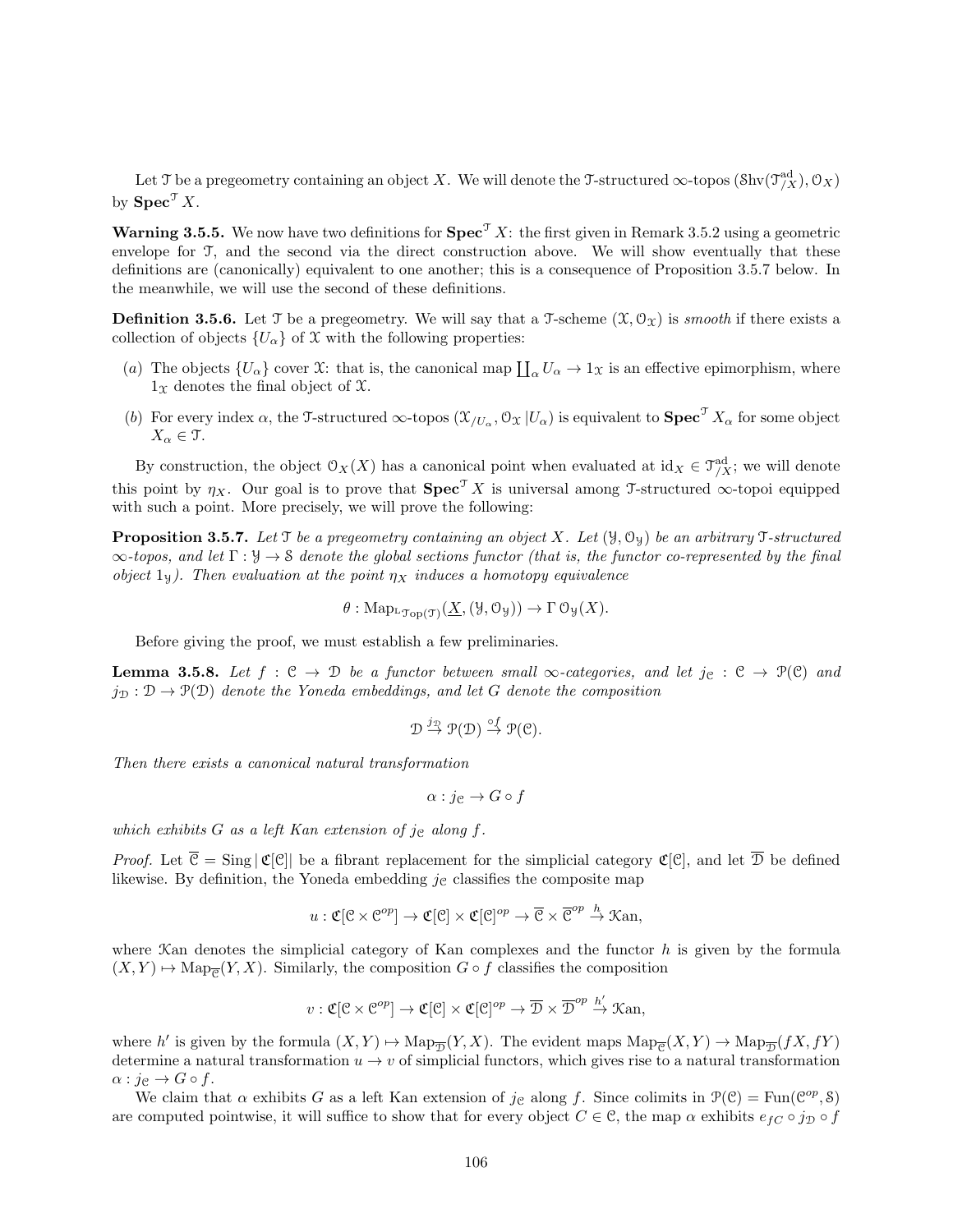Let $\mathcal{T}$ be a pregeometry containing an object $X$. We will denote the $\mathcal{T}$-structured $\infty$-topos $(\mathcal{S}\mathrm{hv}(\mathcal{T}^{\mathrm{ad}}_{/X}), \mathcal{O}_X)$ by $\mathbf{Spec}^{\mathcal{T}} X$.

**Warning 3.5.5.** We now have two definitions for $\mathbf{Spec}^{\mathcal{T}} X$: the first given in Remark 3.5.2 using a geometric envelope for $\mathcal{T}$, and the second via the direct construction above. We will show eventually that these definitions are (canonically) equivalent to one another; this is a consequence of Proposition 3.5.7 below. In the meanwhile, we will use the second of these definitions.

**Definition 3.5.6.** Let $\mathcal{T}$ be a pregeometry. We will say that a $\mathcal{T}$-scheme $(\mathcal{X}, \mathcal{O}_{\mathcal{X}})$ is *smooth* if there exists a collection of objects $\{U_\alpha\}$ of $\mathcal{X}$ with the following properties:

(a) The objects $\{U_\alpha\}$ cover $\mathcal{X}$: that is, the canonical map $\coprod_\alpha U_\alpha \to 1_{\mathcal{X}}$ is an effective epimorphism, where $1_{\mathcal{X}}$ denotes the final object of $\mathcal{X}$.

(b) For every index $\alpha$, the $\mathcal{T}$-structured $\infty$-topos $(\mathcal{X}_{/U_\alpha}, \mathcal{O}_{\mathcal{X}} | U_\alpha)$ is equivalent to $\mathbf{Spec}^{\mathcal{T}} X_\alpha$ for some object $X_\alpha \in \mathcal{T}$.

By construction, the object $\mathcal{O}_X(X)$ has a canonical point when evaluated at $\mathrm{id}_X \in \mathcal{T}^{\mathrm{ad}}_{/X}$; we will denote this point by $\eta_X$. Our goal is to prove that $\mathbf{Spec}^{\mathcal{T}} X$ is universal among $\mathcal{T}$-structured $\infty$-topoi equipped with such a point. More precisely, we will prove the following:

**Proposition 3.5.7.** *Let $\mathcal{T}$ be a pregeometry containing an object $X$. Let $(\mathcal{Y}, \mathcal{O}_{\mathcal{Y}})$ be an arbitrary $\mathcal{T}$-structured $\infty$-topos, and let $\Gamma : \mathcal{Y} \to \mathcal{S}$ denote the global sections functor (that is, the functor co-represented by the final object $1_{\mathcal{Y}}$). Then evaluation at the point $\eta_X$ induces a homotopy equivalence*

$$\theta : \mathrm{Map}_{{}^{\mathrm{L}}\mathcal{T}\mathrm{op}(\mathcal{T})}(\underline{X}, (\mathcal{Y}, \mathcal{O}_{\mathcal{Y}})) \to \Gamma\, \mathcal{O}_{\mathcal{Y}}(X).$$

Before giving the proof, we must establish a few preliminaries.

**Lemma 3.5.8.** *Let $f : \mathcal{C} \to \mathcal{D}$ be a functor between small $\infty$-categories, and let $j_{\mathcal{C}} : \mathcal{C} \to \mathcal{P}(\mathcal{C})$ and $j_{\mathcal{D}} : \mathcal{D} \to \mathcal{P}(\mathcal{D})$ denote the Yoneda embeddings, and let $G$ denote the composition*

$$\mathcal{D} \stackrel{j_{\mathcal{D}}}{\to} \mathcal{P}(\mathcal{D}) \stackrel{\circ f}{\to} \mathcal{P}(\mathcal{C}).$$

*Then there exists a canonical natural transformation*

$$\alpha : j_{\mathcal{C}} \to G \circ f$$

*which exhibits $G$ as a left Kan extension of $j_{\mathcal{C}}$ along $f$.*

*Proof.* Let $\overline{\mathcal{C}} = \mathrm{Sing}\,|\mathfrak{C}[\mathcal{C}]|$ be a fibrant replacement for the simplicial category $\mathfrak{C}[\mathcal{C}]$, and let $\overline{\mathcal{D}}$ be defined likewise. By definition, the Yoneda embedding $j_{\mathcal{C}}$ classifies the composite map

$$u : \mathfrak{C}[\mathcal{C} \times \mathcal{C}^{op}] \to \mathfrak{C}[\mathcal{C}] \times \mathfrak{C}[\mathcal{C}]^{op} \to \overline{\mathcal{C}} \times \overline{\mathcal{C}}^{op} \stackrel{h}{\to} \mathcal{K}\mathrm{an},$$

where $\mathcal{K}\mathrm{an}$ denotes the simplicial category of Kan complexes and the functor $h$ is given by the formula $(X, Y) \mapsto \mathrm{Map}_{\overline{\mathcal{C}}}(Y, X)$. Similarly, the composition $G \circ f$ classifies the composition

$$v : \mathfrak{C}[\mathcal{C} \times \mathcal{C}^{op}] \to \mathfrak{C}[\mathcal{C}] \times \mathfrak{C}[\mathcal{C}]^{op} \to \overline{\mathcal{D}} \times \overline{\mathcal{D}}^{op} \stackrel{h'}{\to} \mathcal{K}\mathrm{an},$$

where $h'$ is given by the formula $(X, Y) \mapsto \mathrm{Map}_{\overline{\mathcal{D}}}(Y, X)$. The evident maps $\mathrm{Map}_{\overline{\mathcal{C}}}(X, Y) \to \mathrm{Map}_{\overline{\mathcal{D}}}(fX, fY)$ determine a natural transformation $u \to v$ of simplicial functors, which gives rise to a natural transformation $\alpha : j_{\mathcal{C}} \to G \circ f$.

We claim that $\alpha$ exhibits $G$ as a left Kan extension of $j_{\mathcal{C}}$ along $f$. Since colimits in $\mathcal{P}(\mathcal{C}) = \mathrm{Fun}(\mathcal{C}^{op}, \mathcal{S})$ are computed pointwise, it will suffice to show that for every object $C \in \mathcal{C}$, the map $\alpha$ exhibits $e_{fC} \circ j_{\mathcal{D}} \circ f$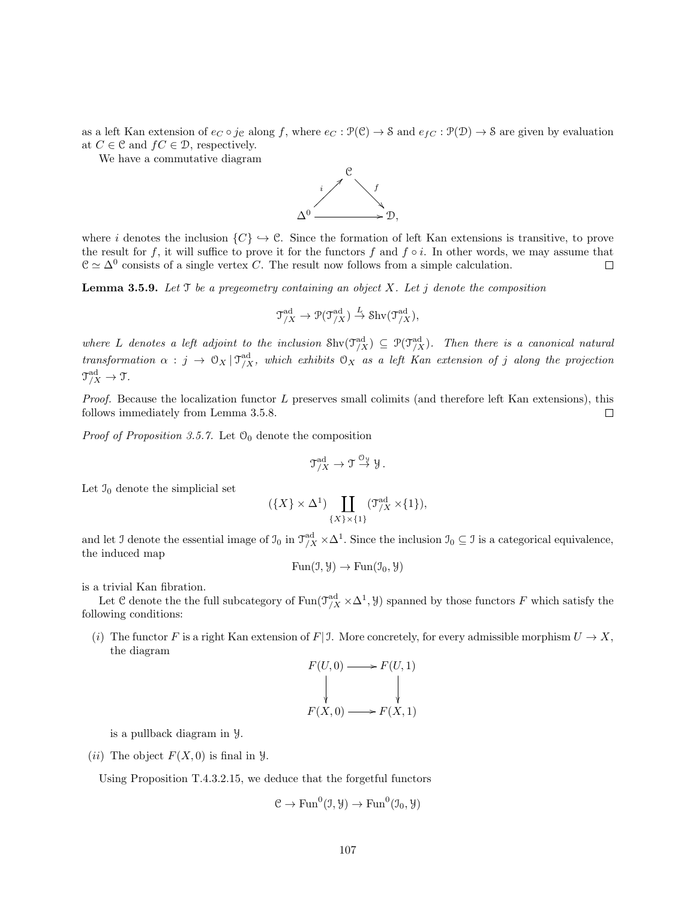as a left Kan extension of $e_C \circ j_{\mathcal{C}}$ along $f$, where $e_C : \mathcal{P}(\mathcal{C}) \to \mathcal{S}$ and $e_{fC} : \mathcal{P}(\mathcal{D}) \to \mathcal{S}$ are given by evaluation at $C \in \mathcal{C}$ and $fC \in \mathcal{D}$, respectively.

We have a commutative diagram

$$\begin{array}{ccc} & \mathcal{C} & \\ {}^{i}\nearrow & & \searrow^{f} \\ \Delta^0 & \longrightarrow & \mathcal{D}, \end{array}$$

where $i$ denotes the inclusion $\{C\} \hookrightarrow \mathcal{C}$. Since the formation of left Kan extensions is transitive, to prove the result for $f$, it will suffice to prove it for the functors $f$ and $f \circ i$. In other words, we may assume that $\mathcal{C} \simeq \Delta^0$ consists of a single vertex $C$. The result now follows from a simple calculation. $\square$

**Lemma 3.5.9.** *Let $\mathcal{T}$ be a pregeometry containing an object $X$. Let $j$ denote the composition*

$$\mathcal{T}^{\mathrm{ad}}_{/X} \to \mathcal{P}(\mathcal{T}^{\mathrm{ad}}_{/X}) \overset{L}{\to} \mathrm{Shv}(\mathcal{T}^{\mathrm{ad}}_{/X}),$$

*where $L$ denotes a left adjoint to the inclusion $\mathrm{Shv}(\mathcal{T}^{\mathrm{ad}}_{/X}) \subseteq \mathcal{P}(\mathcal{T}^{\mathrm{ad}}_{/X})$. Then there is a canonical natural transformation $\alpha : j \to \mathcal{O}_X \,|\, \mathcal{T}^{\mathrm{ad}}_{/X}$, which exhibits $\mathcal{O}_X$ as a left Kan extension of $j$ along the projection $\mathcal{T}^{\mathrm{ad}}_{/X} \to \mathcal{T}$.*

*Proof.* Because the localization functor $L$ preserves small colimits (and therefore left Kan extensions), this follows immediately from Lemma 3.5.8. $\square$

*Proof of Proposition 3.5.7.* Let $\mathcal{O}_0$ denote the composition

$$\mathcal{T}^{\mathrm{ad}}_{/X} \to \mathcal{T} \overset{\mathcal{O}_{\mathcal{Y}}}{\to} \mathcal{Y}.$$

Let $\mathcal{I}_0$ denote the simplicial set

$$(\{X\} \times \Delta^1) \coprod_{\{X\} \times \{1\}} (\mathcal{T}^{\mathrm{ad}}_{/X} \times \{1\}),$$

and let $\mathcal{I}$ denote the essential image of $\mathcal{I}_0$ in $\mathcal{T}^{\mathrm{ad}}_{/X} \times \Delta^1$. Since the inclusion $\mathcal{I}_0 \subseteq \mathcal{I}$ is a categorical equivalence, the induced map

$$\mathrm{Fun}(\mathcal{I}, \mathcal{Y}) \to \mathrm{Fun}(\mathcal{I}_0, \mathcal{Y})$$

is a trivial Kan fibration.

Let $\mathcal{C}$ denote the the full subcategory of $\mathrm{Fun}(\mathcal{T}^{\mathrm{ad}}_{/X} \times \Delta^1, \mathcal{Y})$ spanned by those functors $F$ which satisfy the following conditions:

$(i)$ The functor $F$ is a right Kan extension of $F|\,\mathcal{I}$. More concretely, for every admissible morphism $U \to X$, the diagram

$$\begin{array}{ccc} F(U,0) & \longrightarrow & F(U,1) \\ \downarrow & & \downarrow \\ F(X,0) & \longrightarrow & F(X,1) \end{array}$$

is a pullback diagram in $\mathcal{Y}$.

$(ii)$ The object $F(X,0)$ is final in $\mathcal{Y}$.

Using Proposition T.4.3.2.15, we deduce that the forgetful functors

$$\mathcal{C} \to \mathrm{Fun}^0(\mathcal{I}, \mathcal{Y}) \to \mathrm{Fun}^0(\mathcal{I}_0, \mathcal{Y})$$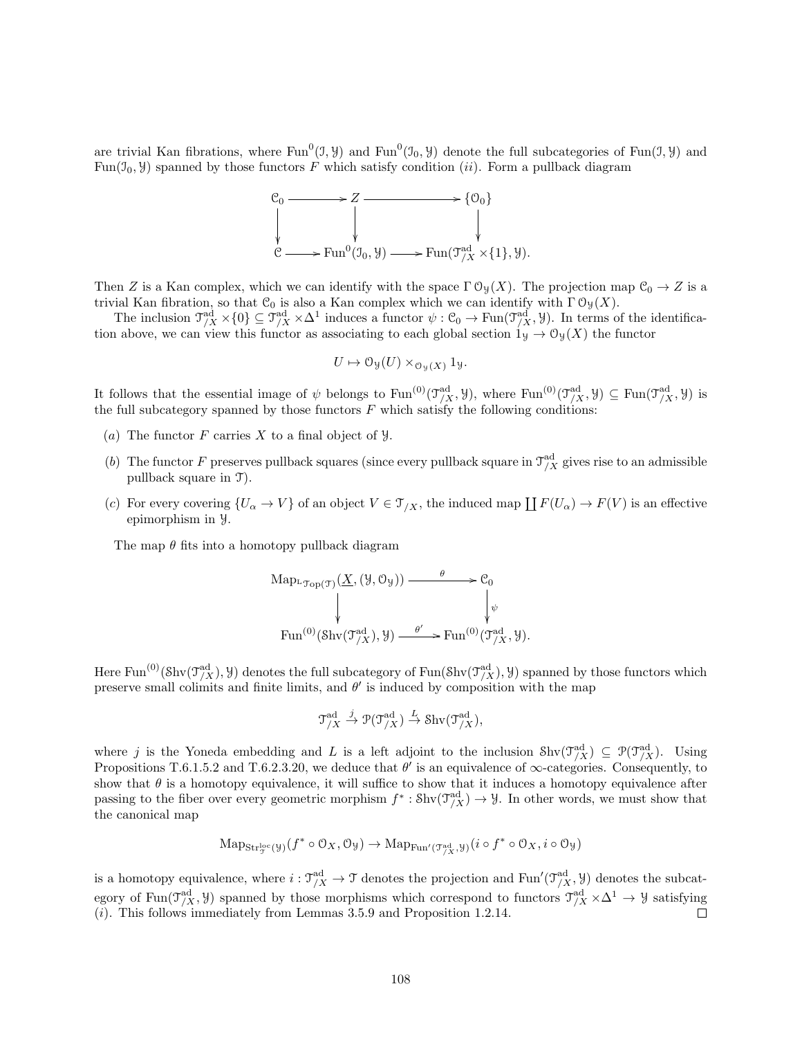are trivial Kan fibrations, where $\mathrm{Fun}^0(\mathcal{I}, \mathcal{Y})$ and $\mathrm{Fun}^0(\mathcal{I}_0, \mathcal{Y})$ denote the full subcategories of $\mathrm{Fun}(\mathcal{I}, \mathcal{Y})$ and $\mathrm{Fun}(\mathcal{I}_0, \mathcal{Y})$ spanned by those functors $F$ which satisfy condition $(ii)$. Form a pullback diagram

$$\begin{array}{ccccc}
\mathcal{C}_0 & \longrightarrow & Z & \longrightarrow & \{\mathcal{O}_0\} \\
\downarrow & & \downarrow & & \downarrow \\
\mathcal{C} & \longrightarrow & \mathrm{Fun}^0(\mathcal{I}_0, \mathcal{Y}) & \longrightarrow & \mathrm{Fun}(\mathcal{T}^{\mathrm{ad}}_{/X} \times \{1\}, \mathcal{Y}).
\end{array}$$

Then $Z$ is a Kan complex, which we can identify with the space $\Gamma\, \mathcal{O}_{\mathcal{Y}}(X)$. The projection map $\mathcal{C}_0 \to Z$ is a trivial Kan fibration, so that $\mathcal{C}_0$ is also a Kan complex which we can identify with $\Gamma\, \mathcal{O}_{\mathcal{Y}}(X)$.

The inclusion $\mathcal{T}^{\mathrm{ad}}_{/X} \times \{0\} \subseteq \mathcal{T}^{\mathrm{ad}}_{/X} \times \Delta^1$ induces a functor $\psi : \mathcal{C}_0 \to \mathrm{Fun}(\mathcal{T}^{\mathrm{ad}}_{/X}, \mathcal{Y})$. In terms of the identification above, we can view this functor as associating to each global section $1_{\mathcal{Y}} \to \mathcal{O}_{\mathcal{Y}}(X)$ the functor

$$U \mapsto \mathcal{O}_{\mathcal{Y}}(U) \times_{\mathcal{O}_{\mathcal{Y}}(X)} 1_{\mathcal{Y}}.$$

It follows that the essential image of $\psi$ belongs to $\mathrm{Fun}^{(0)}(\mathcal{T}^{\mathrm{ad}}_{/X}, \mathcal{Y})$, where $\mathrm{Fun}^{(0)}(\mathcal{T}^{\mathrm{ad}}_{/X}, \mathcal{Y}) \subseteq \mathrm{Fun}(\mathcal{T}^{\mathrm{ad}}_{/X}, \mathcal{Y})$ is the full subcategory spanned by those functors $F$ which satisfy the following conditions:

- $(a)$ The functor $F$ carries $X$ to a final object of $\mathcal{Y}$.
- $(b)$ The functor $F$ preserves pullback squares (since every pullback square in $\mathcal{T}^{\mathrm{ad}}_{/X}$ gives rise to an admissible pullback square in $\mathcal{T}$).
- $(c)$ For every covering $\{U_\alpha \to V\}$ of an object $V \in \mathcal{T}_{/X}$, the induced map $\coprod F(U_\alpha) \to F(V)$ is an effective epimorphism in $\mathcal{Y}$.

The map $\theta$ fits into a homotopy pullback diagram

$$\begin{array}{ccc}
\mathrm{Map}_{{}^{\mathrm{L}}\mathcal{T}\mathrm{op}(\mathcal{T})}(\underline{X}, (\mathcal{Y}, \mathcal{O}_{\mathcal{Y}})) & \xrightarrow{\theta} & \mathcal{C}_0 \\
\downarrow & & \downarrow \psi \\
\mathrm{Fun}^{(0)}(\mathcal{S}\mathrm{hv}(\mathcal{T}^{\mathrm{ad}}_{/X}), \mathcal{Y}) & \xrightarrow{\theta'} & \mathrm{Fun}^{(0)}(\mathcal{T}^{\mathrm{ad}}_{/X}, \mathcal{Y}).
\end{array}$$

Here $\mathrm{Fun}^{(0)}(\mathcal{S}\mathrm{hv}(\mathcal{T}^{\mathrm{ad}}_{/X}), \mathcal{Y})$ denotes the full subcategory of $\mathrm{Fun}(\mathcal{S}\mathrm{hv}(\mathcal{T}^{\mathrm{ad}}_{/X}), \mathcal{Y})$ spanned by those functors which preserve small colimits and finite limits, and $\theta'$ is induced by composition with the map

$$\mathcal{T}^{\mathrm{ad}}_{/X} \xrightarrow{j} \mathcal{P}(\mathcal{T}^{\mathrm{ad}}_{/X}) \xrightarrow{L} \mathcal{S}\mathrm{hv}(\mathcal{T}^{\mathrm{ad}}_{/X}),$$

where $j$ is the Yoneda embedding and $L$ is a left adjoint to the inclusion $\mathcal{S}\mathrm{hv}(\mathcal{T}^{\mathrm{ad}}_{/X}) \subseteq \mathcal{P}(\mathcal{T}^{\mathrm{ad}}_{/X})$. Using Propositions T.6.1.5.2 and T.6.2.3.20, we deduce that $\theta'$ is an equivalence of $\infty$-categories. Consequently, to show that $\theta$ is a homotopy equivalence, it will suffice to show that it induces a homotopy equivalence after passing to the fiber over every geometric morphism $f^* : \mathcal{S}\mathrm{hv}(\mathcal{T}^{\mathrm{ad}}_{/X}) \to \mathcal{Y}$. In other words, we must show that the canonical map

$$\mathrm{Map}_{\mathrm{Str}^{\mathrm{loc}}_{\mathcal{T}}(\mathcal{Y})}(f^* \circ \mathcal{O}_X, \mathcal{O}_{\mathcal{Y}}) \to \mathrm{Map}_{\mathrm{Fun}'(\mathcal{T}^{\mathrm{ad}}_{/X}, \mathcal{Y})}(i \circ f^* \circ \mathcal{O}_X, i \circ \mathcal{O}_{\mathcal{Y}})$$

is a homotopy equivalence, where $i : \mathcal{T}^{\mathrm{ad}}_{/X} \to \mathcal{T}$ denotes the projection and $\mathrm{Fun}'(\mathcal{T}^{\mathrm{ad}}_{/X}, \mathcal{Y})$ denotes the subcategory of $\mathrm{Fun}(\mathcal{T}^{\mathrm{ad}}_{/X}, \mathcal{Y})$ spanned by those morphisms which correspond to functors $\mathcal{T}^{\mathrm{ad}}_{/X} \times \Delta^1 \to \mathcal{Y}$ satisfying $(i)$. This follows immediately from Lemmas 3.5.9 and Proposition 1.2.14. $\square$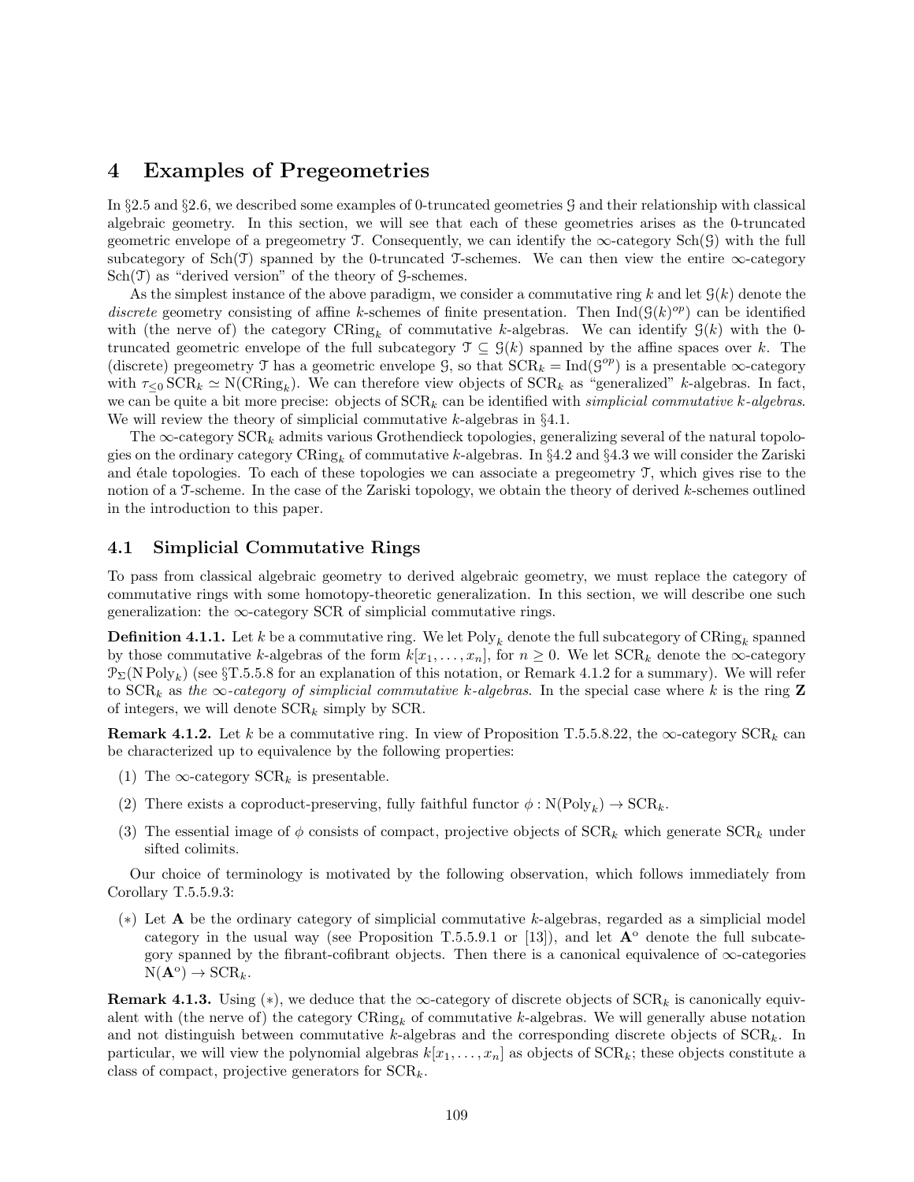# 4 Examples of Pregeometries

In §2.5 and §2.6, we described some examples of 0-truncated geometries $\mathcal{G}$ and their relationship with classical algebraic geometry. In this section, we will see that each of these geometries arises as the 0-truncated geometric envelope of a pregeometry $\mathcal{T}$. Consequently, we can identify the $\infty$-category $\mathrm{Sch}(\mathcal{G})$ with the full subcategory of $\mathrm{Sch}(\mathcal{T})$ spanned by the 0-truncated $\mathcal{T}$-schemes. We can then view the entire $\infty$-category $\mathrm{Sch}(\mathcal{T})$ as "derived version" of the theory of $\mathcal{G}$-schemes.

As the simplest instance of the above paradigm, we consider a commutative ring $k$ and let $\mathcal{G}(k)$ denote the *discrete* geometry consisting of affine $k$-schemes of finite presentation. Then $\mathrm{Ind}(\mathcal{G}(k)^{op})$ can be identified with (the nerve of) the category $\mathrm{CRing}_k$ of commutative $k$-algebras. We can identify $\mathcal{G}(k)$ with the 0-truncated geometric envelope of the full subcategory $\mathcal{T} \subseteq \mathcal{G}(k)$ spanned by the affine spaces over $k$. The (discrete) pregeometry $\mathcal{T}$ has a geometric envelope $\mathcal{G}$, so that $\mathrm{SCR}_k = \mathrm{Ind}(\mathcal{G}^{op})$ is a presentable $\infty$-category with $\tau_{\leq 0} \mathrm{SCR}_k \simeq \mathrm{N}(\mathrm{CRing}_k)$. We can therefore view objects of $\mathrm{SCR}_k$ as "generalized" $k$-algebras. In fact, we can be quite a bit more precise: objects of $\mathrm{SCR}_k$ can be identified with *simplicial commutative $k$-algebras*. We will review the theory of simplicial commutative $k$-algebras in §4.1.

The $\infty$-category $\mathrm{SCR}_k$ admits various Grothendieck topologies, generalizing several of the natural topologies on the ordinary category $\mathrm{CRing}_k$ of commutative $k$-algebras. In §4.2 and §4.3 we will consider the Zariski and étale topologies. To each of these topologies we can associate a pregeometry $\mathcal{T}$, which gives rise to the notion of a $\mathcal{T}$-scheme. In the case of the Zariski topology, we obtain the theory of derived $k$-schemes outlined in the introduction to this paper.

## 4.1 Simplicial Commutative Rings

To pass from classical algebraic geometry to derived algebraic geometry, we must replace the category of commutative rings with some homotopy-theoretic generalization. In this section, we will describe one such generalization: the $\infty$-category SCR of simplicial commutative rings.

**Definition 4.1.1.** Let $k$ be a commutative ring. We let $\mathrm{Poly}_k$ denote the full subcategory of $\mathrm{CRing}_k$ spanned by those commutative $k$-algebras of the form $k[x_1, \ldots, x_n]$, for $n \geq 0$. We let $\mathrm{SCR}_k$ denote the $\infty$-category $\mathcal{P}_\Sigma(\mathrm{N}\,\mathrm{Poly}_k)$ (see §T.5.5.8 for an explanation of this notation, or Remark 4.1.2 for a summary). We will refer to $\mathrm{SCR}_k$ as *the $\infty$-category of simplicial commutative $k$-algebras*. In the special case where $k$ is the ring $\mathbf{Z}$ of integers, we will denote $\mathrm{SCR}_k$ simply by SCR.

**Remark 4.1.2.** Let $k$ be a commutative ring. In view of Proposition T.5.5.8.22, the $\infty$-category $\mathrm{SCR}_k$ can be characterized up to equivalence by the following properties:

(1) The $\infty$-category $\mathrm{SCR}_k$ is presentable.

(2) There exists a coproduct-preserving, fully faithful functor $\phi : \mathrm{N}(\mathrm{Poly}_k) \to \mathrm{SCR}_k$.

(3) The essential image of $\phi$ consists of compact, projective objects of $\mathrm{SCR}_k$ which generate $\mathrm{SCR}_k$ under sifted colimits.

Our choice of terminology is motivated by the following observation, which follows immediately from Corollary T.5.5.9.3:

($*$) Let $\mathbf{A}$ be the ordinary category of simplicial commutative $k$-algebras, regarded as a simplicial model category in the usual way (see Proposition T.5.5.9.1 or [13]), and let $\mathbf{A}^o$ denote the full subcategory spanned by the fibrant-cofibrant objects. Then there is a canonical equivalence of $\infty$-categories $\mathrm{N}(\mathbf{A}^o) \to \mathrm{SCR}_k$.

**Remark 4.1.3.** Using ($*$), we deduce that the $\infty$-category of discrete objects of $\mathrm{SCR}_k$ is canonically equivalent with (the nerve of) the category $\mathrm{CRing}_k$ of commutative $k$-algebras. We will generally abuse notation and not distinguish between commutative $k$-algebras and the corresponding discrete objects of $\mathrm{SCR}_k$. In particular, we will view the polynomial algebras $k[x_1, \ldots, x_n]$ as objects of $\mathrm{SCR}_k$; these objects constitute a class of compact, projective generators for $\mathrm{SCR}_k$.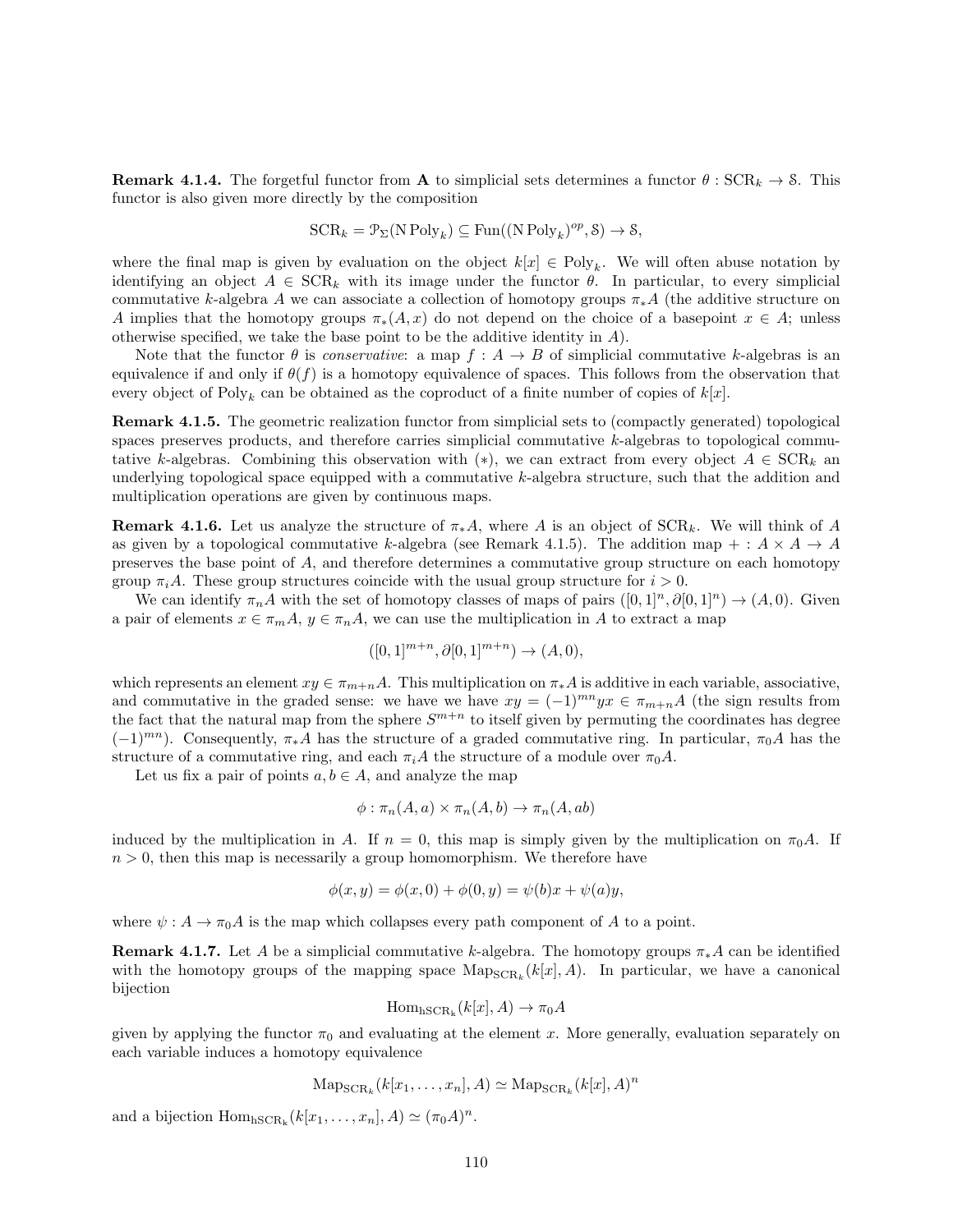**Remark 4.1.4.** The forgetful functor from $\mathbf{A}$ to simplicial sets determines a functor $\theta : \mathrm{SCR}_k \to \mathcal{S}$. This functor is also given more directly by the composition

$$\mathrm{SCR}_k = \mathcal{P}_\Sigma(\mathrm{N}\,\mathrm{Poly}_k) \subseteq \mathrm{Fun}((\mathrm{N}\,\mathrm{Poly}_k)^{op}, \mathcal{S}) \to \mathcal{S},$$

where the final map is given by evaluation on the object $k[x] \in \mathrm{Poly}_k$. We will often abuse notation by identifying an object $A \in \mathrm{SCR}_k$ with its image under the functor $\theta$. In particular, to every simplicial commutative $k$-algebra $A$ we can associate a collection of homotopy groups $\pi_* A$ (the additive structure on $A$ implies that the homotopy groups $\pi_*(A, x)$ do not depend on the choice of a basepoint $x \in A$; unless otherwise specified, we take the base point to be the additive identity in $A$).

Note that the functor $\theta$ is *conservative*: a map $f : A \to B$ of simplicial commutative $k$-algebras is an equivalence if and only if $\theta(f)$ is a homotopy equivalence of spaces. This follows from the observation that every object of $\mathrm{Poly}_k$ can be obtained as the coproduct of a finite number of copies of $k[x]$.

**Remark 4.1.5.** The geometric realization functor from simplicial sets to (compactly generated) topological spaces preserves products, and therefore carries simplicial commutative $k$-algebras to topological commutative $k$-algebras. Combining this observation with $(*)$, we can extract from every object $A \in \mathrm{SCR}_k$ an underlying topological space equipped with a commutative $k$-algebra structure, such that the addition and multiplication operations are given by continuous maps.

**Remark 4.1.6.** Let us analyze the structure of $\pi_* A$, where $A$ is an object of $\mathrm{SCR}_k$. We will think of $A$ as given by a topological commutative $k$-algebra (see Remark 4.1.5). The addition map $+ : A \times A \to A$ preserves the base point of $A$, and therefore determines a commutative group structure on each homotopy group $\pi_i A$. These group structures coincide with the usual group structure for $i > 0$.

We can identify $\pi_n A$ with the set of homotopy classes of maps of pairs $([0,1]^n, \partial[0,1]^n) \to (A, 0)$. Given a pair of elements $x \in \pi_m A$, $y \in \pi_n A$, we can use the multiplication in $A$ to extract a map

$$([0,1]^{m+n}, \partial[0,1]^{m+n}) \to (A, 0),$$

which represents an element $xy \in \pi_{m+n} A$. This multiplication on $\pi_* A$ is additive in each variable, associative, and commutative in the graded sense: we have we have $xy = (-1)^{mn} yx \in \pi_{m+n} A$ (the sign results from the fact that the natural map from the sphere $S^{m+n}$ to itself given by permuting the coordinates has degree $(-1)^{mn}$). Consequently, $\pi_* A$ has the structure of a graded commutative ring. In particular, $\pi_0 A$ has the structure of a commutative ring, and each $\pi_i A$ the structure of a module over $\pi_0 A$.

Let us fix a pair of points $a, b \in A$, and analyze the map

$$\phi : \pi_n(A, a) \times \pi_n(A, b) \to \pi_n(A, ab)$$

induced by the multiplication in $A$. If $n = 0$, this map is simply given by the multiplication on $\pi_0 A$. If $n > 0$, then this map is necessarily a group homomorphism. We therefore have

$$\phi(x, y) = \phi(x, 0) + \phi(0, y) = \psi(b)x + \psi(a)y,$$

where $\psi : A \to \pi_0 A$ is the map which collapses every path component of $A$ to a point.

**Remark 4.1.7.** Let $A$ be a simplicial commutative $k$-algebra. The homotopy groups $\pi_* A$ can be identified with the homotopy groups of the mapping space $\mathrm{Map}_{\mathrm{SCR}_k}(k[x], A)$. In particular, we have a canonical bijection

$$\mathrm{Hom}_{\mathrm{hSCR_k}}(k[x], A) \to \pi_0 A$$

given by applying the functor $\pi_0$ and evaluating at the element $x$. More generally, evaluation separately on each variable induces a homotopy equivalence

$$\mathrm{Map}_{\mathrm{SCR}_k}(k[x_1, \ldots, x_n], A) \simeq \mathrm{Map}_{\mathrm{SCR}_k}(k[x], A)^n$$

and a bijection $\mathrm{Hom}_{\mathrm{hSCR_k}}(k[x_1, \ldots, x_n], A) \simeq (\pi_0 A)^n$.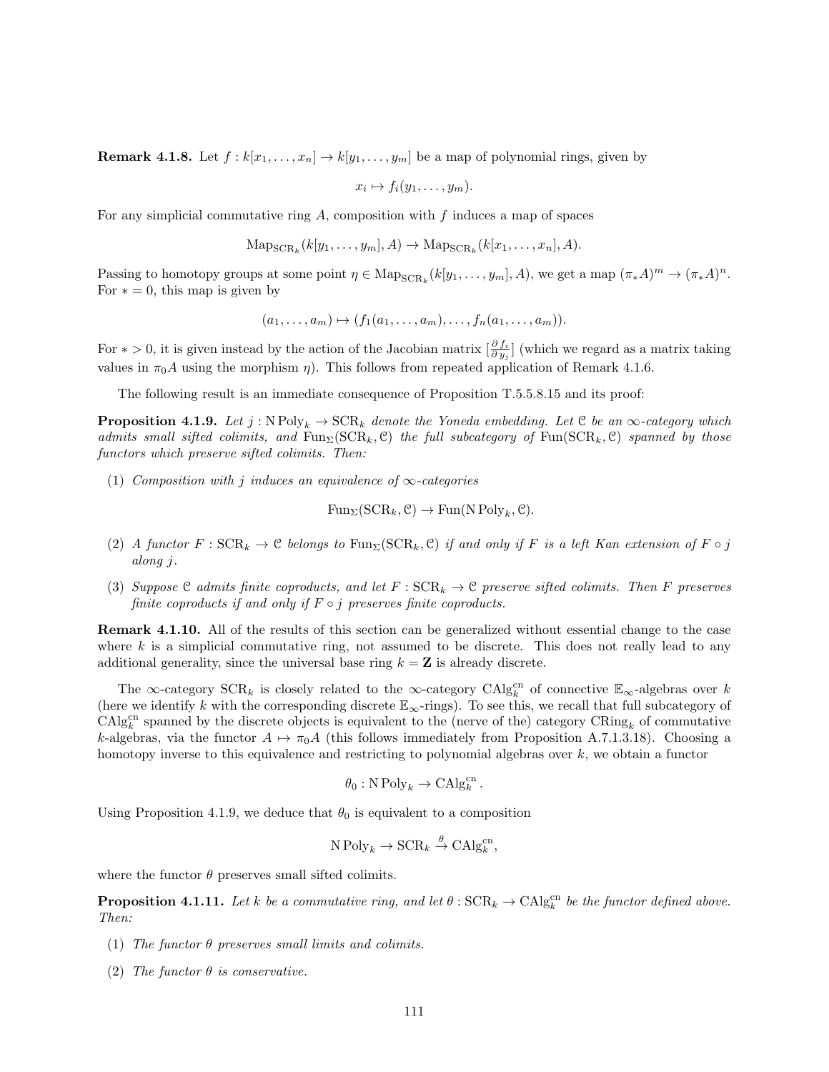**Remark 4.1.8.** Let $f : k[x_1, \ldots, x_n] \to k[y_1, \ldots, y_m]$ be a map of polynomial rings, given by

$$x_i \mapsto f_i(y_1, \ldots, y_m).$$

For any simplicial commutative ring $A$, composition with $f$ induces a map of spaces

$$\mathrm{Map}_{\mathrm{SCR}_k}(k[y_1, \ldots, y_m], A) \to \mathrm{Map}_{\mathrm{SCR}_k}(k[x_1, \ldots, x_n], A).$$

Passing to homotopy groups at some point $\eta \in \mathrm{Map}_{\mathrm{SCR}_k}(k[y_1, \ldots, y_m], A)$, we get a map $(\pi_* A)^m \to (\pi_* A)^n$. For $* = 0$, this map is given by

$$(a_1, \ldots, a_m) \mapsto (f_1(a_1, \ldots, a_m), \ldots, f_n(a_1, \ldots, a_m)).$$

For $* > 0$, it is given instead by the action of the Jacobian matrix $[\frac{\partial f_i}{\partial y_j}]$ (which we regard as a matrix taking values in $\pi_0 A$ using the morphism $\eta$). This follows from repeated application of Remark 4.1.6.

The following result is an immediate consequence of Proposition T.5.5.8.15 and its proof:

**Proposition 4.1.9.** *Let $j : \mathrm{N}\,\mathrm{Poly}_k \to \mathrm{SCR}_k$ denote the Yoneda embedding. Let $\mathcal{C}$ be an $\infty$-category which admits small sifted colimits, and $\mathrm{Fun}_{\Sigma}(\mathrm{SCR}_k, \mathcal{C})$ the full subcategory of $\mathrm{Fun}(\mathrm{SCR}_k, \mathcal{C})$ spanned by those functors which preserve sifted colimits. Then:*

(1) *Composition with $j$ induces an equivalence of $\infty$-categories*

$$\mathrm{Fun}_{\Sigma}(\mathrm{SCR}_k, \mathcal{C}) \to \mathrm{Fun}(\mathrm{N}\,\mathrm{Poly}_k, \mathcal{C}).$$

(2) *A functor $F : \mathrm{SCR}_k \to \mathcal{C}$ belongs to $\mathrm{Fun}_{\Sigma}(\mathrm{SCR}_k, \mathcal{C})$ if and only if $F$ is a left Kan extension of $F \circ j$ along $j$.*

(3) *Suppose $\mathcal{C}$ admits finite coproducts, and let $F : \mathrm{SCR}_k \to \mathcal{C}$ preserve sifted colimits. Then $F$ preserves finite coproducts if and only if $F \circ j$ preserves finite coproducts.*

**Remark 4.1.10.** All of the results of this section can be generalized without essential change to the case where $k$ is a simplicial commutative ring, not assumed to be discrete. This does not really lead to any additional generality, since the universal base ring $k = \mathbf{Z}$ is already discrete.

The $\infty$-category $\mathrm{SCR}_k$ is closely related to the $\infty$-category $\mathrm{CAlg}_k^{\mathrm{cn}}$ of connective $\mathbb{E}_\infty$-algebras over $k$ (here we identify $k$ with the corresponding discrete $\mathbb{E}_\infty$-rings). To see this, we recall that full subcategory of $\mathrm{CAlg}_k^{\mathrm{cn}}$ spanned by the discrete objects is equivalent to the (nerve of the) category $\mathrm{CRing}_k$ of commutative $k$-algebras, via the functor $A \mapsto \pi_0 A$ (this follows immediately from Proposition A.7.1.3.18). Choosing a homotopy inverse to this equivalence and restricting to polynomial algebras over $k$, we obtain a functor

$$\theta_0 : \mathrm{N}\,\mathrm{Poly}_k \to \mathrm{CAlg}_k^{\mathrm{cn}}.$$

Using Proposition 4.1.9, we deduce that $\theta_0$ is equivalent to a composition

$$\mathrm{N}\,\mathrm{Poly}_k \to \mathrm{SCR}_k \xrightarrow{\theta} \mathrm{CAlg}_k^{\mathrm{cn}},$$

where the functor $\theta$ preserves small sifted colimits.

**Proposition 4.1.11.** *Let $k$ be a commutative ring, and let $\theta : \mathrm{SCR}_k \to \mathrm{CAlg}_k^{\mathrm{cn}}$ be the functor defined above. Then:*

(1) *The functor $\theta$ preserves small limits and colimits.*

(2) *The functor $\theta$ is conservative.*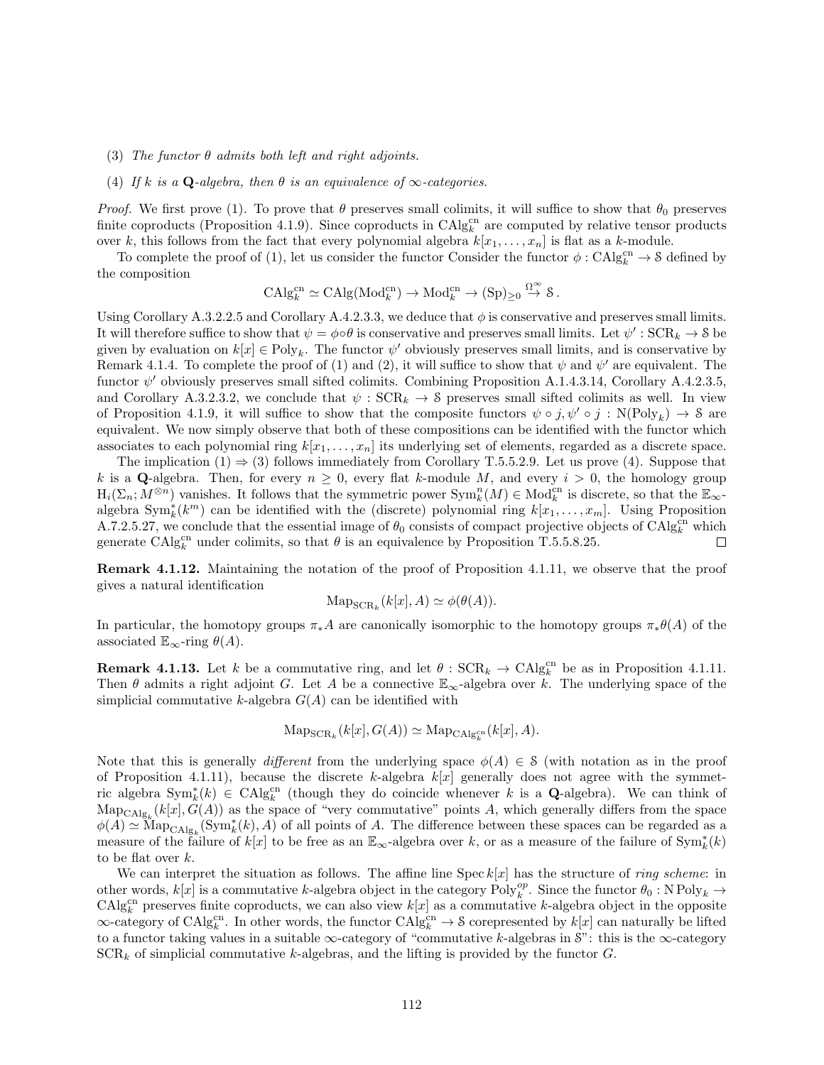(3) *The functor $\theta$ admits both left and right adjoints.*

(4) *If $k$ is a $\mathbf{Q}$-algebra, then $\theta$ is an equivalence of $\infty$-categories.*

*Proof.* We first prove (1). To prove that $\theta$ preserves small colimits, it will suffice to show that $\theta_0$ preserves finite coproducts (Proposition 4.1.9). Since coproducts in $\mathrm{CAlg}_k^{\mathrm{cn}}$ are computed by relative tensor products over $k$, this follows from the fact that every polynomial algebra $k[x_1, \ldots, x_n]$ is flat as a $k$-module.

To complete the proof of (1), let us consider the functor Consider the functor $\phi : \mathrm{CAlg}_k^{\mathrm{cn}} \to \mathcal{S}$ defined by the composition

$$\mathrm{CAlg}_k^{\mathrm{cn}} \simeq \mathrm{CAlg}(\mathrm{Mod}_k^{\mathrm{cn}}) \to \mathrm{Mod}_k^{\mathrm{cn}} \to (\mathrm{Sp})_{\geq 0} \overset{\Omega^\infty}{\to} \mathcal{S}.$$

Using Corollary A.3.2.2.5 and Corollary A.4.2.3.3, we deduce that $\phi$ is conservative and preserves small limits. It will therefore suffice to show that $\psi = \phi \circ \theta$ is conservative and preserves small limits. Let $\psi' : \mathrm{SCR}_k \to \mathcal{S}$ be given by evaluation on $k[x] \in \mathrm{Poly}_k$. The functor $\psi'$ obviously preserves small limits, and is conservative by Remark 4.1.4. To complete the proof of (1) and (2), it will suffice to show that $\psi$ and $\psi'$ are equivalent. The functor $\psi'$ obviously preserves small sifted colimits. Combining Proposition A.1.4.3.14, Corollary A.4.2.3.5, and Corollary A.3.2.3.2, we conclude that $\psi : \mathrm{SCR}_k \to \mathcal{S}$ preserves small sifted colimits as well. In view of Proposition 4.1.9, it will suffice to show that the composite functors $\psi \circ j, \psi' \circ j : \mathrm{N}(\mathrm{Poly}_k) \to \mathcal{S}$ are equivalent. We now simply observe that both of these compositions can be identified with the functor which associates to each polynomial ring $k[x_1, \ldots, x_n]$ its underlying set of elements, regarded as a discrete space.

The implication (1) $\Rightarrow$ (3) follows immediately from Corollary T.5.5.2.9. Let us prove (4). Suppose that $k$ is a $\mathbf{Q}$-algebra. Then, for every $n \geq 0$, every flat $k$-module $M$, and every $i > 0$, the homology group $\mathrm{H}_i(\Sigma_n; M^{\otimes n})$ vanishes. It follows that the symmetric power $\mathrm{Sym}_k^n(M) \in \mathrm{Mod}_k^{\mathrm{cn}}$ is discrete, so that the $\mathbb{E}_\infty$-algebra $\mathrm{Sym}_k^*(k^m)$ can be identified with the (discrete) polynomial ring $k[x_1, \ldots, x_m]$. Using Proposition A.7.2.5.27, we conclude that the essential image of $\theta_0$ consists of compact projective objects of $\mathrm{CAlg}_k^{\mathrm{cn}}$ which generate $\mathrm{CAlg}_k^{\mathrm{cn}}$ under colimits, so that $\theta$ is an equivalence by Proposition T.5.5.8.25. $\square$

**Remark 4.1.12.** Maintaining the notation of the proof of Proposition 4.1.11, we observe that the proof gives a natural identification

$$\mathrm{Map}_{\mathrm{SCR}_k}(k[x], A) \simeq \phi(\theta(A)).$$

In particular, the homotopy groups $\pi_* A$ are canonically isomorphic to the homotopy groups $\pi_* \theta(A)$ of the associated $\mathbb{E}_\infty$-ring $\theta(A)$.

**Remark 4.1.13.** Let $k$ be a commutative ring, and let $\theta : \mathrm{SCR}_k \to \mathrm{CAlg}_k^{\mathrm{cn}}$ be as in Proposition 4.1.11. Then $\theta$ admits a right adjoint $G$. Let $A$ be a connective $\mathbb{E}_\infty$-algebra over $k$. The underlying space of the simplicial commutative $k$-algebra $G(A)$ can be identified with

$$\mathrm{Map}_{\mathrm{SCR}_k}(k[x], G(A)) \simeq \mathrm{Map}_{\mathrm{CAlg}_k^{\mathrm{cn}}}(k[x], A).$$

Note that this is generally *different* from the underlying space $\phi(A) \in \mathcal{S}$ (with notation as in the proof of Proposition 4.1.11), because the discrete $k$-algebra $k[x]$ generally does not agree with the symmetric algebra $\mathrm{Sym}_k^*(k) \in \mathrm{CAlg}_k^{\mathrm{cn}}$ (though they do coincide whenever $k$ is a $\mathbf{Q}$-algebra). We can think of $\mathrm{Map}_{\mathrm{CAlg}_k}(k[x], G(A))$ as the space of "very commutative" points $A$, which generally differs from the space $\phi(A) \simeq \mathrm{Map}_{\mathrm{CAlg}_k}(\mathrm{Sym}_k^*(k), A)$ of all points of $A$. The difference between these spaces can be regarded as a measure of the failure of $k[x]$ to be free as an $\mathbb{E}_\infty$-algebra over $k$, or as a measure of the failure of $\mathrm{Sym}_k^*(k)$ to be flat over $k$.

We can interpret the situation as follows. The affine line $\operatorname{Spec} k[x]$ has the structure of *ring scheme*: in other words, $k[x]$ is a commutative $k$-algebra object in the category $\mathrm{Poly}_k^{op}$. Since the functor $\theta_0 : \mathrm{N}\,\mathrm{Poly}_k \to \mathrm{CAlg}_k^{\mathrm{cn}}$ preserves finite coproducts, we can also view $k[x]$ as a commutative $k$-algebra object in the opposite $\infty$-category of $\mathrm{CAlg}_k^{\mathrm{cn}}$. In other words, the functor $\mathrm{CAlg}_k^{\mathrm{cn}} \to \mathcal{S}$ corepresented by $k[x]$ can naturally be lifted to a functor taking values in a suitable $\infty$-category of "commutative $k$-algebras in $\mathcal{S}$": this is the $\infty$-category $\mathrm{SCR}_k$ of simplicial commutative $k$-algebras, and the lifting is provided by the functor $G$.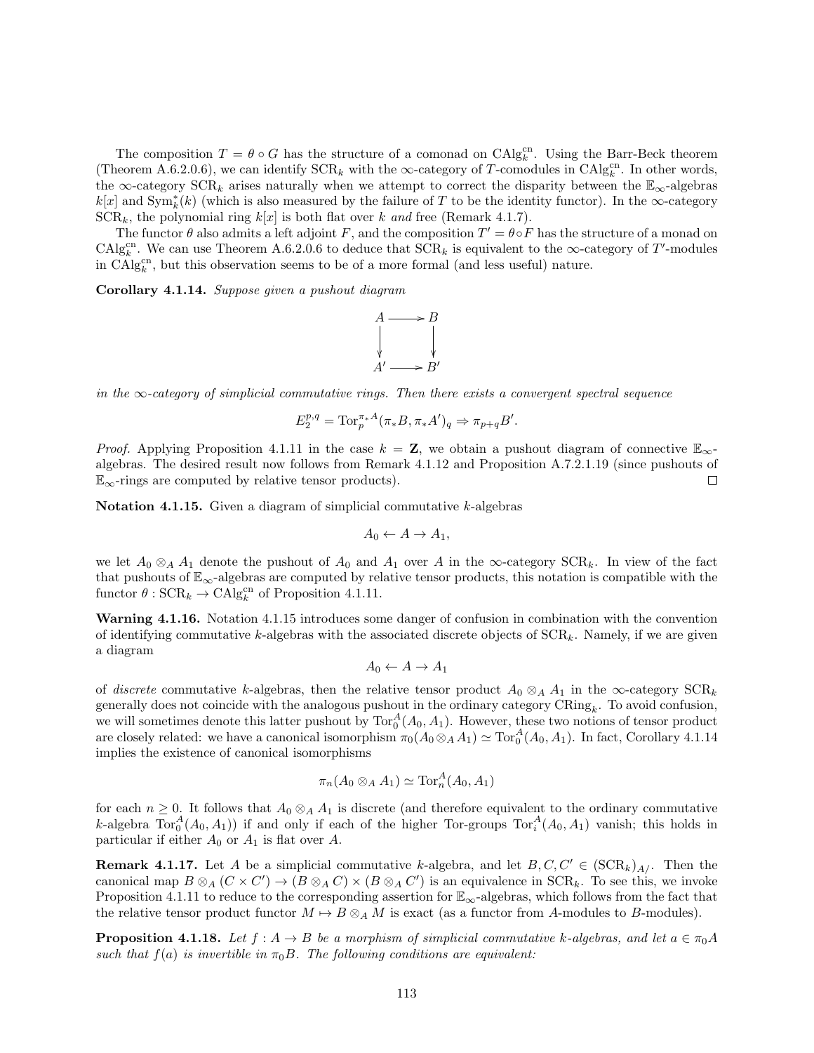The composition $T = \theta \circ G$ has the structure of a comonad on $\mathrm{CAlg}_k^{\mathrm{cn}}$. Using the Barr-Beck theorem (Theorem A.6.2.0.6), we can identify $\mathrm{SCR}_k$ with the $\infty$-category of $T$-comodules in $\mathrm{CAlg}_k^{\mathrm{cn}}$. In other words, the $\infty$-category $\mathrm{SCR}_k$ arises naturally when we attempt to correct the disparity between the $\mathbb{E}_\infty$-algebras $k[x]$ and $\mathrm{Sym}_k^*(k)$ (which is also measured by the failure of $T$ to be the identity functor). In the $\infty$-category $\mathrm{SCR}_k$, the polynomial ring $k[x]$ is both flat over $k$ *and* free (Remark 4.1.7).

The functor $\theta$ also admits a left adjoint $F$, and the composition $T' = \theta \circ F$ has the structure of a monad on $\mathrm{CAlg}_k^{\mathrm{cn}}$. We can use Theorem A.6.2.0.6 to deduce that $\mathrm{SCR}_k$ is equivalent to the $\infty$-category of $T'$-modules in $\mathrm{CAlg}_k^{\mathrm{cn}}$, but this observation seems to be of a more formal (and less useful) nature.

**Corollary 4.1.14.** *Suppose given a pushout diagram*

$$\begin{array}{ccc} A & \longrightarrow & B \\ \downarrow & & \downarrow \\ A' & \longrightarrow & B' \end{array}$$

*in the $\infty$-category of simplicial commutative rings. Then there exists a convergent spectral sequence*

$$E_2^{p,q} = \mathrm{Tor}_p^{\pi_* A}(\pi_* B, \pi_* A')_q \Rightarrow \pi_{p+q} B'.$$

*Proof.* Applying Proposition 4.1.11 in the case $k = \mathbf{Z}$, we obtain a pushout diagram of connective $\mathbb{E}_\infty$-algebras. The desired result now follows from Remark 4.1.12 and Proposition A.7.2.1.19 (since pushouts of $\mathbb{E}_\infty$-rings are computed by relative tensor products). □

**Notation 4.1.15.** Given a diagram of simplicial commutative $k$-algebras

$$A_0 \leftarrow A \rightarrow A_1,$$

we let $A_0 \otimes_A A_1$ denote the pushout of $A_0$ and $A_1$ over $A$ in the $\infty$-category $\mathrm{SCR}_k$. In view of the fact that pushouts of $\mathbb{E}_\infty$-algebras are computed by relative tensor products, this notation is compatible with the functor $\theta : \mathrm{SCR}_k \to \mathrm{CAlg}_k^{\mathrm{cn}}$ of Proposition 4.1.11.

**Warning 4.1.16.** Notation 4.1.15 introduces some danger of confusion in combination with the convention of identifying commutative $k$-algebras with the associated discrete objects of $\mathrm{SCR}_k$. Namely, if we are given a diagram

$$A_0 \leftarrow A \rightarrow A_1$$

of *discrete* commutative $k$-algebras, then the relative tensor product $A_0 \otimes_A A_1$ in the $\infty$-category $\mathrm{SCR}_k$ generally does not coincide with the analogous pushout in the ordinary category $\mathrm{CRing}_k$. To avoid confusion, we will sometimes denote this latter pushout by $\mathrm{Tor}_0^A(A_0, A_1)$. However, these two notions of tensor product are closely related: we have a canonical isomorphism $\pi_0(A_0 \otimes_A A_1) \simeq \mathrm{Tor}_0^A(A_0, A_1)$. In fact, Corollary 4.1.14 implies the existence of canonical isomorphisms

$$\pi_n(A_0 \otimes_A A_1) \simeq \mathrm{Tor}_n^A(A_0, A_1)$$

for each $n \geq 0$. It follows that $A_0 \otimes_A A_1$ is discrete (and therefore equivalent to the ordinary commutative $k$-algebra $\mathrm{Tor}_0^A(A_0, A_1)$) if and only if each of the higher Tor-groups $\mathrm{Tor}_i^A(A_0, A_1)$ vanish; this holds in particular if either $A_0$ or $A_1$ is flat over $A$.

**Remark 4.1.17.** Let $A$ be a simplicial commutative $k$-algebra, and let $B, C, C' \in (\mathrm{SCR}_k)_{A/}$. Then the canonical map $B \otimes_A (C \times C') \to (B \otimes_A C) \times (B \otimes_A C')$ is an equivalence in $\mathrm{SCR}_k$. To see this, we invoke Proposition 4.1.11 to reduce to the corresponding assertion for $\mathbb{E}_\infty$-algebras, which follows from the fact that the relative tensor product functor $M \mapsto B \otimes_A M$ is exact (as a functor from $A$-modules to $B$-modules).

**Proposition 4.1.18.** *Let $f : A \to B$ be a morphism of simplicial commutative $k$-algebras, and let $a \in \pi_0 A$ such that $f(a)$ is invertible in $\pi_0 B$. The following conditions are equivalent:*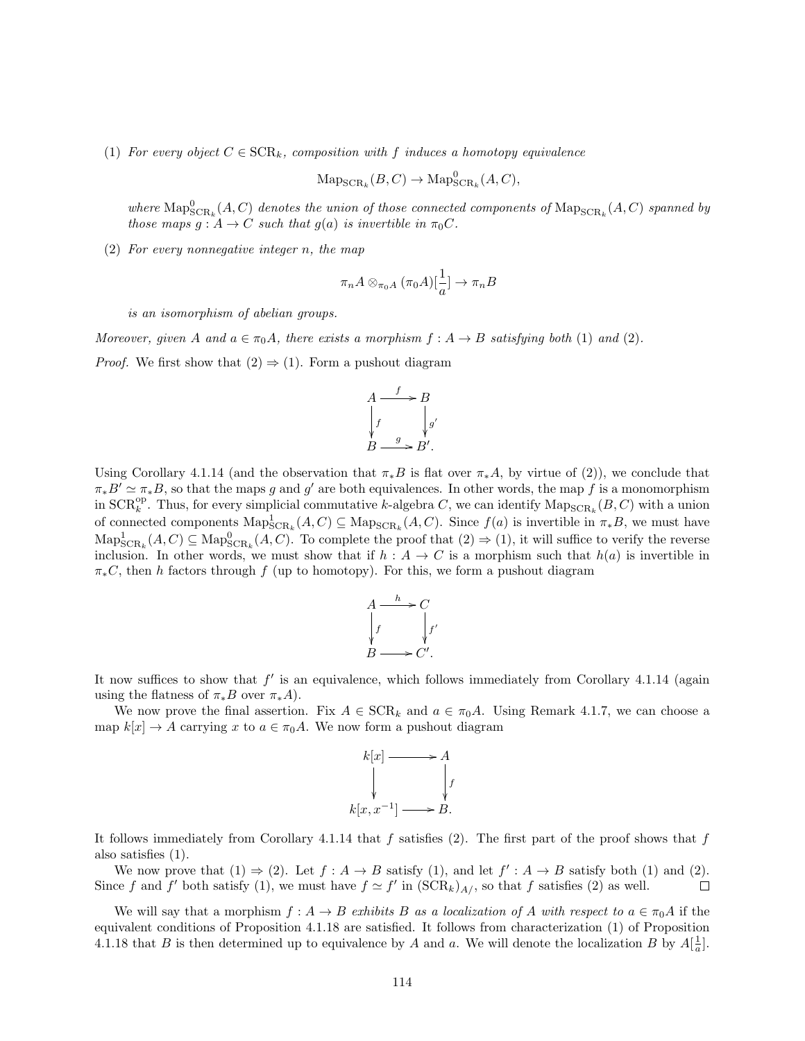(1) *For every object $C \in \mathrm{SCR}_k$, composition with $f$ induces a homotopy equivalence*

$$\mathrm{Map}_{\mathrm{SCR}_k}(B, C) \to \mathrm{Map}^0_{\mathrm{SCR}_k}(A, C),$$

*where $\mathrm{Map}^0_{\mathrm{SCR}_k}(A, C)$ denotes the union of those connected components of $\mathrm{Map}_{\mathrm{SCR}_k}(A, C)$ spanned by those maps $g : A \to C$ such that $g(a)$ is invertible in $\pi_0 C$.*

(2) *For every nonnegative integer $n$, the map*

$$\pi_n A \otimes_{\pi_0 A} (\pi_0 A)[\frac{1}{a}] \to \pi_n B$$

*is an isomorphism of abelian groups.*

*Moreover, given $A$ and $a \in \pi_0 A$, there exists a morphism $f : A \to B$ satisfying both (1) and (2).*

*Proof.* We first show that (2) $\Rightarrow$ (1). Form a pushout diagram

$$\begin{array}{ccc} A & \xrightarrow{f} & B \\ \downarrow{\scriptstyle f} & & \downarrow{\scriptstyle g'} \\ B & \xrightarrow{g} & B'. \end{array}$$

Using Corollary 4.1.14 (and the observation that $\pi_* B$ is flat over $\pi_* A$, by virtue of (2)), we conclude that $\pi_* B' \simeq \pi_* B$, so that the maps $g$ and $g'$ are both equivalences. In other words, the map $f$ is a monomorphism in $\mathrm{SCR}_k^{\mathrm{op}}$. Thus, for every simplicial commutative $k$-algebra $C$, we can identify $\mathrm{Map}_{\mathrm{SCR}_k}(B, C)$ with a union of connected components $\mathrm{Map}^1_{\mathrm{SCR}_k}(A, C) \subseteq \mathrm{Map}_{\mathrm{SCR}_k}(A, C)$. Since $f(a)$ is invertible in $\pi_* B$, we must have $\mathrm{Map}^1_{\mathrm{SCR}_k}(A, C) \subseteq \mathrm{Map}^0_{\mathrm{SCR}_k}(A, C)$. To complete the proof that (2) $\Rightarrow$ (1), it will suffice to verify the reverse inclusion. In other words, we must show that if $h : A \to C$ is a morphism such that $h(a)$ is invertible in $\pi_* C$, then $h$ factors through $f$ (up to homotopy). For this, we form a pushout diagram

$$\begin{array}{ccc} A & \xrightarrow{h} & C \\ \downarrow{\scriptstyle f} & & \downarrow{\scriptstyle f'} \\ B & \longrightarrow & C'. \end{array}$$

It now suffices to show that $f'$ is an equivalence, which follows immediately from Corollary 4.1.14 (again using the flatness of $\pi_* B$ over $\pi_* A$).

We now prove the final assertion. Fix $A \in \mathrm{SCR}_k$ and $a \in \pi_0 A$. Using Remark 4.1.7, we can choose a map $k[x] \to A$ carrying $x$ to $a \in \pi_0 A$. We now form a pushout diagram

$$\begin{array}{ccc} k[x] & \longrightarrow & A \\ \downarrow & & \downarrow{\scriptstyle f} \\ k[x, x^{-1}] & \longrightarrow & B. \end{array}$$

It follows immediately from Corollary 4.1.14 that $f$ satisfies (2). The first part of the proof shows that $f$ also satisfies (1).

We now prove that (1) $\Rightarrow$ (2). Let $f : A \to B$ satisfy (1), and let $f' : A \to B$ satisfy both (1) and (2). Since $f$ and $f'$ both satisfy (1), we must have $f \simeq f'$ in $(\mathrm{SCR}_k)_{A/}$, so that $f$ satisfies (2) as well. □

We will say that a morphism $f : A \to B$ *exhibits $B$ as a localization of $A$ with respect to $a \in \pi_0 A$* if the equivalent conditions of Proposition 4.1.18 are satisfied. It follows from characterization (1) of Proposition 4.1.18 that $B$ is then determined up to equivalence by $A$ and $a$. We will denote the localization $B$ by $A[\frac{1}{a}]$.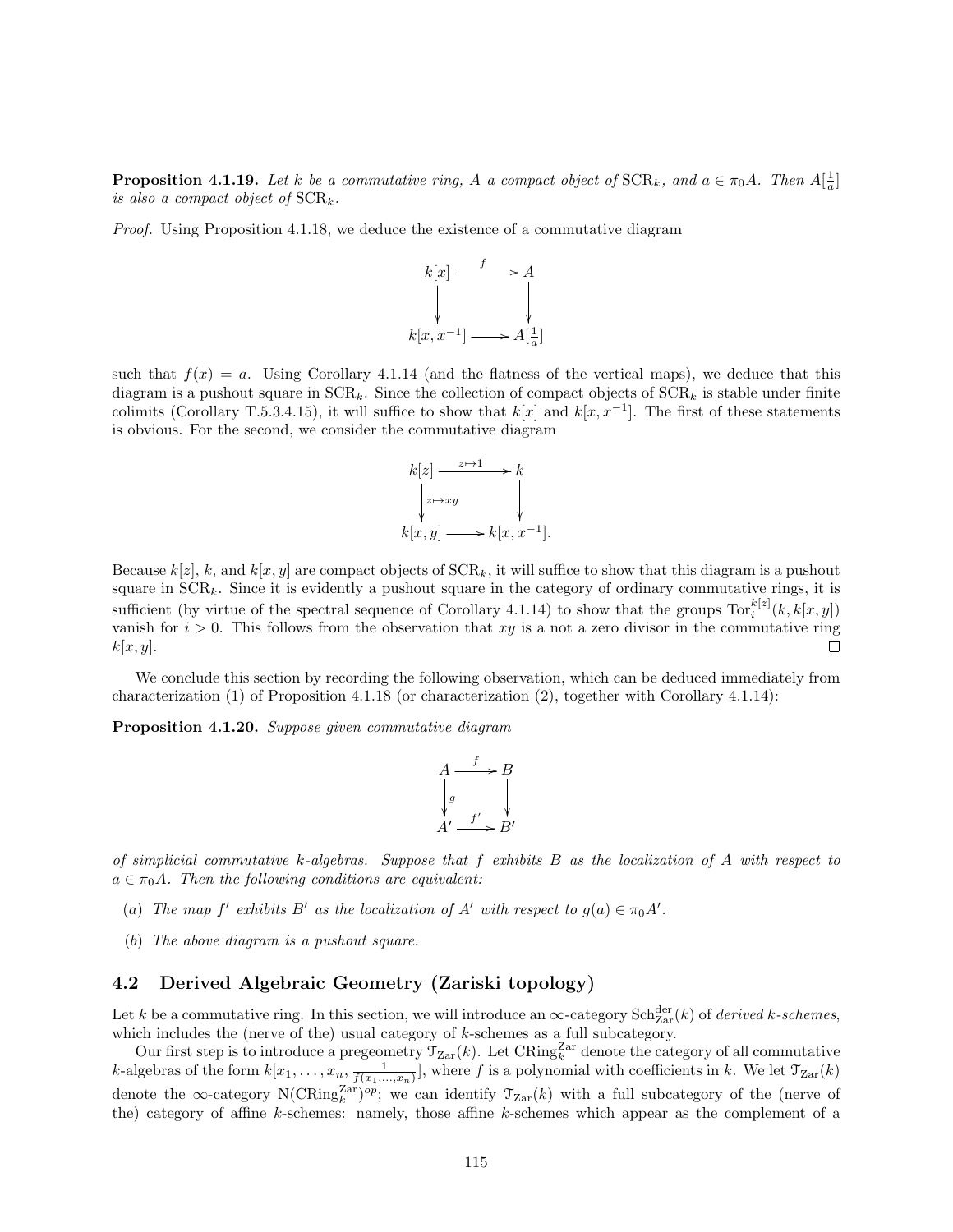**Proposition 4.1.19.** *Let $k$ be a commutative ring, $A$ a compact object of $\mathrm{SCR}_k$, and $a \in \pi_0 A$. Then $A[\frac{1}{a}]$ is also a compact object of $\mathrm{SCR}_k$.*

*Proof.* Using Proposition 4.1.18, we deduce the existence of a commutative diagram

$$\begin{array}{ccc} k[x] & \xrightarrow{f} & A \\ \downarrow & & \downarrow \\ k[x, x^{-1}] & \longrightarrow & A[\frac{1}{a}] \end{array}$$

such that $f(x) = a$. Using Corollary 4.1.14 (and the flatness of the vertical maps), we deduce that this diagram is a pushout square in $\mathrm{SCR}_k$. Since the collection of compact objects of $\mathrm{SCR}_k$ is stable under finite colimits (Corollary T.5.3.4.15), it will suffice to show that $k[x]$ and $k[x, x^{-1}]$. The first of these statements is obvious. For the second, we consider the commutative diagram

$$\begin{array}{ccc} k[z] & \xrightarrow{z \mapsto 1} & k \\ \downarrow{\scriptstyle z \mapsto xy} & & \downarrow \\ k[x, y] & \longrightarrow & k[x, x^{-1}]. \end{array}$$

Because $k[z]$, $k$, and $k[x, y]$ are compact objects of $\mathrm{SCR}_k$, it will suffice to show that this diagram is a pushout square in $\mathrm{SCR}_k$. Since it is evidently a pushout square in the category of ordinary commutative rings, it is sufficient (by virtue of the spectral sequence of Corollary 4.1.14) to show that the groups $\mathrm{Tor}_i^{k[z]}(k, k[x, y])$ vanish for $i > 0$. This follows from the observation that $xy$ is a not a zero divisor in the commutative ring $k[x, y]$. □

We conclude this section by recording the following observation, which can be deduced immediately from characterization (1) of Proposition 4.1.18 (or characterization (2), together with Corollary 4.1.14):

**Proposition 4.1.20.** *Suppose given commutative diagram*

$$\begin{array}{ccc} A & \xrightarrow{f} & B \\ \downarrow{\scriptstyle g} & & \downarrow \\ A' & \xrightarrow{f'} & B' \end{array}$$

*of simplicial commutative $k$-algebras. Suppose that $f$ exhibits $B$ as the localization of $A$ with respect to $a \in \pi_0 A$. Then the following conditions are equivalent:*

- (*a*) *The map $f'$ exhibits $B'$ as the localization of $A'$ with respect to $g(a) \in \pi_0 A'$.*
- (*b*) *The above diagram is a pushout square.*

## 4.2 Derived Algebraic Geometry (Zariski topology)

Let $k$ be a commutative ring. In this section, we will introduce an $\infty$-category $\mathrm{Sch}^{\mathrm{der}}_{\mathrm{Zar}}(k)$ of *derived $k$-schemes*, which includes the (nerve of the) usual category of $k$-schemes as a full subcategory.

Our first step is to introduce a pregeometry $\mathcal{T}_{\mathrm{Zar}}(k)$. Let $\mathrm{CRing}_k^{\mathrm{Zar}}$ denote the category of all commutative $k$-algebras of the form $k[x_1, \ldots, x_n, \frac{1}{f(x_1, \ldots, x_n)}]$, where $f$ is a polynomial with coefficients in $k$. We let $\mathcal{T}_{\mathrm{Zar}}(k)$ denote the $\infty$-category $\mathrm{N}(\mathrm{CRing}_k^{\mathrm{Zar}})^{op}$; we can identify $\mathcal{T}_{\mathrm{Zar}}(k)$ with a full subcategory of the (nerve of the) category of affine $k$-schemes: namely, those affine $k$-schemes which appear as the complement of a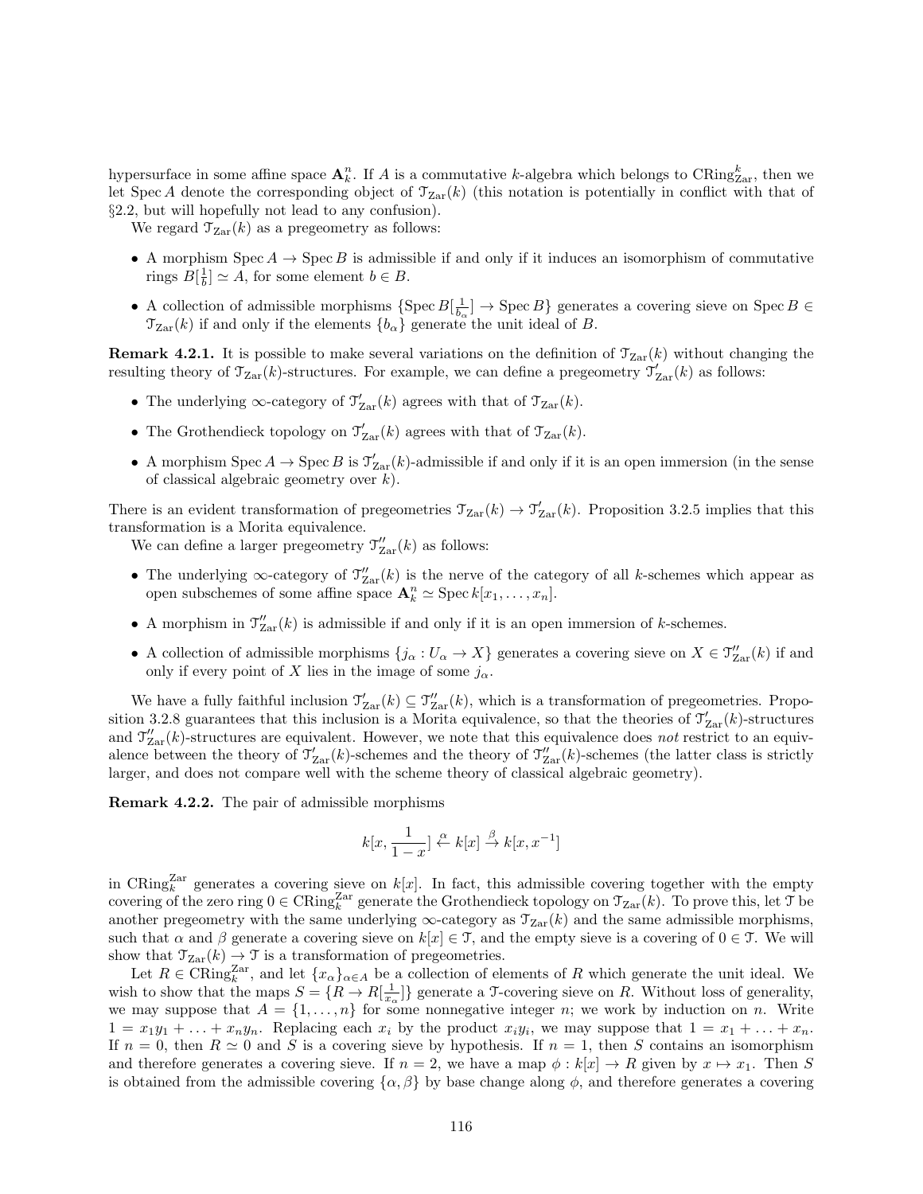hypersurface in some affine space $\mathbf{A}^n_k$. If $A$ is a commutative $k$-algebra which belongs to $\mathrm{CRing}^k_{\mathrm{Zar}}$, then we let $\operatorname{Spec} A$ denote the corresponding object of $\mathcal{T}_{\mathrm{Zar}}(k)$ (this notation is potentially in conflict with that of §2.2, but will hopefully not lead to any confusion).

We regard $\mathcal{T}_{\mathrm{Zar}}(k)$ as a pregeometry as follows:

- A morphism $\operatorname{Spec} A \to \operatorname{Spec} B$ is admissible if and only if it induces an isomorphism of commutative rings $B[\frac{1}{b}] \simeq A$, for some element $b \in B$.
- A collection of admissible morphisms $\{\operatorname{Spec} B[\frac{1}{b_\alpha}] \to \operatorname{Spec} B\}$ generates a covering sieve on $\operatorname{Spec} B \in \mathcal{T}_{\mathrm{Zar}}(k)$ if and only if the elements $\{b_\alpha\}$ generate the unit ideal of $B$.

**Remark 4.2.1.** It is possible to make several variations on the definition of $\mathcal{T}_{\mathrm{Zar}}(k)$ without changing the resulting theory of $\mathcal{T}_{\mathrm{Zar}}(k)$-structures. For example, we can define a pregeometry $\mathcal{T}'_{\mathrm{Zar}}(k)$ as follows:

- The underlying $\infty$-category of $\mathcal{T}'_{\mathrm{Zar}}(k)$ agrees with that of $\mathcal{T}_{\mathrm{Zar}}(k)$.
- The Grothendieck topology on $\mathcal{T}'_{\mathrm{Zar}}(k)$ agrees with that of $\mathcal{T}_{\mathrm{Zar}}(k)$.
- A morphism $\operatorname{Spec} A \to \operatorname{Spec} B$ is $\mathcal{T}'_{\mathrm{Zar}}(k)$-admissible if and only if it is an open immersion (in the sense of classical algebraic geometry over $k$).

There is an evident transformation of pregeometries $\mathcal{T}_{\mathrm{Zar}}(k) \to \mathcal{T}'_{\mathrm{Zar}}(k)$. Proposition 3.2.5 implies that this transformation is a Morita equivalence.

We can define a larger pregeometry $\mathcal{T}''_{\mathrm{Zar}}(k)$ as follows:

- The underlying $\infty$-category of $\mathcal{T}''_{\mathrm{Zar}}(k)$ is the nerve of the category of all $k$-schemes which appear as open subschemes of some affine space $\mathbf{A}^n_k \simeq \operatorname{Spec} k[x_1, \ldots, x_n]$.
- A morphism in $\mathcal{T}''_{\mathrm{Zar}}(k)$ is admissible if and only if it is an open immersion of $k$-schemes.
- A collection of admissible morphisms $\{j_\alpha : U_\alpha \to X\}$ generates a covering sieve on $X \in \mathcal{T}''_{\mathrm{Zar}}(k)$ if and only if every point of $X$ lies in the image of some $j_\alpha$.

We have a fully faithful inclusion $\mathcal{T}'_{\mathrm{Zar}}(k) \subseteq \mathcal{T}''_{\mathrm{Zar}}(k)$, which is a transformation of pregeometries. Proposition 3.2.8 guarantees that this inclusion is a Morita equivalence, so that the theories of $\mathcal{T}'_{\mathrm{Zar}}(k)$-structures and $\mathcal{T}''_{\mathrm{Zar}}(k)$-structures are equivalent. However, we note that this equivalence does *not* restrict to an equivalence between the theory of $\mathcal{T}'_{\mathrm{Zar}}(k)$-schemes and the theory of $\mathcal{T}''_{\mathrm{Zar}}(k)$-schemes (the latter class is strictly larger, and does not compare well with the scheme theory of classical algebraic geometry).

**Remark 4.2.2.** The pair of admissible morphisms

$$k[x, \frac{1}{1-x}] \overset{\alpha}{\leftarrow} k[x] \overset{\beta}{\to} k[x, x^{-1}]$$

in $\mathrm{CRing}^{\mathrm{Zar}}_k$ generates a covering sieve on $k[x]$. In fact, this admissible covering together with the empty covering of the zero ring $0 \in \mathrm{CRing}^{\mathrm{Zar}}_k$ generate the Grothendieck topology on $\mathcal{T}_{\mathrm{Zar}}(k)$. To prove this, let $\mathcal{T}$ be another pregeometry with the same underlying $\infty$-category as $\mathcal{T}_{\mathrm{Zar}}(k)$ and the same admissible morphisms, such that $\alpha$ and $\beta$ generate a covering sieve on $k[x] \in \mathcal{T}$, and the empty sieve is a covering of $0 \in \mathcal{T}$. We will show that $\mathcal{T}_{\mathrm{Zar}}(k) \to \mathcal{T}$ is a transformation of pregeometries.

Let $R \in \mathrm{CRing}^{\mathrm{Zar}}_k$, and let $\{x_\alpha\}_{\alpha \in A}$ be a collection of elements of $R$ which generate the unit ideal. We wish to show that the maps $S = \{R \to R[\frac{1}{x_\alpha}]\}$ generate a $\mathcal{T}$-covering sieve on $R$. Without loss of generality, we may suppose that $A = \{1, \ldots, n\}$ for some nonnegative integer $n$; we work by induction on $n$. Write $1 = x_1 y_1 + \ldots + x_n y_n$. Replacing each $x_i$ by the product $x_i y_i$, we may suppose that $1 = x_1 + \ldots + x_n$. If $n = 0$, then $R \simeq 0$ and $S$ is a covering sieve by hypothesis. If $n = 1$, then $S$ contains an isomorphism and therefore generates a covering sieve. If $n = 2$, we have a map $\phi : k[x] \to R$ given by $x \mapsto x_1$. Then $S$ is obtained from the admissible covering $\{\alpha, \beta\}$ by base change along $\phi$, and therefore generates a covering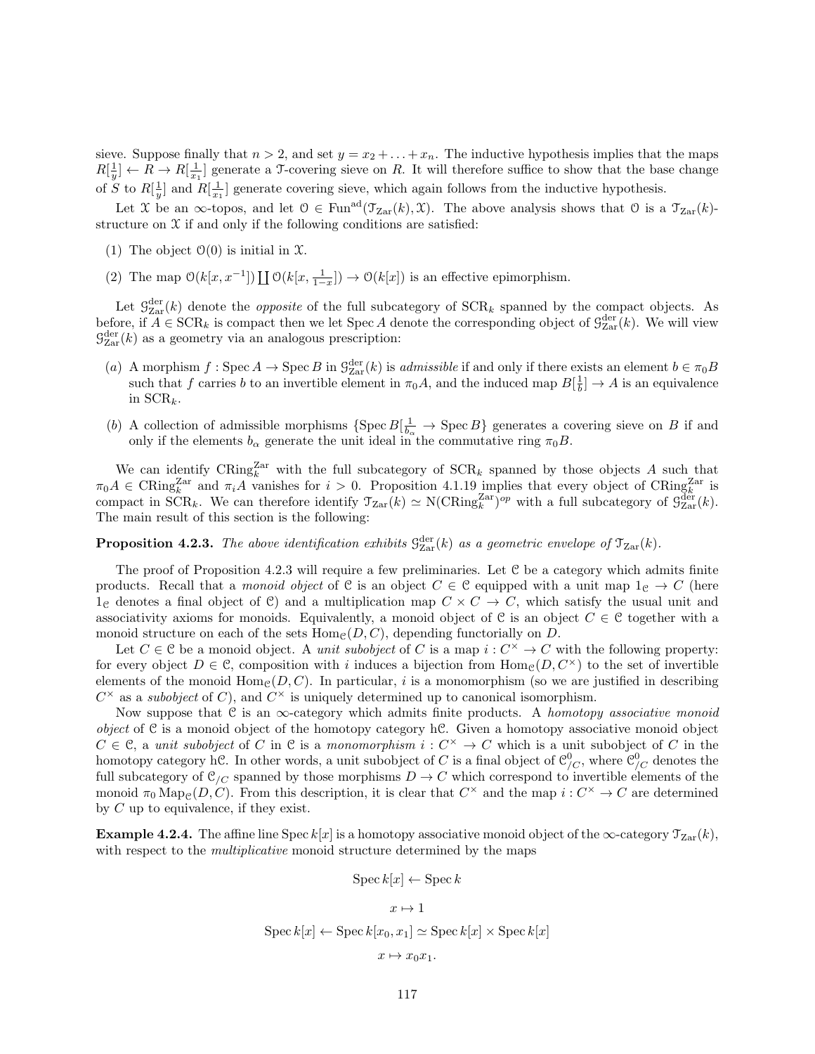sieve. Suppose finally that $n > 2$, and set $y = x_2 + \ldots + x_n$. The inductive hypothesis implies that the maps $R[\frac{1}{y}] \leftarrow R \rightarrow R[\frac{1}{x_1}]$ generate a $\mathcal{T}$-covering sieve on $R$. It will therefore suffice to show that the base change of $S$ to $R[\frac{1}{y}]$ and $R[\frac{1}{x_1}]$ generate covering sieve, which again follows from the inductive hypothesis.

Let $\mathcal{X}$ be an $\infty$-topos, and let $\mathcal{O} \in \mathrm{Fun}^{\mathrm{ad}}(\mathcal{T}_{\mathrm{Zar}}(k), \mathcal{X})$. The above analysis shows that $\mathcal{O}$ is a $\mathcal{T}_{\mathrm{Zar}}(k)$-structure on $\mathcal{X}$ if and only if the following conditions are satisfied:

(1) The object $\mathcal{O}(0)$ is initial in $\mathcal{X}$.

(2) The map $\mathcal{O}(k[x, x^{-1}]) \coprod \mathcal{O}(k[x, \frac{1}{1-x}]) \rightarrow \mathcal{O}(k[x])$ is an effective epimorphism.

Let $\mathcal{G}^{\mathrm{der}}_{\mathrm{Zar}}(k)$ denote the *opposite* of the full subcategory of $\mathrm{SCR}_k$ spanned by the compact objects. As before, if $A \in \mathrm{SCR}_k$ is compact then we let $\mathrm{Spec}\, A$ denote the corresponding object of $\mathcal{G}^{\mathrm{der}}_{\mathrm{Zar}}(k)$. We will view $\mathcal{G}^{\mathrm{der}}_{\mathrm{Zar}}(k)$ as a geometry via an analogous prescription:

(*a*) A morphism $f : \mathrm{Spec}\, A \rightarrow \mathrm{Spec}\, B$ in $\mathcal{G}^{\mathrm{der}}_{\mathrm{Zar}}(k)$ is *admissible* if and only if there exists an element $b \in \pi_0 B$ such that $f$ carries $b$ to an invertible element in $\pi_0 A$, and the induced map $B[\frac{1}{b}] \rightarrow A$ is an equivalence in $\mathrm{SCR}_k$.

(*b*) A collection of admissible morphisms $\{\mathrm{Spec}\, B[\frac{1}{b_\alpha} \rightarrow \mathrm{Spec}\, B\}$ generates a covering sieve on $B$ if and only if the elements $b_\alpha$ generate the unit ideal in the commutative ring $\pi_0 B$.

We can identify $\mathrm{CRing}^{\mathrm{Zar}}_k$ with the full subcategory of $\mathrm{SCR}_k$ spanned by those objects $A$ such that $\pi_0 A \in \mathrm{CRing}^{\mathrm{Zar}}_k$ and $\pi_i A$ vanishes for $i > 0$. Proposition 4.1.19 implies that every object of $\mathrm{CRing}^{\mathrm{Zar}}_k$ is compact in $\mathrm{SCR}_k$. We can therefore identify $\mathcal{T}_{\mathrm{Zar}}(k) \simeq \mathrm{N}(\mathrm{CRing}^{\mathrm{Zar}}_k)^{op}$ with a full subcategory of $\mathcal{G}^{\mathrm{der}}_{\mathrm{Zar}}(k)$. The main result of this section is the following:

**Proposition 4.2.3.** *The above identification exhibits $\mathcal{G}^{\mathrm{der}}_{\mathrm{Zar}}(k)$ as a geometric envelope of $\mathcal{T}_{\mathrm{Zar}}(k)$.*

The proof of Proposition 4.2.3 will require a few preliminaries. Let $\mathcal{C}$ be a category which admits finite products. Recall that a *monoid object* of $\mathcal{C}$ is an object $C \in \mathcal{C}$ equipped with a unit map $1_{\mathcal{C}} \rightarrow C$ (here $1_{\mathcal{C}}$ denotes a final object of $\mathcal{C}$) and a multiplication map $C \times C \rightarrow C$, which satisfy the usual unit and associativity axioms for monoids. Equivalently, a monoid object of $\mathcal{C}$ is an object $C \in \mathcal{C}$ together with a monoid structure on each of the sets $\mathrm{Hom}_{\mathcal{C}}(D, C)$, depending functorially on $D$.

Let $C \in \mathcal{C}$ be a monoid object. A *unit subobject* of $C$ is a map $i : C^\times \rightarrow C$ with the following property: for every object $D \in \mathcal{C}$, composition with $i$ induces a bijection from $\mathrm{Hom}_{\mathcal{C}}(D, C^\times)$ to the set of invertible elements of the monoid $\mathrm{Hom}_{\mathcal{C}}(D, C)$. In particular, $i$ is a monomorphism (so we are justified in describing $C^\times$ as a *subobject* of $C$), and $C^\times$ is uniquely determined up to canonical isomorphism.

Now suppose that $\mathcal{C}$ is an $\infty$-category which admits finite products. A *homotopy associative monoid object* of $\mathcal{C}$ is a monoid object of the homotopy category $\mathrm{h}\mathcal{C}$. Given a homotopy associative monoid object $C \in \mathcal{C}$, a *unit subobject* of $C$ in $\mathcal{C}$ is a *monomorphism* $i : C^\times \rightarrow C$ which is a unit subobject of $C$ in the homotopy category $\mathrm{h}\mathcal{C}$. In other words, a unit subobject of $C$ is a final object of $\mathcal{C}^0_{/C}$, where $\mathcal{C}^0_{/C}$ denotes the full subcategory of $\mathcal{C}_{/C}$ spanned by those morphisms $D \rightarrow C$ which correspond to invertible elements of the monoid $\pi_0 \mathrm{Map}_{\mathcal{C}}(D, C)$. From this description, it is clear that $C^\times$ and the map $i : C^\times \rightarrow C$ are determined by $C$ up to equivalence, if they exist.

**Example 4.2.4.** The affine line $\mathrm{Spec}\, k[x]$ is a homotopy associative monoid object of the $\infty$-category $\mathcal{T}_{\mathrm{Zar}}(k)$, with respect to the *multiplicative* monoid structure determined by the maps

$$\mathrm{Spec}\, k[x] \leftarrow \mathrm{Spec}\, k$$

$$x \mapsto 1$$

$$\mathrm{Spec}\, k[x] \leftarrow \mathrm{Spec}\, k[x_0, x_1] \simeq \mathrm{Spec}\, k[x] \times \mathrm{Spec}\, k[x]$$

$$x \mapsto x_0 x_1.$$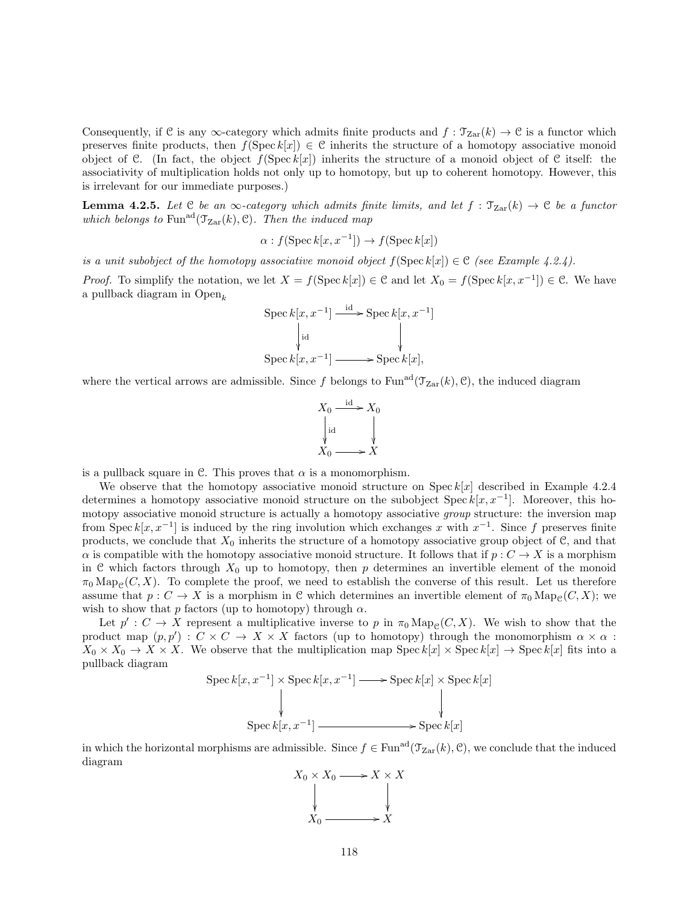Consequently, if $\mathcal{C}$ is any $\infty$-category which admits finite products and $f : \mathcal{T}_{\mathrm{Zar}}(k) \to \mathcal{C}$ is a functor which preserves finite products, then $f(\operatorname{Spec} k[x]) \in \mathcal{C}$ inherits the structure of a homotopy associative monoid object of $\mathcal{C}$. (In fact, the object $f(\operatorname{Spec} k[x])$ inherits the structure of a monoid object of $\mathcal{C}$ itself: the associativity of multiplication holds not only up to homotopy, but up to coherent homotopy. However, this is irrelevant for our immediate purposes.)

**Lemma 4.2.5.** *Let $\mathcal{C}$ be an $\infty$-category which admits finite limits, and let $f : \mathcal{T}_{\mathrm{Zar}}(k) \to \mathcal{C}$ be a functor which belongs to $\operatorname{Fun}^{\mathrm{ad}}(\mathcal{T}_{\mathrm{Zar}}(k), \mathcal{C})$. Then the induced map*

$$\alpha : f(\operatorname{Spec} k[x, x^{-1}]) \to f(\operatorname{Spec} k[x])$$

*is a unit subobject of the homotopy associative monoid object $f(\operatorname{Spec} k[x]) \in \mathcal{C}$ (see Example 4.2.4).*

*Proof.* To simplify the notation, we let $X = f(\operatorname{Spec} k[x]) \in \mathcal{C}$ and let $X_0 = f(\operatorname{Spec} k[x, x^{-1}]) \in \mathcal{C}$. We have a pullback diagram in $\mathrm{Open}_k$

$$\begin{array}{ccc}
\operatorname{Spec} k[x, x^{-1}] & \xrightarrow{\mathrm{id}} & \operatorname{Spec} k[x, x^{-1}] \\
\big\downarrow{\scriptstyle \mathrm{id}} & & \big\downarrow \\
\operatorname{Spec} k[x, x^{-1}] & \longrightarrow & \operatorname{Spec} k[x],
\end{array}$$

where the vertical arrows are admissible. Since $f$ belongs to $\operatorname{Fun}^{\mathrm{ad}}(\mathcal{T}_{\mathrm{Zar}}(k), \mathcal{C})$, the induced diagram

$$\begin{array}{ccc}
X_0 & \xrightarrow{\mathrm{id}} & X_0 \\
\big\downarrow{\scriptstyle \mathrm{id}} & & \big\downarrow \\
X_0 & \longrightarrow & X
\end{array}$$

is a pullback square in $\mathcal{C}$. This proves that $\alpha$ is a monomorphism.

We observe that the homotopy associative monoid structure on $\operatorname{Spec} k[x]$ described in Example 4.2.4 determines a homotopy associative monoid structure on the subobject $\operatorname{Spec} k[x, x^{-1}]$. Moreover, this homotopy associative monoid structure is actually a homotopy associative *group* structure: the inversion map from $\operatorname{Spec} k[x, x^{-1}]$ is induced by the ring involution which exchanges $x$ with $x^{-1}$. Since $f$ preserves finite products, we conclude that $X_0$ inherits the structure of a homotopy associative group object of $\mathcal{C}$, and that $\alpha$ is compatible with the homotopy associative monoid structure. It follows that if $p : C \to X$ is a morphism in $\mathcal{C}$ which factors through $X_0$ up to homotopy, then $p$ determines an invertible element of the monoid $\pi_0 \operatorname{Map}_{\mathcal{C}}(C, X)$. To complete the proof, we need to establish the converse of this result. Let us therefore assume that $p : C \to X$ is a morphism in $\mathcal{C}$ which determines an invertible element of $\pi_0 \operatorname{Map}_{\mathcal{C}}(C, X)$; we wish to show that $p$ factors (up to homotopy) through $\alpha$.

Let $p' : C \to X$ represent a multiplicative inverse to $p$ in $\pi_0 \operatorname{Map}_{\mathcal{C}}(C, X)$. We wish to show that the product map $(p, p') : C \times C \to X \times X$ factors (up to homotopy) through the monomorphism $\alpha \times \alpha : X_0 \times X_0 \to X \times X$. We observe that the multiplication map $\operatorname{Spec} k[x] \times \operatorname{Spec} k[x] \to \operatorname{Spec} k[x]$ fits into a pullback diagram

$$\begin{array}{ccc}
\operatorname{Spec} k[x, x^{-1}] \times \operatorname{Spec} k[x, x^{-1}] & \longrightarrow & \operatorname{Spec} k[x] \times \operatorname{Spec} k[x] \\
\big\downarrow & & \big\downarrow \\
\operatorname{Spec} k[x, x^{-1}] & \longrightarrow & \operatorname{Spec} k[x]
\end{array}$$

in which the horizontal morphisms are admissible. Since $f \in \operatorname{Fun}^{\mathrm{ad}}(\mathcal{T}_{\mathrm{Zar}}(k), \mathcal{C})$, we conclude that the induced diagram

$$\begin{array}{ccc}
X_0 \times X_0 & \longrightarrow & X \times X \\
\big\downarrow & & \big\downarrow \\
X_0 & \longrightarrow & X
\end{array}$$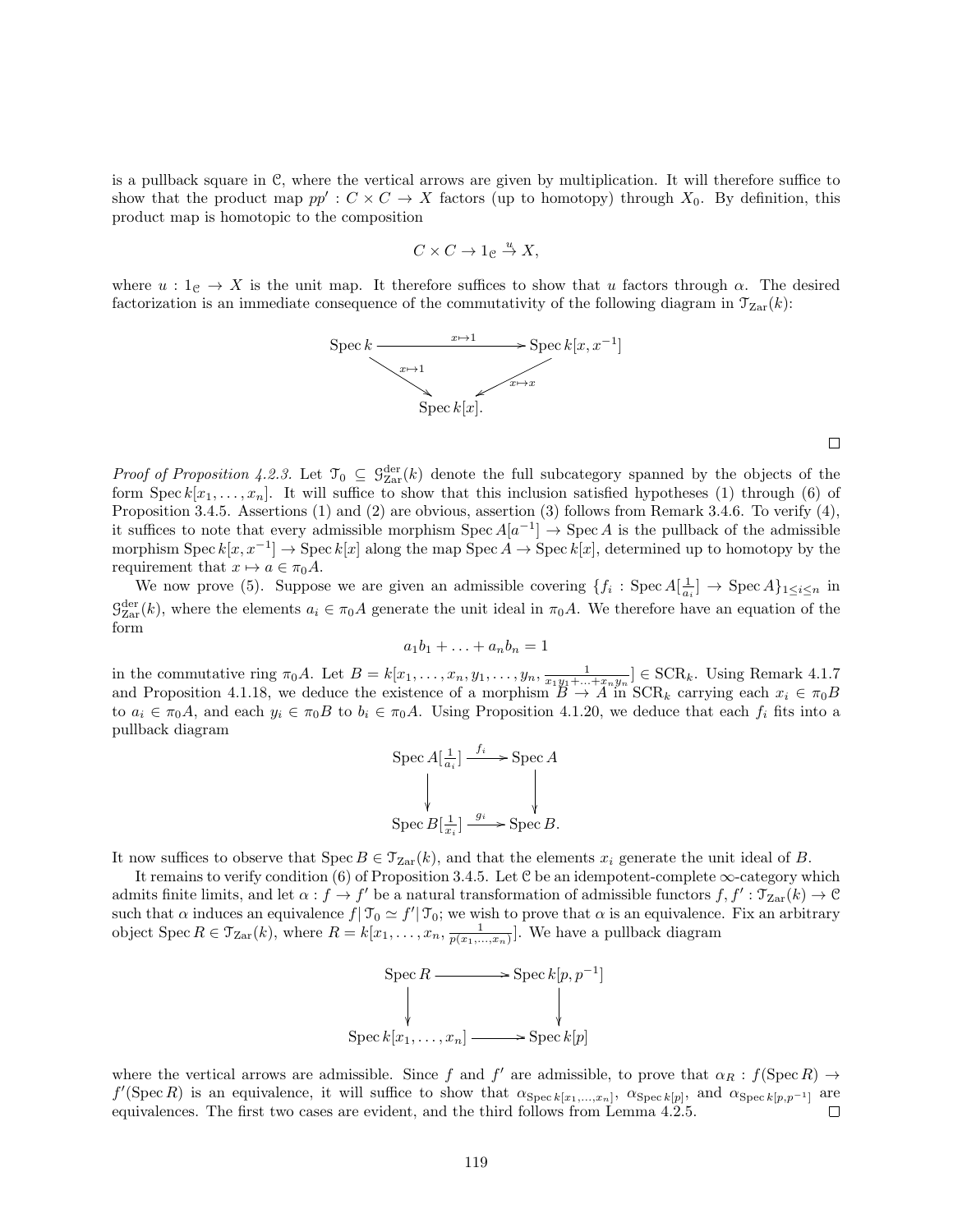is a pullback square in $\mathcal{C}$, where the vertical arrows are given by multiplication. It will therefore suffice to show that the product map $pp' : C \times C \to X$ factors (up to homotopy) through $X_0$. By definition, this product map is homotopic to the composition

$$C \times C \to 1_{\mathcal{C}} \xrightarrow{u} X,$$

where $u : 1_{\mathcal{C}} \to X$ is the unit map. It therefore suffices to show that $u$ factors through $\alpha$. The desired factorization is an immediate consequence of the commutativity of the following diagram in $\mathcal{T}_{\mathrm{Zar}}(k)$:

$$\begin{array}{ccc} \operatorname{Spec} k & \xrightarrow{x \mapsto 1} & \operatorname{Spec} k[x, x^{-1}] \\ & {\scriptstyle x \mapsto 1} \searrow \quad \swarrow {\scriptstyle x \mapsto x} & \\ & \operatorname{Spec} k[x]. & \end{array}$$

□

*Proof of Proposition 4.2.3.* Let $\mathcal{T}_0 \subseteq \mathcal{G}^{\mathrm{der}}_{\mathrm{Zar}}(k)$ denote the full subcategory spanned by the objects of the form $\operatorname{Spec} k[x_1, \ldots, x_n]$. It will suffice to show that this inclusion satisfied hypotheses (1) through (6) of Proposition 3.4.5. Assertions (1) and (2) are obvious, assertion (3) follows from Remark 3.4.6. To verify (4), it suffices to note that every admissible morphism $\operatorname{Spec} A[a^{-1}] \to \operatorname{Spec} A$ is the pullback of the admissible morphism $\operatorname{Spec} k[x, x^{-1}] \to \operatorname{Spec} k[x]$ along the map $\operatorname{Spec} A \to \operatorname{Spec} k[x]$, determined up to homotopy by the requirement that $x \mapsto a \in \pi_0 A$.

We now prove (5). Suppose we are given an admissible covering $\{f_i : \operatorname{Spec} A[\frac{1}{a_i}] \to \operatorname{Spec} A\}_{1 \leq i \leq n}$ in $\mathcal{G}^{\mathrm{der}}_{\mathrm{Zar}}(k)$, where the elements $a_i \in \pi_0 A$ generate the unit ideal in $\pi_0 A$. We therefore have an equation of the form

$$a_1 b_1 + \ldots + a_n b_n = 1$$

in the commutative ring $\pi_0 A$. Let $B = k[x_1, \ldots, x_n, y_1, \ldots, y_n, \frac{1}{x_1 y_1 + \ldots + x_n y_n}] \in \mathrm{SCR}_k$. Using Remark 4.1.7 and Proposition 4.1.18, we deduce the existence of a morphism $B \to A$ in $\mathrm{SCR}_k$ carrying each $x_i \in \pi_0 B$ to $a_i \in \pi_0 A$, and each $y_i \in \pi_0 B$ to $b_i \in \pi_0 A$. Using Proposition 4.1.20, we deduce that each $f_i$ fits into a pullback diagram

$$\begin{array}{ccc} \operatorname{Spec} A[\frac{1}{a_i}] & \xrightarrow{f_i} & \operatorname{Spec} A \\ \downarrow & & \downarrow \\ \operatorname{Spec} B[\frac{1}{x_i}] & \xrightarrow{g_i} & \operatorname{Spec} B. \end{array}$$

It now suffices to observe that $\operatorname{Spec} B \in \mathcal{T}_{\mathrm{Zar}}(k)$, and that the elements $x_i$ generate the unit ideal of $B$.

It remains to verify condition (6) of Proposition 3.4.5. Let $\mathcal{C}$ be an idempotent-complete $\infty$-category which admits finite limits, and let $\alpha : f \to f'$ be a natural transformation of admissible functors $f, f' : \mathcal{T}_{\mathrm{Zar}}(k) \to \mathcal{C}$ such that $\alpha$ induces an equivalence $f| \mathcal{T}_0 \simeq f'| \mathcal{T}_0$; we wish to prove that $\alpha$ is an equivalence. Fix an arbitrary object $\operatorname{Spec} R \in \mathcal{T}_{\mathrm{Zar}}(k)$, where $R = k[x_1, \ldots, x_n, \frac{1}{p(x_1, \ldots, x_n)}]$. We have a pullback diagram

$$\begin{array}{ccc} \operatorname{Spec} R & \longrightarrow & \operatorname{Spec} k[p, p^{-1}] \\ \downarrow & & \downarrow \\ \operatorname{Spec} k[x_1, \ldots, x_n] & \longrightarrow & \operatorname{Spec} k[p] \end{array}$$

where the vertical arrows are admissible. Since $f$ and $f'$ are admissible, to prove that $\alpha_R : f(\operatorname{Spec} R) \to f'(\operatorname{Spec} R)$ is an equivalence, it will suffice to show that $\alpha_{\operatorname{Spec} k[x_1, \ldots, x_n]}$, $\alpha_{\operatorname{Spec} k[p]}$, and $\alpha_{\operatorname{Spec} k[p, p^{-1}]}$ are equivalences. The first two cases are evident, and the third follows from Lemma 4.2.5. □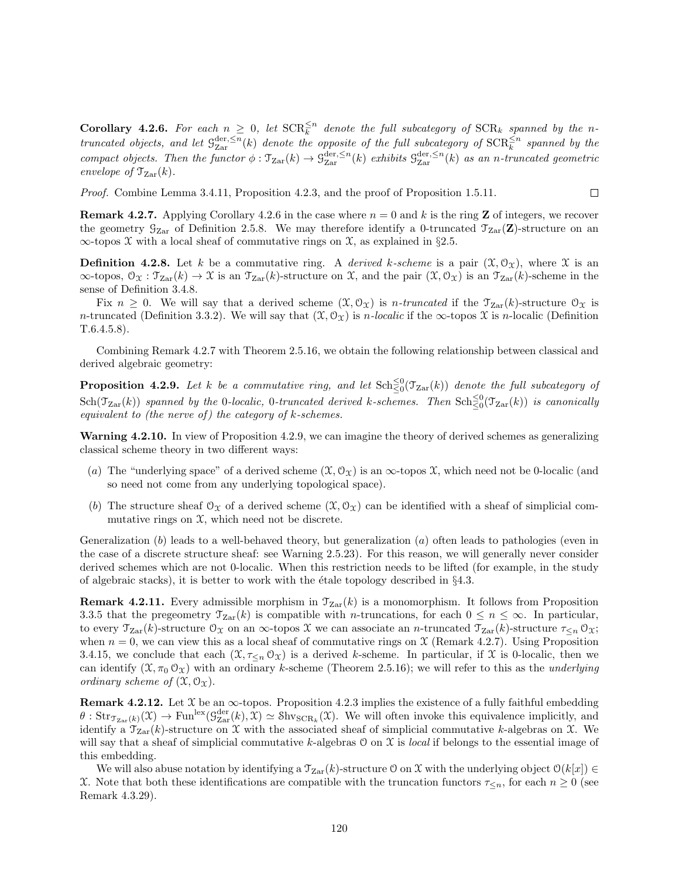**Corollary 4.2.6.** *For each $n \geq 0$, let $\mathrm{SCR}_k^{\leq n}$ denote the full subcategory of $\mathrm{SCR}_k$ spanned by the $n$-truncated objects, and let $\mathcal{G}_{\mathrm{Zar}}^{\mathrm{der}, \leq n}(k)$ denote the opposite of the full subcategory of $\mathrm{SCR}_k^{\leq n}$ spanned by the compact objects. Then the functor $\phi : \mathcal{T}_{\mathrm{Zar}}(k) \to \mathcal{G}_{\mathrm{Zar}}^{\mathrm{der}, \leq n}(k)$ exhibits $\mathcal{G}_{\mathrm{Zar}}^{\mathrm{der}, \leq n}(k)$ as an $n$-truncated geometric envelope of $\mathcal{T}_{\mathrm{Zar}}(k)$.*

*Proof.* Combine Lemma 3.4.11, Proposition 4.2.3, and the proof of Proposition 1.5.11. □

**Remark 4.2.7.** Applying Corollary 4.2.6 in the case where $n = 0$ and $k$ is the ring $\mathbf{Z}$ of integers, we recover the geometry $\mathcal{G}_{\mathrm{Zar}}$ of Definition 2.5.8. We may therefore identify a 0-truncated $\mathcal{T}_{\mathrm{Zar}}(\mathbf{Z})$-structure on an $\infty$-topos $\mathcal{X}$ with a local sheaf of commutative rings on $\mathcal{X}$, as explained in §2.5.

**Definition 4.2.8.** Let $k$ be a commutative ring. A *derived $k$-scheme* is a pair $(\mathcal{X}, \mathcal{O}_{\mathcal{X}})$, where $\mathcal{X}$ is an $\infty$-topos, $\mathcal{O}_{\mathcal{X}} : \mathcal{T}_{\mathrm{Zar}}(k) \to \mathcal{X}$ is an $\mathcal{T}_{\mathrm{Zar}}(k)$-structure on $\mathcal{X}$, and the pair $(\mathcal{X}, \mathcal{O}_{\mathcal{X}})$ is an $\mathcal{T}_{\mathrm{Zar}}(k)$-scheme in the sense of Definition 3.4.8.

Fix $n \geq 0$. We will say that a derived scheme $(\mathcal{X}, \mathcal{O}_{\mathcal{X}})$ is *$n$-truncated* if the $\mathcal{T}_{\mathrm{Zar}}(k)$-structure $\mathcal{O}_{\mathcal{X}}$ is $n$-truncated (Definition 3.3.2). We will say that $(\mathcal{X}, \mathcal{O}_{\mathcal{X}})$ is *$n$-localic* if the $\infty$-topos $\mathcal{X}$ is $n$-localic (Definition T.6.4.5.8).

Combining Remark 4.2.7 with Theorem 2.5.16, we obtain the following relationship between classical and derived algebraic geometry:

**Proposition 4.2.9.** *Let $k$ be a commutative ring, and let $\mathrm{Sch}_{\leq 0}^{\leq 0}(\mathcal{T}_{\mathrm{Zar}}(k))$ denote the full subcategory of $\mathrm{Sch}(\mathcal{T}_{\mathrm{Zar}}(k))$ spanned by the 0-localic, 0-truncated derived $k$-schemes. Then $\mathrm{Sch}_{\leq 0}^{\leq 0}(\mathcal{T}_{\mathrm{Zar}}(k))$ is canonically equivalent to (the nerve of) the category of $k$-schemes.*

**Warning 4.2.10.** In view of Proposition 4.2.9, we can imagine the theory of derived schemes as generalizing classical scheme theory in two different ways:

(a) The "underlying space" of a derived scheme $(\mathcal{X}, \mathcal{O}_{\mathcal{X}})$ is an $\infty$-topos $\mathcal{X}$, which need not be 0-localic (and so need not come from any underlying topological space).

(b) The structure sheaf $\mathcal{O}_{\mathcal{X}}$ of a derived scheme $(\mathcal{X}, \mathcal{O}_{\mathcal{X}})$ can be identified with a sheaf of simplicial commutative rings on $\mathcal{X}$, which need not be discrete.

Generalization $(b)$ leads to a well-behaved theory, but generalization $(a)$ often leads to pathologies (even in the case of a discrete structure sheaf: see Warning 2.5.23). For this reason, we will generally never consider derived schemes which are not 0-localic. When this restriction needs to be lifted (for example, in the study of algebraic stacks), it is better to work with the étale topology described in §4.3.

**Remark 4.2.11.** Every admissible morphism in $\mathcal{T}_{\mathrm{Zar}}(k)$ is a monomorphism. It follows from Proposition 3.3.5 that the pregeometry $\mathcal{T}_{\mathrm{Zar}}(k)$ is compatible with $n$-truncations, for each $0 \leq n \leq \infty$. In particular, to every $\mathcal{T}_{\mathrm{Zar}}(k)$-structure $\mathcal{O}_{\mathcal{X}}$ on an $\infty$-topos $\mathcal{X}$ we can associate an $n$-truncated $\mathcal{T}_{\mathrm{Zar}}(k)$-structure $\tau_{\leq n} \mathcal{O}_{\mathcal{X}}$; when $n = 0$, we can view this as a local sheaf of commutative rings on $\mathcal{X}$ (Remark 4.2.7). Using Proposition 3.4.15, we conclude that each $(\mathcal{X}, \tau_{\leq n} \mathcal{O}_{\mathcal{X}})$ is a derived $k$-scheme. In particular, if $\mathcal{X}$ is 0-localic, then we can identify $(\mathcal{X}, \pi_0 \mathcal{O}_{\mathcal{X}})$ with an ordinary $k$-scheme (Theorem 2.5.16); we will refer to this as the *underlying ordinary scheme of* $(\mathcal{X}, \mathcal{O}_{\mathcal{X}})$.

**Remark 4.2.12.** Let $\mathcal{X}$ be an $\infty$-topos. Proposition 4.2.3 implies the existence of a fully faithful embedding $\theta : \mathrm{Str}_{\mathcal{T}_{\mathrm{Zar}}(k)}(\mathcal{X}) \to \mathrm{Fun}^{\mathrm{lex}}(\mathcal{G}_{\mathrm{Zar}}^{\mathrm{der}}(k), \mathcal{X}) \simeq \mathrm{Shv}_{\mathrm{SCR}_k}(\mathcal{X})$. We will often invoke this equivalence implicitly, and identify a $\mathcal{T}_{\mathrm{Zar}}(k)$-structure on $\mathcal{X}$ with the associated sheaf of simplicial commutative $k$-algebras on $\mathcal{X}$. We will say that a sheaf of simplicial commutative $k$-algebras $\mathcal{O}$ on $\mathcal{X}$ is *local* if belongs to the essential image of this embedding.

We will also abuse notation by identifying a $\mathcal{T}_{\mathrm{Zar}}(k)$-structure $\mathcal{O}$ on $\mathcal{X}$ with the underlying object $\mathcal{O}(k[x]) \in \mathcal{X}$. Note that both these identifications are compatible with the truncation functors $\tau_{\leq n}$, for each $n \geq 0$ (see Remark 4.3.29).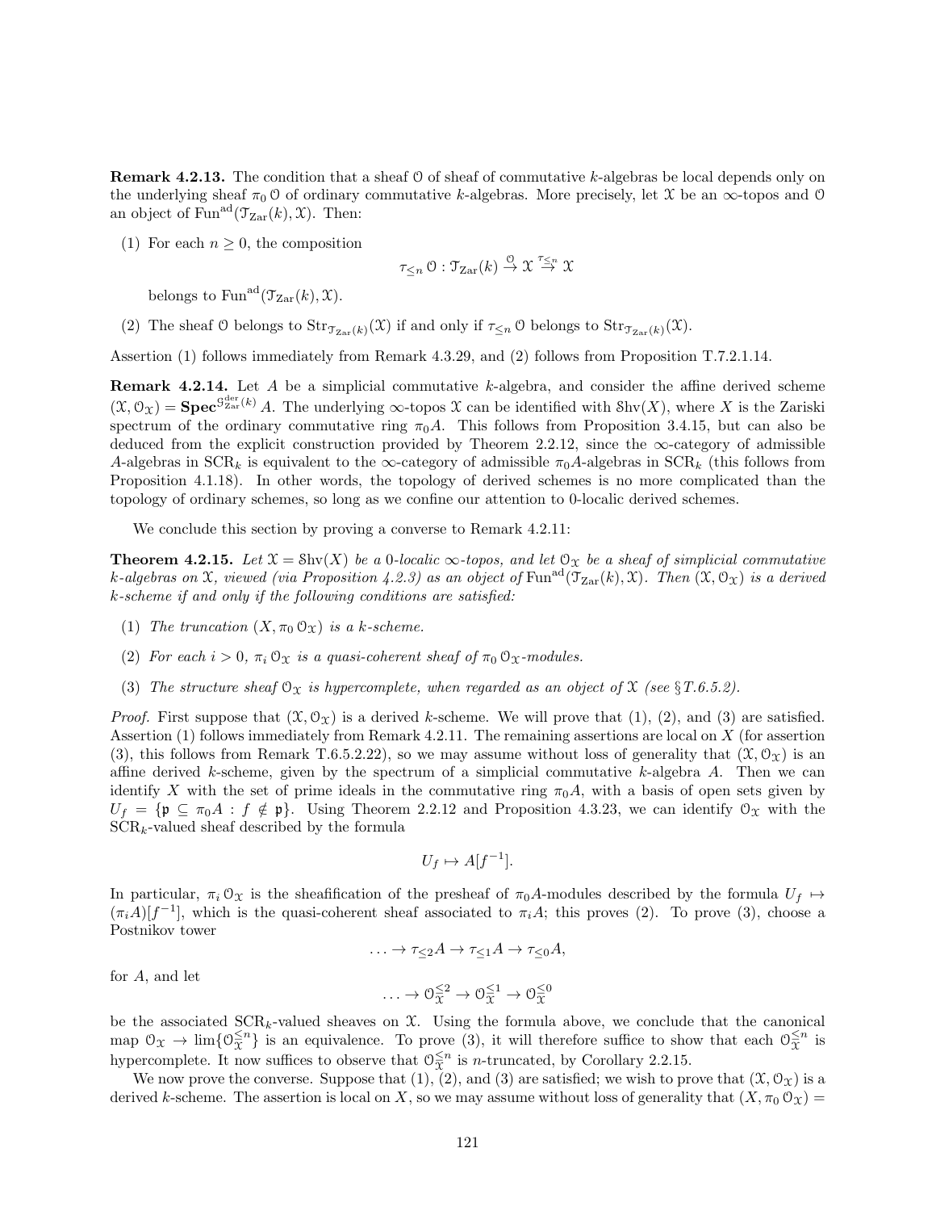**Remark 4.2.13.** The condition that a sheaf $\mathcal{O}$ of sheaf of commutative $k$-algebras be local depends only on the underlying sheaf $\pi_0 \mathcal{O}$ of ordinary commutative $k$-algebras. More precisely, let $\mathcal{X}$ be an $\infty$-topos and $\mathcal{O}$ an object of $\mathrm{Fun}^{\mathrm{ad}}(\mathcal{T}_{\mathrm{Zar}}(k), \mathcal{X})$. Then:

(1) For each $n \geq 0$, the composition

$$\tau_{\leq n} \mathcal{O} : \mathcal{T}_{\mathrm{Zar}}(k) \xrightarrow{\mathcal{O}} \mathcal{X} \xrightarrow{\tau_{\leq n}} \mathcal{X}$$

belongs to $\mathrm{Fun}^{\mathrm{ad}}(\mathcal{T}_{\mathrm{Zar}}(k), \mathcal{X})$.

(2) The sheaf $\mathcal{O}$ belongs to $\mathrm{Str}_{\mathcal{T}_{\mathrm{Zar}}(k)}(\mathcal{X})$ if and only if $\tau_{\leq n} \mathcal{O}$ belongs to $\mathrm{Str}_{\mathcal{T}_{\mathrm{Zar}}(k)}(\mathcal{X})$.

Assertion (1) follows immediately from Remark 4.3.29, and (2) follows from Proposition T.7.2.1.14.

**Remark 4.2.14.** Let $A$ be a simplicial commutative $k$-algebra, and consider the affine derived scheme $(\mathcal{X}, \mathcal{O}_{\mathcal{X}}) = \mathbf{Spec}^{\mathcal{G}^{\mathrm{der}}_{\mathrm{Zar}}(k)} A$. The underlying $\infty$-topos $\mathcal{X}$ can be identified with $\mathcal{S}\mathrm{hv}(X)$, where $X$ is the Zariski spectrum of the ordinary commutative ring $\pi_0 A$. This follows from Proposition 3.4.15, but can also be deduced from the explicit construction provided by Theorem 2.2.12, since the $\infty$-category of admissible $A$-algebras in $\mathrm{SCR}_k$ is equivalent to the $\infty$-category of admissible $\pi_0 A$-algebras in $\mathrm{SCR}_k$ (this follows from Proposition 4.1.18). In other words, the topology of derived schemes is no more complicated than the topology of ordinary schemes, so long as we confine our attention to 0-localic derived schemes.

We conclude this section by proving a converse to Remark 4.2.11:

**Theorem 4.2.15.** *Let $\mathcal{X} = \mathcal{S}\mathrm{hv}(X)$ be a 0-localic $\infty$-topos, and let $\mathcal{O}_{\mathcal{X}}$ be a sheaf of simplicial commutative $k$-algebras on $\mathcal{X}$, viewed (via Proposition 4.2.3) as an object of $\mathrm{Fun}^{\mathrm{ad}}(\mathcal{T}_{\mathrm{Zar}}(k), \mathcal{X})$. Then $(\mathcal{X}, \mathcal{O}_{\mathcal{X}})$ is a derived $k$-scheme if and only if the following conditions are satisfied:*

*(1) The truncation $(X, \pi_0 \mathcal{O}_{\mathcal{X}})$ is a $k$-scheme.*

*(2) For each $i > 0$, $\pi_i \mathcal{O}_{\mathcal{X}}$ is a quasi-coherent sheaf of $\pi_0 \mathcal{O}_{\mathcal{X}}$-modules.*

*(3) The structure sheaf $\mathcal{O}_{\mathcal{X}}$ is hypercomplete, when regarded as an object of $\mathcal{X}$ (see §T.6.5.2).*

*Proof.* First suppose that $(\mathcal{X}, \mathcal{O}_{\mathcal{X}})$ is a derived $k$-scheme. We will prove that (1), (2), and (3) are satisfied. Assertion (1) follows immediately from Remark 4.2.11. The remaining assertions are local on $X$ (for assertion (3), this follows from Remark T.6.5.2.22), so we may assume without loss of generality that $(\mathcal{X}, \mathcal{O}_{\mathcal{X}})$ is an affine derived $k$-scheme, given by the spectrum of a simplicial commutative $k$-algebra $A$. Then we can identify $X$ with the set of prime ideals in the commutative ring $\pi_0 A$, with a basis of open sets given by $U_f = \{\mathfrak{p} \subseteq \pi_0 A : f \notin \mathfrak{p}\}$. Using Theorem 2.2.12 and Proposition 4.3.23, we can identify $\mathcal{O}_{\mathcal{X}}$ with the $\mathrm{SCR}_k$-valued sheaf described by the formula

$$U_f \mapsto A[f^{-1}].$$

In particular, $\pi_i \mathcal{O}_{\mathcal{X}}$ is the sheafification of the presheaf of $\pi_0 A$-modules described by the formula $U_f \mapsto (\pi_i A)[f^{-1}]$, which is the quasi-coherent sheaf associated to $\pi_i A$; this proves (2). To prove (3), choose a Postnikov tower

$$\ldots \to \tau_{\leq 2} A \to \tau_{\leq 1} A \to \tau_{\leq 0} A,$$

for $A$, and let

$$\ldots \to \mathcal{O}_{\mathcal{X}}^{\leq 2} \to \mathcal{O}_{\mathcal{X}}^{\leq 1} \to \mathcal{O}_{\mathcal{X}}^{\leq 0}$$

be the associated $\mathrm{SCR}_k$-valued sheaves on $\mathcal{X}$. Using the formula above, we conclude that the canonical map $\mathcal{O}_{\mathcal{X}} \to \lim\{\mathcal{O}_{\mathcal{X}}^{\leq n}\}$ is an equivalence. To prove (3), it will therefore suffice to show that each $\mathcal{O}_{\mathcal{X}}^{\leq n}$ is hypercomplete. It now suffices to observe that $\mathcal{O}_{\mathcal{X}}^{\leq n}$ is $n$-truncated, by Corollary 2.2.15.

We now prove the converse. Suppose that (1), (2), and (3) are satisfied; we wish to prove that $(\mathcal{X}, \mathcal{O}_{\mathcal{X}})$ is a derived $k$-scheme. The assertion is local on $X$, so we may assume without loss of generality that $(X, \pi_0 \mathcal{O}_{\mathcal{X}}) =$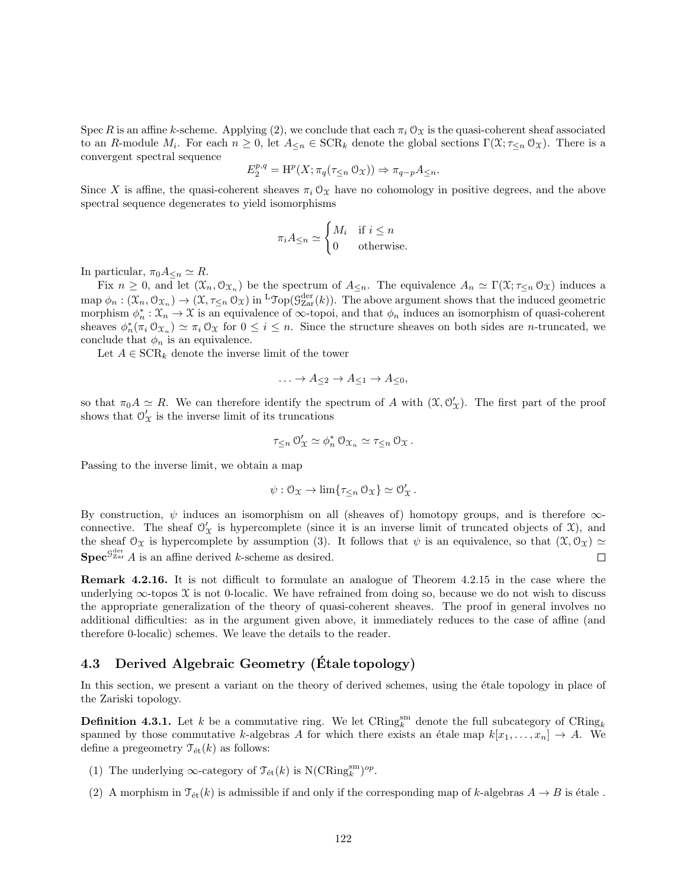Spec $R$ is an affine $k$-scheme. Applying (2), we conclude that each $\pi_i \mathcal{O}_{\mathcal{X}}$ is the quasi-coherent sheaf associated to an $R$-module $M_i$. For each $n \geq 0$, let $A_{\leq n} \in \mathrm{SCR}_k$ denote the global sections $\Gamma(\mathcal{X}; \tau_{\leq n} \mathcal{O}_{\mathcal{X}})$. There is a convergent spectral sequence

$$E_2^{p,q} = \mathrm{H}^p(X; \pi_q(\tau_{\leq n} \mathcal{O}_{\mathcal{X}})) \Rightarrow \pi_{q-p} A_{\leq n}.$$

Since $X$ is affine, the quasi-coherent sheaves $\pi_i \mathcal{O}_{\mathcal{X}}$ have no cohomology in positive degrees, and the above spectral sequence degenerates to yield isomorphisms

$$\pi_i A_{\leq n} \simeq \begin{cases} M_i & \text{if } i \leq n \\ 0 & \text{otherwise.} \end{cases}$$

In particular, $\pi_0 A_{\leq n} \simeq R$.

Fix $n \geq 0$, and let $(\mathcal{X}_n, \mathcal{O}_{\mathcal{X}_n})$ be the spectrum of $A_{\leq n}$. The equivalence $A_n \simeq \Gamma(\mathcal{X}; \tau_{\leq n} \mathcal{O}_{\mathcal{X}})$ induces a map $\phi_n : (\mathcal{X}_n, \mathcal{O}_{\mathcal{X}_n}) \to (\mathcal{X}, \tau_{\leq n} \mathcal{O}_{\mathcal{X}})$ in ${}^{\mathrm{L}}\mathcal{T}\mathrm{op}(\mathcal{G}_{\mathrm{Zar}}^{\mathrm{der}}(k))$. The above argument shows that the induced geometric morphism $\phi_n^* : \mathcal{X}_n \to \mathcal{X}$ is an equivalence of $\infty$-topoi, and that $\phi_n$ induces an isomorphism of quasi-coherent sheaves $\phi_n^*(\pi_i \mathcal{O}_{\mathcal{X}_n}) \simeq \pi_i \mathcal{O}_{\mathcal{X}}$ for $0 \leq i \leq n$. Since the structure sheaves on both sides are $n$-truncated, we conclude that $\phi_n$ is an equivalence.

Let $A \in \mathrm{SCR}_k$ denote the inverse limit of the tower

$$\ldots \to A_{\leq 2} \to A_{\leq 1} \to A_{\leq 0},$$

so that $\pi_0 A \simeq R$. We can therefore identify the spectrum of $A$ with $(\mathcal{X}, \mathcal{O}'_{\mathcal{X}})$. The first part of the proof shows that $\mathcal{O}'_{\mathcal{X}}$ is the inverse limit of its truncations

$$\tau_{\leq n} \mathcal{O}'_{\mathcal{X}} \simeq \phi_n^* \mathcal{O}_{\mathcal{X}_n} \simeq \tau_{\leq n} \mathcal{O}_{\mathcal{X}}.$$

Passing to the inverse limit, we obtain a map

$$\psi : \mathcal{O}_{\mathcal{X}} \to \lim\{\tau_{\leq n} \mathcal{O}_{\mathcal{X}}\} \simeq \mathcal{O}'_{\mathcal{X}}.$$

By construction, $\psi$ induces an isomorphism on all (sheaves of) homotopy groups, and is therefore $\infty$-connective. The sheaf $\mathcal{O}'_{\mathcal{X}}$ is hypercomplete (since it is an inverse limit of truncated objects of $\mathcal{X}$), and the sheaf $\mathcal{O}_{\mathcal{X}}$ is hypercomplete by assumption (3). It follows that $\psi$ is an equivalence, so that $(\mathcal{X}, \mathcal{O}_{\mathcal{X}}) \simeq \mathbf{Spec}^{\mathcal{G}_{\mathrm{Zar}}^{\mathrm{der}}} A$ is an affine derived $k$-scheme as desired. $\square$

**Remark 4.2.16.** It is not difficult to formulate an analogue of Theorem 4.2.15 in the case where the underlying $\infty$-topos $\mathcal{X}$ is not 0-localic. We have refrained from doing so, because we do not wish to discuss the appropriate generalization of the theory of quasi-coherent sheaves. The proof in general involves no additional difficulties: as in the argument given above, it immediately reduces to the case of affine (and therefore 0-localic) schemes. We leave the details to the reader.

## 4.3 Derived Algebraic Geometry (Étale topology)

In this section, we present a variant on the theory of derived schemes, using the étale topology in place of the Zariski topology.

**Definition 4.3.1.** Let $k$ be a commutative ring. We let $\mathrm{CRing}_k^{\mathrm{sm}}$ denote the full subcategory of $\mathrm{CRing}_k$ spanned by those commutative $k$-algebras $A$ for which there exists an étale map $k[x_1, \ldots, x_n] \to A$. We define a pregeometry $\mathcal{T}_{\text{ét}}(k)$ as follows:

1. The underlying $\infty$-category of $\mathcal{T}_{\text{ét}}(k)$ is $\mathrm{N}(\mathrm{CRing}_k^{\mathrm{sm}})^{op}$.
2. A morphism in $\mathcal{T}_{\text{ét}}(k)$ is admissible if and only if the corresponding map of $k$-algebras $A \to B$ is étale .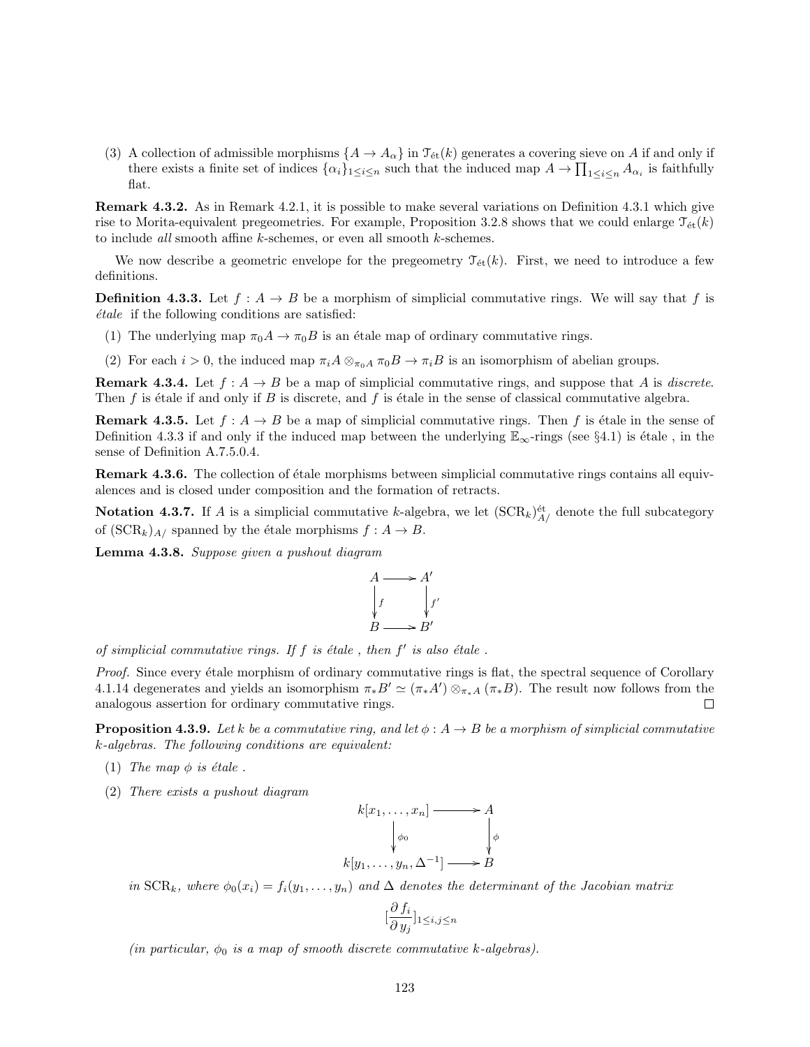(3) A collection of admissible morphisms $\{A \to A_\alpha\}$ in $\mathcal{T}_{\text{ét}}(k)$ generates a covering sieve on $A$ if and only if there exists a finite set of indices $\{\alpha_i\}_{1 \leq i \leq n}$ such that the induced map $A \to \prod_{1 \leq i \leq n} A_{\alpha_i}$ is faithfully flat.

**Remark 4.3.2.** As in Remark 4.2.1, it is possible to make several variations on Definition 4.3.1 which give rise to Morita-equivalent pregeometries. For example, Proposition 3.2.8 shows that we could enlarge $\mathcal{T}_{\text{ét}}(k)$ to include *all* smooth affine $k$-schemes, or even all smooth $k$-schemes.

We now describe a geometric envelope for the pregeometry $\mathcal{T}_{\text{ét}}(k)$. First, we need to introduce a few definitions.

**Definition 4.3.3.** Let $f : A \to B$ be a morphism of simplicial commutative rings. We will say that $f$ is *étale* if the following conditions are satisfied:

(1) The underlying map $\pi_0 A \to \pi_0 B$ is an étale map of ordinary commutative rings.

(2) For each $i > 0$, the induced map $\pi_i A \otimes_{\pi_0 A} \pi_0 B \to \pi_i B$ is an isomorphism of abelian groups.

**Remark 4.3.4.** Let $f : A \to B$ be a map of simplicial commutative rings, and suppose that $A$ is *discrete*. Then $f$ is étale if and only if $B$ is discrete, and $f$ is étale in the sense of classical commutative algebra.

**Remark 4.3.5.** Let $f : A \to B$ be a map of simplicial commutative rings. Then $f$ is étale in the sense of Definition 4.3.3 if and only if the induced map between the underlying $\mathbb{E}_\infty$-rings (see §4.1) is étale , in the sense of Definition A.7.5.0.4.

**Remark 4.3.6.** The collection of étale morphisms between simplicial commutative rings contains all equivalences and is closed under composition and the formation of retracts.

**Notation 4.3.7.** If $A$ is a simplicial commutative $k$-algebra, we let $(\text{SCR}_k)^{\text{ét}}_{A/}$ denote the full subcategory of $(\text{SCR}_k)_{A/}$ spanned by the étale morphisms $f : A \to B$.

**Lemma 4.3.8.** *Suppose given a pushout diagram*

$$\begin{array}{ccc} A & \longrightarrow & A' \\ \downarrow{\scriptstyle f} & & \downarrow{\scriptstyle f'} \\ B & \longrightarrow & B' \end{array}$$

*of simplicial commutative rings. If $f$ is étale , then $f'$ is also étale .*

*Proof.* Since every étale morphism of ordinary commutative rings is flat, the spectral sequence of Corollary 4.1.14 degenerates and yields an isomorphism $\pi_* B' \simeq (\pi_* A') \otimes_{\pi_* A} (\pi_* B)$. The result now follows from the analogous assertion for ordinary commutative rings. □

**Proposition 4.3.9.** *Let $k$ be a commutative ring, and let $\phi : A \to B$ be a morphism of simplicial commutative $k$-algebras. The following conditions are equivalent:*

(1) *The map $\phi$ is étale .*

(2) *There exists a pushout diagram*

$$\begin{array}{ccc} k[x_1, \ldots, x_n] & \longrightarrow & A \\ \downarrow{\scriptstyle \phi_0} & & \downarrow{\scriptstyle \phi} \\ k[y_1, \ldots, y_n, \Delta^{-1}] & \longrightarrow & B \end{array}$$

*in $\text{SCR}_k$, where $\phi_0(x_i) = f_i(y_1, \ldots, y_n)$ and $\Delta$ denotes the determinant of the Jacobian matrix*

$$[\frac{\partial f_i}{\partial y_j}]_{1 \leq i,j \leq n}$$

*(in particular, $\phi_0$ is a map of smooth discrete commutative $k$-algebras).*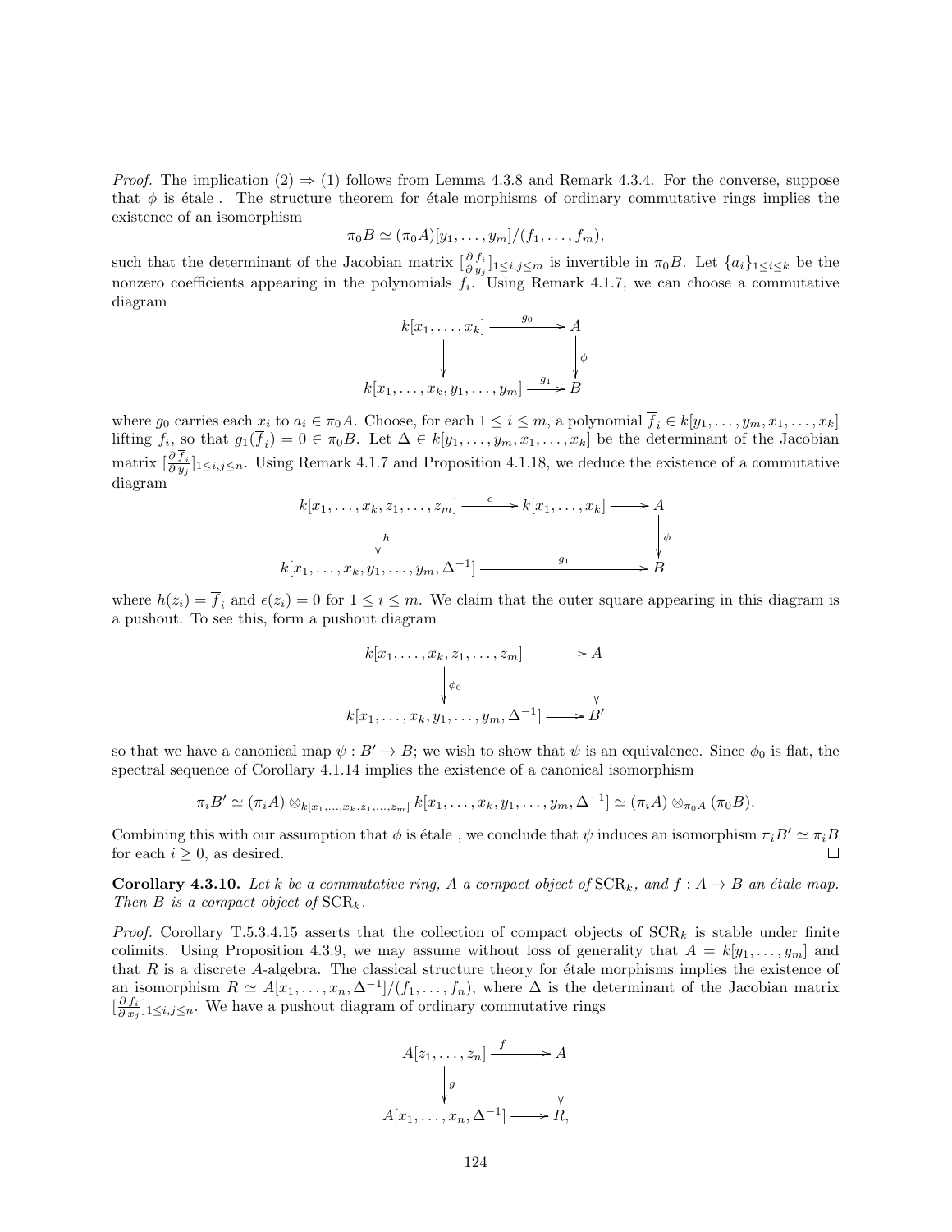*Proof.* The implication (2) ⇒ (1) follows from Lemma 4.3.8 and Remark 4.3.4. For the converse, suppose that $\phi$ is étale . The structure theorem for étale morphisms of ordinary commutative rings implies the existence of an isomorphism

$$\pi_0 B \simeq (\pi_0 A)[y_1, \ldots, y_m]/(f_1, \ldots, f_m),$$

such that the determinant of the Jacobian matrix $[\frac{\partial f_i}{\partial y_j}]_{1 \leq i,j \leq m}$ is invertible in $\pi_0 B$. Let $\{a_i\}_{1 \leq i \leq k}$ be the nonzero coefficients appearing in the polynomials $f_i$. Using Remark 4.1.7, we can choose a commutative diagram

$$\begin{array}{ccc} k[x_1, \ldots, x_k] & \xrightarrow{g_0} & A \\ \downarrow & & \downarrow \phi \\ k[x_1, \ldots, x_k, y_1, \ldots, y_m] & \xrightarrow{g_1} & B \end{array}$$

where $g_0$ carries each $x_i$ to $a_i \in \pi_0 A$. Choose, for each $1 \leq i \leq m$, a polynomial $\overline{f}_i \in k[y_1, \ldots, y_m, x_1, \ldots, x_k]$ lifting $f_i$, so that $g_1(\overline{f}_i) = 0 \in \pi_0 B$. Let $\Delta \in k[y_1, \ldots, y_m, x_1, \ldots, x_k]$ be the determinant of the Jacobian matrix $[\frac{\partial \overline{f}_i}{\partial y_j}]_{1 \leq i,j \leq n}$. Using Remark 4.1.7 and Proposition 4.1.18, we deduce the existence of a commutative diagram

$$\begin{array}{ccccc} k[x_1, \ldots, x_k, z_1, \ldots, z_m] & \xrightarrow{\epsilon} & k[x_1, \ldots, x_k] & \longrightarrow & A \\ \downarrow h & & & & \downarrow \phi \\ k[x_1, \ldots, x_k, y_1, \ldots, y_m, \Delta^{-1}] & & \xrightarrow{g_1} & & B \end{array}$$

where $h(z_i) = \overline{f}_i$ and $\epsilon(z_i) = 0$ for $1 \leq i \leq m$. We claim that the outer square appearing in this diagram is a pushout. To see this, form a pushout diagram

$$\begin{array}{ccc} k[x_1, \ldots, x_k, z_1, \ldots, z_m] & \longrightarrow & A \\ \downarrow \phi_0 & & \downarrow \\ k[x_1, \ldots, x_k, y_1, \ldots, y_m, \Delta^{-1}] & \longrightarrow & B' \end{array}$$

so that we have a canonical map $\psi : B' \to B$; we wish to show that $\psi$ is an equivalence. Since $\phi_0$ is flat, the spectral sequence of Corollary 4.1.14 implies the existence of a canonical isomorphism

$$\pi_i B' \simeq (\pi_i A) \otimes_{k[x_1, \ldots, x_k, z_1, \ldots, z_m]} k[x_1, \ldots, x_k, y_1, \ldots, y_m, \Delta^{-1}] \simeq (\pi_i A) \otimes_{\pi_0 A} (\pi_0 B).$$

Combining this with our assumption that $\phi$ is étale , we conclude that $\psi$ induces an isomorphism $\pi_i B' \simeq \pi_i B$ for each $i \geq 0$, as desired. □

**Corollary 4.3.10.** *Let $k$ be a commutative ring, $A$ a compact object of $\mathrm{SCR}_k$, and $f : A \to B$ an étale map. Then $B$ is a compact object of $\mathrm{SCR}_k$.*

*Proof.* Corollary T.5.3.4.15 asserts that the collection of compact objects of $\mathrm{SCR}_k$ is stable under finite colimits. Using Proposition 4.3.9, we may assume without loss of generality that $A = k[y_1, \ldots, y_m]$ and that $R$ is a discrete $A$-algebra. The classical structure theory for étale morphisms implies the existence of an isomorphism $R \simeq A[x_1, \ldots, x_n, \Delta^{-1}]/(f_1, \ldots, f_n)$, where $\Delta$ is the determinant of the Jacobian matrix $[\frac{\partial f_i}{\partial x_j}]_{1 \leq i,j \leq n}$. We have a pushout diagram of ordinary commutative rings

$$\begin{array}{ccc} A[z_1, \ldots, z_n] & \xrightarrow{f} & A \\ \downarrow g & & \downarrow \\ A[x_1, \ldots, x_n, \Delta^{-1}] & \longrightarrow & R, \end{array}$$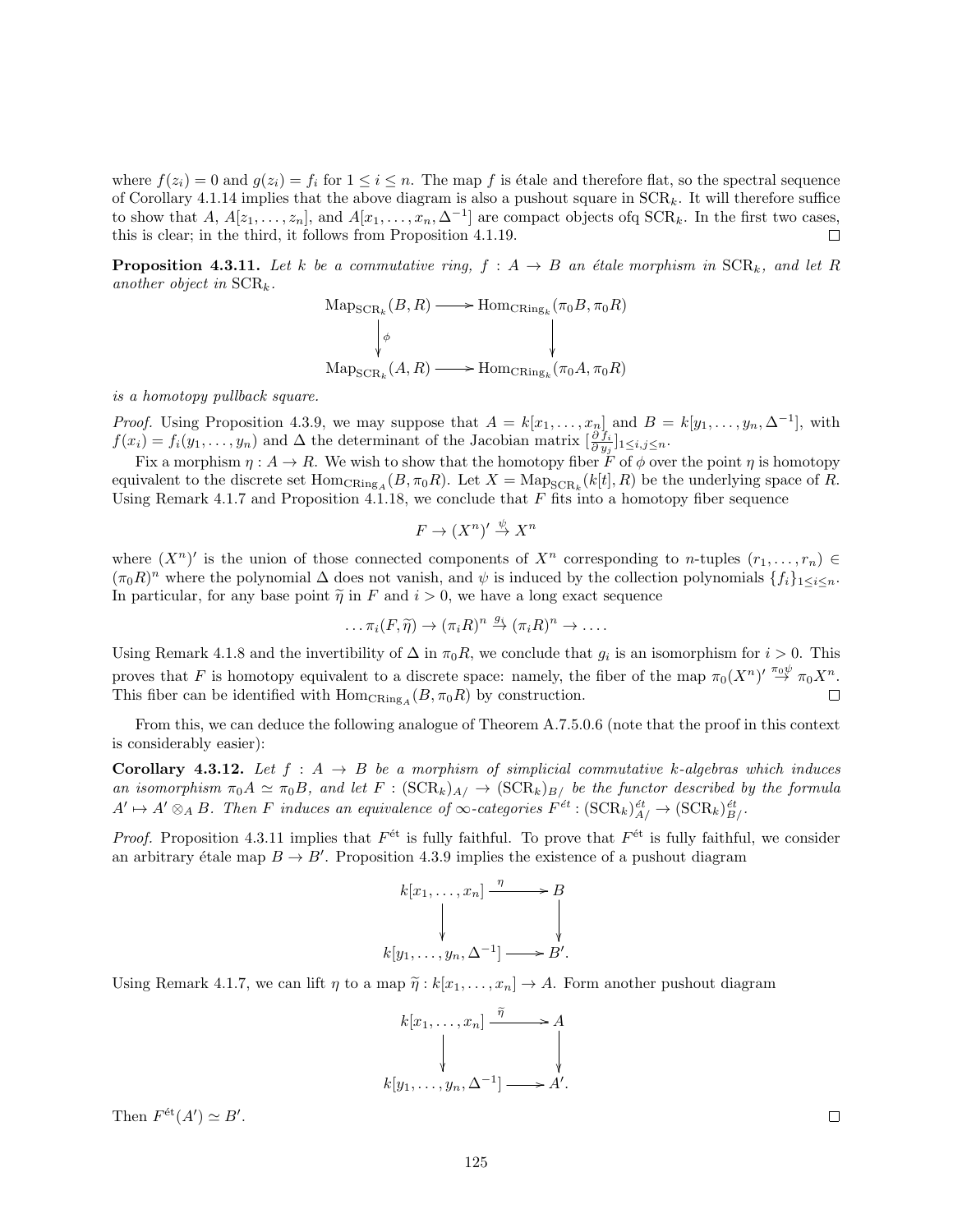where $f(z_i) = 0$ and $g(z_i) = f_i$ for $1 \leq i \leq n$. The map $f$ is étale and therefore flat, so the spectral sequence of Corollary 4.1.14 implies that the above diagram is also a pushout square in $\mathrm{SCR}_k$. It will therefore suffice to show that $A$, $A[z_1, \ldots, z_n]$, and $A[x_1, \ldots, x_n, \Delta^{-1}]$ are compact objects ofq $\mathrm{SCR}_k$. In the first two cases, this is clear; in the third, it follows from Proposition 4.1.19. □

**Proposition 4.3.11.** *Let $k$ be a commutative ring, $f : A \to B$ an étale morphism in $\mathrm{SCR}_k$, and let $R$ another object in $\mathrm{SCR}_k$.*

$$\begin{array}{ccc}
\mathrm{Map}_{\mathrm{SCR}_k}(B, R) & \longrightarrow & \mathrm{Hom}_{\mathrm{CRing}_k}(\pi_0 B, \pi_0 R) \\
\downarrow \phi & & \downarrow \\
\mathrm{Map}_{\mathrm{SCR}_k}(A, R) & \longrightarrow & \mathrm{Hom}_{\mathrm{CRing}_k}(\pi_0 A, \pi_0 R)
\end{array}$$

*is a homotopy pullback square.*

*Proof.* Using Proposition 4.3.9, we may suppose that $A = k[x_1, \ldots, x_n]$ and $B = k[y_1, \ldots, y_n, \Delta^{-1}]$, with $f(x_i) = f_i(y_1, \ldots, y_n)$ and $\Delta$ the determinant of the Jacobian matrix $[\frac{\partial f_i}{\partial y_j}]_{1 \leq i,j \leq n}$.

Fix a morphism $\eta : A \to R$. We wish to show that the homotopy fiber $F$ of $\phi$ over the point $\eta$ is homotopy equivalent to the discrete set $\mathrm{Hom}_{\mathrm{CRing}_A}(B, \pi_0 R)$. Let $X = \mathrm{Map}_{\mathrm{SCR}_k}(k[t], R)$ be the underlying space of $R$. Using Remark 4.1.7 and Proposition 4.1.18, we conclude that $F$ fits into a homotopy fiber sequence

$$F \to (X^n)' \xrightarrow{\psi} X^n$$

where $(X^n)'$ is the union of those connected components of $X^n$ corresponding to $n$-tuples $(r_1, \ldots, r_n) \in (\pi_0 R)^n$ where the polynomial $\Delta$ does not vanish, and $\psi$ is induced by the collection polynomials $\{f_i\}_{1 \leq i \leq n}$. In particular, for any base point $\widetilde{\eta}$ in $F$ and $i > 0$, we have a long exact sequence

$$\ldots \pi_i(F, \widetilde{\eta}) \to (\pi_i R)^n \xrightarrow{g_i} (\pi_i R)^n \to \ldots.$$

Using Remark 4.1.8 and the invertibility of $\Delta$ in $\pi_0 R$, we conclude that $g_i$ is an isomorphism for $i > 0$. This proves that $F$ is homotopy equivalent to a discrete space: namely, the fiber of the map $\pi_0(X^n)' \xrightarrow{\pi_0 \psi} \pi_0 X^n$. This fiber can be identified with $\mathrm{Hom}_{\mathrm{CRing}_A}(B, \pi_0 R)$ by construction. □

From this, we can deduce the following analogue of Theorem A.7.5.0.6 (note that the proof in this context is considerably easier):

**Corollary 4.3.12.** *Let $f : A \to B$ be a morphism of simplicial commutative $k$-algebras which induces an isomorphism $\pi_0 A \simeq \pi_0 B$, and let $F : (\mathrm{SCR}_k)_{A/} \to (\mathrm{SCR}_k)_{B/}$ be the functor described by the formula $A' \mapsto A' \otimes_A B$. Then $F$ induces an equivalence of $\infty$-categories $F^{\acute{e}t} : (\mathrm{SCR}_k)^{\acute{e}t}_{A/} \to (\mathrm{SCR}_k)^{\acute{e}t}_{B/}$.*

*Proof.* Proposition 4.3.11 implies that $F^{\text{ét}}$ is fully faithful. To prove that $F^{\text{ét}}$ is fully faithful, we consider an arbitrary étale map $B \to B'$. Proposition 4.3.9 implies the existence of a pushout diagram

$$\begin{array}{ccc}
k[x_1, \ldots, x_n] & \xrightarrow{\eta} & B \\
\downarrow & & \downarrow \\
k[y_1, \ldots, y_n, \Delta^{-1}] & \longrightarrow & B'.
\end{array}$$

Using Remark 4.1.7, we can lift $\eta$ to a map $\widetilde{\eta} : k[x_1, \ldots, x_n] \to A$. Form another pushout diagram

$$\begin{array}{ccc}
k[x_1, \ldots, x_n] & \xrightarrow{\widetilde{\eta}} & A \\
\downarrow & & \downarrow \\
k[y_1, \ldots, y_n, \Delta^{-1}] & \longrightarrow & A'.
\end{array}$$

Then $F^{\text{ét}}(A') \simeq B'$. □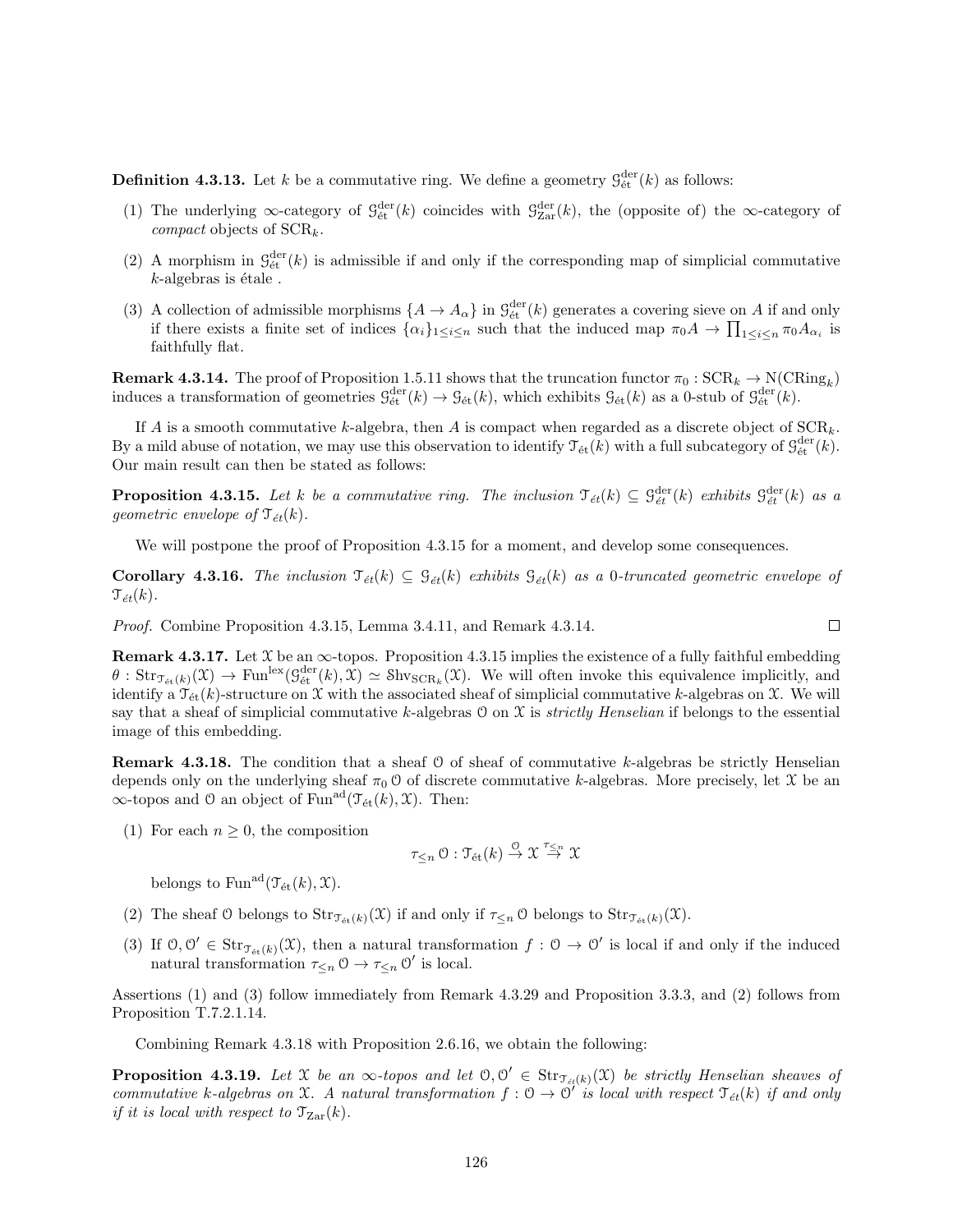**Definition 4.3.13.** Let $k$ be a commutative ring. We define a geometry $\mathcal{G}^{\mathrm{der}}_{\text{ét}}(k)$ as follows:

(1) The underlying $\infty$-category of $\mathcal{G}^{\mathrm{der}}_{\text{ét}}(k)$ coincides with $\mathcal{G}^{\mathrm{der}}_{\mathrm{Zar}}(k)$, the (opposite of) the $\infty$-category of *compact* objects of $\mathrm{SCR}_k$.

(2) A morphism in $\mathcal{G}^{\mathrm{der}}_{\text{ét}}(k)$ is admissible if and only if the corresponding map of simplicial commutative $k$-algebras is étale .

(3) A collection of admissible morphisms $\{A \to A_\alpha\}$ in $\mathcal{G}^{\mathrm{der}}_{\text{ét}}(k)$ generates a covering sieve on $A$ if and only if there exists a finite set of indices $\{\alpha_i\}_{1 \leq i \leq n}$ such that the induced map $\pi_0 A \to \prod_{1 \leq i \leq n} \pi_0 A_{\alpha_i}$ is faithfully flat.

**Remark 4.3.14.** The proof of Proposition 1.5.11 shows that the truncation functor $\pi_0 : \mathrm{SCR}_k \to \mathrm{N}(\mathrm{CRing}_k)$ induces a transformation of geometries $\mathcal{G}^{\mathrm{der}}_{\text{ét}}(k) \to \mathcal{G}_{\text{ét}}(k)$, which exhibits $\mathcal{G}_{\text{ét}}(k)$ as a 0-stub of $\mathcal{G}^{\mathrm{der}}_{\text{ét}}(k)$.

If $A$ is a smooth commutative $k$-algebra, then $A$ is compact when regarded as a discrete object of $\mathrm{SCR}_k$. By a mild abuse of notation, we may use this observation to identify $\mathcal{T}_{\text{ét}}(k)$ with a full subcategory of $\mathcal{G}^{\mathrm{der}}_{\text{ét}}(k)$. Our main result can then be stated as follows:

**Proposition 4.3.15.** *Let $k$ be a commutative ring. The inclusion $\mathcal{T}_{\acute{e}t}(k) \subseteq \mathcal{G}^{\mathrm{der}}_{\acute{e}t}(k)$ exhibits $\mathcal{G}^{\mathrm{der}}_{\acute{e}t}(k)$ as a geometric envelope of $\mathcal{T}_{\acute{e}t}(k)$.*

We will postpone the proof of Proposition 4.3.15 for a moment, and develop some consequences.

**Corollary 4.3.16.** *The inclusion $\mathcal{T}_{\acute{e}t}(k) \subseteq \mathcal{G}_{\acute{e}t}(k)$ exhibits $\mathcal{G}_{\acute{e}t}(k)$ as a 0-truncated geometric envelope of $\mathcal{T}_{\acute{e}t}(k)$.*

*Proof.* Combine Proposition 4.3.15, Lemma 3.4.11, and Remark 4.3.14. □

**Remark 4.3.17.** Let $\mathcal{X}$ be an $\infty$-topos. Proposition 4.3.15 implies the existence of a fully faithful embedding $\theta : \mathrm{Str}_{\mathcal{T}_{\text{ét}}(k)}(\mathcal{X}) \to \mathrm{Fun}^{\mathrm{lex}}(\mathcal{G}^{\mathrm{der}}_{\text{ét}}(k), \mathcal{X}) \simeq \mathrm{Shv}_{\mathrm{SCR}_k}(\mathcal{X})$. We will often invoke this equivalence implicitly, and identify a $\mathcal{T}_{\text{ét}}(k)$-structure on $\mathcal{X}$ with the associated sheaf of simplicial commutative $k$-algebras on $\mathcal{X}$. We will say that a sheaf of simplicial commutative $k$-algebras $\mathcal{O}$ on $\mathcal{X}$ is *strictly Henselian* if belongs to the essential image of this embedding.

**Remark 4.3.18.** The condition that a sheaf $\mathcal{O}$ of sheaf of commutative $k$-algebras be strictly Henselian depends only on the underlying sheaf $\pi_0 \mathcal{O}$ of discrete commutative $k$-algebras. More precisely, let $\mathcal{X}$ be an $\infty$-topos and $\mathcal{O}$ an object of $\mathrm{Fun}^{\mathrm{ad}}(\mathcal{T}_{\text{ét}}(k), \mathcal{X})$. Then:

(1) For each $n \geq 0$, the composition

$$\tau_{\leq n} \mathcal{O} : \mathcal{T}_{\text{ét}}(k) \xrightarrow{\mathcal{O}} \mathcal{X} \xrightarrow{\tau_{\leq n}} \mathcal{X}$$

belongs to $\mathrm{Fun}^{\mathrm{ad}}(\mathcal{T}_{\text{ét}}(k), \mathcal{X})$.

(2) The sheaf $\mathcal{O}$ belongs to $\mathrm{Str}_{\mathcal{T}_{\text{ét}}(k)}(\mathcal{X})$ if and only if $\tau_{\leq n} \mathcal{O}$ belongs to $\mathrm{Str}_{\mathcal{T}_{\text{ét}}(k)}(\mathcal{X})$.

(3) If $\mathcal{O}, \mathcal{O}' \in \mathrm{Str}_{\mathcal{T}_{\text{ét}}(k)}(\mathcal{X})$, then a natural transformation $f : \mathcal{O} \to \mathcal{O}'$ is local if and only if the induced natural transformation $\tau_{\leq n} \mathcal{O} \to \tau_{\leq n} \mathcal{O}'$ is local.

Assertions (1) and (3) follow immediately from Remark 4.3.29 and Proposition 3.3.3, and (2) follows from Proposition T.7.2.1.14.

Combining Remark 4.3.18 with Proposition 2.6.16, we obtain the following:

**Proposition 4.3.19.** *Let $\mathcal{X}$ be an $\infty$-topos and let $\mathcal{O}, \mathcal{O}' \in \mathrm{Str}_{\mathcal{T}_{\acute{e}t}(k)}(\mathcal{X})$ be strictly Henselian sheaves of commutative $k$-algebras on $\mathcal{X}$. A natural transformation $f : \mathcal{O} \to \mathcal{O}'$ is local with respect $\mathcal{T}_{\acute{e}t}(k)$ if and only if it is local with respect to $\mathcal{T}_{\mathrm{Zar}}(k)$.*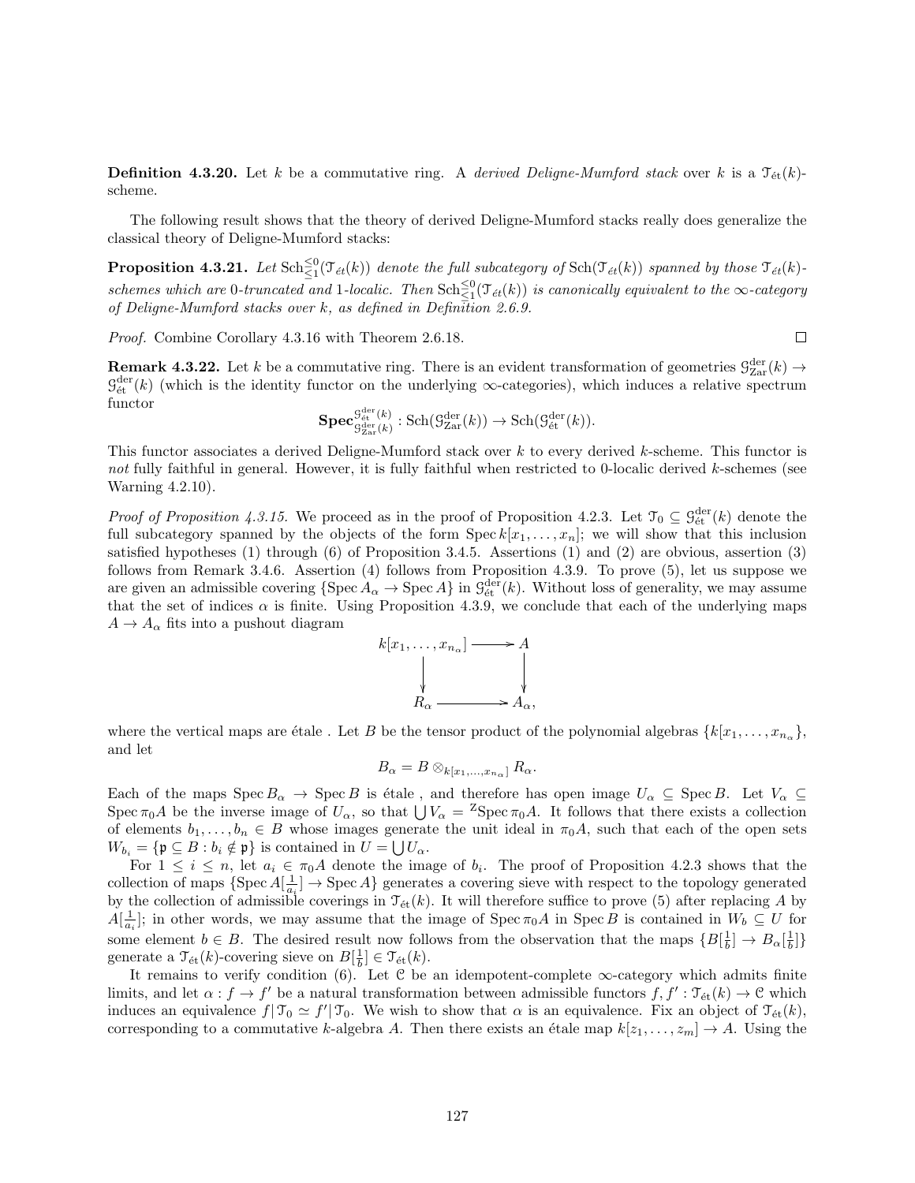**Definition 4.3.20.** Let $k$ be a commutative ring. A *derived Deligne-Mumford stack* over $k$ is a $\mathcal{T}_{\text{ét}}(k)$-scheme.

The following result shows that the theory of derived Deligne-Mumford stacks really does generalize the classical theory of Deligne-Mumford stacks:

**Proposition 4.3.21.** *Let $\mathrm{Sch}_{\leq 1}^{\leq 0}(\mathcal{T}_{\acute{e}t}(k))$ denote the full subcategory of $\mathrm{Sch}(\mathcal{T}_{\acute{e}t}(k))$ spanned by those $\mathcal{T}_{\acute{e}t}(k)$-schemes which are 0-truncated and 1-localic. Then $\mathrm{Sch}_{\leq 1}^{\leq 0}(\mathcal{T}_{\acute{e}t}(k))$ is canonically equivalent to the $\infty$-category of Deligne-Mumford stacks over $k$, as defined in Definition 2.6.9.*

*Proof.* Combine Corollary 4.3.16 with Theorem 2.6.18. □

**Remark 4.3.22.** Let $k$ be a commutative ring. There is an evident transformation of geometries $\mathcal{G}^{\text{der}}_{\text{Zar}}(k) \to \mathcal{G}^{\text{der}}_{\text{ét}}(k)$ (which is the identity functor on the underlying $\infty$-categories), which induces a relative spectrum functor

$$\mathbf{Spec}^{\mathcal{G}^{\text{der}}_{\text{ét}}(k)}_{\mathcal{G}^{\text{der}}_{\text{Zar}}(k)} : \mathrm{Sch}(\mathcal{G}^{\text{der}}_{\text{Zar}}(k)) \to \mathrm{Sch}(\mathcal{G}^{\text{der}}_{\text{ét}}(k)).$$

This functor associates a derived Deligne-Mumford stack over $k$ to every derived $k$-scheme. This functor is *not* fully faithful in general. However, it is fully faithful when restricted to 0-localic derived $k$-schemes (see Warning 4.2.10).

*Proof of Proposition 4.3.15.* We proceed as in the proof of Proposition 4.2.3. Let $\mathcal{T}_0 \subseteq \mathcal{G}^{\text{der}}_{\text{ét}}(k)$ denote the full subcategory spanned by the objects of the form $\operatorname{Spec} k[x_1, \ldots, x_n]$; we will show that this inclusion satisfied hypotheses (1) through (6) of Proposition 3.4.5. Assertions (1) and (2) are obvious, assertion (3) follows from Remark 3.4.6. Assertion (4) follows from Proposition 4.3.9. To prove (5), let us suppose we are given an admissible covering $\{\operatorname{Spec} A_\alpha \to \operatorname{Spec} A\}$ in $\mathcal{G}^{\text{der}}_{\text{ét}}(k)$. Without loss of generality, we may assume that the set of indices $\alpha$ is finite. Using Proposition 4.3.9, we conclude that each of the underlying maps $A \to A_\alpha$ fits into a pushout diagram

$$\begin{array}{ccc} k[x_1, \ldots, x_{n_\alpha}] & \longrightarrow & A \\ \downarrow & & \downarrow \\ R_\alpha & \longrightarrow & A_\alpha, \end{array}$$

where the vertical maps are étale . Let $B$ be the tensor product of the polynomial algebras $\{k[x_1, \ldots, x_{n_\alpha}\}$, and let

$$B_\alpha = B \otimes_{k[x_1, \ldots, x_{n_\alpha}]} R_\alpha.$$

Each of the maps $\operatorname{Spec} B_\alpha \to \operatorname{Spec} B$ is étale , and therefore has open image $U_\alpha \subseteq \operatorname{Spec} B$. Let $V_\alpha \subseteq \operatorname{Spec} \pi_0 A$ be the inverse image of $U_\alpha$, so that $\bigcup V_\alpha = {}^{\mathrm{Z}}\mathrm{Spec}\, \pi_0 A$. It follows that there exists a collection of elements $b_1, \ldots, b_n \in B$ whose images generate the unit ideal in $\pi_0 A$, such that each of the open sets $W_{b_i} = \{\mathfrak{p} \subseteq B : b_i \notin \mathfrak{p}\}$ is contained in $U = \bigcup U_\alpha$.

For $1 \leq i \leq n$, let $a_i \in \pi_0 A$ denote the image of $b_i$. The proof of Proposition 4.2.3 shows that the collection of maps $\{\operatorname{Spec} A[\frac{1}{a_i}] \to \operatorname{Spec} A\}$ generates a covering sieve with respect to the topology generated by the collection of admissible coverings in $\mathcal{T}_{\text{ét}}(k)$. It will therefore suffice to prove (5) after replacing $A$ by $A[\frac{1}{a_i}]$; in other words, we may assume that the image of $\operatorname{Spec} \pi_0 A$ in $\operatorname{Spec} B$ is contained in $W_b \subseteq U$ for some element $b \in B$. The desired result now follows from the observation that the maps $\{B[\frac{1}{b}] \to B_\alpha[\frac{1}{b}]\}$ generate a $\mathcal{T}_{\text{ét}}(k)$-covering sieve on $B[\frac{1}{b}] \in \mathcal{T}_{\text{ét}}(k)$.

It remains to verify condition (6). Let $\mathcal{C}$ be an idempotent-complete $\infty$-category which admits finite limits, and let $\alpha : f \to f'$ be a natural transformation between admissible functors $f, f' : \mathcal{T}_{\text{ét}}(k) \to \mathcal{C}$ which induces an equivalence $f|\mathcal{T}_0 \simeq f'|\mathcal{T}_0$. We wish to show that $\alpha$ is an equivalence. Fix an object of $\mathcal{T}_{\text{ét}}(k)$, corresponding to a commutative $k$-algebra $A$. Then there exists an étale map $k[z_1, \ldots, z_m] \to A$. Using the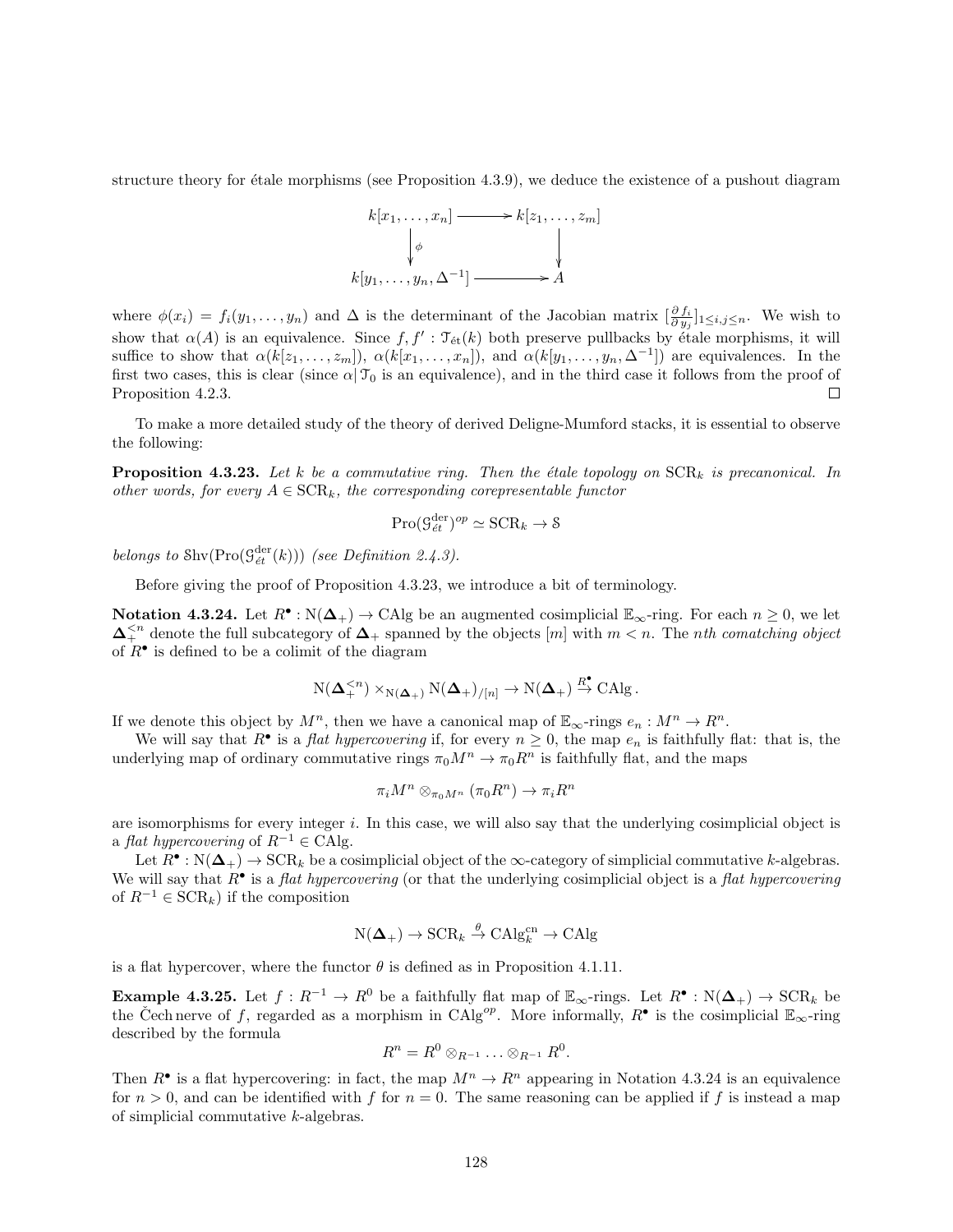structure theory for étale morphisms (see Proposition 4.3.9), we deduce the existence of a pushout diagram

$$\begin{array}{ccc} k[x_1, \ldots, x_n] & \longrightarrow & k[z_1, \ldots, z_m] \\ \Big\downarrow{\scriptstyle \phi} & & \Big\downarrow \\ k[y_1, \ldots, y_n, \Delta^{-1}] & \longrightarrow & A \end{array}$$

where $\phi(x_i) = f_i(y_1, \ldots, y_n)$ and $\Delta$ is the determinant of the Jacobian matrix $[\frac{\partial f_i}{\partial y_j}]_{1 \leq i,j \leq n}$. We wish to show that $\alpha(A)$ is an equivalence. Since $f, f' : \mathcal{T}_{\text{ét}}(k)$ both preserve pullbacks by étale morphisms, it will suffice to show that $\alpha(k[z_1, \ldots, z_m])$, $\alpha(k[x_1, \ldots, x_n])$, and $\alpha(k[y_1, \ldots, y_n, \Delta^{-1}])$ are equivalences. In the first two cases, this is clear (since $\alpha | \mathcal{T}_0$ is an equivalence), and in the third case it follows from the proof of Proposition 4.2.3. □

To make a more detailed study of the theory of derived Deligne-Mumford stacks, it is essential to observe the following:

**Proposition 4.3.23.** *Let $k$ be a commutative ring. Then the étale topology on $\mathrm{SCR}_k$ is precanonical. In other words, for every $A \in \mathrm{SCR}_k$, the corresponding corepresentable functor*

$$\mathrm{Pro}(\mathcal{G}^{\mathrm{der}}_{\acute{e}t})^{op} \simeq \mathrm{SCR}_k \to \mathcal{S}$$

*belongs to $\mathrm{Shv}(\mathrm{Pro}(\mathcal{G}^{\mathrm{der}}_{\acute{e}t}(k)))$ (see Definition 2.4.3).*

Before giving the proof of Proposition 4.3.23, we introduce a bit of terminology.

**Notation 4.3.24.** Let $R^\bullet : \mathrm{N}(\mathbf{\Delta}_+) \to \mathrm{CAlg}$ be an augmented cosimplicial $\mathbb{E}_\infty$-ring. For each $n \geq 0$, we let $\mathbf{\Delta}_+^{<n}$ denote the full subcategory of $\mathbf{\Delta}_+$ spanned by the objects $[m]$ with $m < n$. The *nth comatching object* of $R^\bullet$ is defined to be a colimit of the diagram

$$\mathrm{N}(\mathbf{\Delta}_+^{<n}) \times_{\mathrm{N}(\mathbf{\Delta}_+)} \mathrm{N}(\mathbf{\Delta}_+)_{/[n]} \to \mathrm{N}(\mathbf{\Delta}_+) \xrightarrow{R^\bullet} \mathrm{CAlg}\,.$$

If we denote this object by $M^n$, then we have a canonical map of $\mathbb{E}_\infty$-rings $e_n : M^n \to R^n$.

We will say that $R^\bullet$ is a *flat hypercovering* if, for every $n \geq 0$, the map $e_n$ is faithfully flat: that is, the underlying map of ordinary commutative rings $\pi_0 M^n \to \pi_0 R^n$ is faithfully flat, and the maps

$$\pi_i M^n \otimes_{\pi_0 M^n} (\pi_0 R^n) \to \pi_i R^n$$

are isomorphisms for every integer $i$. In this case, we will also say that the underlying cosimplicial object is a *flat hypercovering* of $R^{-1} \in \mathrm{CAlg}$.

Let $R^\bullet : \mathrm{N}(\mathbf{\Delta}_+) \to \mathrm{SCR}_k$ be a cosimplicial object of the $\infty$-category of simplicial commutative $k$-algebras. We will say that $R^\bullet$ is a *flat hypercovering* (or that the underlying cosimplicial object is a *flat hypercovering* of $R^{-1} \in \mathrm{SCR}_k$) if the composition

$$\mathrm{N}(\mathbf{\Delta}_+) \to \mathrm{SCR}_k \xrightarrow{\theta} \mathrm{CAlg}^{\mathrm{cn}}_k \to \mathrm{CAlg}$$

is a flat hypercover, where the functor $\theta$ is defined as in Proposition 4.1.11.

**Example 4.3.25.** Let $f : R^{-1} \to R^0$ be a faithfully flat map of $\mathbb{E}_\infty$-rings. Let $R^\bullet : \mathrm{N}(\mathbf{\Delta}_+) \to \mathrm{SCR}_k$ be the Čech nerve of $f$, regarded as a morphism in $\mathrm{CAlg}^{op}$. More informally, $R^\bullet$ is the cosimplicial $\mathbb{E}_\infty$-ring described by the formula

$$R^n = R^0 \otimes_{R^{-1}} \ldots \otimes_{R^{-1}} R^0.$$

Then $R^\bullet$ is a flat hypercovering: in fact, the map $M^n \to R^n$ appearing in Notation 4.3.24 is an equivalence for $n > 0$, and can be identified with $f$ for $n = 0$. The same reasoning can be applied if $f$ is instead a map of simplicial commutative $k$-algebras.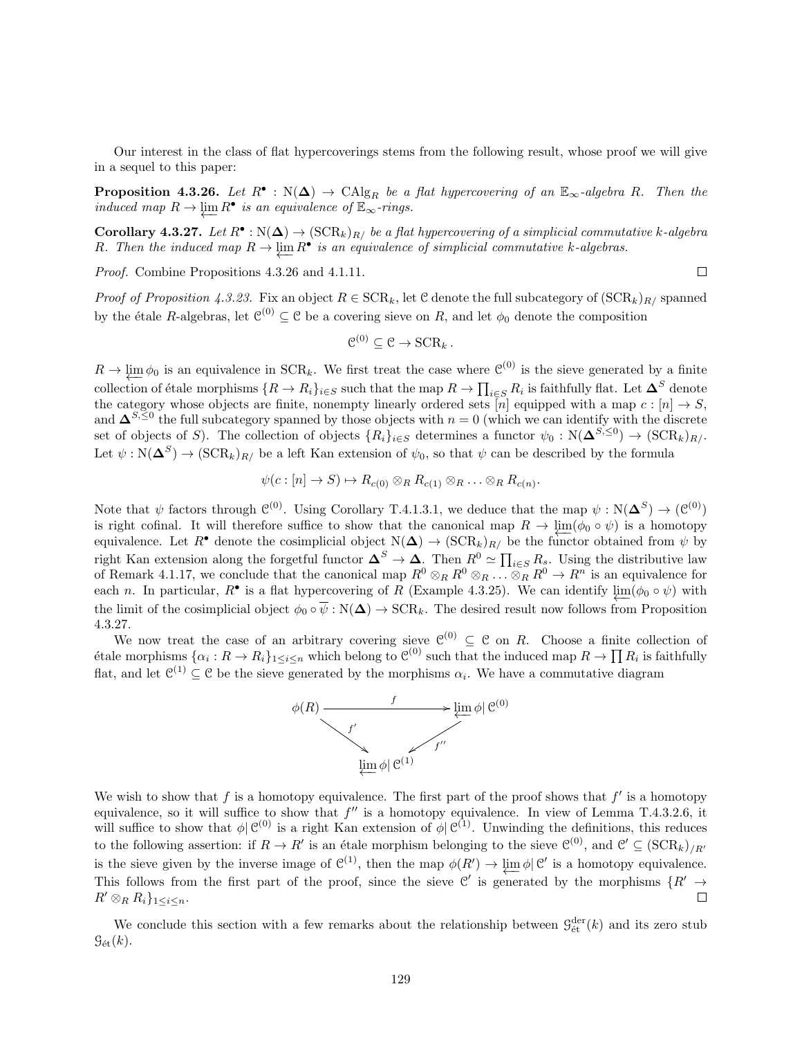Our interest in the class of flat hypercoverings stems from the following result, whose proof we will give in a sequel to this paper:

**Proposition 4.3.26.** *Let $R^\bullet : \mathrm{N}(\mathbf{\Delta}) \to \mathrm{CAlg}_R$ be a flat hypercovering of an $\mathbb{E}_\infty$-algebra $R$. Then the induced map $R \to \varprojlim R^\bullet$ is an equivalence of $\mathbb{E}_\infty$-rings.*

**Corollary 4.3.27.** *Let $R^\bullet : \mathrm{N}(\mathbf{\Delta}) \to (\mathrm{SCR}_k)_{R/}$ be a flat hypercovering of a simplicial commutative $k$-algebra $R$. Then the induced map $R \to \varprojlim R^\bullet$ is an equivalence of simplicial commutative $k$-algebras.*

*Proof.* Combine Propositions 4.3.26 and 4.1.11. □

*Proof of Proposition 4.3.23.* Fix an object $R \in \mathrm{SCR}_k$, let $\mathcal{C}$ denote the full subcategory of $(\mathrm{SCR}_k)_{R/}$ spanned by the étale $R$-algebras, let $\mathcal{C}^{(0)} \subseteq \mathcal{C}$ be a covering sieve on $R$, and let $\phi_0$ denote the composition

$$\mathcal{C}^{(0)} \subseteq \mathcal{C} \to \mathrm{SCR}_k .$$

$R \to \varprojlim \phi_0$ is an equivalence in $\mathrm{SCR}_k$. We first treat the case where $\mathcal{C}^{(0)}$ is the sieve generated by a finite collection of étale morphisms $\{R \to R_i\}_{i \in S}$ such that the map $R \to \prod_{i \in S} R_i$ is faithfully flat. Let $\mathbf{\Delta}^S$ denote the category whose objects are finite, nonempty linearly ordered sets $[n]$ equipped with a map $c : [n] \to S$, and $\mathbf{\Delta}^{S, \leq 0}$ the full subcategory spanned by those objects with $n = 0$ (which we can identify with the discrete set of objects of $S$). The collection of objects $\{R_i\}_{i \in S}$ determines a functor $\psi_0 : \mathrm{N}(\mathbf{\Delta}^{S,\leq 0}) \to (\mathrm{SCR}_k)_{R/}$. Let $\psi : \mathrm{N}(\mathbf{\Delta}^S) \to (\mathrm{SCR}_k)_{R/}$ be a left Kan extension of $\psi_0$, so that $\psi$ can be described by the formula

$$\psi(c : [n] \to S) \mapsto R_{c(0)} \otimes_R R_{c(1)} \otimes_R \ldots \otimes_R R_{c(n)}.$$

Note that $\psi$ factors through $\mathcal{C}^{(0)}$. Using Corollary T.4.1.3.1, we deduce that the map $\psi : \mathrm{N}(\mathbf{\Delta}^S) \to (\mathcal{C}^{(0)})$ is right cofinal. It will therefore suffice to show that the canonical map $R \to \varprojlim(\phi_0 \circ \psi)$ is a homotopy equivalence. Let $R^\bullet$ denote the cosimplicial object $\mathrm{N}(\mathbf{\Delta}) \to (\mathrm{SCR}_k)_{R/}$ be the functor obtained from $\psi$ by right Kan extension along the forgetful functor $\mathbf{\Delta}^S \to \mathbf{\Delta}$. Then $R^0 \simeq \prod_{i \in S} R_s$. Using the distributive law of Remark 4.1.17, we conclude that the canonical map $R^0 \otimes_R R^0 \otimes_R \ldots \otimes_R R^0 \to R^n$ is an equivalence for each $n$. In particular, $R^\bullet$ is a flat hypercovering of $R$ (Example 4.3.25). We can identify $\varprojlim(\phi_0 \circ \psi)$ with the limit of the cosimplicial object $\phi_0 \circ \overline{\psi} : \mathrm{N}(\mathbf{\Delta}) \to \mathrm{SCR}_k$. The desired result now follows from Proposition 4.3.27.

We now treat the case of an arbitrary covering sieve $\mathcal{C}^{(0)} \subseteq \mathcal{C}$ on $R$. Choose a finite collection of étale morphisms $\{\alpha_i : R \to R_i\}_{1 \leq i \leq n}$ which belong to $\mathcal{C}^{(0)}$ such that the induced map $R \to \prod R_i$ is faithfully flat, and let $\mathcal{C}^{(1)} \subseteq \mathcal{C}$ be the sieve generated by the morphisms $\alpha_i$. We have a commutative diagram

$$\begin{array}{ccc} \phi(R) & \xrightarrow{f} & \varprojlim \phi| \, \mathcal{C}^{(0)} \\ & {\scriptstyle f'} \searrow \quad \swarrow {\scriptstyle f''} & \\ & \varprojlim \phi| \, \mathcal{C}^{(1)} & \end{array}$$

We wish to show that $f$ is a homotopy equivalence. The first part of the proof shows that $f'$ is a homotopy equivalence, so it will suffice to show that $f''$ is a homotopy equivalence. In view of Lemma T.4.3.2.6, it will suffice to show that $\phi| \, \mathcal{C}^{(0)}$ is a right Kan extension of $\phi| \, \mathcal{C}^{(1)}$. Unwinding the definitions, this reduces to the following assertion: if $R \to R'$ is an étale morphism belonging to the sieve $\mathcal{C}^{(0)}$, and $\mathcal{C}' \subseteq (\mathrm{SCR}_k)_{/R'}$ is the sieve given by the inverse image of $\mathcal{C}^{(1)}$, then the map $\phi(R') \to \varprojlim \phi| \, \mathcal{C}'$ is a homotopy equivalence. This follows from the first part of the proof, since the sieve $\mathcal{C}'$ is generated by the morphisms $\{R' \to R' \otimes_R R_i\}_{1 \leq i \leq n}$. □

We conclude this section with a few remarks about the relationship between $\mathcal{G}^{\mathrm{der}}_{\mathrm{\acute{e}t}}(k)$ and its zero stub $\mathcal{G}_{\mathrm{\acute{e}t}}(k)$.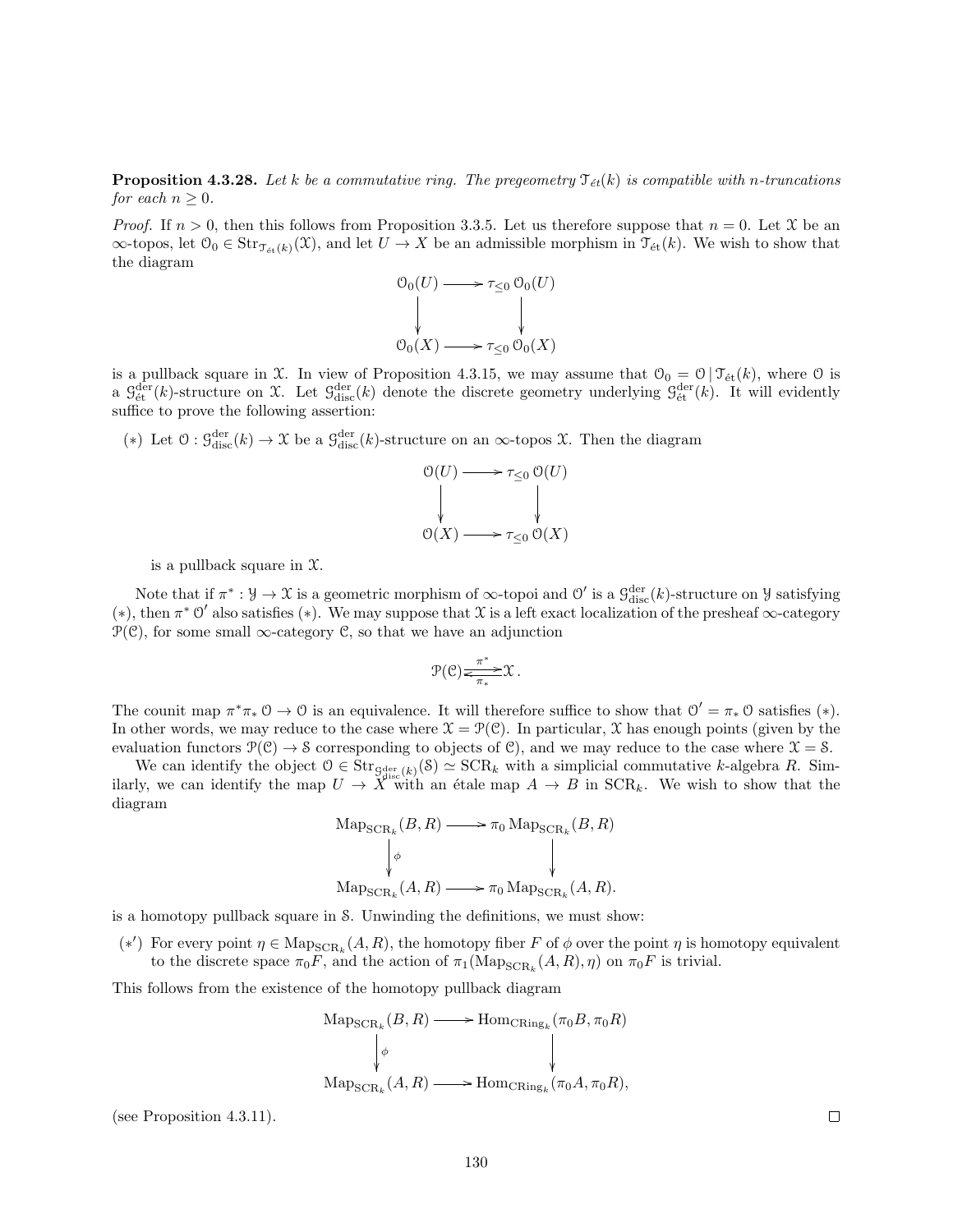**Proposition 4.3.28.** *Let $k$ be a commutative ring. The pregeometry $\mathcal{T}_{ét}(k)$ is compatible with $n$-truncations for each $n \geq 0$.*

*Proof.* If $n > 0$, then this follows from Proposition 3.3.5. Let us therefore suppose that $n = 0$. Let $\mathcal{X}$ be an $\infty$-topos, let $\mathcal{O}_0 \in \mathrm{Str}_{\mathcal{T}_{ét}(k)}(\mathcal{X})$, and let $U \to X$ be an admissible morphism in $\mathcal{T}_{ét}(k)$. We wish to show that the diagram

$$\begin{array}{ccc} \mathcal{O}_0(U) & \longrightarrow & \tau_{\leq 0}\,\mathcal{O}_0(U) \\ \downarrow & & \downarrow \\ \mathcal{O}_0(X) & \longrightarrow & \tau_{\leq 0}\,\mathcal{O}_0(X) \end{array}$$

is a pullback square in $\mathcal{X}$. In view of Proposition 4.3.15, we may assume that $\mathcal{O}_0 = \mathcal{O}\,|\,\mathcal{T}_{ét}(k)$, where $\mathcal{O}$ is a $\mathcal{G}^{\mathrm{der}}_{ét}(k)$-structure on $\mathcal{X}$. Let $\mathcal{G}^{\mathrm{der}}_{\mathrm{disc}}(k)$ denote the discrete geometry underlying $\mathcal{G}^{\mathrm{der}}_{ét}(k)$. It will evidently suffice to prove the following assertion:

$(*)$ Let $\mathcal{O} : \mathcal{G}^{\mathrm{der}}_{\mathrm{disc}}(k) \to \mathcal{X}$ be a $\mathcal{G}^{\mathrm{der}}_{\mathrm{disc}}(k)$-structure on an $\infty$-topos $\mathcal{X}$. Then the diagram

$$\begin{array}{ccc} \mathcal{O}(U) & \longrightarrow & \tau_{\leq 0}\,\mathcal{O}(U) \\ \downarrow & & \downarrow \\ \mathcal{O}(X) & \longrightarrow & \tau_{\leq 0}\,\mathcal{O}(X) \end{array}$$

is a pullback square in $\mathcal{X}$.

Note that if $\pi^* : \mathcal{Y} \to \mathcal{X}$ is a geometric morphism of $\infty$-topoi and $\mathcal{O}'$ is a $\mathcal{G}^{\mathrm{der}}_{\mathrm{disc}}(k)$-structure on $\mathcal{Y}$ satisfying $(*)$, then $\pi^*\,\mathcal{O}'$ also satisfies $(*)$. We may suppose that $\mathcal{X}$ is a left exact localization of the presheaf $\infty$-category $\mathcal{P}(\mathcal{C})$, for some small $\infty$-category $\mathcal{C}$, so that we have an adjunction

$$\mathcal{P}(\mathcal{C}) \underset{\pi_*}{\overset{\pi^*}{\rightleftarrows}} \mathcal{X}\,.$$

The counit map $\pi^*\pi_*\,\mathcal{O} \to \mathcal{O}$ is an equivalence. It will therefore suffice to show that $\mathcal{O}' = \pi_*\,\mathcal{O}$ satisfies $(*)$. In other words, we may reduce to the case where $\mathcal{X} = \mathcal{P}(\mathcal{C})$. In particular, $\mathcal{X}$ has enough points (given by the evaluation functors $\mathcal{P}(\mathcal{C}) \to \mathcal{S}$ corresponding to objects of $\mathcal{C}$), and we may reduce to the case where $\mathcal{X} = \mathcal{S}$.

We can identify the object $\mathcal{O} \in \mathrm{Str}_{\mathcal{G}^{\mathrm{der}}_{\mathrm{disc}}(k)}(\mathcal{S}) \simeq \mathrm{SCR}_k$ with a simplicial commutative $k$-algebra $R$. Similarly, we can identify the map $U \to X$ with an étale map $A \to B$ in $\mathrm{SCR}_k$. We wish to show that the diagram

$$\begin{array}{ccc} \mathrm{Map}_{\mathrm{SCR}_k}(B, R) & \longrightarrow & \pi_0\,\mathrm{Map}_{\mathrm{SCR}_k}(B, R) \\ \downarrow{\scriptstyle\phi} & & \downarrow \\ \mathrm{Map}_{\mathrm{SCR}_k}(A, R) & \longrightarrow & \pi_0\,\mathrm{Map}_{\mathrm{SCR}_k}(A, R). \end{array}$$

is a homotopy pullback square in $\mathcal{S}$. Unwinding the definitions, we must show:

$(*')$ For every point $\eta \in \mathrm{Map}_{\mathrm{SCR}_k}(A, R)$, the homotopy fiber $F$ of $\phi$ over the point $\eta$ is homotopy equivalent to the discrete space $\pi_0 F$, and the action of $\pi_1(\mathrm{Map}_{\mathrm{SCR}_k}(A, R), \eta)$ on $\pi_0 F$ is trivial.

This follows from the existence of the homotopy pullback diagram

$$\begin{array}{ccc} \mathrm{Map}_{\mathrm{SCR}_k}(B, R) & \longrightarrow & \mathrm{Hom}_{\mathrm{CRing}_k}(\pi_0 B, \pi_0 R) \\ \downarrow{\scriptstyle\phi} & & \downarrow \\ \mathrm{Map}_{\mathrm{SCR}_k}(A, R) & \longrightarrow & \mathrm{Hom}_{\mathrm{CRing}_k}(\pi_0 A, \pi_0 R), \end{array}$$

(see Proposition 4.3.11). $\square$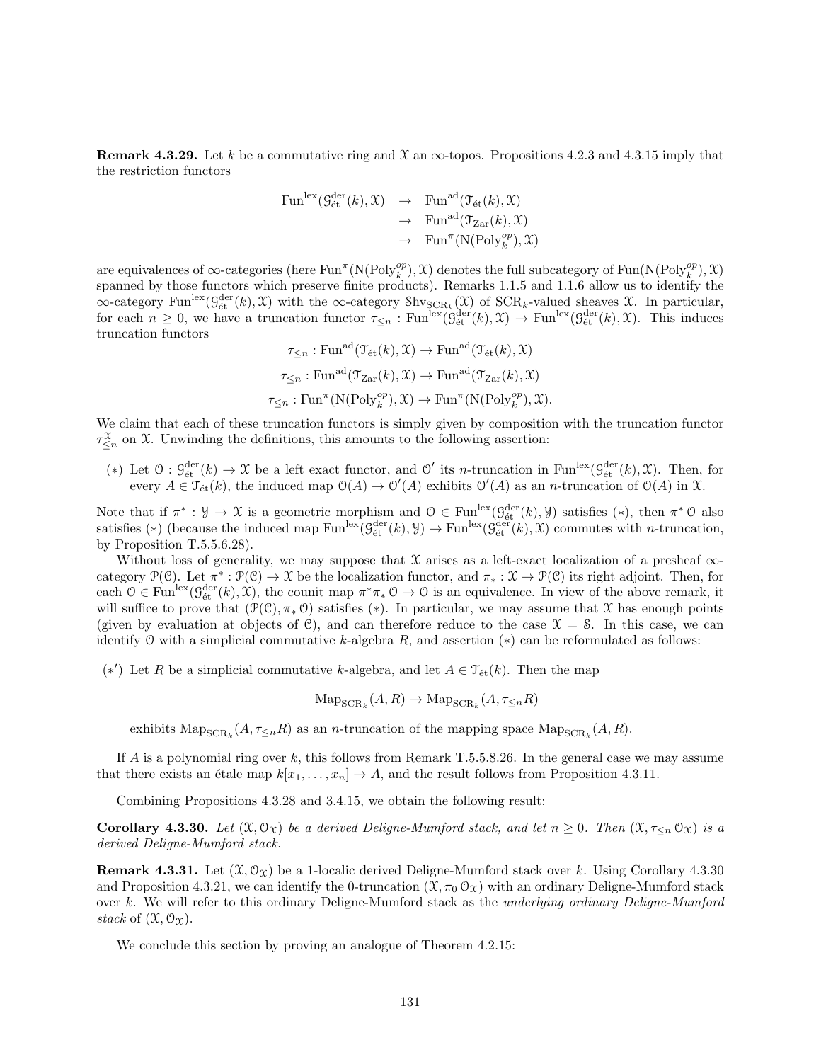**Remark 4.3.29.** Let $k$ be a commutative ring and $\mathcal{X}$ an $\infty$-topos. Propositions 4.2.3 and 4.3.15 imply that the restriction functors

$$\begin{array}{rcl} \mathrm{Fun}^{\mathrm{lex}}(\mathcal{G}^{\mathrm{der}}_{\text{ét}}(k), \mathcal{X}) & \to & \mathrm{Fun}^{\mathrm{ad}}(\mathcal{T}_{\text{ét}}(k), \mathcal{X}) \\ & \to & \mathrm{Fun}^{\mathrm{ad}}(\mathcal{T}_{\mathrm{Zar}}(k), \mathcal{X}) \\ & \to & \mathrm{Fun}^{\pi}(\mathrm{N}(\mathrm{Poly}_k^{op}), \mathcal{X}) \end{array}$$

are equivalences of $\infty$-categories (here $\mathrm{Fun}^{\pi}(\mathrm{N}(\mathrm{Poly}_k^{op}), \mathcal{X})$ denotes the full subcategory of $\mathrm{Fun}(\mathrm{N}(\mathrm{Poly}_k^{op}), \mathcal{X})$ spanned by those functors which preserve finite products). Remarks 1.1.5 and 1.1.6 allow us to identify the $\infty$-category $\mathrm{Fun}^{\mathrm{lex}}(\mathcal{G}^{\mathrm{der}}_{\text{ét}}(k), \mathcal{X})$ with the $\infty$-category $\mathcal{S}\mathrm{hv}_{\mathrm{SCR}_k}(\mathcal{X})$ of $\mathrm{SCR}_k$-valued sheaves $\mathcal{X}$. In particular, for each $n \geq 0$, we have a truncation functor $\tau_{\leq n} : \mathrm{Fun}^{\mathrm{lex}}(\mathcal{G}^{\mathrm{der}}_{\text{ét}}(k), \mathcal{X}) \to \mathrm{Fun}^{\mathrm{lex}}(\mathcal{G}^{\mathrm{der}}_{\text{ét}}(k), \mathcal{X})$. This induces truncation functors

$$\tau_{\leq n} : \mathrm{Fun}^{\mathrm{ad}}(\mathcal{T}_{\text{ét}}(k), \mathcal{X}) \to \mathrm{Fun}^{\mathrm{ad}}(\mathcal{T}_{\text{ét}}(k), \mathcal{X})$$

$$\tau_{\leq n} : \mathrm{Fun}^{\mathrm{ad}}(\mathcal{T}_{\mathrm{Zar}}(k), \mathcal{X}) \to \mathrm{Fun}^{\mathrm{ad}}(\mathcal{T}_{\mathrm{Zar}}(k), \mathcal{X})$$

$$\tau_{\leq n} : \mathrm{Fun}^{\pi}(\mathrm{N}(\mathrm{Poly}_k^{op}), \mathcal{X}) \to \mathrm{Fun}^{\pi}(\mathrm{N}(\mathrm{Poly}_k^{op}), \mathcal{X}).$$

We claim that each of these truncation functors is simply given by composition with the truncation functor $\tau^{\mathcal{X}}_{\leq n}$ on $\mathcal{X}$. Unwinding the definitions, this amounts to the following assertion:

(∗) Let $\mathcal{O} : \mathcal{G}^{\mathrm{der}}_{\text{ét}}(k) \to \mathcal{X}$ be a left exact functor, and $\mathcal{O}'$ its $n$-truncation in $\mathrm{Fun}^{\mathrm{lex}}(\mathcal{G}^{\mathrm{der}}_{\text{ét}}(k), \mathcal{X})$. Then, for every $A \in \mathcal{T}_{\text{ét}}(k)$, the induced map $\mathcal{O}(A) \to \mathcal{O}'(A)$ exhibits $\mathcal{O}'(A)$ as an $n$-truncation of $\mathcal{O}(A)$ in $\mathcal{X}$.

Note that if $\pi^* : \mathcal{Y} \to \mathcal{X}$ is a geometric morphism and $\mathcal{O} \in \mathrm{Fun}^{\mathrm{lex}}(\mathcal{G}^{\mathrm{der}}_{\text{ét}}(k), \mathcal{Y})$ satisfies (∗), then $\pi^* \mathcal{O}$ also satisfies (∗) (because the induced map $\mathrm{Fun}^{\mathrm{lex}}(\mathcal{G}^{\mathrm{der}}_{\text{ét}}(k), \mathcal{Y}) \to \mathrm{Fun}^{\mathrm{lex}}(\mathcal{G}^{\mathrm{der}}_{\text{ét}}(k), \mathcal{X})$ commutes with $n$-truncation, by Proposition T.5.5.6.28).

Without loss of generality, we may suppose that $\mathcal{X}$ arises as a left-exact localization of a presheaf $\infty$-category $\mathcal{P}(\mathcal{C})$. Let $\pi^* : \mathcal{P}(\mathcal{C}) \to \mathcal{X}$ be the localization functor, and $\pi_* : \mathcal{X} \to \mathcal{P}(\mathcal{C})$ its right adjoint. Then, for each $\mathcal{O} \in \mathrm{Fun}^{\mathrm{lex}}(\mathcal{G}^{\mathrm{der}}_{\text{ét}}(k), \mathcal{X})$, the counit map $\pi^* \pi_* \mathcal{O} \to \mathcal{O}$ is an equivalence. In view of the above remark, it will suffice to prove that $(\mathcal{P}(\mathcal{C}), \pi_* \mathcal{O})$ satisfies (∗). In particular, we may assume that $\mathcal{X}$ has enough points (given by evaluation at objects of $\mathcal{C}$), and can therefore reduce to the case $\mathcal{X} = \mathcal{S}$. In this case, we can identify $\mathcal{O}$ with a simplicial commutative $k$-algebra $R$, and assertion (∗) can be reformulated as follows:

(∗′) Let $R$ be a simplicial commutative $k$-algebra, and let $A \in \mathcal{T}_{\text{ét}}(k)$. Then the map

$$\mathrm{Map}_{\mathrm{SCR}_k}(A, R) \to \mathrm{Map}_{\mathrm{SCR}_k}(A, \tau_{\leq n} R)$$

exhibits $\mathrm{Map}_{\mathrm{SCR}_k}(A, \tau_{\leq n} R)$ as an $n$-truncation of the mapping space $\mathrm{Map}_{\mathrm{SCR}_k}(A, R)$.

If $A$ is a polynomial ring over $k$, this follows from Remark T.5.5.8.26. In the general case we may assume that there exists an étale map $k[x_1, \ldots, x_n] \to A$, and the result follows from Proposition 4.3.11.

Combining Propositions 4.3.28 and 3.4.15, we obtain the following result:

**Corollary 4.3.30.** *Let $(\mathcal{X}, \mathcal{O}_{\mathcal{X}})$ be a derived Deligne-Mumford stack, and let $n \geq 0$. Then $(\mathcal{X}, \tau_{\leq n} \mathcal{O}_{\mathcal{X}})$ is a derived Deligne-Mumford stack.*

**Remark 4.3.31.** Let $(\mathcal{X}, \mathcal{O}_{\mathcal{X}})$ be a 1-localic derived Deligne-Mumford stack over $k$. Using Corollary 4.3.30 and Proposition 4.3.21, we can identify the 0-truncation $(\mathcal{X}, \pi_0 \mathcal{O}_{\mathcal{X}})$ with an ordinary Deligne-Mumford stack over $k$. We will refer to this ordinary Deligne-Mumford stack as the *underlying ordinary Deligne-Mumford stack* of $(\mathcal{X}, \mathcal{O}_{\mathcal{X}})$.

We conclude this section by proving an analogue of Theorem 4.2.15: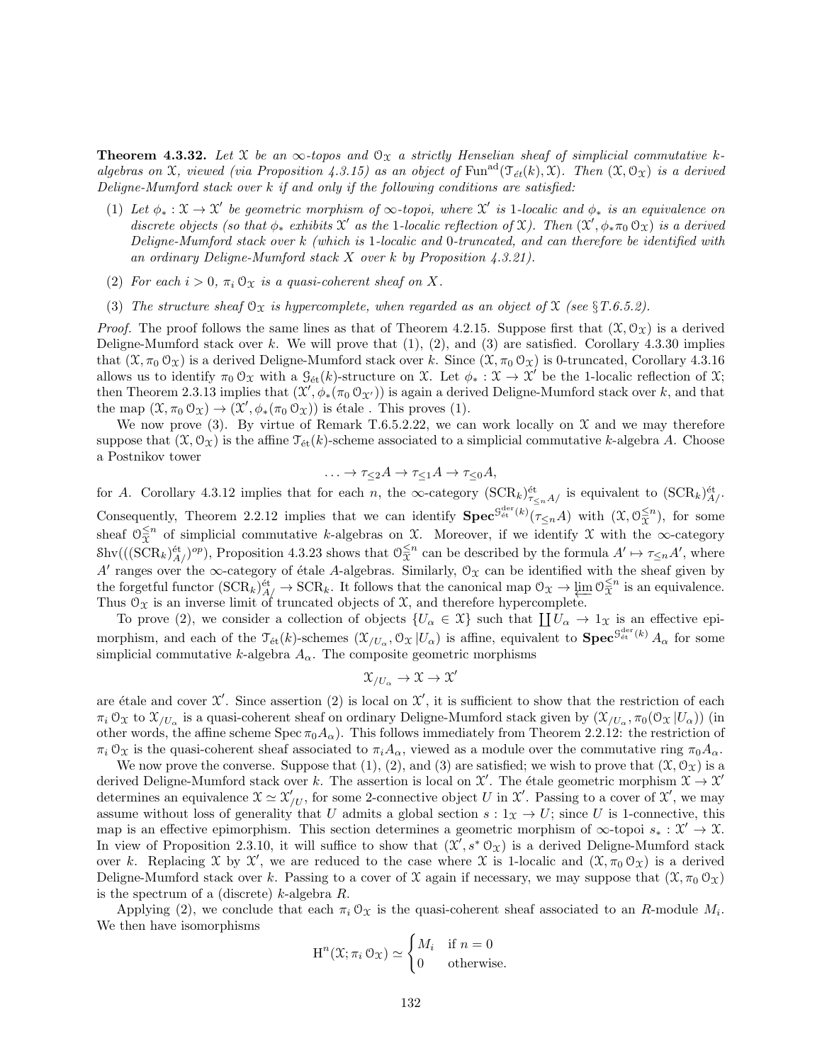**Theorem 4.3.32.** *Let $\mathcal{X}$ be an $\infty$-topos and $\mathcal{O}_{\mathcal{X}}$ a strictly Henselian sheaf of simplicial commutative $k$-algebras on $\mathcal{X}$, viewed (via Proposition 4.3.15) as an object of $\mathrm{Fun}^{\mathrm{ad}}(\mathcal{T}_{\acute{e}t}(k), \mathcal{X})$. Then $(\mathcal{X}, \mathcal{O}_{\mathcal{X}})$ is a derived Deligne-Mumford stack over $k$ if and only if the following conditions are satisfied:*

1. *Let $\phi_* : \mathcal{X} \to \mathcal{X}'$ be geometric morphism of $\infty$-topoi, where $\mathcal{X}'$ is 1-localic and $\phi_*$ is an equivalence on discrete objects (so that $\phi_*$ exhibits $\mathcal{X}'$ as the 1-localic reflection of $\mathcal{X}$). Then $(\mathcal{X}', \phi_* \pi_0 \mathcal{O}_{\mathcal{X}})$ is a derived Deligne-Mumford stack over $k$ (which is 1-localic and 0-truncated, and can therefore be identified with an ordinary Deligne-Mumford stack $X$ over $k$ by Proposition 4.3.21).*
2. *For each $i > 0$, $\pi_i \mathcal{O}_{\mathcal{X}}$ is a quasi-coherent sheaf on $X$.*
3. *The structure sheaf $\mathcal{O}_{\mathcal{X}}$ is hypercomplete, when regarded as an object of $\mathcal{X}$ (see § T.6.5.2).*

*Proof.* The proof follows the same lines as that of Theorem 4.2.15. Suppose first that $(\mathcal{X}, \mathcal{O}_{\mathcal{X}})$ is a derived Deligne-Mumford stack over $k$. We will prove that (1), (2), and (3) are satisfied. Corollary 4.3.30 implies that $(\mathcal{X}, \pi_0 \mathcal{O}_{\mathcal{X}})$ is a derived Deligne-Mumford stack over $k$. Since $(\mathcal{X}, \pi_0 \mathcal{O}_{\mathcal{X}})$ is 0-truncated, Corollary 4.3.16 allows us to identify $\pi_0 \mathcal{O}_{\mathcal{X}}$ with a $\mathcal{G}_{\acute{e}t}(k)$-structure on $\mathcal{X}$. Let $\phi_* : \mathcal{X} \to \mathcal{X}'$ be the 1-localic reflection of $\mathcal{X}$; then Theorem 2.3.13 implies that $(\mathcal{X}', \phi_*(\pi_0 \mathcal{O}_{\mathcal{X}'}))$ is again a derived Deligne-Mumford stack over $k$, and that the map $(\mathcal{X}, \pi_0 \mathcal{O}_{\mathcal{X}}) \to (\mathcal{X}', \phi_*(\pi_0 \mathcal{O}_{\mathcal{X}}))$ is étale . This proves (1).

We now prove (3). By virtue of Remark T.6.5.2.22, we can work locally on $\mathcal{X}$ and we may therefore suppose that $(\mathcal{X}, \mathcal{O}_{\mathcal{X}})$ is the affine $\mathcal{T}_{\acute{e}t}(k)$-scheme associated to a simplicial commutative $k$-algebra $A$. Choose a Postnikov tower

$$\ldots \to \tau_{\leq 2} A \to \tau_{\leq 1} A \to \tau_{\leq 0} A,$$

for $A$. Corollary 4.3.12 implies that for each $n$, the $\infty$-category $(\mathrm{SCR}_k)^{\acute{e}t}_{\tau_{\leq n} A/}$ is equivalent to $(\mathrm{SCR}_k)^{\acute{e}t}_{A/}$. Consequently, Theorem 2.2.12 implies that we can identify $\mathbf{Spec}^{\mathcal{G}^{\mathrm{der}}_{\acute{e}t}(k)}(\tau_{\leq n} A)$ with $(\mathcal{X}, \mathcal{O}^{\leq n}_{\mathcal{X}})$, for some sheaf $\mathcal{O}^{\leq n}_{\mathcal{X}}$ of simplicial commutative $k$-algebras on $\mathcal{X}$. Moreover, if we identify $\mathcal{X}$ with the $\infty$-category $\mathcal{S}\mathrm{hv}(((\mathrm{SCR}_k)^{\acute{e}t}_{A/})^{op})$, Proposition 4.3.23 shows that $\mathcal{O}^{\leq n}_{\mathcal{X}}$ can be described by the formula $A' \mapsto \tau_{\leq n} A'$, where $A'$ ranges over the $\infty$-category of étale $A$-algebras. Similarly, $\mathcal{O}_{\mathcal{X}}$ can be identified with the sheaf given by the forgetful functor $(\mathrm{SCR}_k)^{\acute{e}t}_{A/} \to \mathrm{SCR}_k$. It follows that the canonical map $\mathcal{O}_{\mathcal{X}} \to \varprojlim \mathcal{O}^{\leq n}_{\mathcal{X}}$ is an equivalence. Thus $\mathcal{O}_{\mathcal{X}}$ is an inverse limit of truncated objects of $\mathcal{X}$, and therefore hypercomplete.

To prove (2), we consider a collection of objects $\{U_\alpha \in \mathcal{X}\}$ such that $\coprod U_\alpha \to 1_{\mathcal{X}}$ is an effective epimorphism, and each of the $\mathcal{T}_{\acute{e}t}(k)$-schemes $(\mathcal{X}_{/U_\alpha}, \mathcal{O}_{\mathcal{X}} | U_\alpha)$ is affine, equivalent to $\mathbf{Spec}^{\mathcal{G}^{\mathrm{der}}_{\acute{e}t}(k)} A_\alpha$ for some simplicial commutative $k$-algebra $A_\alpha$. The composite geometric morphisms

$$\mathcal{X}_{/U_\alpha} \to \mathcal{X} \to \mathcal{X}'$$

are étale and cover $\mathcal{X}'$. Since assertion (2) is local on $\mathcal{X}'$, it is sufficient to show that the restriction of each $\pi_i \mathcal{O}_{\mathcal{X}}$ to $\mathcal{X}_{/U_\alpha}$ is a quasi-coherent sheaf on ordinary Deligne-Mumford stack given by $(\mathcal{X}_{/U_\alpha}, \pi_0(\mathcal{O}_{\mathcal{X}} | U_\alpha))$ (in other words, the affine scheme $\mathrm{Spec}\, \pi_0 A_\alpha$). This follows immediately from Theorem 2.2.12: the restriction of $\pi_i \mathcal{O}_{\mathcal{X}}$ is the quasi-coherent sheaf associated to $\pi_i A_\alpha$, viewed as a module over the commutative ring $\pi_0 A_\alpha$.

We now prove the converse. Suppose that (1), (2), and (3) are satisfied; we wish to prove that $(\mathcal{X}, \mathcal{O}_{\mathcal{X}})$ is a derived Deligne-Mumford stack over $k$. The assertion is local on $\mathcal{X}'$. The étale geometric morphism $\mathcal{X} \to \mathcal{X}'$ determines an equivalence $\mathcal{X} \simeq \mathcal{X}'_{/U}$, for some 2-connective object $U$ in $\mathcal{X}'$. Passing to a cover of $\mathcal{X}'$, we may assume without loss of generality that $U$ admits a global section $s : 1_{\mathcal{X}} \to U$; since $U$ is 1-connective, this map is an effective epimorphism. This section determines a geometric morphism of $\infty$-topoi $s_* : \mathcal{X}' \to \mathcal{X}$. In view of Proposition 2.3.10, it will suffice to show that $(\mathcal{X}', s^* \mathcal{O}_{\mathcal{X}})$ is a derived Deligne-Mumford stack over $k$. Replacing $\mathcal{X}$ by $\mathcal{X}'$, we are reduced to the case where $\mathcal{X}$ is 1-localic and $(\mathcal{X}, \pi_0 \mathcal{O}_{\mathcal{X}})$ is a derived Deligne-Mumford stack over $k$. Passing to a cover of $\mathcal{X}$ again if necessary, we may suppose that $(\mathcal{X}, \pi_0 \mathcal{O}_{\mathcal{X}})$ is the spectrum of a (discrete) $k$-algebra $R$.

Applying (2), we conclude that each $\pi_i \mathcal{O}_{\mathcal{X}}$ is the quasi-coherent sheaf associated to an $R$-module $M_i$. We then have isomorphisms

$$\mathrm{H}^n(\mathcal{X}; \pi_i \mathcal{O}_{\mathcal{X}}) \simeq \begin{cases} M_i & \text{if } n = 0 \\ 0 & \text{otherwise.} \end{cases}$$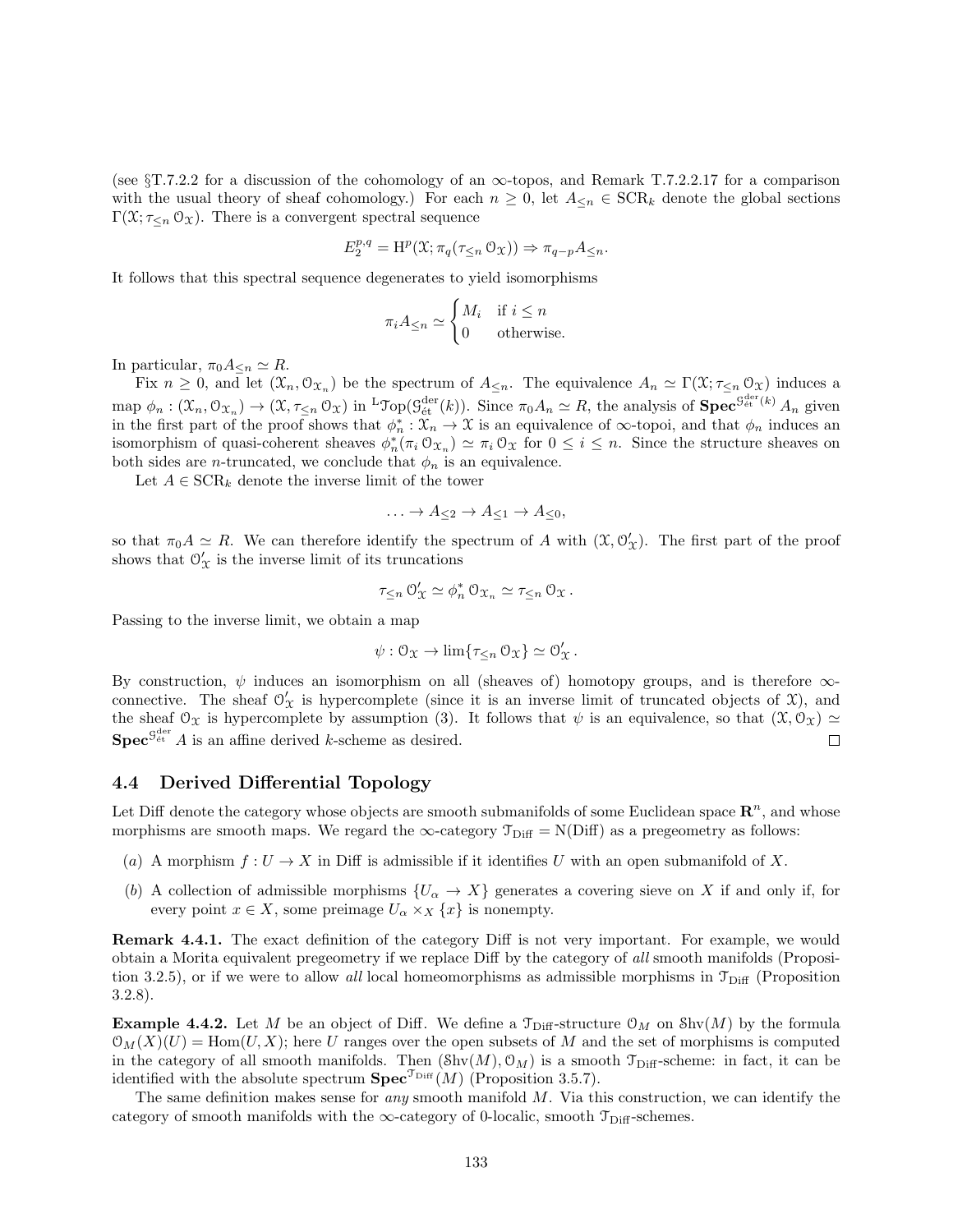(see §T.7.2.2 for a discussion of the cohomology of an $\infty$-topos, and Remark T.7.2.2.17 for a comparison with the usual theory of sheaf cohomology.) For each $n \geq 0$, let $A_{\leq n} \in \mathrm{SCR}_k$ denote the global sections $\Gamma(\mathcal{X}; \tau_{\leq n} \mathcal{O}_{\mathcal{X}})$. There is a convergent spectral sequence

$$E_2^{p,q} = \mathrm{H}^p(\mathcal{X}; \pi_q(\tau_{\leq n} \mathcal{O}_{\mathcal{X}})) \Rightarrow \pi_{q-p} A_{\leq n}.$$

It follows that this spectral sequence degenerates to yield isomorphisms

$$\pi_i A_{\leq n} \simeq \begin{cases} M_i & \text{if } i \leq n \\ 0 & \text{otherwise.} \end{cases}$$

In particular, $\pi_0 A_{\leq n} \simeq R$.

Fix $n \geq 0$, and let $(\mathcal{X}_n, \mathcal{O}_{\mathcal{X}_n})$ be the spectrum of $A_{\leq n}$. The equivalence $A_n \simeq \Gamma(\mathcal{X}; \tau_{\leq n} \mathcal{O}_{\mathcal{X}})$ induces a map $\phi_n : (\mathcal{X}_n, \mathcal{O}_{\mathcal{X}_n}) \to (\mathcal{X}, \tau_{\leq n} \mathcal{O}_{\mathcal{X}})$ in ${}^{\mathrm{L}}\mathcal{T}\mathrm{op}(\mathcal{G}^{\mathrm{der}}_{\text{ét}}(k))$. Since $\pi_0 A_n \simeq R$, the analysis of $\mathbf{Spec}^{\mathcal{G}^{\mathrm{der}}_{\text{ét}}(k)} A_n$ given in the first part of the proof shows that $\phi_n^* : \mathcal{X}_n \to \mathcal{X}$ is an equivalence of $\infty$-topoi, and that $\phi_n$ induces an isomorphism of quasi-coherent sheaves $\phi_n^*(\pi_i \mathcal{O}_{\mathcal{X}_n}) \simeq \pi_i \mathcal{O}_{\mathcal{X}}$ for $0 \leq i \leq n$. Since the structure sheaves on both sides are $n$-truncated, we conclude that $\phi_n$ is an equivalence.

Let $A \in \mathrm{SCR}_k$ denote the inverse limit of the tower

$$\ldots \to A_{\leq 2} \to A_{\leq 1} \to A_{\leq 0},$$

so that $\pi_0 A \simeq R$. We can therefore identify the spectrum of $A$ with $(\mathcal{X}, \mathcal{O}'_{\mathcal{X}})$. The first part of the proof shows that $\mathcal{O}'_{\mathcal{X}}$ is the inverse limit of its truncations

$$\tau_{\leq n} \mathcal{O}'_{\mathcal{X}} \simeq \phi_n^* \mathcal{O}_{\mathcal{X}_n} \simeq \tau_{\leq n} \mathcal{O}_{\mathcal{X}}.$$

Passing to the inverse limit, we obtain a map

$$\psi : \mathcal{O}_{\mathcal{X}} \to \lim\{\tau_{\leq n} \mathcal{O}_{\mathcal{X}}\} \simeq \mathcal{O}'_{\mathcal{X}}.$$

By construction, $\psi$ induces an isomorphism on all (sheaves of) homotopy groups, and is therefore $\infty$-connective. The sheaf $\mathcal{O}'_{\mathcal{X}}$ is hypercomplete (since it is an inverse limit of truncated objects of $\mathcal{X}$), and the sheaf $\mathcal{O}_{\mathcal{X}}$ is hypercomplete by assumption (3). It follows that $\psi$ is an equivalence, so that $(\mathcal{X}, \mathcal{O}_{\mathcal{X}}) \simeq \mathbf{Spec}^{\mathcal{G}^{\mathrm{der}}_{\text{ét}}} A$ is an affine derived $k$-scheme as desired. $\square$

## 4.4 Derived Differential Topology

Let Diff denote the category whose objects are smooth submanifolds of some Euclidean space $\mathbf{R}^n$, and whose morphisms are smooth maps. We regard the $\infty$-category $\mathcal{T}_{\mathrm{Diff}} = \mathrm{N}(\mathrm{Diff})$ as a pregeometry as follows:

- (a) A morphism $f : U \to X$ in Diff is admissible if it identifies $U$ with an open submanifold of $X$.
- (b) A collection of admissible morphisms $\{U_\alpha \to X\}$ generates a covering sieve on $X$ if and only if, for every point $x \in X$, some preimage $U_\alpha \times_X \{x\}$ is nonempty.

**Remark 4.4.1.** The exact definition of the category Diff is not very important. For example, we would obtain a Morita equivalent pregeometry if we replace Diff by the category of *all* smooth manifolds (Proposition 3.2.5), or if we were to allow *all* local homeomorphisms as admissible morphisms in $\mathcal{T}_{\mathrm{Diff}}$ (Proposition 3.2.8).

**Example 4.4.2.** Let $M$ be an object of Diff. We define a $\mathcal{T}_{\mathrm{Diff}}$-structure $\mathcal{O}_M$ on $\mathcal{S}\mathrm{hv}(M)$ by the formula $\mathcal{O}_M(X)(U) = \mathrm{Hom}(U, X)$; here $U$ ranges over the open subsets of $M$ and the set of morphisms is computed in the category of all smooth manifolds. Then $(\mathcal{S}\mathrm{hv}(M), \mathcal{O}_M)$ is a smooth $\mathcal{T}_{\mathrm{Diff}}$-scheme: in fact, it can be identified with the absolute spectrum $\mathbf{Spec}^{\mathcal{T}_{\mathrm{Diff}}}(M)$ (Proposition 3.5.7).

The same definition makes sense for *any* smooth manifold $M$. Via this construction, we can identify the category of smooth manifolds with the $\infty$-category of 0-localic, smooth $\mathcal{T}_{\mathrm{Diff}}$-schemes.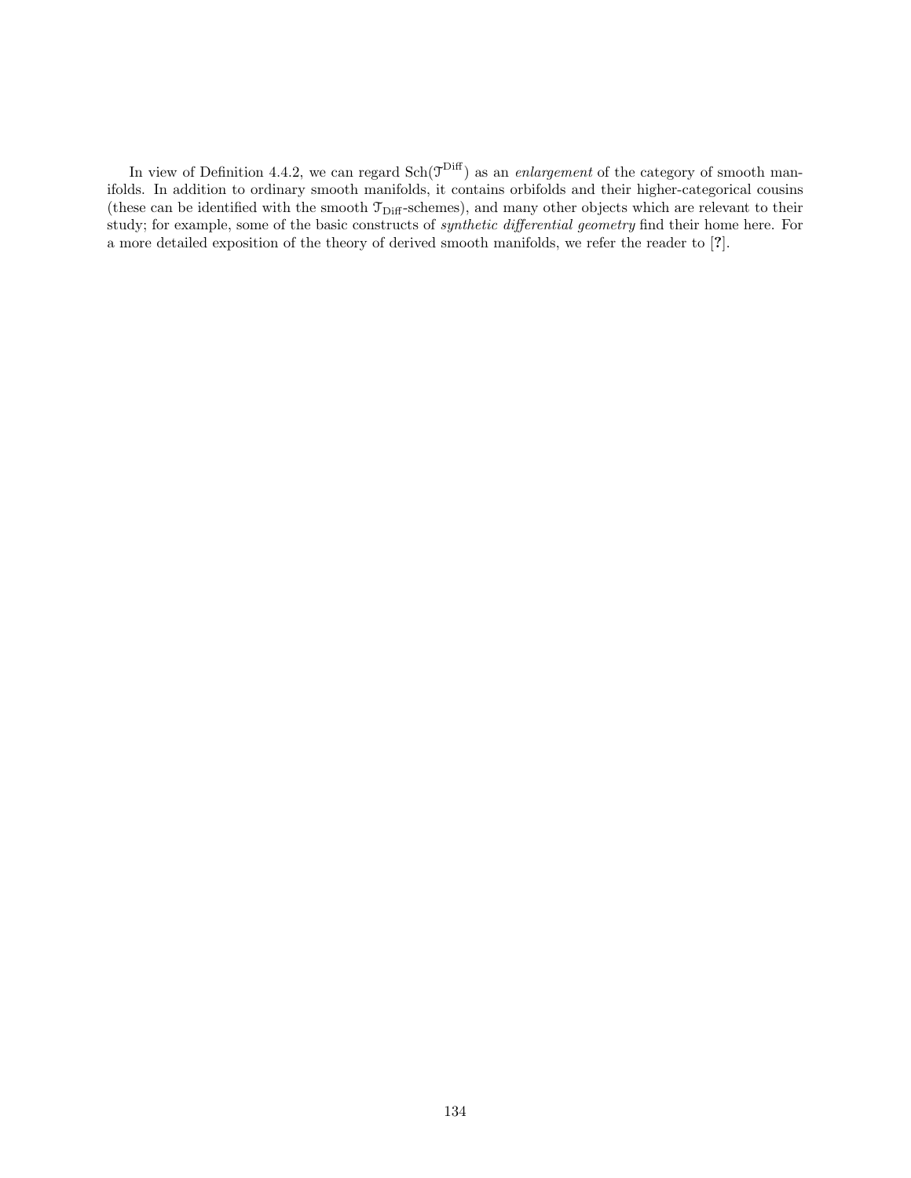In view of Definition 4.4.2, we can regard $\mathrm{Sch}(\mathcal{T}^{\mathrm{Diff}})$ as an *enlargement* of the category of smooth manifolds. In addition to ordinary smooth manifolds, it contains orbifolds and their higher-categorical cousins (these can be identified with the smooth $\mathcal{T}_{\mathrm{Diff}}$-schemes), and many other objects which are relevant to their study; for example, some of the basic constructs of *synthetic differential geometry* find their home here. For a more detailed exposition of the theory of derived smooth manifolds, we refer the reader to [**?**].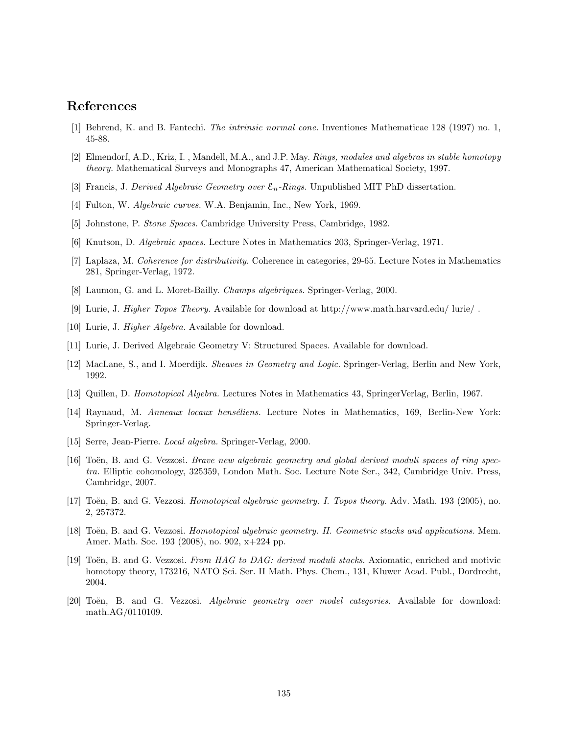# References

[1] Behrend, K. and B. Fantechi. *The intrinsic normal cone.* Inventiones Mathematicae 128 (1997) no. 1, 45-88.

[2] Elmendorf, A.D., Kriz, I. , Mandell, M.A., and J.P. May. *Rings, modules and algebras in stable homotopy theory.* Mathematical Surveys and Monographs 47, American Mathematical Society, 1997.

[3] Francis, J. *Derived Algebraic Geometry over $\mathcal{E}_n$-Rings.* Unpublished MIT PhD dissertation.

[4] Fulton, W. *Algebraic curves.* W.A. Benjamin, Inc., New York, 1969.

[5] Johnstone, P. *Stone Spaces.* Cambridge University Press, Cambridge, 1982.

[6] Knutson, D. *Algebraic spaces.* Lecture Notes in Mathematics 203, Springer-Verlag, 1971.

[7] Laplaza, M. *Coherence for distributivity.* Coherence in categories, 29-65. Lecture Notes in Mathematics 281, Springer-Verlag, 1972.

[8] Laumon, G. and L. Moret-Bailly. *Champs algebriques.* Springer-Verlag, 2000.

[9] Lurie, J. *Higher Topos Theory.* Available for download at http://www.math.harvard.edu/ lurie/ .

[10] Lurie, J. *Higher Algebra.* Available for download.

[11] Lurie, J. Derived Algebraic Geometry V: Structured Spaces. Available for download.

[12] MacLane, S., and I. Moerdijk. *Sheaves in Geometry and Logic.* Springer-Verlag, Berlin and New York, 1992.

[13] Quillen, D. *Homotopical Algebra.* Lectures Notes in Mathematics 43, SpringerVerlag, Berlin, 1967.

[14] Raynaud, M. *Anneaux locaux henséliens.* Lecture Notes in Mathematics, 169, Berlin-New York: Springer-Verlag.

[15] Serre, Jean-Pierre. *Local algebra.* Springer-Verlag, 2000.

[16] Toën, B. and G. Vezzosi. *Brave new algebraic geometry and global derived moduli spaces of ring spectra.* Elliptic cohomology, 325359, London Math. Soc. Lecture Note Ser., 342, Cambridge Univ. Press, Cambridge, 2007.

[17] Toën, B. and G. Vezzosi. *Homotopical algebraic geometry. I. Topos theory.* Adv. Math. 193 (2005), no. 2, 257372.

[18] Toën, B. and G. Vezzosi. *Homotopical algebraic geometry. II. Geometric stacks and applications.* Mem. Amer. Math. Soc. 193 (2008), no. 902, x+224 pp.

[19] Toën, B. and G. Vezzosi. *From HAG to DAG: derived moduli stacks.* Axiomatic, enriched and motivic homotopy theory, 173216, NATO Sci. Ser. II Math. Phys. Chem., 131, Kluwer Acad. Publ., Dordrecht, 2004.

[20] Toën, B. and G. Vezzosi. *Algebraic geometry over model categories.* Available for download: math.AG/0110109.